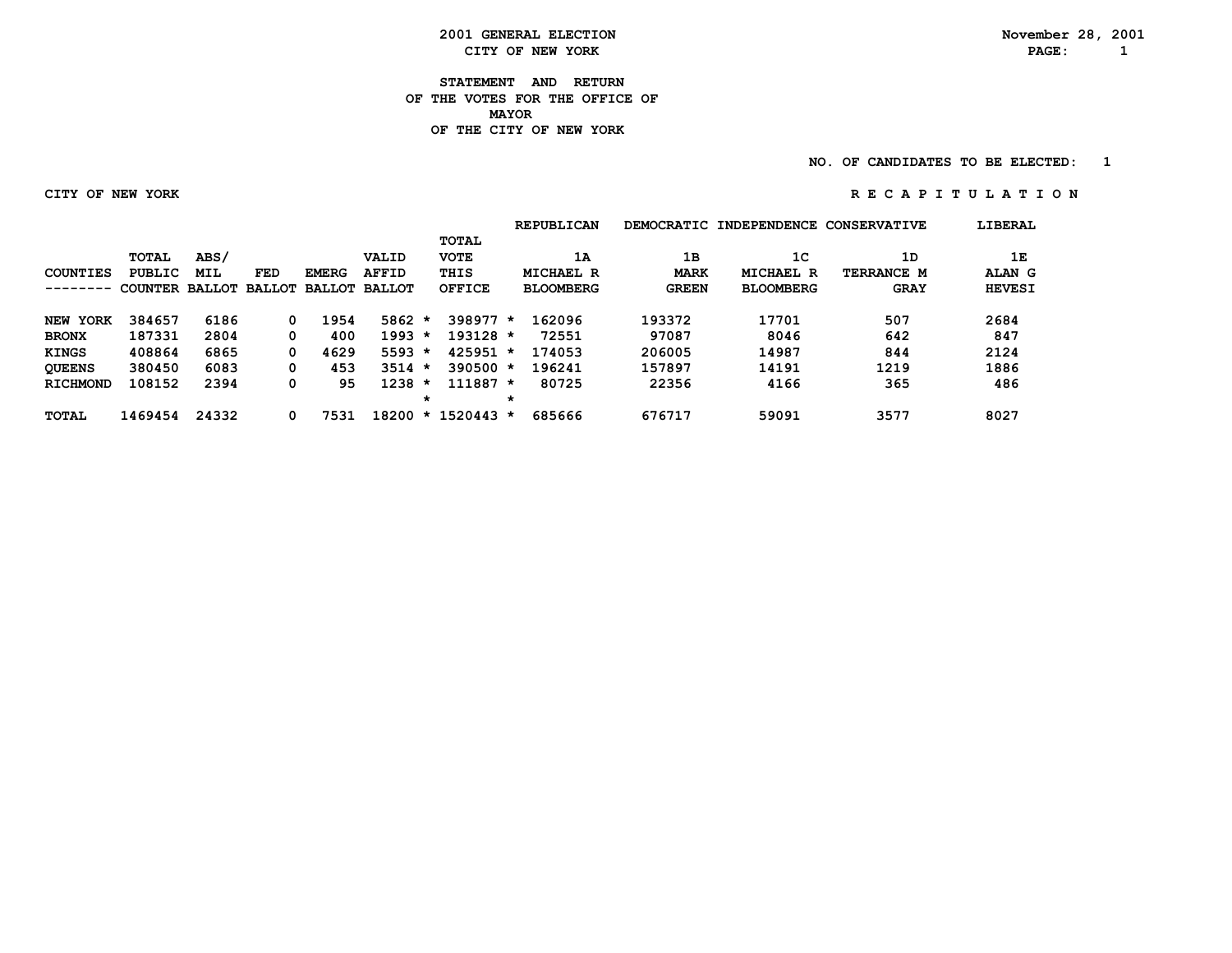**2001 GENERAL ELECTION**
**CITY OF NEW YORK**

November 28, 2001

# STATEMENT AND RETURN OF THE VOTES FOR THE OFFICE OF MAYOR OF THE CITY OF NEW YORK

NO. OF CANDIDATES TO BE ELECTED: 1

CITY OF NEW YORK — R E C A P I T U L A T I O N

| COUNTIES | TOTAL PUBLIC COUNTER | ABS/ MIL BALLOT | FED BALLOT | EMERG BALLOT | VALID AFFID BALLOT | | TOTAL VOTE THIS OFFICE | | REPUBLICAN 1A MICHAEL R BLOOMBERG | DEMOCRATIC 1B MARK GREEN | INDEPENDENCE 1C MICHAEL R BLOOMBERG | CONSERVATIVE 1D TERRANCE M GRAY | LIBERAL 1E ALAN G HEVESI |
|---|---|---|---|---|---|---|---|---|---|---|---|---|---|
| NEW YORK | 384657 | 6186 | 0 | 1954 | 5862 | * | 398977 | * | 162096 | 193372 | 17701 | 507 | 2684 |
| BRONX | 187331 | 2804 | 0 | 400 | 1993 | * | 193128 | * | 72551 | 97087 | 8046 | 642 | 847 |
| KINGS | 408864 | 6865 | 0 | 4629 | 5593 | * | 425951 | * | 174053 | 206005 | 14987 | 844 | 2124 |
| QUEENS | 380450 | 6083 | 0 | 453 | 3514 | * | 390500 | * | 196241 | 157897 | 14191 | 1219 | 1886 |
| RICHMOND | 108152 | 2394 | 0 | 95 | 1238 | * | 111887 | * | 80725 | 22356 | 4166 | 365 | 486 |
| | | | | | | * | | * | | | | | |
| TOTAL | 1469454 | 24332 | 0 | 7531 | 18200 | * | 1520443 | * | 685666 | 676717 | 59091 | 3577 | 8027 |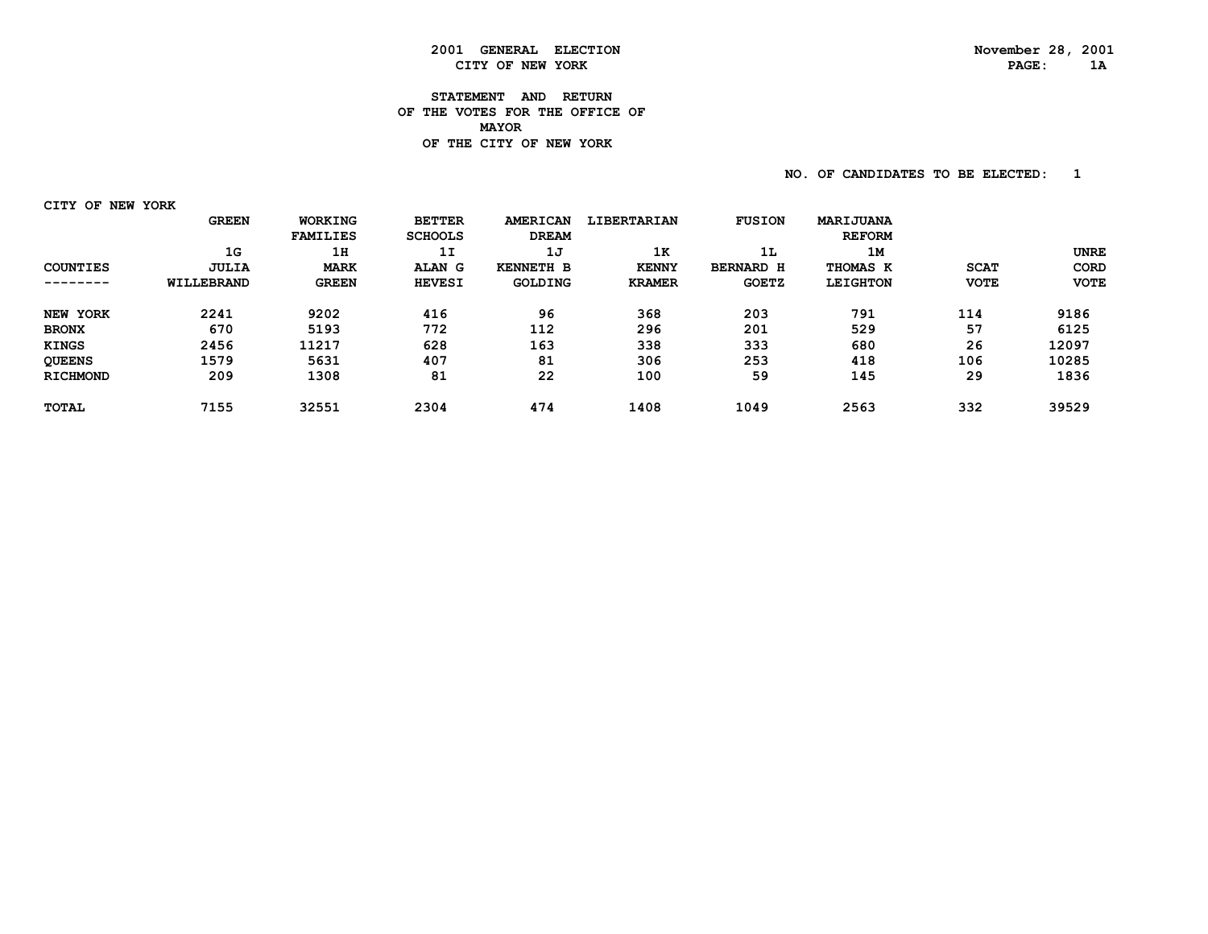# 2001 GENERAL ELECTION
## CITY OF NEW YORK

November 28, 2001

### STATEMENT AND RETURN
### OF THE VOTES FOR THE OFFICE OF
### MAYOR
### OF THE CITY OF NEW YORK

NO. OF CANDIDATES TO BE ELECTED: 1

CITY OF NEW YORK

| COUNTIES | GREEN<br>1G<br>JULIA WILLEBRAND | WORKING FAMILIES<br>1H<br>MARK GREEN | BETTER SCHOOLS<br>1I<br>ALAN G HEVESI | AMERICAN DREAM<br>1J<br>KENNETH B GOLDING | LIBERTARIAN<br>1K<br>KENNY KRAMER | FUSION<br>1L<br>BERNARD H GOETZ | MARIJUANA REFORM<br>1M<br>THOMAS K LEIGHTON | SCAT VOTE | UNRECORD VOTE |
|---|---|---|---|---|---|---|---|---|---|
| NEW YORK | 2241 | 9202 | 416 | 96 | 368 | 203 | 791 | 114 | 9186 |
| BRONX | 670 | 5193 | 772 | 112 | 296 | 201 | 529 | 57 | 6125 |
| KINGS | 2456 | 11217 | 628 | 163 | 338 | 333 | 680 | 26 | 12097 |
| QUEENS | 1579 | 5631 | 407 | 81 | 306 | 253 | 418 | 106 | 10285 |
| RICHMOND | 209 | 1308 | 81 | 22 | 100 | 59 | 145 | 29 | 1836 |
| TOTAL | 7155 | 32551 | 2304 | 474 | 1408 | 1049 | 2563 | 332 | 39529 |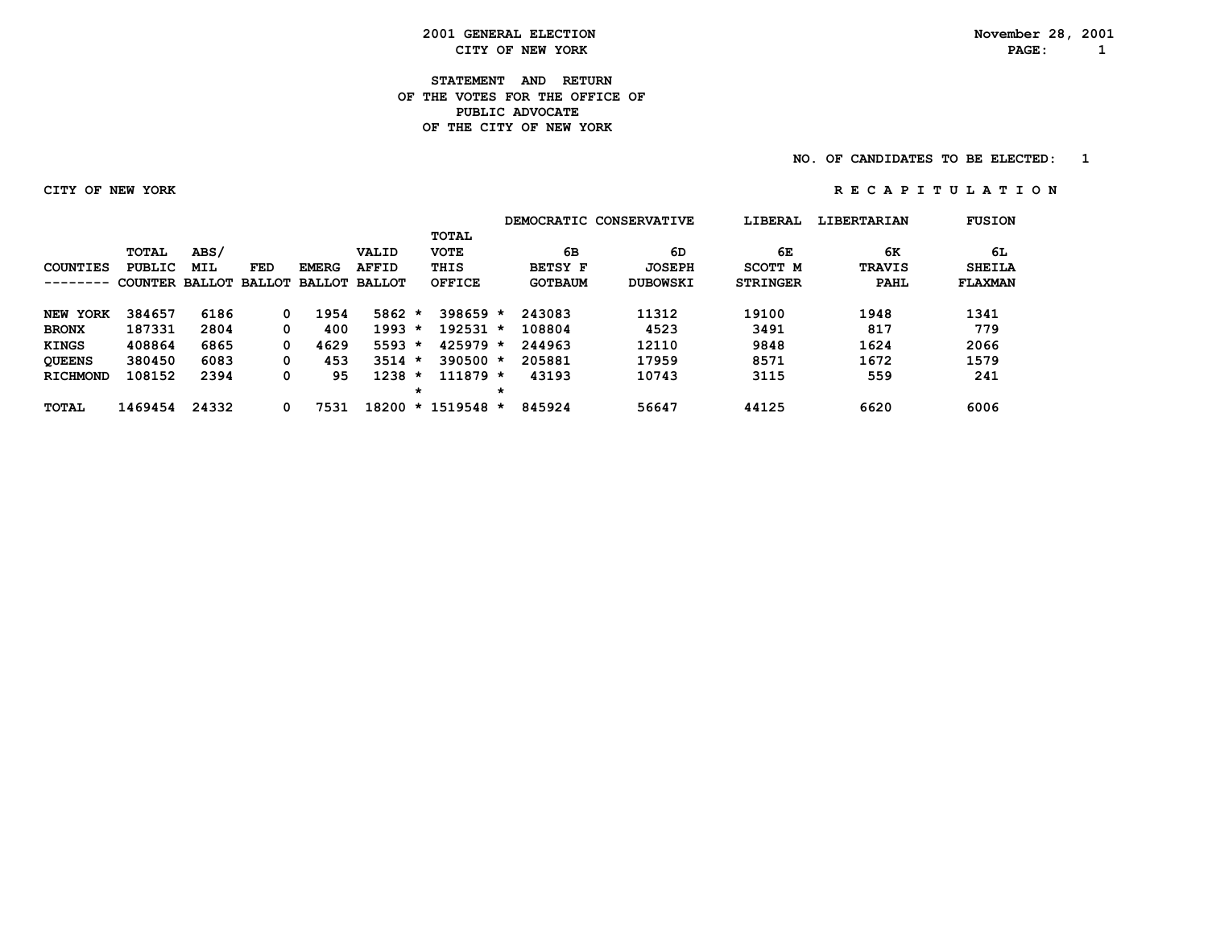# 2001 GENERAL ELECTION
## CITY OF NEW YORK

November 28, 2001

## STATEMENT AND RETURN OF THE VOTES FOR THE OFFICE OF PUBLIC ADVOCATE OF THE CITY OF NEW YORK

NO. OF CANDIDATES TO BE ELECTED: 1

CITY OF NEW YORK

R E C A P I T U L A T I O N

| | | | | | | | DEMOCRATIC | CONSERVATIVE | LIBERAL | LIBERTARIAN | FUSION |
|---|---|---|---|---|---|---|---|---|---|---|---|
| COUNTIES | TOTAL PUBLIC COUNTER | ABS/ MIL BALLOT | FED BALLOT | EMERG BALLOT | VALID AFFID BALLOT | TOTAL VOTE THIS OFFICE | 6B BETSY F GOTBAUM | 6D JOSEPH DUBOWSKI | 6E SCOTT M STRINGER | 6K TRAVIS PAHL | 6L SHEILA FLAXMAN |
| NEW YORK | 384657 | 6186 | 0 | 1954 | 5862 | 398659 | 243083 | 11312 | 19100 | 1948 | 1341 |
| BRONX | 187331 | 2804 | 0 | 400 | 1993 | 192531 | 108804 | 4523 | 3491 | 817 | 779 |
| KINGS | 408864 | 6865 | 0 | 4629 | 5593 | 425979 | 244963 | 12110 | 9848 | 1624 | 2066 |
| QUEENS | 380450 | 6083 | 0 | 453 | 3514 | 390500 | 205881 | 17959 | 8571 | 1672 | 1579 |
| RICHMOND | 108152 | 2394 | 0 | 95 | 1238 | 111879 | 43193 | 10743 | 3115 | 559 | 241 |
| TOTAL | 1469454 | 24332 | 0 | 7531 | 18200 | 1519548 | 845924 | 56647 | 44125 | 6620 | 6006 |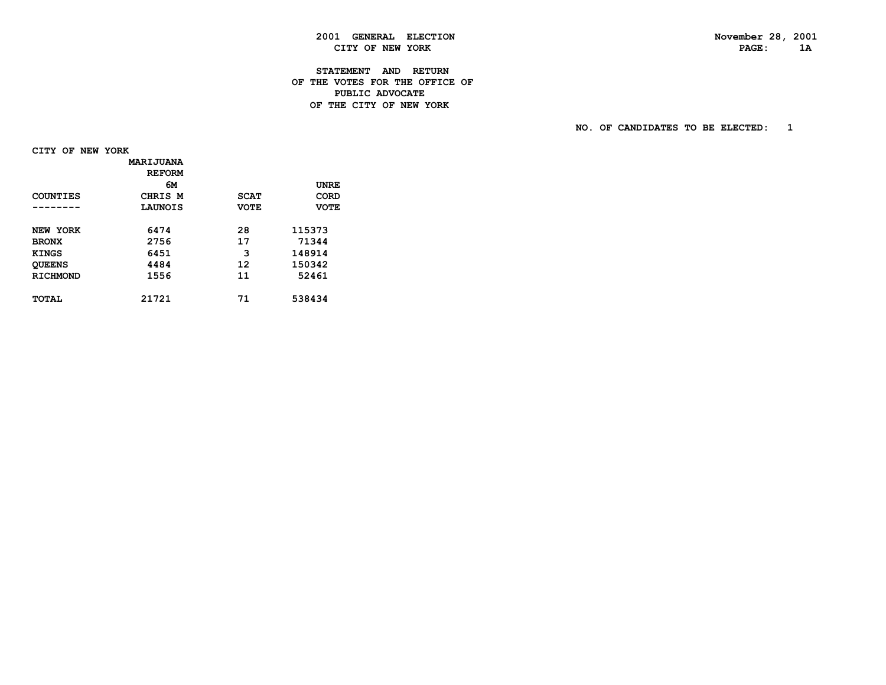**2001 GENERAL ELECTION**
**CITY OF NEW YORK**

November 28, 2001

**STATEMENT AND RETURN**
**OF THE VOTES FOR THE OFFICE OF**
**PUBLIC ADVOCATE**
**OF THE CITY OF NEW YORK**

NO. OF CANDIDATES TO BE ELECTED: 1

CITY OF NEW YORK

| COUNTIES | MARIJUANA REFORM 6M CHRIS M LAUNOIS | SCAT VOTE | UNRECORD VOTE |
|---|---|---|---|
| NEW YORK | 6474 | 28 | 115373 |
| BRONX | 2756 | 17 | 71344 |
| KINGS | 6451 | 3 | 148914 |
| QUEENS | 4484 | 12 | 150342 |
| RICHMOND | 1556 | 11 | 52461 |
| TOTAL | 21721 | 71 | 538434 |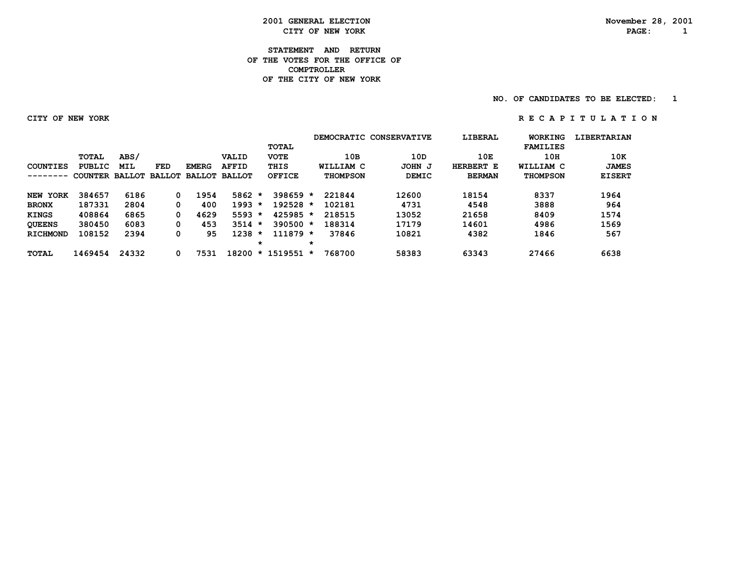# 2001 GENERAL ELECTION
## CITY OF NEW YORK

November 28, 2001

### STATEMENT AND RETURN OF THE VOTES FOR THE OFFICE OF COMPTROLLER OF THE CITY OF NEW YORK

NO. OF CANDIDATES TO BE ELECTED: 1

CITY OF NEW YORK

R E C A P I T U L A T I O N

| COUNTIES | TOTAL PUBLIC COUNTER | ABS/ MIL BALLOT | FED BALLOT | EMERG BALLOT | VALID AFFID BALLOT | TOTAL VOTE THIS OFFICE | DEMOCRATIC 10B WILLIAM C THOMPSON | CONSERVATIVE 10D JOHN J DEMIC | LIBERAL 10E HERBERT E BERMAN | WORKING FAMILIES 10H WILLIAM C THOMPSON | LIBERTARIAN 10K JAMES EISERT |
|---|---|---|---|---|---|---|---|---|---|---|---|
| NEW YORK | 384657 | 6186 | 0 | 1954 | 5862 | 398659 | 221844 | 12600 | 18154 | 8337 | 1964 |
| BRONX | 187331 | 2804 | 0 | 400 | 1993 | 192528 | 102181 | 4731 | 4548 | 3888 | 964 |
| KINGS | 408864 | 6865 | 0 | 4629 | 5593 | 425985 | 218515 | 13052 | 21658 | 8409 | 1574 |
| QUEENS | 380450 | 6083 | 0 | 453 | 3514 | 390500 | 188314 | 17179 | 14601 | 4986 | 1569 |
| RICHMOND | 108152 | 2394 | 0 | 95 | 1238 | 111879 | 37846 | 10821 | 4382 | 1846 | 567 |
| TOTAL | 1469454 | 24332 | 0 | 7531 | 18200 | 1519551 | 768700 | 58383 | 63343 | 27466 | 6638 |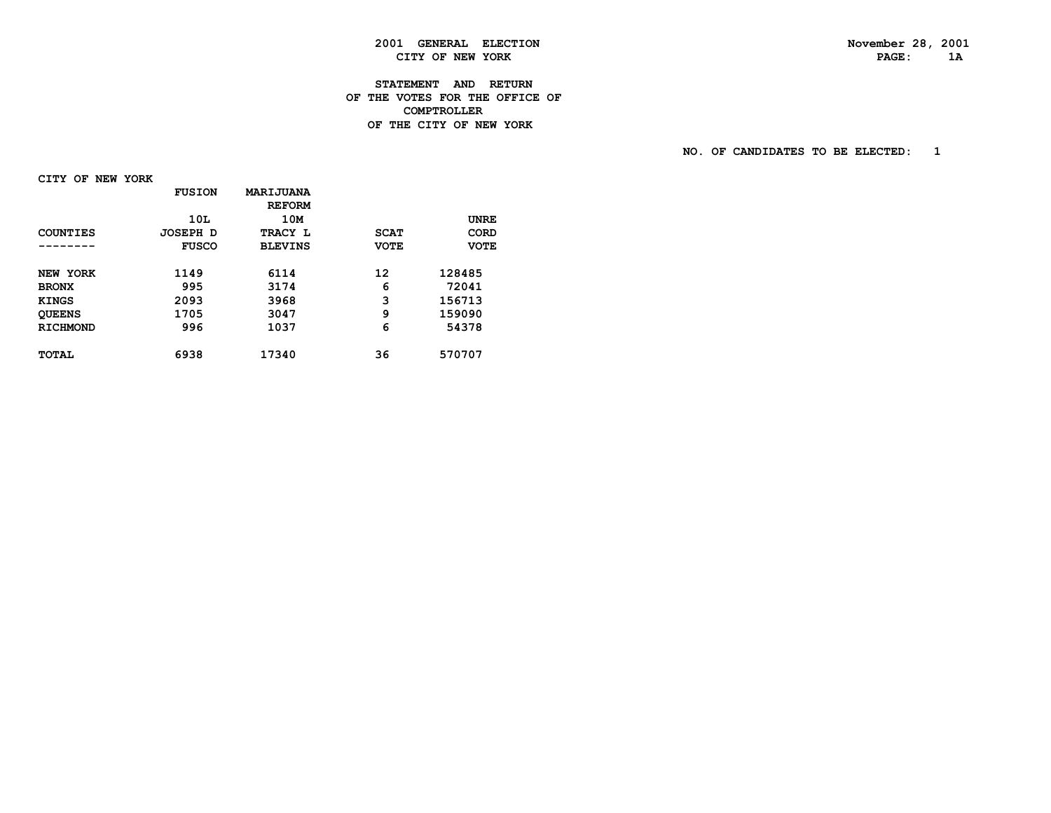**2001 GENERAL ELECTION**
**CITY OF NEW YORK**

November 28, 2001

PAGE: 1A

**STATEMENT AND RETURN**
**OF THE VOTES FOR THE OFFICE OF**
**COMPTROLLER**
**OF THE CITY OF NEW YORK**

NO. OF CANDIDATES TO BE ELECTED: 1

CITY OF NEW YORK

| COUNTIES | FUSION 10L JOSEPH D FUSCO | MARIJUANA REFORM 10M TRACY L BLEVINS | SCAT VOTE | UNRE CORD VOTE |
|---|---|---|---|---|
| NEW YORK | 1149 | 6114 | 12 | 128485 |
| BRONX | 995 | 3174 | 6 | 72041 |
| KINGS | 2093 | 3968 | 3 | 156713 |
| QUEENS | 1705 | 3047 | 9 | 159090 |
| RICHMOND | 996 | 1037 | 6 | 54378 |
| TOTAL | 6938 | 17340 | 36 | 570707 |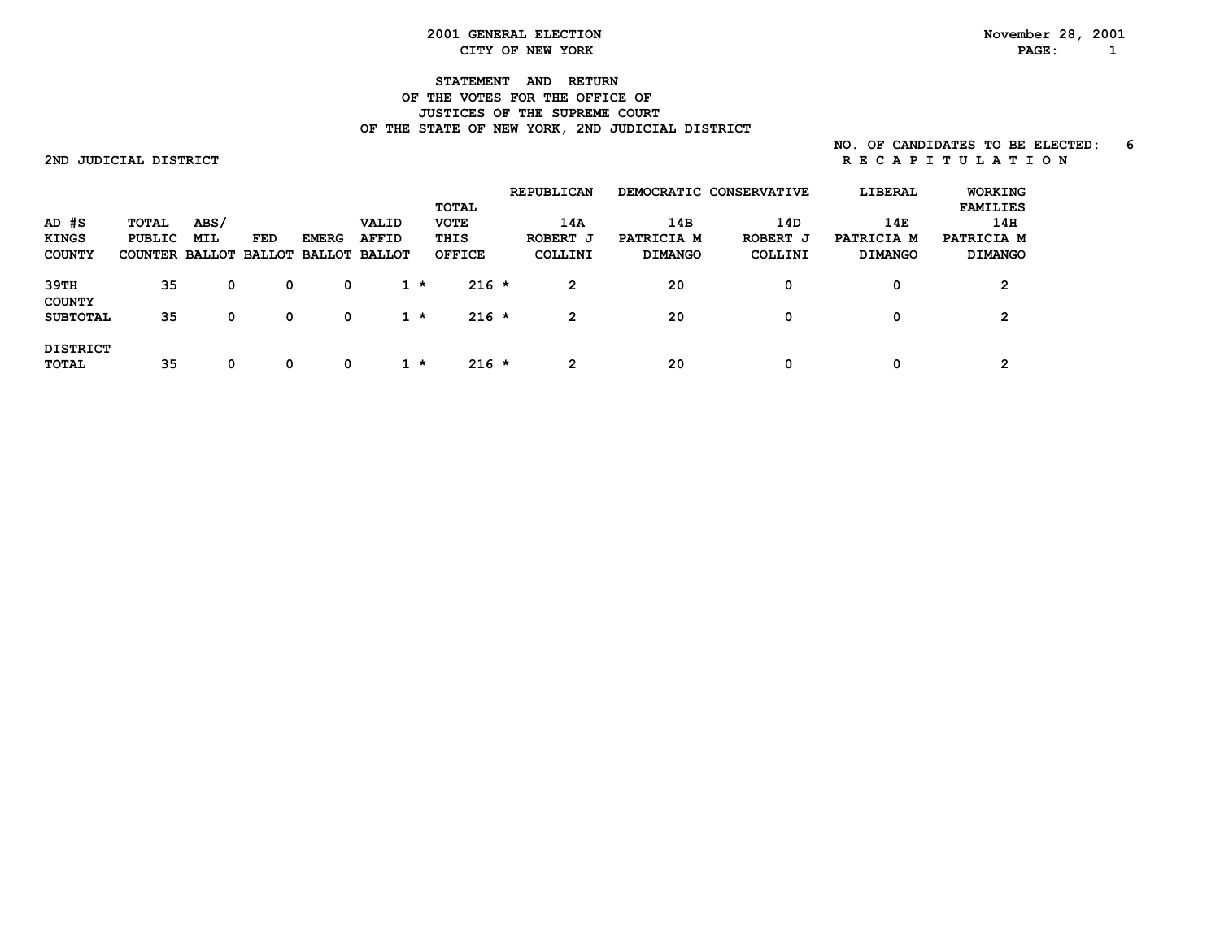# 2001 GENERAL ELECTION
## CITY OF NEW YORK

November 28, 2001

### STATEMENT AND RETURN
### OF THE VOTES FOR THE OFFICE OF
### JUSTICES OF THE SUPREME COURT
### OF THE STATE OF NEW YORK, 2ND JUDICIAL DISTRICT

NO. OF CANDIDATES TO BE ELECTED: 6

2ND JUDICIAL DISTRICT

R E C A P I T U L A T I O N

| AD #S KINGS COUNTY | TOTAL PUBLIC COUNTER | ABS/ MIL BALLOT | FED BALLOT | EMERG BALLOT | VALID AFFID BALLOT | TOTAL VOTE THIS OFFICE | REPUBLICAN 14A ROBERT J COLLINI | DEMOCRATIC 14B PATRICIA M DIMANGO | CONSERVATIVE 14D ROBERT J COLLINI | LIBERAL 14E PATRICIA M DIMANGO | WORKING FAMILIES 14H PATRICIA M DIMANGO |
|---|---|---|---|---|---|---|---|---|---|---|---|
| 39TH | 35 | 0 | 0 | 0 | 1 * | 216 * | 2 | 20 | 0 | 0 | 2 |
| COUNTY SUBTOTAL | 35 | 0 | 0 | 0 | 1 * | 216 * | 2 | 20 | 0 | 0 | 2 |
| DISTRICT TOTAL | 35 | 0 | 0 | 0 | 1 * | 216 * | 2 | 20 | 0 | 0 | 2 |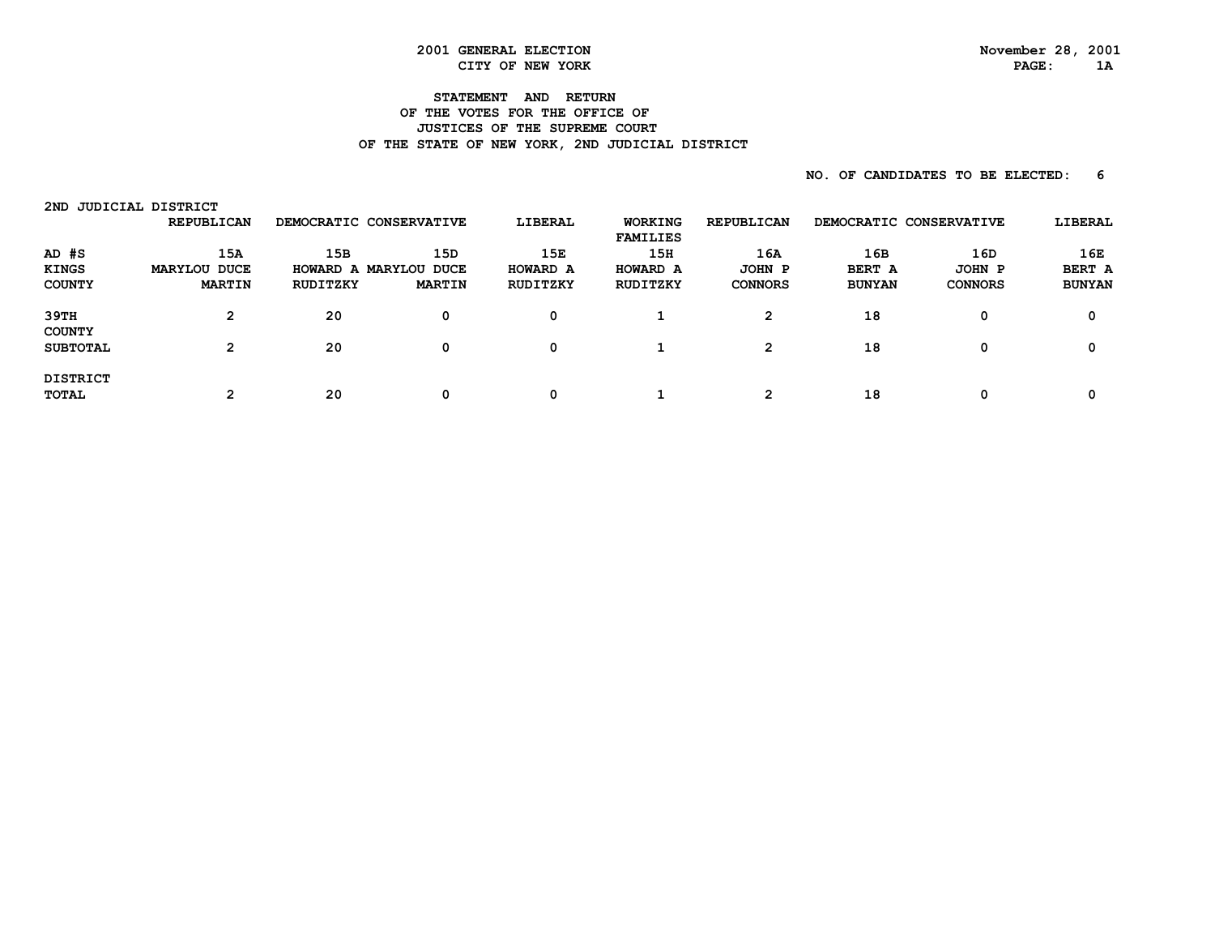2001 GENERAL ELECTION
CITY OF NEW YORK

November 28, 2001

# STATEMENT AND RETURN OF THE VOTES FOR THE OFFICE OF JUSTICES OF THE SUPREME COURT OF THE STATE OF NEW YORK, 2ND JUDICIAL DISTRICT

NO. OF CANDIDATES TO BE ELECTED: 6

2ND JUDICIAL DISTRICT

| | REPUBLICAN | DEMOCRATIC | CONSERVATIVE | LIBERAL | WORKING FAMILIES | REPUBLICAN | DEMOCRATIC | CONSERVATIVE | LIBERAL |
|---|---|---|---|---|---|---|---|---|---|
| AD #S | 15A | 15B | 15D | 15E | 15H | 16A | 16B | 16D | 16E |
| KINGS COUNTY | MARYLOU DUCE MARTIN | HOWARD A RUDITZKY | MARYLOU DUCE MARTIN | HOWARD A RUDITZKY | HOWARD A RUDITZKY | JOHN P CONNORS | BERT A BUNYAN | JOHN P CONNORS | BERT A BUNYAN |
| 39TH | 2 | 20 | 0 | 0 | 1 | 2 | 18 | 0 | 0 |
| COUNTY SUBTOTAL | 2 | 20 | 0 | 0 | 1 | 2 | 18 | 0 | 0 |
| DISTRICT TOTAL | 2 | 20 | 0 | 0 | 1 | 2 | 18 | 0 | 0 |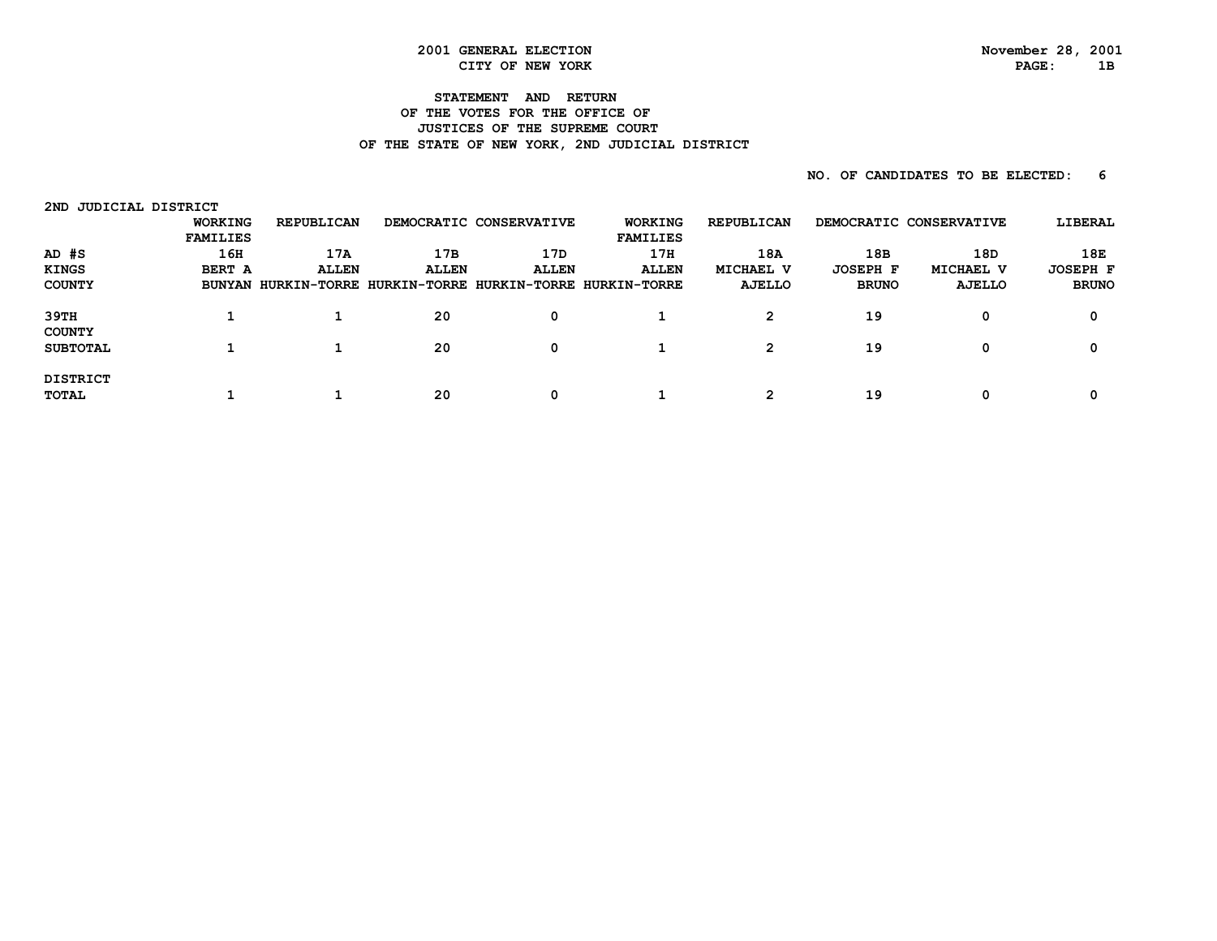2001 GENERAL ELECTION
CITY OF NEW YORK

November 28, 2001

# STATEMENT AND RETURN OF THE VOTES FOR THE OFFICE OF JUSTICES OF THE SUPREME COURT OF THE STATE OF NEW YORK, 2ND JUDICIAL DISTRICT

NO. OF CANDIDATES TO BE ELECTED: 6

2ND JUDICIAL DISTRICT

| AD #S KINGS COUNTY | WORKING FAMILIES 16H BERT A BUNYAN | REPUBLICAN 17A ALLEN HURKIN-TORRE | DEMOCRATIC 17B ALLEN HURKIN-TORRE | CONSERVATIVE 17D ALLEN HURKIN-TORRE | WORKING FAMILIES 17H ALLEN HURKIN-TORRE | REPUBLICAN 18A MICHAEL V AJELLO | DEMOCRATIC 18B JOSEPH F BRUNO | CONSERVATIVE 18D MICHAEL V AJELLO | LIBERAL 18E JOSEPH F BRUNO |
|---|---|---|---|---|---|---|---|---|---|
| 39TH | 1 | 1 | 20 | 0 | 1 | 2 | 19 | 0 | 0 |
| COUNTY SUBTOTAL | 1 | 1 | 20 | 0 | 1 | 2 | 19 | 0 | 0 |
| DISTRICT TOTAL | 1 | 1 | 20 | 0 | 1 | 2 | 19 | 0 | 0 |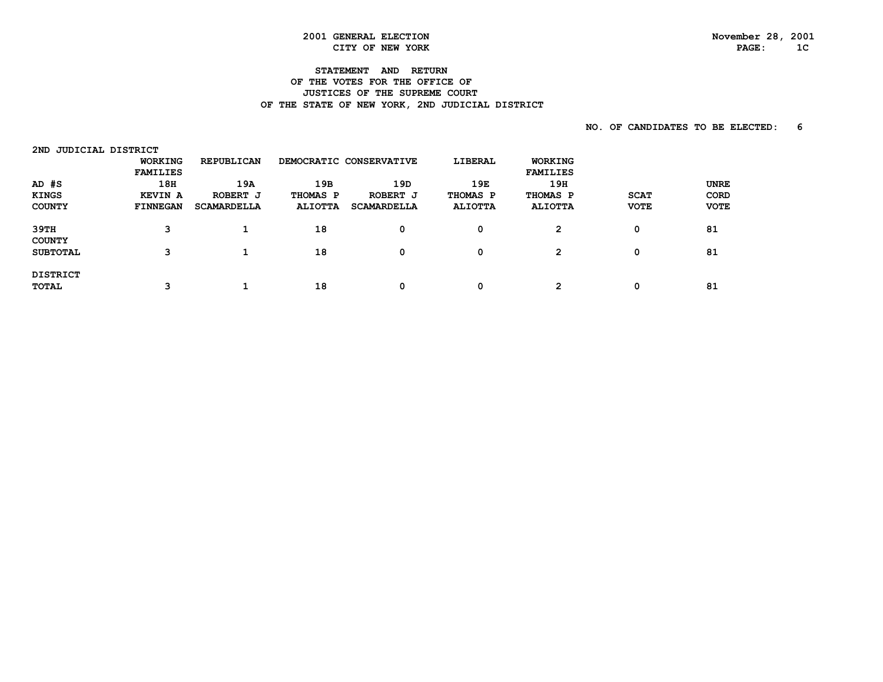# 2001 GENERAL ELECTION
## CITY OF NEW YORK

November 28, 2001

### STATEMENT AND RETURN OF THE VOTES FOR THE OFFICE OF JUSTICES OF THE SUPREME COURT OF THE STATE OF NEW YORK, 2ND JUDICIAL DISTRICT

NO. OF CANDIDATES TO BE ELECTED: 6

2ND JUDICIAL DISTRICT

| AD #S KINGS COUNTY | WORKING FAMILIES 18H KEVIN A FINNEGAN | REPUBLICAN 19A ROBERT J SCAMARDELLA | DEMOCRATIC 19B THOMAS P ALIOTTA | CONSERVATIVE 19D ROBERT J SCAMARDELLA | LIBERAL 19E THOMAS P ALIOTTA | WORKING FAMILIES 19H THOMAS P ALIOTTA | SCAT VOTE | UNRE CORD VOTE |
|---|---|---|---|---|---|---|---|---|
| 39TH | 3 | 1 | 18 | 0 | 0 | 2 | 0 | 81 |
| COUNTY SUBTOTAL | 3 | 1 | 18 | 0 | 0 | 2 | 0 | 81 |
| DISTRICT TOTAL | 3 | 1 | 18 | 0 | 0 | 2 | 0 | 81 |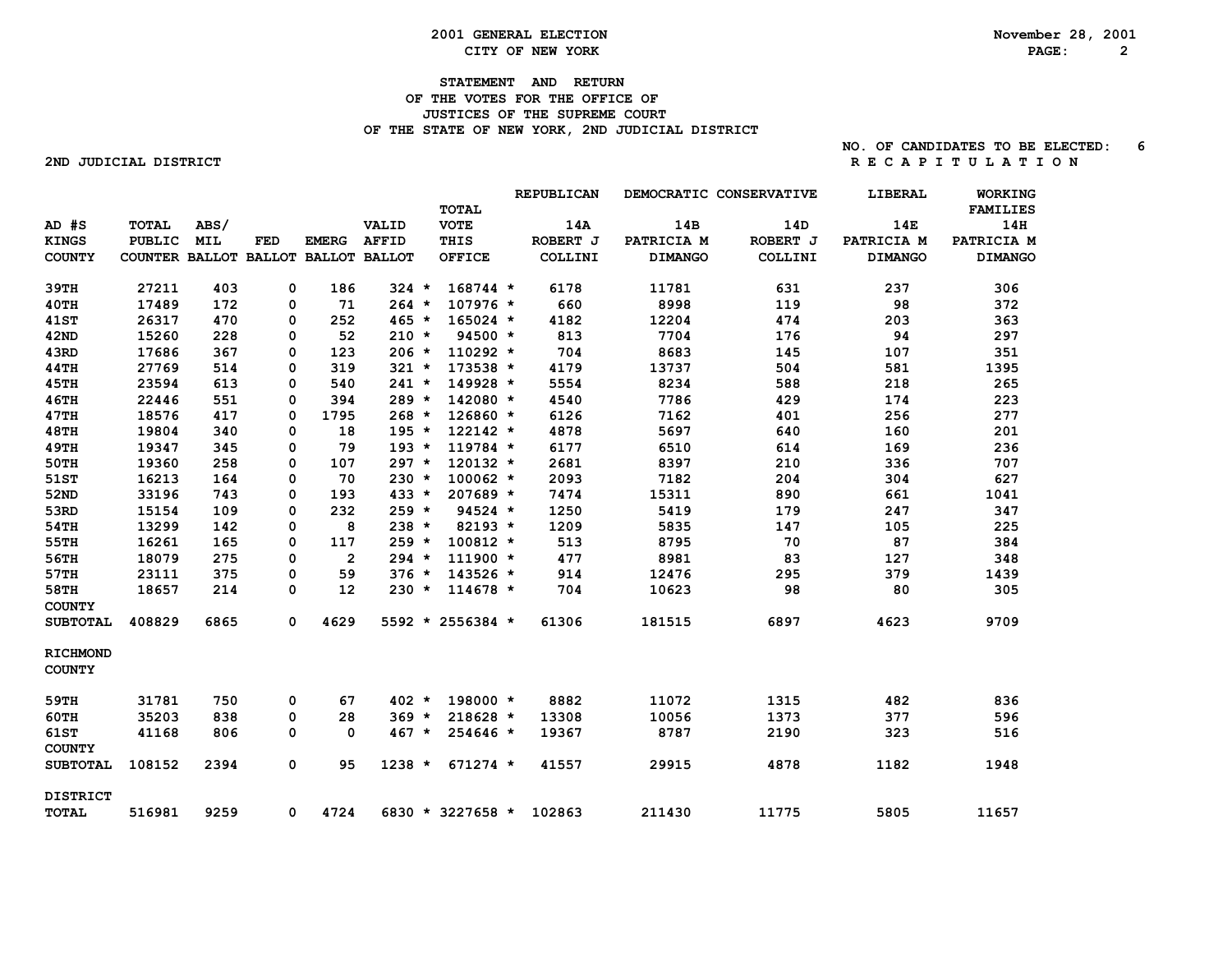2001 GENERAL ELECTION

CITY OF NEW YORK

November 28, 2001

## STATEMENT AND RETURN OF THE VOTES FOR THE OFFICE OF JUSTICES OF THE SUPREME COURT OF THE STATE OF NEW YORK, 2ND JUDICIAL DISTRICT

NO. OF CANDIDATES TO BE ELECTED: 6

2ND JUDICIAL DISTRICT

R E C A P I T U L A T I O N

| AD #S KINGS COUNTY | TOTAL PUBLIC COUNTER | ABS/ MIL BALLOT | FED BALLOT | EMERG BALLOT | VALID AFFID BALLOT | TOTAL VOTE THIS OFFICE | REPUBLICAN 14A ROBERT J COLLINI | DEMOCRATIC 14B PATRICIA M DIMANGO | CONSERVATIVE 14D ROBERT J COLLINI | LIBERAL 14E PATRICIA M DIMANGO | WORKING FAMILIES 14H PATRICIA M DIMANGO |
|---|---|---|---|---|---|---|---|---|---|---|---|
| 39TH | 27211 | 403 | 0 | 186 | 324 * | 168744 * | 6178 | 11781 | 631 | 237 | 306 |
| 40TH | 17489 | 172 | 0 | 71 | 264 * | 107976 * | 660 | 8998 | 119 | 98 | 372 |
| 41ST | 26317 | 470 | 0 | 252 | 465 * | 165024 * | 4182 | 12204 | 474 | 203 | 363 |
| 42ND | 15260 | 228 | 0 | 52 | 210 * | 94500 * | 813 | 7704 | 176 | 94 | 297 |
| 43RD | 17686 | 367 | 0 | 123 | 206 * | 110292 * | 704 | 8683 | 145 | 107 | 351 |
| 44TH | 27769 | 514 | 0 | 319 | 321 * | 173538 * | 4179 | 13737 | 504 | 581 | 1395 |
| 45TH | 23594 | 613 | 0 | 540 | 241 * | 149928 * | 5554 | 8234 | 588 | 218 | 265 |
| 46TH | 22446 | 551 | 0 | 394 | 289 * | 142080 * | 4540 | 7786 | 429 | 174 | 223 |
| 47TH | 18576 | 417 | 0 | 1795 | 268 * | 126860 * | 6126 | 7162 | 401 | 256 | 277 |
| 48TH | 19804 | 340 | 0 | 18 | 195 * | 122142 * | 4878 | 5697 | 640 | 160 | 201 |
| 49TH | 19347 | 345 | 0 | 79 | 193 * | 119784 * | 6177 | 6510 | 614 | 169 | 236 |
| 50TH | 19360 | 258 | 0 | 107 | 297 * | 120132 * | 2681 | 8397 | 210 | 336 | 707 |
| 51ST | 16213 | 164 | 0 | 70 | 230 * | 100062 * | 2093 | 7182 | 204 | 304 | 627 |
| 52ND | 33196 | 743 | 0 | 193 | 433 * | 207689 * | 7474 | 15311 | 890 | 661 | 1041 |
| 53RD | 15154 | 109 | 0 | 232 | 259 * | 94524 * | 1250 | 5419 | 179 | 247 | 347 |
| 54TH | 13299 | 142 | 0 | 8 | 238 * | 82193 * | 1209 | 5835 | 147 | 105 | 225 |
| 55TH | 16261 | 165 | 0 | 117 | 259 * | 100812 * | 513 | 8795 | 70 | 87 | 384 |
| 56TH | 18079 | 275 | 0 | 2 | 294 * | 111900 * | 477 | 8981 | 83 | 127 | 348 |
| 57TH | 23111 | 375 | 0 | 59 | 376 * | 143526 * | 914 | 12476 | 295 | 379 | 1439 |
| 58TH | 18657 | 214 | 0 | 12 | 230 * | 114678 * | 704 | 10623 | 98 | 80 | 305 |
| COUNTY SUBTOTAL | 408829 | 6865 | 0 | 4629 | 5592 * | 2556384 * | 61306 | 181515 | 6897 | 4623 | 9709 |
| RICHMOND COUNTY | | | | | | | | | | | |
| 59TH | 31781 | 750 | 0 | 67 | 402 * | 198000 * | 8882 | 11072 | 1315 | 482 | 836 |
| 60TH | 35203 | 838 | 0 | 28 | 369 * | 218628 * | 13308 | 10056 | 1373 | 377 | 596 |
| 61ST | 41168 | 806 | 0 | 0 | 467 * | 254646 * | 19367 | 8787 | 2190 | 323 | 516 |
| COUNTY SUBTOTAL | 108152 | 2394 | 0 | 95 | 1238 * | 671274 * | 41557 | 29915 | 4878 | 1182 | 1948 |
| DISTRICT TOTAL | 516981 | 9259 | 0 | 4724 | 6830 * | 3227658 * | 102863 | 211430 | 11775 | 5805 | 11657 |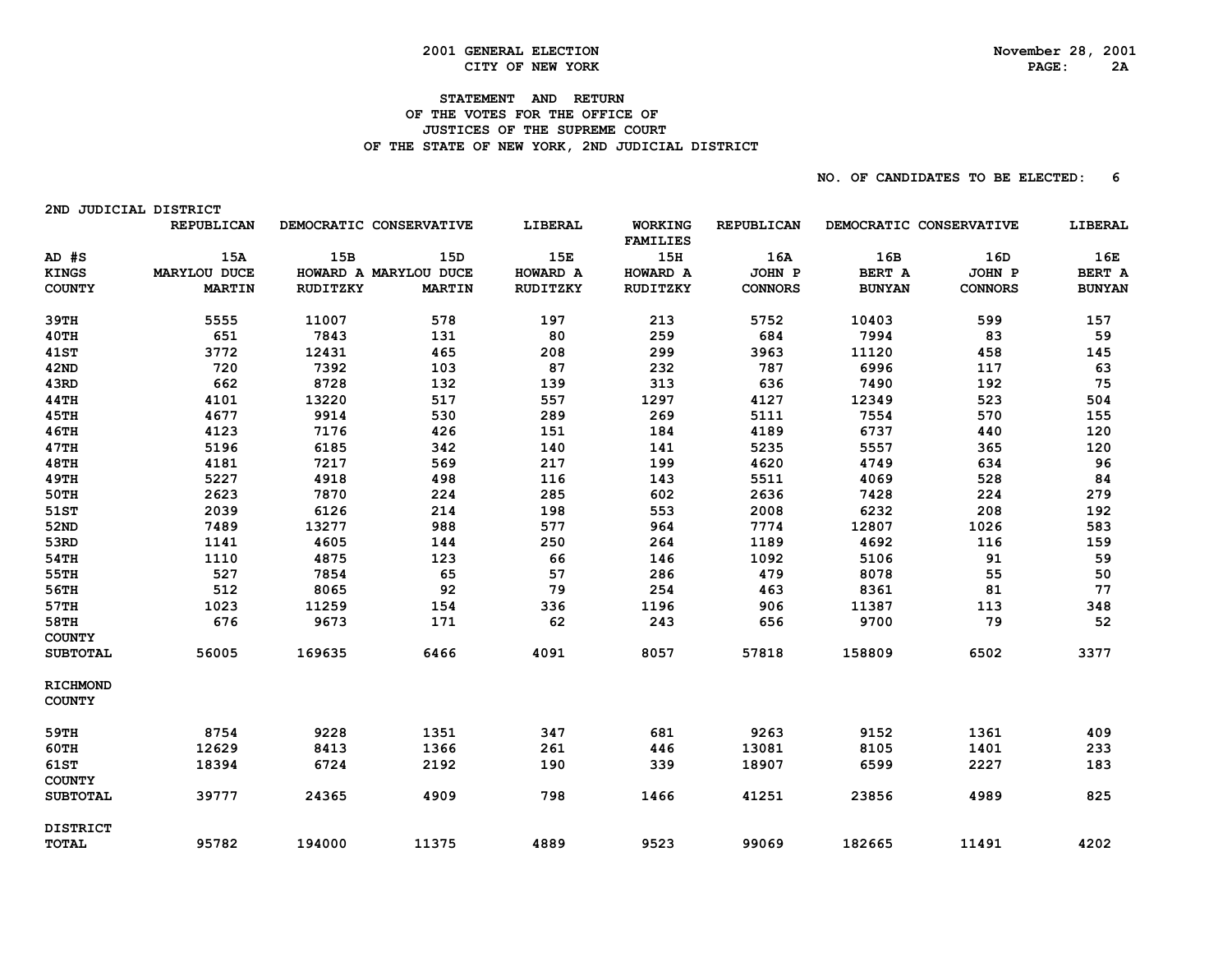# 2001 GENERAL ELECTION
## CITY OF NEW YORK

November 28, 2001

### STATEMENT AND RETURN OF THE VOTES FOR THE OFFICE OF JUSTICES OF THE SUPREME COURT OF THE STATE OF NEW YORK, 2ND JUDICIAL DISTRICT

NO. OF CANDIDATES TO BE ELECTED: 6

2ND JUDICIAL DISTRICT

| | REPUBLICAN | DEMOCRATIC | CONSERVATIVE | LIBERAL | WORKING FAMILIES | REPUBLICAN | DEMOCRATIC | CONSERVATIVE | LIBERAL |
|---|---|---|---|---|---|---|---|---|---|
| AD #S | 15A | 15B | 15D | 15E | 15H | 16A | 16B | 16D | 16E |
| KINGS COUNTY | MARYLOU DUCE MARTIN | HOWARD A RUDITZKY | MARYLOU DUCE MARTIN | HOWARD A RUDITZKY | HOWARD A RUDITZKY | JOHN P CONNORS | BERT A BUNYAN | JOHN P CONNORS | BERT A BUNYAN |
| 39TH | 5555 | 11007 | 578 | 197 | 213 | 5752 | 10403 | 599 | 157 |
| 40TH | 651 | 7843 | 131 | 80 | 259 | 684 | 7994 | 83 | 59 |
| 41ST | 3772 | 12431 | 465 | 208 | 299 | 3963 | 11120 | 458 | 145 |
| 42ND | 720 | 7392 | 103 | 87 | 232 | 787 | 6996 | 117 | 63 |
| 43RD | 662 | 8728 | 132 | 139 | 313 | 636 | 7490 | 192 | 75 |
| 44TH | 4101 | 13220 | 517 | 557 | 1297 | 4127 | 12349 | 523 | 504 |
| 45TH | 4677 | 9914 | 530 | 289 | 269 | 5111 | 7554 | 570 | 155 |
| 46TH | 4123 | 7176 | 426 | 151 | 184 | 4189 | 6737 | 440 | 120 |
| 47TH | 5196 | 6185 | 342 | 140 | 141 | 5235 | 5557 | 365 | 120 |
| 48TH | 4181 | 7217 | 569 | 217 | 199 | 4620 | 4749 | 634 | 96 |
| 49TH | 5227 | 4918 | 498 | 116 | 143 | 5511 | 4069 | 528 | 84 |
| 50TH | 2623 | 7870 | 224 | 285 | 602 | 2636 | 7428 | 224 | 279 |
| 51ST | 2039 | 6126 | 214 | 198 | 553 | 2008 | 6232 | 208 | 192 |
| 52ND | 7489 | 13277 | 988 | 577 | 964 | 7774 | 12807 | 1026 | 583 |
| 53RD | 1141 | 4605 | 144 | 250 | 264 | 1189 | 4692 | 116 | 159 |
| 54TH | 1110 | 4875 | 123 | 66 | 146 | 1092 | 5106 | 91 | 59 |
| 55TH | 527 | 7854 | 65 | 57 | 286 | 479 | 8078 | 55 | 50 |
| 56TH | 512 | 8065 | 92 | 79 | 254 | 463 | 8361 | 81 | 77 |
| 57TH | 1023 | 11259 | 154 | 336 | 1196 | 906 | 11387 | 113 | 348 |
| 58TH | 676 | 9673 | 171 | 62 | 243 | 656 | 9700 | 79 | 52 |
| COUNTY SUBTOTAL | 56005 | 169635 | 6466 | 4091 | 8057 | 57818 | 158809 | 6502 | 3377 |
| RICHMOND COUNTY | | | | | | | | | |
| 59TH | 8754 | 9228 | 1351 | 347 | 681 | 9263 | 9152 | 1361 | 409 |
| 60TH | 12629 | 8413 | 1366 | 261 | 446 | 13081 | 8105 | 1401 | 233 |
| 61ST | 18394 | 6724 | 2192 | 190 | 339 | 18907 | 6599 | 2227 | 183 |
| COUNTY SUBTOTAL | 39777 | 24365 | 4909 | 798 | 1466 | 41251 | 23856 | 4989 | 825 |
| DISTRICT TOTAL | 95782 | 194000 | 11375 | 4889 | 9523 | 99069 | 182665 | 11491 | 4202 |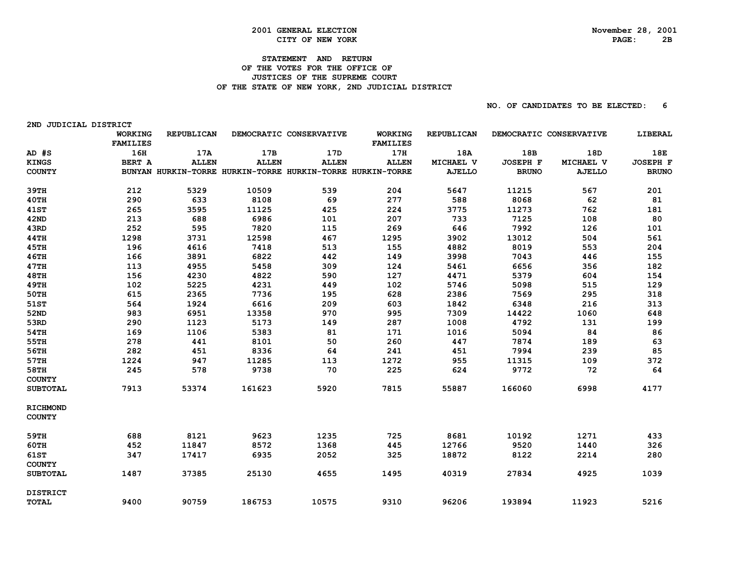2001 GENERAL ELECTION

CITY OF NEW YORK

November 28, 2001

## STATEMENT AND RETURN OF THE VOTES FOR THE OFFICE OF JUSTICES OF THE SUPREME COURT OF THE STATE OF NEW YORK, 2ND JUDICIAL DISTRICT

NO. OF CANDIDATES TO BE ELECTED: 6

| 2ND JUDICIAL DISTRICT | WORKING FAMILIES | REPUBLICAN | DEMOCRATIC | CONSERVATIVE | WORKING FAMILIES | REPUBLICAN | DEMOCRATIC | CONSERVATIVE | LIBERAL |
|---|---|---|---|---|---|---|---|---|---|
| AD #S | 16H | 17A | 17B | 17D | 17H | 18A | 18B | 18D | 18E |
| KINGS COUNTY | BERT A BUNYAN | ALLEN HURKIN-TORRE | ALLEN HURKIN-TORRE | ALLEN HURKIN-TORRE | ALLEN HURKIN-TORRE | MICHAEL V AJELLO | JOSEPH F BRUNO | MICHAEL V AJELLO | JOSEPH F BRUNO |
| 39TH | 212 | 5329 | 10509 | 539 | 204 | 5647 | 11215 | 567 | 201 |
| 40TH | 290 | 633 | 8108 | 69 | 277 | 588 | 8068 | 62 | 81 |
| 41ST | 265 | 3595 | 11125 | 425 | 224 | 3775 | 11273 | 762 | 181 |
| 42ND | 213 | 688 | 6986 | 101 | 207 | 733 | 7125 | 108 | 80 |
| 43RD | 252 | 595 | 7820 | 115 | 269 | 646 | 7992 | 126 | 101 |
| 44TH | 1298 | 3731 | 12598 | 467 | 1295 | 3902 | 13012 | 504 | 561 |
| 45TH | 196 | 4616 | 7418 | 513 | 155 | 4882 | 8019 | 553 | 204 |
| 46TH | 166 | 3891 | 6822 | 442 | 149 | 3998 | 7043 | 446 | 155 |
| 47TH | 113 | 4955 | 5458 | 309 | 124 | 5461 | 6656 | 356 | 182 |
| 48TH | 156 | 4230 | 4822 | 590 | 127 | 4471 | 5379 | 604 | 154 |
| 49TH | 102 | 5225 | 4231 | 449 | 102 | 5746 | 5098 | 515 | 129 |
| 50TH | 615 | 2365 | 7736 | 195 | 628 | 2386 | 7569 | 295 | 318 |
| 51ST | 564 | 1924 | 6616 | 209 | 603 | 1842 | 6348 | 216 | 313 |
| 52ND | 983 | 6951 | 13358 | 970 | 995 | 7309 | 14422 | 1060 | 648 |
| 53RD | 290 | 1123 | 5173 | 149 | 287 | 1008 | 4792 | 131 | 199 |
| 54TH | 169 | 1106 | 5383 | 81 | 171 | 1016 | 5094 | 84 | 86 |
| 55TH | 278 | 441 | 8101 | 50 | 260 | 447 | 7874 | 189 | 63 |
| 56TH | 282 | 451 | 8336 | 64 | 241 | 451 | 7994 | 239 | 85 |
| 57TH | 1224 | 947 | 11285 | 113 | 1272 | 955 | 11315 | 109 | 372 |
| 58TH | 245 | 578 | 9738 | 70 | 225 | 624 | 9772 | 72 | 64 |
| COUNTY SUBTOTAL | 7913 | 53374 | 161623 | 5920 | 7815 | 55887 | 166060 | 6998 | 4177 |
| RICHMOND COUNTY | | | | | | | | | |
| 59TH | 688 | 8121 | 9623 | 1235 | 725 | 8681 | 10192 | 1271 | 433 |
| 60TH | 452 | 11847 | 8572 | 1368 | 445 | 12766 | 9520 | 1440 | 326 |
| 61ST | 347 | 17417 | 6935 | 2052 | 325 | 18872 | 8122 | 2214 | 280 |
| COUNTY SUBTOTAL | 1487 | 37385 | 25130 | 4655 | 1495 | 40319 | 27834 | 4925 | 1039 |
| DISTRICT TOTAL | 9400 | 90759 | 186753 | 10575 | 9310 | 96206 | 193894 | 11923 | 5216 |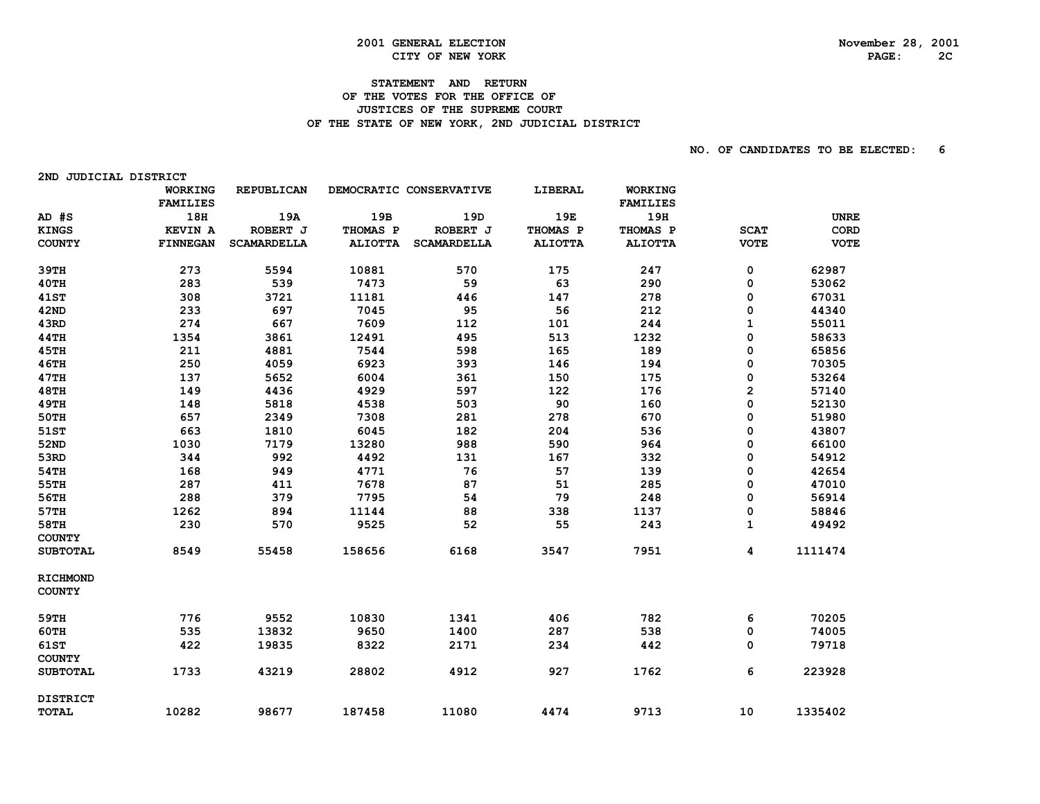2001 GENERAL ELECTION
CITY OF NEW YORK

November 28, 2001

# STATEMENT AND RETURN OF THE VOTES FOR THE OFFICE OF JUSTICES OF THE SUPREME COURT OF THE STATE OF NEW YORK, 2ND JUDICIAL DISTRICT

NO. OF CANDIDATES TO BE ELECTED: 6

2ND JUDICIAL DISTRICT

| AD #S KINGS COUNTY | WORKING FAMILIES 18H KEVIN A FINNEGAN | REPUBLICAN 19A ROBERT J SCAMARDELLA | DEMOCRATIC 19B THOMAS P ALIOTTA | CONSERVATIVE 19D ROBERT J SCAMARDELLA | LIBERAL 19E THOMAS P ALIOTTA | WORKING FAMILIES 19H THOMAS P ALIOTTA | SCAT VOTE | UNRECORD VOTE |
|---|---|---|---|---|---|---|---|---|
| 39TH | 273 | 5594 | 10881 | 570 | 175 | 247 | 0 | 62987 |
| 40TH | 283 | 539 | 7473 | 59 | 63 | 290 | 0 | 53062 |
| 41ST | 308 | 3721 | 11181 | 446 | 147 | 278 | 0 | 67031 |
| 42ND | 233 | 697 | 7045 | 95 | 56 | 212 | 0 | 44340 |
| 43RD | 274 | 667 | 7609 | 112 | 101 | 244 | 1 | 55011 |
| 44TH | 1354 | 3861 | 12491 | 495 | 513 | 1232 | 0 | 58633 |
| 45TH | 211 | 4881 | 7544 | 598 | 165 | 189 | 0 | 65856 |
| 46TH | 250 | 4059 | 6923 | 393 | 146 | 194 | 0 | 70305 |
| 47TH | 137 | 5652 | 6004 | 361 | 150 | 175 | 0 | 53264 |
| 48TH | 149 | 4436 | 4929 | 597 | 122 | 176 | 2 | 57140 |
| 49TH | 148 | 5818 | 4538 | 503 | 90 | 160 | 0 | 52130 |
| 50TH | 657 | 2349 | 7308 | 281 | 278 | 670 | 0 | 51980 |
| 51ST | 663 | 1810 | 6045 | 182 | 204 | 536 | 0 | 43807 |
| 52ND | 1030 | 7179 | 13280 | 988 | 590 | 964 | 0 | 66100 |
| 53RD | 344 | 992 | 4492 | 131 | 167 | 332 | 0 | 54912 |
| 54TH | 168 | 949 | 4771 | 76 | 57 | 139 | 0 | 42654 |
| 55TH | 287 | 411 | 7678 | 87 | 51 | 285 | 0 | 47010 |
| 56TH | 288 | 379 | 7795 | 54 | 79 | 248 | 0 | 56914 |
| 57TH | 1262 | 894 | 11144 | 88 | 338 | 1137 | 0 | 58846 |
| 58TH | 230 | 570 | 9525 | 52 | 55 | 243 | 1 | 49492 |
| COUNTY SUBTOTAL | 8549 | 55458 | 158656 | 6168 | 3547 | 7951 | 4 | 1111474 |
| RICHMOND COUNTY | | | | | | | | |
| 59TH | 776 | 9552 | 10830 | 1341 | 406 | 782 | 6 | 70205 |
| 60TH | 535 | 13832 | 9650 | 1400 | 287 | 538 | 0 | 74005 |
| 61ST | 422 | 19835 | 8322 | 2171 | 234 | 442 | 0 | 79718 |
| COUNTY SUBTOTAL | 1733 | 43219 | 28802 | 4912 | 927 | 1762 | 6 | 223928 |
| DISTRICT TOTAL | 10282 | 98677 | 187458 | 11080 | 4474 | 9713 | 10 | 1335402 |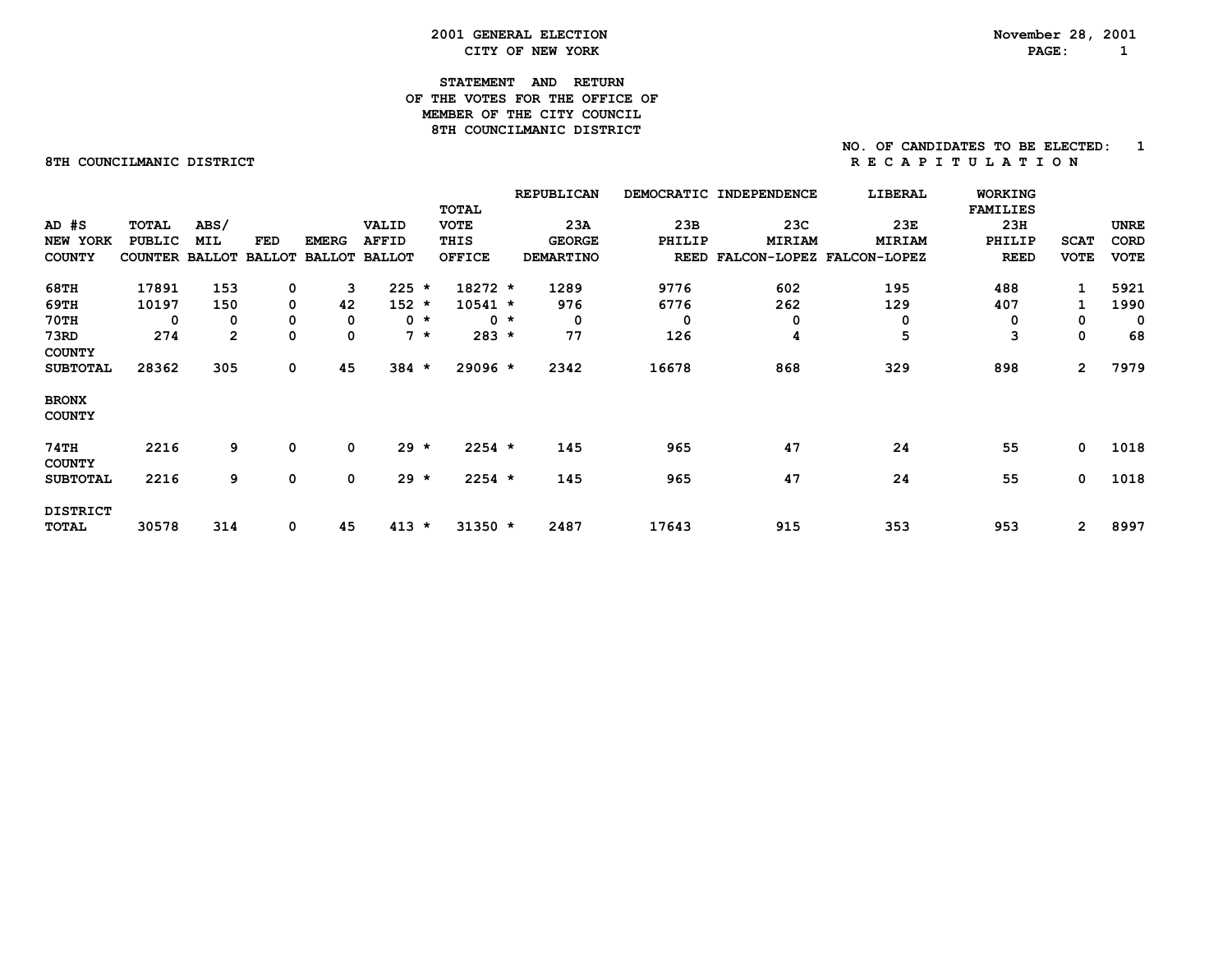2001 GENERAL ELECTION
CITY OF NEW YORK

November 28, 2001

# STATEMENT AND RETURN OF THE VOTES FOR THE OFFICE OF MEMBER OF THE CITY COUNCIL 8TH COUNCILMANIC DISTRICT

NO. OF CANDIDATES TO BE ELECTED: 1

8TH COUNCILMANIC DISTRICT

R E C A P I T U L A T I O N

| AD #S NEW YORK COUNTY | TOTAL PUBLIC COUNTER | ABS/ MIL BALLOT | FED BALLOT | EMERG BALLOT | VALID AFFID BALLOT | | TOTAL VOTE THIS OFFICE | | REPUBLICAN 23A GEORGE DEMARTINO | DEMOCRATIC 23B PHILIP REED | INDEPENDENCE 23C MIRIAM FALCON-LOPEZ | LIBERAL 23E MIRIAM FALCON-LOPEZ | WORKING FAMILIES 23H PHILIP REED | SCAT VOTE | UNRE CORD VOTE |
|---|---|---|---|---|---|---|---|---|---|---|---|---|---|---|---|
| 68TH | 17891 | 153 | 0 | 3 | 225 | * | 18272 | * | 1289 | 9776 | 602 | 195 | 488 | 1 | 5921 |
| 69TH | 10197 | 150 | 0 | 42 | 152 | * | 10541 | * | 976 | 6776 | 262 | 129 | 407 | 1 | 1990 |
| 70TH | 0 | 0 | 0 | 0 | 0 | * | 0 | * | 0 | 0 | 0 | 0 | 0 | 0 | 0 |
| 73RD | 274 | 2 | 0 | 0 | 7 | * | 283 | * | 77 | 126 | 4 | 5 | 3 | 0 | 68 |
| COUNTY SUBTOTAL | 28362 | 305 | 0 | 45 | 384 | * | 29096 | * | 2342 | 16678 | 868 | 329 | 898 | 2 | 7979 |
| BRONX COUNTY | | | | | | | | | | | | | | | |
| 74TH | 2216 | 9 | 0 | 0 | 29 | * | 2254 | * | 145 | 965 | 47 | 24 | 55 | 0 | 1018 |
| COUNTY SUBTOTAL | 2216 | 9 | 0 | 0 | 29 | * | 2254 | * | 145 | 965 | 47 | 24 | 55 | 0 | 1018 |
| DISTRICT TOTAL | 30578 | 314 | 0 | 45 | 413 | * | 31350 | * | 2487 | 17643 | 915 | 353 | 953 | 2 | 8997 |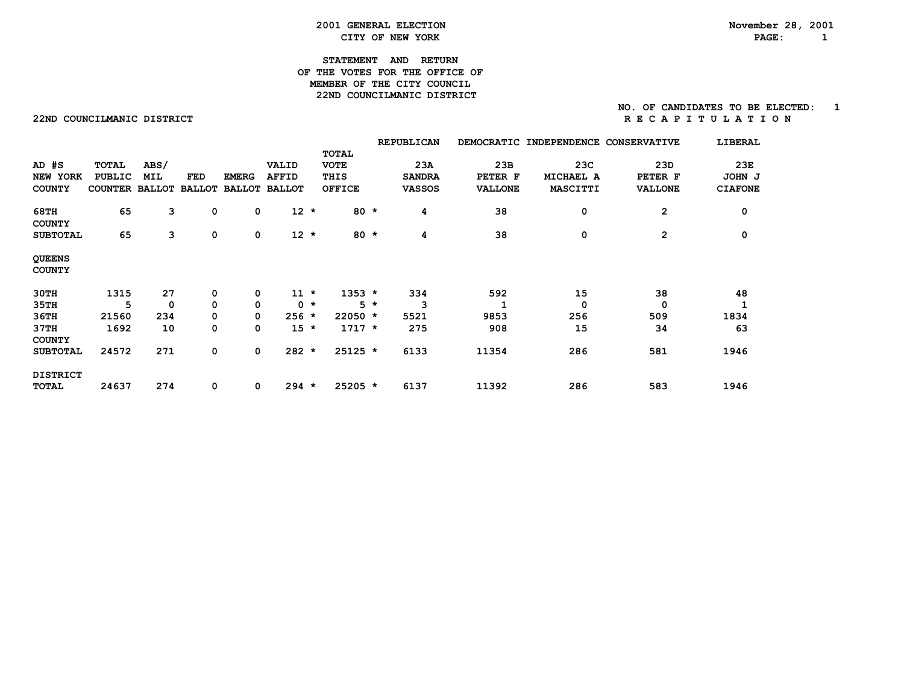# 2001 GENERAL ELECTION
## CITY OF NEW YORK

November 28, 2001

### STATEMENT AND RETURN OF THE VOTES FOR THE OFFICE OF MEMBER OF THE CITY COUNCIL 22ND COUNCILMANIC DISTRICT

NO. OF CANDIDATES TO BE ELECTED: 1

22ND COUNCILMANIC DISTRICT

R E C A P I T U L A T I O N

| AD #S | TOTAL PUBLIC COUNTER | ABS/ MIL BALLOT | FED BALLOT | EMERG BALLOT | VALID AFFID BALLOT | TOTAL VOTE THIS OFFICE | REPUBLICAN 23A SANDRA VASSOS | DEMOCRATIC 23B PETER F VALLONE | INDEPENDENCE 23C MICHAEL A MASCITTI | CONSERVATIVE 23D PETER F VALLONE | LIBERAL 23E JOHN J CIAFONE |
|---|---|---|---|---|---|---|---|---|---|---|---|
| **NEW YORK COUNTY** | | | | | | | | | | | |
| 68TH | 65 | 3 | 0 | 0 | 12 * | 80 * | 4 | 38 | 0 | 2 | 0 |
| COUNTY SUBTOTAL | 65 | 3 | 0 | 0 | 12 * | 80 * | 4 | 38 | 0 | 2 | 0 |
| **QUEENS COUNTY** | | | | | | | | | | | |
| 30TH | 1315 | 27 | 0 | 0 | 11 * | 1353 * | 334 | 592 | 15 | 38 | 48 |
| 35TH | 5 | 0 | 0 | 0 | 0 * | 5 * | 3 | 1 | 0 | 0 | 1 |
| 36TH | 21560 | 234 | 0 | 0 | 256 * | 22050 * | 5521 | 9853 | 256 | 509 | 1834 |
| 37TH | 1692 | 10 | 0 | 0 | 15 * | 1717 * | 275 | 908 | 15 | 34 | 63 |
| COUNTY SUBTOTAL | 24572 | 271 | 0 | 0 | 282 * | 25125 * | 6133 | 11354 | 286 | 581 | 1946 |
| DISTRICT TOTAL | 24637 | 274 | 0 | 0 | 294 * | 25205 * | 6137 | 11392 | 286 | 583 | 1946 |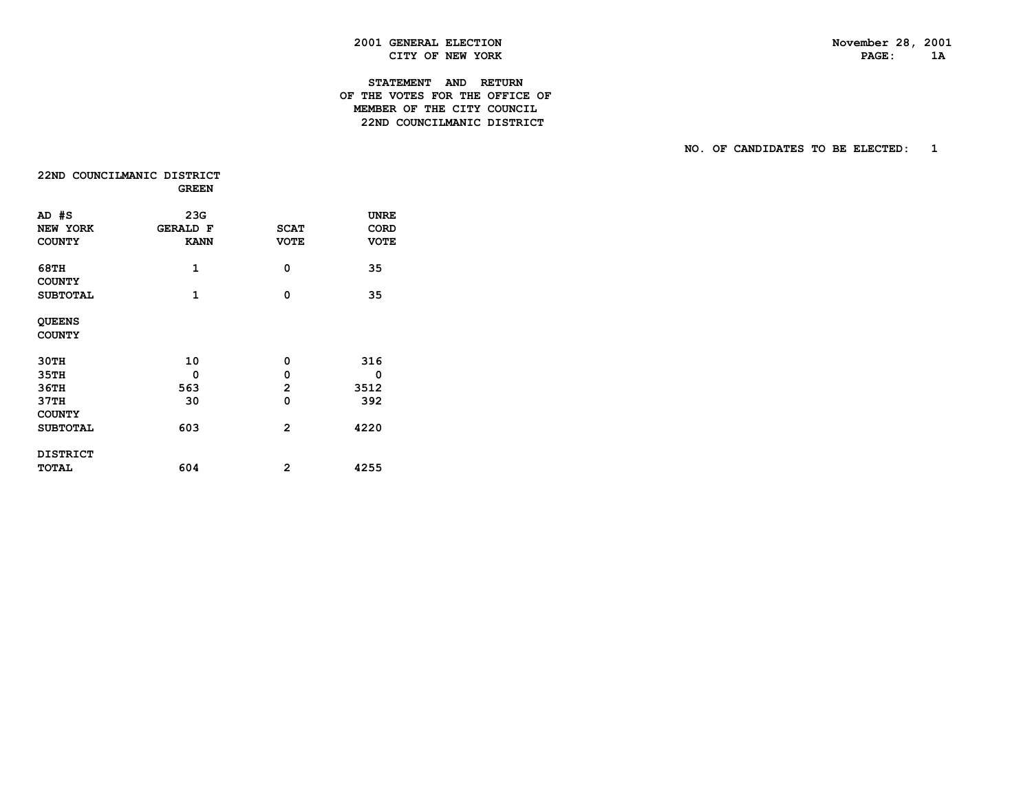**2001 GENERAL ELECTION**
**CITY OF NEW YORK**

**November 28, 2001**

**STATEMENT AND RETURN**
**OF THE VOTES FOR THE OFFICE OF**
**MEMBER OF THE CITY COUNCIL**
**22ND COUNCILMANIC DISTRICT**

**NO. OF CANDIDATES TO BE ELECTED: 1**

**22ND COUNCILMANIC DISTRICT**

| | GREEN | | |
|---|---|---|---|
| AD #S NEW YORK COUNTY | 23G GERALD F KANN | SCAT VOTE | UNRE CORD VOTE |
| 68TH | 1 | 0 | 35 |
| COUNTY SUBTOTAL | 1 | 0 | 35 |
| QUEENS COUNTY | | | |
| 30TH | 10 | 0 | 316 |
| 35TH | 0 | 0 | 0 |
| 36TH | 563 | 2 | 3512 |
| 37TH | 30 | 0 | 392 |
| COUNTY SUBTOTAL | 603 | 2 | 4220 |
| DISTRICT TOTAL | 604 | 2 | 4255 |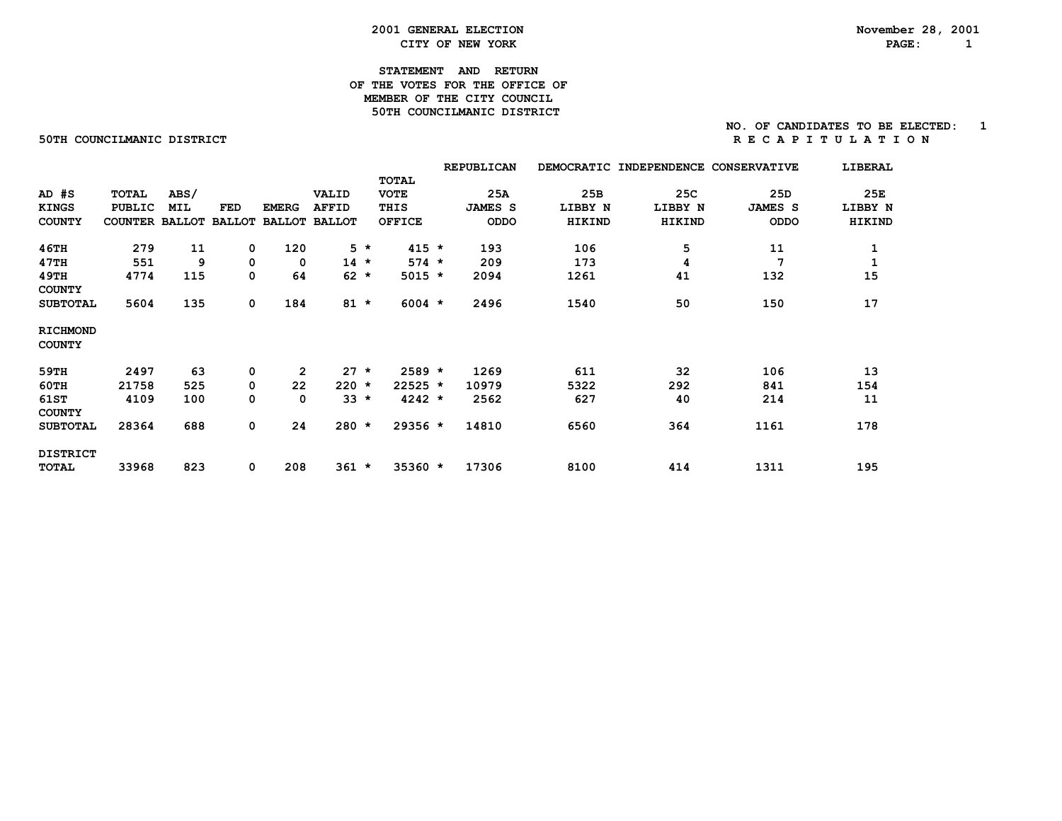2001 GENERAL ELECTION
CITY OF NEW YORK

November 28, 2001

# STATEMENT AND RETURN OF THE VOTES FOR THE OFFICE OF MEMBER OF THE CITY COUNCIL 50TH COUNCILMANIC DISTRICT

NO. OF CANDIDATES TO BE ELECTED: 1

50TH COUNCILMANIC DISTRICT

R E C A P I T U L A T I O N

| AD #S | TOTAL PUBLIC COUNTER | ABS/ MIL BALLOT | FED BALLOT | EMERG BALLOT | VALID AFFID BALLOT | TOTAL VOTE THIS OFFICE | REPUBLICAN 25A JAMES S ODDO | DEMOCRATIC 25B LIBBY N HIKIND | INDEPENDENCE 25C LIBBY N HIKIND | CONSERVATIVE 25D JAMES S ODDO | LIBERAL 25E LIBBY N HIKIND |
|---|---|---|---|---|---|---|---|---|---|---|---|
| KINGS COUNTY | | | | | | | | | | | |
| 46TH | 279 | 11 | 0 | 120 | 5 * | 415 * | 193 | 106 | 5 | 11 | 1 |
| 47TH | 551 | 9 | 0 | 0 | 14 * | 574 * | 209 | 173 | 4 | 7 | 1 |
| 49TH | 4774 | 115 | 0 | 64 | 62 * | 5015 * | 2094 | 1261 | 41 | 132 | 15 |
| COUNTY SUBTOTAL | 5604 | 135 | 0 | 184 | 81 * | 6004 * | 2496 | 1540 | 50 | 150 | 17 |
| RICHMOND COUNTY | | | | | | | | | | | |
| 59TH | 2497 | 63 | 0 | 2 | 27 * | 2589 * | 1269 | 611 | 32 | 106 | 13 |
| 60TH | 21758 | 525 | 0 | 22 | 220 * | 22525 * | 10979 | 5322 | 292 | 841 | 154 |
| 61ST | 4109 | 100 | 0 | 0 | 33 * | 4242 * | 2562 | 627 | 40 | 214 | 11 |
| COUNTY SUBTOTAL | 28364 | 688 | 0 | 24 | 280 * | 29356 * | 14810 | 6560 | 364 | 1161 | 178 |
| DISTRICT TOTAL | 33968 | 823 | 0 | 208 | 361 * | 35360 * | 17306 | 8100 | 414 | 1311 | 195 |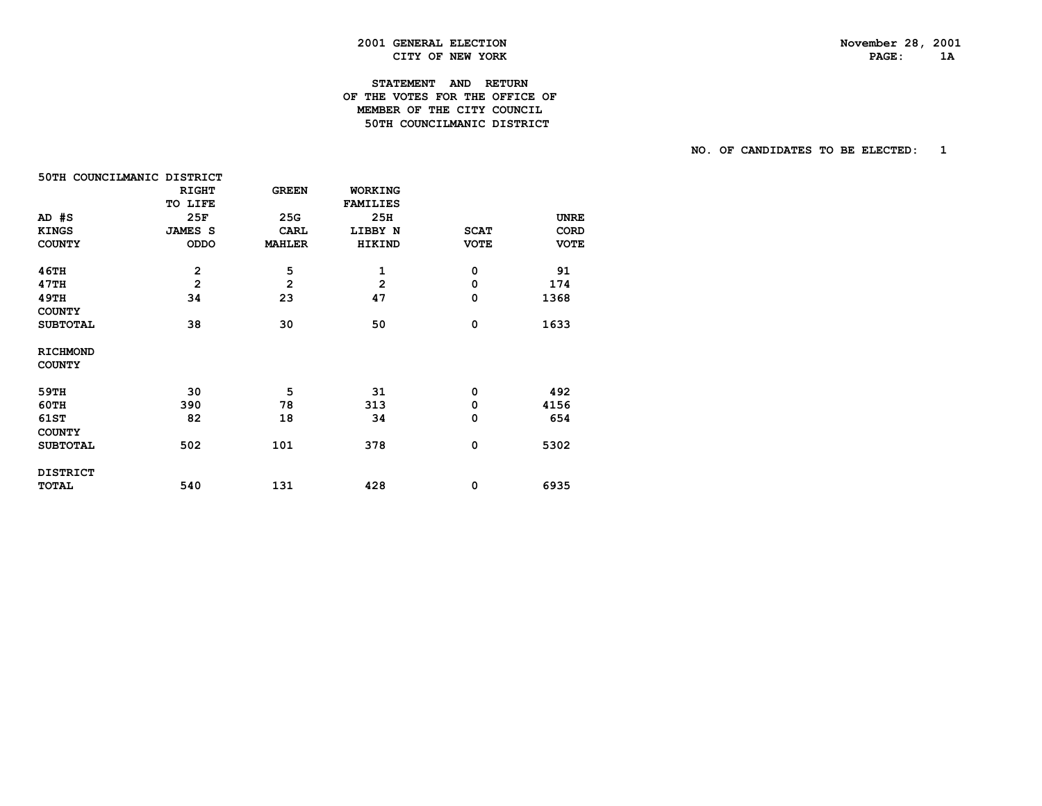**2001 GENERAL ELECTION**
**CITY OF NEW YORK**

**November 28, 2001**

**STATEMENT AND RETURN**
**OF THE VOTES FOR THE OFFICE OF**
**MEMBER OF THE CITY COUNCIL**
**50TH COUNCILMANIC DISTRICT**

**NO. OF CANDIDATES TO BE ELECTED: 1**

| 50TH COUNCILMANIC DISTRICT | RIGHT TO LIFE | GREEN | WORKING FAMILIES | | |
|---|---|---|---|---|---|
| AD #S | 25F | 25G | 25H | | UNRE |
| KINGS | JAMES S | CARL | LIBBY N | SCAT | CORD |
| COUNTY | ODDO | MAHLER | HIKIND | VOTE | VOTE |
| 46TH | 2 | 5 | 1 | 0 | 91 |
| 47TH | 2 | 2 | 2 | 0 | 174 |
| 49TH | 34 | 23 | 47 | 0 | 1368 |
| COUNTY SUBTOTAL | 38 | 30 | 50 | 0 | 1633 |
| RICHMOND COUNTY | | | | | |
| 59TH | 30 | 5 | 31 | 0 | 492 |
| 60TH | 390 | 78 | 313 | 0 | 4156 |
| 61ST | 82 | 18 | 34 | 0 | 654 |
| COUNTY SUBTOTAL | 502 | 101 | 378 | 0 | 5302 |
| DISTRICT TOTAL | 540 | 131 | 428 | 0 | 6935 |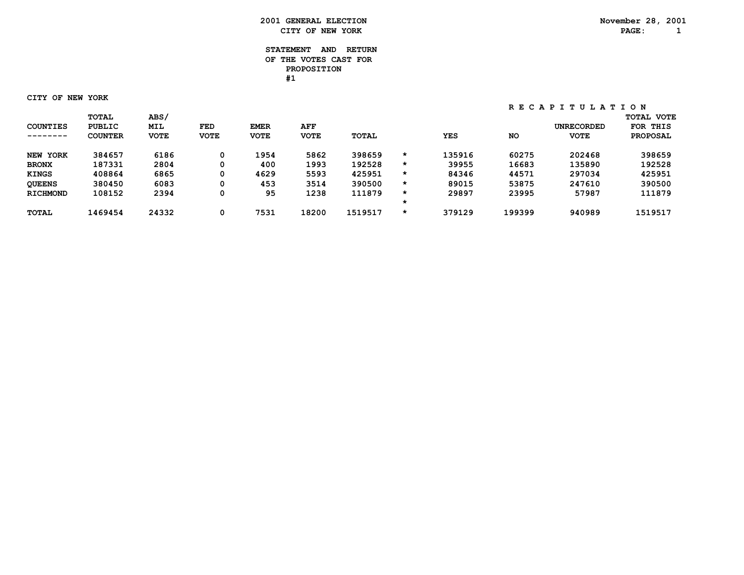# 2001 GENERAL ELECTION
## CITY OF NEW YORK

November 28, 2001

### STATEMENT AND RETURN OF THE VOTES CAST FOR PROPOSITION #1

CITY OF NEW YORK

| COUNTIES | TOTAL PUBLIC COUNTER | ABS/ MIL VOTE | FED VOTE | EMER VOTE | AFF VOTE | TOTAL | | RECAPITULATION YES | NO | UNRECORDED VOTE | TOTAL VOTE FOR THIS PROPOSAL |
|---|---|---|---|---|---|---|---|---|---|---|---|
| NEW YORK | 384657 | 6186 | 0 | 1954 | 5862 | 398659 | * | 135916 | 60275 | 202468 | 398659 |
| BRONX | 187331 | 2804 | 0 | 400 | 1993 | 192528 | * | 39955 | 16683 | 135890 | 192528 |
| KINGS | 408864 | 6865 | 0 | 4629 | 5593 | 425951 | * | 84346 | 44571 | 297034 | 425951 |
| QUEENS | 380450 | 6083 | 0 | 453 | 3514 | 390500 | * | 89015 | 53875 | 247610 | 390500 |
| RICHMOND | 108152 | 2394 | 0 | 95 | 1238 | 111879 | * | 29897 | 23995 | 57987 | 111879 |
| | | | | | | | * | | | | |
| TOTAL | 1469454 | 24332 | 0 | 7531 | 18200 | 1519517 | * | 379129 | 199399 | 940989 | 1519517 |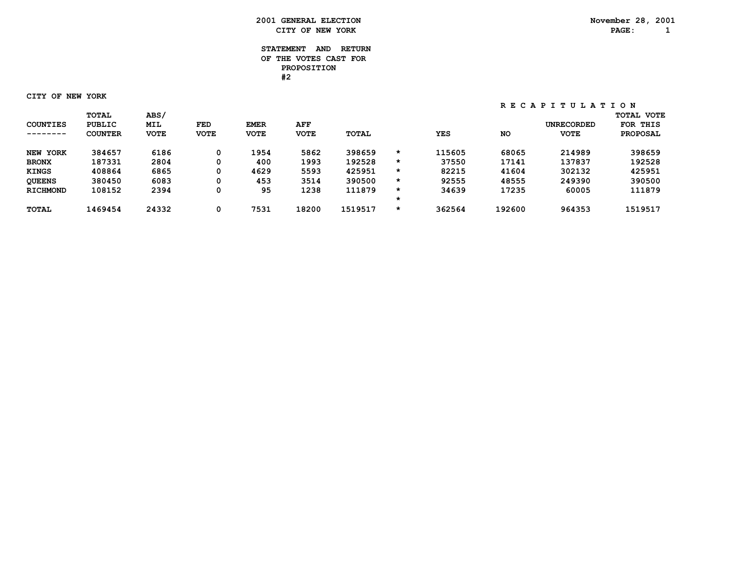# 2001 GENERAL ELECTION
## CITY OF NEW YORK

November 28, 2001

### STATEMENT AND RETURN OF THE VOTES CAST FOR PROPOSITION #2

CITY OF NEW YORK

| COUNTIES | TOTAL PUBLIC COUNTER | ABS/ MIL VOTE | FED VOTE | EMER VOTE | AFF VOTE | TOTAL | | RECAPITULATION YES | NO | UNRECORDED VOTE | TOTAL VOTE FOR THIS PROPOSAL |
|---|---|---|---|---|---|---|---|---|---|---|---|
| NEW YORK | 384657 | 6186 | 0 | 1954 | 5862 | 398659 | * | 115605 | 68065 | 214989 | 398659 |
| BRONX | 187331 | 2804 | 0 | 400 | 1993 | 192528 | * | 37550 | 17141 | 137837 | 192528 |
| KINGS | 408864 | 6865 | 0 | 4629 | 5593 | 425951 | * | 82215 | 41604 | 302132 | 425951 |
| QUEENS | 380450 | 6083 | 0 | 453 | 3514 | 390500 | * | 92555 | 48555 | 249390 | 390500 |
| RICHMOND | 108152 | 2394 | 0 | 95 | 1238 | 111879 | * | 34639 | 17235 | 60005 | 111879 |
| | | | | | | | * | | | | |
| TOTAL | 1469454 | 24332 | 0 | 7531 | 18200 | 1519517 | * | 362564 | 192600 | 964353 | 1519517 |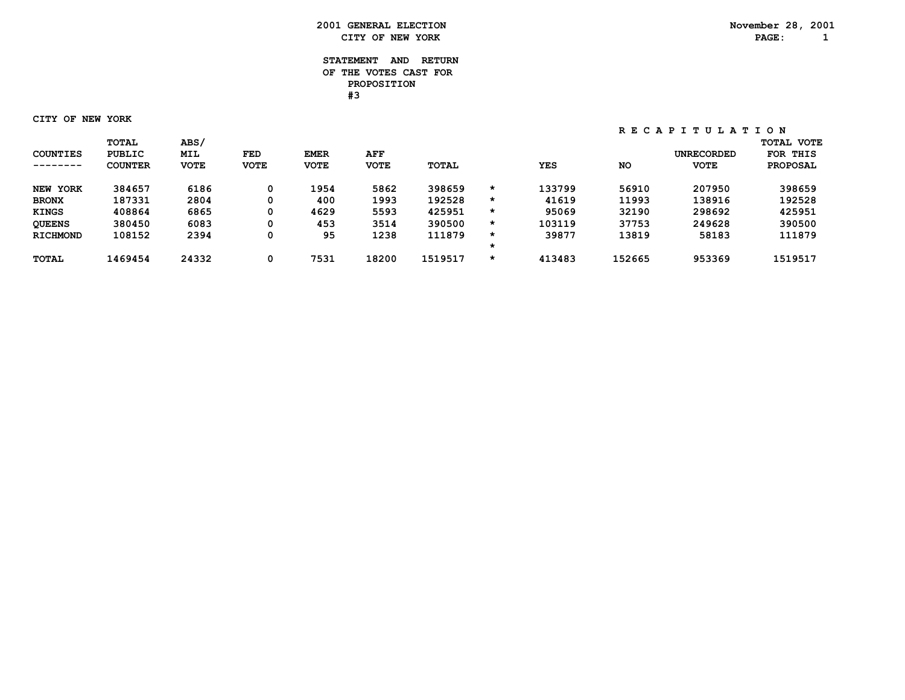**2001 GENERAL ELECTION**
**CITY OF NEW YORK**

November 28, 2001

## STATEMENT AND RETURN OF THE VOTES CAST FOR PROPOSITION #3

**CITY OF NEW YORK**

| | | | | | | | | RECAPITULATION | | | |
|---|---|---|---|---|---|---|---|---|---|---|---|
| COUNTIES | TOTAL PUBLIC COUNTER | ABS/ MIL VOTE | FED VOTE | EMER VOTE | AFF VOTE | TOTAL | | YES | NO | UNRECORDED VOTE | TOTAL VOTE FOR THIS PROPOSAL |
| NEW YORK | 384657 | 6186 | 0 | 1954 | 5862 | 398659 | * | 133799 | 56910 | 207950 | 398659 |
| BRONX | 187331 | 2804 | 0 | 400 | 1993 | 192528 | * | 41619 | 11993 | 138916 | 192528 |
| KINGS | 408864 | 6865 | 0 | 4629 | 5593 | 425951 | * | 95069 | 32190 | 298692 | 425951 |
| QUEENS | 380450 | 6083 | 0 | 453 | 3514 | 390500 | * | 103119 | 37753 | 249628 | 390500 |
| RICHMOND | 108152 | 2394 | 0 | 95 | 1238 | 111879 | * | 39877 | 13819 | 58183 | 111879 |
| | | | | | | | * | | | | |
| TOTAL | 1469454 | 24332 | 0 | 7531 | 18200 | 1519517 | * | 413483 | 152665 | 953369 | 1519517 |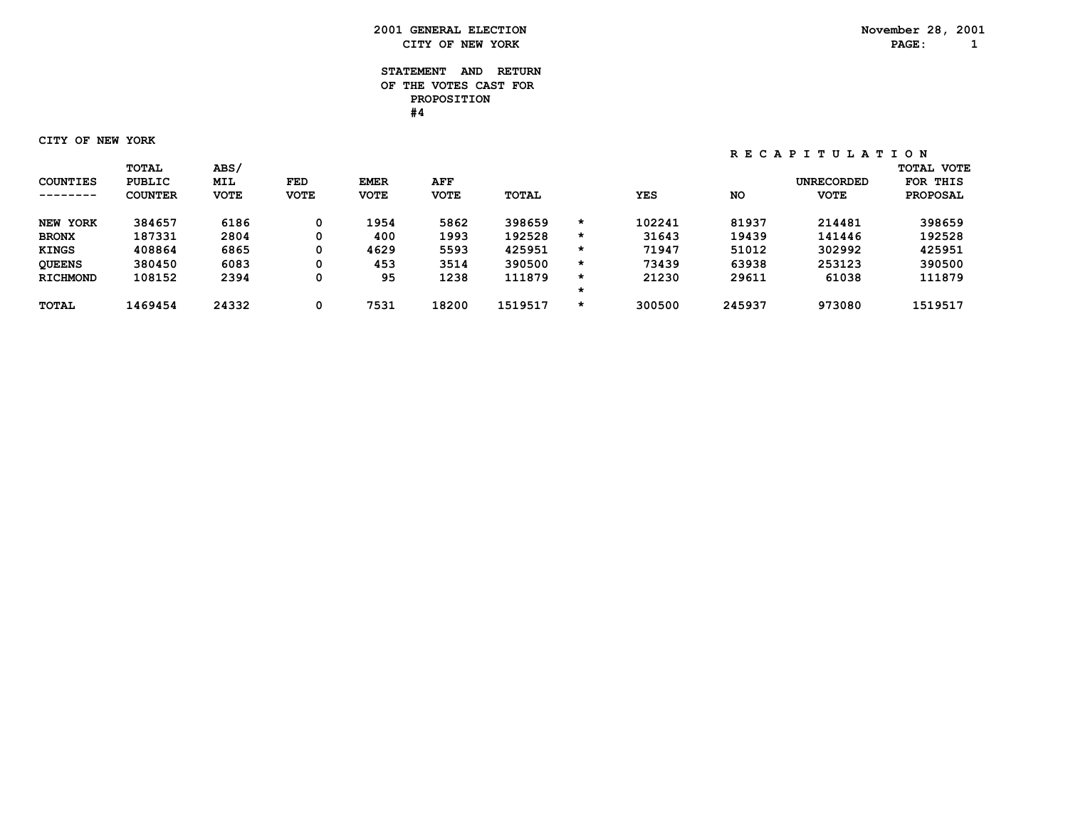# 2001 GENERAL ELECTION
## CITY OF NEW YORK

November 28, 2001

### STATEMENT AND RETURN OF THE VOTES CAST FOR PROPOSITION #4

CITY OF NEW YORK

| COUNTIES | TOTAL PUBLIC COUNTER | ABS/ MIL VOTE | FED VOTE | EMER VOTE | AFF VOTE | TOTAL | | YES | NO | UNRECORDED VOTE | TOTAL VOTE FOR THIS PROPOSAL |
|---|---|---|---|---|---|---|---|---|---|---|---|
| | | | | | | | | RECAPITULATION | | | |
| NEW YORK | 384657 | 6186 | 0 | 1954 | 5862 | 398659 | * | 102241 | 81937 | 214481 | 398659 |
| BRONX | 187331 | 2804 | 0 | 400 | 1993 | 192528 | * | 31643 | 19439 | 141446 | 192528 |
| KINGS | 408864 | 6865 | 0 | 4629 | 5593 | 425951 | * | 71947 | 51012 | 302992 | 425951 |
| QUEENS | 380450 | 6083 | 0 | 453 | 3514 | 390500 | * | 73439 | 63938 | 253123 | 390500 |
| RICHMOND | 108152 | 2394 | 0 | 95 | 1238 | 111879 | * | 21230 | 29611 | 61038 | 111879 |
| | | | | | | | * | | | | |
| TOTAL | 1469454 | 24332 | 0 | 7531 | 18200 | 1519517 | * | 300500 | 245937 | 973080 | 1519517 |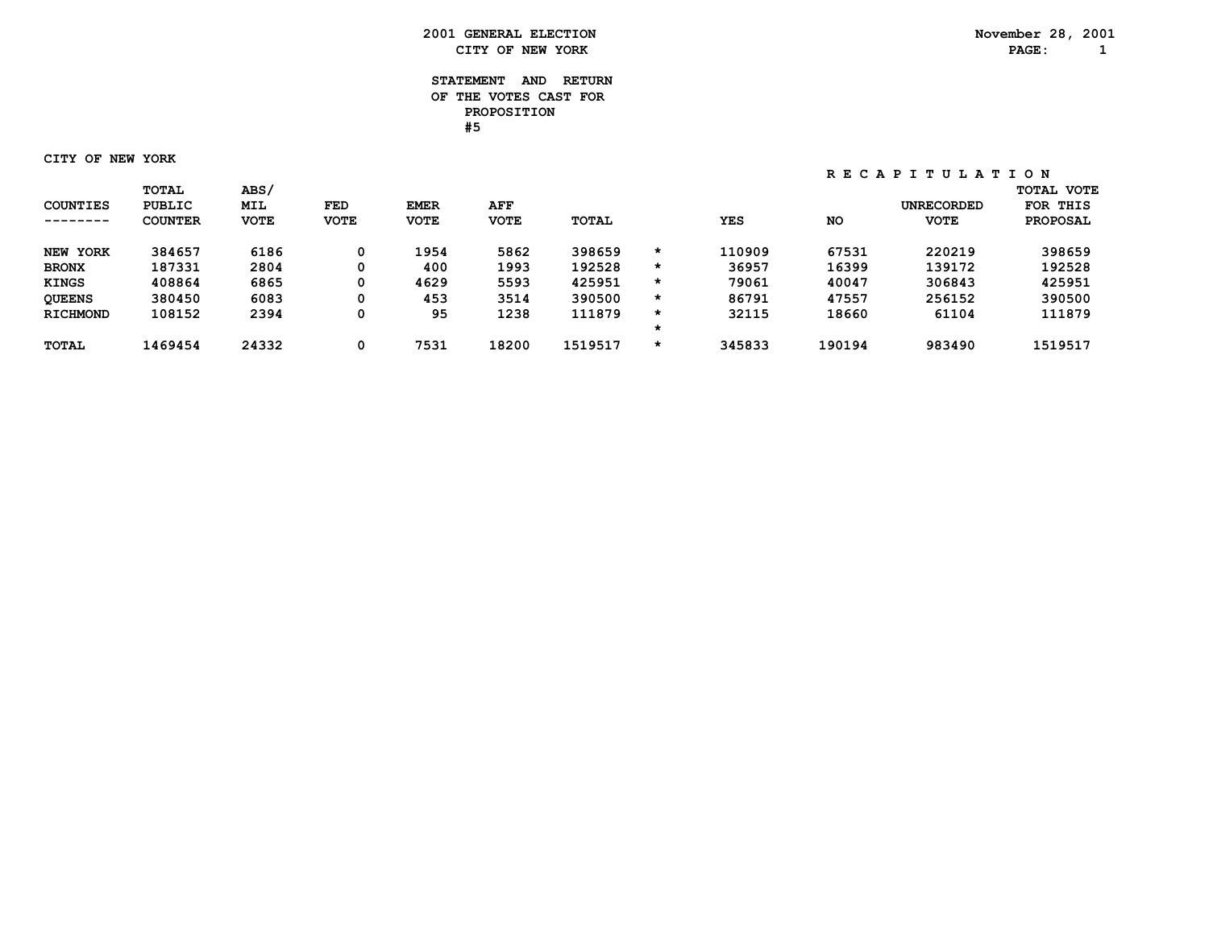# 2001 GENERAL ELECTION
## CITY OF NEW YORK

November 28, 2001

### STATEMENT AND RETURN OF THE VOTES CAST FOR PROPOSITION #5

CITY OF NEW YORK

| COUNTIES | TOTAL PUBLIC COUNTER | ABS/ MIL VOTE | FED VOTE | EMER VOTE | AFF VOTE | TOTAL | | YES | NO | UNRECORDED VOTE | TOTAL VOTE FOR THIS PROPOSAL |
|---|---|---|---|---|---|---|---|---|---|---|---|
| | | | | | | | | RECAPITULATION | | | |
| NEW YORK | 384657 | 6186 | 0 | 1954 | 5862 | 398659 | * | 110909 | 67531 | 220219 | 398659 |
| BRONX | 187331 | 2804 | 0 | 400 | 1993 | 192528 | * | 36957 | 16399 | 139172 | 192528 |
| KINGS | 408864 | 6865 | 0 | 4629 | 5593 | 425951 | * | 79061 | 40047 | 306843 | 425951 |
| QUEENS | 380450 | 6083 | 0 | 453 | 3514 | 390500 | * | 86791 | 47557 | 256152 | 390500 |
| RICHMOND | 108152 | 2394 | 0 | 95 | 1238 | 111879 | * | 32115 | 18660 | 61104 | 111879 |
| | | | | | | | * | | | | |
| TOTAL | 1469454 | 24332 | 0 | 7531 | 18200 | 1519517 | * | 345833 | 190194 | 983490 | 1519517 |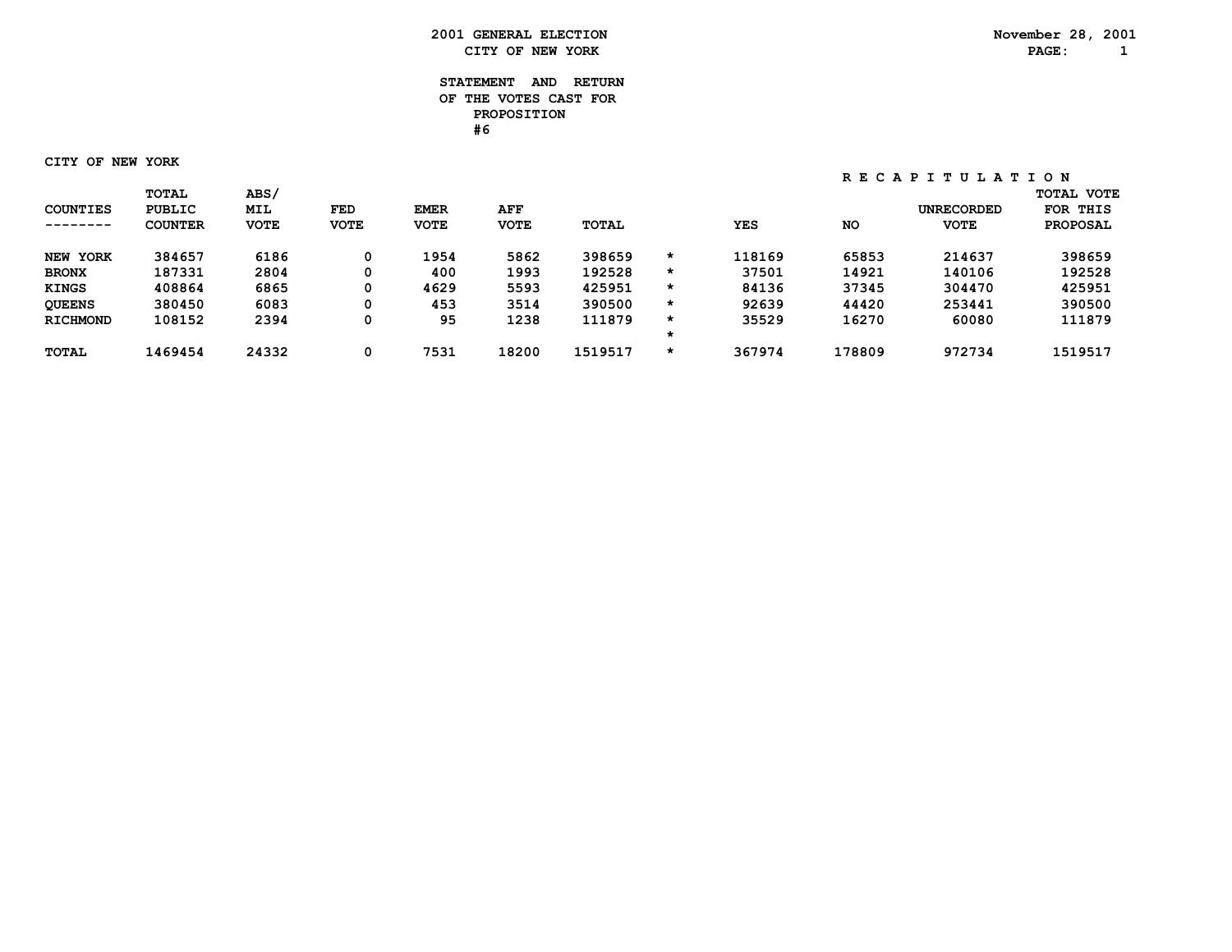# 2001 GENERAL ELECTION
## CITY OF NEW YORK

November 28, 2001

### STATEMENT AND RETURN OF THE VOTES CAST FOR PROPOSITION #6

CITY OF NEW YORK

| | | | | | | | | RECAPITULATION | | | |
|---|---|---|---|---|---|---|---|---|---|---|---|
| COUNTIES | TOTAL PUBLIC COUNTER | ABS/ MIL VOTE | FED VOTE | EMER VOTE | AFF VOTE | TOTAL | | YES | NO | UNRECORDED VOTE | TOTAL VOTE FOR THIS PROPOSAL |
| NEW YORK | 384657 | 6186 | 0 | 1954 | 5862 | 398659 | * | 118169 | 65853 | 214637 | 398659 |
| BRONX | 187331 | 2804 | 0 | 400 | 1993 | 192528 | * | 37501 | 14921 | 140106 | 192528 |
| KINGS | 408864 | 6865 | 0 | 4629 | 5593 | 425951 | * | 84136 | 37345 | 304470 | 425951 |
| QUEENS | 380450 | 6083 | 0 | 453 | 3514 | 390500 | * | 92639 | 44420 | 253441 | 390500 |
| RICHMOND | 108152 | 2394 | 0 | 95 | 1238 | 111879 | * | 35529 | 16270 | 60080 | 111879 |
| | | | | | | | * | | | | |
| TOTAL | 1469454 | 24332 | 0 | 7531 | 18200 | 1519517 | * | 367974 | 178809 | 972734 | 1519517 |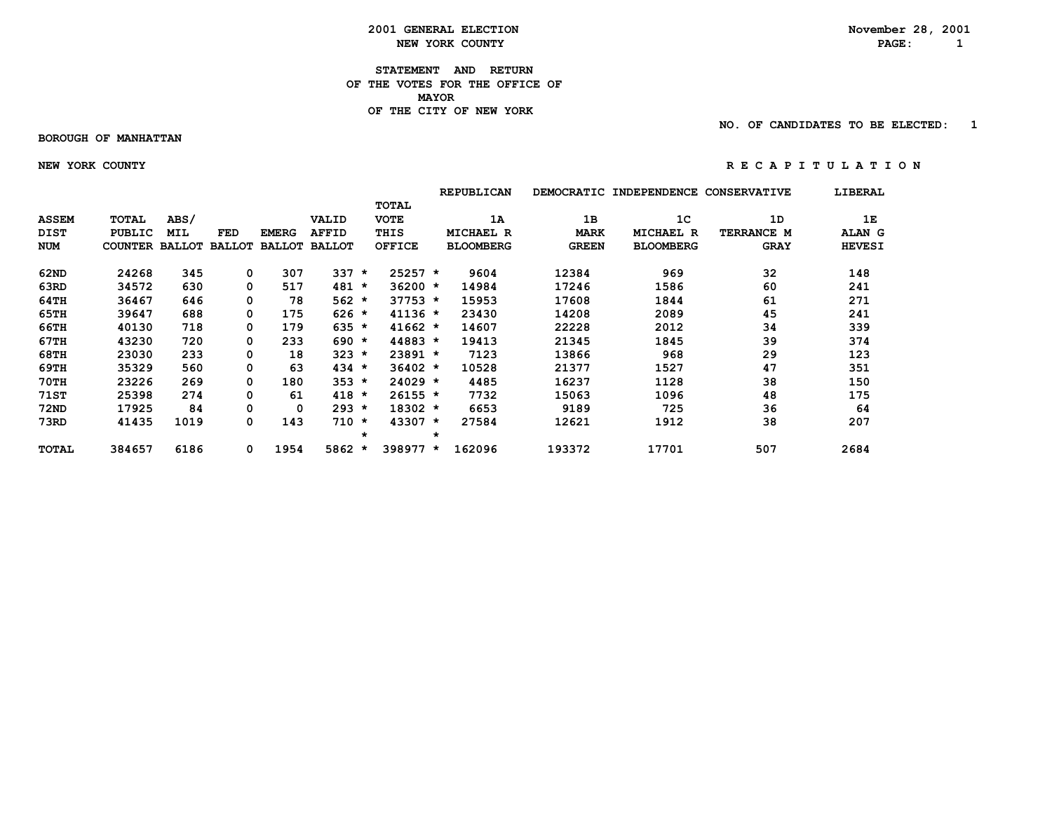# 2001 GENERAL ELECTION
## NEW YORK COUNTY

November 28, 2001

### STATEMENT AND RETURN OF THE VOTES FOR THE OFFICE OF MAYOR OF THE CITY OF NEW YORK

NO. OF CANDIDATES TO BE ELECTED: 1

BOROUGH OF MANHATTAN

NEW YORK COUNTY

R E C A P I T U L A T I O N

| | | | | | | | | REPUBLICAN | DEMOCRATIC | INDEPENDENCE | CONSERVATIVE | LIBERAL |
|---|---|---|---|---|---|---|---|---|---|---|---|---|
| ASSEM DIST NUM | TOTAL PUBLIC COUNTER | ABS/ MIL BALLOT | FED BALLOT | EMERG BALLOT | VALID AFFID BALLOT | | TOTAL VOTE THIS OFFICE | 1A MICHAEL R BLOOMBERG | 1B MARK GREEN | 1C MICHAEL R BLOOMBERG | 1D TERRANCE M GRAY | 1E ALAN G HEVESI |
| 62ND | 24268 | 345 | 0 | 307 | 337 | * | 25257 * | 9604 | 12384 | 969 | 32 | 148 |
| 63RD | 34572 | 630 | 0 | 517 | 481 | * | 36200 * | 14984 | 17246 | 1586 | 60 | 241 |
| 64TH | 36467 | 646 | 0 | 78 | 562 | * | 37753 * | 15953 | 17608 | 1844 | 61 | 271 |
| 65TH | 39647 | 688 | 0 | 175 | 626 | * | 41136 * | 23430 | 14208 | 2089 | 45 | 241 |
| 66TH | 40130 | 718 | 0 | 179 | 635 | * | 41662 * | 14607 | 22228 | 2012 | 34 | 339 |
| 67TH | 43230 | 720 | 0 | 233 | 690 | * | 44883 * | 19413 | 21345 | 1845 | 39 | 374 |
| 68TH | 23030 | 233 | 0 | 18 | 323 | * | 23891 * | 7123 | 13866 | 968 | 29 | 123 |
| 69TH | 35329 | 560 | 0 | 63 | 434 | * | 36402 * | 10528 | 21377 | 1527 | 47 | 351 |
| 70TH | 23226 | 269 | 0 | 180 | 353 | * | 24029 * | 4485 | 16237 | 1128 | 38 | 150 |
| 71ST | 25398 | 274 | 0 | 61 | 418 | * | 26155 * | 7732 | 15063 | 1096 | 48 | 175 |
| 72ND | 17925 | 84 | 0 | 0 | 293 | * | 18302 * | 6653 | 9189 | 725 | 36 | 64 |
| 73RD | 41435 | 1019 | 0 | 143 | 710 | * | 43307 * | 27584 | 12621 | 1912 | 38 | 207 |
| | | | | | | * | * | | | | | |
| TOTAL | 384657 | 6186 | 0 | 1954 | 5862 | * | 398977 * | 162096 | 193372 | 17701 | 507 | 2684 |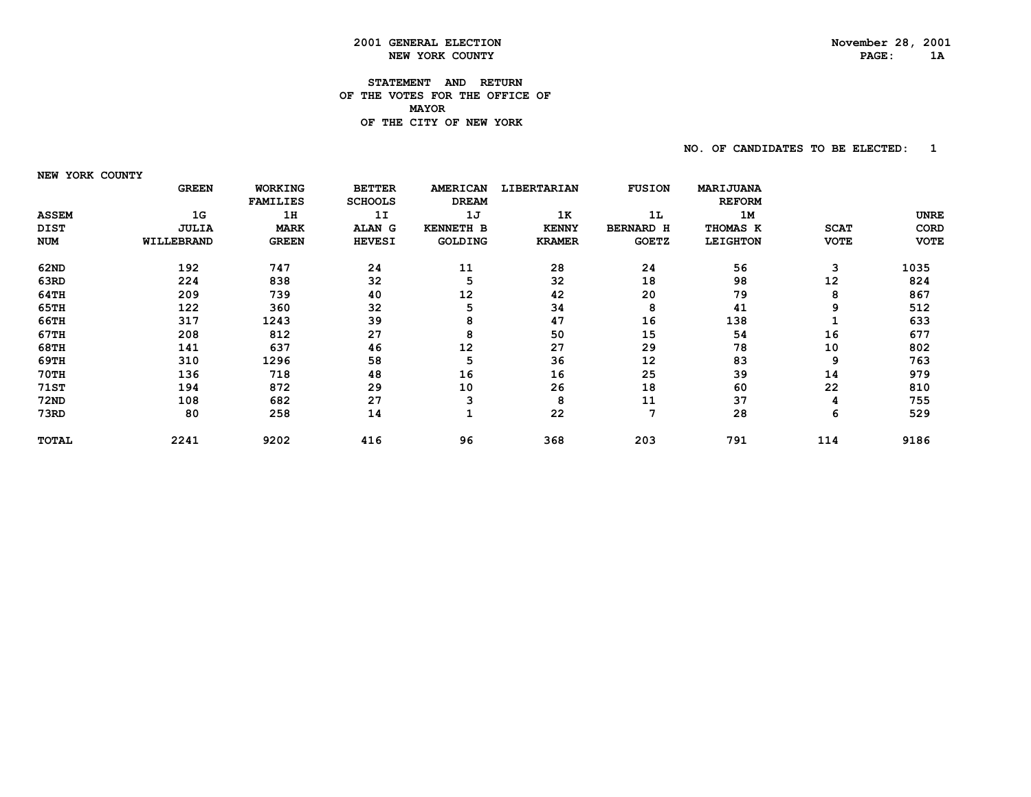# 2001 GENERAL ELECTION
## NEW YORK COUNTY

November 28, 2001

### STATEMENT AND RETURN
### OF THE VOTES FOR THE OFFICE OF
### MAYOR
### OF THE CITY OF NEW YORK

NO. OF CANDIDATES TO BE ELECTED: 1

NEW YORK COUNTY

| ASSEM DIST NUM | GREEN 1G JULIA WILLEBRAND | WORKING FAMILIES 1H MARK GREEN | BETTER SCHOOLS 1I ALAN G HEVESI | AMERICAN DREAM 1J KENNETH B GOLDING | LIBERTARIAN 1K KENNY KRAMER | FUSION 1L BERNARD H GOETZ | MARIJUANA REFORM 1M THOMAS K LEIGHTON | SCAT VOTE | UNRECORD VOTE |
|---|---|---|---|---|---|---|---|---|---|
| 62ND | 192 | 747 | 24 | 11 | 28 | 24 | 56 | 3 | 1035 |
| 63RD | 224 | 838 | 32 | 5 | 32 | 18 | 98 | 12 | 824 |
| 64TH | 209 | 739 | 40 | 12 | 42 | 20 | 79 | 8 | 867 |
| 65TH | 122 | 360 | 32 | 5 | 34 | 8 | 41 | 9 | 512 |
| 66TH | 317 | 1243 | 39 | 8 | 47 | 16 | 138 | 1 | 633 |
| 67TH | 208 | 812 | 27 | 8 | 50 | 15 | 54 | 16 | 677 |
| 68TH | 141 | 637 | 46 | 12 | 27 | 29 | 78 | 10 | 802 |
| 69TH | 310 | 1296 | 58 | 5 | 36 | 12 | 83 | 9 | 763 |
| 70TH | 136 | 718 | 48 | 16 | 16 | 25 | 39 | 14 | 979 |
| 71ST | 194 | 872 | 29 | 10 | 26 | 18 | 60 | 22 | 810 |
| 72ND | 108 | 682 | 27 | 3 | 8 | 11 | 37 | 4 | 755 |
| 73RD | 80 | 258 | 14 | 1 | 22 | 7 | 28 | 6 | 529 |
| TOTAL | 2241 | 9202 | 416 | 96 | 368 | 203 | 791 | 114 | 9186 |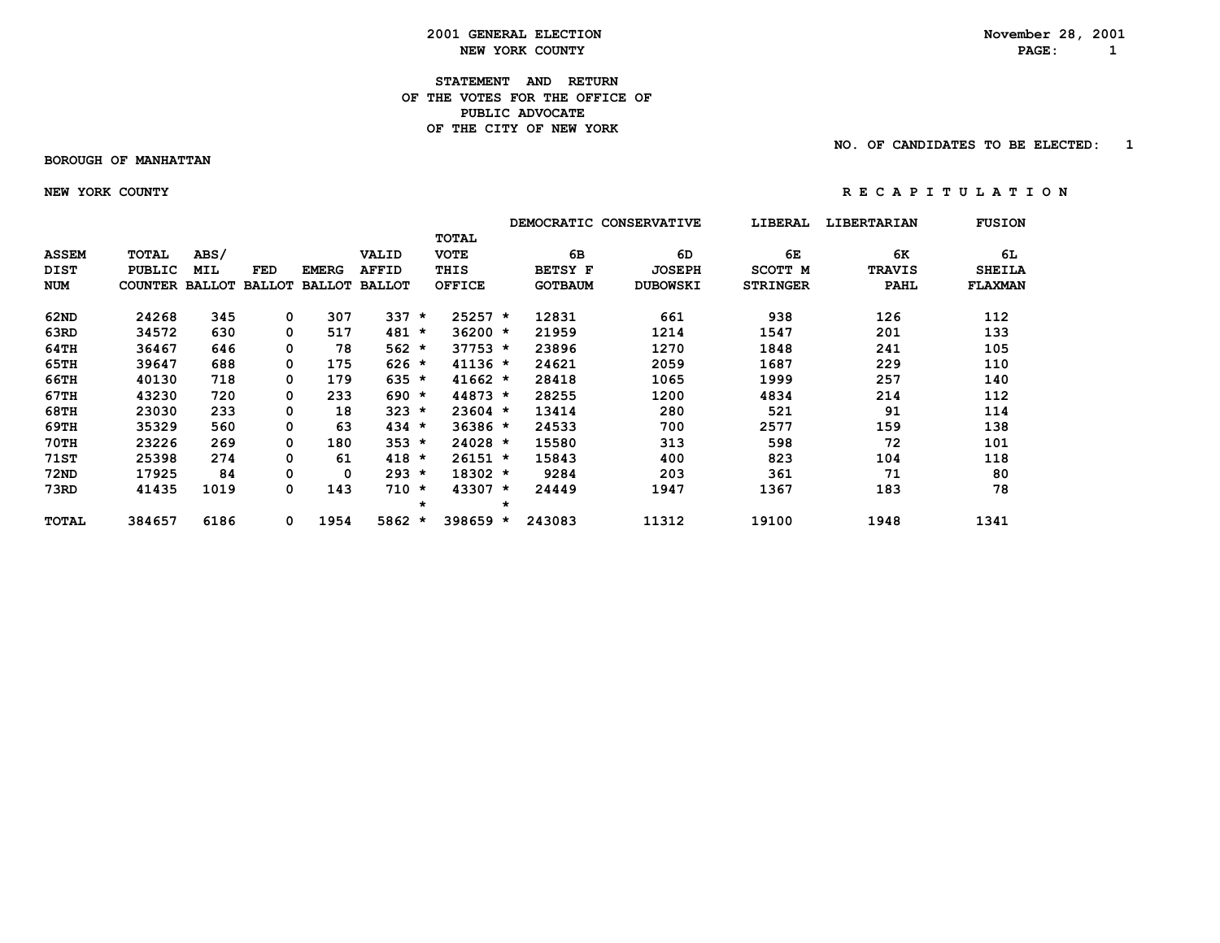# 2001 GENERAL ELECTION
## NEW YORK COUNTY

November 28, 2001

### STATEMENT AND RETURN OF THE VOTES FOR THE OFFICE OF PUBLIC ADVOCATE OF THE CITY OF NEW YORK

NO. OF CANDIDATES TO BE ELECTED: 1

**BOROUGH OF MANHATTAN**

**NEW YORK COUNTY** — R E C A P I T U L A T I O N

| | | | | | | | | DEMOCRATIC | CONSERVATIVE | LIBERAL | LIBERTARIAN | FUSION |
|---|---|---|---|---|---|---|---|---|---|---|---|---|
| ASSEM DIST NUM | TOTAL PUBLIC COUNTER | ABS/ MIL BALLOT | FED BALLOT | EMERG BALLOT | VALID AFFID BALLOT | | TOTAL VOTE THIS OFFICE | 6B BETSY F GOTBAUM | 6D JOSEPH DUBOWSKI | 6E SCOTT M STRINGER | 6K TRAVIS PAHL | 6L SHEILA FLAXMAN |
| 62ND | 24268 | 345 | 0 | 307 | 337 | * | 25257 * | 12831 | 661 | 938 | 126 | 112 |
| 63RD | 34572 | 630 | 0 | 517 | 481 | * | 36200 * | 21959 | 1214 | 1547 | 201 | 133 |
| 64TH | 36467 | 646 | 0 | 78 | 562 | * | 37753 * | 23896 | 1270 | 1848 | 241 | 105 |
| 65TH | 39647 | 688 | 0 | 175 | 626 | * | 41136 * | 24621 | 2059 | 1687 | 229 | 110 |
| 66TH | 40130 | 718 | 0 | 179 | 635 | * | 41662 * | 28418 | 1065 | 1999 | 257 | 140 |
| 67TH | 43230 | 720 | 0 | 233 | 690 | * | 44873 * | 28255 | 1200 | 4834 | 214 | 112 |
| 68TH | 23030 | 233 | 0 | 18 | 323 | * | 23604 * | 13414 | 280 | 521 | 91 | 114 |
| 69TH | 35329 | 560 | 0 | 63 | 434 | * | 36386 * | 24533 | 700 | 2577 | 159 | 138 |
| 70TH | 23226 | 269 | 0 | 180 | 353 | * | 24028 * | 15580 | 313 | 598 | 72 | 101 |
| 71ST | 25398 | 274 | 0 | 61 | 418 | * | 26151 * | 15843 | 400 | 823 | 104 | 118 |
| 72ND | 17925 | 84 | 0 | 0 | 293 | * | 18302 * | 9284 | 203 | 361 | 71 | 80 |
| 73RD | 41435 | 1019 | 0 | 143 | 710 | * | 43307 * | 24449 | 1947 | 1367 | 183 | 78 |
| | | | | | | * | * | | | | | |
| TOTAL | 384657 | 6186 | 0 | 1954 | 5862 | * | 398659 * | 243083 | 11312 | 19100 | 1948 | 1341 |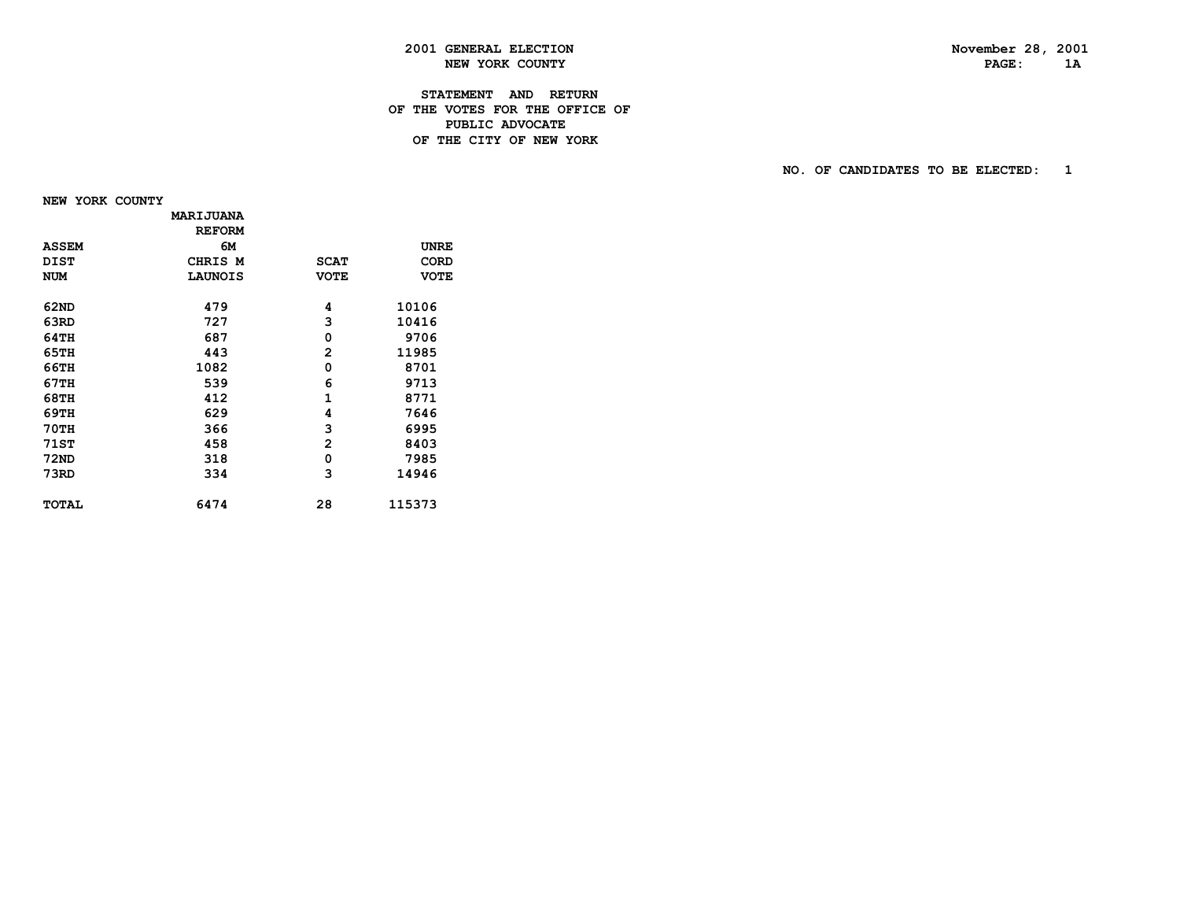**2001 GENERAL ELECTION**
**NEW YORK COUNTY**

**November 28, 2001**

# STATEMENT AND RETURN OF THE VOTES FOR THE OFFICE OF PUBLIC ADVOCATE OF THE CITY OF NEW YORK

**NO. OF CANDIDATES TO BE ELECTED: 1**

**NEW YORK COUNTY**

| ASSEM DIST NUM | MARIJUANA REFORM 6M CHRIS M LAUNOIS | SCAT VOTE | UNRE CORD VOTE |
|---|---|---|---|
| 62ND | 479 | 4 | 10106 |
| 63RD | 727 | 3 | 10416 |
| 64TH | 687 | 0 | 9706 |
| 65TH | 443 | 2 | 11985 |
| 66TH | 1082 | 0 | 8701 |
| 67TH | 539 | 6 | 9713 |
| 68TH | 412 | 1 | 8771 |
| 69TH | 629 | 4 | 7646 |
| 70TH | 366 | 3 | 6995 |
| 71ST | 458 | 2 | 8403 |
| 72ND | 318 | 0 | 7985 |
| 73RD | 334 | 3 | 14946 |
| TOTAL | 6474 | 28 | 115373 |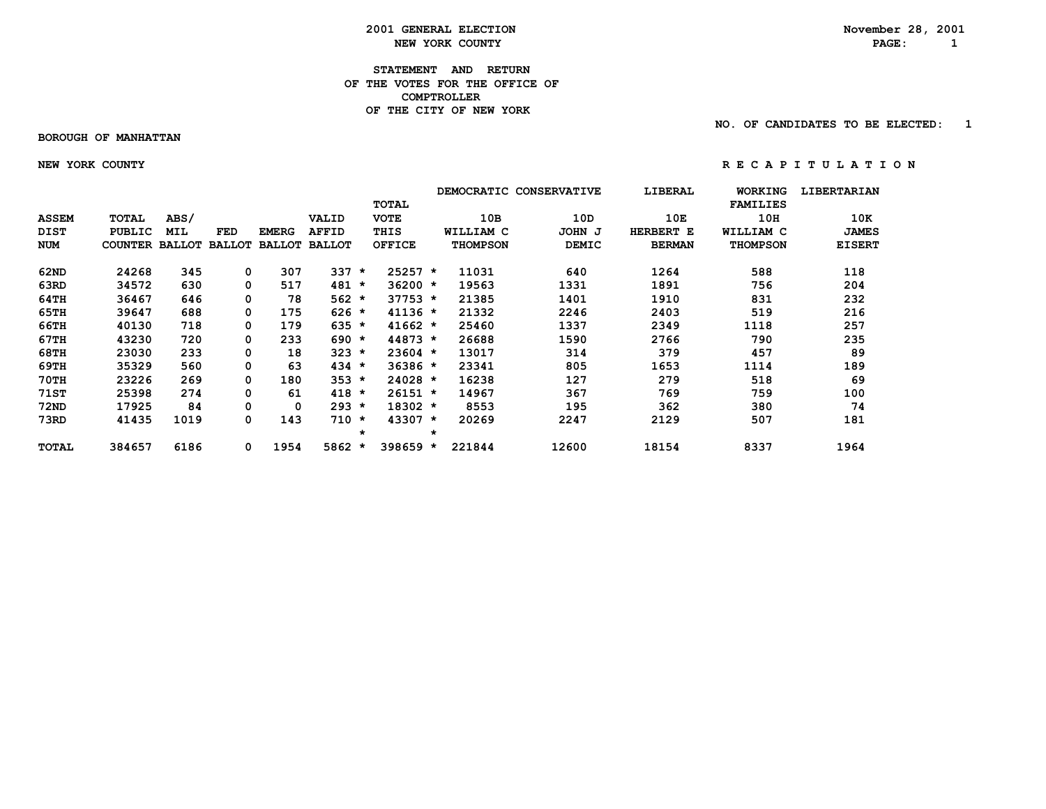# 2001 GENERAL ELECTION
## NEW YORK COUNTY

November 28, 2001

**STATEMENT AND RETURN OF THE VOTES FOR THE OFFICE OF COMPTROLLER OF THE CITY OF NEW YORK**

NO. OF CANDIDATES TO BE ELECTED: 1

BOROUGH OF MANHATTAN

NEW YORK COUNTY

R E C A P I T U L A T I O N

| ASSEM DIST NUM | TOTAL PUBLIC COUNTER | ABS/ MIL BALLOT | FED BALLOT | EMERG BALLOT | VALID AFFID BALLOT | | TOTAL VOTE THIS OFFICE | | DEMOCRATIC 10B WILLIAM C THOMPSON | CONSERVATIVE 10D JOHN J DEMIC | LIBERAL 10E HERBERT E BERMAN | WORKING FAMILIES 10H WILLIAM C THOMPSON | LIBERTARIAN 10K JAMES EISERT |
|---|---|---|---|---|---|---|---|---|---|---|---|---|---|
| 62ND | 24268 | 345 | 0 | 307 | 337 | * | 25257 | * | 11031 | 640 | 1264 | 588 | 118 |
| 63RD | 34572 | 630 | 0 | 517 | 481 | * | 36200 | * | 19563 | 1331 | 1891 | 756 | 204 |
| 64TH | 36467 | 646 | 0 | 78 | 562 | * | 37753 | * | 21385 | 1401 | 1910 | 831 | 232 |
| 65TH | 39647 | 688 | 0 | 175 | 626 | * | 41136 | * | 21332 | 2246 | 2403 | 519 | 216 |
| 66TH | 40130 | 718 | 0 | 179 | 635 | * | 41662 | * | 25460 | 1337 | 2349 | 1118 | 257 |
| 67TH | 43230 | 720 | 0 | 233 | 690 | * | 44873 | * | 26688 | 1590 | 2766 | 790 | 235 |
| 68TH | 23030 | 233 | 0 | 18 | 323 | * | 23604 | * | 13017 | 314 | 379 | 457 | 89 |
| 69TH | 35329 | 560 | 0 | 63 | 434 | * | 36386 | * | 23341 | 805 | 1653 | 1114 | 189 |
| 70TH | 23226 | 269 | 0 | 180 | 353 | * | 24028 | * | 16238 | 127 | 279 | 518 | 69 |
| 71ST | 25398 | 274 | 0 | 61 | 418 | * | 26151 | * | 14967 | 367 | 769 | 759 | 100 |
| 72ND | 17925 | 84 | 0 | 0 | 293 | * | 18302 | * | 8553 | 195 | 362 | 380 | 74 |
| 73RD | 41435 | 1019 | 0 | 143 | 710 | * | 43307 | * | 20269 | 2247 | 2129 | 507 | 181 |
| | | | | | | * | | * | | | | | |
| TOTAL | 384657 | 6186 | 0 | 1954 | 5862 | * | 398659 | * | 221844 | 12600 | 18154 | 8337 | 1964 |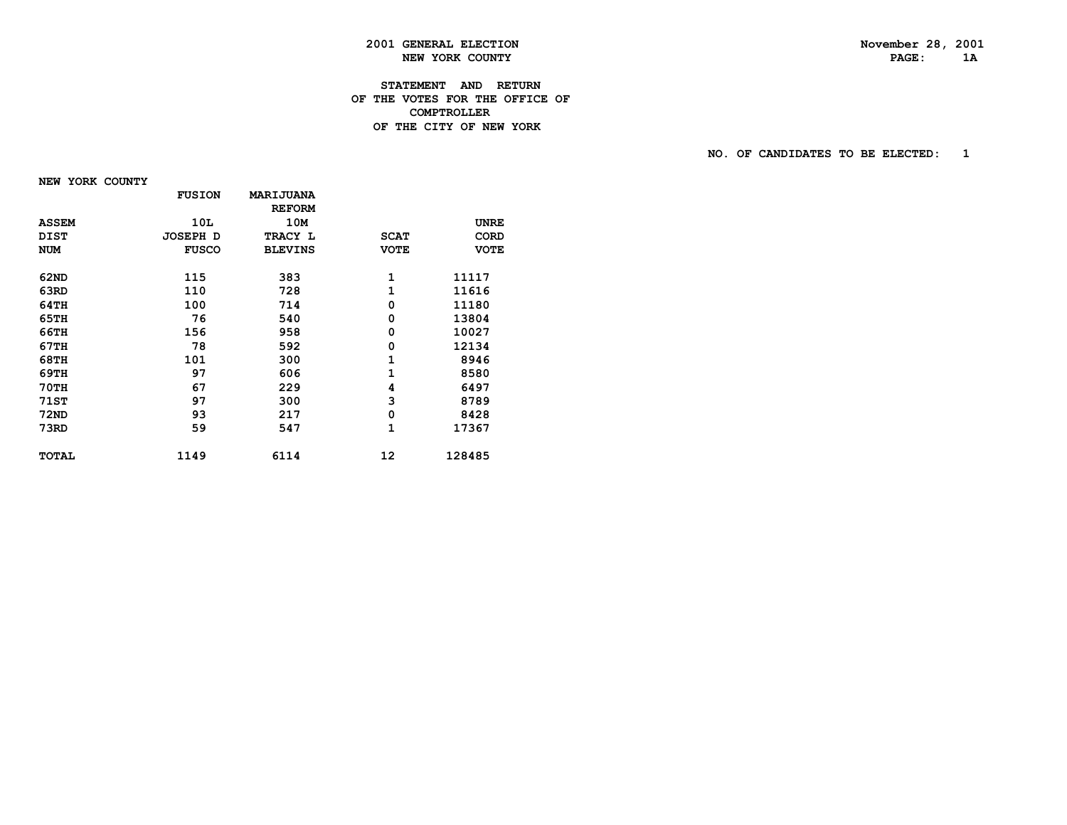# 2001 GENERAL ELECTION
## NEW YORK COUNTY

November 28, 2001

### STATEMENT AND RETURN OF THE VOTES FOR THE OFFICE OF COMPTROLLER OF THE CITY OF NEW YORK

NO. OF CANDIDATES TO BE ELECTED: 1

NEW YORK COUNTY

| ASSEM DIST NUM | FUSION 10L JOSEPH D FUSCO | MARIJUANA REFORM 10M TRACY L BLEVINS | SCAT VOTE | UNRE CORD VOTE |
|---|---|---|---|---|
| 62ND | 115 | 383 | 1 | 11117 |
| 63RD | 110 | 728 | 1 | 11616 |
| 64TH | 100 | 714 | 0 | 11180 |
| 65TH | 76 | 540 | 0 | 13804 |
| 66TH | 156 | 958 | 0 | 10027 |
| 67TH | 78 | 592 | 0 | 12134 |
| 68TH | 101 | 300 | 1 | 8946 |
| 69TH | 97 | 606 | 1 | 8580 |
| 70TH | 67 | 229 | 4 | 6497 |
| 71ST | 97 | 300 | 3 | 8789 |
| 72ND | 93 | 217 | 0 | 8428 |
| 73RD | 59 | 547 | 1 | 17367 |
| TOTAL | 1149 | 6114 | 12 | 128485 |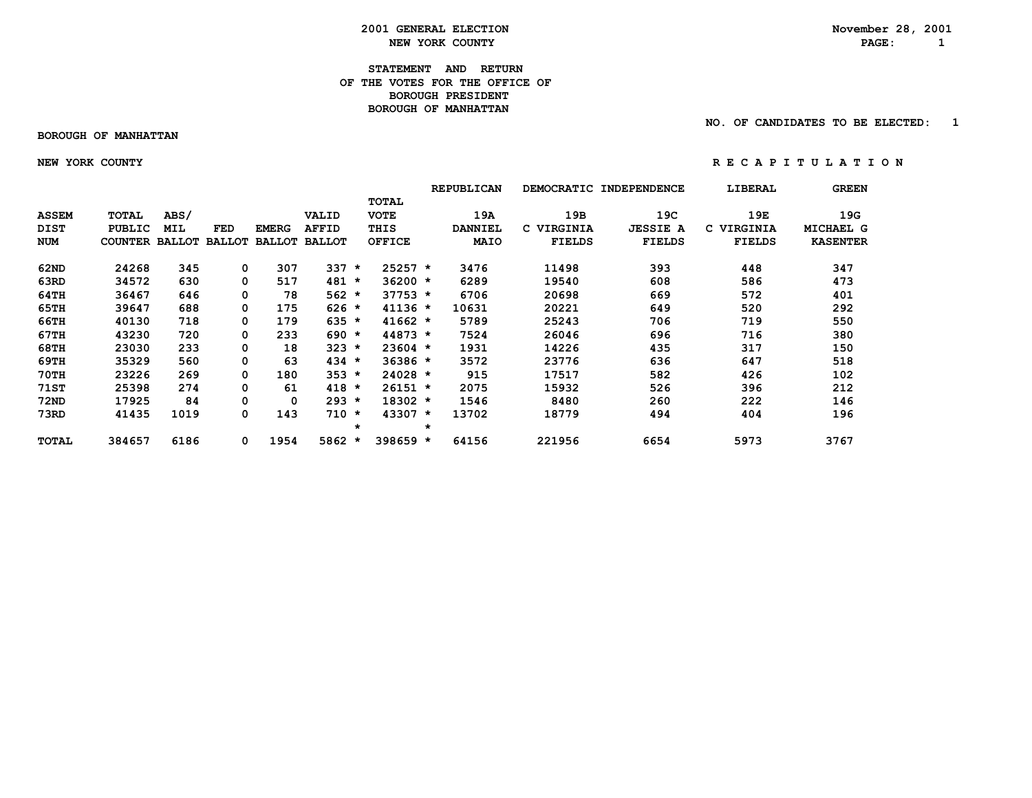# 2001 GENERAL ELECTION
## NEW YORK COUNTY

November 28, 2001

### STATEMENT AND RETURN OF THE VOTES FOR THE OFFICE OF BOROUGH PRESIDENT BOROUGH OF MANHATTAN

NO. OF CANDIDATES TO BE ELECTED: 1

BOROUGH OF MANHATTAN

NEW YORK COUNTY

R E C A P I T U L A T I O N

| | | | | | | | REPUBLICAN | DEMOCRATIC | INDEPENDENCE | LIBERAL | GREEN |
|---|---|---|---|---|---|---|---|---|---|---|---|
| ASSEM DIST NUM | TOTAL PUBLIC COUNTER | ABS/ MIL BALLOT | FED BALLOT | EMERG BALLOT | VALID AFFID BALLOT | TOTAL VOTE THIS OFFICE | 19A DANNIEL MAIO | 19B C VIRGINIA FIELDS | 19C JESSIE A FIELDS | 19E C VIRGINIA FIELDS | 19G MICHAEL G KASENTER |
| 62ND | 24268 | 345 | 0 | 307 | 337 * | 25257 * | 3476 | 11498 | 393 | 448 | 347 |
| 63RD | 34572 | 630 | 0 | 517 | 481 * | 36200 * | 6289 | 19540 | 608 | 586 | 473 |
| 64TH | 36467 | 646 | 0 | 78 | 562 * | 37753 * | 6706 | 20698 | 669 | 572 | 401 |
| 65TH | 39647 | 688 | 0 | 175 | 626 * | 41136 * | 10631 | 20221 | 649 | 520 | 292 |
| 66TH | 40130 | 718 | 0 | 179 | 635 * | 41662 * | 5789 | 25243 | 706 | 719 | 550 |
| 67TH | 43230 | 720 | 0 | 233 | 690 * | 44873 * | 7524 | 26046 | 696 | 716 | 380 |
| 68TH | 23030 | 233 | 0 | 18 | 323 * | 23604 * | 1931 | 14226 | 435 | 317 | 150 |
| 69TH | 35329 | 560 | 0 | 63 | 434 * | 36386 * | 3572 | 23776 | 636 | 647 | 518 |
| 70TH | 23226 | 269 | 0 | 180 | 353 * | 24028 * | 915 | 17517 | 582 | 426 | 102 |
| 71ST | 25398 | 274 | 0 | 61 | 418 * | 26151 * | 2075 | 15932 | 526 | 396 | 212 |
| 72ND | 17925 | 84 | 0 | 0 | 293 * | 18302 * | 1546 | 8480 | 260 | 222 | 146 |
| 73RD | 41435 | 1019 | 0 | 143 | 710 * | 43307 * | 13702 | 18779 | 494 | 404 | 196 |
| TOTAL | 384657 | 6186 | 0 | 1954 | 5862 * | 398659 * | 64156 | 221956 | 6654 | 5973 | 3767 |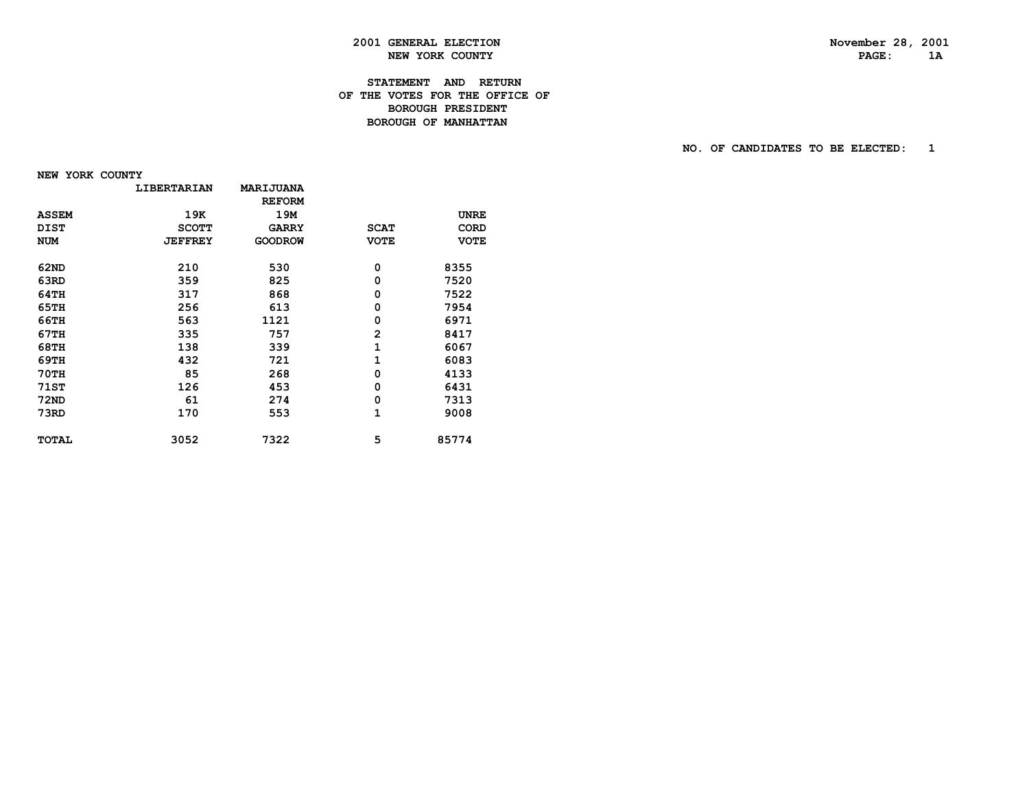2001 GENERAL ELECTION
NEW YORK COUNTY

November 28, 2001

## STATEMENT AND RETURN
## OF THE VOTES FOR THE OFFICE OF
## BOROUGH PRESIDENT
## BOROUGH OF MANHATTAN

NO. OF CANDIDATES TO BE ELECTED: 1

NEW YORK COUNTY

| ASSEM DIST NUM | LIBERTARIAN 19K SCOTT JEFFREY | MARIJUANA REFORM 19M GARRY GOODROW | SCAT VOTE | UNRECORD VOTE |
|---|---|---|---|---|
| 62ND | 210 | 530 | 0 | 8355 |
| 63RD | 359 | 825 | 0 | 7520 |
| 64TH | 317 | 868 | 0 | 7522 |
| 65TH | 256 | 613 | 0 | 7954 |
| 66TH | 563 | 1121 | 0 | 6971 |
| 67TH | 335 | 757 | 2 | 8417 |
| 68TH | 138 | 339 | 1 | 6067 |
| 69TH | 432 | 721 | 1 | 6083 |
| 70TH | 85 | 268 | 0 | 4133 |
| 71ST | 126 | 453 | 0 | 6431 |
| 72ND | 61 | 274 | 0 | 7313 |
| 73RD | 170 | 553 | 1 | 9008 |
| TOTAL | 3052 | 7322 | 5 | 85774 |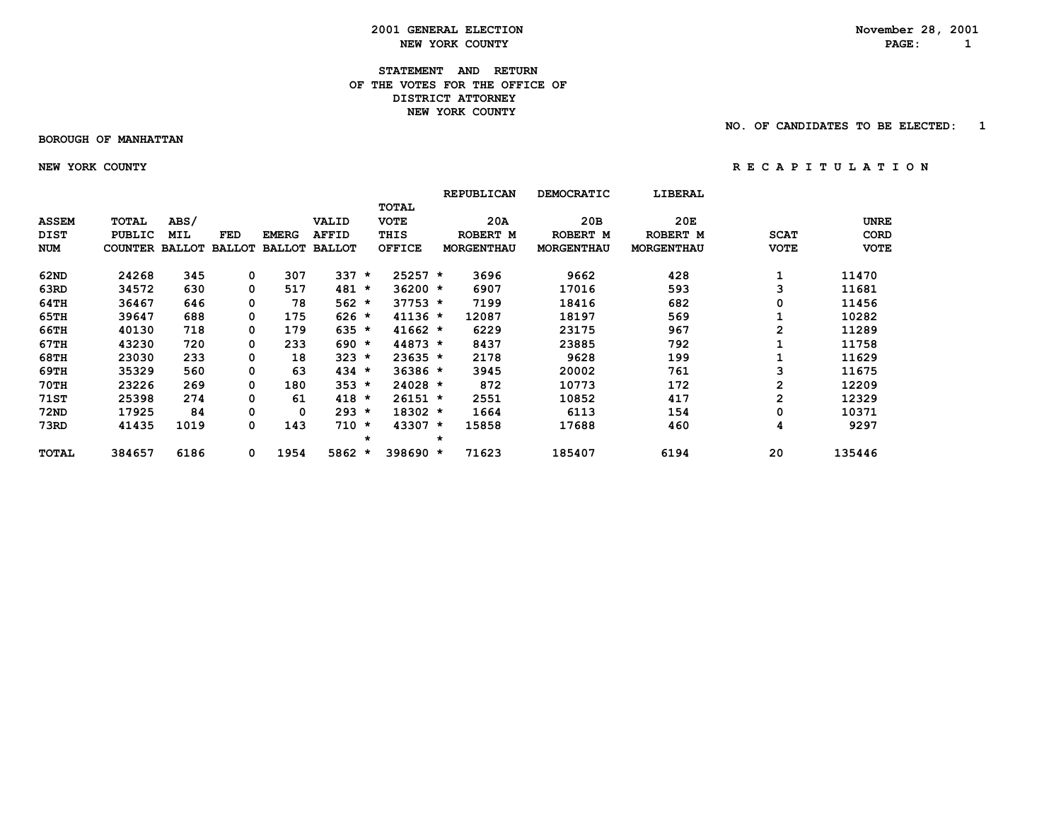# 2001 GENERAL ELECTION
## NEW YORK COUNTY

November 28, 2001

### STATEMENT AND RETURN OF THE VOTES FOR THE OFFICE OF DISTRICT ATTORNEY NEW YORK COUNTY

NO. OF CANDIDATES TO BE ELECTED: 1

BOROUGH OF MANHATTAN

NEW YORK COUNTY

R E C A P I T U L A T I O N

| ASSEM DIST NUM | TOTAL PUBLIC COUNTER | ABS/ MIL BALLOT | FED BALLOT | EMERG BALLOT | VALID AFFID BALLOT | | TOTAL VOTE THIS OFFICE | | REPUBLICAN 20A ROBERT M MORGENTHAU | DEMOCRATIC 20B ROBERT M MORGENTHAU | LIBERAL 20E ROBERT M MORGENTHAU | SCAT VOTE | UNRE CORD VOTE |
|---|---|---|---|---|---|---|---|---|---|---|---|---|---|
| 62ND | 24268 | 345 | 0 | 307 | 337 | * | 25257 | * | 3696 | 9662 | 428 | 1 | 11470 |
| 63RD | 34572 | 630 | 0 | 517 | 481 | * | 36200 | * | 6907 | 17016 | 593 | 3 | 11681 |
| 64TH | 36467 | 646 | 0 | 78 | 562 | * | 37753 | * | 7199 | 18416 | 682 | 0 | 11456 |
| 65TH | 39647 | 688 | 0 | 175 | 626 | * | 41136 | * | 12087 | 18197 | 569 | 1 | 10282 |
| 66TH | 40130 | 718 | 0 | 179 | 635 | * | 41662 | * | 6229 | 23175 | 967 | 2 | 11289 |
| 67TH | 43230 | 720 | 0 | 233 | 690 | * | 44873 | * | 8437 | 23885 | 792 | 1 | 11758 |
| 68TH | 23030 | 233 | 0 | 18 | 323 | * | 23635 | * | 2178 | 9628 | 199 | 1 | 11629 |
| 69TH | 35329 | 560 | 0 | 63 | 434 | * | 36386 | * | 3945 | 20002 | 761 | 3 | 11675 |
| 70TH | 23226 | 269 | 0 | 180 | 353 | * | 24028 | * | 872 | 10773 | 172 | 2 | 12209 |
| 71ST | 25398 | 274 | 0 | 61 | 418 | * | 26151 | * | 2551 | 10852 | 417 | 2 | 12329 |
| 72ND | 17925 | 84 | 0 | 0 | 293 | * | 18302 | * | 1664 | 6113 | 154 | 0 | 10371 |
| 73RD | 41435 | 1019 | 0 | 143 | 710 | * | 43307 | * | 15858 | 17688 | 460 | 4 | 9297 |
| | | | | | | * | | * | | | | | |
| TOTAL | 384657 | 6186 | 0 | 1954 | 5862 | * | 398690 | * | 71623 | 185407 | 6194 | 20 | 135446 |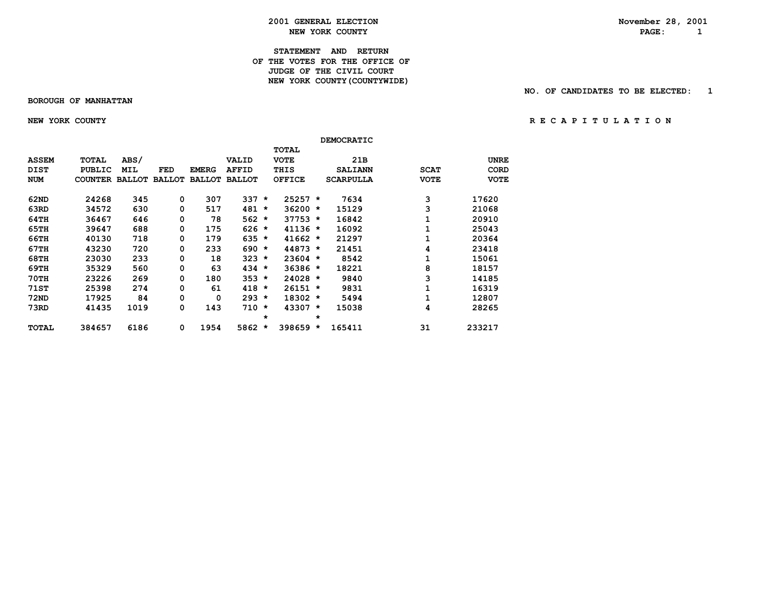# 2001 GENERAL ELECTION
## NEW YORK COUNTY

November 28, 2001

### STATEMENT AND RETURN OF THE VOTES FOR THE OFFICE OF JUDGE OF THE CIVIL COURT NEW YORK COUNTY(COUNTYWIDE)

NO. OF CANDIDATES TO BE ELECTED: 1

BOROUGH OF MANHATTAN

NEW YORK COUNTY

R E C A P I T U L A T I O N

| ASSEM DIST NUM | TOTAL PUBLIC COUNTER | ABS/ MIL BALLOT | FED BALLOT | EMERG BALLOT | VALID AFFID BALLOT | | TOTAL VOTE THIS OFFICE | | DEMOCRATIC 21B SALIANN SCARPULLA | SCAT VOTE | UNRE CORD VOTE |
|---|---|---|---|---|---|---|---|---|---|---|---|
| 62ND | 24268 | 345 | 0 | 307 | 337 | * | 25257 | * | 7634 | 3 | 17620 |
| 63RD | 34572 | 630 | 0 | 517 | 481 | * | 36200 | * | 15129 | 3 | 21068 |
| 64TH | 36467 | 646 | 0 | 78 | 562 | * | 37753 | * | 16842 | 1 | 20910 |
| 65TH | 39647 | 688 | 0 | 175 | 626 | * | 41136 | * | 16092 | 1 | 25043 |
| 66TH | 40130 | 718 | 0 | 179 | 635 | * | 41662 | * | 21297 | 1 | 20364 |
| 67TH | 43230 | 720 | 0 | 233 | 690 | * | 44873 | * | 21451 | 4 | 23418 |
| 68TH | 23030 | 233 | 0 | 18 | 323 | * | 23604 | * | 8542 | 1 | 15061 |
| 69TH | 35329 | 560 | 0 | 63 | 434 | * | 36386 | * | 18221 | 8 | 18157 |
| 70TH | 23226 | 269 | 0 | 180 | 353 | * | 24028 | * | 9840 | 3 | 14185 |
| 71ST | 25398 | 274 | 0 | 61 | 418 | * | 26151 | * | 9831 | 1 | 16319 |
| 72ND | 17925 | 84 | 0 | 0 | 293 | * | 18302 | * | 5494 | 1 | 12807 |
| 73RD | 41435 | 1019 | 0 | 143 | 710 | * | 43307 | * | 15038 | 4 | 28265 |
| | | | | | | * | | * | | | |
| TOTAL | 384657 | 6186 | 0 | 1954 | 5862 | * | 398659 | * | 165411 | 31 | 233217 |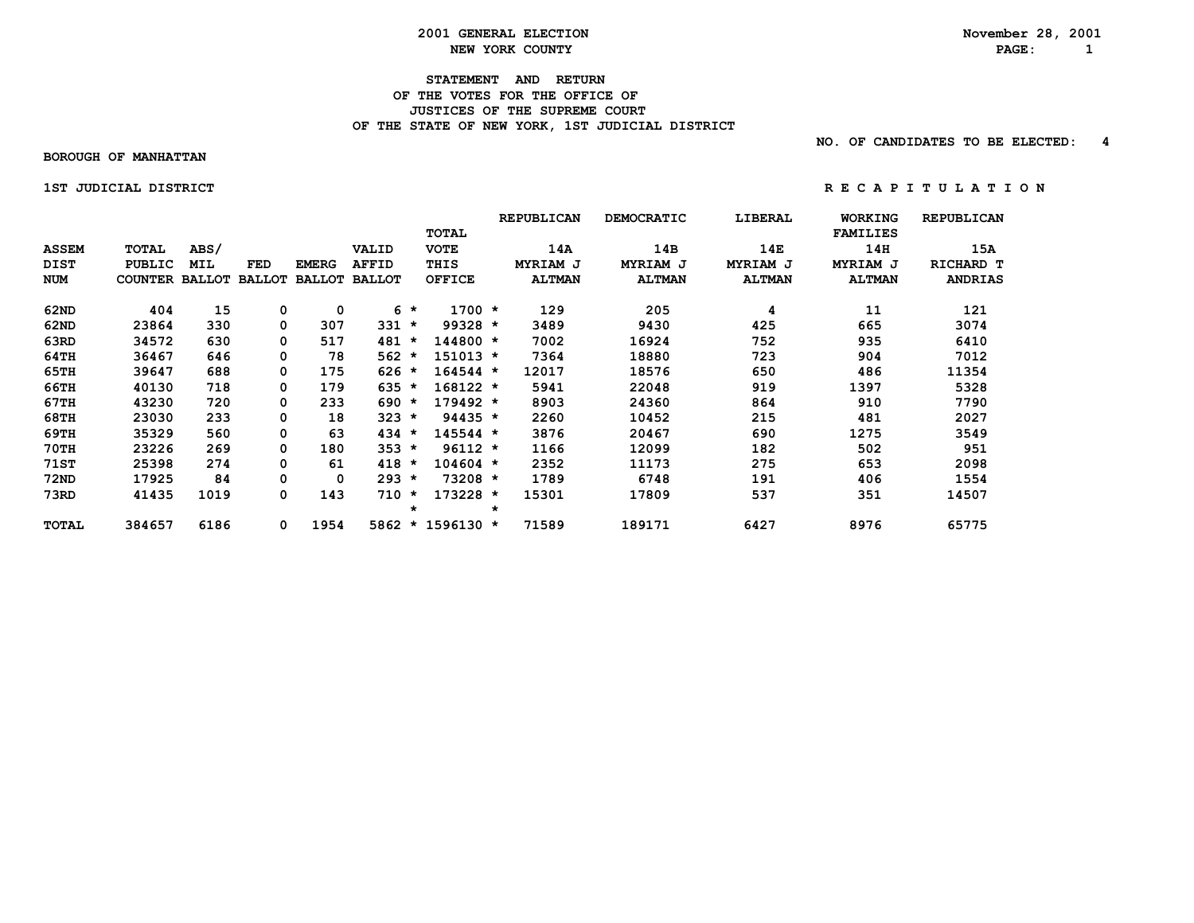**2001 GENERAL ELECTION**
**NEW YORK COUNTY**

November 28, 2001

## STATEMENT AND RETURN OF THE VOTES FOR THE OFFICE OF JUSTICES OF THE SUPREME COURT OF THE STATE OF NEW YORK, 1ST JUDICIAL DISTRICT

NO. OF CANDIDATES TO BE ELECTED: 4

**BOROUGH OF MANHATTAN**

**1ST JUDICIAL DISTRICT** — R E C A P I T U L A T I O N

| ASSEM DIST NUM | TOTAL PUBLIC COUNTER | ABS/ MIL BALLOT | FED BALLOT | EMERG BALLOT | VALID AFFID BALLOT | TOTAL VOTE THIS OFFICE | REPUBLICAN 14A MYRIAM J ALTMAN | DEMOCRATIC 14B MYRIAM J ALTMAN | LIBERAL 14E MYRIAM J ALTMAN | WORKING FAMILIES 14H MYRIAM J ALTMAN | REPUBLICAN 15A RICHARD T ANDRIAS |
|---|---|---|---|---|---|---|---|---|---|---|---|
| 62ND | 404 | 15 | 0 | 0 | 6 | 1700 | 129 | 205 | 4 | 11 | 121 |
| 62ND | 23864 | 330 | 0 | 307 | 331 | 99328 | 3489 | 9430 | 425 | 665 | 3074 |
| 63RD | 34572 | 630 | 0 | 517 | 481 | 144800 | 7002 | 16924 | 752 | 935 | 6410 |
| 64TH | 36467 | 646 | 0 | 78 | 562 | 151013 | 7364 | 18880 | 723 | 904 | 7012 |
| 65TH | 39647 | 688 | 0 | 175 | 626 | 164544 | 12017 | 18576 | 650 | 486 | 11354 |
| 66TH | 40130 | 718 | 0 | 179 | 635 | 168122 | 5941 | 22048 | 919 | 1397 | 5328 |
| 67TH | 43230 | 720 | 0 | 233 | 690 | 179492 | 8903 | 24360 | 864 | 910 | 7790 |
| 68TH | 23030 | 233 | 0 | 18 | 323 | 94435 | 2260 | 10452 | 215 | 481 | 2027 |
| 69TH | 35329 | 560 | 0 | 63 | 434 | 145544 | 3876 | 20467 | 690 | 1275 | 3549 |
| 70TH | 23226 | 269 | 0 | 180 | 353 | 96112 | 1166 | 12099 | 182 | 502 | 951 |
| 71ST | 25398 | 274 | 0 | 61 | 418 | 104604 | 2352 | 11173 | 275 | 653 | 2098 |
| 72ND | 17925 | 84 | 0 | 0 | 293 | 73208 | 1789 | 6748 | 191 | 406 | 1554 |
| 73RD | 41435 | 1019 | 0 | 143 | 710 | 173228 | 15301 | 17809 | 537 | 351 | 14507 |
| TOTAL | 384657 | 6186 | 0 | 1954 | 5862 | 1596130 | 71589 | 189171 | 6427 | 8976 | 65775 |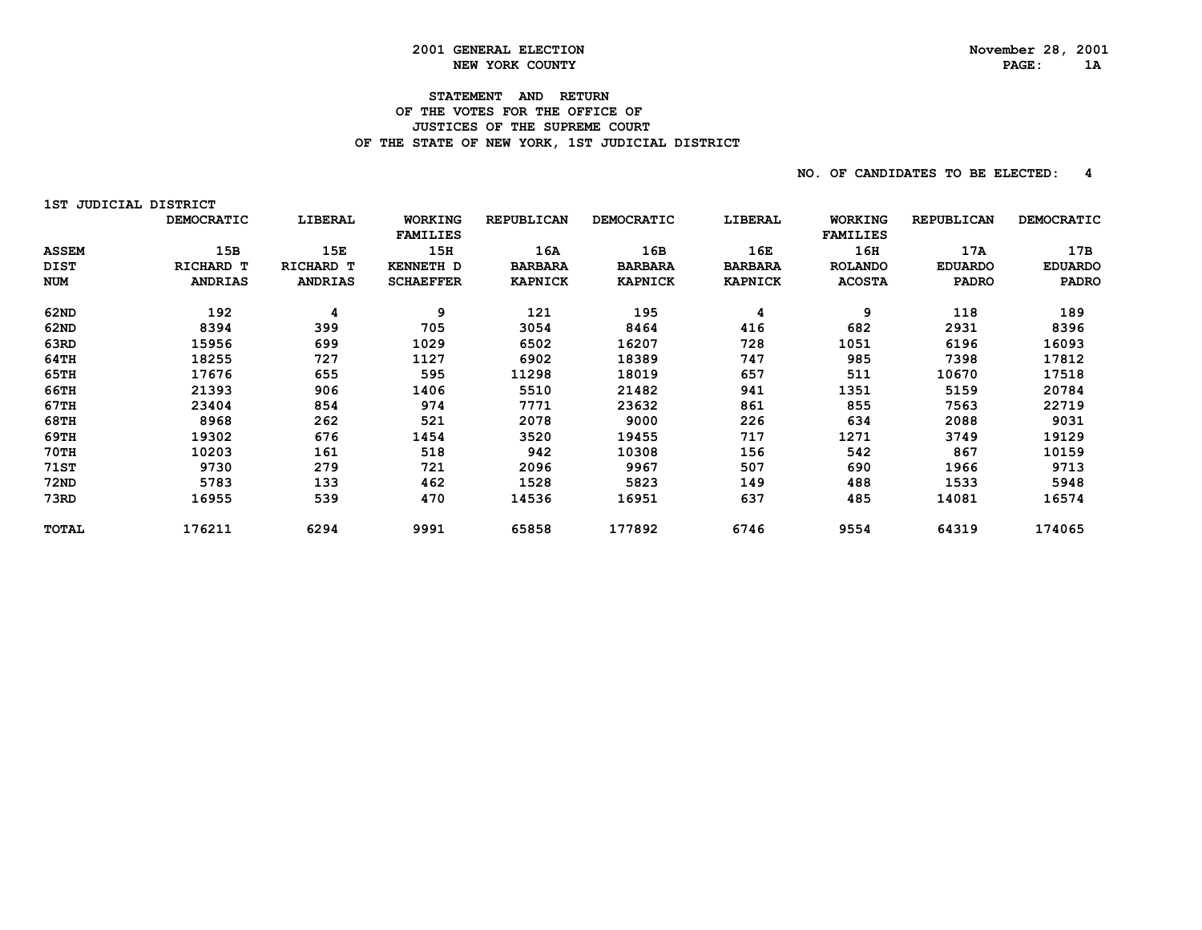**2001 GENERAL ELECTION**
**NEW YORK COUNTY**

November 28, 2001

## STATEMENT AND RETURN OF THE VOTES FOR THE OFFICE OF JUSTICES OF THE SUPREME COURT OF THE STATE OF NEW YORK, 1ST JUDICIAL DISTRICT

NO. OF CANDIDATES TO BE ELECTED: 4

1ST JUDICIAL DISTRICT

| | DEMOCRATIC | LIBERAL | WORKING FAMILIES | REPUBLICAN | DEMOCRATIC | LIBERAL | WORKING FAMILIES | REPUBLICAN | DEMOCRATIC |
|---|---|---|---|---|---|---|---|---|---|
| ASSEM DIST NUM | 15B RICHARD T ANDRIAS | 15E RICHARD T ANDRIAS | 15H KENNETH D SCHAEFFER | 16A BARBARA KAPNICK | 16B BARBARA KAPNICK | 16E BARBARA KAPNICK | 16H ROLANDO ACOSTA | 17A EDUARDO PADRO | 17B EDUARDO PADRO |
| 62ND | 192 | 4 | 9 | 121 | 195 | 4 | 9 | 118 | 189 |
| 62ND | 8394 | 399 | 705 | 3054 | 8464 | 416 | 682 | 2931 | 8396 |
| 63RD | 15956 | 699 | 1029 | 6502 | 16207 | 728 | 1051 | 6196 | 16093 |
| 64TH | 18255 | 727 | 1127 | 6902 | 18389 | 747 | 985 | 7398 | 17812 |
| 65TH | 17676 | 655 | 595 | 11298 | 18019 | 657 | 511 | 10670 | 17518 |
| 66TH | 21393 | 906 | 1406 | 5510 | 21482 | 941 | 1351 | 5159 | 20784 |
| 67TH | 23404 | 854 | 974 | 7771 | 23632 | 861 | 855 | 7563 | 22719 |
| 68TH | 8968 | 262 | 521 | 2078 | 9000 | 226 | 634 | 2088 | 9031 |
| 69TH | 19302 | 676 | 1454 | 3520 | 19455 | 717 | 1271 | 3749 | 19129 |
| 70TH | 10203 | 161 | 518 | 942 | 10308 | 156 | 542 | 867 | 10159 |
| 71ST | 9730 | 279 | 721 | 2096 | 9967 | 507 | 690 | 1966 | 9713 |
| 72ND | 5783 | 133 | 462 | 1528 | 5823 | 149 | 488 | 1533 | 5948 |
| 73RD | 16955 | 539 | 470 | 14536 | 16951 | 637 | 485 | 14081 | 16574 |
| TOTAL | 176211 | 6294 | 9991 | 65858 | 177892 | 6746 | 9554 | 64319 | 174065 |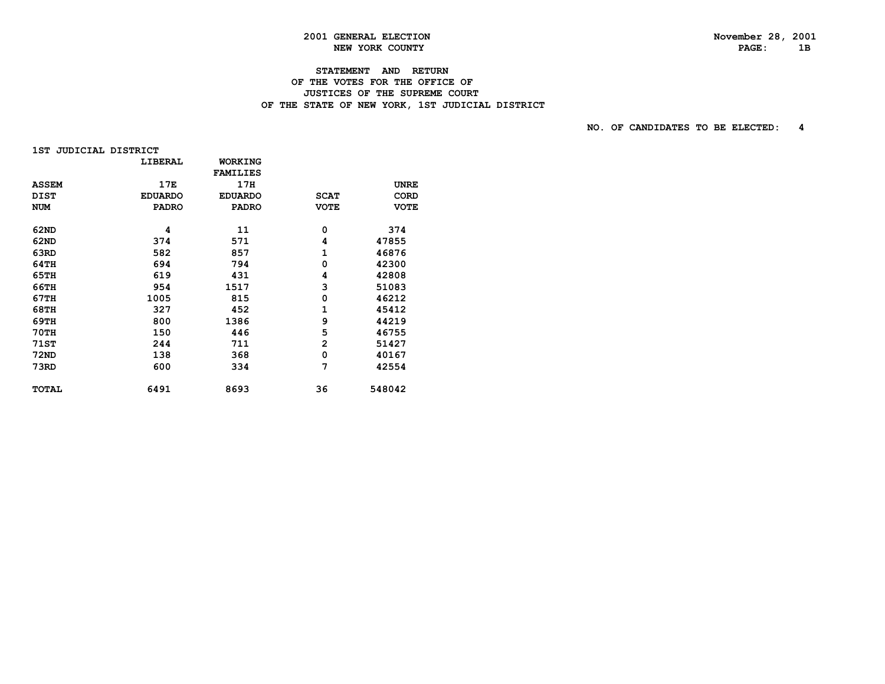**2001 GENERAL ELECTION**
**NEW YORK COUNTY**

November 28, 2001
PAGE: 1B

## STATEMENT AND RETURN OF THE VOTES FOR THE OFFICE OF JUSTICES OF THE SUPREME COURT OF THE STATE OF NEW YORK, 1ST JUDICIAL DISTRICT

NO. OF CANDIDATES TO BE ELECTED: 4

1ST JUDICIAL DISTRICT

| ASSEM DIST NUM | LIBERAL 17E EDUARDO PADRO | WORKING FAMILIES 17H EDUARDO PADRO | SCAT VOTE | UNRE CORD VOTE |
|---|---|---|---|---|
| 62ND | 4 | 11 | 0 | 374 |
| 62ND | 374 | 571 | 4 | 47855 |
| 63RD | 582 | 857 | 1 | 46876 |
| 64TH | 694 | 794 | 0 | 42300 |
| 65TH | 619 | 431 | 4 | 42808 |
| 66TH | 954 | 1517 | 3 | 51083 |
| 67TH | 1005 | 815 | 0 | 46212 |
| 68TH | 327 | 452 | 1 | 45412 |
| 69TH | 800 | 1386 | 9 | 44219 |
| 70TH | 150 | 446 | 5 | 46755 |
| 71ST | 244 | 711 | 2 | 51427 |
| 72ND | 138 | 368 | 0 | 40167 |
| 73RD | 600 | 334 | 7 | 42554 |
| TOTAL | 6491 | 8693 | 36 | 548042 |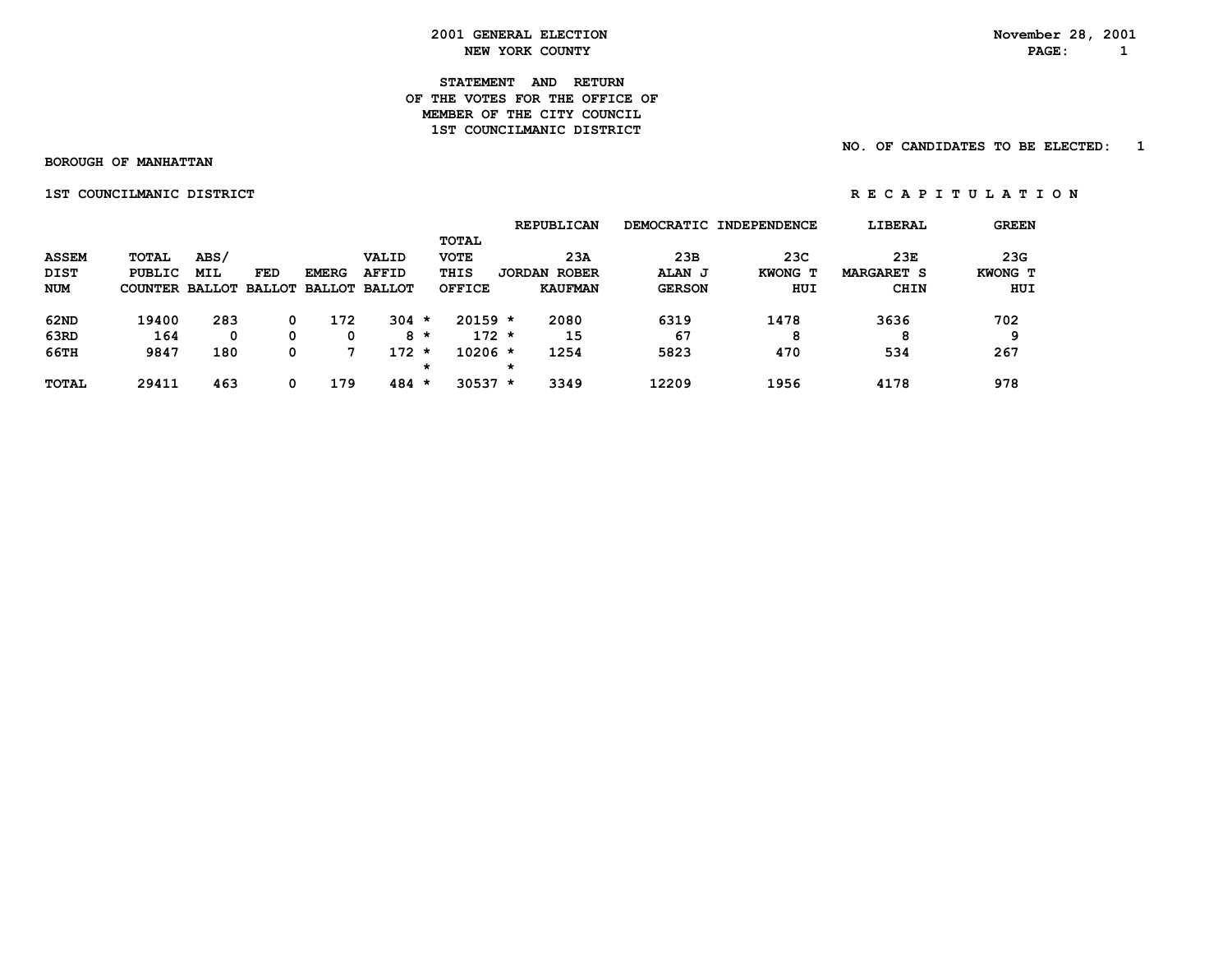**2001 GENERAL ELECTION**
**NEW YORK COUNTY**

November 28, 2001

**STATEMENT AND RETURN**
**OF THE VOTES FOR THE OFFICE OF**
**MEMBER OF THE CITY COUNCIL**
**1ST COUNCILMANIC DISTRICT**

NO. OF CANDIDATES TO BE ELECTED: 1

**BOROUGH OF MANHATTAN**

**1ST COUNCILMANIC DISTRICT** — **R E C A P I T U L A T I O N**

| ASSEM DIST NUM | TOTAL PUBLIC COUNTER | ABS/ MIL BALLOT | FED BALLOT | EMERG BALLOT | VALID AFFID BALLOT | TOTAL VOTE THIS OFFICE | REPUBLICAN 23A JORDAN ROBER KAUFMAN | DEMOCRATIC 23B ALAN J GERSON | INDEPENDENCE 23C KWONG T HUI | LIBERAL 23E MARGARET S CHIN | GREEN 23G KWONG T HUI |
|---|---|---|---|---|---|---|---|---|---|---|---|
| 62ND | 19400 | 283 | 0 | 172 | 304 * | 20159 * | 2080 | 6319 | 1478 | 3636 | 702 |
| 63RD | 164 | 0 | 0 | 0 | 8 * | 172 * | 15 | 67 | 8 | 8 | 9 |
| 66TH | 9847 | 180 | 0 | 7 | 172 * | 10206 * | 1254 | 5823 | 470 | 534 | 267 |
| TOTAL | 29411 | 463 | 0 | 179 | 484 * | 30537 * | 3349 | 12209 | 1956 | 4178 | 978 |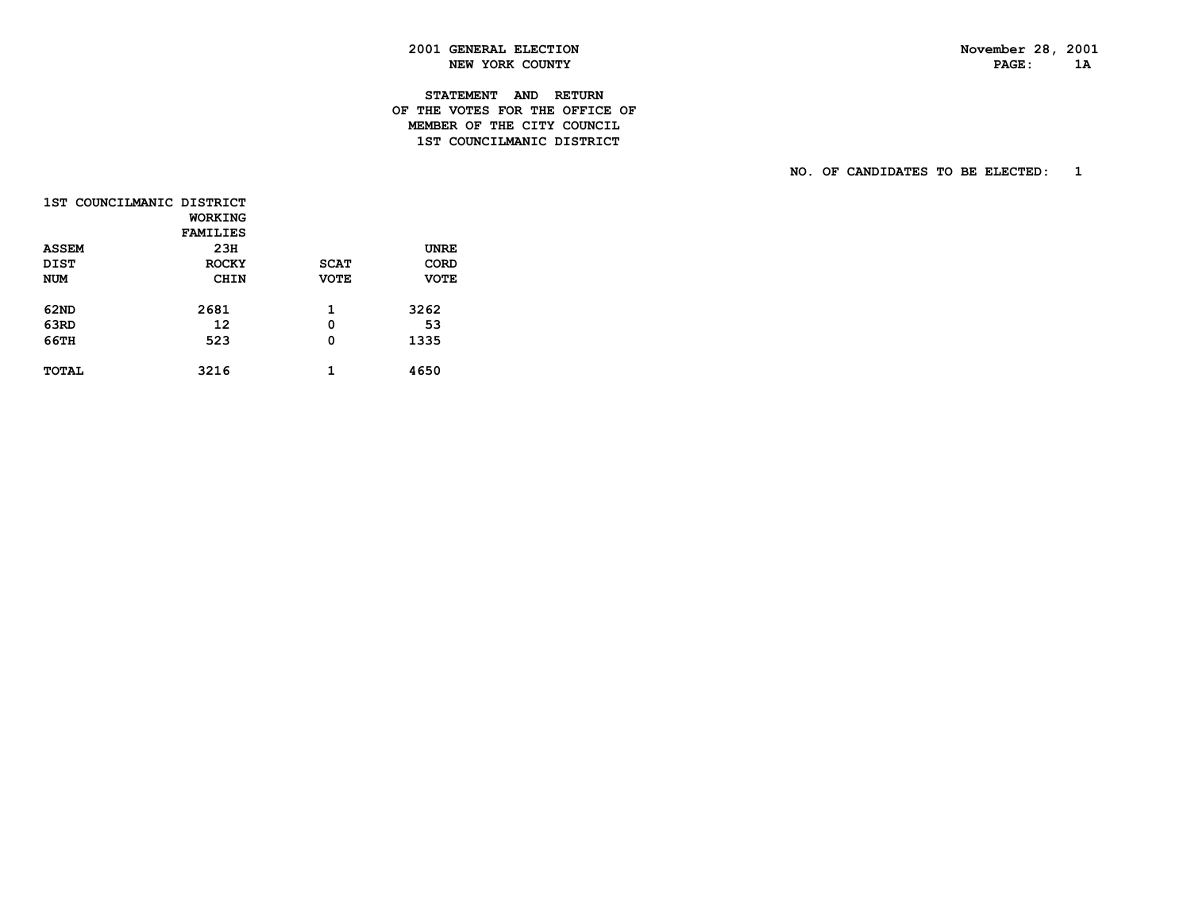2001 GENERAL ELECTION
NEW YORK COUNTY

November 28, 2001

STATEMENT AND RETURN
OF THE VOTES FOR THE OFFICE OF
MEMBER OF THE CITY COUNCIL
1ST COUNCILMANIC DISTRICT

NO. OF CANDIDATES TO BE ELECTED: 1

1ST COUNCILMANIC DISTRICT

| ASSEM DIST NUM | WORKING FAMILIES 23H ROCKY CHIN | SCAT VOTE | UNRE CORD VOTE |
|---|---|---|---|
| 62ND | 2681 | 1 | 3262 |
| 63RD | 12 | 0 | 53 |
| 66TH | 523 | 0 | 1335 |
| TOTAL | 3216 | 1 | 4650 |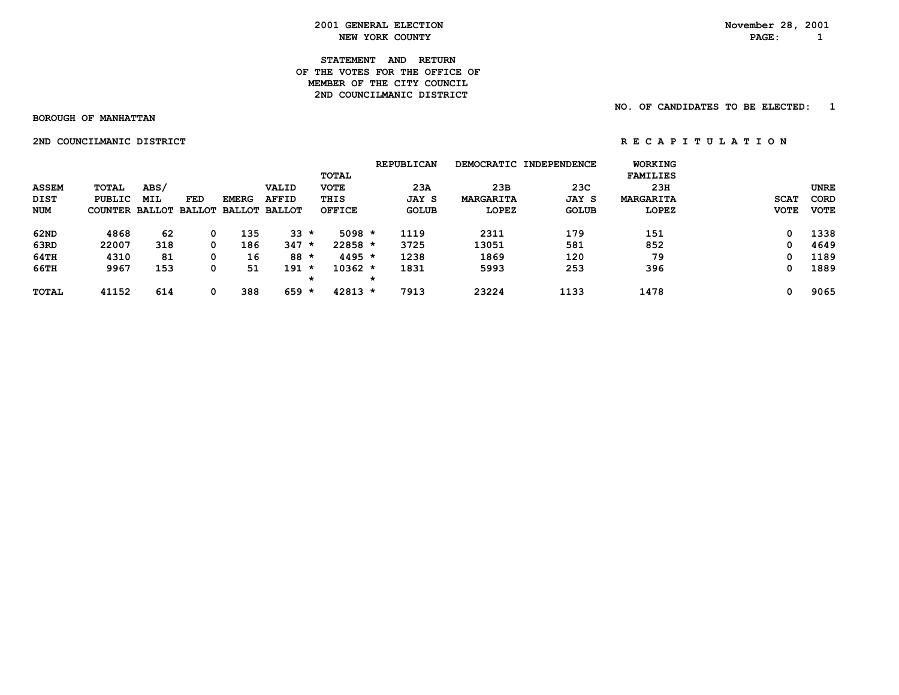# 2001 GENERAL ELECTION
## NEW YORK COUNTY

November 28, 2001

### STATEMENT AND RETURN OF THE VOTES FOR THE OFFICE OF MEMBER OF THE CITY COUNCIL 2ND COUNCILMANIC DISTRICT

NO. OF CANDIDATES TO BE ELECTED: 1

BOROUGH OF MANHATTAN

2ND COUNCILMANIC DISTRICT

R E C A P I T U L A T I O N

| ASSEM DIST NUM | TOTAL PUBLIC COUNTER | ABS/ MIL BALLOT | FED BALLOT | EMERG BALLOT | VALID AFFID BALLOT | TOTAL VOTE THIS OFFICE | REPUBLICAN 23A JAY S GOLUB | DEMOCRATIC 23B MARGARITA LOPEZ | INDEPENDENCE 23C JAY S GOLUB | WORKING FAMILIES 23H MARGARITA LOPEZ | SCAT VOTE | UNRE CORD VOTE |
|---|---|---|---|---|---|---|---|---|---|---|---|---|
| 62ND | 4868 | 62 | 0 | 135 | 33 * | 5098 * | 1119 | 2311 | 179 | 151 | 0 | 1338 |
| 63RD | 22007 | 318 | 0 | 186 | 347 * | 22858 * | 3725 | 13051 | 581 | 852 | 0 | 4649 |
| 64TH | 4310 | 81 | 0 | 16 | 88 * | 4495 * | 1238 | 1869 | 120 | 79 | 0 | 1189 |
| 66TH | 9967 | 153 | 0 | 51 | 191 * | 10362 * | 1831 | 5993 | 253 | 396 | 0 | 1889 |
| TOTAL | 41152 | 614 | 0 | 388 | 659 * | 42813 * | 7913 | 23224 | 1133 | 1478 | 0 | 9065 |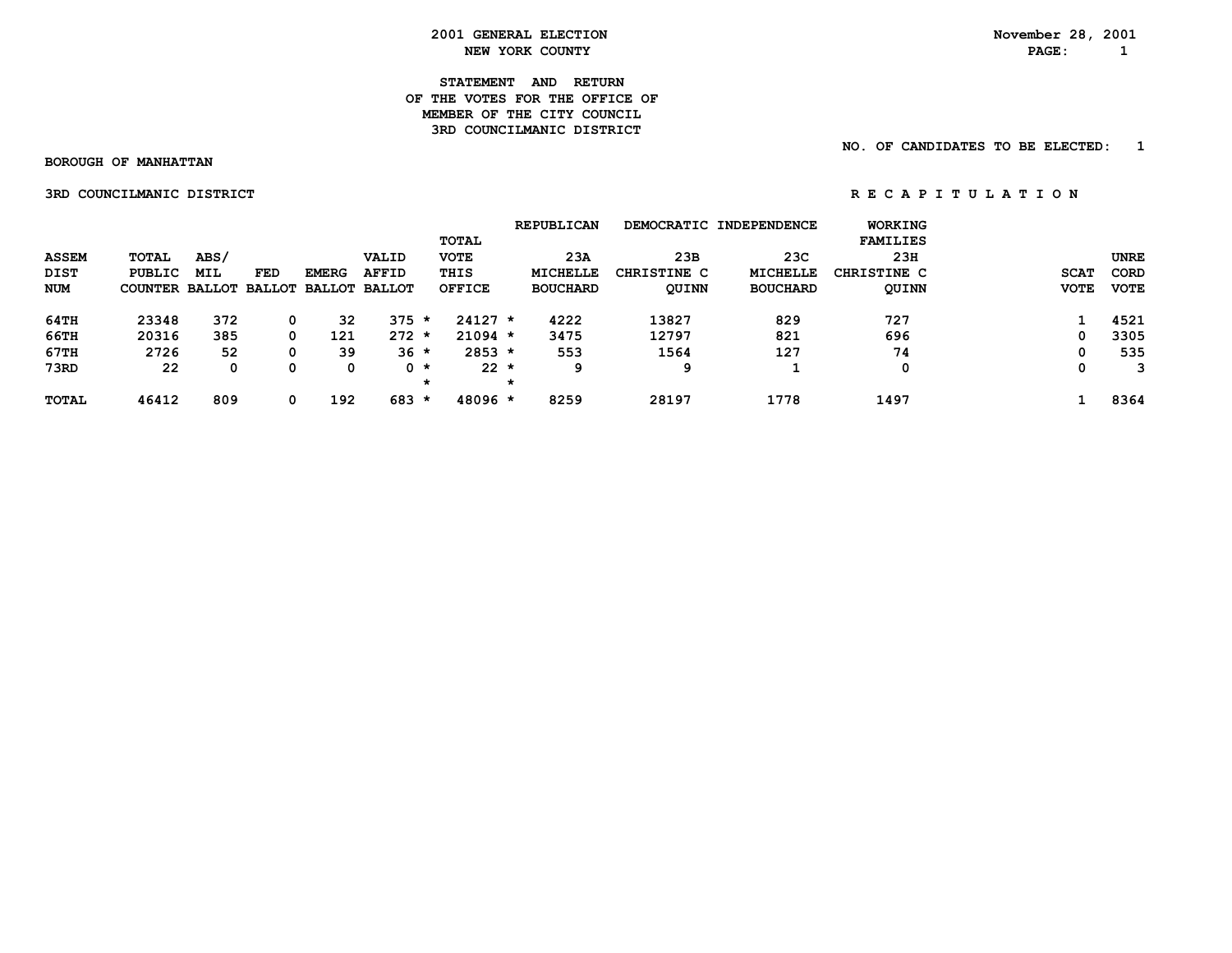2001 GENERAL ELECTION
NEW YORK COUNTY

November 28, 2001

STATEMENT AND RETURN
OF THE VOTES FOR THE OFFICE OF
MEMBER OF THE CITY COUNCIL
3RD COUNCILMANIC DISTRICT

NO. OF CANDIDATES TO BE ELECTED: 1

BOROUGH OF MANHATTAN

3RD COUNCILMANIC DISTRICT

R E C A P I T U L A T I O N

| ASSEM DIST NUM | TOTAL PUBLIC COUNTER | ABS/ MIL BALLOT | FED BALLOT | EMERG BALLOT | VALID AFFID BALLOT | TOTAL VOTE THIS OFFICE | REPUBLICAN 23A MICHELLE BOUCHARD | DEMOCRATIC 23B CHRISTINE C QUINN | INDEPENDENCE 23C MICHELLE BOUCHARD | WORKING FAMILIES 23H CHRISTINE C QUINN | SCAT VOTE | UNRE CORD VOTE |
|---|---|---|---|---|---|---|---|---|---|---|---|---|
| 64TH | 23348 | 372 | 0 | 32 | 375 * | 24127 * | 4222 | 13827 | 829 | 727 | 1 | 4521 |
| 66TH | 20316 | 385 | 0 | 121 | 272 * | 21094 * | 3475 | 12797 | 821 | 696 | 0 | 3305 |
| 67TH | 2726 | 52 | 0 | 39 | 36 * | 2853 * | 553 | 1564 | 127 | 74 | 0 | 535 |
| 73RD | 22 | 0 | 0 | 0 | 0 * | 22 * | 9 | 9 | 1 | 0 | 0 | 3 |
| TOTAL | 46412 | 809 | 0 | 192 | 683 * | 48096 * | 8259 | 28197 | 1778 | 1497 | 1 | 8364 |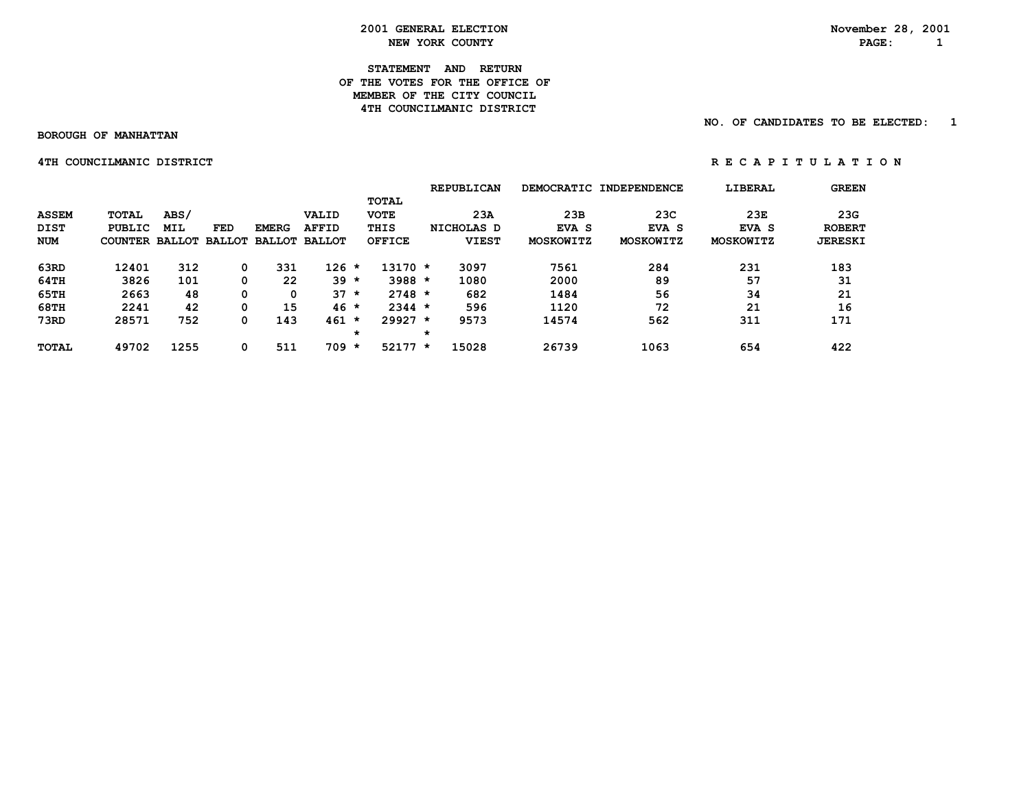2001 GENERAL ELECTION
NEW YORK COUNTY

November 28, 2001

# STATEMENT AND RETURN OF THE VOTES FOR THE OFFICE OF MEMBER OF THE CITY COUNCIL 4TH COUNCILMANIC DISTRICT

NO. OF CANDIDATES TO BE ELECTED: 1

BOROUGH OF MANHATTAN

4TH COUNCILMANIC DISTRICT

R E C A P I T U L A T I O N

| ASSEM DIST NUM | TOTAL PUBLIC COUNTER | ABS/ MIL BALLOT | FED BALLOT | EMERG BALLOT | VALID AFFID BALLOT | | TOTAL VOTE THIS OFFICE | | REPUBLICAN 23A NICHOLAS D VIEST | DEMOCRATIC 23B EVA S MOSKOWITZ | INDEPENDENCE 23C EVA S MOSKOWITZ | LIBERAL 23E EVA S MOSKOWITZ | GREEN 23G ROBERT JERESKI |
|---|---|---|---|---|---|---|---|---|---|---|---|---|---|
| 63RD | 12401 | 312 | 0 | 331 | 126 | * | 13170 | * | 3097 | 7561 | 284 | 231 | 183 |
| 64TH | 3826 | 101 | 0 | 22 | 39 | * | 3988 | * | 1080 | 2000 | 89 | 57 | 31 |
| 65TH | 2663 | 48 | 0 | 0 | 37 | * | 2748 | * | 682 | 1484 | 56 | 34 | 21 |
| 68TH | 2241 | 42 | 0 | 15 | 46 | * | 2344 | * | 596 | 1120 | 72 | 21 | 16 |
| 73RD | 28571 | 752 | 0 | 143 | 461 | * | 29927 | * | 9573 | 14574 | 562 | 311 | 171 |
| | | | | | | * | | * | | | | | |
| TOTAL | 49702 | 1255 | 0 | 511 | 709 | * | 52177 | * | 15028 | 26739 | 1063 | 654 | 422 |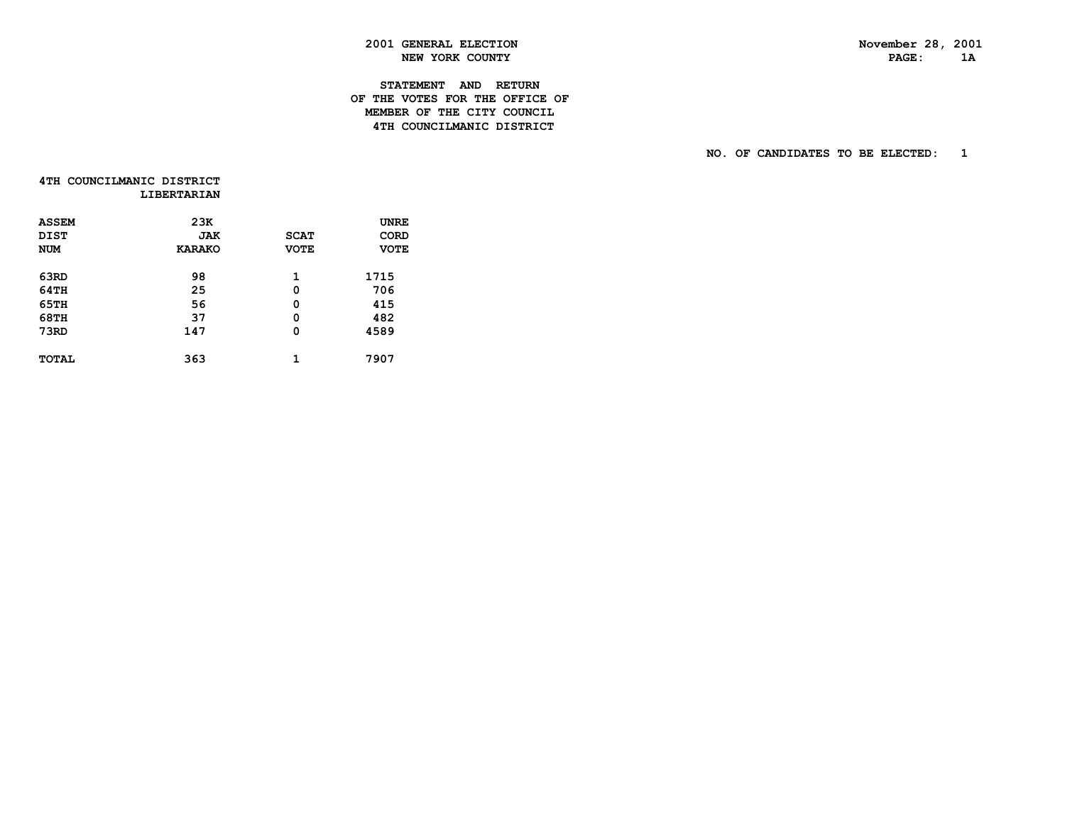# 2001 GENERAL ELECTION
## NEW YORK COUNTY

November 28, 2001

### STATEMENT AND RETURN OF THE VOTES FOR THE OFFICE OF MEMBER OF THE CITY COUNCIL 4TH COUNCILMANIC DISTRICT

NO. OF CANDIDATES TO BE ELECTED: 1

**4TH COUNCILMANIC DISTRICT**
**LIBERTARIAN**

| ASSEM DIST NUM | 23K JAK KARAKO | SCAT VOTE | UNRECORD VOTE |
|---|---|---|---|
| 63RD | 98 | 1 | 1715 |
| 64TH | 25 | 0 | 706 |
| 65TH | 56 | 0 | 415 |
| 68TH | 37 | 0 | 482 |
| 73RD | 147 | 0 | 4589 |
| TOTAL | 363 | 1 | 7907 |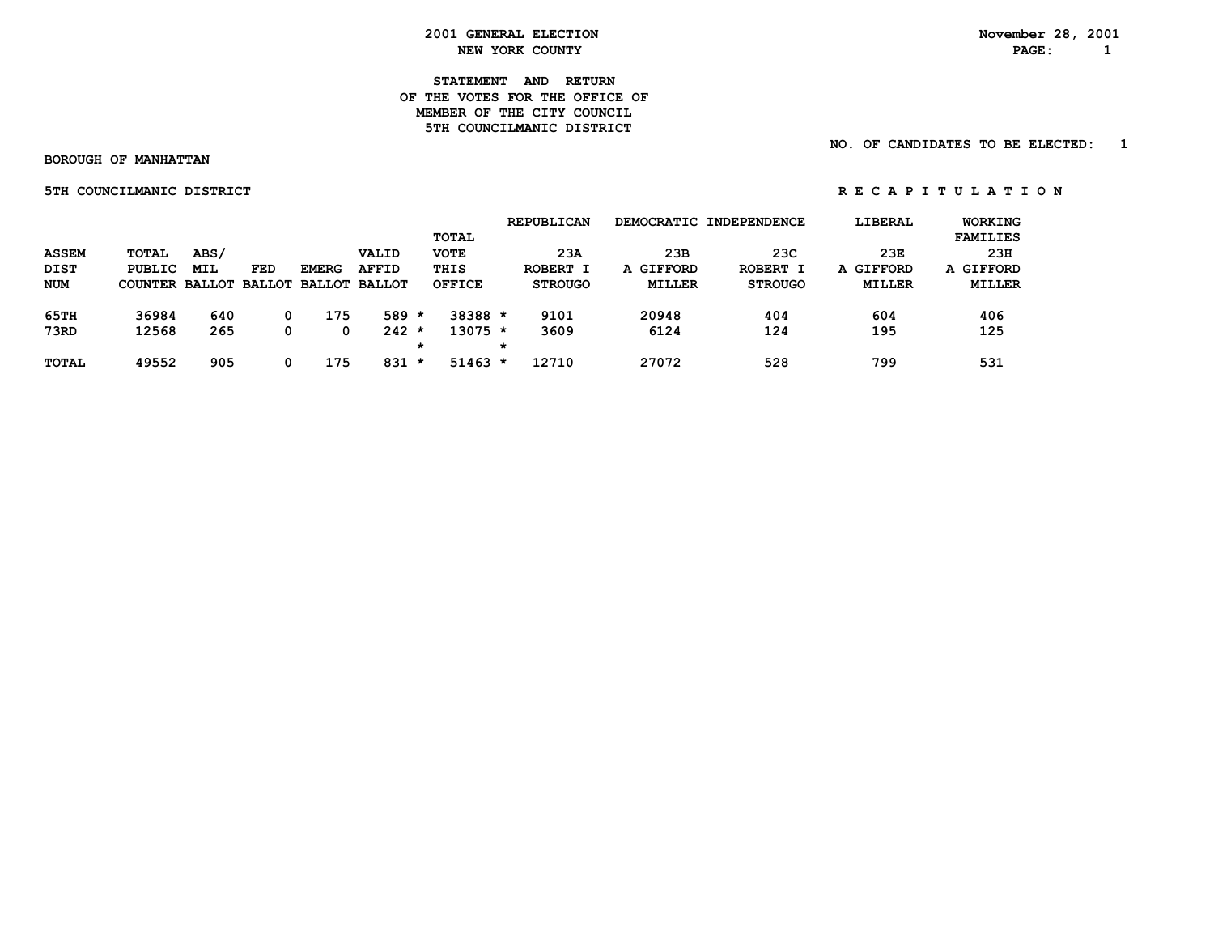# 2001 GENERAL ELECTION
## NEW YORK COUNTY

November 28, 2001

### STATEMENT AND RETURN
### OF THE VOTES FOR THE OFFICE OF
### MEMBER OF THE CITY COUNCIL
### 5TH COUNCILMANIC DISTRICT

NO. OF CANDIDATES TO BE ELECTED: 1

**BOROUGH OF MANHATTAN**

**5TH COUNCILMANIC DISTRICT** — **R E C A P I T U L A T I O N**

| ASSEM DIST NUM | TOTAL PUBLIC COUNTER | ABS/ MIL BALLOT | FED BALLOT | EMERG BALLOT | VALID AFFID BALLOT | | TOTAL VOTE THIS OFFICE | | REPUBLICAN 23A ROBERT I STROUGO | DEMOCRATIC 23B A GIFFORD MILLER | INDEPENDENCE 23C ROBERT I STROUGO | LIBERAL 23E A GIFFORD MILLER | WORKING FAMILIES 23H A GIFFORD MILLER |
|---|---|---|---|---|---|---|---|---|---|---|---|---|---|
| 65TH | 36984 | 640 | 0 | 175 | 589 | * | 38388 | * | 9101 | 20948 | 404 | 604 | 406 |
| 73RD | 12568 | 265 | 0 | 0 | 242 | * | 13075 | * | 3609 | 6124 | 124 | 195 | 125 |
| | | | | | | * | | * | | | | | |
| TOTAL | 49552 | 905 | 0 | 175 | 831 | * | 51463 | * | 12710 | 27072 | 528 | 799 | 531 |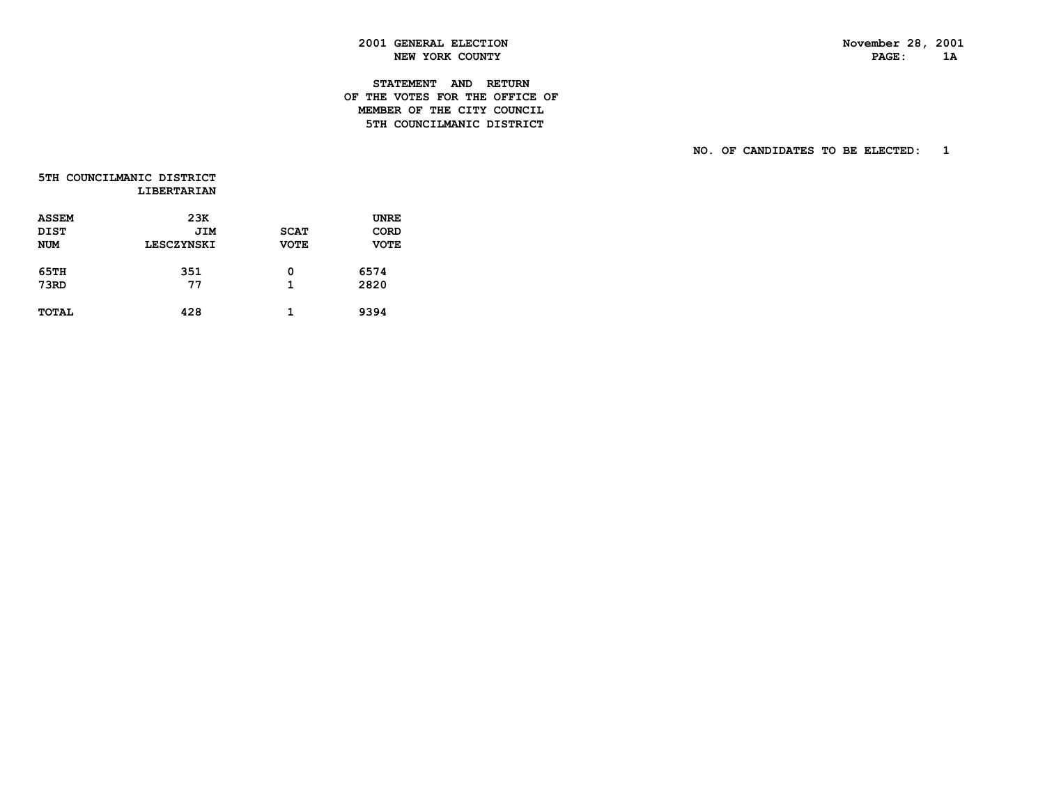**2001 GENERAL ELECTION**
**NEW YORK COUNTY**

November 28, 2001

PAGE: 1A

**STATEMENT AND RETURN**
**OF THE VOTES FOR THE OFFICE OF**
**MEMBER OF THE CITY COUNCIL**
**5TH COUNCILMANIC DISTRICT**

NO. OF CANDIDATES TO BE ELECTED: 1

**5TH COUNCILMANIC DISTRICT**
**LIBERTARIAN**

| ASSEM DIST NUM | 23K JIM LESCZYNSKI | SCAT VOTE | UNRE CORD VOTE |
|---|---|---|---|
| 65TH | 351 | 0 | 6574 |
| 73RD | 77 | 1 | 2820 |
| TOTAL | 428 | 1 | 9394 |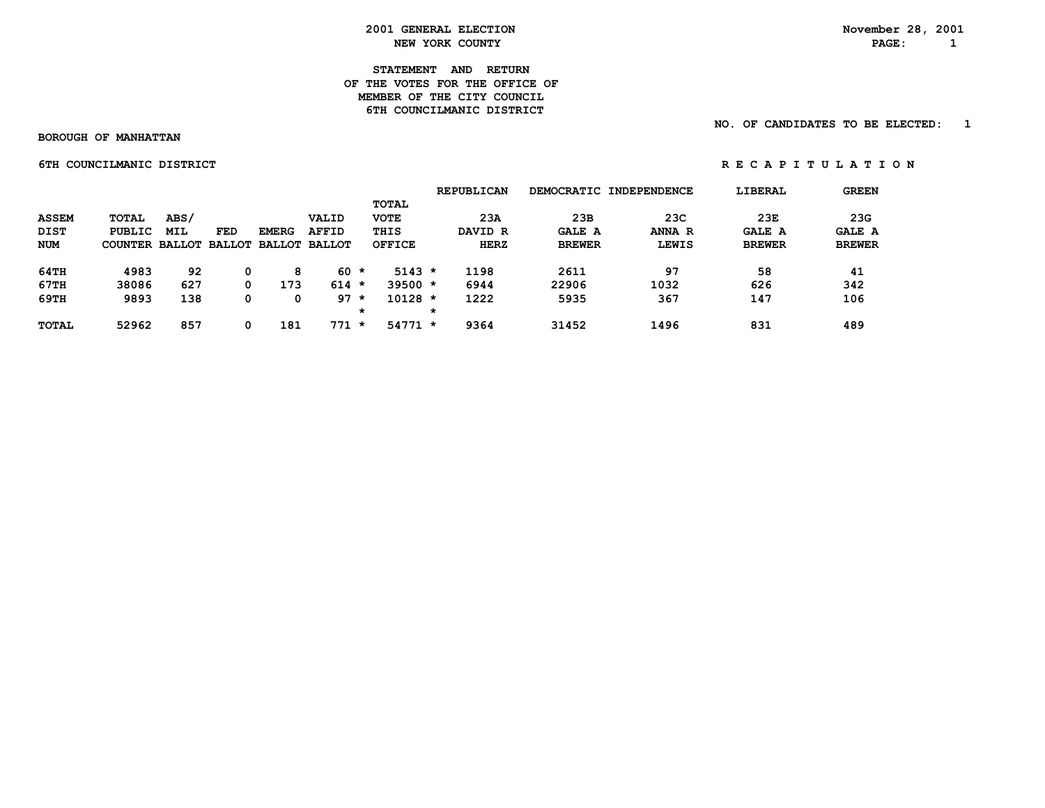**2001 GENERAL ELECTION**
**NEW YORK COUNTY**

November 28, 2001

**STATEMENT AND RETURN OF THE VOTES FOR THE OFFICE OF MEMBER OF THE CITY COUNCIL 6TH COUNCILMANIC DISTRICT**

NO. OF CANDIDATES TO BE ELECTED: 1

BOROUGH OF MANHATTAN

6TH COUNCILMANIC DISTRICT

R E C A P I T U L A T I O N

| ASSEM DIST NUM | TOTAL PUBLIC COUNTER | ABS/ MIL BALLOT | FED BALLOT | EMERG BALLOT | VALID AFFID BALLOT | TOTAL VOTE THIS OFFICE | REPUBLICAN 23A DAVID R HERZ | DEMOCRATIC 23B GALE A BREWER | INDEPENDENCE 23C ANNA R LEWIS | LIBERAL 23E GALE A BREWER | GREEN 23G GALE A BREWER |
|---|---|---|---|---|---|---|---|---|---|---|---|
| 64TH | 4983 | 92 | 0 | 8 | 60 * | 5143 * | 1198 | 2611 | 97 | 58 | 41 |
| 67TH | 38086 | 627 | 0 | 173 | 614 * | 39500 * | 6944 | 22906 | 1032 | 626 | 342 |
| 69TH | 9893 | 138 | 0 | 0 | 97 * | 10128 * | 1222 | 5935 | 367 | 147 | 106 |
| TOTAL | 52962 | 857 | 0 | 181 | 771 * | 54771 * | 9364 | 31452 | 1496 | 831 | 489 |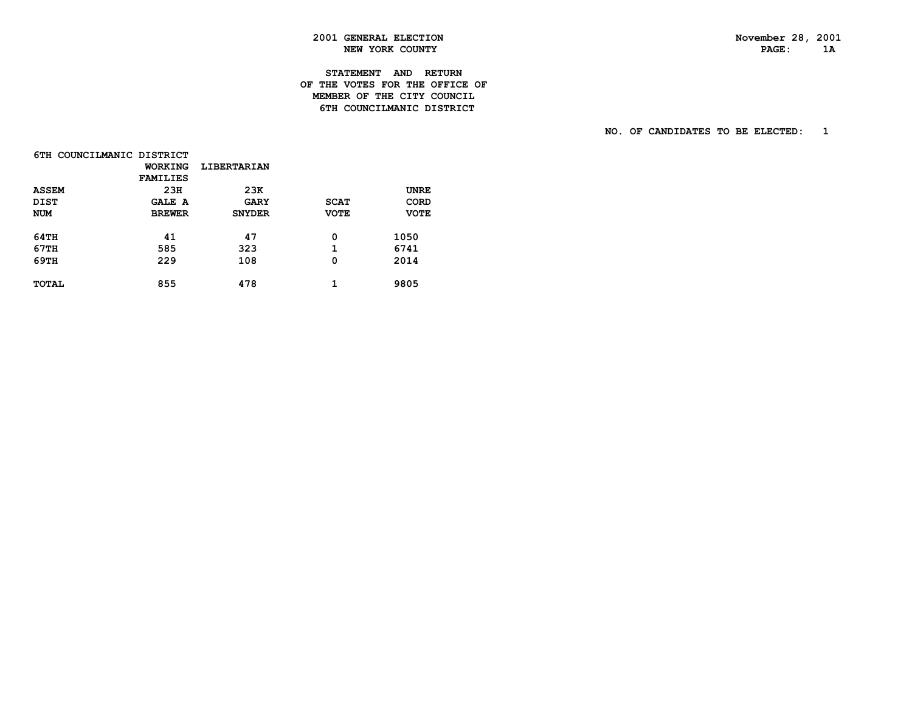# 2001 GENERAL ELECTION
## NEW YORK COUNTY

November 28, 2001

PAGE: 1A

### STATEMENT AND RETURN OF THE VOTES FOR THE OFFICE OF MEMBER OF THE CITY COUNCIL 6TH COUNCILMANIC DISTRICT

NO. OF CANDIDATES TO BE ELECTED: 1

6TH COUNCILMANIC DISTRICT

| ASSEM DIST NUM | WORKING FAMILIES 23H GALE A BREWER | LIBERTARIAN 23K GARY SNYDER | SCAT VOTE | UNRE CORD VOTE |
|---|---|---|---|---|
| 64TH | 41 | 47 | 0 | 1050 |
| 67TH | 585 | 323 | 1 | 6741 |
| 69TH | 229 | 108 | 0 | 2014 |
| TOTAL | 855 | 478 | 1 | 9805 |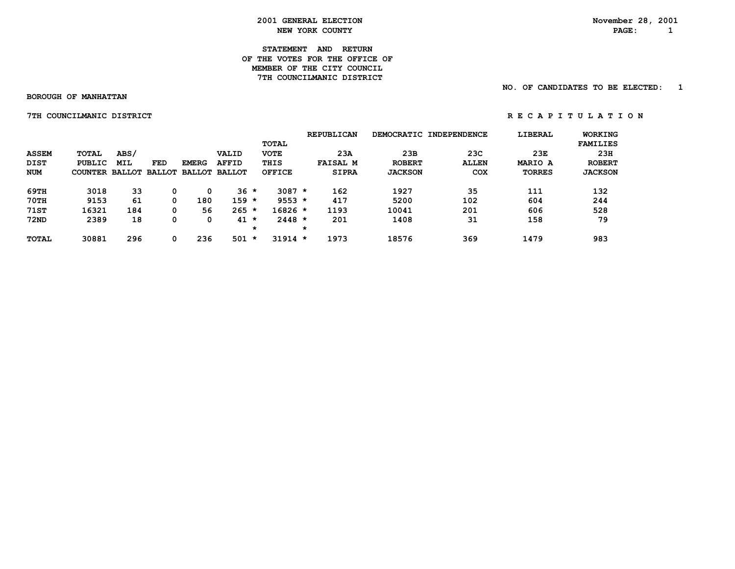# 2001 GENERAL ELECTION
## NEW YORK COUNTY

November 28, 2001

### STATEMENT AND RETURN OF THE VOTES FOR THE OFFICE OF MEMBER OF THE CITY COUNCIL 7TH COUNCILMANIC DISTRICT

NO. OF CANDIDATES TO BE ELECTED: 1

**BOROUGH OF MANHATTAN**

**7TH COUNCILMANIC DISTRICT** — **R E C A P I T U L A T I O N**

| ASSEM DIST NUM | TOTAL PUBLIC COUNTER | ABS/ MIL BALLOT | FED BALLOT | EMERG BALLOT | VALID AFFID BALLOT | | TOTAL VOTE THIS OFFICE | | REPUBLICAN 23A FAISAL M SIPRA | DEMOCRATIC 23B ROBERT JACKSON | INDEPENDENCE 23C ALLEN COX | LIBERAL 23E MARIO A TORRES | WORKING FAMILIES 23H ROBERT JACKSON |
|---|---|---|---|---|---|---|---|---|---|---|---|---|---|
| 69TH | 3018 | 33 | 0 | 0 | 36 | * | 3087 | * | 162 | 1927 | 35 | 111 | 132 |
| 70TH | 9153 | 61 | 0 | 180 | 159 | * | 9553 | * | 417 | 5200 | 102 | 604 | 244 |
| 71ST | 16321 | 184 | 0 | 56 | 265 | * | 16826 | * | 1193 | 10041 | 201 | 606 | 528 |
| 72ND | 2389 | 18 | 0 | 0 | 41 | * | 2448 | * | 201 | 1408 | 31 | 158 | 79 |
| | | | | | | * | | * | | | | | |
| TOTAL | 30881 | 296 | 0 | 236 | 501 | * | 31914 | * | 1973 | 18576 | 369 | 1479 | 983 |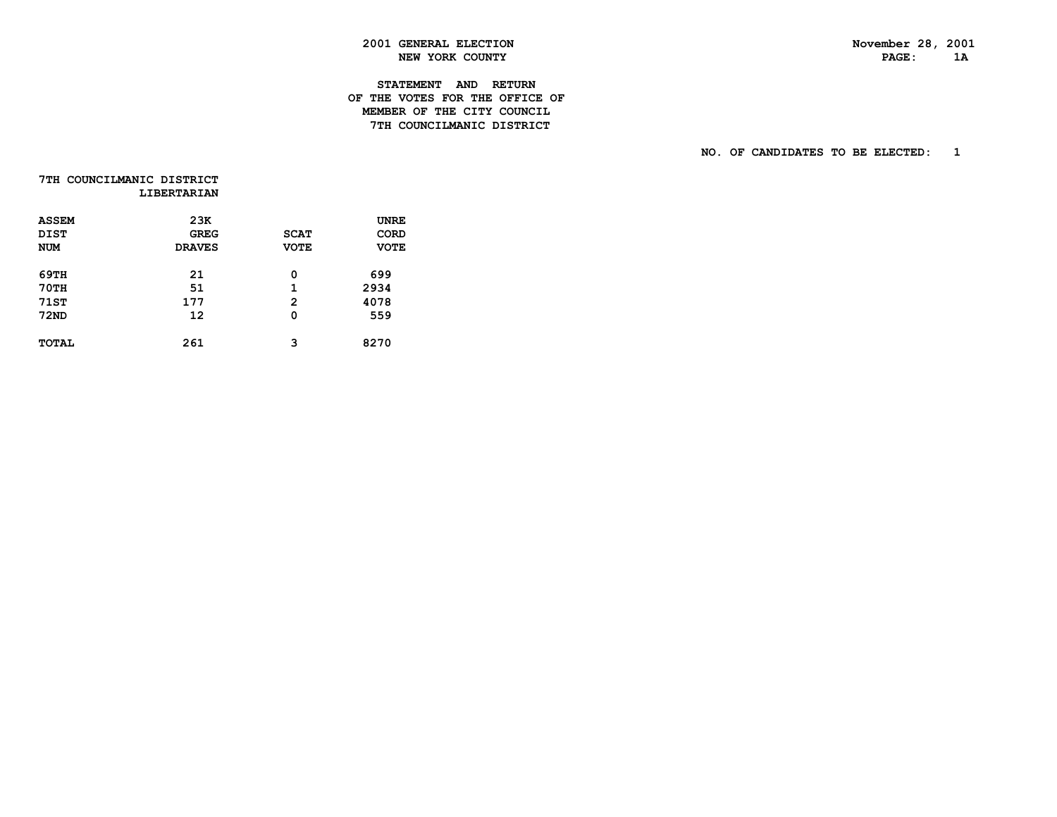**2001 GENERAL ELECTION**
**NEW YORK COUNTY**

November 28, 2001

PAGE: 1A

## STATEMENT AND RETURN OF THE VOTES FOR THE OFFICE OF MEMBER OF THE CITY COUNCIL 7TH COUNCILMANIC DISTRICT

NO. OF CANDIDATES TO BE ELECTED: 1

**7TH COUNCILMANIC DISTRICT**
**LIBERTARIAN**

| ASSEM DIST NUM | 23K GREG DRAVES | SCAT VOTE | UNRE CORD VOTE |
|---|---|---|---|
| 69TH | 21 | 0 | 699 |
| 70TH | 51 | 1 | 2934 |
| 71ST | 177 | 2 | 4078 |
| 72ND | 12 | 0 | 559 |
| TOTAL | 261 | 3 | 8270 |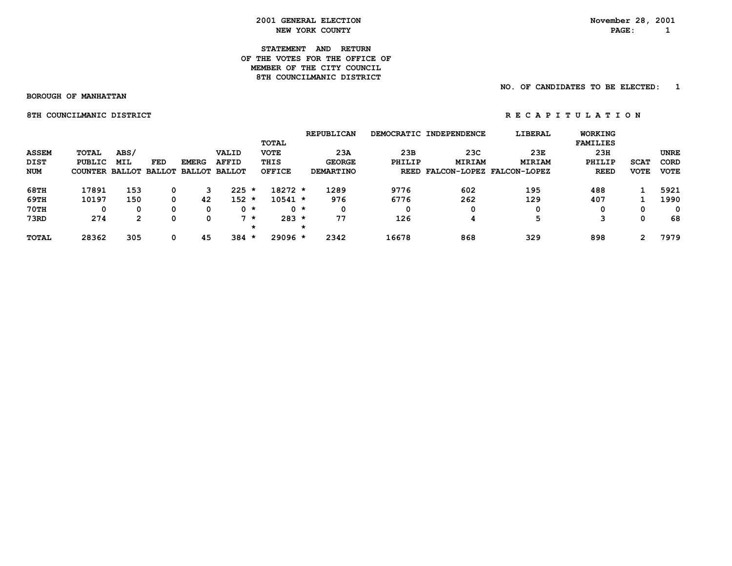2001 GENERAL ELECTION
NEW YORK COUNTY

November 28, 2001

# STATEMENT AND RETURN OF THE VOTES FOR THE OFFICE OF MEMBER OF THE CITY COUNCIL 8TH COUNCILMANIC DISTRICT

NO. OF CANDIDATES TO BE ELECTED: 1

BOROUGH OF MANHATTAN

8TH COUNCILMANIC DISTRICT

R E C A P I T U L A T I O N

| ASSEM DIST NUM | TOTAL PUBLIC COUNTER | ABS/ MIL BALLOT | FED BALLOT | EMERG BALLOT | VALID AFFID BALLOT | TOTAL VOTE THIS OFFICE | REPUBLICAN 23A GEORGE DEMARTINO | DEMOCRATIC 23B PHILIP REED | INDEPENDENCE 23C MIRIAM FALCON-LOPEZ | LIBERAL 23E MIRIAM FALCON-LOPEZ | WORKING FAMILIES 23H PHILIP REED | SCAT VOTE | UNRE CORD VOTE |
|---|---|---|---|---|---|---|---|---|---|---|---|---|---|
| 68TH | 17891 | 153 | 0 | 3 | 225 * | 18272 * | 1289 | 9776 | 602 | 195 | 488 | 1 | 5921 |
| 69TH | 10197 | 150 | 0 | 42 | 152 * | 10541 * | 976 | 6776 | 262 | 129 | 407 | 1 | 1990 |
| 70TH | 0 | 0 | 0 | 0 | 0 * | 0 * | 0 | 0 | 0 | 0 | 0 | 0 | 0 |
| 73RD | 274 | 2 | 0 | 0 | 7 * | 283 * | 77 | 126 | 4 | 5 | 3 | 0 | 68 |
| TOTAL | 28362 | 305 | 0 | 45 | 384 * | 29096 * | 2342 | 16678 | 868 | 329 | 898 | 2 | 7979 |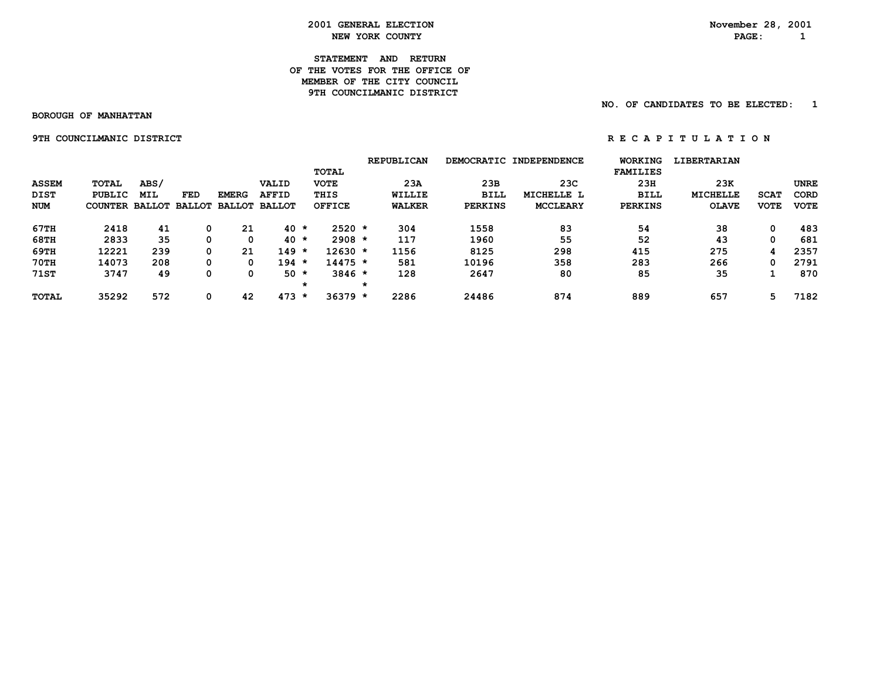# 2001 GENERAL ELECTION
## NEW YORK COUNTY

November 28, 2001

### STATEMENT AND RETURN OF THE VOTES FOR THE OFFICE OF MEMBER OF THE CITY COUNCIL 9TH COUNCILMANIC DISTRICT

NO. OF CANDIDATES TO BE ELECTED: 1

BOROUGH OF MANHATTAN

9TH COUNCILMANIC DISTRICT — R E C A P I T U L A T I O N

| ASSEM DIST NUM | TOTAL PUBLIC COUNTER | ABS/ MIL BALLOT | FED BALLOT | EMERG BALLOT | VALID AFFID BALLOT | TOTAL VOTE THIS OFFICE | REPUBLICAN 23A WILLIE WALKER | DEMOCRATIC 23B BILL PERKINS | INDEPENDENCE 23C MICHELLE L MCCLEARY | WORKING FAMILIES 23H BILL PERKINS | LIBERTARIAN 23K MICHELLE OLAVE | SCAT VOTE | UNRE CORD VOTE |
|---|---|---|---|---|---|---|---|---|---|---|---|---|---|
| 67TH | 2418 | 41 | 0 | 21 | 40 * | 2520 * | 304 | 1558 | 83 | 54 | 38 | 0 | 483 |
| 68TH | 2833 | 35 | 0 | 0 | 40 * | 2908 * | 117 | 1960 | 55 | 52 | 43 | 0 | 681 |
| 69TH | 12221 | 239 | 0 | 21 | 149 * | 12630 * | 1156 | 8125 | 298 | 415 | 275 | 4 | 2357 |
| 70TH | 14073 | 208 | 0 | 0 | 194 * | 14475 * | 581 | 10196 | 358 | 283 | 266 | 0 | 2791 |
| 71ST | 3747 | 49 | 0 | 0 | 50 * | 3846 * | 128 | 2647 | 80 | 85 | 35 | 1 | 870 |
| TOTAL | 35292 | 572 | 0 | 42 | 473 * | 36379 * | 2286 | 24486 | 874 | 889 | 657 | 5 | 7182 |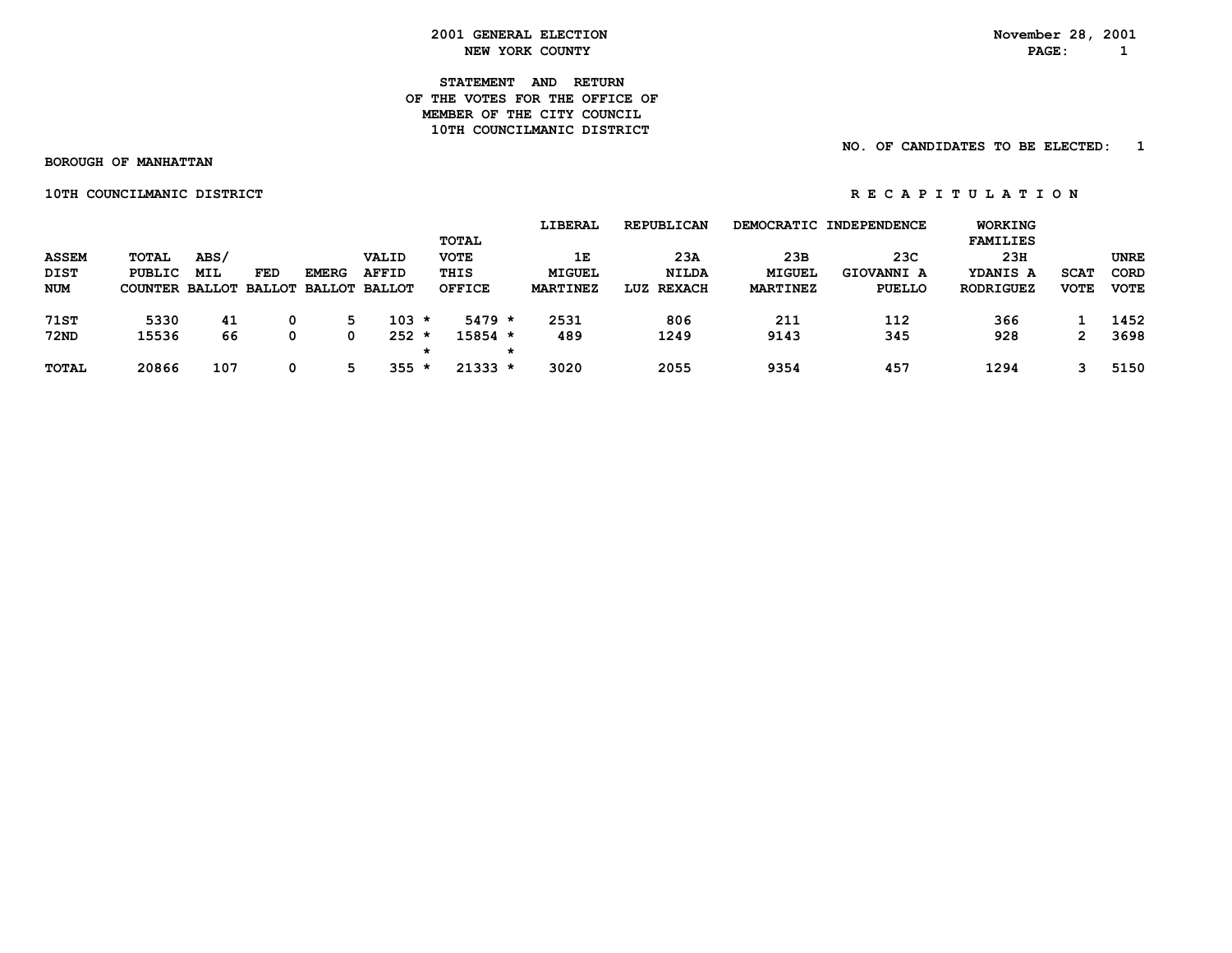**2001 GENERAL ELECTION**
**NEW YORK COUNTY**

November 28, 2001

**STATEMENT AND RETURN**
**OF THE VOTES FOR THE OFFICE OF**
**MEMBER OF THE CITY COUNCIL**
**10TH COUNCILMANIC DISTRICT**

NO. OF CANDIDATES TO BE ELECTED: 1

BOROUGH OF MANHATTAN

10TH COUNCILMANIC DISTRICT

R E C A P I T U L A T I O N

| ASSEM DIST NUM | TOTAL PUBLIC COUNTER | ABS/ MIL BALLOT | FED BALLOT | EMERG BALLOT | VALID AFFID BALLOT | TOTAL VOTE THIS OFFICE | LIBERAL 1E MIGUEL MARTINEZ | REPUBLICAN 23A NILDA LUZ REXACH | DEMOCRATIC 23B MIGUEL MARTINEZ | INDEPENDENCE 23C GIOVANNI A PUELLO | WORKING FAMILIES 23H YDANIS A RODRIGUEZ | SCAT VOTE | UNRE CORD VOTE |
|---|---|---|---|---|---|---|---|---|---|---|---|---|---|
| 71ST | 5330 | 41 | 0 | 5 | 103 * | 5479 * | 2531 | 806 | 211 | 112 | 366 | 1 | 1452 |
| 72ND | 15536 | 66 | 0 | 0 | 252 * | 15854 * | 489 | 1249 | 9143 | 345 | 928 | 2 | 3698 |
| | | | | | * | * | | | | | | | |
| TOTAL | 20866 | 107 | 0 | 5 | 355 * | 21333 * | 3020 | 2055 | 9354 | 457 | 1294 | 3 | 5150 |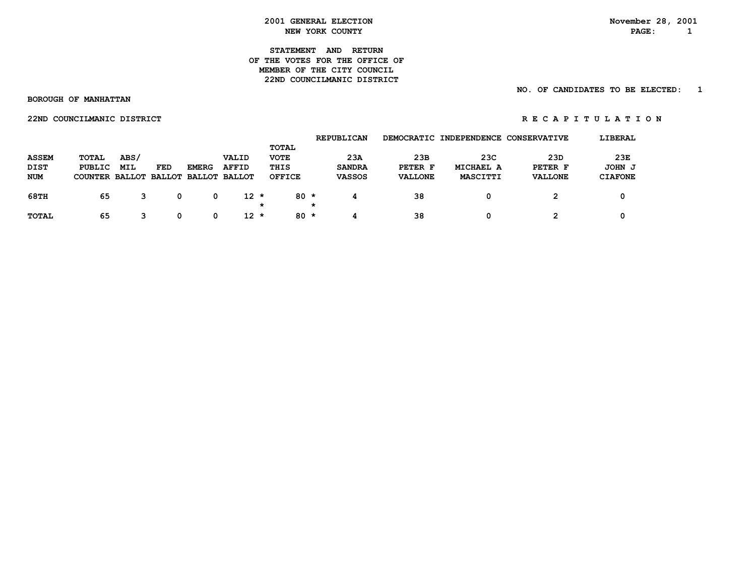**2001 GENERAL ELECTION**
**NEW YORK COUNTY**

November 28, 2001

**STATEMENT AND RETURN**
**OF THE VOTES FOR THE OFFICE OF**
**MEMBER OF THE CITY COUNCIL**
**22ND COUNCILMANIC DISTRICT**

NO. OF CANDIDATES TO BE ELECTED: 1

**BOROUGH OF MANHATTAN**

**22ND COUNCILMANIC DISTRICT** — **R E C A P I T U L A T I O N**

| ASSEM DIST NUM | TOTAL PUBLIC COUNTER | ABS/ MIL BALLOT | FED BALLOT | EMERG BALLOT | VALID AFFID BALLOT | TOTAL VOTE THIS OFFICE | REPUBLICAN 23A SANDRA VASSOS | DEMOCRATIC 23B PETER F VALLONE | INDEPENDENCE 23C MICHAEL A MASCITTI | CONSERVATIVE 23D PETER F VALLONE | LIBERAL 23E JOHN J CIAFONE |
|---|---|---|---|---|---|---|---|---|---|---|---|
| 68TH | 65 | 3 | 0 | 0 | 12 * | 80 * | 4 | 38 | 0 | 2 | 0 |
| TOTAL | 65 | 3 | 0 | 0 | 12 * | 80 * | 4 | 38 | 0 | 2 | 0 |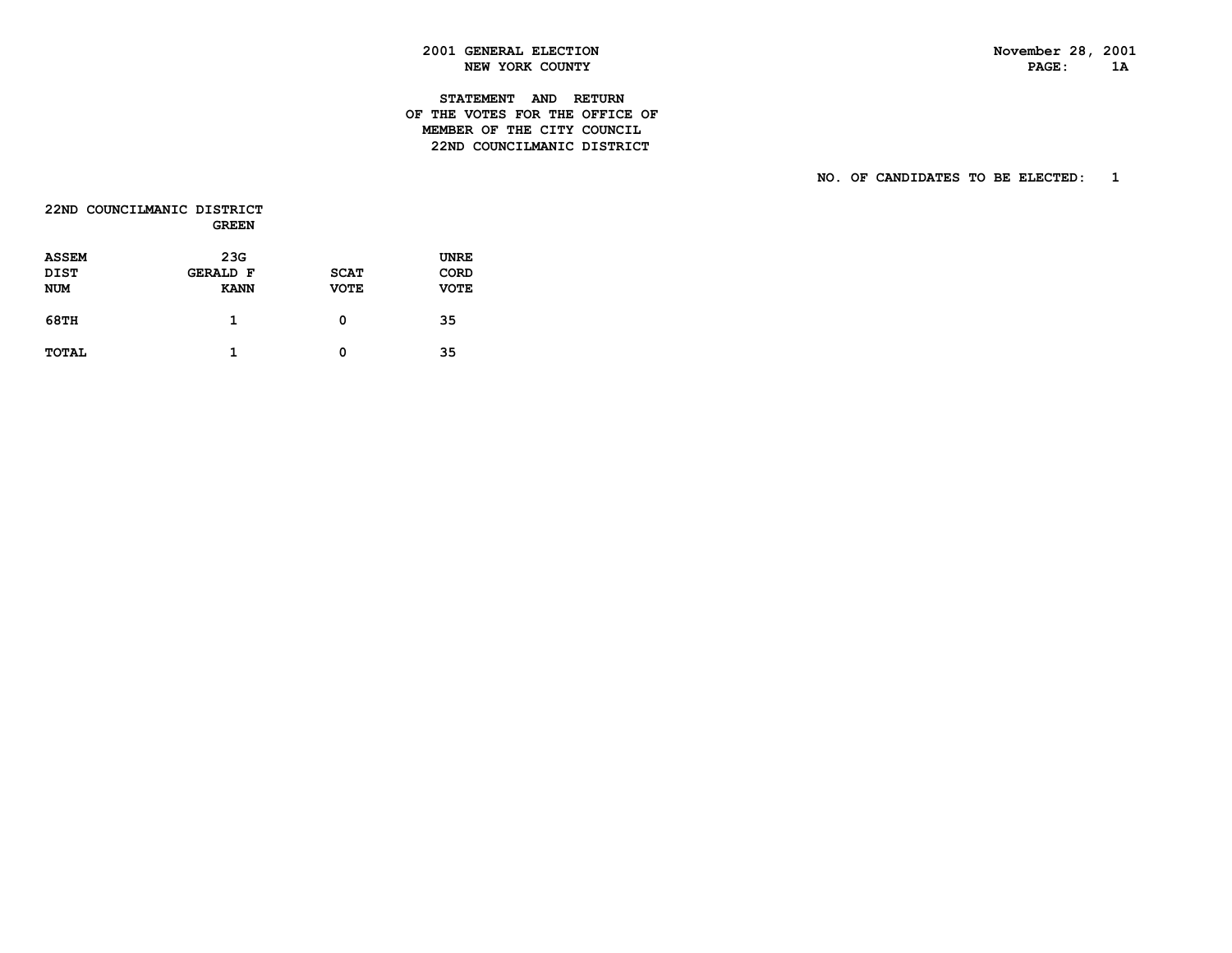2001 GENERAL ELECTION
NEW YORK COUNTY

November 28, 2001

STATEMENT AND RETURN
OF THE VOTES FOR THE OFFICE OF
MEMBER OF THE CITY COUNCIL
22ND COUNCILMANIC DISTRICT

NO. OF CANDIDATES TO BE ELECTED: 1

22ND COUNCILMANIC DISTRICT

| ASSEM DIST NUM | GREEN 23G GERALD F KANN | SCAT VOTE | UNRE CORD VOTE |
|---|---|---|---|
| 68TH | 1 | 0 | 35 |
| TOTAL | 1 | 0 | 35 |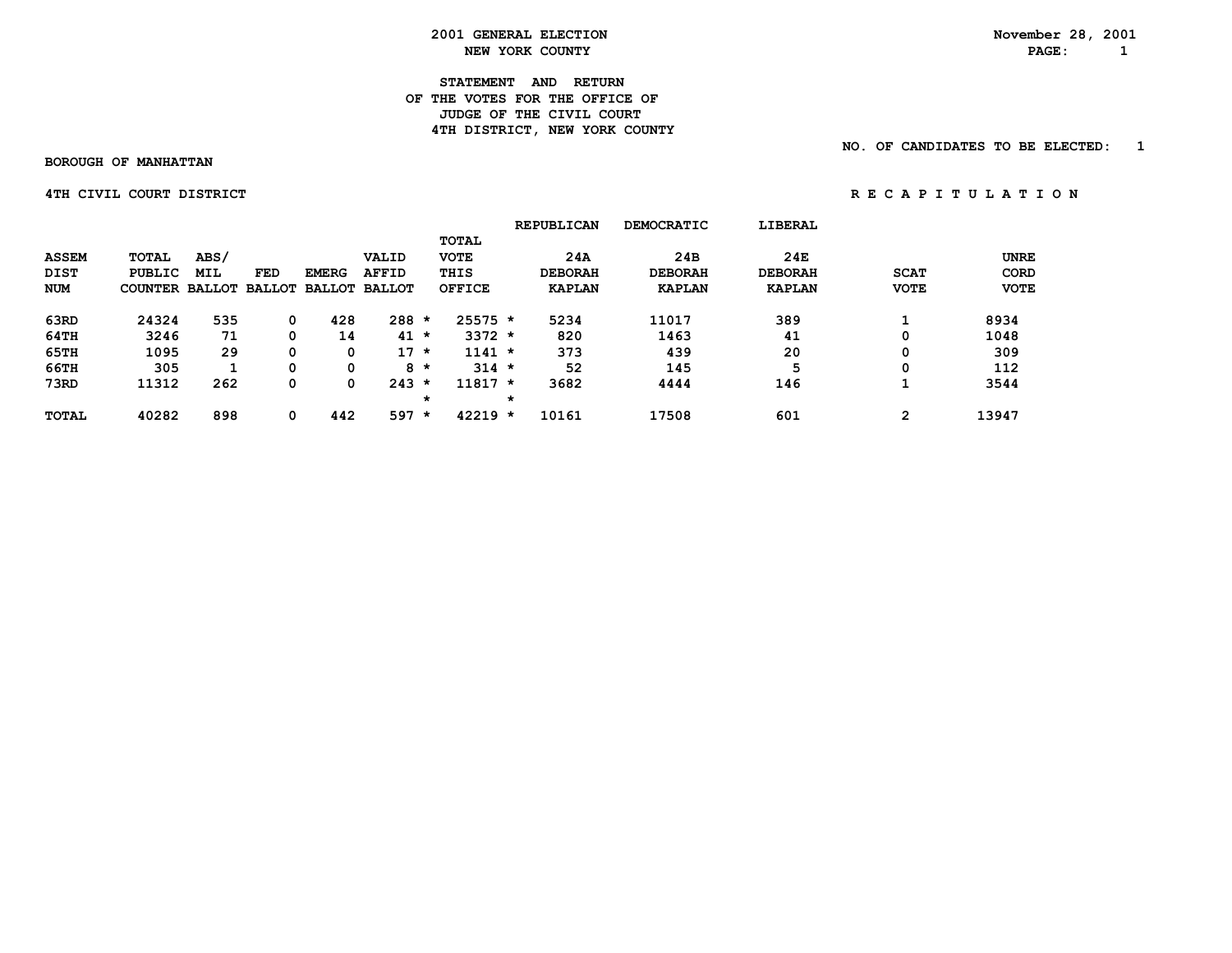2001 GENERAL ELECTION
NEW YORK COUNTY

November 28, 2001

# STATEMENT AND RETURN OF THE VOTES FOR THE OFFICE OF JUDGE OF THE CIVIL COURT 4TH DISTRICT, NEW YORK COUNTY

NO. OF CANDIDATES TO BE ELECTED: 1

BOROUGH OF MANHATTAN

4TH CIVIL COURT DISTRICT

R E C A P I T U L A T I O N

| ASSEM DIST NUM | TOTAL PUBLIC COUNTER | ABS/ MIL BALLOT | FED BALLOT | EMERG BALLOT | VALID AFFID BALLOT | | TOTAL VOTE THIS OFFICE | | REPUBLICAN 24A DEBORAH KAPLAN | DEMOCRATIC 24B DEBORAH KAPLAN | LIBERAL 24E DEBORAH KAPLAN | SCAT VOTE | UNRE CORD VOTE |
|---|---|---|---|---|---|---|---|---|---|---|---|---|---|
| 63RD | 24324 | 535 | 0 | 428 | 288 | * | 25575 | * | 5234 | 11017 | 389 | 1 | 8934 |
| 64TH | 3246 | 71 | 0 | 14 | 41 | * | 3372 | * | 820 | 1463 | 41 | 0 | 1048 |
| 65TH | 1095 | 29 | 0 | 0 | 17 | * | 1141 | * | 373 | 439 | 20 | 0 | 309 |
| 66TH | 305 | 1 | 0 | 0 | 8 | * | 314 | * | 52 | 145 | 5 | 0 | 112 |
| 73RD | 11312 | 262 | 0 | 0 | 243 | * | 11817 | * | 3682 | 4444 | 146 | 1 | 3544 |
| | | | | | | * | | * | | | | | |
| TOTAL | 40282 | 898 | 0 | 442 | 597 | * | 42219 | * | 10161 | 17508 | 601 | 2 | 13947 |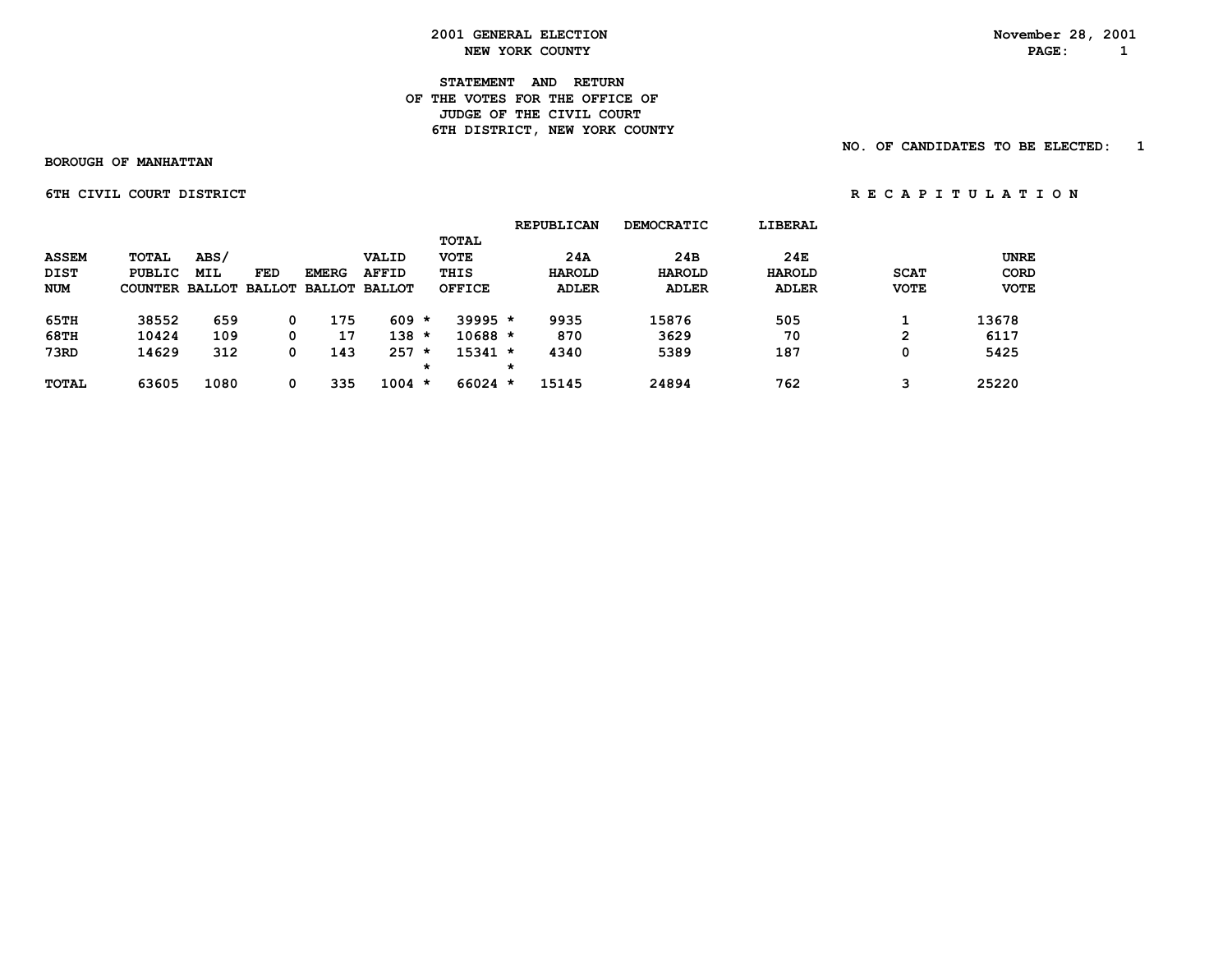# 2001 GENERAL ELECTION
## NEW YORK COUNTY

November 28, 2001

### STATEMENT AND RETURN OF THE VOTES FOR THE OFFICE OF JUDGE OF THE CIVIL COURT 6TH DISTRICT, NEW YORK COUNTY

NO. OF CANDIDATES TO BE ELECTED: 1

**BOROUGH OF MANHATTAN**

**6TH CIVIL COURT DISTRICT** — R E C A P I T U L A T I O N

| ASSEM DIST NUM | TOTAL PUBLIC COUNTER | ABS/ MIL BALLOT | FED BALLOT | EMERG BALLOT | VALID AFFID BALLOT | TOTAL VOTE THIS OFFICE | REPUBLICAN 24A HAROLD ADLER | DEMOCRATIC 24B HAROLD ADLER | LIBERAL 24E HAROLD ADLER | SCAT VOTE | UNRE CORD VOTE |
|---|---|---|---|---|---|---|---|---|---|---|---|
| 65TH | 38552 | 659 | 0 | 175 | 609 * | 39995 * | 9935 | 15876 | 505 | 1 | 13678 |
| 68TH | 10424 | 109 | 0 | 17 | 138 * | 10688 * | 870 | 3629 | 70 | 2 | 6117 |
| 73RD | 14629 | 312 | 0 | 143 | 257 * | 15341 * | 4340 | 5389 | 187 | 0 | 5425 |
| TOTAL | 63605 | 1080 | 0 | 335 | 1004 * | 66024 * | 15145 | 24894 | 762 | 3 | 25220 |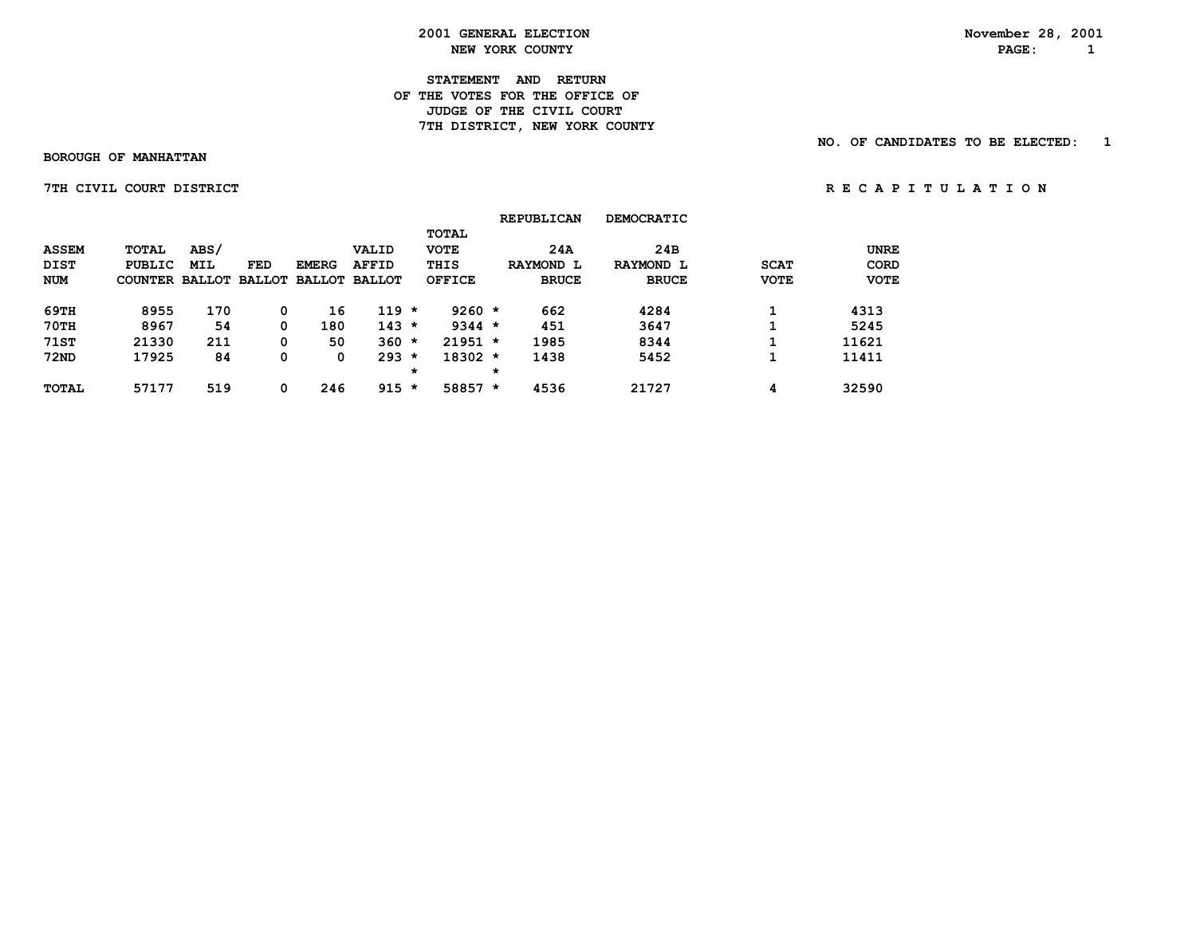2001 GENERAL ELECTION
NEW YORK COUNTY

November 28, 2001

STATEMENT AND RETURN
OF THE VOTES FOR THE OFFICE OF
JUDGE OF THE CIVIL COURT
7TH DISTRICT, NEW YORK COUNTY

NO. OF CANDIDATES TO BE ELECTED: 1

BOROUGH OF MANHATTAN

7TH CIVIL COURT DISTRICT

R E C A P I T U L A T I O N

| ASSEM DIST NUM | TOTAL PUBLIC COUNTER | ABS/ MIL BALLOT | FED BALLOT | EMERG BALLOT | VALID AFFID BALLOT | | TOTAL VOTE THIS OFFICE | | REPUBLICAN 24A RAYMOND L BRUCE | DEMOCRATIC 24B RAYMOND L BRUCE | SCAT VOTE | UNRE CORD VOTE |
|---|---|---|---|---|---|---|---|---|---|---|---|---|
| 69TH | 8955 | 170 | 0 | 16 | 119 | * | 9260 | * | 662 | 4284 | 1 | 4313 |
| 70TH | 8967 | 54 | 0 | 180 | 143 | * | 9344 | * | 451 | 3647 | 1 | 5245 |
| 71ST | 21330 | 211 | 0 | 50 | 360 | * | 21951 | * | 1985 | 8344 | 1 | 11621 |
| 72ND | 17925 | 84 | 0 | 0 | 293 | * | 18302 | * | 1438 | 5452 | 1 | 11411 |
| | | | | | | * | | * | | | | |
| TOTAL | 57177 | 519 | 0 | 246 | 915 | * | 58857 | * | 4536 | 21727 | 4 | 32590 |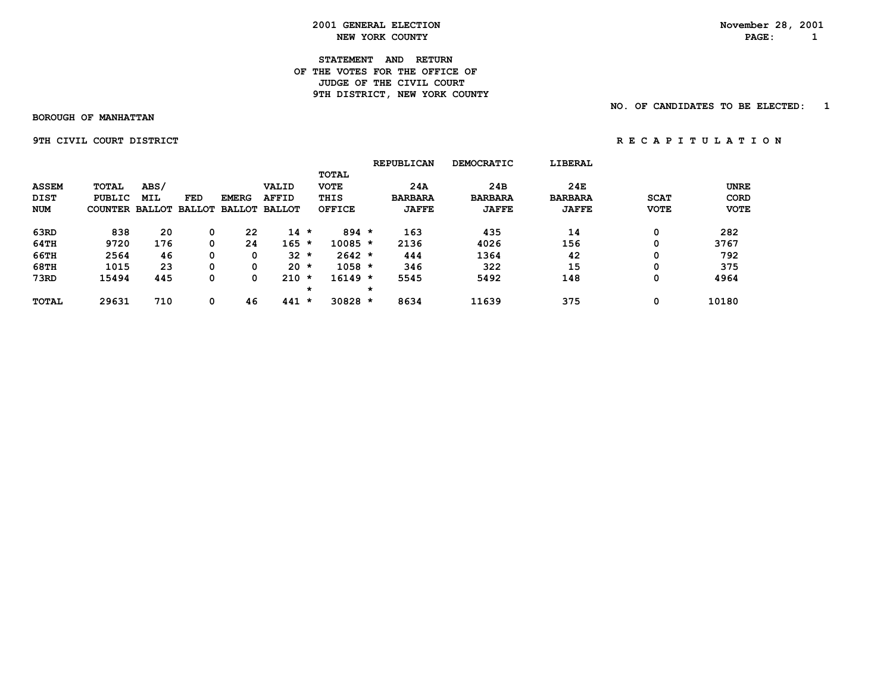**2001 GENERAL ELECTION**
**NEW YORK COUNTY**

November 28, 2001

**STATEMENT AND RETURN**
**OF THE VOTES FOR THE OFFICE OF**
**JUDGE OF THE CIVIL COURT**
**9TH DISTRICT, NEW YORK COUNTY**

NO. OF CANDIDATES TO BE ELECTED: 1

**BOROUGH OF MANHATTAN**

**9TH CIVIL COURT DISTRICT**

**R E C A P I T U L A T I O N**

| ASSEM DIST NUM | TOTAL PUBLIC COUNTER | ABS/ MIL BALLOT | FED BALLOT | EMERG BALLOT | VALID AFFID BALLOT | TOTAL VOTE THIS OFFICE | REPUBLICAN 24A BARBARA JAFFE | DEMOCRATIC 24B BARBARA JAFFE | LIBERAL 24E BARBARA JAFFE | SCAT VOTE | UNRE CORD VOTE |
|---|---|---|---|---|---|---|---|---|---|---|---|
| 63RD | 838 | 20 | 0 | 22 | 14 * | 894 * | 163 | 435 | 14 | 0 | 282 |
| 64TH | 9720 | 176 | 0 | 24 | 165 * | 10085 * | 2136 | 4026 | 156 | 0 | 3767 |
| 66TH | 2564 | 46 | 0 | 0 | 32 * | 2642 * | 444 | 1364 | 42 | 0 | 792 |
| 68TH | 1015 | 23 | 0 | 0 | 20 * | 1058 * | 346 | 322 | 15 | 0 | 375 |
| 73RD | 15494 | 445 | 0 | 0 | 210 * | 16149 * | 5545 | 5492 | 148 | 0 | 4964 |
| TOTAL | 29631 | 710 | 0 | 46 | 441 * | 30828 * | 8634 | 11639 | 375 | 0 | 10180 |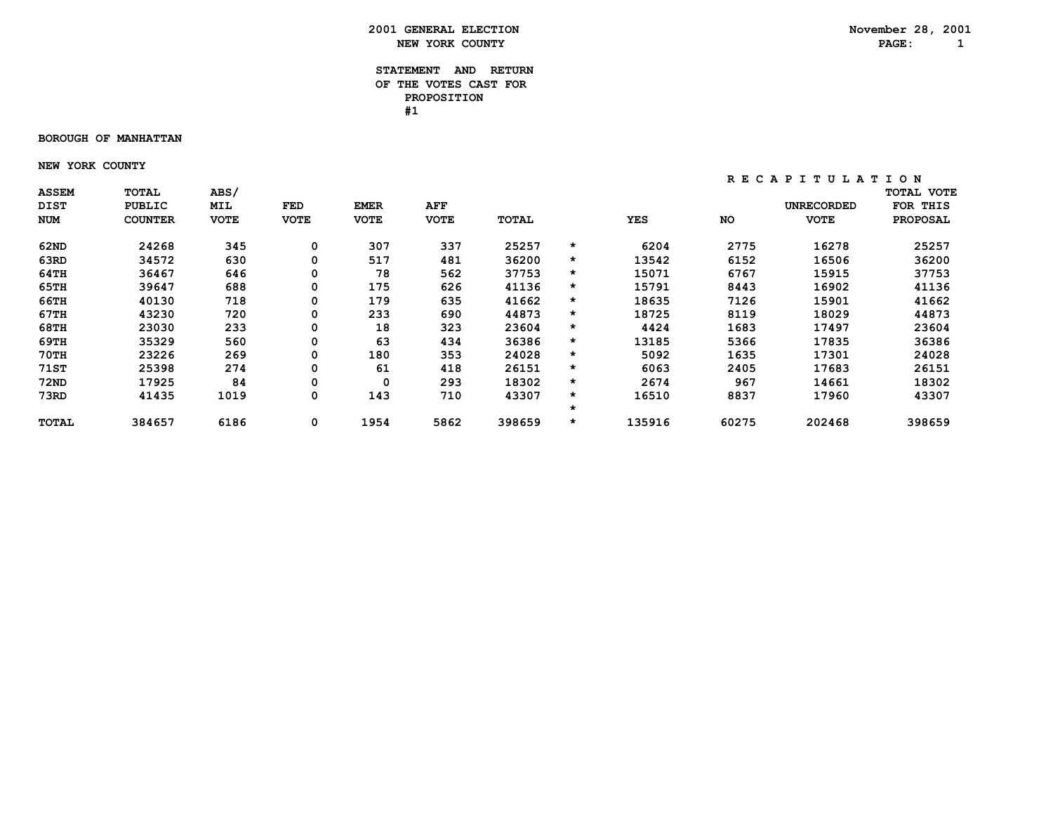# 2001 GENERAL ELECTION
## NEW YORK COUNTY

November 28, 2001

### STATEMENT AND RETURN OF THE VOTES CAST FOR PROPOSITION #1

**BOROUGH OF MANHATTAN**

**NEW YORK COUNTY**

| ASSEM DIST NUM | TOTAL PUBLIC COUNTER | ABS/ MIL VOTE | FED VOTE | EMER VOTE | AFF VOTE | TOTAL | | RECAPITULATION YES | NO | UNRECORDED VOTE | TOTAL VOTE FOR THIS PROPOSAL |
|---|---|---|---|---|---|---|---|---|---|---|---|
| 62ND | 24268 | 345 | 0 | 307 | 337 | 25257 | * | 6204 | 2775 | 16278 | 25257 |
| 63RD | 34572 | 630 | 0 | 517 | 481 | 36200 | * | 13542 | 6152 | 16506 | 36200 |
| 64TH | 36467 | 646 | 0 | 78 | 562 | 37753 | * | 15071 | 6767 | 15915 | 37753 |
| 65TH | 39647 | 688 | 0 | 175 | 626 | 41136 | * | 15791 | 8443 | 16902 | 41136 |
| 66TH | 40130 | 718 | 0 | 179 | 635 | 41662 | * | 18635 | 7126 | 15901 | 41662 |
| 67TH | 43230 | 720 | 0 | 233 | 690 | 44873 | * | 18725 | 8119 | 18029 | 44873 |
| 68TH | 23030 | 233 | 0 | 18 | 323 | 23604 | * | 4424 | 1683 | 17497 | 23604 |
| 69TH | 35329 | 560 | 0 | 63 | 434 | 36386 | * | 13185 | 5366 | 17835 | 36386 |
| 70TH | 23226 | 269 | 0 | 180 | 353 | 24028 | * | 5092 | 1635 | 17301 | 24028 |
| 71ST | 25398 | 274 | 0 | 61 | 418 | 26151 | * | 6063 | 2405 | 17683 | 26151 |
| 72ND | 17925 | 84 | 0 | 0 | 293 | 18302 | * | 2674 | 967 | 14661 | 18302 |
| 73RD | 41435 | 1019 | 0 | 143 | 710 | 43307 | * | 16510 | 8837 | 17960 | 43307 |
| | | | | | | | * | | | | |
| TOTAL | 384657 | 6186 | 0 | 1954 | 5862 | 398659 | * | 135916 | 60275 | 202468 | 398659 |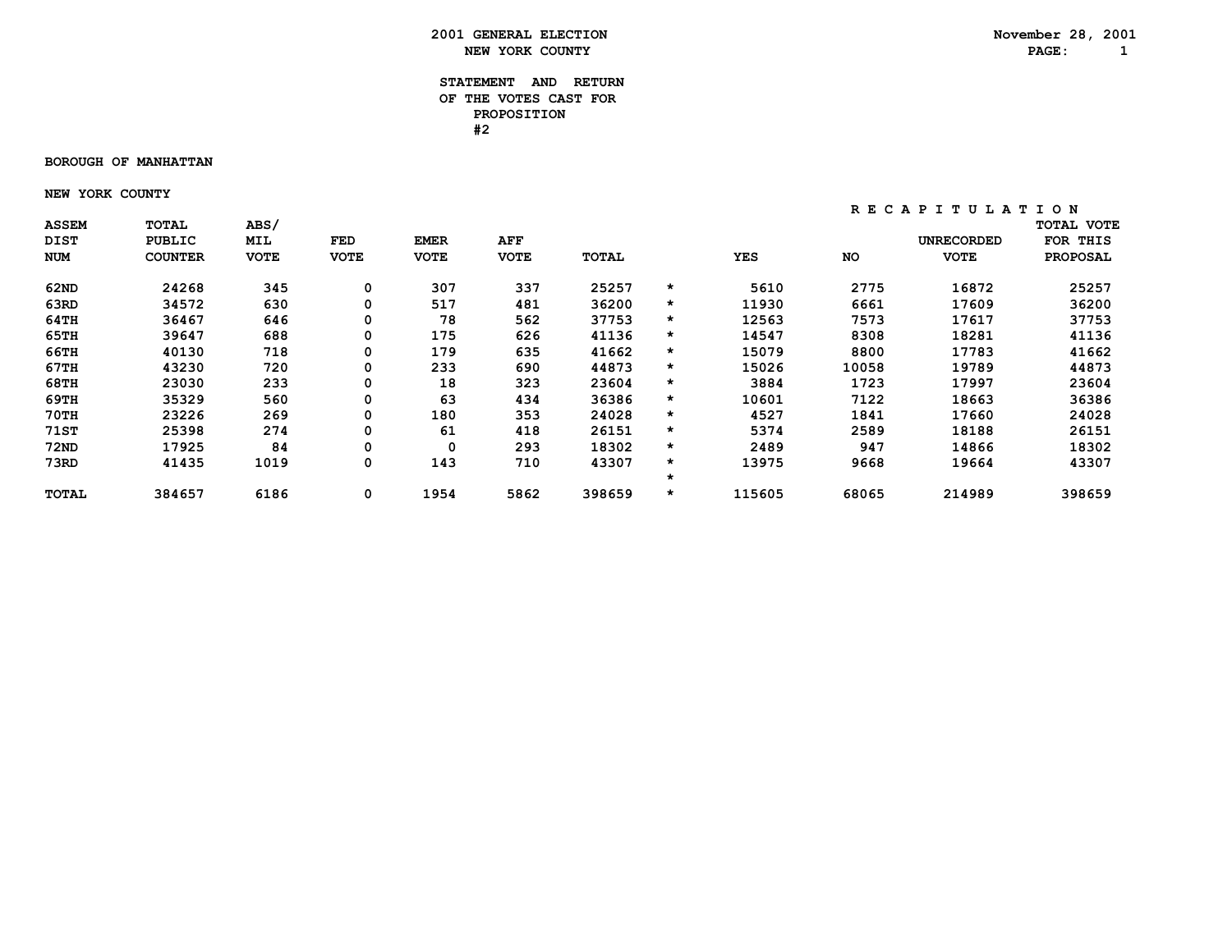# 2001 GENERAL ELECTION
## NEW YORK COUNTY

November 28, 2001

### STATEMENT AND RETURN OF THE VOTES CAST FOR PROPOSITION #2

**BOROUGH OF MANHATTAN**

**NEW YORK COUNTY**

| ASSEM DIST NUM | TOTAL PUBLIC COUNTER | ABS/ MIL VOTE | FED VOTE | EMER VOTE | AFF VOTE | TOTAL | | RECAPITULATION YES | NO | UNRECORDED VOTE | TOTAL VOTE FOR THIS PROPOSAL |
|---|---|---|---|---|---|---|---|---|---|---|---|
| 62ND | 24268 | 345 | 0 | 307 | 337 | 25257 | * | 5610 | 2775 | 16872 | 25257 |
| 63RD | 34572 | 630 | 0 | 517 | 481 | 36200 | * | 11930 | 6661 | 17609 | 36200 |
| 64TH | 36467 | 646 | 0 | 78 | 562 | 37753 | * | 12563 | 7573 | 17617 | 37753 |
| 65TH | 39647 | 688 | 0 | 175 | 626 | 41136 | * | 14547 | 8308 | 18281 | 41136 |
| 66TH | 40130 | 718 | 0 | 179 | 635 | 41662 | * | 15079 | 8800 | 17783 | 41662 |
| 67TH | 43230 | 720 | 0 | 233 | 690 | 44873 | * | 15026 | 10058 | 19789 | 44873 |
| 68TH | 23030 | 233 | 0 | 18 | 323 | 23604 | * | 3884 | 1723 | 17997 | 23604 |
| 69TH | 35329 | 560 | 0 | 63 | 434 | 36386 | * | 10601 | 7122 | 18663 | 36386 |
| 70TH | 23226 | 269 | 0 | 180 | 353 | 24028 | * | 4527 | 1841 | 17660 | 24028 |
| 71ST | 25398 | 274 | 0 | 61 | 418 | 26151 | * | 5374 | 2589 | 18188 | 26151 |
| 72ND | 17925 | 84 | 0 | 0 | 293 | 18302 | * | 2489 | 947 | 14866 | 18302 |
| 73RD | 41435 | 1019 | 0 | 143 | 710 | 43307 | * | 13975 | 9668 | 19664 | 43307 |
| | | | | | | | * | | | | |
| TOTAL | 384657 | 6186 | 0 | 1954 | 5862 | 398659 | * | 115605 | 68065 | 214989 | 398659 |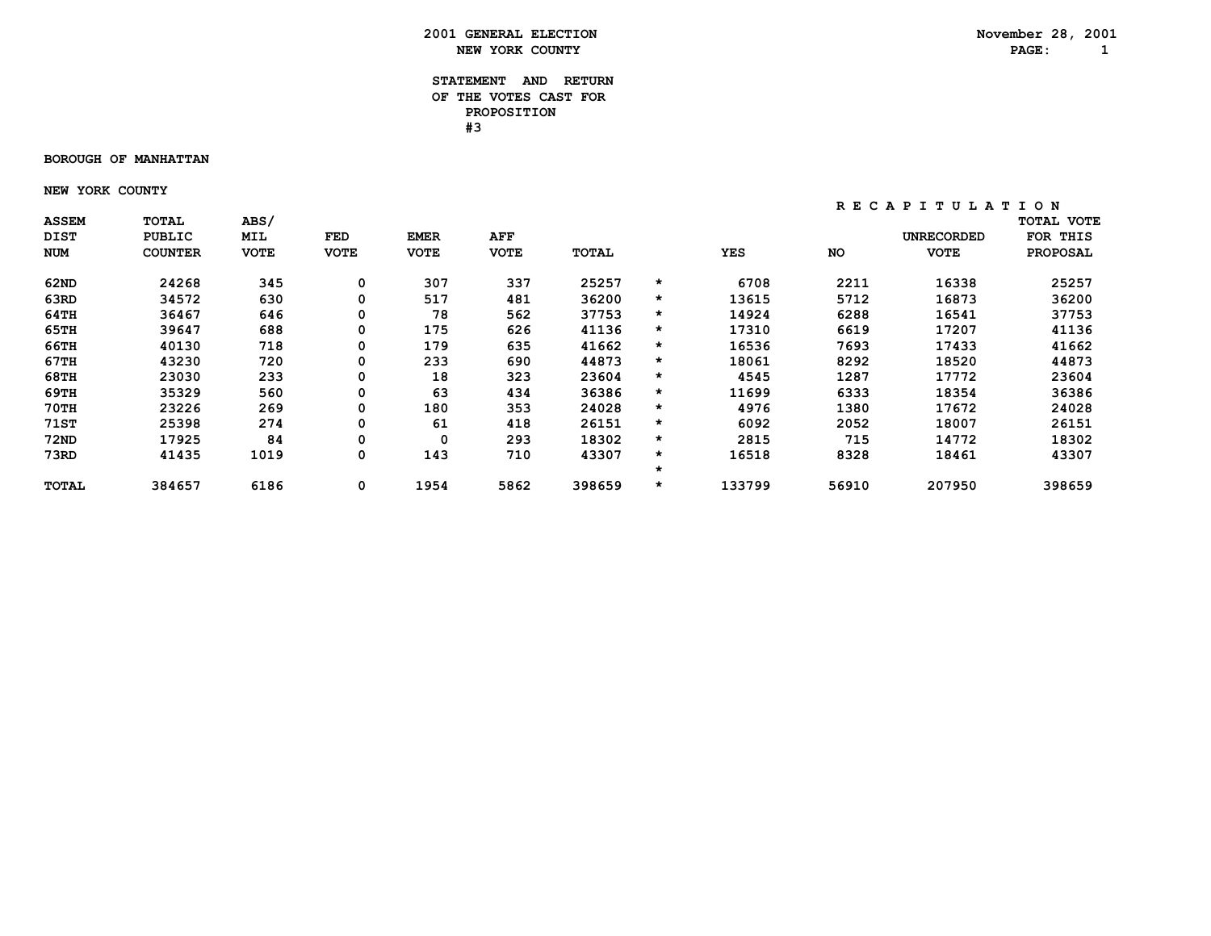# 2001 GENERAL ELECTION
## NEW YORK COUNTY

November 28, 2001

### STATEMENT AND RETURN OF THE VOTES CAST FOR PROPOSITION #3

**BOROUGH OF MANHATTAN**

**NEW YORK COUNTY**

| ASSEM DIST NUM | TOTAL PUBLIC COUNTER | ABS/ MIL VOTE | FED VOTE | EMER VOTE | AFF VOTE | TOTAL | | YES | NO | UNRECORDED VOTE | TOTAL VOTE FOR THIS PROPOSAL |
|---|---|---|---|---|---|---|---|---|---|---|---|
| | | | | | | | | R E C A P I T U L A T I O N | | | |
| 62ND | 24268 | 345 | 0 | 307 | 337 | 25257 | * | 6708 | 2211 | 16338 | 25257 |
| 63RD | 34572 | 630 | 0 | 517 | 481 | 36200 | * | 13615 | 5712 | 16873 | 36200 |
| 64TH | 36467 | 646 | 0 | 78 | 562 | 37753 | * | 14924 | 6288 | 16541 | 37753 |
| 65TH | 39647 | 688 | 0 | 175 | 626 | 41136 | * | 17310 | 6619 | 17207 | 41136 |
| 66TH | 40130 | 718 | 0 | 179 | 635 | 41662 | * | 16536 | 7693 | 17433 | 41662 |
| 67TH | 43230 | 720 | 0 | 233 | 690 | 44873 | * | 18061 | 8292 | 18520 | 44873 |
| 68TH | 23030 | 233 | 0 | 18 | 323 | 23604 | * | 4545 | 1287 | 17772 | 23604 |
| 69TH | 35329 | 560 | 0 | 63 | 434 | 36386 | * | 11699 | 6333 | 18354 | 36386 |
| 70TH | 23226 | 269 | 0 | 180 | 353 | 24028 | * | 4976 | 1380 | 17672 | 24028 |
| 71ST | 25398 | 274 | 0 | 61 | 418 | 26151 | * | 6092 | 2052 | 18007 | 26151 |
| 72ND | 17925 | 84 | 0 | 0 | 293 | 18302 | * | 2815 | 715 | 14772 | 18302 |
| 73RD | 41435 | 1019 | 0 | 143 | 710 | 43307 | * | 16518 | 8328 | 18461 | 43307 |
| | | | | | | | * | | | | |
| TOTAL | 384657 | 6186 | 0 | 1954 | 5862 | 398659 | * | 133799 | 56910 | 207950 | 398659 |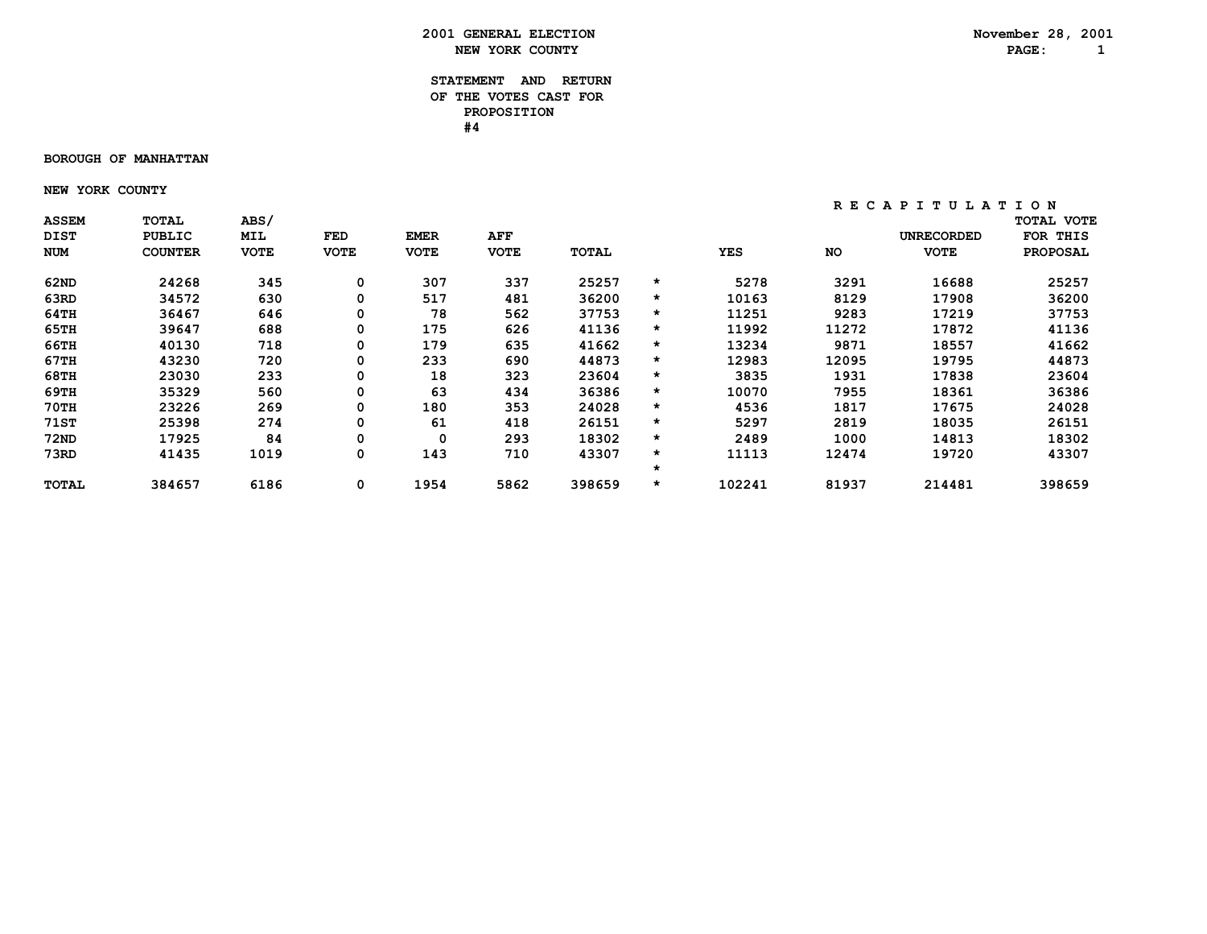# 2001 GENERAL ELECTION
## NEW YORK COUNTY

November 28, 2001

### STATEMENT AND RETURN OF THE VOTES CAST FOR PROPOSITION #4

**BOROUGH OF MANHATTAN**

**NEW YORK COUNTY**

| ASSEM DIST NUM | TOTAL PUBLIC COUNTER | ABS/ MIL VOTE | FED VOTE | EMER VOTE | AFF VOTE | TOTAL | | RECAPITULATION YES | NO | UNRECORDED VOTE | TOTAL VOTE FOR THIS PROPOSAL |
|---|---|---|---|---|---|---|---|---|---|---|---|
| 62ND | 24268 | 345 | 0 | 307 | 337 | 25257 | * | 5278 | 3291 | 16688 | 25257 |
| 63RD | 34572 | 630 | 0 | 517 | 481 | 36200 | * | 10163 | 8129 | 17908 | 36200 |
| 64TH | 36467 | 646 | 0 | 78 | 562 | 37753 | * | 11251 | 9283 | 17219 | 37753 |
| 65TH | 39647 | 688 | 0 | 175 | 626 | 41136 | * | 11992 | 11272 | 17872 | 41136 |
| 66TH | 40130 | 718 | 0 | 179 | 635 | 41662 | * | 13234 | 9871 | 18557 | 41662 |
| 67TH | 43230 | 720 | 0 | 233 | 690 | 44873 | * | 12983 | 12095 | 19795 | 44873 |
| 68TH | 23030 | 233 | 0 | 18 | 323 | 23604 | * | 3835 | 1931 | 17838 | 23604 |
| 69TH | 35329 | 560 | 0 | 63 | 434 | 36386 | * | 10070 | 7955 | 18361 | 36386 |
| 70TH | 23226 | 269 | 0 | 180 | 353 | 24028 | * | 4536 | 1817 | 17675 | 24028 |
| 71ST | 25398 | 274 | 0 | 61 | 418 | 26151 | * | 5297 | 2819 | 18035 | 26151 |
| 72ND | 17925 | 84 | 0 | 0 | 293 | 18302 | * | 2489 | 1000 | 14813 | 18302 |
| 73RD | 41435 | 1019 | 0 | 143 | 710 | 43307 | * | 11113 | 12474 | 19720 | 43307 |
| | | | | | | | * | | | | |
| TOTAL | 384657 | 6186 | 0 | 1954 | 5862 | 398659 | * | 102241 | 81937 | 214481 | 398659 |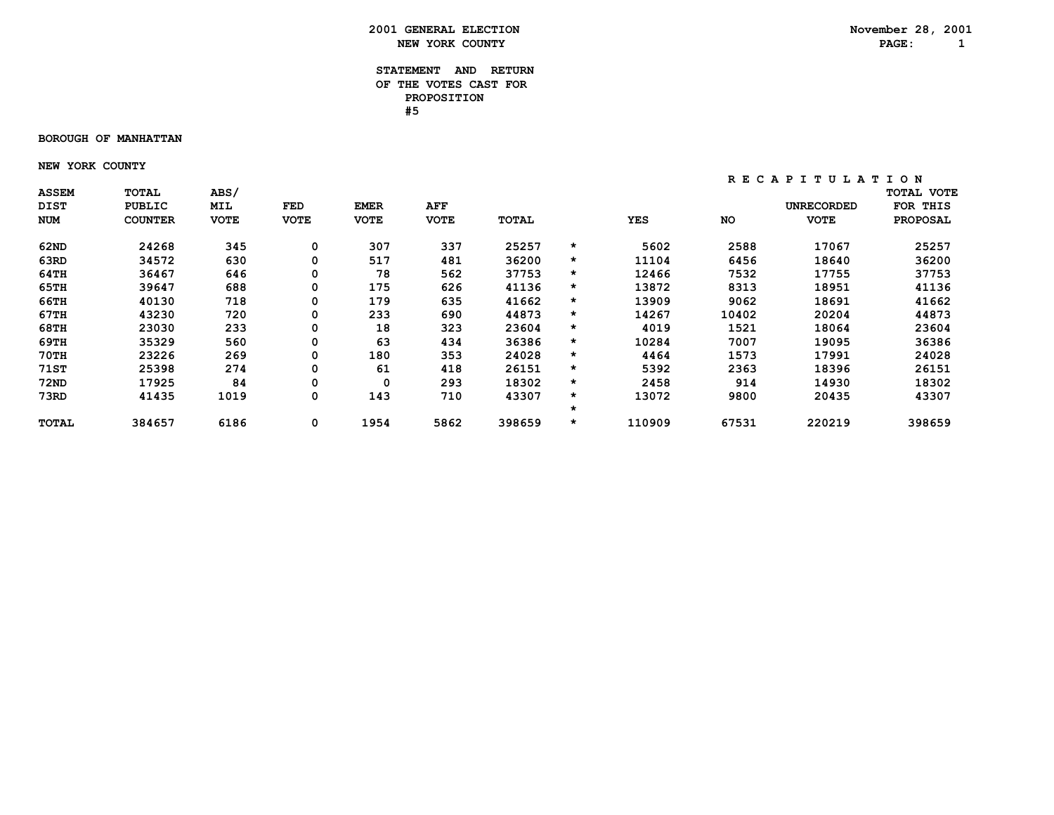# 2001 GENERAL ELECTION

## NEW YORK COUNTY

November 28, 2001

### STATEMENT AND RETURN OF THE VOTES CAST FOR PROPOSITION #5

**BOROUGH OF MANHATTAN**

**NEW YORK COUNTY**

| | | | | | | | | RECAPITULATION | | | |
|---|---|---|---|---|---|---|---|---|---|---|---|
| ASSEM DIST NUM | TOTAL PUBLIC COUNTER | ABS/ MIL VOTE | FED VOTE | EMER VOTE | AFF VOTE | TOTAL | | YES | NO | UNRECORDED VOTE | TOTAL VOTE FOR THIS PROPOSAL |
| 62ND | 24268 | 345 | 0 | 307 | 337 | 25257 | * | 5602 | 2588 | 17067 | 25257 |
| 63RD | 34572 | 630 | 0 | 517 | 481 | 36200 | * | 11104 | 6456 | 18640 | 36200 |
| 64TH | 36467 | 646 | 0 | 78 | 562 | 37753 | * | 12466 | 7532 | 17755 | 37753 |
| 65TH | 39647 | 688 | 0 | 175 | 626 | 41136 | * | 13872 | 8313 | 18951 | 41136 |
| 66TH | 40130 | 718 | 0 | 179 | 635 | 41662 | * | 13909 | 9062 | 18691 | 41662 |
| 67TH | 43230 | 720 | 0 | 233 | 690 | 44873 | * | 14267 | 10402 | 20204 | 44873 |
| 68TH | 23030 | 233 | 0 | 18 | 323 | 23604 | * | 4019 | 1521 | 18064 | 23604 |
| 69TH | 35329 | 560 | 0 | 63 | 434 | 36386 | * | 10284 | 7007 | 19095 | 36386 |
| 70TH | 23226 | 269 | 0 | 180 | 353 | 24028 | * | 4464 | 1573 | 17991 | 24028 |
| 71ST | 25398 | 274 | 0 | 61 | 418 | 26151 | * | 5392 | 2363 | 18396 | 26151 |
| 72ND | 17925 | 84 | 0 | 0 | 293 | 18302 | * | 2458 | 914 | 14930 | 18302 |
| 73RD | 41435 | 1019 | 0 | 143 | 710 | 43307 | * | 13072 | 9800 | 20435 | 43307 |
| | | | | | | | * | | | | |
| TOTAL | 384657 | 6186 | 0 | 1954 | 5862 | 398659 | * | 110909 | 67531 | 220219 | 398659 |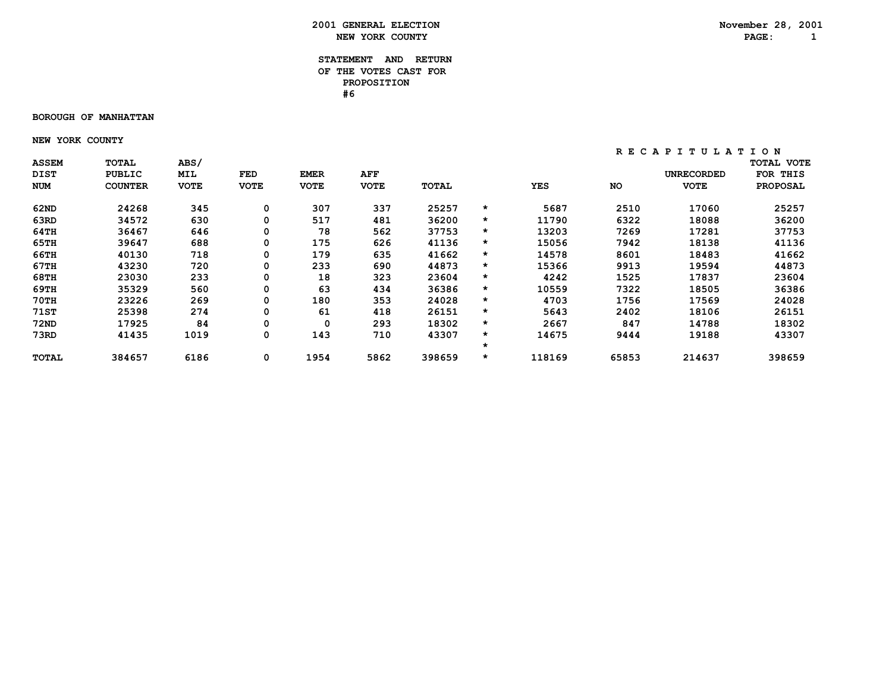# 2001 GENERAL ELECTION
## NEW YORK COUNTY

November 28, 2001

### STATEMENT AND RETURN OF THE VOTES CAST FOR PROPOSITION #6

**BOROUGH OF MANHATTAN**

**NEW YORK COUNTY**

| ASSEM DIST NUM | TOTAL PUBLIC COUNTER | ABS/ MIL VOTE | FED VOTE | EMER VOTE | AFF VOTE | TOTAL | | RECAPITULATION YES | NO | UNRECORDED VOTE | TOTAL VOTE FOR THIS PROPOSAL |
|---|---|---|---|---|---|---|---|---|---|---|---|
| 62ND | 24268 | 345 | 0 | 307 | 337 | 25257 | * | 5687 | 2510 | 17060 | 25257 |
| 63RD | 34572 | 630 | 0 | 517 | 481 | 36200 | * | 11790 | 6322 | 18088 | 36200 |
| 64TH | 36467 | 646 | 0 | 78 | 562 | 37753 | * | 13203 | 7269 | 17281 | 37753 |
| 65TH | 39647 | 688 | 0 | 175 | 626 | 41136 | * | 15056 | 7942 | 18138 | 41136 |
| 66TH | 40130 | 718 | 0 | 179 | 635 | 41662 | * | 14578 | 8601 | 18483 | 41662 |
| 67TH | 43230 | 720 | 0 | 233 | 690 | 44873 | * | 15366 | 9913 | 19594 | 44873 |
| 68TH | 23030 | 233 | 0 | 18 | 323 | 23604 | * | 4242 | 1525 | 17837 | 23604 |
| 69TH | 35329 | 560 | 0 | 63 | 434 | 36386 | * | 10559 | 7322 | 18505 | 36386 |
| 70TH | 23226 | 269 | 0 | 180 | 353 | 24028 | * | 4703 | 1756 | 17569 | 24028 |
| 71ST | 25398 | 274 | 0 | 61 | 418 | 26151 | * | 5643 | 2402 | 18106 | 26151 |
| 72ND | 17925 | 84 | 0 | 0 | 293 | 18302 | * | 2667 | 847 | 14788 | 18302 |
| 73RD | 41435 | 1019 | 0 | 143 | 710 | 43307 | * | 14675 | 9444 | 19188 | 43307 |
| | | | | | | | * | | | | |
| TOTAL | 384657 | 6186 | 0 | 1954 | 5862 | 398659 | * | 118169 | 65853 | 214637 | 398659 |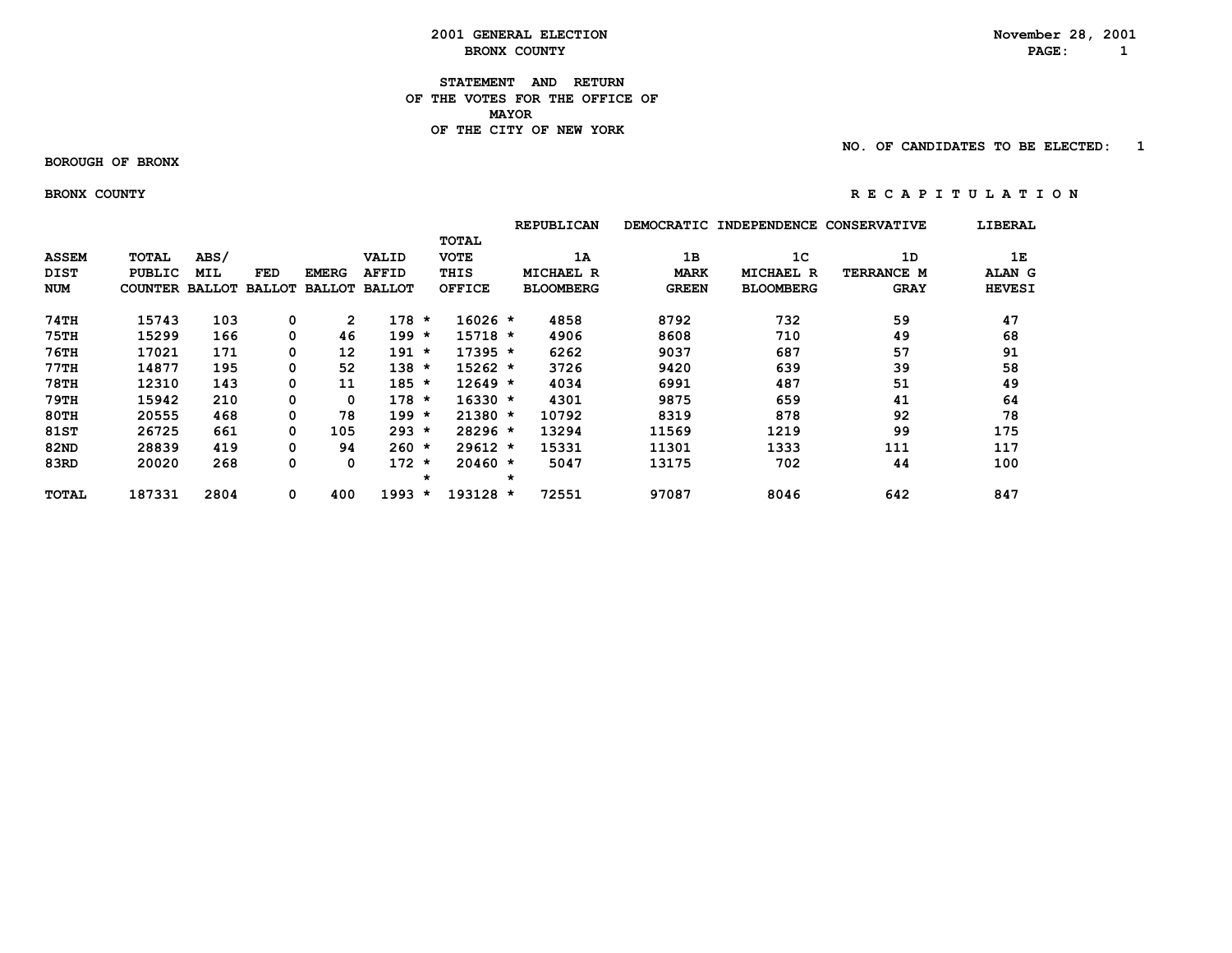# 2001 GENERAL ELECTION
## BRONX COUNTY

November 28, 2001

**STATEMENT AND RETURN OF THE VOTES FOR THE OFFICE OF MAYOR OF THE CITY OF NEW YORK**

NO. OF CANDIDATES TO BE ELECTED: 1

BOROUGH OF BRONX

BRONX COUNTY

R E C A P I T U L A T I O N

| ASSEM DIST NUM | TOTAL PUBLIC COUNTER | ABS/ MIL BALLOT | FED BALLOT | EMERG BALLOT | VALID AFFID BALLOT | TOTAL VOTE THIS OFFICE | REPUBLICAN 1A MICHAEL R BLOOMBERG | DEMOCRATIC 1B MARK GREEN | INDEPENDENCE 1C MICHAEL R BLOOMBERG | CONSERVATIVE 1D TERRANCE M GRAY | LIBERAL 1E ALAN G HEVESI |
|---|---|---|---|---|---|---|---|---|---|---|---|
| 74TH | 15743 | 103 | 0 | 2 | 178 * | 16026 * | 4858 | 8792 | 732 | 59 | 47 |
| 75TH | 15299 | 166 | 0 | 46 | 199 * | 15718 * | 4906 | 8608 | 710 | 49 | 68 |
| 76TH | 17021 | 171 | 0 | 12 | 191 * | 17395 * | 6262 | 9037 | 687 | 57 | 91 |
| 77TH | 14877 | 195 | 0 | 52 | 138 * | 15262 * | 3726 | 9420 | 639 | 39 | 58 |
| 78TH | 12310 | 143 | 0 | 11 | 185 * | 12649 * | 4034 | 6991 | 487 | 51 | 49 |
| 79TH | 15942 | 210 | 0 | 0 | 178 * | 16330 * | 4301 | 9875 | 659 | 41 | 64 |
| 80TH | 20555 | 468 | 0 | 78 | 199 * | 21380 * | 10792 | 8319 | 878 | 92 | 78 |
| 81ST | 26725 | 661 | 0 | 105 | 293 * | 28296 * | 13294 | 11569 | 1219 | 99 | 175 |
| 82ND | 28839 | 419 | 0 | 94 | 260 * | 29612 * | 15331 | 11301 | 1333 | 111 | 117 |
| 83RD | 20020 | 268 | 0 | 0 | 172 * | 20460 * | 5047 | 13175 | 702 | 44 | 100 |
| TOTAL | 187331 | 2804 | 0 | 400 | 1993 * | 193128 * | 72551 | 97087 | 8046 | 642 | 847 |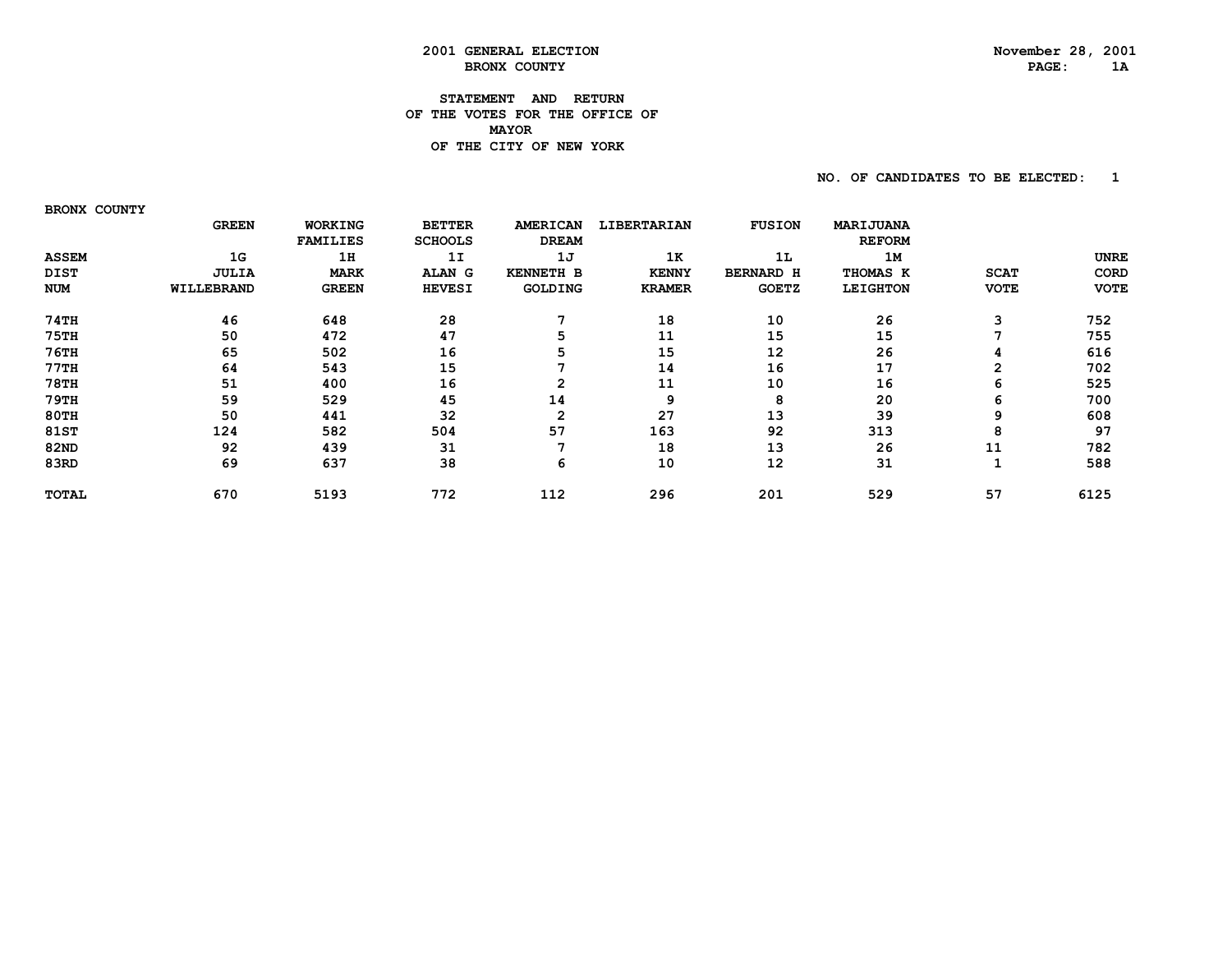**2001 GENERAL ELECTION**
**BRONX COUNTY**

November 28, 2001

# STATEMENT AND RETURN OF THE VOTES FOR THE OFFICE OF MAYOR OF THE CITY OF NEW YORK

NO. OF CANDIDATES TO BE ELECTED: 1

BRONX COUNTY

| ASSEM DIST NUM | GREEN 1G JULIA WILLEBRAND | WORKING FAMILIES 1H MARK GREEN | BETTER SCHOOLS 1I ALAN G HEVESI | AMERICAN DREAM 1J KENNETH B GOLDING | LIBERTARIAN 1K KENNY KRAMER | FUSION 1L BERNARD H GOETZ | MARIJUANA REFORM 1M THOMAS K LEIGHTON | SCAT VOTE | UNRECORD VOTE |
|---|---|---|---|---|---|---|---|---|---|
| 74TH | 46 | 648 | 28 | 7 | 18 | 10 | 26 | 3 | 752 |
| 75TH | 50 | 472 | 47 | 5 | 11 | 15 | 15 | 7 | 755 |
| 76TH | 65 | 502 | 16 | 5 | 15 | 12 | 26 | 4 | 616 |
| 77TH | 64 | 543 | 15 | 7 | 14 | 16 | 17 | 2 | 702 |
| 78TH | 51 | 400 | 16 | 2 | 11 | 10 | 16 | 6 | 525 |
| 79TH | 59 | 529 | 45 | 14 | 9 | 8 | 20 | 6 | 700 |
| 80TH | 50 | 441 | 32 | 2 | 27 | 13 | 39 | 9 | 608 |
| 81ST | 124 | 582 | 504 | 57 | 163 | 92 | 313 | 8 | 97 |
| 82ND | 92 | 439 | 31 | 7 | 18 | 13 | 26 | 11 | 782 |
| 83RD | 69 | 637 | 38 | 6 | 10 | 12 | 31 | 1 | 588 |
| TOTAL | 670 | 5193 | 772 | 112 | 296 | 201 | 529 | 57 | 6125 |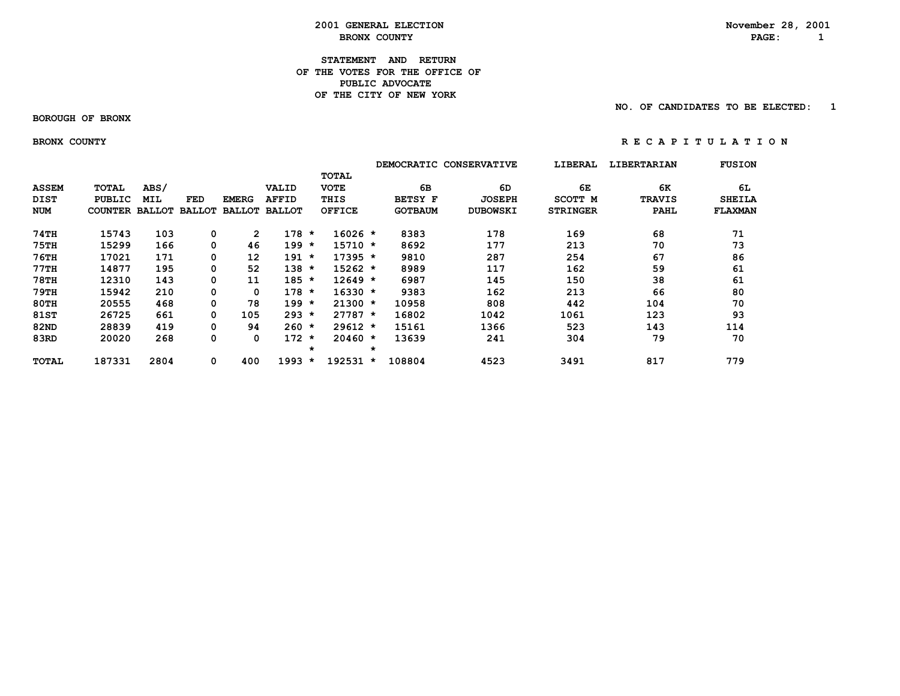# 2001 GENERAL ELECTION
## BRONX COUNTY

November 28, 2001

### STATEMENT AND RETURN OF THE VOTES FOR THE OFFICE OF PUBLIC ADVOCATE OF THE CITY OF NEW YORK

NO. OF CANDIDATES TO BE ELECTED: 1

BOROUGH OF BRONX

BRONX COUNTY

R E C A P I T U L A T I O N

| ASSEM DIST NUM | TOTAL PUBLIC COUNTER | ABS/ MIL BALLOT | FED BALLOT | EMERG BALLOT | VALID AFFID BALLOT | TOTAL VOTE THIS OFFICE | DEMOCRATIC 6B BETSY F GOTBAUM | CONSERVATIVE 6D JOSEPH DUBOWSKI | LIBERAL 6E SCOTT M STRINGER | LIBERTARIAN 6K TRAVIS PAHL | FUSION 6L SHEILA FLAXMAN |
|---|---|---|---|---|---|---|---|---|---|---|---|
| 74TH | 15743 | 103 | 0 | 2 | 178 * | 16026 * | 8383 | 178 | 169 | 68 | 71 |
| 75TH | 15299 | 166 | 0 | 46 | 199 * | 15710 * | 8692 | 177 | 213 | 70 | 73 |
| 76TH | 17021 | 171 | 0 | 12 | 191 * | 17395 * | 9810 | 287 | 254 | 67 | 86 |
| 77TH | 14877 | 195 | 0 | 52 | 138 * | 15262 * | 8989 | 117 | 162 | 59 | 61 |
| 78TH | 12310 | 143 | 0 | 11 | 185 * | 12649 * | 6987 | 145 | 150 | 38 | 61 |
| 79TH | 15942 | 210 | 0 | 0 | 178 * | 16330 * | 9383 | 162 | 213 | 66 | 80 |
| 80TH | 20555 | 468 | 0 | 78 | 199 * | 21300 * | 10958 | 808 | 442 | 104 | 70 |
| 81ST | 26725 | 661 | 0 | 105 | 293 * | 27787 * | 16802 | 1042 | 1061 | 123 | 93 |
| 82ND | 28839 | 419 | 0 | 94 | 260 * | 29612 * | 15161 | 1366 | 523 | 143 | 114 |
| 83RD | 20020 | 268 | 0 | 0 | 172 * | 20460 * | 13639 | 241 | 304 | 79 | 70 |
| TOTAL | 187331 | 2804 | 0 | 400 | 1993 * | 192531 * | 108804 | 4523 | 3491 | 817 | 779 |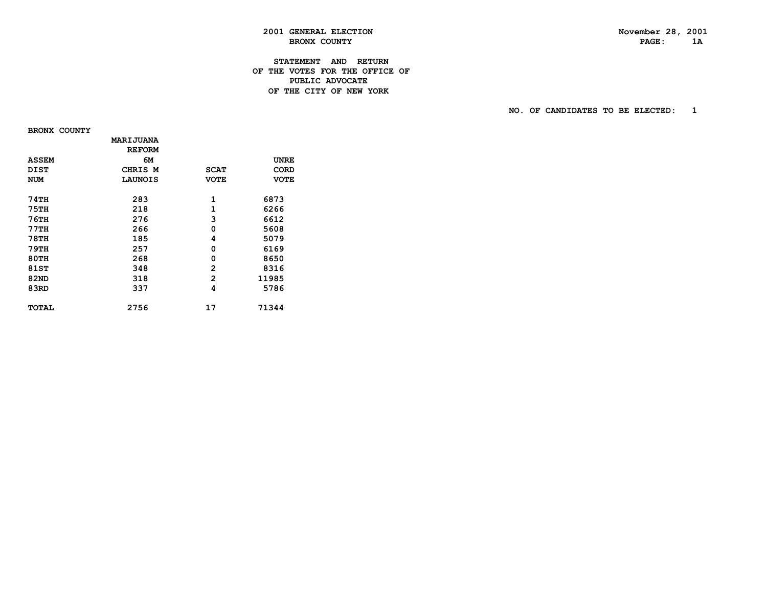2001 GENERAL ELECTION
BRONX COUNTY

November 28, 2001

# STATEMENT AND RETURN OF THE VOTES FOR THE OFFICE OF PUBLIC ADVOCATE OF THE CITY OF NEW YORK

NO. OF CANDIDATES TO BE ELECTED: 1

BRONX COUNTY

| ASSEM DIST NUM | MARIJUANA REFORM 6M CHRIS M LAUNOIS | SCAT VOTE | UNRE CORD VOTE |
|---|---|---|---|
| 74TH | 283 | 1 | 6873 |
| 75TH | 218 | 1 | 6266 |
| 76TH | 276 | 3 | 6612 |
| 77TH | 266 | 0 | 5608 |
| 78TH | 185 | 4 | 5079 |
| 79TH | 257 | 0 | 6169 |
| 80TH | 268 | 0 | 8650 |
| 81ST | 348 | 2 | 8316 |
| 82ND | 318 | 2 | 11985 |
| 83RD | 337 | 4 | 5786 |
| TOTAL | 2756 | 17 | 71344 |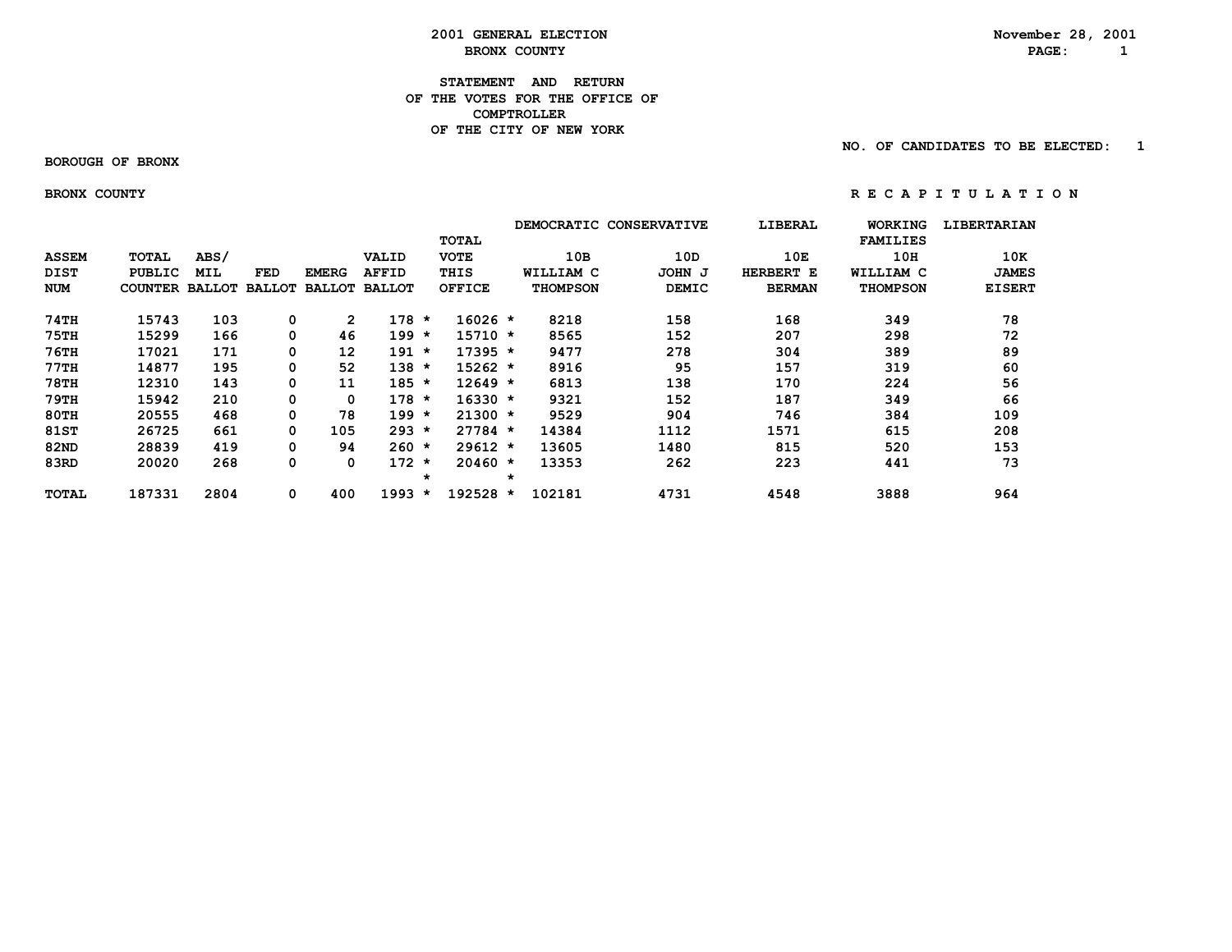# 2001 GENERAL ELECTION
## BRONX COUNTY

November 28, 2001

**STATEMENT AND RETURN OF THE VOTES FOR THE OFFICE OF COMPTROLLER OF THE CITY OF NEW YORK**

NO. OF CANDIDATES TO BE ELECTED: 1

BOROUGH OF BRONX

BRONX COUNTY

R E C A P I T U L A T I O N

| ASSEM DIST NUM | TOTAL PUBLIC COUNTER | ABS/ MIL BALLOT | FED BALLOT | EMERG BALLOT | VALID AFFID BALLOT | | TOTAL VOTE THIS OFFICE | | DEMOCRATIC 10B WILLIAM C THOMPSON | CONSERVATIVE 10D JOHN J DEMIC | LIBERAL 10E HERBERT E BERMAN | WORKING FAMILIES 10H WILLIAM C THOMPSON | LIBERTARIAN 10K JAMES EISERT |
|---|---|---|---|---|---|---|---|---|---|---|---|---|---|
| 74TH | 15743 | 103 | 0 | 2 | 178 | * | 16026 | * | 8218 | 158 | 168 | 349 | 78 |
| 75TH | 15299 | 166 | 0 | 46 | 199 | * | 15710 | * | 8565 | 152 | 207 | 298 | 72 |
| 76TH | 17021 | 171 | 0 | 12 | 191 | * | 17395 | * | 9477 | 278 | 304 | 389 | 89 |
| 77TH | 14877 | 195 | 0 | 52 | 138 | * | 15262 | * | 8916 | 95 | 157 | 319 | 60 |
| 78TH | 12310 | 143 | 0 | 11 | 185 | * | 12649 | * | 6813 | 138 | 170 | 224 | 56 |
| 79TH | 15942 | 210 | 0 | 0 | 178 | * | 16330 | * | 9321 | 152 | 187 | 349 | 66 |
| 80TH | 20555 | 468 | 0 | 78 | 199 | * | 21300 | * | 9529 | 904 | 746 | 384 | 109 |
| 81ST | 26725 | 661 | 0 | 105 | 293 | * | 27784 | * | 14384 | 1112 | 1571 | 615 | 208 |
| 82ND | 28839 | 419 | 0 | 94 | 260 | * | 29612 | * | 13605 | 1480 | 815 | 520 | 153 |
| 83RD | 20020 | 268 | 0 | 0 | 172 | * | 20460 | * | 13353 | 262 | 223 | 441 | 73 |
| | | | | | | * | | * | | | | | |
| TOTAL | 187331 | 2804 | 0 | 400 | 1993 | * | 192528 | * | 102181 | 4731 | 4548 | 3888 | 964 |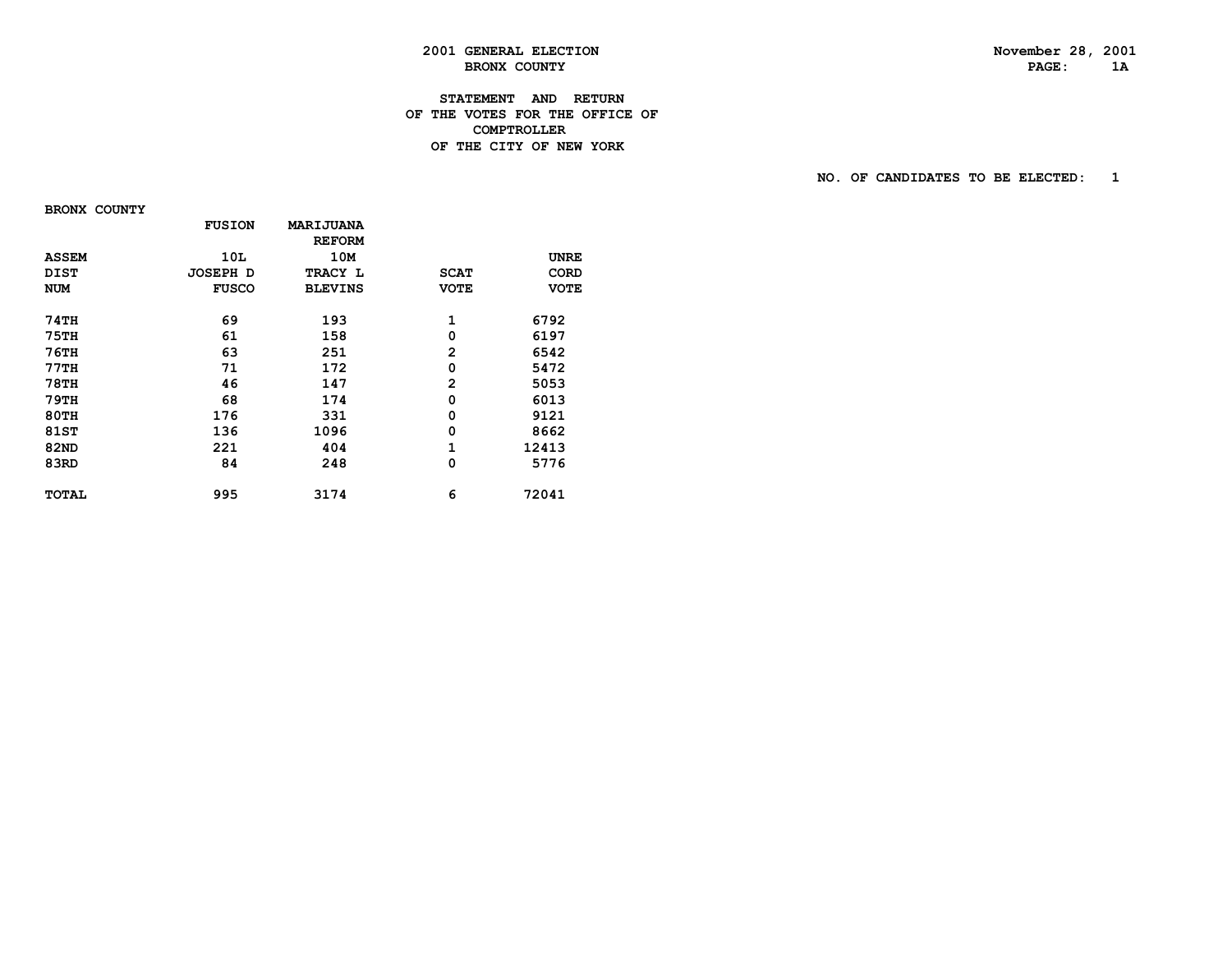2001 GENERAL ELECTION
BRONX COUNTY

November 28, 2001
PAGE: 1A

**STATEMENT AND RETURN**
**OF THE VOTES FOR THE OFFICE OF**
**COMPTROLLER**
**OF THE CITY OF NEW YORK**

NO. OF CANDIDATES TO BE ELECTED: 1

BRONX COUNTY

| ASSEM DIST NUM | FUSION 10L JOSEPH D FUSCO | MARIJUANA REFORM 10M TRACY L BLEVINS | SCAT VOTE | UNRECORD VOTE |
|---|---|---|---|---|
| 74TH | 69 | 193 | 1 | 6792 |
| 75TH | 61 | 158 | 0 | 6197 |
| 76TH | 63 | 251 | 2 | 6542 |
| 77TH | 71 | 172 | 0 | 5472 |
| 78TH | 46 | 147 | 2 | 5053 |
| 79TH | 68 | 174 | 0 | 6013 |
| 80TH | 176 | 331 | 0 | 9121 |
| 81ST | 136 | 1096 | 0 | 8662 |
| 82ND | 221 | 404 | 1 | 12413 |
| 83RD | 84 | 248 | 0 | 5776 |
| TOTAL | 995 | 3174 | 6 | 72041 |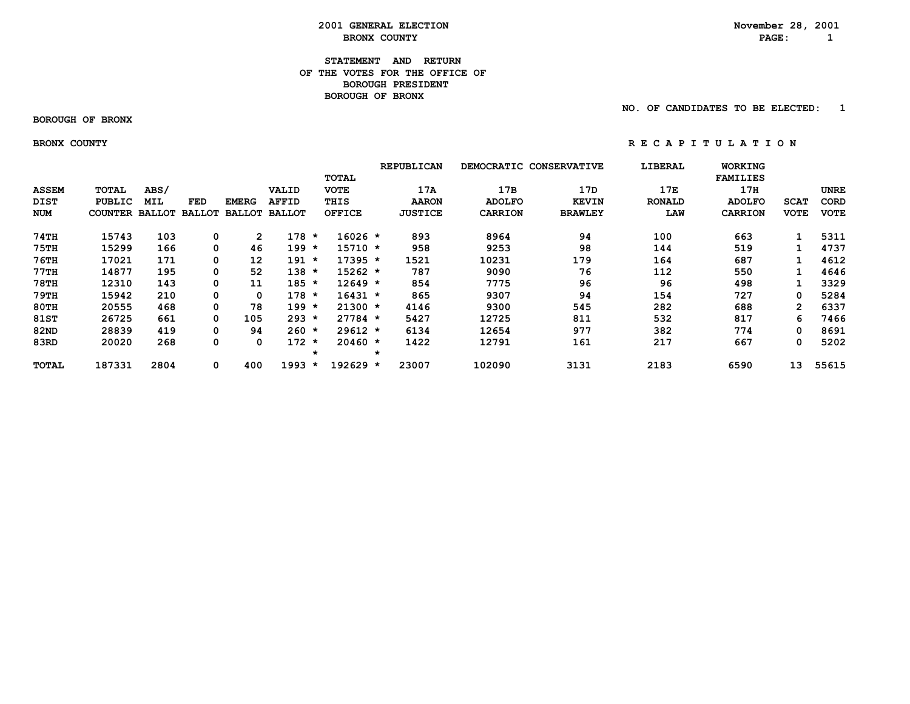# 2001 GENERAL ELECTION
## BRONX COUNTY

November 28, 2001

### STATEMENT AND RETURN OF THE VOTES FOR THE OFFICE OF BOROUGH PRESIDENT BOROUGH OF BRONX

NO. OF CANDIDATES TO BE ELECTED: 1

BOROUGH OF BRONX

BRONX COUNTY

R E C A P I T U L A T I O N

| ASSEM DIST NUM | TOTAL PUBLIC COUNTER | ABS/ MIL BALLOT | FED BALLOT | EMERG BALLOT | VALID AFFID BALLOT | | TOTAL VOTE THIS OFFICE | | REPUBLICAN 17A AARON JUSTICE | DEMOCRATIC 17B ADOLFO CARRION | CONSERVATIVE 17D KEVIN BRAWLEY | LIBERAL 17E RONALD LAW | WORKING FAMILIES 17H ADOLFO CARRION | SCAT VOTE | UNRE CORD VOTE |
|---|---|---|---|---|---|---|---|---|---|---|---|---|---|---|---|
| 74TH | 15743 | 103 | 0 | 2 | 178 | * | 16026 | * | 893 | 8964 | 94 | 100 | 663 | 1 | 5311 |
| 75TH | 15299 | 166 | 0 | 46 | 199 | * | 15710 | * | 958 | 9253 | 98 | 144 | 519 | 1 | 4737 |
| 76TH | 17021 | 171 | 0 | 12 | 191 | * | 17395 | * | 1521 | 10231 | 179 | 164 | 687 | 1 | 4612 |
| 77TH | 14877 | 195 | 0 | 52 | 138 | * | 15262 | * | 787 | 9090 | 76 | 112 | 550 | 1 | 4646 |
| 78TH | 12310 | 143 | 0 | 11 | 185 | * | 12649 | * | 854 | 7775 | 96 | 96 | 498 | 1 | 3329 |
| 79TH | 15942 | 210 | 0 | 0 | 178 | * | 16431 | * | 865 | 9307 | 94 | 154 | 727 | 0 | 5284 |
| 80TH | 20555 | 468 | 0 | 78 | 199 | * | 21300 | * | 4146 | 9300 | 545 | 282 | 688 | 2 | 6337 |
| 81ST | 26725 | 661 | 0 | 105 | 293 | * | 27784 | * | 5427 | 12725 | 811 | 532 | 817 | 6 | 7466 |
| 82ND | 28839 | 419 | 0 | 94 | 260 | * | 29612 | * | 6134 | 12654 | 977 | 382 | 774 | 0 | 8691 |
| 83RD | 20020 | 268 | 0 | 0 | 172 | * | 20460 | * | 1422 | 12791 | 161 | 217 | 667 | 0 | 5202 |
| | | | | | | * | | * | | | | | | | |
| TOTAL | 187331 | 2804 | 0 | 400 | 1993 | * | 192629 | * | 23007 | 102090 | 3131 | 2183 | 6590 | 13 | 55615 |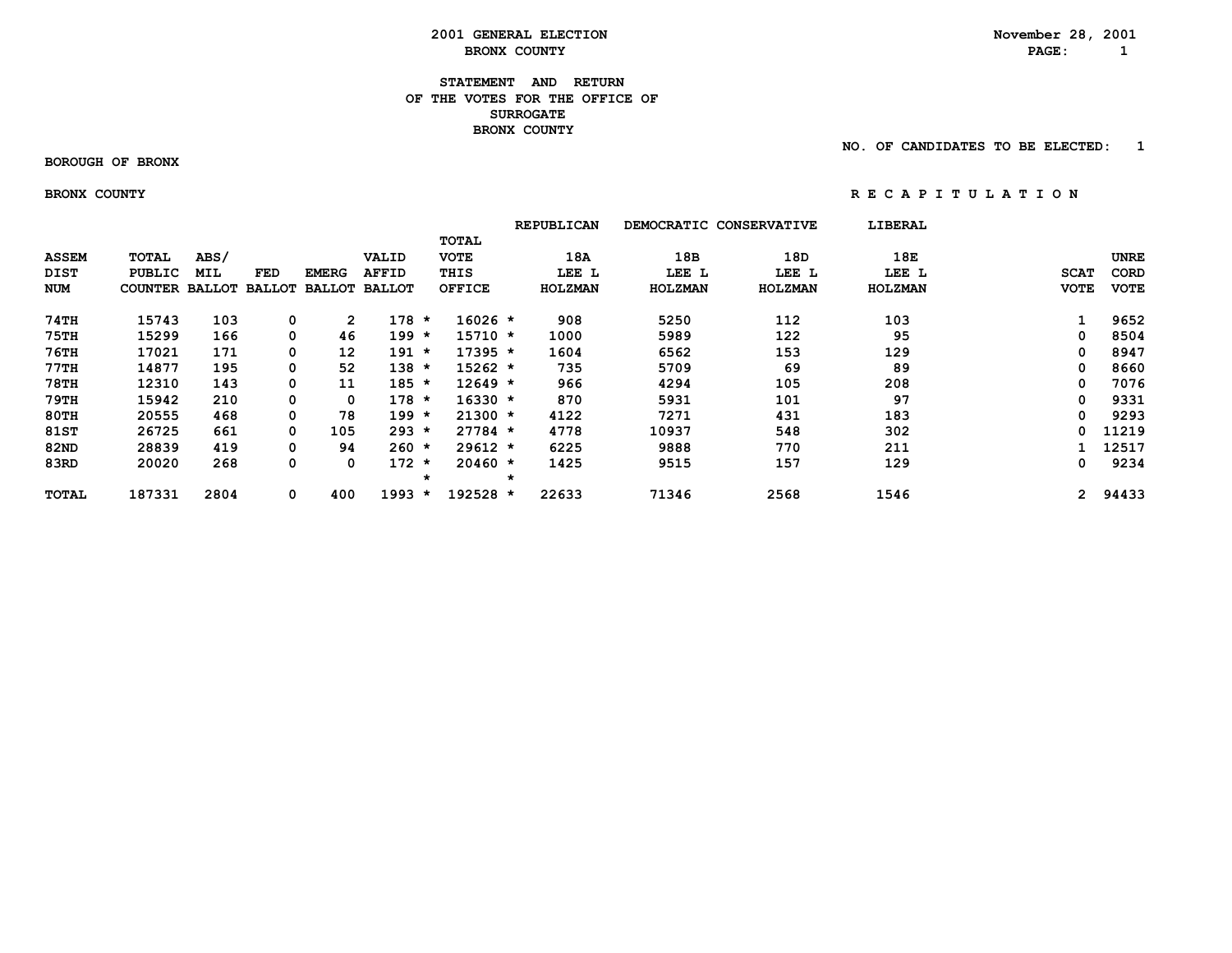# 2001 GENERAL ELECTION
## BRONX COUNTY

November 28, 2001

### STATEMENT AND RETURN OF THE VOTES FOR THE OFFICE OF SURROGATE BRONX COUNTY

NO. OF CANDIDATES TO BE ELECTED: 1

BOROUGH OF BRONX

BRONX COUNTY

R E C A P I T U L A T I O N

| ASSEM DIST NUM | TOTAL PUBLIC COUNTER | ABS/ MIL BALLOT | FED BALLOT | EMERG BALLOT | VALID AFFID BALLOT | TOTAL VOTE THIS OFFICE | REPUBLICAN 18A LEE L HOLZMAN | DEMOCRATIC 18B LEE L HOLZMAN | CONSERVATIVE 18D LEE L HOLZMAN | LIBERAL 18E LEE L HOLZMAN | SCAT VOTE | UNRE CORD VOTE |
|---|---|---|---|---|---|---|---|---|---|---|---|---|
| 74TH | 15743 | 103 | 0 | 2 | 178 * | 16026 * | 908 | 5250 | 112 | 103 | 1 | 9652 |
| 75TH | 15299 | 166 | 0 | 46 | 199 * | 15710 * | 1000 | 5989 | 122 | 95 | 0 | 8504 |
| 76TH | 17021 | 171 | 0 | 12 | 191 * | 17395 * | 1604 | 6562 | 153 | 129 | 0 | 8947 |
| 77TH | 14877 | 195 | 0 | 52 | 138 * | 15262 * | 735 | 5709 | 69 | 89 | 0 | 8660 |
| 78TH | 12310 | 143 | 0 | 11 | 185 * | 12649 * | 966 | 4294 | 105 | 208 | 0 | 7076 |
| 79TH | 15942 | 210 | 0 | 0 | 178 * | 16330 * | 870 | 5931 | 101 | 97 | 0 | 9331 |
| 80TH | 20555 | 468 | 0 | 78 | 199 * | 21300 * | 4122 | 7271 | 431 | 183 | 0 | 9293 |
| 81ST | 26725 | 661 | 0 | 105 | 293 * | 27784 * | 4778 | 10937 | 548 | 302 | 0 | 11219 |
| 82ND | 28839 | 419 | 0 | 94 | 260 * | 29612 * | 6225 | 9888 | 770 | 211 | 1 | 12517 |
| 83RD | 20020 | 268 | 0 | 0 | 172 * | 20460 * | 1425 | 9515 | 157 | 129 | 0 | 9234 |
| TOTAL | 187331 | 2804 | 0 | 400 | 1993 * | 192528 * | 22633 | 71346 | 2568 | 1546 | 2 | 94433 |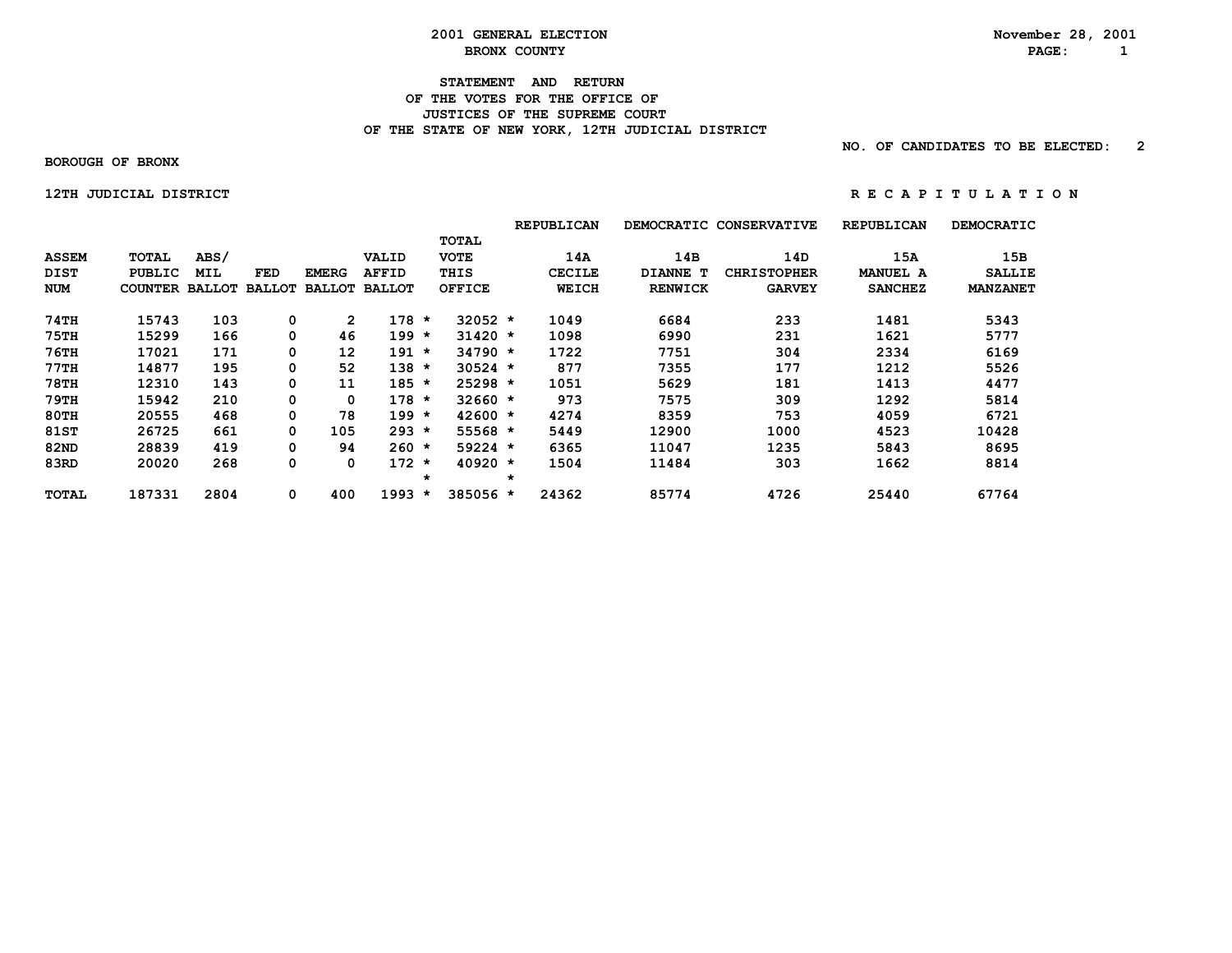**2001 GENERAL ELECTION**
**BRONX COUNTY**

November 28, 2001

**STATEMENT AND RETURN**
**OF THE VOTES FOR THE OFFICE OF**
**JUSTICES OF THE SUPREME COURT**
**OF THE STATE OF NEW YORK, 12TH JUDICIAL DISTRICT**

NO. OF CANDIDATES TO BE ELECTED: 2

**BOROUGH OF BRONX**

**12TH JUDICIAL DISTRICT** **R E C A P I T U L A T I O N**

| ASSEM DIST NUM | TOTAL PUBLIC COUNTER | ABS/ MIL BALLOT | FED BALLOT | EMERG BALLOT | VALID AFFID BALLOT | | TOTAL VOTE THIS OFFICE | | REPUBLICAN 14A CECILE WEICH | DEMOCRATIC 14B DIANNE T RENWICK | CONSERVATIVE 14D CHRISTOPHER GARVEY | REPUBLICAN 15A MANUEL A SANCHEZ | DEMOCRATIC 15B SALLIE MANZANET |
|---|---|---|---|---|---|---|---|---|---|---|---|---|---|
| 74TH | 15743 | 103 | 0 | 2 | 178 | * | 32052 | * | 1049 | 6684 | 233 | 1481 | 5343 |
| 75TH | 15299 | 166 | 0 | 46 | 199 | * | 31420 | * | 1098 | 6990 | 231 | 1621 | 5777 |
| 76TH | 17021 | 171 | 0 | 12 | 191 | * | 34790 | * | 1722 | 7751 | 304 | 2334 | 6169 |
| 77TH | 14877 | 195 | 0 | 52 | 138 | * | 30524 | * | 877 | 7355 | 177 | 1212 | 5526 |
| 78TH | 12310 | 143 | 0 | 11 | 185 | * | 25298 | * | 1051 | 5629 | 181 | 1413 | 4477 |
| 79TH | 15942 | 210 | 0 | 0 | 178 | * | 32660 | * | 973 | 7575 | 309 | 1292 | 5814 |
| 80TH | 20555 | 468 | 0 | 78 | 199 | * | 42600 | * | 4274 | 8359 | 753 | 4059 | 6721 |
| 81ST | 26725 | 661 | 0 | 105 | 293 | * | 55568 | * | 5449 | 12900 | 1000 | 4523 | 10428 |
| 82ND | 28839 | 419 | 0 | 94 | 260 | * | 59224 | * | 6365 | 11047 | 1235 | 5843 | 8695 |
| 83RD | 20020 | 268 | 0 | 0 | 172 | * | 40920 | * | 1504 | 11484 | 303 | 1662 | 8814 |
| | | | | | | * | | * | | | | | |
| TOTAL | 187331 | 2804 | 0 | 400 | 1993 | * | 385056 | * | 24362 | 85774 | 4726 | 25440 | 67764 |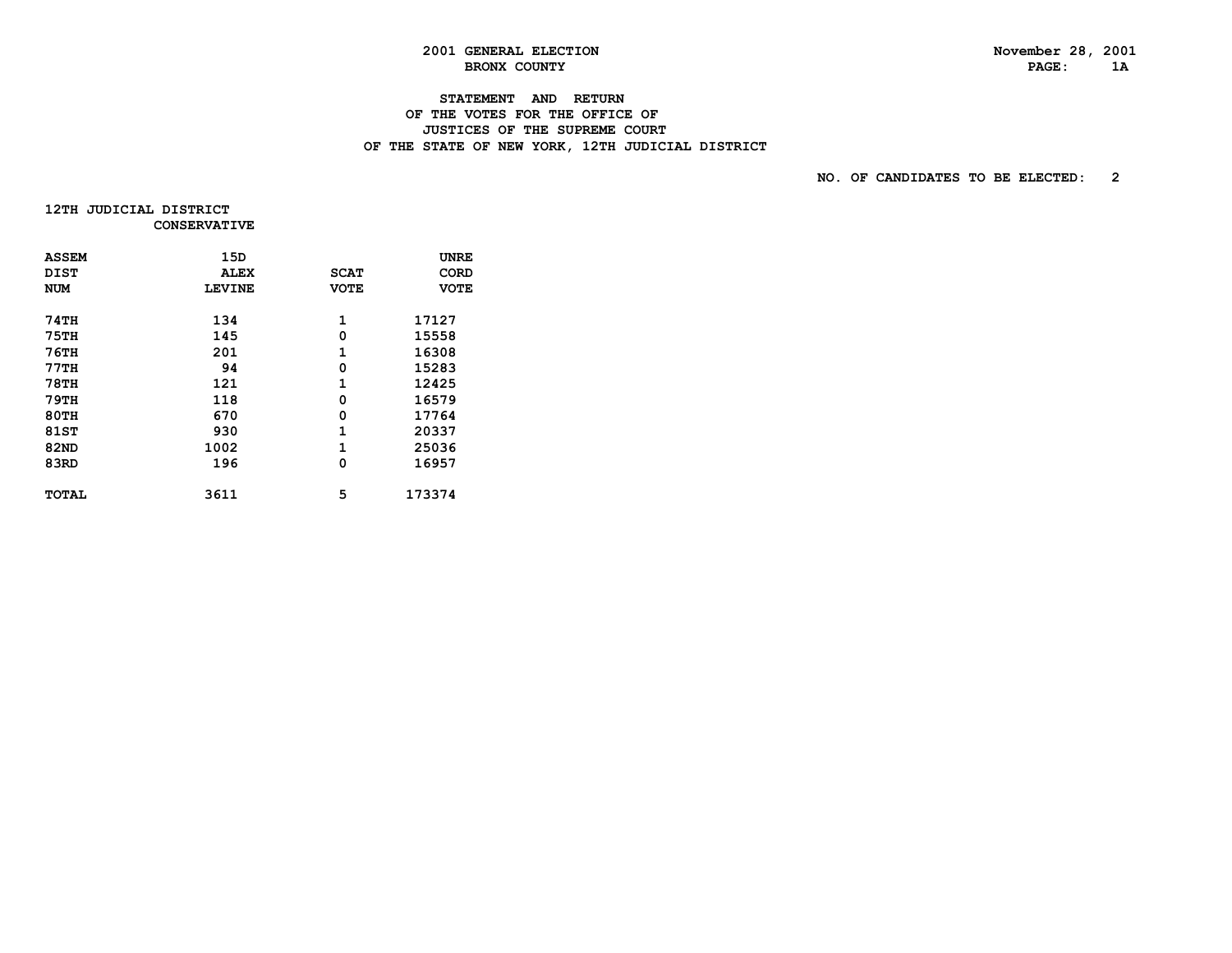2001 GENERAL ELECTION
BRONX COUNTY

November 28, 2001

# STATEMENT AND RETURN OF THE VOTES FOR THE OFFICE OF JUSTICES OF THE SUPREME COURT OF THE STATE OF NEW YORK, 12TH JUDICIAL DISTRICT

NO. OF CANDIDATES TO BE ELECTED: 2

**12TH JUDICIAL DISTRICT**
**CONSERVATIVE**

| ASSEM DIST NUM | 15D ALEX LEVINE | SCAT VOTE | UNRE CORD VOTE |
|---|---|---|---|
| 74TH | 134 | 1 | 17127 |
| 75TH | 145 | 0 | 15558 |
| 76TH | 201 | 1 | 16308 |
| 77TH | 94 | 0 | 15283 |
| 78TH | 121 | 1 | 12425 |
| 79TH | 118 | 0 | 16579 |
| 80TH | 670 | 0 | 17764 |
| 81ST | 930 | 1 | 20337 |
| 82ND | 1002 | 1 | 25036 |
| 83RD | 196 | 0 | 16957 |
| TOTAL | 3611 | 5 | 173374 |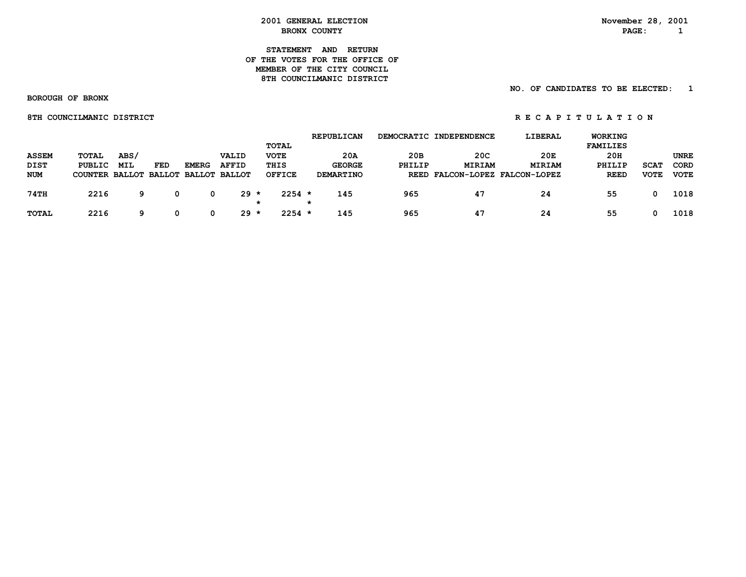# 2001 GENERAL ELECTION
## BRONX COUNTY

November 28, 2001

### STATEMENT AND RETURN OF THE VOTES FOR THE OFFICE OF MEMBER OF THE CITY COUNCIL 8TH COUNCILMANIC DISTRICT

NO. OF CANDIDATES TO BE ELECTED: 1

BOROUGH OF BRONX

8TH COUNCILMANIC DISTRICT

R E C A P I T U L A T I O N

| ASSEM DIST NUM | TOTAL PUBLIC COUNTER | ABS/ MIL BALLOT | FED BALLOT | EMERG BALLOT | VALID AFFID BALLOT | TOTAL VOTE THIS OFFICE | REPUBLICAN 20A GEORGE DEMARTINO | DEMOCRATIC 20B PHILIP REED | INDEPENDENCE 20C MIRIAM FALCON-LOPEZ | LIBERAL 20E MIRIAM FALCON-LOPEZ | WORKING FAMILIES 20H PHILIP REED | SCAT VOTE | UNRE CORD VOTE |
|---|---|---|---|---|---|---|---|---|---|---|---|---|---|
| 74TH | 2216 | 9 | 0 | 0 | 29 * | 2254 * | 145 | 965 | 47 | 24 | 55 | 0 | 1018 |
| TOTAL | 2216 | 9 | 0 | 0 | 29 * | 2254 * | 145 | 965 | 47 | 24 | 55 | 0 | 1018 |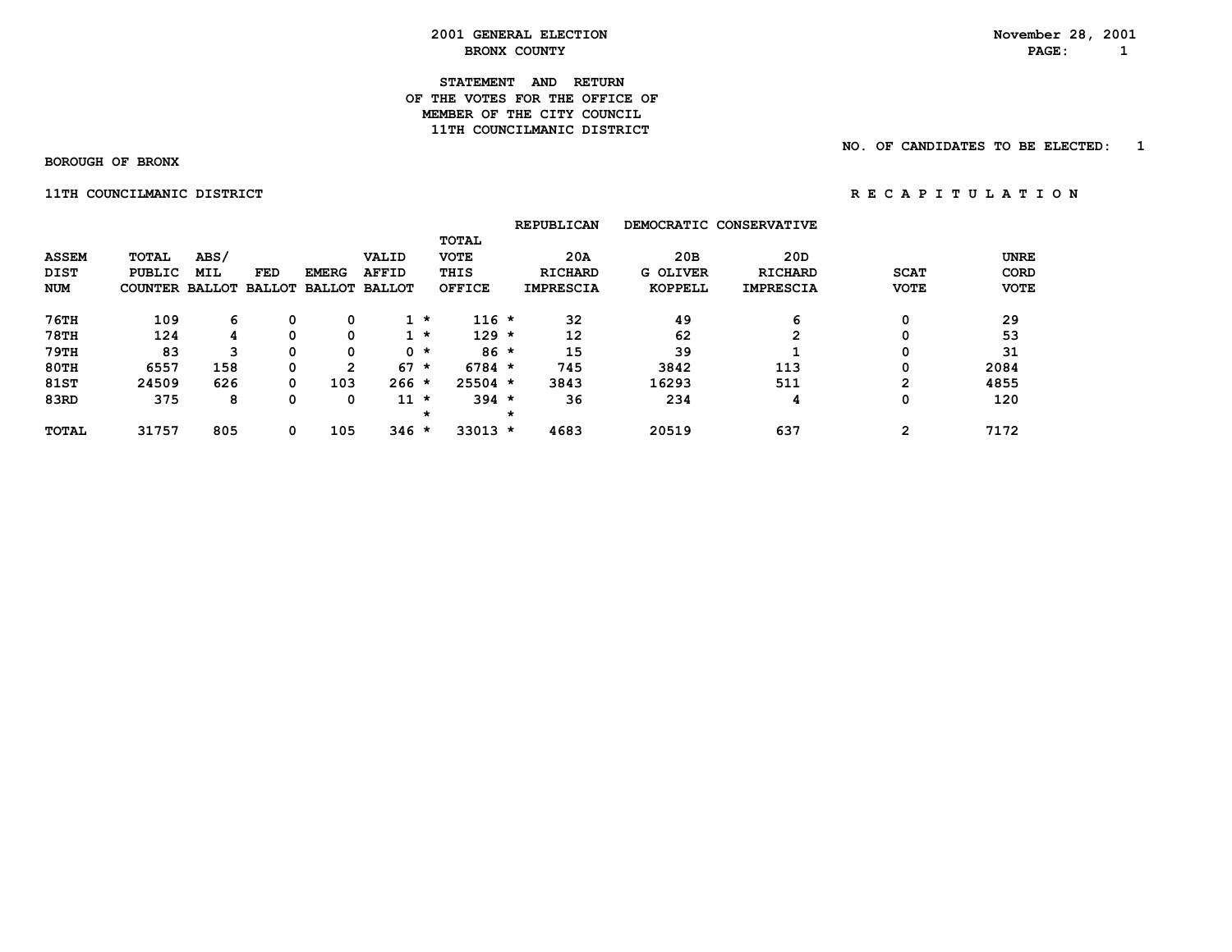# 2001 GENERAL ELECTION
## BRONX COUNTY

November 28, 2001

### STATEMENT AND RETURN OF THE VOTES FOR THE OFFICE OF MEMBER OF THE CITY COUNCIL 11TH COUNCILMANIC DISTRICT

NO. OF CANDIDATES TO BE ELECTED: 1

BOROUGH OF BRONX

11TH COUNCILMANIC DISTRICT

R E C A P I T U L A T I O N

| ASSEM DIST NUM | TOTAL PUBLIC COUNTER | ABS/ MIL BALLOT | FED BALLOT | EMERG BALLOT | VALID AFFID BALLOT | | TOTAL VOTE THIS OFFICE | | REPUBLICAN 20A RICHARD IMPRESCIA | DEMOCRATIC 20B G OLIVER KOPPELL | CONSERVATIVE 20D RICHARD IMPRESCIA | SCAT VOTE | UNRE CORD VOTE |
|---|---|---|---|---|---|---|---|---|---|---|---|---|---|
| 76TH | 109 | 6 | 0 | 0 | 1 | * | 116 | * | 32 | 49 | 6 | 0 | 29 |
| 78TH | 124 | 4 | 0 | 0 | 1 | * | 129 | * | 12 | 62 | 2 | 0 | 53 |
| 79TH | 83 | 3 | 0 | 0 | 0 | * | 86 | * | 15 | 39 | 1 | 0 | 31 |
| 80TH | 6557 | 158 | 0 | 2 | 67 | * | 6784 | * | 745 | 3842 | 113 | 0 | 2084 |
| 81ST | 24509 | 626 | 0 | 103 | 266 | * | 25504 | * | 3843 | 16293 | 511 | 2 | 4855 |
| 83RD | 375 | 8 | 0 | 0 | 11 | * | 394 | * | 36 | 234 | 4 | 0 | 120 |
| | | | | | | * | | * | | | | | |
| TOTAL | 31757 | 805 | 0 | 105 | 346 | * | 33013 | * | 4683 | 20519 | 637 | 2 | 7172 |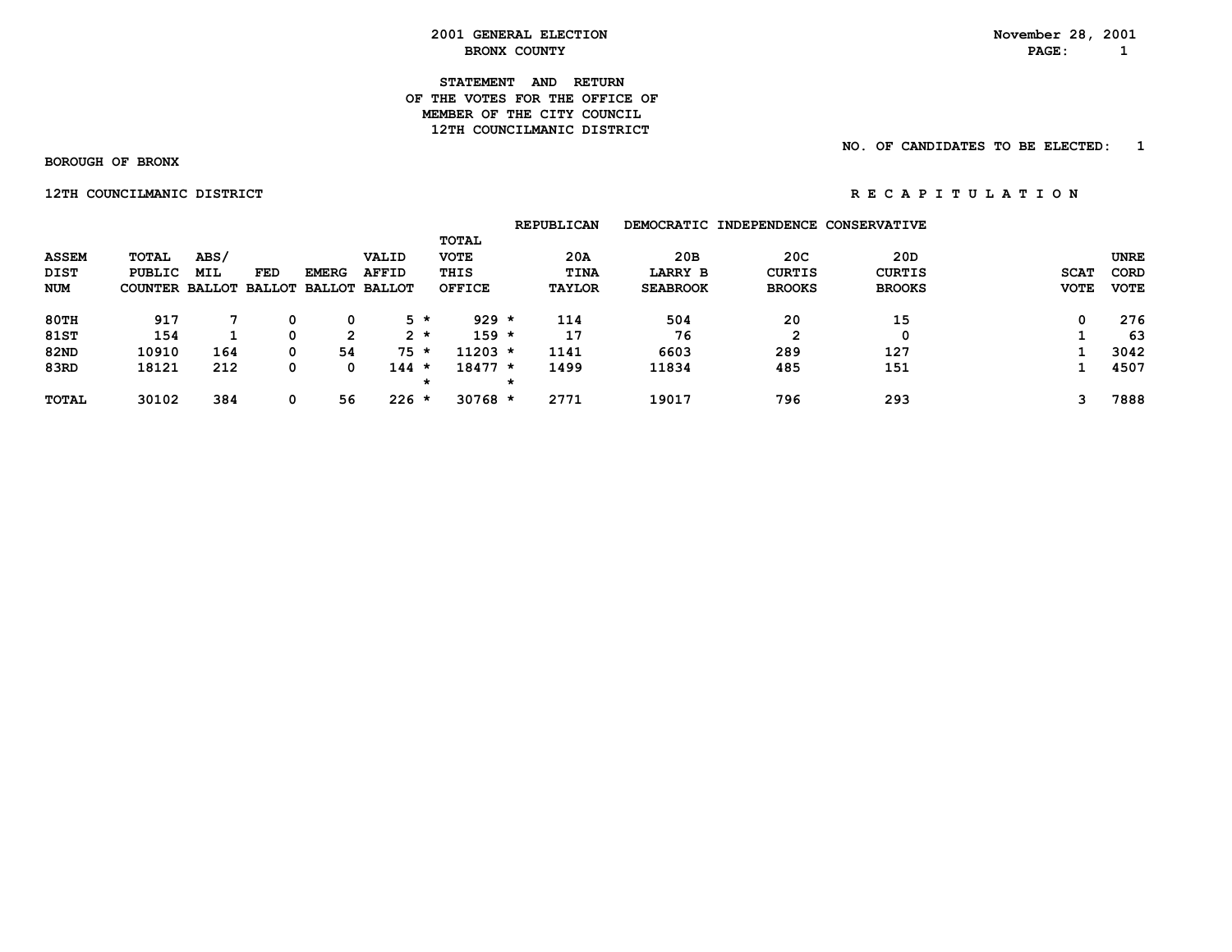**2001 GENERAL ELECTION**
**BRONX COUNTY**

November 28, 2001

# STATEMENT AND RETURN OF THE VOTES FOR THE OFFICE OF MEMBER OF THE CITY COUNCIL 12TH COUNCILMANIC DISTRICT

NO. OF CANDIDATES TO BE ELECTED: 1

**BOROUGH OF BRONX**

**12TH COUNCILMANIC DISTRICT** — R E C A P I T U L A T I O N

| ASSEM DIST NUM | TOTAL PUBLIC COUNTER | ABS/ MIL BALLOT | FED BALLOT | EMERG BALLOT | VALID AFFID BALLOT | TOTAL VOTE THIS OFFICE | REPUBLICAN 20A TINA TAYLOR | DEMOCRATIC 20B LARRY B SEABROOK | INDEPENDENCE 20C CURTIS BROOKS | CONSERVATIVE 20D CURTIS BROOKS | SCAT VOTE | UNRE CORD VOTE |
|---|---|---|---|---|---|---|---|---|---|---|---|---|
| 80TH | 917 | 7 | 0 | 0 | 5 * | 929 * | 114 | 504 | 20 | 15 | 0 | 276 |
| 81ST | 154 | 1 | 0 | 2 | 2 * | 159 * | 17 | 76 | 2 | 0 | 1 | 63 |
| 82ND | 10910 | 164 | 0 | 54 | 75 * | 11203 * | 1141 | 6603 | 289 | 127 | 1 | 3042 |
| 83RD | 18121 | 212 | 0 | 0 | 144 * | 18477 * | 1499 | 11834 | 485 | 151 | 1 | 4507 |
| TOTAL | 30102 | 384 | 0 | 56 | 226 * | 30768 * | 2771 | 19017 | 796 | 293 | 3 | 7888 |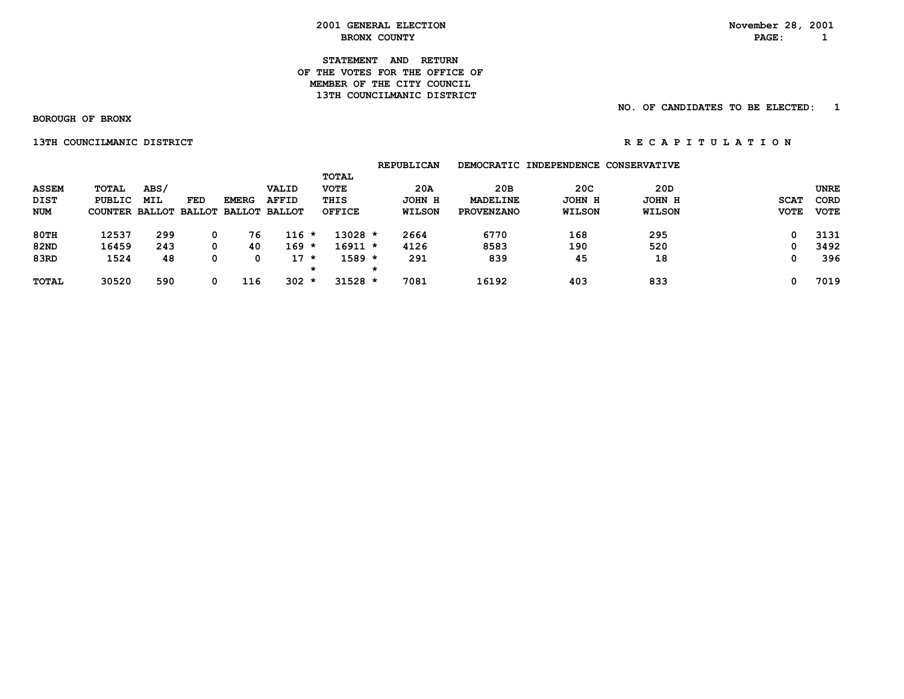# 2001 GENERAL ELECTION
## BRONX COUNTY

November 28, 2001

### STATEMENT AND RETURN OF THE VOTES FOR THE OFFICE OF MEMBER OF THE CITY COUNCIL 13TH COUNCILMANIC DISTRICT

NO. OF CANDIDATES TO BE ELECTED: 1

BOROUGH OF BRONX

13TH COUNCILMANIC DISTRICT

R E C A P I T U L A T I O N

| ASSEM DIST NUM | TOTAL PUBLIC COUNTER | ABS/ MIL BALLOT | FED BALLOT | EMERG BALLOT | VALID AFFID BALLOT | TOTAL VOTE THIS OFFICE | REPUBLICAN 20A JOHN H WILSON | DEMOCRATIC 20B MADELINE PROVENZANO | INDEPENDENCE 20C JOHN H WILSON | CONSERVATIVE 20D JOHN H WILSON | SCAT VOTE | UNRE CORD VOTE |
|---|---|---|---|---|---|---|---|---|---|---|---|---|
| 80TH | 12537 | 299 | 0 | 76 | 116 * | 13028 * | 2664 | 6770 | 168 | 295 | 0 | 3131 |
| 82ND | 16459 | 243 | 0 | 40 | 169 * | 16911 * | 4126 | 8583 | 190 | 520 | 0 | 3492 |
| 83RD | 1524 | 48 | 0 | 0 | 17 * | 1589 * | 291 | 839 | 45 | 18 | 0 | 396 |
| TOTAL | 30520 | 590 | 0 | 116 | 302 * | 31528 * | 7081 | 16192 | 403 | 833 | 0 | 7019 |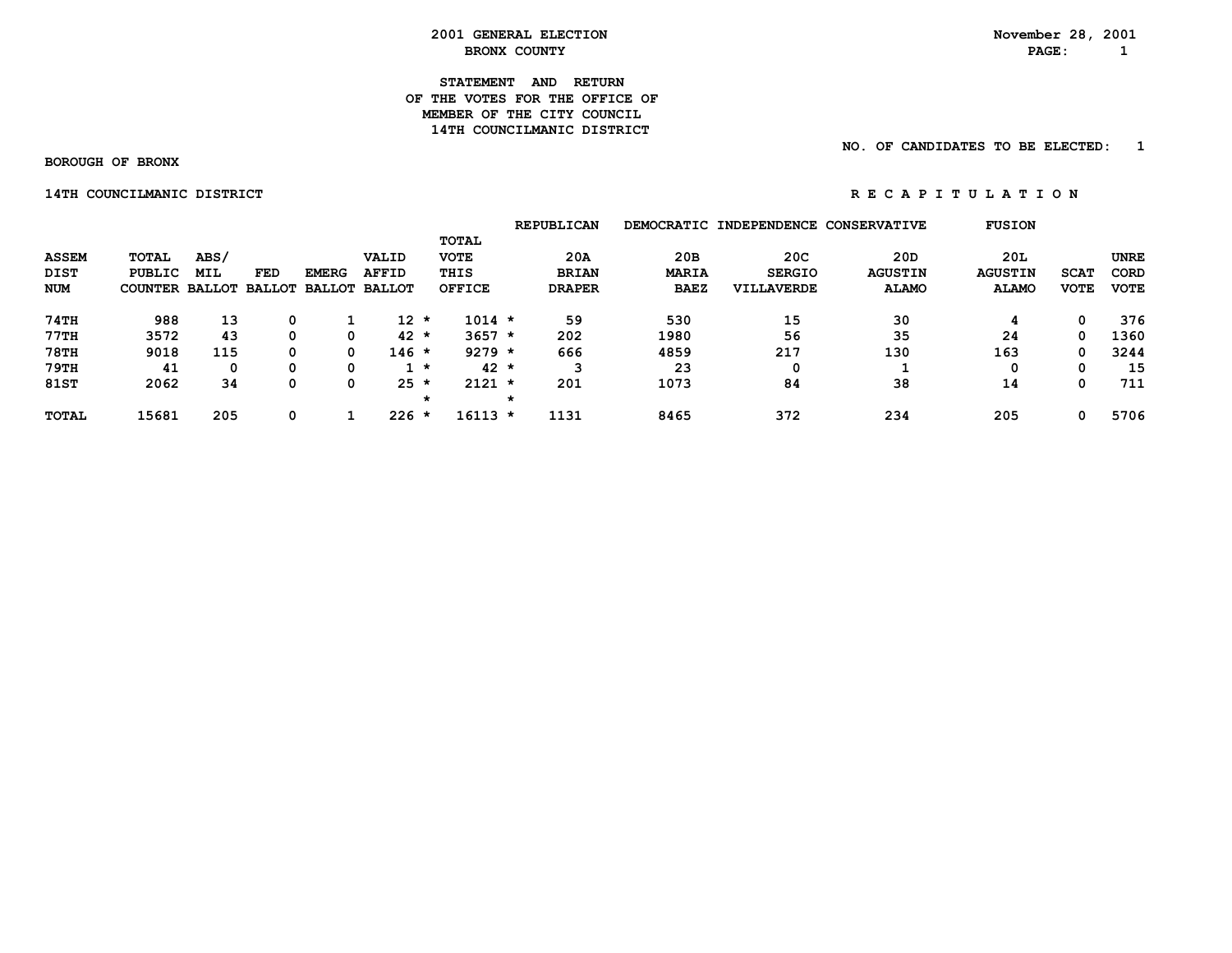2001 GENERAL ELECTION
BRONX COUNTY

November 28, 2001

**STATEMENT AND RETURN**
**OF THE VOTES FOR THE OFFICE OF**
**MEMBER OF THE CITY COUNCIL**
**14TH COUNCILMANIC DISTRICT**

NO. OF CANDIDATES TO BE ELECTED: 1

BOROUGH OF BRONX

14TH COUNCILMANIC DISTRICT

R E C A P I T U L A T I O N

| | | | | | | | REPUBLICAN | DEMOCRATIC | INDEPENDENCE | CONSERVATIVE | FUSION | | |
|---|---|---|---|---|---|---|---|---|---|---|---|---|---|
| ASSEM DIST NUM | TOTAL PUBLIC COUNTER | ABS/ MIL BALLOT | FED BALLOT | EMERG BALLOT | VALID AFFID BALLOT | TOTAL VOTE THIS OFFICE | 20A BRIAN DRAPER | 20B MARIA BAEZ | 20C SERGIO VILLAVERDE | 20D AGUSTIN ALAMO | 20L AGUSTIN ALAMO | SCAT VOTE | UNRE CORD VOTE |
| 74TH | 988 | 13 | 0 | 1 | 12 * | 1014 * | 59 | 530 | 15 | 30 | 4 | 0 | 376 |
| 77TH | 3572 | 43 | 0 | 0 | 42 * | 3657 * | 202 | 1980 | 56 | 35 | 24 | 0 | 1360 |
| 78TH | 9018 | 115 | 0 | 0 | 146 * | 9279 * | 666 | 4859 | 217 | 130 | 163 | 0 | 3244 |
| 79TH | 41 | 0 | 0 | 0 | 1 * | 42 * | 3 | 23 | 0 | 1 | 0 | 0 | 15 |
| 81ST | 2062 | 34 | 0 | 0 | 25 * | 2121 * | 201 | 1073 | 84 | 38 | 14 | 0 | 711 |
| | | | | | * | * | | | | | | | |
| TOTAL | 15681 | 205 | 0 | 1 | 226 * | 16113 * | 1131 | 8465 | 372 | 234 | 205 | 0 | 5706 |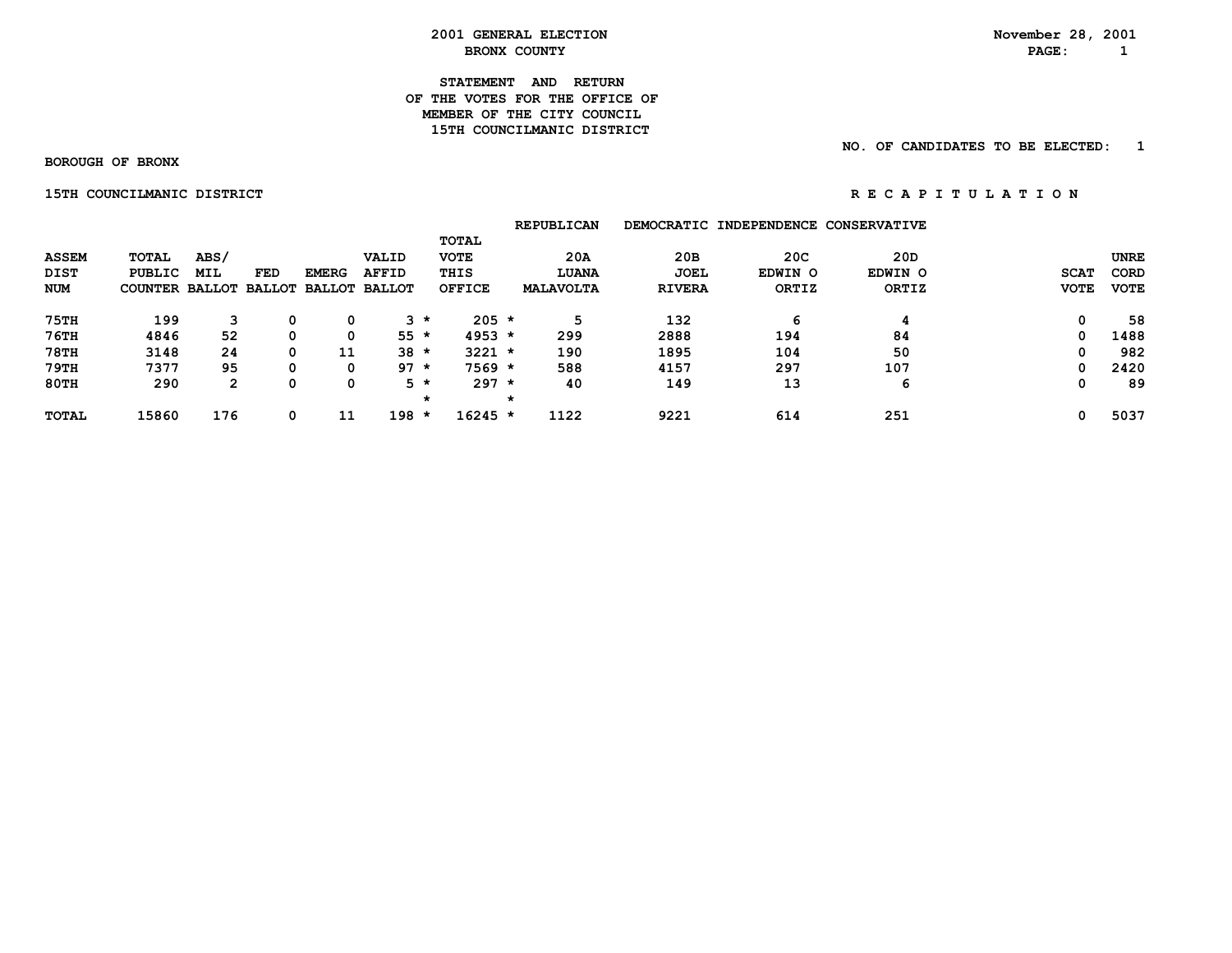2001 GENERAL ELECTION
BRONX COUNTY

November 28, 2001

STATEMENT AND RETURN
OF THE VOTES FOR THE OFFICE OF
MEMBER OF THE CITY COUNCIL
15TH COUNCILMANIC DISTRICT

NO. OF CANDIDATES TO BE ELECTED: 1

BOROUGH OF BRONX

15TH COUNCILMANIC DISTRICT

R E C A P I T U L A T I O N

| ASSEM DIST NUM | TOTAL PUBLIC COUNTER | ABS/ MIL BALLOT | FED BALLOT | EMERG BALLOT | VALID AFFID BALLOT | | TOTAL VOTE THIS OFFICE | | REPUBLICAN 20A LUANA MALAVOLTA | DEMOCRATIC 20B JOEL RIVERA | INDEPENDENCE 20C EDWIN O ORTIZ | CONSERVATIVE 20D EDWIN O ORTIZ | SCAT VOTE | UNRE CORD VOTE |
|---|---|---|---|---|---|---|---|---|---|---|---|---|---|---|
| 75TH | 199 | 3 | 0 | 0 | 3 | * | 205 | * | 5 | 132 | 6 | 4 | 0 | 58 |
| 76TH | 4846 | 52 | 0 | 0 | 55 | * | 4953 | * | 299 | 2888 | 194 | 84 | 0 | 1488 |
| 78TH | 3148 | 24 | 0 | 11 | 38 | * | 3221 | * | 190 | 1895 | 104 | 50 | 0 | 982 |
| 79TH | 7377 | 95 | 0 | 0 | 97 | * | 7569 | * | 588 | 4157 | 297 | 107 | 0 | 2420 |
| 80TH | 290 | 2 | 0 | 0 | 5 | * | 297 | * | 40 | 149 | 13 | 6 | 0 | 89 |
| | | | | | | * | | * | | | | | | |
| TOTAL | 15860 | 176 | 0 | 11 | 198 | * | 16245 | * | 1122 | 9221 | 614 | 251 | 0 | 5037 |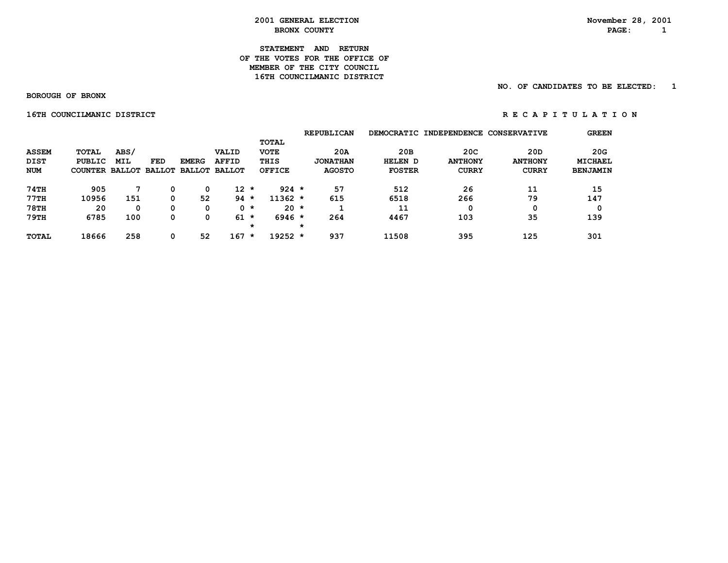# 2001 GENERAL ELECTION
## BRONX COUNTY

November 28, 2001

### STATEMENT AND RETURN OF THE VOTES FOR THE OFFICE OF MEMBER OF THE CITY COUNCIL 16TH COUNCILMANIC DISTRICT

NO. OF CANDIDATES TO BE ELECTED: 1

BOROUGH OF BRONX

16TH COUNCILMANIC DISTRICT

R E C A P I T U L A T I O N

| ASSEM DIST NUM | TOTAL PUBLIC COUNTER | ABS/ MIL BALLOT | FED BALLOT | EMERG BALLOT | VALID AFFID BALLOT | TOTAL VOTE THIS OFFICE | REPUBLICAN 20A JONATHAN AGOSTO | DEMOCRATIC 20B HELEN D FOSTER | INDEPENDENCE 20C ANTHONY CURRY | CONSERVATIVE 20D ANTHONY CURRY | GREEN 20G MICHAEL BENJAMIN |
|---|---|---|---|---|---|---|---|---|---|---|---|
| 74TH | 905 | 7 | 0 | 0 | 12 * | 924 * | 57 | 512 | 26 | 11 | 15 |
| 77TH | 10956 | 151 | 0 | 52 | 94 * | 11362 * | 615 | 6518 | 266 | 79 | 147 |
| 78TH | 20 | 0 | 0 | 0 | 0 * | 20 * | 1 | 11 | 0 | 0 | 0 |
| 79TH | 6785 | 100 | 0 | 0 | 61 * | 6946 * | 264 | 4467 | 103 | 35 | 139 |
| TOTAL | 18666 | 258 | 0 | 52 | 167 * | 19252 * | 937 | 11508 | 395 | 125 | 301 |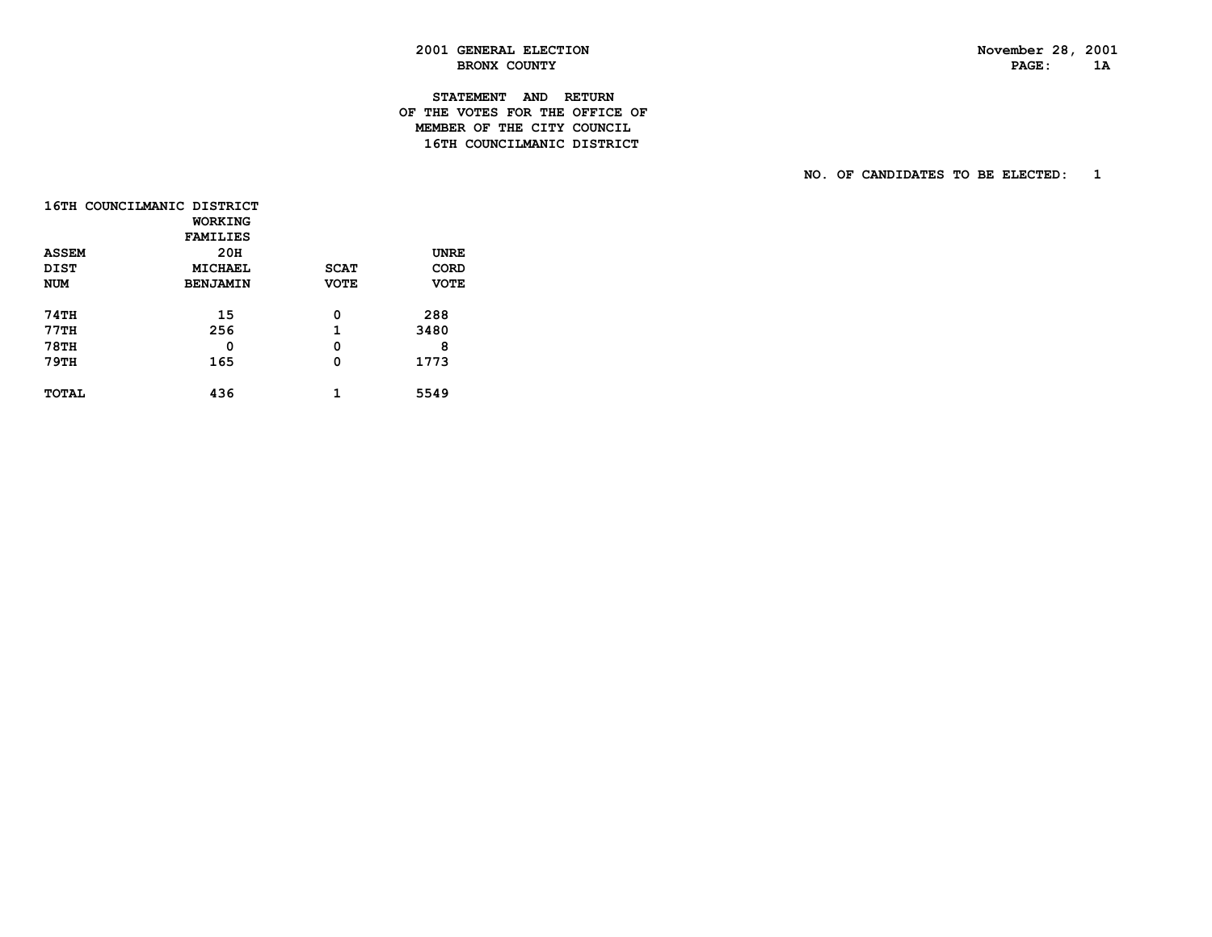**2001 GENERAL ELECTION**
**BRONX COUNTY**

November 28, 2001
PAGE: 1A

# STATEMENT AND RETURN OF THE VOTES FOR THE OFFICE OF MEMBER OF THE CITY COUNCIL 16TH COUNCILMANIC DISTRICT

NO. OF CANDIDATES TO BE ELECTED: 1

16TH COUNCILMANIC DISTRICT

| ASSEM DIST NUM | WORKING FAMILIES 20H MICHAEL BENJAMIN | SCAT VOTE | UNRE CORD VOTE |
|---|---|---|---|
| 74TH | 15 | 0 | 288 |
| 77TH | 256 | 1 | 3480 |
| 78TH | 0 | 0 | 8 |
| 79TH | 165 | 0 | 1773 |
| TOTAL | 436 | 1 | 5549 |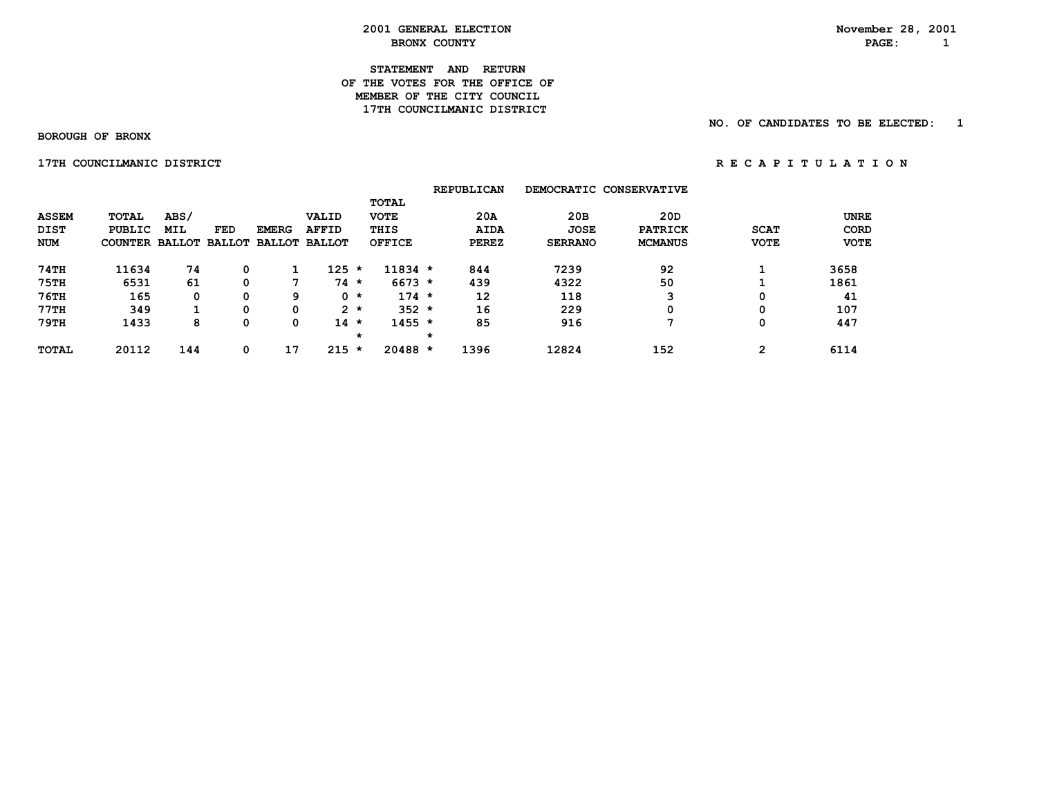**2001 GENERAL ELECTION**
**BRONX COUNTY**

November 28, 2001

**STATEMENT AND RETURN**
**OF THE VOTES FOR THE OFFICE OF**
**MEMBER OF THE CITY COUNCIL**
**17TH COUNCILMANIC DISTRICT**

NO. OF CANDIDATES TO BE ELECTED: 1

BOROUGH OF BRONX

17TH COUNCILMANIC DISTRICT

R E C A P I T U L A T I O N

| ASSEM DIST NUM | TOTAL PUBLIC COUNTER | ABS/ MIL BALLOT | FED BALLOT | EMERG BALLOT | VALID AFFID BALLOT | TOTAL VOTE THIS OFFICE | REPUBLICAN 20A AIDA PEREZ | DEMOCRATIC 20B JOSE SERRANO | CONSERVATIVE 20D PATRICK MCMANUS | SCAT VOTE | UNRE CORD VOTE |
|---|---|---|---|---|---|---|---|---|---|---|---|
| 74TH | 11634 | 74 | 0 | 1 | 125 * | 11834 * | 844 | 7239 | 92 | 1 | 3658 |
| 75TH | 6531 | 61 | 0 | 7 | 74 * | 6673 * | 439 | 4322 | 50 | 1 | 1861 |
| 76TH | 165 | 0 | 0 | 9 | 0 * | 174 * | 12 | 118 | 3 | 0 | 41 |
| 77TH | 349 | 1 | 0 | 0 | 2 * | 352 * | 16 | 229 | 0 | 0 | 107 |
| 79TH | 1433 | 8 | 0 | 0 | 14 * | 1455 * | 85 | 916 | 7 | 0 | 447 |
| TOTAL | 20112 | 144 | 0 | 17 | 215 * | 20488 * | 1396 | 12824 | 152 | 2 | 6114 |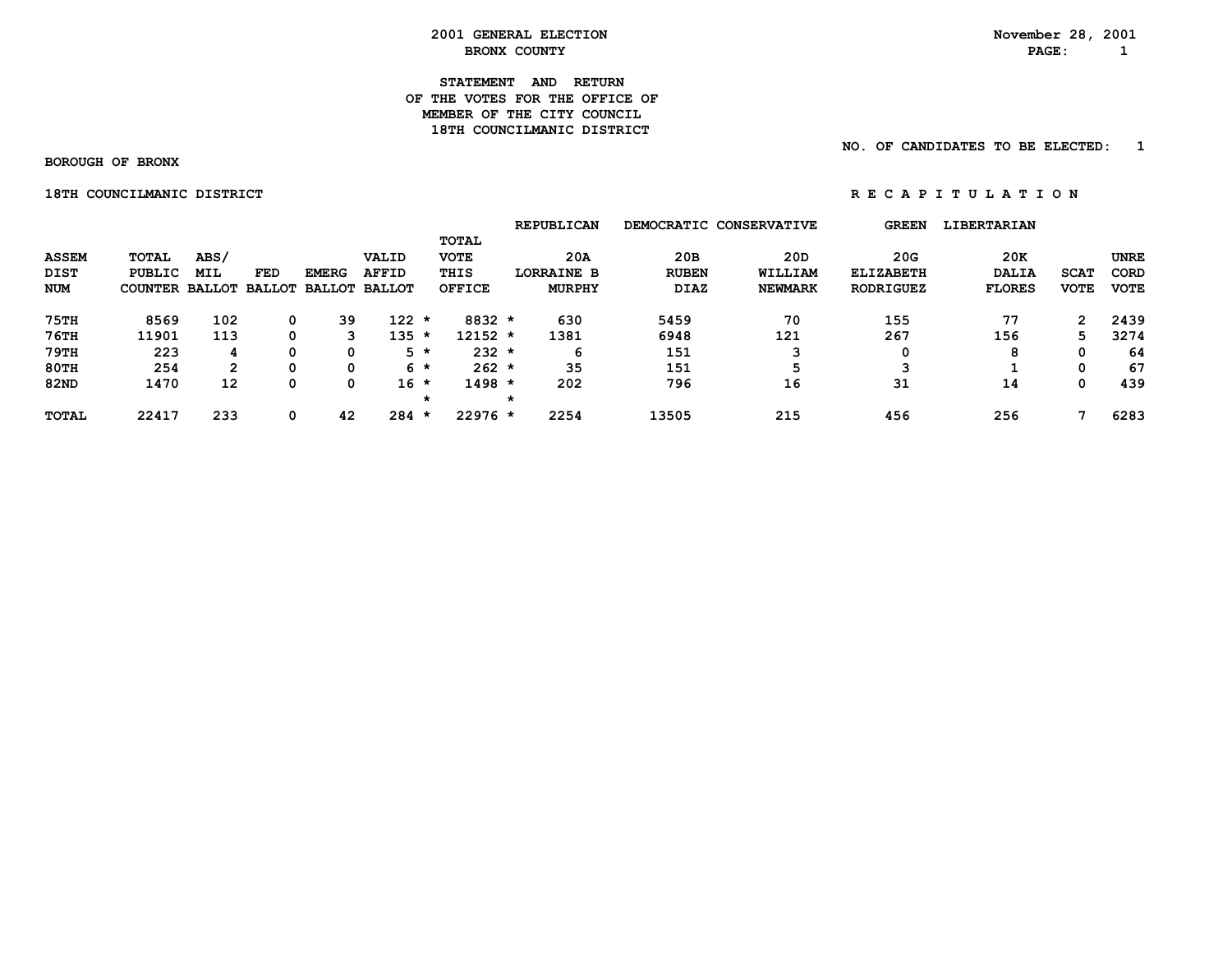**2001 GENERAL ELECTION**
**BRONX COUNTY**

November 28, 2001

# STATEMENT AND RETURN OF THE VOTES FOR THE OFFICE OF MEMBER OF THE CITY COUNCIL 18TH COUNCILMANIC DISTRICT

NO. OF CANDIDATES TO BE ELECTED: 1

BOROUGH OF BRONX

18TH COUNCILMANIC DISTRICT

R E C A P I T U L A T I O N

| ASSEM DIST NUM | TOTAL PUBLIC COUNTER | ABS/ MIL BALLOT | FED BALLOT | EMERG BALLOT | VALID AFFID BALLOT | TOTAL VOTE THIS OFFICE | REPUBLICAN 20A LORRAINE B MURPHY | DEMOCRATIC 20B RUBEN DIAZ | CONSERVATIVE 20D WILLIAM NEWMARK | GREEN 20G ELIZABETH RODRIGUEZ | LIBERTARIAN 20K DALIA FLORES | SCAT VOTE | UNRE CORD VOTE |
|---|---|---|---|---|---|---|---|---|---|---|---|---|---|
| 75TH | 8569 | 102 | 0 | 39 | 122 * | 8832 * | 630 | 5459 | 70 | 155 | 77 | 2 | 2439 |
| 76TH | 11901 | 113 | 0 | 3 | 135 * | 12152 * | 1381 | 6948 | 121 | 267 | 156 | 5 | 3274 |
| 79TH | 223 | 4 | 0 | 0 | 5 * | 232 * | 6 | 151 | 3 | 0 | 8 | 0 | 64 |
| 80TH | 254 | 2 | 0 | 0 | 6 * | 262 * | 35 | 151 | 5 | 3 | 1 | 0 | 67 |
| 82ND | 1470 | 12 | 0 | 0 | 16 * | 1498 * | 202 | 796 | 16 | 31 | 14 | 0 | 439 |
| TOTAL | 22417 | 233 | 0 | 42 | 284 * | 22976 * | 2254 | 13505 | 215 | 456 | 256 | 7 | 6283 |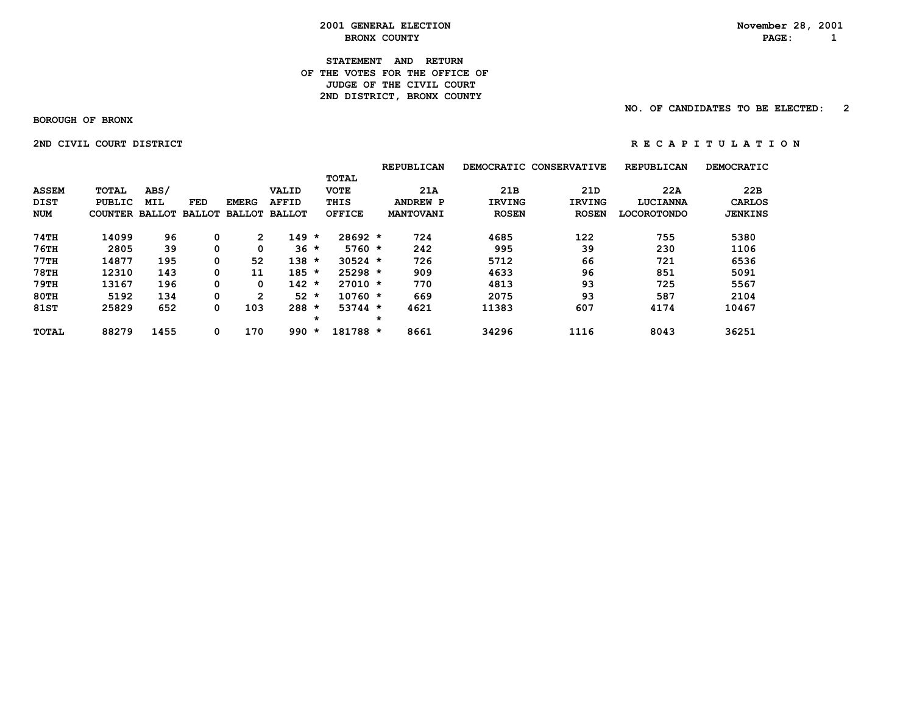**2001 GENERAL ELECTION**
**BRONX COUNTY**

November 28, 2001

**STATEMENT AND RETURN**
**OF THE VOTES FOR THE OFFICE OF**
**JUDGE OF THE CIVIL COURT**
**2ND DISTRICT, BRONX COUNTY**

NO. OF CANDIDATES TO BE ELECTED: 2

BOROUGH OF BRONX

2ND CIVIL COURT DISTRICT

R E C A P I T U L A T I O N

| ASSEM DIST NUM | TOTAL PUBLIC COUNTER | ABS/ MIL BALLOT | FED BALLOT | EMERG BALLOT | VALID AFFID BALLOT | | TOTAL VOTE THIS OFFICE | | REPUBLICAN 21A ANDREW P MANTOVANI | DEMOCRATIC 21B IRVING ROSEN | CONSERVATIVE 21D IRVING ROSEN | REPUBLICAN 22A LUCIANNA LOCOROTONDO | DEMOCRATIC 22B CARLOS JENKINS |
|---|---|---|---|---|---|---|---|---|---|---|---|---|---|
| 74TH | 14099 | 96 | 0 | 2 | 149 | * | 28692 | * | 724 | 4685 | 122 | 755 | 5380 |
| 76TH | 2805 | 39 | 0 | 0 | 36 | * | 5760 | * | 242 | 995 | 39 | 230 | 1106 |
| 77TH | 14877 | 195 | 0 | 52 | 138 | * | 30524 | * | 726 | 5712 | 66 | 721 | 6536 |
| 78TH | 12310 | 143 | 0 | 11 | 185 | * | 25298 | * | 909 | 4633 | 96 | 851 | 5091 |
| 79TH | 13167 | 196 | 0 | 0 | 142 | * | 27010 | * | 770 | 4813 | 93 | 725 | 5567 |
| 80TH | 5192 | 134 | 0 | 2 | 52 | * | 10760 | * | 669 | 2075 | 93 | 587 | 2104 |
| 81ST | 25829 | 652 | 0 | 103 | 288 | * | 53744 | * | 4621 | 11383 | 607 | 4174 | 10467 |
| | | | | | | * | | * | | | | | |
| TOTAL | 88279 | 1455 | 0 | 170 | 990 | * | 181788 | * | 8661 | 34296 | 1116 | 8043 | 36251 |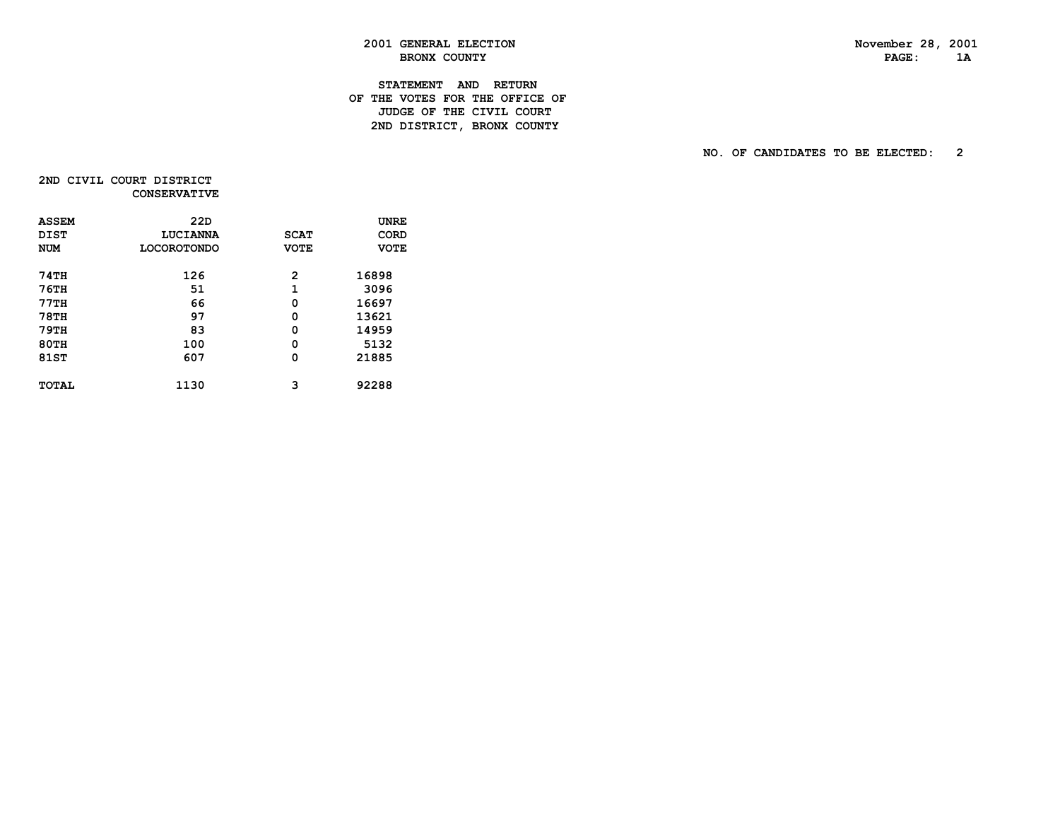**2001 GENERAL ELECTION**
**BRONX COUNTY**

November 28, 2001
PAGE: 1A

**STATEMENT AND RETURN**
**OF THE VOTES FOR THE OFFICE OF**
**JUDGE OF THE CIVIL COURT**
**2ND DISTRICT, BRONX COUNTY**

NO. OF CANDIDATES TO BE ELECTED: 2

2ND CIVIL COURT DISTRICT
CONSERVATIVE

| ASSEM DIST NUM | 22D LUCIANNA LOCOROTONDO | SCAT VOTE | UNRE CORD VOTE |
|---|---|---|---|
| 74TH | 126 | 2 | 16898 |
| 76TH | 51 | 1 | 3096 |
| 77TH | 66 | 0 | 16697 |
| 78TH | 97 | 0 | 13621 |
| 79TH | 83 | 0 | 14959 |
| 80TH | 100 | 0 | 5132 |
| 81ST | 607 | 0 | 21885 |
| TOTAL | 1130 | 3 | 92288 |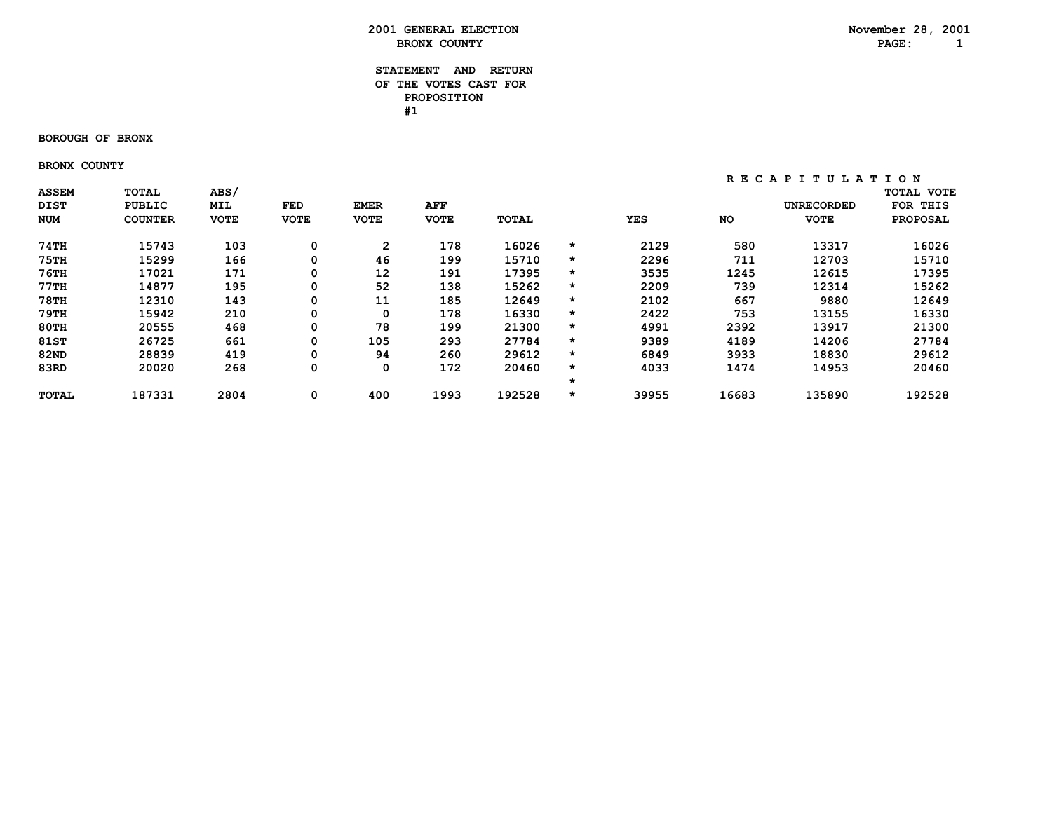# 2001 GENERAL ELECTION
## BRONX COUNTY

November 28, 2001

### STATEMENT AND RETURN OF THE VOTES CAST FOR PROPOSITION #1

**BOROUGH OF BRONX**

**BRONX COUNTY**

| ASSEM DIST NUM | TOTAL PUBLIC COUNTER | ABS/ MIL VOTE | FED VOTE | EMER VOTE | AFF VOTE | TOTAL | | RECAPITULATION YES | NO | UNRECORDED VOTE | TOTAL VOTE FOR THIS PROPOSAL |
|---|---|---|---|---|---|---|---|---|---|---|---|
| 74TH | 15743 | 103 | 0 | 2 | 178 | 16026 | * | 2129 | 580 | 13317 | 16026 |
| 75TH | 15299 | 166 | 0 | 46 | 199 | 15710 | * | 2296 | 711 | 12703 | 15710 |
| 76TH | 17021 | 171 | 0 | 12 | 191 | 17395 | * | 3535 | 1245 | 12615 | 17395 |
| 77TH | 14877 | 195 | 0 | 52 | 138 | 15262 | * | 2209 | 739 | 12314 | 15262 |
| 78TH | 12310 | 143 | 0 | 11 | 185 | 12649 | * | 2102 | 667 | 9880 | 12649 |
| 79TH | 15942 | 210 | 0 | 0 | 178 | 16330 | * | 2422 | 753 | 13155 | 16330 |
| 80TH | 20555 | 468 | 0 | 78 | 199 | 21300 | * | 4991 | 2392 | 13917 | 21300 |
| 81ST | 26725 | 661 | 0 | 105 | 293 | 27784 | * | 9389 | 4189 | 14206 | 27784 |
| 82ND | 28839 | 419 | 0 | 94 | 260 | 29612 | * | 6849 | 3933 | 18830 | 29612 |
| 83RD | 20020 | 268 | 0 | 0 | 172 | 20460 | * | 4033 | 1474 | 14953 | 20460 |
| | | | | | | | * | | | | |
| TOTAL | 187331 | 2804 | 0 | 400 | 1993 | 192528 | * | 39955 | 16683 | 135890 | 192528 |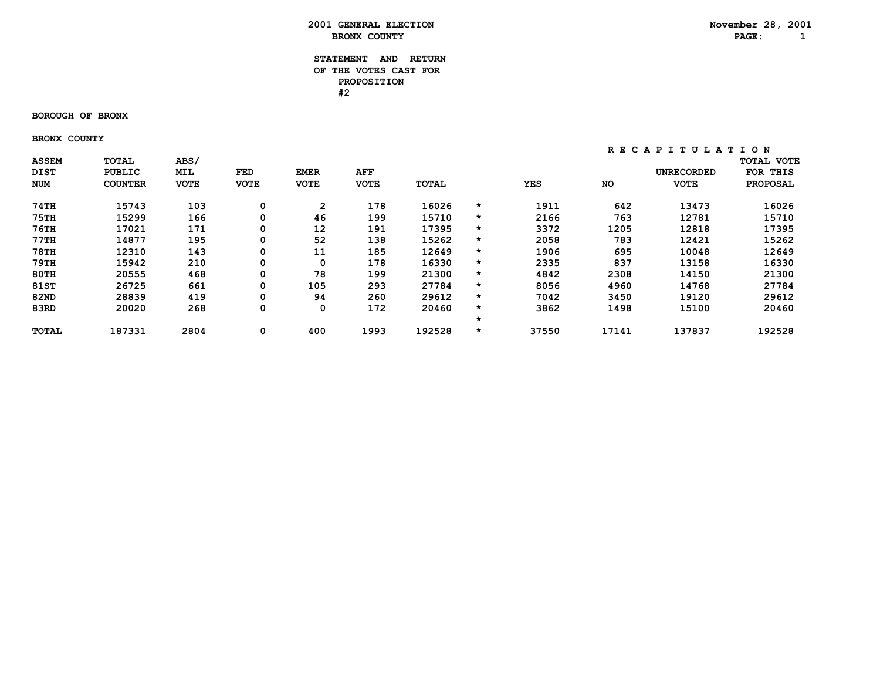# 2001 GENERAL ELECTION
## BRONX COUNTY

November 28, 2001

### STATEMENT AND RETURN OF THE VOTES CAST FOR PROPOSITION #2

**BOROUGH OF BRONX**

**BRONX COUNTY**

| ASSEM DIST NUM | TOTAL PUBLIC COUNTER | ABS/ MIL VOTE | FED VOTE | EMER VOTE | AFF VOTE | TOTAL | | YES | NO | UNRECORDED VOTE | TOTAL VOTE FOR THIS PROPOSAL |
|---|---|---|---|---|---|---|---|---|---|---|---|
| | | | | | | | | R E C A P I T U L A T I O N | | | |
| 74TH | 15743 | 103 | 0 | 2 | 178 | 16026 | * | 1911 | 642 | 13473 | 16026 |
| 75TH | 15299 | 166 | 0 | 46 | 199 | 15710 | * | 2166 | 763 | 12781 | 15710 |
| 76TH | 17021 | 171 | 0 | 12 | 191 | 17395 | * | 3372 | 1205 | 12818 | 17395 |
| 77TH | 14877 | 195 | 0 | 52 | 138 | 15262 | * | 2058 | 783 | 12421 | 15262 |
| 78TH | 12310 | 143 | 0 | 11 | 185 | 12649 | * | 1906 | 695 | 10048 | 12649 |
| 79TH | 15942 | 210 | 0 | 0 | 178 | 16330 | * | 2335 | 837 | 13158 | 16330 |
| 80TH | 20555 | 468 | 0 | 78 | 199 | 21300 | * | 4842 | 2308 | 14150 | 21300 |
| 81ST | 26725 | 661 | 0 | 105 | 293 | 27784 | * | 8056 | 4960 | 14768 | 27784 |
| 82ND | 28839 | 419 | 0 | 94 | 260 | 29612 | * | 7042 | 3450 | 19120 | 29612 |
| 83RD | 20020 | 268 | 0 | 0 | 172 | 20460 | * | 3862 | 1498 | 15100 | 20460 |
| | | | | | | | * | | | | |
| TOTAL | 187331 | 2804 | 0 | 400 | 1993 | 192528 | * | 37550 | 17141 | 137837 | 192528 |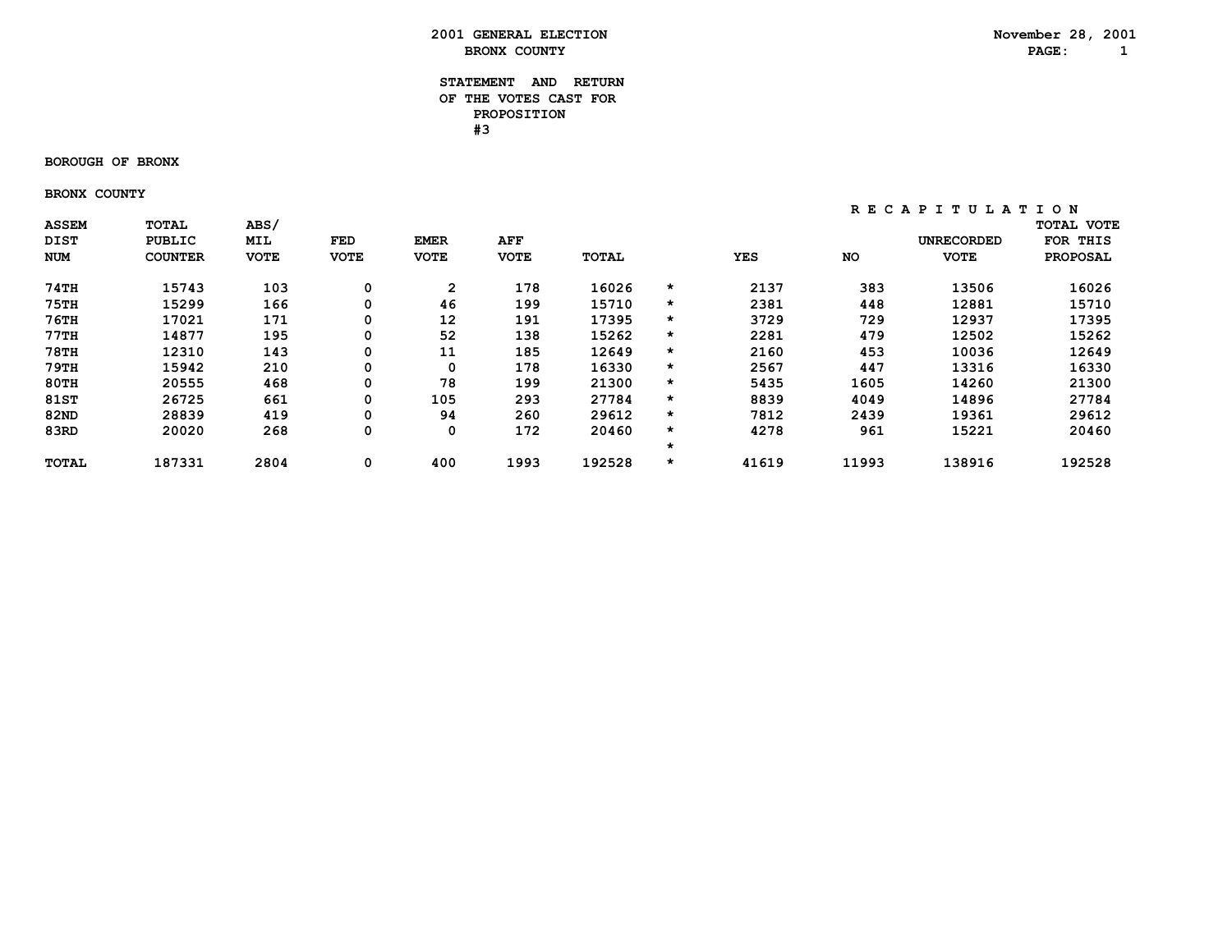# 2001 GENERAL ELECTION
## BRONX COUNTY

November 28, 2001

### STATEMENT AND RETURN OF THE VOTES CAST FOR PROPOSITION #3

**BOROUGH OF BRONX**

**BRONX COUNTY**

| ASSEM DIST NUM | TOTAL PUBLIC COUNTER | ABS/ MIL VOTE | FED VOTE | EMER VOTE | AFF VOTE | TOTAL | * | YES | NO | UNRECORDED VOTE | TOTAL VOTE FOR THIS PROPOSAL |
|---|---|---|---|---|---|---|---|---|---|---|---|
| | | | | | | | | RECAPITULATION | | | |
| 74TH | 15743 | 103 | 0 | 2 | 178 | 16026 | * | 2137 | 383 | 13506 | 16026 |
| 75TH | 15299 | 166 | 0 | 46 | 199 | 15710 | * | 2381 | 448 | 12881 | 15710 |
| 76TH | 17021 | 171 | 0 | 12 | 191 | 17395 | * | 3729 | 729 | 12937 | 17395 |
| 77TH | 14877 | 195 | 0 | 52 | 138 | 15262 | * | 2281 | 479 | 12502 | 15262 |
| 78TH | 12310 | 143 | 0 | 11 | 185 | 12649 | * | 2160 | 453 | 10036 | 12649 |
| 79TH | 15942 | 210 | 0 | 0 | 178 | 16330 | * | 2567 | 447 | 13316 | 16330 |
| 80TH | 20555 | 468 | 0 | 78 | 199 | 21300 | * | 5435 | 1605 | 14260 | 21300 |
| 81ST | 26725 | 661 | 0 | 105 | 293 | 27784 | * | 8839 | 4049 | 14896 | 27784 |
| 82ND | 28839 | 419 | 0 | 94 | 260 | 29612 | * | 7812 | 2439 | 19361 | 29612 |
| 83RD | 20020 | 268 | 0 | 0 | 172 | 20460 | * | 4278 | 961 | 15221 | 20460 |
| | | | | | | | * | | | | |
| TOTAL | 187331 | 2804 | 0 | 400 | 1993 | 192528 | * | 41619 | 11993 | 138916 | 192528 |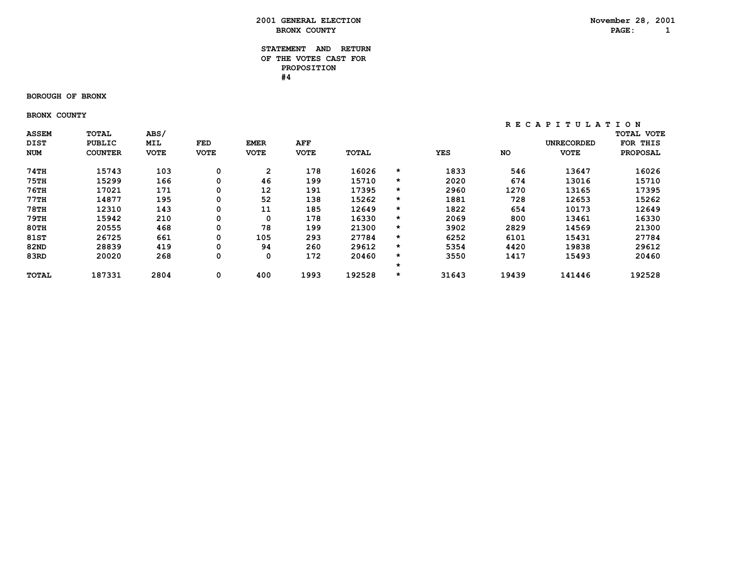# 2001 GENERAL ELECTION

## BRONX COUNTY

November 28, 2001

### STATEMENT AND RETURN OF THE VOTES CAST FOR PROPOSITION #4

**BOROUGH OF BRONX**

**BRONX COUNTY**

| ASSEM DIST NUM | TOTAL PUBLIC COUNTER | ABS/ MIL VOTE | FED VOTE | EMER VOTE | AFF VOTE | TOTAL | * | YES | NO | UNRECORDED VOTE | TOTAL VOTE FOR THIS PROPOSAL |
|---|---|---|---|---|---|---|---|---|---|---|---|
| | | | | | | | | RECAPITULATION | | | |
| 74TH | 15743 | 103 | 0 | 2 | 178 | 16026 | * | 1833 | 546 | 13647 | 16026 |
| 75TH | 15299 | 166 | 0 | 46 | 199 | 15710 | * | 2020 | 674 | 13016 | 15710 |
| 76TH | 17021 | 171 | 0 | 12 | 191 | 17395 | * | 2960 | 1270 | 13165 | 17395 |
| 77TH | 14877 | 195 | 0 | 52 | 138 | 15262 | * | 1881 | 728 | 12653 | 15262 |
| 78TH | 12310 | 143 | 0 | 11 | 185 | 12649 | * | 1822 | 654 | 10173 | 12649 |
| 79TH | 15942 | 210 | 0 | 0 | 178 | 16330 | * | 2069 | 800 | 13461 | 16330 |
| 80TH | 20555 | 468 | 0 | 78 | 199 | 21300 | * | 3902 | 2829 | 14569 | 21300 |
| 81ST | 26725 | 661 | 0 | 105 | 293 | 27784 | * | 6252 | 6101 | 15431 | 27784 |
| 82ND | 28839 | 419 | 0 | 94 | 260 | 29612 | * | 5354 | 4420 | 19838 | 29612 |
| 83RD | 20020 | 268 | 0 | 0 | 172 | 20460 | * | 3550 | 1417 | 15493 | 20460 |
| | | | | | | | * | | | | |
| TOTAL | 187331 | 2804 | 0 | 400 | 1993 | 192528 | * | 31643 | 19439 | 141446 | 192528 |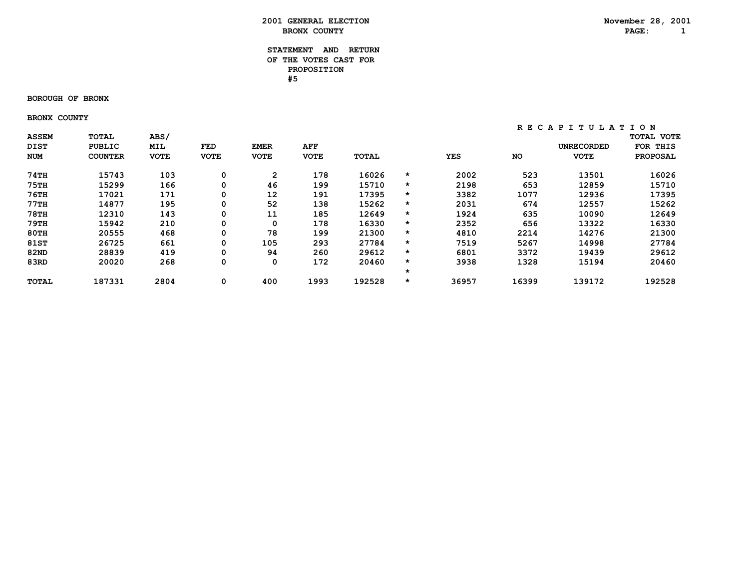# 2001 GENERAL ELECTION
## BRONX COUNTY

November 28, 2001

### STATEMENT AND RETURN OF THE VOTES CAST FOR PROPOSITION #5

BOROUGH OF BRONX

BRONX COUNTY

| ASSEM DIST NUM | TOTAL PUBLIC COUNTER | ABS/ MIL VOTE | FED VOTE | EMER VOTE | AFF VOTE | TOTAL | | RECAPITULATION YES | NO | UNRECORDED VOTE | TOTAL VOTE FOR THIS PROPOSAL |
|---|---|---|---|---|---|---|---|---|---|---|---|
| 74TH | 15743 | 103 | 0 | 2 | 178 | 16026 | * | 2002 | 523 | 13501 | 16026 |
| 75TH | 15299 | 166 | 0 | 46 | 199 | 15710 | * | 2198 | 653 | 12859 | 15710 |
| 76TH | 17021 | 171 | 0 | 12 | 191 | 17395 | * | 3382 | 1077 | 12936 | 17395 |
| 77TH | 14877 | 195 | 0 | 52 | 138 | 15262 | * | 2031 | 674 | 12557 | 15262 |
| 78TH | 12310 | 143 | 0 | 11 | 185 | 12649 | * | 1924 | 635 | 10090 | 12649 |
| 79TH | 15942 | 210 | 0 | 0 | 178 | 16330 | * | 2352 | 656 | 13322 | 16330 |
| 80TH | 20555 | 468 | 0 | 78 | 199 | 21300 | * | 4810 | 2214 | 14276 | 21300 |
| 81ST | 26725 | 661 | 0 | 105 | 293 | 27784 | * | 7519 | 5267 | 14998 | 27784 |
| 82ND | 28839 | 419 | 0 | 94 | 260 | 29612 | * | 6801 | 3372 | 19439 | 29612 |
| 83RD | 20020 | 268 | 0 | 0 | 172 | 20460 | * | 3938 | 1328 | 15194 | 20460 |
| | | | | | | | * | | | | |
| TOTAL | 187331 | 2804 | 0 | 400 | 1993 | 192528 | * | 36957 | 16399 | 139172 | 192528 |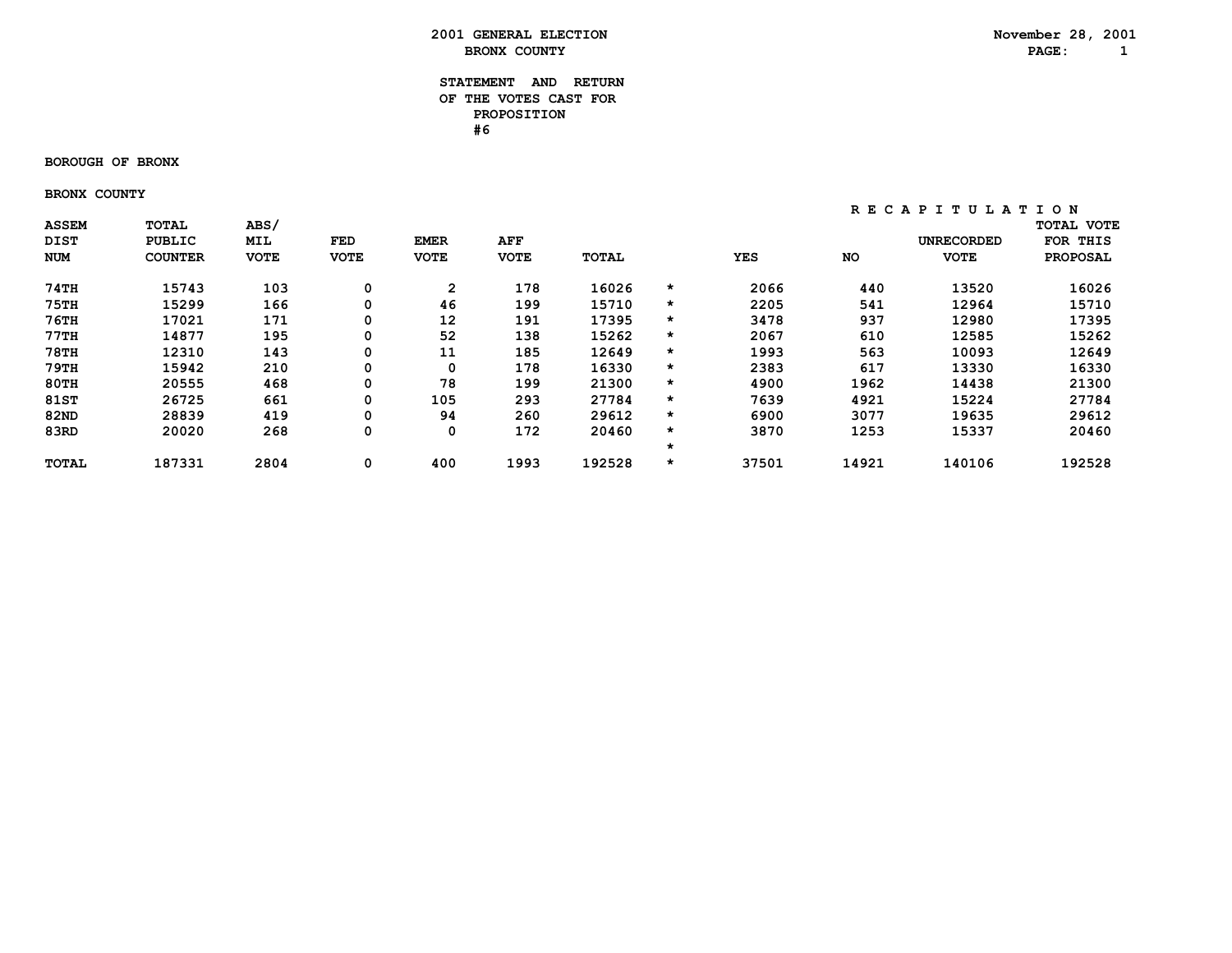# 2001 GENERAL ELECTION
## BRONX COUNTY

November 28, 2001

### STATEMENT AND RETURN OF THE VOTES CAST FOR PROPOSITION #6

**BOROUGH OF BRONX**

**BRONX COUNTY**

| ASSEM DIST NUM | TOTAL PUBLIC COUNTER | ABS/ MIL VOTE | FED VOTE | EMER VOTE | AFF VOTE | TOTAL | | RECAPITULATION YES | NO | UNRECORDED VOTE | TOTAL VOTE FOR THIS PROPOSAL |
|---|---|---|---|---|---|---|---|---|---|---|---|
| 74TH | 15743 | 103 | 0 | 2 | 178 | 16026 | * | 2066 | 440 | 13520 | 16026 |
| 75TH | 15299 | 166 | 0 | 46 | 199 | 15710 | * | 2205 | 541 | 12964 | 15710 |
| 76TH | 17021 | 171 | 0 | 12 | 191 | 17395 | * | 3478 | 937 | 12980 | 17395 |
| 77TH | 14877 | 195 | 0 | 52 | 138 | 15262 | * | 2067 | 610 | 12585 | 15262 |
| 78TH | 12310 | 143 | 0 | 11 | 185 | 12649 | * | 1993 | 563 | 10093 | 12649 |
| 79TH | 15942 | 210 | 0 | 0 | 178 | 16330 | * | 2383 | 617 | 13330 | 16330 |
| 80TH | 20555 | 468 | 0 | 78 | 199 | 21300 | * | 4900 | 1962 | 14438 | 21300 |
| 81ST | 26725 | 661 | 0 | 105 | 293 | 27784 | * | 7639 | 4921 | 15224 | 27784 |
| 82ND | 28839 | 419 | 0 | 94 | 260 | 29612 | * | 6900 | 3077 | 19635 | 29612 |
| 83RD | 20020 | 268 | 0 | 0 | 172 | 20460 | * | 3870 | 1253 | 15337 | 20460 |
| | | | | | | | * | | | | |
| TOTAL | 187331 | 2804 | 0 | 400 | 1993 | 192528 | * | 37501 | 14921 | 140106 | 192528 |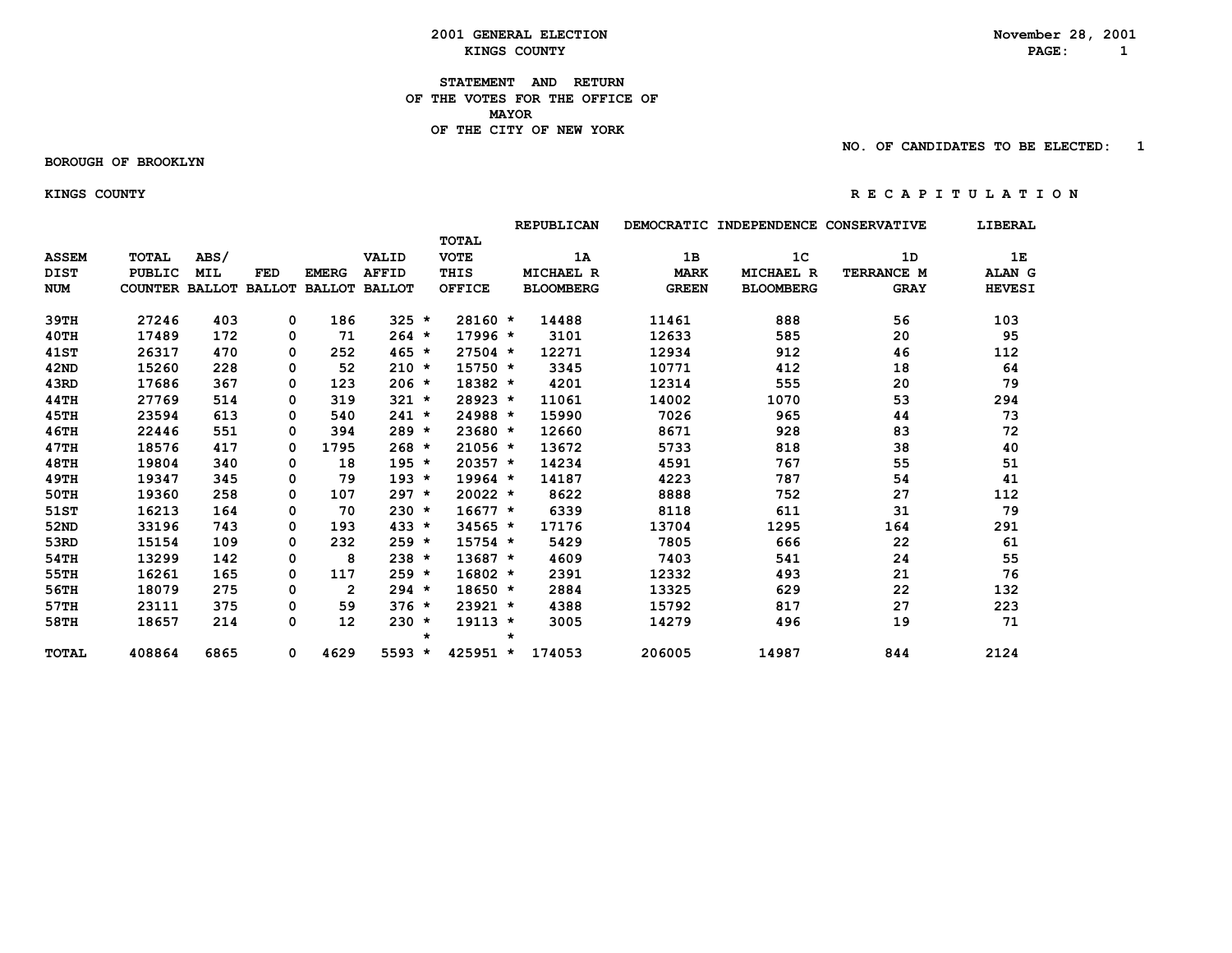# 2001 GENERAL ELECTION
## KINGS COUNTY

November 28, 2001

### STATEMENT AND RETURN OF THE VOTES FOR THE OFFICE OF MAYOR OF THE CITY OF NEW YORK

NO. OF CANDIDATES TO BE ELECTED: 1

BOROUGH OF BROOKLYN

KINGS COUNTY

R E C A P I T U L A T I O N

| ASSEM DIST NUM | TOTAL PUBLIC COUNTER | ABS/ MIL BALLOT | FED BALLOT | EMERG BALLOT | VALID AFFID BALLOT | | TOTAL VOTE THIS OFFICE | | REPUBLICAN 1A MICHAEL R BLOOMBERG | DEMOCRATIC 1B MARK GREEN | INDEPENDENCE 1C MICHAEL R BLOOMBERG | CONSERVATIVE 1D TERRANCE M GRAY | LIBERAL 1E ALAN G HEVESI |
|---|---|---|---|---|---|---|---|---|---|---|---|---|---|
| 39TH | 27246 | 403 | 0 | 186 | 325 | * | 28160 | * | 14488 | 11461 | 888 | 56 | 103 |
| 40TH | 17489 | 172 | 0 | 71 | 264 | * | 17996 | * | 3101 | 12633 | 585 | 20 | 95 |
| 41ST | 26317 | 470 | 0 | 252 | 465 | * | 27504 | * | 12271 | 12934 | 912 | 46 | 112 |
| 42ND | 15260 | 228 | 0 | 52 | 210 | * | 15750 | * | 3345 | 10771 | 412 | 18 | 64 |
| 43RD | 17686 | 367 | 0 | 123 | 206 | * | 18382 | * | 4201 | 12314 | 555 | 20 | 79 |
| 44TH | 27769 | 514 | 0 | 319 | 321 | * | 28923 | * | 11061 | 14002 | 1070 | 53 | 294 |
| 45TH | 23594 | 613 | 0 | 540 | 241 | * | 24988 | * | 15990 | 7026 | 965 | 44 | 73 |
| 46TH | 22446 | 551 | 0 | 394 | 289 | * | 23680 | * | 12660 | 8671 | 928 | 83 | 72 |
| 47TH | 18576 | 417 | 0 | 1795 | 268 | * | 21056 | * | 13672 | 5733 | 818 | 38 | 40 |
| 48TH | 19804 | 340 | 0 | 18 | 195 | * | 20357 | * | 14234 | 4591 | 767 | 55 | 51 |
| 49TH | 19347 | 345 | 0 | 79 | 193 | * | 19964 | * | 14187 | 4223 | 787 | 54 | 41 |
| 50TH | 19360 | 258 | 0 | 107 | 297 | * | 20022 | * | 8622 | 8888 | 752 | 27 | 112 |
| 51ST | 16213 | 164 | 0 | 70 | 230 | * | 16677 | * | 6339 | 8118 | 611 | 31 | 79 |
| 52ND | 33196 | 743 | 0 | 193 | 433 | * | 34565 | * | 17176 | 13704 | 1295 | 164 | 291 |
| 53RD | 15154 | 109 | 0 | 232 | 259 | * | 15754 | * | 5429 | 7805 | 666 | 22 | 61 |
| 54TH | 13299 | 142 | 0 | 8 | 238 | * | 13687 | * | 4609 | 7403 | 541 | 24 | 55 |
| 55TH | 16261 | 165 | 0 | 117 | 259 | * | 16802 | * | 2391 | 12332 | 493 | 21 | 76 |
| 56TH | 18079 | 275 | 0 | 2 | 294 | * | 18650 | * | 2884 | 13325 | 629 | 22 | 132 |
| 57TH | 23111 | 375 | 0 | 59 | 376 | * | 23921 | * | 4388 | 15792 | 817 | 27 | 223 |
| 58TH | 18657 | 214 | 0 | 12 | 230 | * | 19113 | * | 3005 | 14279 | 496 | 19 | 71 |
| | | | | | | * | | * | | | | | |
| TOTAL | 408864 | 6865 | 0 | 4629 | 5593 | * | 425951 | * | 174053 | 206005 | 14987 | 844 | 2124 |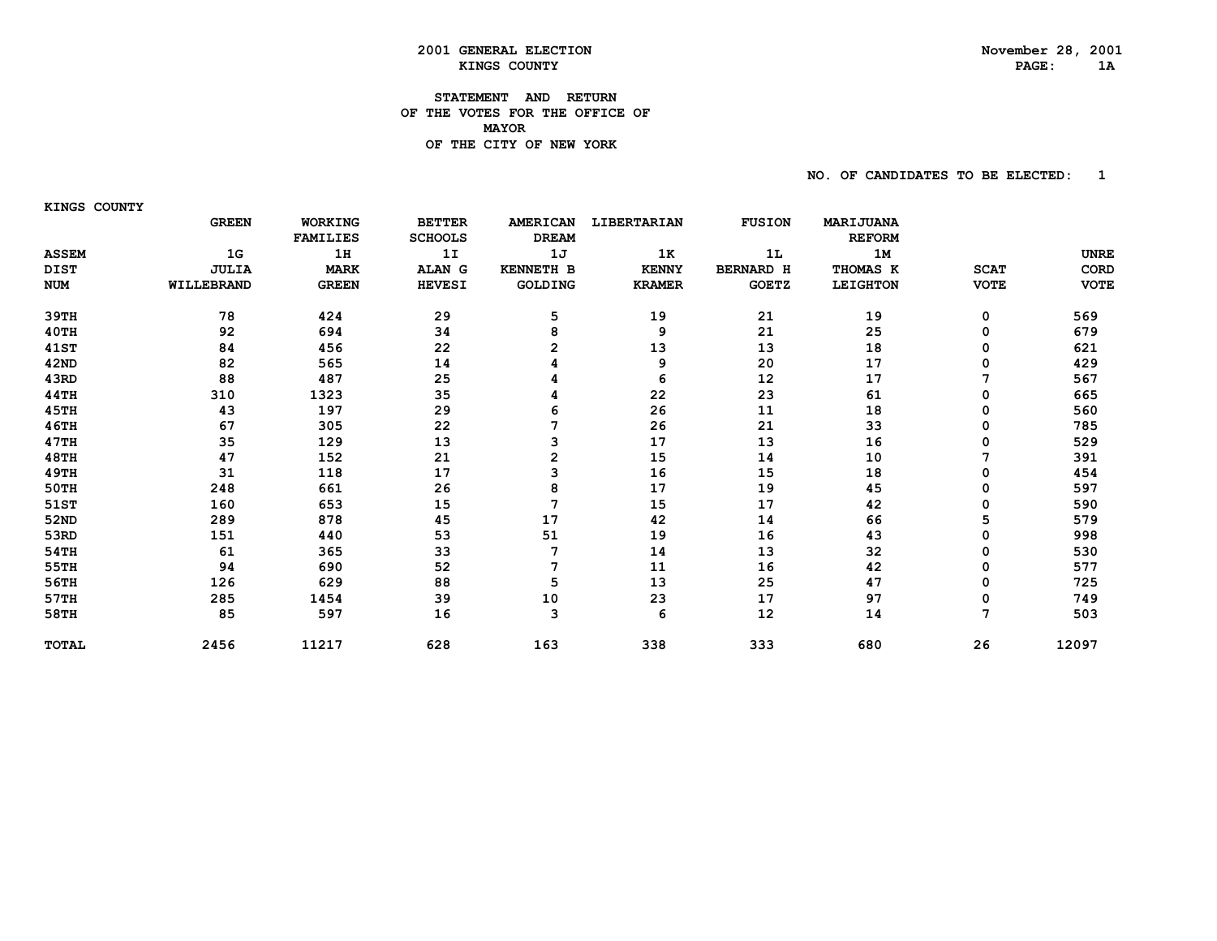2001 GENERAL ELECTION
KINGS COUNTY

November 28, 2001

**STATEMENT AND RETURN**
**OF THE VOTES FOR THE OFFICE OF**
**MAYOR**
**OF THE CITY OF NEW YORK**

NO. OF CANDIDATES TO BE ELECTED: 1

KINGS COUNTY

| ASSEM DIST NUM | GREEN 1G JULIA WILLEBRAND | WORKING FAMILIES 1H MARK GREEN | BETTER SCHOOLS 1I ALAN G HEVESI | AMERICAN DREAM 1J KENNETH B GOLDING | LIBERTARIAN 1K KENNY KRAMER | FUSION 1L BERNARD H GOETZ | MARIJUANA REFORM 1M THOMAS K LEIGHTON | SCAT VOTE | UNRECORD VOTE |
|---|---|---|---|---|---|---|---|---|---|
| 39TH | 78 | 424 | 29 | 5 | 19 | 21 | 19 | 0 | 569 |
| 40TH | 92 | 694 | 34 | 8 | 9 | 21 | 25 | 0 | 679 |
| 41ST | 84 | 456 | 22 | 2 | 13 | 13 | 18 | 0 | 621 |
| 42ND | 82 | 565 | 14 | 4 | 9 | 20 | 17 | 0 | 429 |
| 43RD | 88 | 487 | 25 | 4 | 6 | 12 | 17 | 7 | 567 |
| 44TH | 310 | 1323 | 35 | 4 | 22 | 23 | 61 | 0 | 665 |
| 45TH | 43 | 197 | 29 | 6 | 26 | 11 | 18 | 0 | 560 |
| 46TH | 67 | 305 | 22 | 7 | 26 | 21 | 33 | 0 | 785 |
| 47TH | 35 | 129 | 13 | 3 | 17 | 13 | 16 | 0 | 529 |
| 48TH | 47 | 152 | 21 | 2 | 15 | 14 | 10 | 7 | 391 |
| 49TH | 31 | 118 | 17 | 3 | 16 | 15 | 18 | 0 | 454 |
| 50TH | 248 | 661 | 26 | 8 | 17 | 19 | 45 | 0 | 597 |
| 51ST | 160 | 653 | 15 | 7 | 15 | 17 | 42 | 0 | 590 |
| 52ND | 289 | 878 | 45 | 17 | 42 | 14 | 66 | 5 | 579 |
| 53RD | 151 | 440 | 53 | 51 | 19 | 16 | 43 | 0 | 998 |
| 54TH | 61 | 365 | 33 | 7 | 14 | 13 | 32 | 0 | 530 |
| 55TH | 94 | 690 | 52 | 7 | 11 | 16 | 42 | 0 | 577 |
| 56TH | 126 | 629 | 88 | 5 | 13 | 25 | 47 | 0 | 725 |
| 57TH | 285 | 1454 | 39 | 10 | 23 | 17 | 97 | 0 | 749 |
| 58TH | 85 | 597 | 16 | 3 | 6 | 12 | 14 | 7 | 503 |
| TOTAL | 2456 | 11217 | 628 | 163 | 338 | 333 | 680 | 26 | 12097 |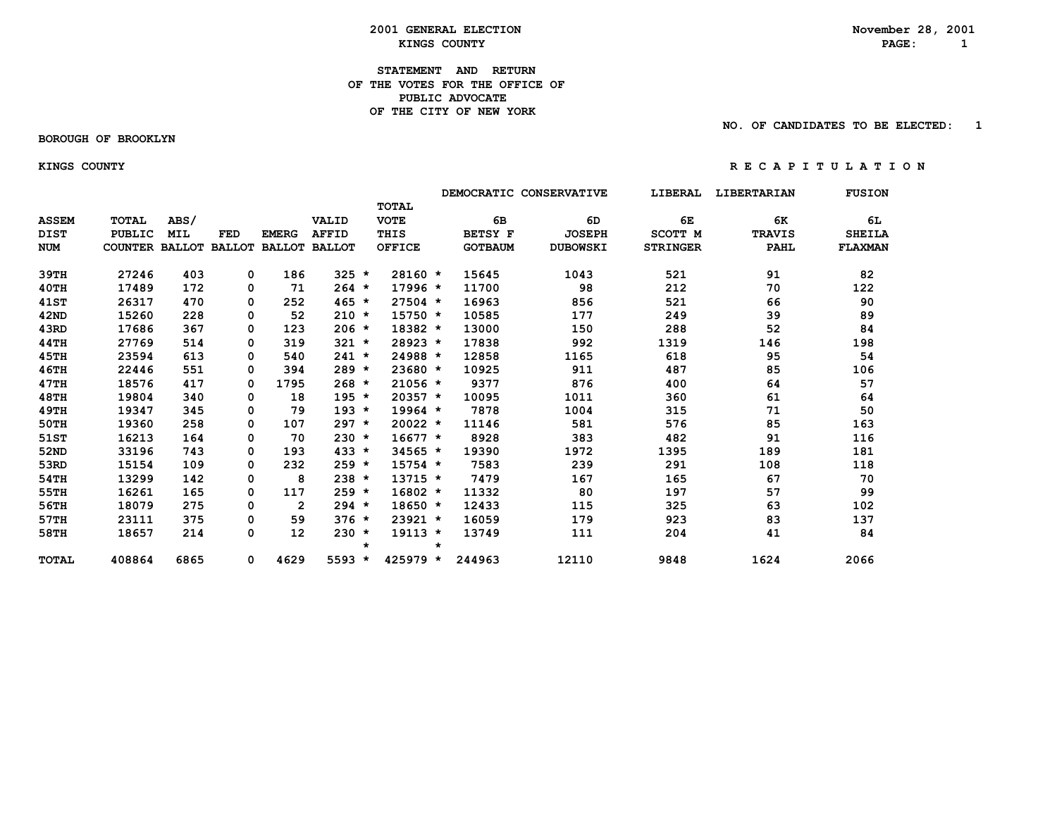2001 GENERAL ELECTION
KINGS COUNTY

November 28, 2001

**STATEMENT AND RETURN OF THE VOTES FOR THE OFFICE OF PUBLIC ADVOCATE OF THE CITY OF NEW YORK**

NO. OF CANDIDATES TO BE ELECTED: 1

BOROUGH OF BROOKLYN

KINGS COUNTY

R E C A P I T U L A T I O N

| ASSEM DIST NUM | TOTAL PUBLIC COUNTER | ABS/ MIL BALLOT | FED BALLOT | EMERG BALLOT | VALID AFFID BALLOT | | TOTAL VOTE THIS OFFICE | | DEMOCRATIC 6B BETSY F GOTBAUM | CONSERVATIVE 6D JOSEPH DUBOWSKI | LIBERAL 6E SCOTT M STRINGER | LIBERTARIAN 6K TRAVIS PAHL | FUSION 6L SHEILA FLAXMAN |
|---|---|---|---|---|---|---|---|---|---|---|---|---|---|
| 39TH | 27246 | 403 | 0 | 186 | 325 | * | 28160 | * | 15645 | 1043 | 521 | 91 | 82 |
| 40TH | 17489 | 172 | 0 | 71 | 264 | * | 17996 | * | 11700 | 98 | 212 | 70 | 122 |
| 41ST | 26317 | 470 | 0 | 252 | 465 | * | 27504 | * | 16963 | 856 | 521 | 66 | 90 |
| 42ND | 15260 | 228 | 0 | 52 | 210 | * | 15750 | * | 10585 | 177 | 249 | 39 | 89 |
| 43RD | 17686 | 367 | 0 | 123 | 206 | * | 18382 | * | 13000 | 150 | 288 | 52 | 84 |
| 44TH | 27769 | 514 | 0 | 319 | 321 | * | 28923 | * | 17838 | 992 | 1319 | 146 | 198 |
| 45TH | 23594 | 613 | 0 | 540 | 241 | * | 24988 | * | 12858 | 1165 | 618 | 95 | 54 |
| 46TH | 22446 | 551 | 0 | 394 | 289 | * | 23680 | * | 10925 | 911 | 487 | 85 | 106 |
| 47TH | 18576 | 417 | 0 | 1795 | 268 | * | 21056 | * | 9377 | 876 | 400 | 64 | 57 |
| 48TH | 19804 | 340 | 0 | 18 | 195 | * | 20357 | * | 10095 | 1011 | 360 | 61 | 64 |
| 49TH | 19347 | 345 | 0 | 79 | 193 | * | 19964 | * | 7878 | 1004 | 315 | 71 | 50 |
| 50TH | 19360 | 258 | 0 | 107 | 297 | * | 20022 | * | 11146 | 581 | 576 | 85 | 163 |
| 51ST | 16213 | 164 | 0 | 70 | 230 | * | 16677 | * | 8928 | 383 | 482 | 91 | 116 |
| 52ND | 33196 | 743 | 0 | 193 | 433 | * | 34565 | * | 19390 | 1972 | 1395 | 189 | 181 |
| 53RD | 15154 | 109 | 0 | 232 | 259 | * | 15754 | * | 7583 | 239 | 291 | 108 | 118 |
| 54TH | 13299 | 142 | 0 | 8 | 238 | * | 13715 | * | 7479 | 167 | 165 | 67 | 70 |
| 55TH | 16261 | 165 | 0 | 117 | 259 | * | 16802 | * | 11332 | 80 | 197 | 57 | 99 |
| 56TH | 18079 | 275 | 0 | 2 | 294 | * | 18650 | * | 12433 | 115 | 325 | 63 | 102 |
| 57TH | 23111 | 375 | 0 | 59 | 376 | * | 23921 | * | 16059 | 179 | 923 | 83 | 137 |
| 58TH | 18657 | 214 | 0 | 12 | 230 | * | 19113 | * | 13749 | 111 | 204 | 41 | 84 |
| | | | | | | * | | * | | | | | |
| TOTAL | 408864 | 6865 | 0 | 4629 | 5593 | * | 425979 | * | 244963 | 12110 | 9848 | 1624 | 2066 |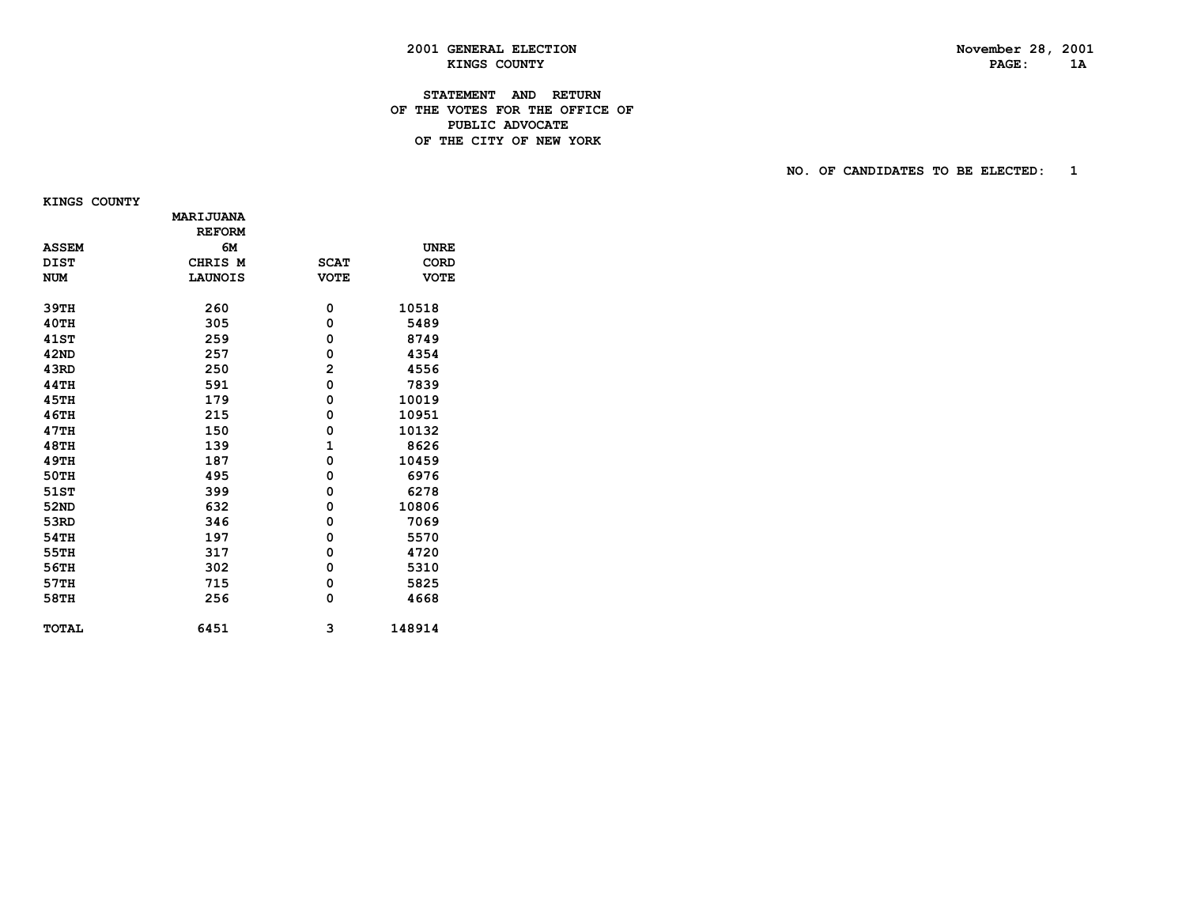2001 GENERAL ELECTION
KINGS COUNTY

November 28, 2001

STATEMENT AND RETURN
OF THE VOTES FOR THE OFFICE OF
PUBLIC ADVOCATE
OF THE CITY OF NEW YORK

NO. OF CANDIDATES TO BE ELECTED: 1

KINGS COUNTY

| ASSEM DIST NUM | MARIJUANA REFORM 6M CHRIS M LAUNOIS | SCAT VOTE | UNRECORD VOTE |
|---|---|---|---|
| 39TH | 260 | 0 | 10518 |
| 40TH | 305 | 0 | 5489 |
| 41ST | 259 | 0 | 8749 |
| 42ND | 257 | 0 | 4354 |
| 43RD | 250 | 2 | 4556 |
| 44TH | 591 | 0 | 7839 |
| 45TH | 179 | 0 | 10019 |
| 46TH | 215 | 0 | 10951 |
| 47TH | 150 | 0 | 10132 |
| 48TH | 139 | 1 | 8626 |
| 49TH | 187 | 0 | 10459 |
| 50TH | 495 | 0 | 6976 |
| 51ST | 399 | 0 | 6278 |
| 52ND | 632 | 0 | 10806 |
| 53RD | 346 | 0 | 7069 |
| 54TH | 197 | 0 | 5570 |
| 55TH | 317 | 0 | 4720 |
| 56TH | 302 | 0 | 5310 |
| 57TH | 715 | 0 | 5825 |
| 58TH | 256 | 0 | 4668 |
| TOTAL | 6451 | 3 | 148914 |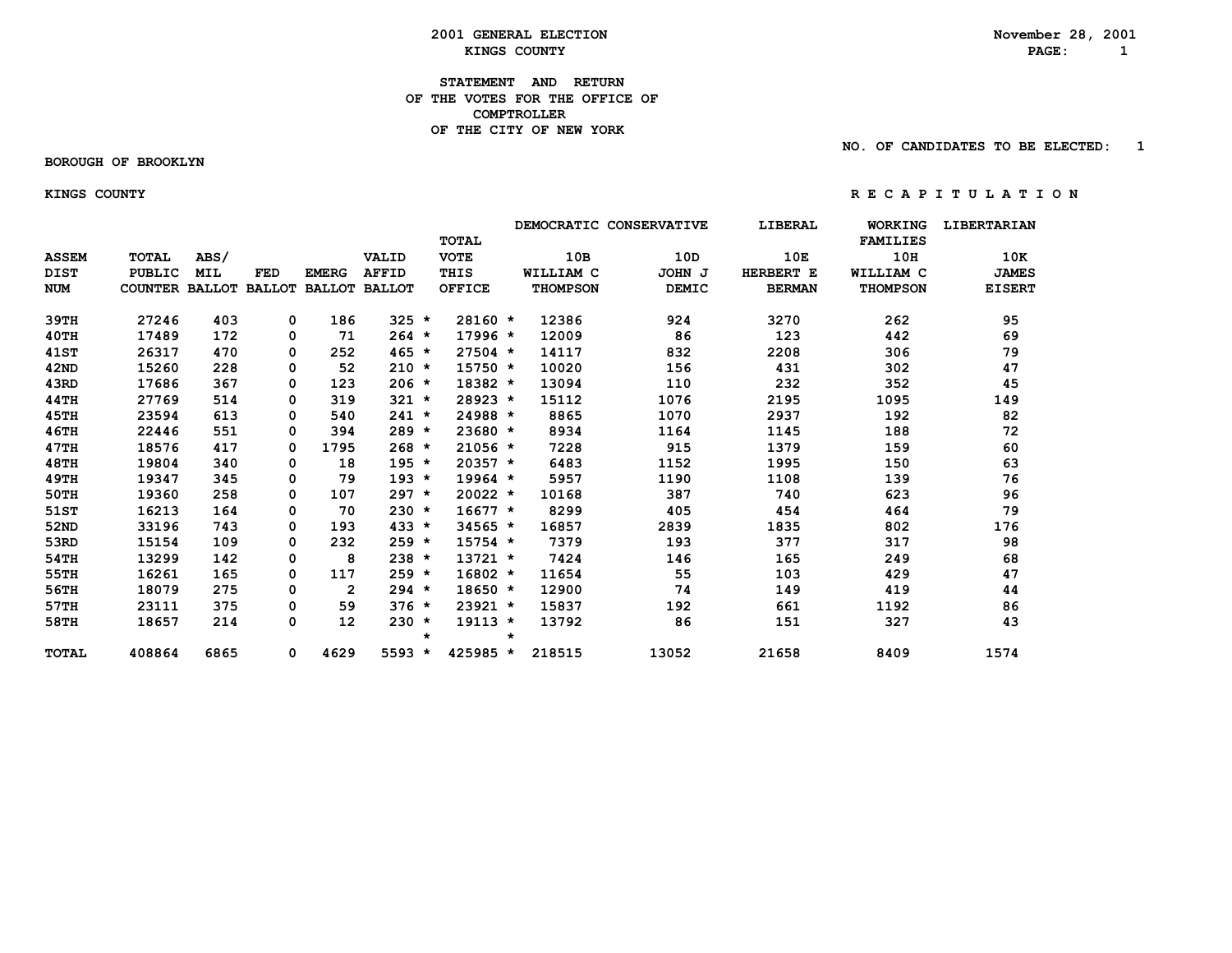# 2001 GENERAL ELECTION
## KINGS COUNTY

November 28, 2001

### STATEMENT AND RETURN OF THE VOTES FOR THE OFFICE OF COMPTROLLER OF THE CITY OF NEW YORK

NO. OF CANDIDATES TO BE ELECTED: 1

BOROUGH OF BROOKLYN

KINGS COUNTY

R E C A P I T U L A T I O N

| ASSEM DIST NUM | TOTAL PUBLIC COUNTER | ABS/ MIL BALLOT | FED BALLOT | EMERG BALLOT | VALID AFFID BALLOT | | TOTAL VOTE THIS OFFICE | | DEMOCRATIC 10B WILLIAM C THOMPSON | CONSERVATIVE 10D JOHN J DEMIC | LIBERAL 10E HERBERT E BERMAN | WORKING FAMILIES 10H WILLIAM C THOMPSON | LIBERTARIAN 10K JAMES EISERT |
|---|---|---|---|---|---|---|---|---|---|---|---|---|---|
| 39TH | 27246 | 403 | 0 | 186 | 325 | * | 28160 | * | 12386 | 924 | 3270 | 262 | 95 |
| 40TH | 17489 | 172 | 0 | 71 | 264 | * | 17996 | * | 12009 | 86 | 123 | 442 | 69 |
| 41ST | 26317 | 470 | 0 | 252 | 465 | * | 27504 | * | 14117 | 832 | 2208 | 306 | 79 |
| 42ND | 15260 | 228 | 0 | 52 | 210 | * | 15750 | * | 10020 | 156 | 431 | 302 | 47 |
| 43RD | 17686 | 367 | 0 | 123 | 206 | * | 18382 | * | 13094 | 110 | 232 | 352 | 45 |
| 44TH | 27769 | 514 | 0 | 319 | 321 | * | 28923 | * | 15112 | 1076 | 2195 | 1095 | 149 |
| 45TH | 23594 | 613 | 0 | 540 | 241 | * | 24988 | * | 8865 | 1070 | 2937 | 192 | 82 |
| 46TH | 22446 | 551 | 0 | 394 | 289 | * | 23680 | * | 8934 | 1164 | 1145 | 188 | 72 |
| 47TH | 18576 | 417 | 0 | 1795 | 268 | * | 21056 | * | 7228 | 915 | 1379 | 159 | 60 |
| 48TH | 19804 | 340 | 0 | 18 | 195 | * | 20357 | * | 6483 | 1152 | 1995 | 150 | 63 |
| 49TH | 19347 | 345 | 0 | 79 | 193 | * | 19964 | * | 5957 | 1190 | 1108 | 139 | 76 |
| 50TH | 19360 | 258 | 0 | 107 | 297 | * | 20022 | * | 10168 | 387 | 740 | 623 | 96 |
| 51ST | 16213 | 164 | 0 | 70 | 230 | * | 16677 | * | 8299 | 405 | 454 | 464 | 79 |
| 52ND | 33196 | 743 | 0 | 193 | 433 | * | 34565 | * | 16857 | 2839 | 1835 | 802 | 176 |
| 53RD | 15154 | 109 | 0 | 232 | 259 | * | 15754 | * | 7379 | 193 | 377 | 317 | 98 |
| 54TH | 13299 | 142 | 0 | 8 | 238 | * | 13721 | * | 7424 | 146 | 165 | 249 | 68 |
| 55TH | 16261 | 165 | 0 | 117 | 259 | * | 16802 | * | 11654 | 55 | 103 | 429 | 47 |
| 56TH | 18079 | 275 | 0 | 2 | 294 | * | 18650 | * | 12900 | 74 | 149 | 419 | 44 |
| 57TH | 23111 | 375 | 0 | 59 | 376 | * | 23921 | * | 15837 | 192 | 661 | 1192 | 86 |
| 58TH | 18657 | 214 | 0 | 12 | 230 | * | 19113 | * | 13792 | 86 | 151 | 327 | 43 |
| | | | | | | * | | * | | | | | |
| TOTAL | 408864 | 6865 | 0 | 4629 | 5593 | * | 425985 | * | 218515 | 13052 | 21658 | 8409 | 1574 |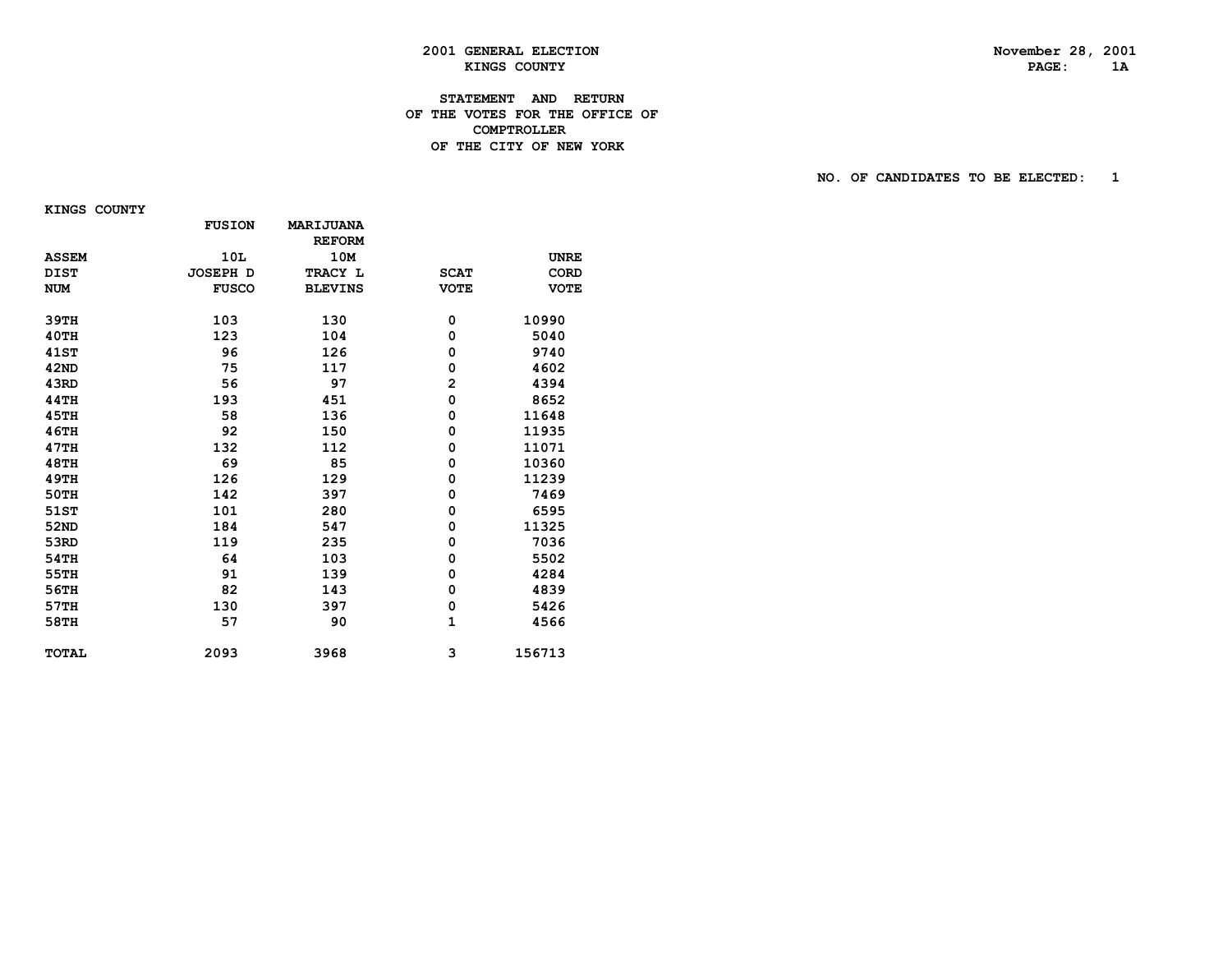**2001 GENERAL ELECTION**
**KINGS COUNTY**

November 28, 2001

# STATEMENT AND RETURN OF THE VOTES FOR THE OFFICE OF COMPTROLLER OF THE CITY OF NEW YORK

NO. OF CANDIDATES TO BE ELECTED: 1

KINGS COUNTY

| ASSEM DIST NUM | FUSION 10L JOSEPH D FUSCO | MARIJUANA REFORM 10M TRACY L BLEVINS | SCAT VOTE | UNRE CORD VOTE |
|---|---|---|---|---|
| 39TH | 103 | 130 | 0 | 10990 |
| 40TH | 123 | 104 | 0 | 5040 |
| 41ST | 96 | 126 | 0 | 9740 |
| 42ND | 75 | 117 | 0 | 4602 |
| 43RD | 56 | 97 | 2 | 4394 |
| 44TH | 193 | 451 | 0 | 8652 |
| 45TH | 58 | 136 | 0 | 11648 |
| 46TH | 92 | 150 | 0 | 11935 |
| 47TH | 132 | 112 | 0 | 11071 |
| 48TH | 69 | 85 | 0 | 10360 |
| 49TH | 126 | 129 | 0 | 11239 |
| 50TH | 142 | 397 | 0 | 7469 |
| 51ST | 101 | 280 | 0 | 6595 |
| 52ND | 184 | 547 | 0 | 11325 |
| 53RD | 119 | 235 | 0 | 7036 |
| 54TH | 64 | 103 | 0 | 5502 |
| 55TH | 91 | 139 | 0 | 4284 |
| 56TH | 82 | 143 | 0 | 4839 |
| 57TH | 130 | 397 | 0 | 5426 |
| 58TH | 57 | 90 | 1 | 4566 |
| TOTAL | 2093 | 3968 | 3 | 156713 |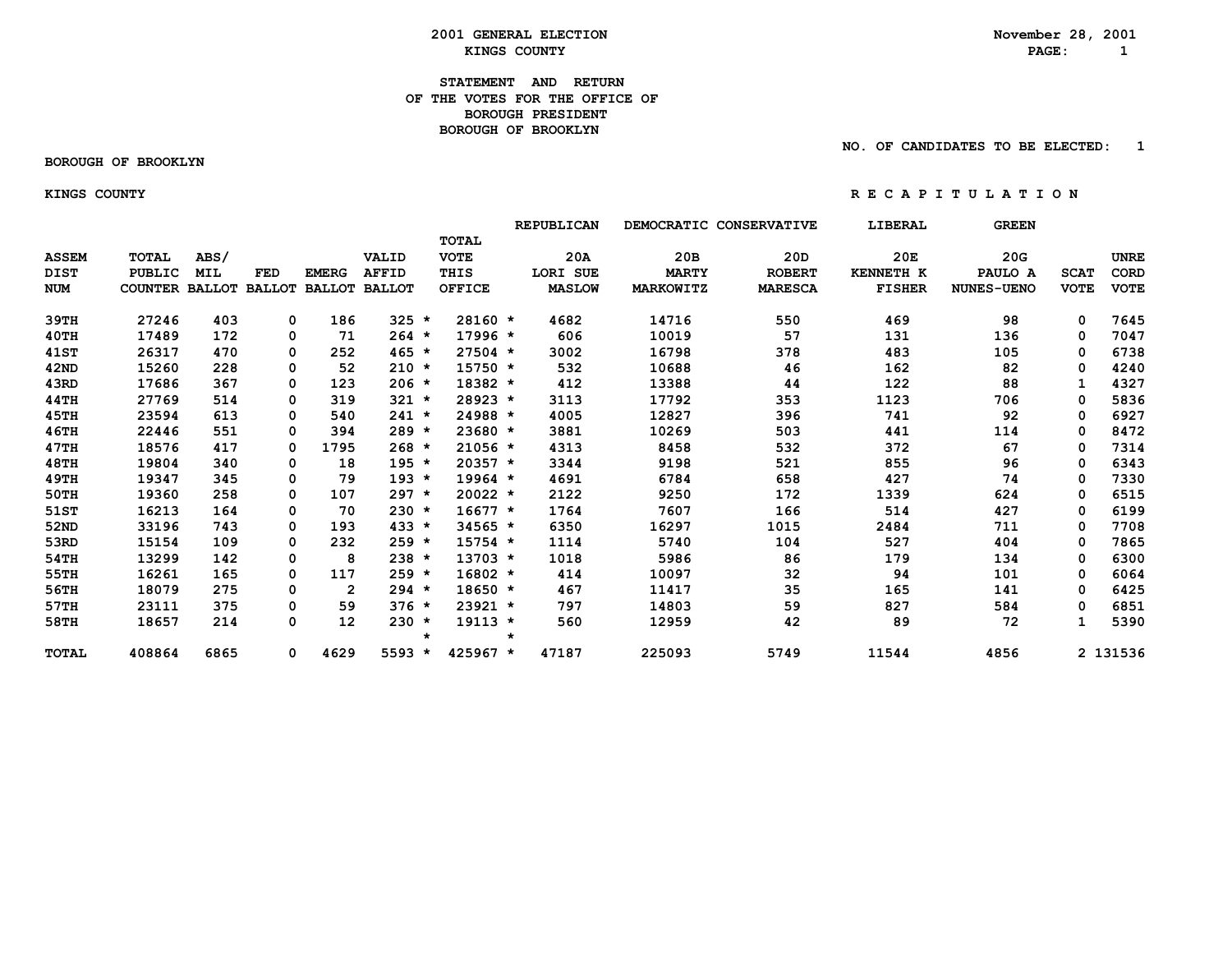# 2001 GENERAL ELECTION
## KINGS COUNTY

November 28, 2001

**STATEMENT AND RETURN OF THE VOTES FOR THE OFFICE OF BOROUGH PRESIDENT BOROUGH OF BROOKLYN**

NO. OF CANDIDATES TO BE ELECTED: 1

BOROUGH OF BROOKLYN

KINGS COUNTY

R E C A P I T U L A T I O N

| ASSEM DIST NUM | TOTAL PUBLIC COUNTER | ABS/ MIL BALLOT | FED BALLOT | EMERG BALLOT | VALID AFFID BALLOT | TOTAL VOTE THIS OFFICE | REPUBLICAN 20A LORI SUE MASLOW | DEMOCRATIC 20B MARTY MARKOWITZ | CONSERVATIVE 20D ROBERT MARESCA | LIBERAL 20E KENNETH K FISHER | GREEN 20G PAULO A NUNES-UENO | SCAT VOTE | UNRE CORD VOTE |
|---|---|---|---|---|---|---|---|---|---|---|---|---|---|
| 39TH | 27246 | 403 | 0 | 186 | 325 * | 28160 * | 4682 | 14716 | 550 | 469 | 98 | 0 | 7645 |
| 40TH | 17489 | 172 | 0 | 71 | 264 * | 17996 * | 606 | 10019 | 57 | 131 | 136 | 0 | 7047 |
| 41ST | 26317 | 470 | 0 | 252 | 465 * | 27504 * | 3002 | 16798 | 378 | 483 | 105 | 0 | 6738 |
| 42ND | 15260 | 228 | 0 | 52 | 210 * | 15750 * | 532 | 10688 | 46 | 162 | 82 | 0 | 4240 |
| 43RD | 17686 | 367 | 0 | 123 | 206 * | 18382 * | 412 | 13388 | 44 | 122 | 88 | 1 | 4327 |
| 44TH | 27769 | 514 | 0 | 319 | 321 * | 28923 * | 3113 | 17792 | 353 | 1123 | 706 | 0 | 5836 |
| 45TH | 23594 | 613 | 0 | 540 | 241 * | 24988 * | 4005 | 12827 | 396 | 741 | 92 | 0 | 6927 |
| 46TH | 22446 | 551 | 0 | 394 | 289 * | 23680 * | 3881 | 10269 | 503 | 441 | 114 | 0 | 8472 |
| 47TH | 18576 | 417 | 0 | 1795 | 268 * | 21056 * | 4313 | 8458 | 532 | 372 | 67 | 0 | 7314 |
| 48TH | 19804 | 340 | 0 | 18 | 195 * | 20357 * | 3344 | 9198 | 521 | 855 | 96 | 0 | 6343 |
| 49TH | 19347 | 345 | 0 | 79 | 193 * | 19964 * | 4691 | 6784 | 658 | 427 | 74 | 0 | 7330 |
| 50TH | 19360 | 258 | 0 | 107 | 297 * | 20022 * | 2122 | 9250 | 172 | 1339 | 624 | 0 | 6515 |
| 51ST | 16213 | 164 | 0 | 70 | 230 * | 16677 * | 1764 | 7607 | 166 | 514 | 427 | 0 | 6199 |
| 52ND | 33196 | 743 | 0 | 193 | 433 * | 34565 * | 6350 | 16297 | 1015 | 2484 | 711 | 0 | 7708 |
| 53RD | 15154 | 109 | 0 | 232 | 259 * | 15754 * | 1114 | 5740 | 104 | 527 | 404 | 0 | 7865 |
| 54TH | 13299 | 142 | 0 | 8 | 238 * | 13703 * | 1018 | 5986 | 86 | 179 | 134 | 0 | 6300 |
| 55TH | 16261 | 165 | 0 | 117 | 259 * | 16802 * | 414 | 10097 | 32 | 94 | 101 | 0 | 6064 |
| 56TH | 18079 | 275 | 0 | 2 | 294 * | 18650 * | 467 | 11417 | 35 | 165 | 141 | 0 | 6425 |
| 57TH | 23111 | 375 | 0 | 59 | 376 * | 23921 * | 797 | 14803 | 59 | 827 | 584 | 0 | 6851 |
| 58TH | 18657 | 214 | 0 | 12 | 230 * | 19113 * | 560 | 12959 | 42 | 89 | 72 | 1 | 5390 |
| | | | | | * | * | | | | | | | |
| TOTAL | 408864 | 6865 | 0 | 4629 | 5593 * | 425967 * | 47187 | 225093 | 5749 | 11544 | 4856 | 2 | 131536 |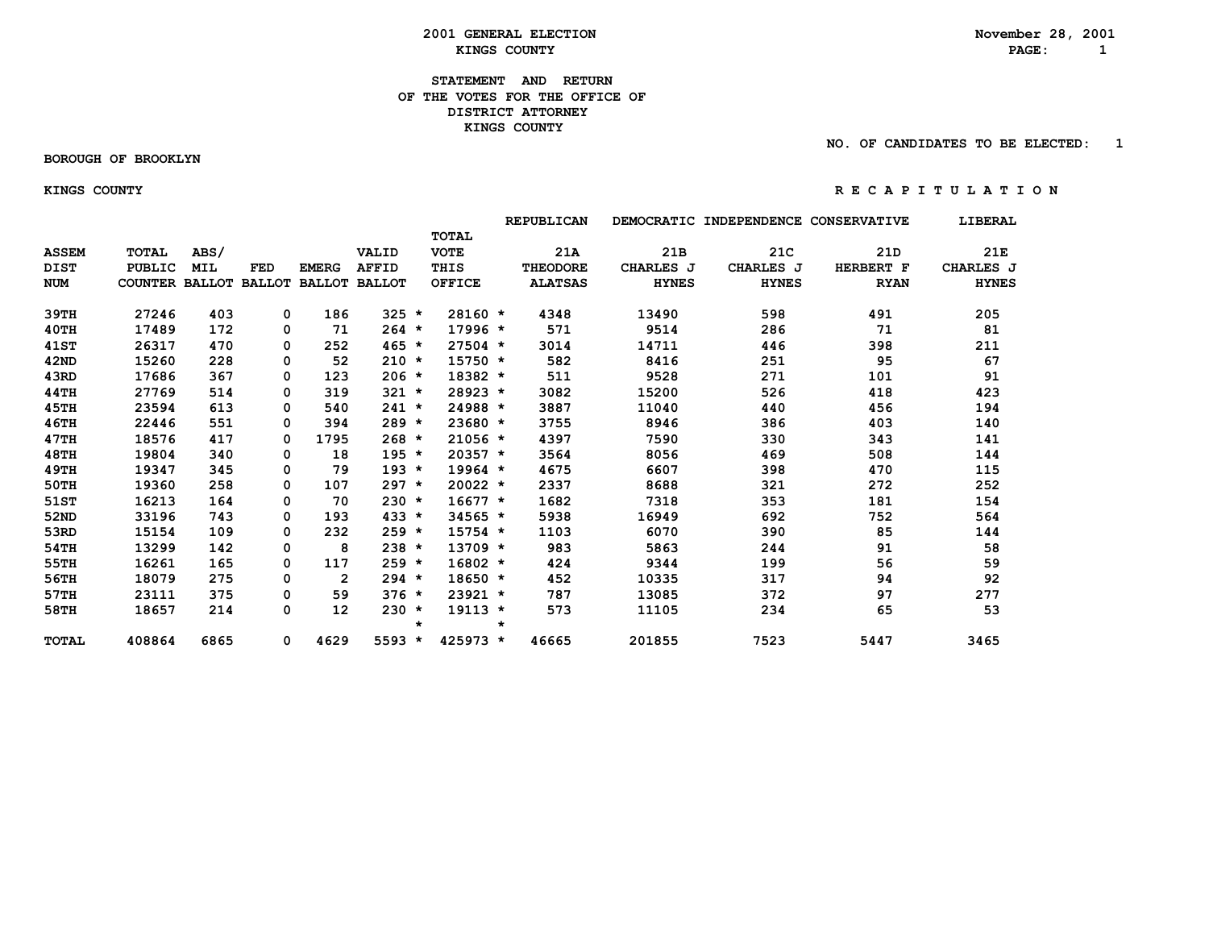# 2001 GENERAL ELECTION
## KINGS COUNTY

November 28, 2001

### STATEMENT AND RETURN OF THE VOTES FOR THE OFFICE OF DISTRICT ATTORNEY KINGS COUNTY

NO. OF CANDIDATES TO BE ELECTED: 1

BOROUGH OF BROOKLYN

KINGS COUNTY

R E C A P I T U L A T I O N

| ASSEM DIST NUM | TOTAL PUBLIC COUNTER | ABS/ MIL BALLOT | FED BALLOT | EMERG BALLOT | VALID AFFID BALLOT | | TOTAL VOTE THIS OFFICE | | REPUBLICAN 21A THEODORE ALATSAS | DEMOCRATIC 21B CHARLES J HYNES | INDEPENDENCE 21C CHARLES J HYNES | CONSERVATIVE 21D HERBERT F RYAN | LIBERAL 21E CHARLES J HYNES |
|---|---|---|---|---|---|---|---|---|---|---|---|---|---|
| 39TH | 27246 | 403 | 0 | 186 | 325 | * | 28160 | * | 4348 | 13490 | 598 | 491 | 205 |
| 40TH | 17489 | 172 | 0 | 71 | 264 | * | 17996 | * | 571 | 9514 | 286 | 71 | 81 |
| 41ST | 26317 | 470 | 0 | 252 | 465 | * | 27504 | * | 3014 | 14711 | 446 | 398 | 211 |
| 42ND | 15260 | 228 | 0 | 52 | 210 | * | 15750 | * | 582 | 8416 | 251 | 95 | 67 |
| 43RD | 17686 | 367 | 0 | 123 | 206 | * | 18382 | * | 511 | 9528 | 271 | 101 | 91 |
| 44TH | 27769 | 514 | 0 | 319 | 321 | * | 28923 | * | 3082 | 15200 | 526 | 418 | 423 |
| 45TH | 23594 | 613 | 0 | 540 | 241 | * | 24988 | * | 3887 | 11040 | 440 | 456 | 194 |
| 46TH | 22446 | 551 | 0 | 394 | 289 | * | 23680 | * | 3755 | 8946 | 386 | 403 | 140 |
| 47TH | 18576 | 417 | 0 | 1795 | 268 | * | 21056 | * | 4397 | 7590 | 330 | 343 | 141 |
| 48TH | 19804 | 340 | 0 | 18 | 195 | * | 20357 | * | 3564 | 8056 | 469 | 508 | 144 |
| 49TH | 19347 | 345 | 0 | 79 | 193 | * | 19964 | * | 4675 | 6607 | 398 | 470 | 115 |
| 50TH | 19360 | 258 | 0 | 107 | 297 | * | 20022 | * | 2337 | 8688 | 321 | 272 | 252 |
| 51ST | 16213 | 164 | 0 | 70 | 230 | * | 16677 | * | 1682 | 7318 | 353 | 181 | 154 |
| 52ND | 33196 | 743 | 0 | 193 | 433 | * | 34565 | * | 5938 | 16949 | 692 | 752 | 564 |
| 53RD | 15154 | 109 | 0 | 232 | 259 | * | 15754 | * | 1103 | 6070 | 390 | 85 | 144 |
| 54TH | 13299 | 142 | 0 | 8 | 238 | * | 13709 | * | 983 | 5863 | 244 | 91 | 58 |
| 55TH | 16261 | 165 | 0 | 117 | 259 | * | 16802 | * | 424 | 9344 | 199 | 56 | 59 |
| 56TH | 18079 | 275 | 0 | 2 | 294 | * | 18650 | * | 452 | 10335 | 317 | 94 | 92 |
| 57TH | 23111 | 375 | 0 | 59 | 376 | * | 23921 | * | 787 | 13085 | 372 | 97 | 277 |
| 58TH | 18657 | 214 | 0 | 12 | 230 | * | 19113 | * | 573 | 11105 | 234 | 65 | 53 |
| | | | | | | * | | * | | | | | |
| TOTAL | 408864 | 6865 | 0 | 4629 | 5593 | * | 425973 | * | 46665 | 201855 | 7523 | 5447 | 3465 |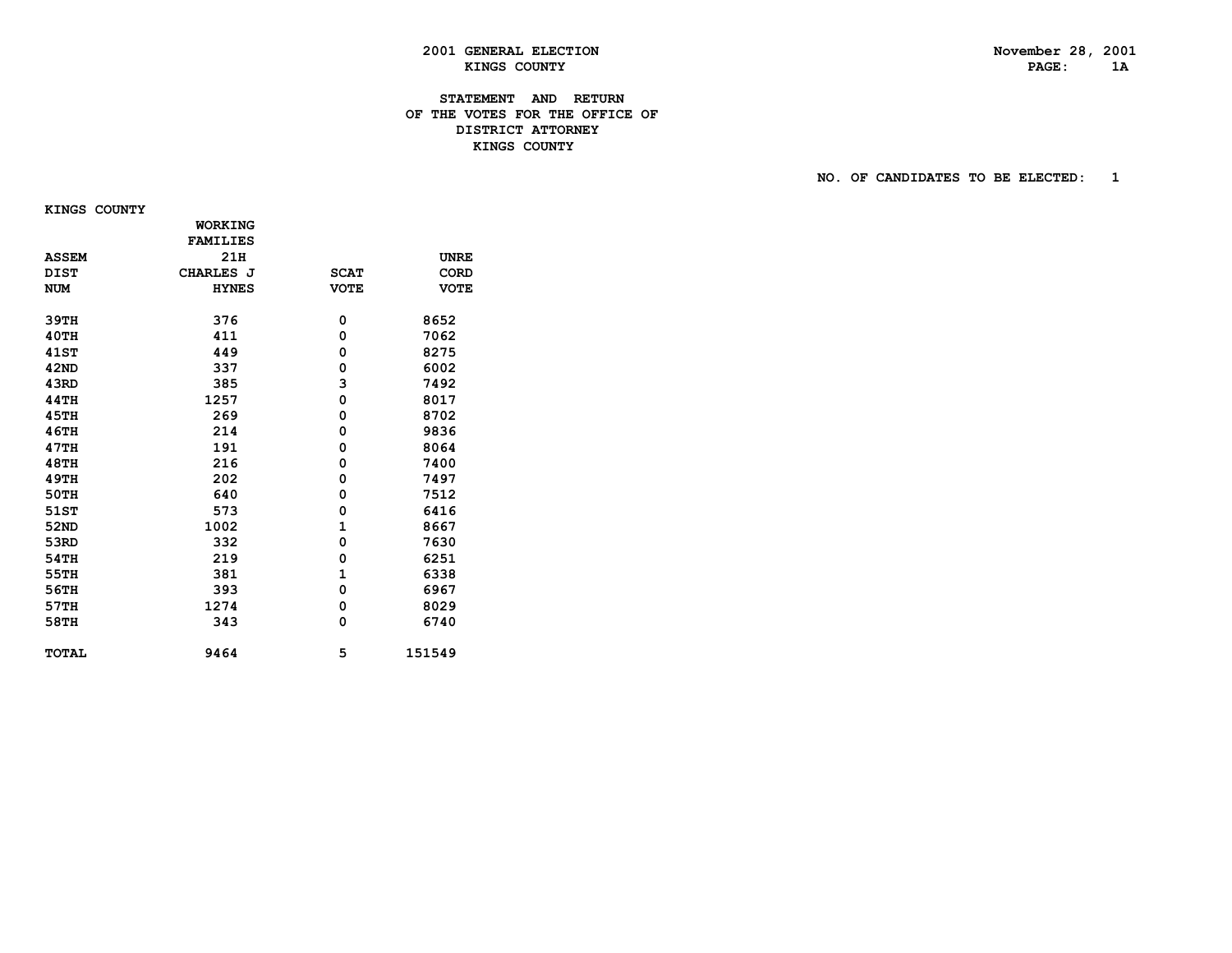2001 GENERAL ELECTION
KINGS COUNTY

November 28, 2001
PAGE: 1A

## STATEMENT AND RETURN OF THE VOTES FOR THE OFFICE OF DISTRICT ATTORNEY KINGS COUNTY

NO. OF CANDIDATES TO BE ELECTED: 1

KINGS COUNTY

| ASSEM DIST NUM | WORKING FAMILIES 21H CHARLES J HYNES | SCAT VOTE | UNRE CORD VOTE |
|---|---|---|---|
| 39TH | 376 | 0 | 8652 |
| 40TH | 411 | 0 | 7062 |
| 41ST | 449 | 0 | 8275 |
| 42ND | 337 | 0 | 6002 |
| 43RD | 385 | 3 | 7492 |
| 44TH | 1257 | 0 | 8017 |
| 45TH | 269 | 0 | 8702 |
| 46TH | 214 | 0 | 9836 |
| 47TH | 191 | 0 | 8064 |
| 48TH | 216 | 0 | 7400 |
| 49TH | 202 | 0 | 7497 |
| 50TH | 640 | 0 | 7512 |
| 51ST | 573 | 0 | 6416 |
| 52ND | 1002 | 1 | 8667 |
| 53RD | 332 | 0 | 7630 |
| 54TH | 219 | 0 | 6251 |
| 55TH | 381 | 1 | 6338 |
| 56TH | 393 | 0 | 6967 |
| 57TH | 1274 | 0 | 8029 |
| 58TH | 343 | 0 | 6740 |
| TOTAL | 9464 | 5 | 151549 |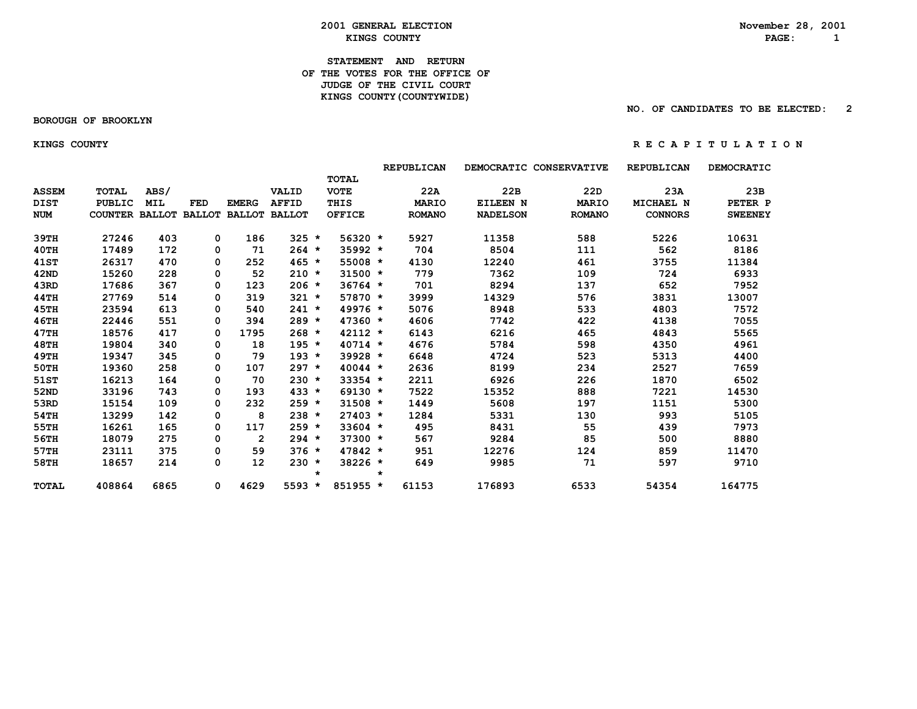**2001 GENERAL ELECTION**
**KINGS COUNTY**

November 28, 2001

**STATEMENT AND RETURN**
**OF THE VOTES FOR THE OFFICE OF**
**JUDGE OF THE CIVIL COURT**
**KINGS COUNTY(COUNTYWIDE)**

NO. OF CANDIDATES TO BE ELECTED: 2

**BOROUGH OF BROOKLYN**

**KINGS COUNTY** — **R E C A P I T U L A T I O N**

| ASSEM DIST NUM | TOTAL PUBLIC COUNTER | ABS/ MIL BALLOT | FED BALLOT | EMERG BALLOT | VALID AFFID BALLOT | | TOTAL VOTE THIS OFFICE | | REPUBLICAN 22A MARIO ROMANO | DEMOCRATIC 22B EILEEN N NADELSON | CONSERVATIVE 22D MARIO ROMANO | REPUBLICAN 23A MICHAEL N CONNORS | DEMOCRATIC 23B PETER P SWEENEY |
|---|---|---|---|---|---|---|---|---|---|---|---|---|---|
| 39TH | 27246 | 403 | 0 | 186 | 325 | * | 56320 | * | 5927 | 11358 | 588 | 5226 | 10631 |
| 40TH | 17489 | 172 | 0 | 71 | 264 | * | 35992 | * | 704 | 8504 | 111 | 562 | 8186 |
| 41ST | 26317 | 470 | 0 | 252 | 465 | * | 55008 | * | 4130 | 12240 | 461 | 3755 | 11384 |
| 42ND | 15260 | 228 | 0 | 52 | 210 | * | 31500 | * | 779 | 7362 | 109 | 724 | 6933 |
| 43RD | 17686 | 367 | 0 | 123 | 206 | * | 36764 | * | 701 | 8294 | 137 | 652 | 7952 |
| 44TH | 27769 | 514 | 0 | 319 | 321 | * | 57870 | * | 3999 | 14329 | 576 | 3831 | 13007 |
| 45TH | 23594 | 613 | 0 | 540 | 241 | * | 49976 | * | 5076 | 8948 | 533 | 4803 | 7572 |
| 46TH | 22446 | 551 | 0 | 394 | 289 | * | 47360 | * | 4606 | 7742 | 422 | 4138 | 7055 |
| 47TH | 18576 | 417 | 0 | 1795 | 268 | * | 42112 | * | 6143 | 6216 | 465 | 4843 | 5565 |
| 48TH | 19804 | 340 | 0 | 18 | 195 | * | 40714 | * | 4676 | 5784 | 598 | 4350 | 4961 |
| 49TH | 19347 | 345 | 0 | 79 | 193 | * | 39928 | * | 6648 | 4724 | 523 | 5313 | 4400 |
| 50TH | 19360 | 258 | 0 | 107 | 297 | * | 40044 | * | 2636 | 8199 | 234 | 2527 | 7659 |
| 51ST | 16213 | 164 | 0 | 70 | 230 | * | 33354 | * | 2211 | 6926 | 226 | 1870 | 6502 |
| 52ND | 33196 | 743 | 0 | 193 | 433 | * | 69130 | * | 7522 | 15352 | 888 | 7221 | 14530 |
| 53RD | 15154 | 109 | 0 | 232 | 259 | * | 31508 | * | 1449 | 5608 | 197 | 1151 | 5300 |
| 54TH | 13299 | 142 | 0 | 8 | 238 | * | 27403 | * | 1284 | 5331 | 130 | 993 | 5105 |
| 55TH | 16261 | 165 | 0 | 117 | 259 | * | 33604 | * | 495 | 8431 | 55 | 439 | 7973 |
| 56TH | 18079 | 275 | 0 | 2 | 294 | * | 37300 | * | 567 | 9284 | 85 | 500 | 8880 |
| 57TH | 23111 | 375 | 0 | 59 | 376 | * | 47842 | * | 951 | 12276 | 124 | 859 | 11470 |
| 58TH | 18657 | 214 | 0 | 12 | 230 | * | 38226 | * | 649 | 9985 | 71 | 597 | 9710 |
| | | | | | | * | | * | | | | | |
| TOTAL | 408864 | 6865 | 0 | 4629 | 5593 | * | 851955 | * | 61153 | 176893 | 6533 | 54354 | 164775 |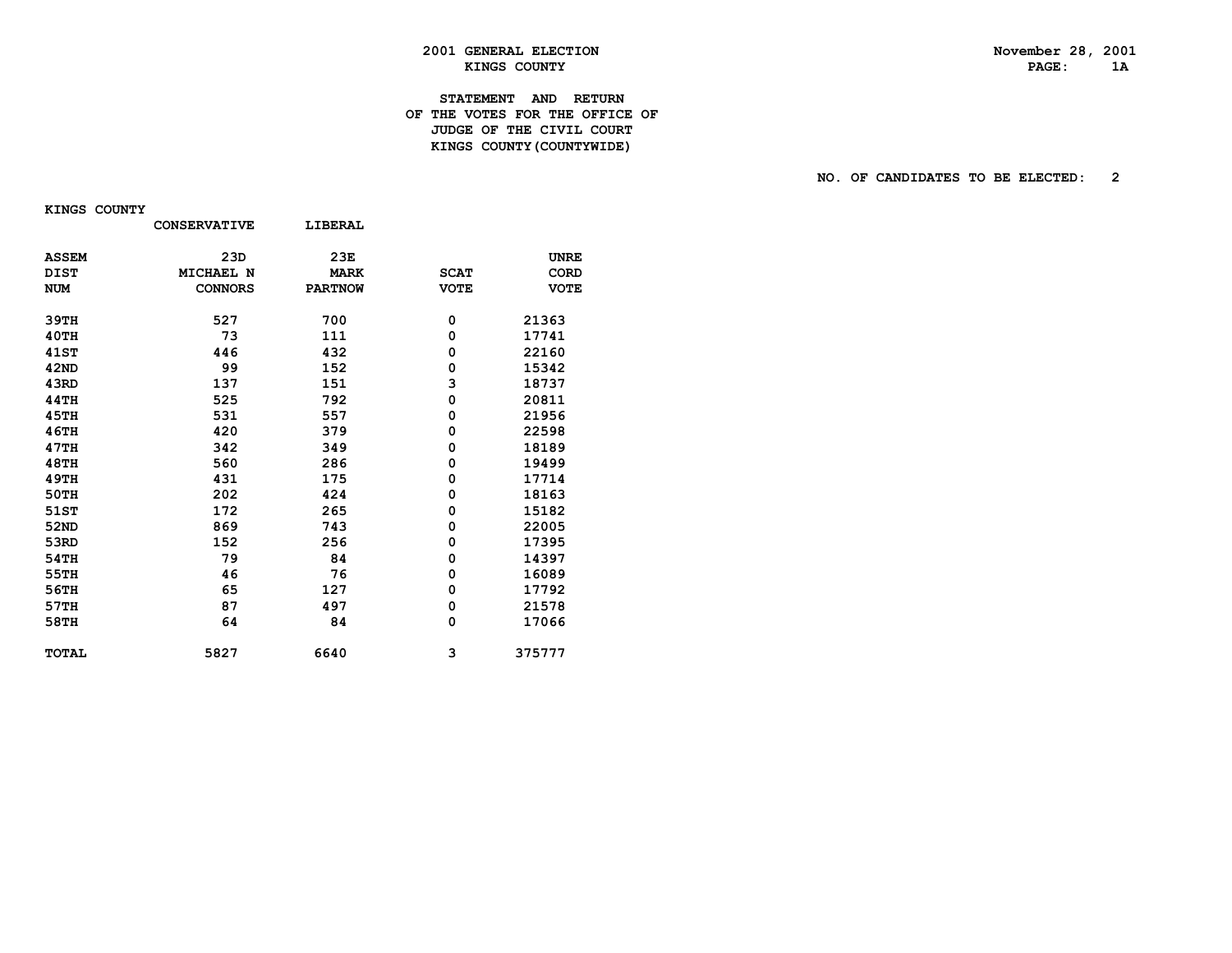2001 GENERAL ELECTION
KINGS COUNTY

November 28, 2001

STATEMENT AND RETURN
OF THE VOTES FOR THE OFFICE OF
JUDGE OF THE CIVIL COURT
KINGS COUNTY(COUNTYWIDE)

NO. OF CANDIDATES TO BE ELECTED: 2

KINGS COUNTY

| | CONSERVATIVE | LIBERAL | | |
|---|---|---|---|---|
| ASSEM DIST NUM | 23D MICHAEL N CONNORS | 23E MARK PARTNOW | SCAT VOTE | UNRE CORD VOTE |
| 39TH | 527 | 700 | 0 | 21363 |
| 40TH | 73 | 111 | 0 | 17741 |
| 41ST | 446 | 432 | 0 | 22160 |
| 42ND | 99 | 152 | 0 | 15342 |
| 43RD | 137 | 151 | 3 | 18737 |
| 44TH | 525 | 792 | 0 | 20811 |
| 45TH | 531 | 557 | 0 | 21956 |
| 46TH | 420 | 379 | 0 | 22598 |
| 47TH | 342 | 349 | 0 | 18189 |
| 48TH | 560 | 286 | 0 | 19499 |
| 49TH | 431 | 175 | 0 | 17714 |
| 50TH | 202 | 424 | 0 | 18163 |
| 51ST | 172 | 265 | 0 | 15182 |
| 52ND | 869 | 743 | 0 | 22005 |
| 53RD | 152 | 256 | 0 | 17395 |
| 54TH | 79 | 84 | 0 | 14397 |
| 55TH | 46 | 76 | 0 | 16089 |
| 56TH | 65 | 127 | 0 | 17792 |
| 57TH | 87 | 497 | 0 | 21578 |
| 58TH | 64 | 84 | 0 | 17066 |
| TOTAL | 5827 | 6640 | 3 | 375777 |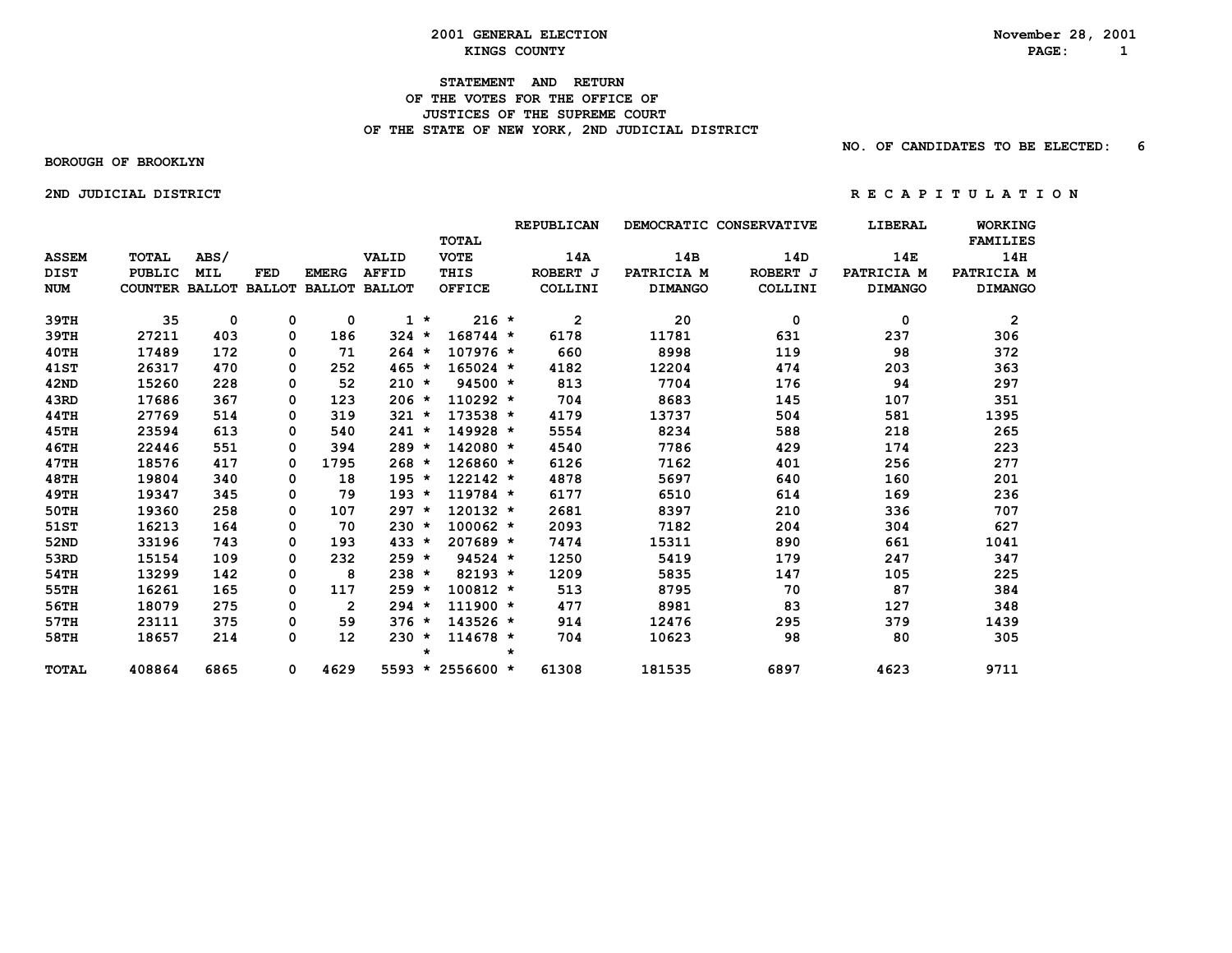2001 GENERAL ELECTION
KINGS COUNTY

November 28, 2001

# STATEMENT AND RETURN OF THE VOTES FOR THE OFFICE OF JUSTICES OF THE SUPREME COURT OF THE STATE OF NEW YORK, 2ND JUDICIAL DISTRICT

NO. OF CANDIDATES TO BE ELECTED: 6

BOROUGH OF BROOKLYN

2ND JUDICIAL DISTRICT

R E C A P I T U L A T I O N

| ASSEM DIST NUM | TOTAL PUBLIC COUNTER | ABS/ MIL BALLOT | FED BALLOT | EMERG BALLOT | VALID AFFID BALLOT | | TOTAL VOTE THIS OFFICE | | REPUBLICAN 14A ROBERT J COLLINI | DEMOCRATIC 14B PATRICIA M DIMANGO | CONSERVATIVE 14D ROBERT J COLLINI | LIBERAL 14E PATRICIA M DIMANGO | WORKING FAMILIES 14H PATRICIA M DIMANGO |
|---|---|---|---|---|---|---|---|---|---|---|---|---|---|
| 39TH | 35 | 0 | 0 | 0 | 1 | * | 216 | * | 2 | 20 | 0 | 0 | 2 |
| 39TH | 27211 | 403 | 0 | 186 | 324 | * | 168744 | * | 6178 | 11781 | 631 | 237 | 306 |
| 40TH | 17489 | 172 | 0 | 71 | 264 | * | 107976 | * | 660 | 8998 | 119 | 98 | 372 |
| 41ST | 26317 | 470 | 0 | 252 | 465 | * | 165024 | * | 4182 | 12204 | 474 | 203 | 363 |
| 42ND | 15260 | 228 | 0 | 52 | 210 | * | 94500 | * | 813 | 7704 | 176 | 94 | 297 |
| 43RD | 17686 | 367 | 0 | 123 | 206 | * | 110292 | * | 704 | 8683 | 145 | 107 | 351 |
| 44TH | 27769 | 514 | 0 | 319 | 321 | * | 173538 | * | 4179 | 13737 | 504 | 581 | 1395 |
| 45TH | 23594 | 613 | 0 | 540 | 241 | * | 149928 | * | 5554 | 8234 | 588 | 218 | 265 |
| 46TH | 22446 | 551 | 0 | 394 | 289 | * | 142080 | * | 4540 | 7786 | 429 | 174 | 223 |
| 47TH | 18576 | 417 | 0 | 1795 | 268 | * | 126860 | * | 6126 | 7162 | 401 | 256 | 277 |
| 48TH | 19804 | 340 | 0 | 18 | 195 | * | 122142 | * | 4878 | 5697 | 640 | 160 | 201 |
| 49TH | 19347 | 345 | 0 | 79 | 193 | * | 119784 | * | 6177 | 6510 | 614 | 169 | 236 |
| 50TH | 19360 | 258 | 0 | 107 | 297 | * | 120132 | * | 2681 | 8397 | 210 | 336 | 707 |
| 51ST | 16213 | 164 | 0 | 70 | 230 | * | 100062 | * | 2093 | 7182 | 204 | 304 | 627 |
| 52ND | 33196 | 743 | 0 | 193 | 433 | * | 207689 | * | 7474 | 15311 | 890 | 661 | 1041 |
| 53RD | 15154 | 109 | 0 | 232 | 259 | * | 94524 | * | 1250 | 5419 | 179 | 247 | 347 |
| 54TH | 13299 | 142 | 0 | 8 | 238 | * | 82193 | * | 1209 | 5835 | 147 | 105 | 225 |
| 55TH | 16261 | 165 | 0 | 117 | 259 | * | 100812 | * | 513 | 8795 | 70 | 87 | 384 |
| 56TH | 18079 | 275 | 0 | 2 | 294 | * | 111900 | * | 477 | 8981 | 83 | 127 | 348 |
| 57TH | 23111 | 375 | 0 | 59 | 376 | * | 143526 | * | 914 | 12476 | 295 | 379 | 1439 |
| 58TH | 18657 | 214 | 0 | 12 | 230 | * | 114678 | * | 704 | 10623 | 98 | 80 | 305 |
| | | | | | | * | | * | | | | | |
| TOTAL | 408864 | 6865 | 0 | 4629 | 5593 | * | 2556600 | * | 61308 | 181535 | 6897 | 4623 | 9711 |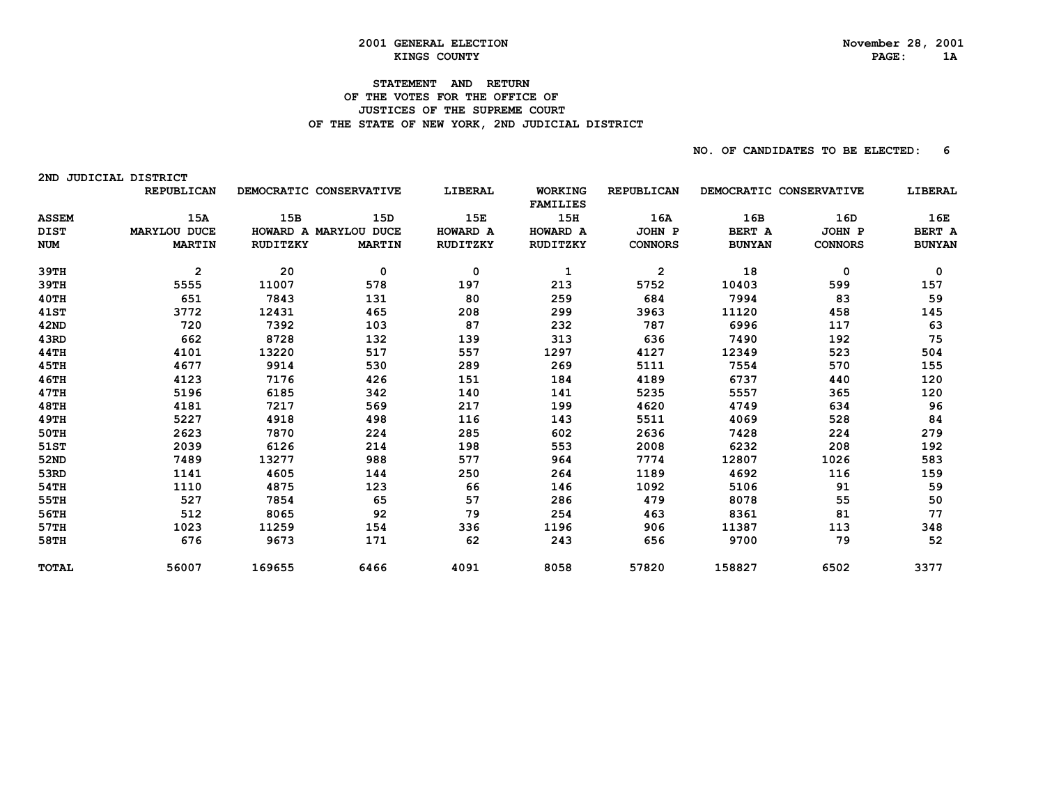# 2001 GENERAL ELECTION
## KINGS COUNTY

November 28, 2001

PAGE: 1A

### STATEMENT AND RETURN OF THE VOTES FOR THE OFFICE OF JUSTICES OF THE SUPREME COURT OF THE STATE OF NEW YORK, 2ND JUDICIAL DISTRICT

NO. OF CANDIDATES TO BE ELECTED: 6

2ND JUDICIAL DISTRICT

| ASSEM DIST NUM | REPUBLICAN 15A MARYLOU DUCE MARTIN | DEMOCRATIC 15B HOWARD A RUDITZKY | CONSERVATIVE 15D MARYLOU DUCE MARTIN | LIBERAL 15E HOWARD A RUDITZKY | WORKING FAMILIES 15H HOWARD A RUDITZKY | REPUBLICAN 16A JOHN P CONNORS | DEMOCRATIC 16B BERT A BUNYAN | CONSERVATIVE 16D JOHN P CONNORS | LIBERAL 16E BERT A BUNYAN |
|---|---|---|---|---|---|---|---|---|---|
| 39TH | 2 | 20 | 0 | 0 | 1 | 2 | 18 | 0 | 0 |
| 39TH | 5555 | 11007 | 578 | 197 | 213 | 5752 | 10403 | 599 | 157 |
| 40TH | 651 | 7843 | 131 | 80 | 259 | 684 | 7994 | 83 | 59 |
| 41ST | 3772 | 12431 | 465 | 208 | 299 | 3963 | 11120 | 458 | 145 |
| 42ND | 720 | 7392 | 103 | 87 | 232 | 787 | 6996 | 117 | 63 |
| 43RD | 662 | 8728 | 132 | 139 | 313 | 636 | 7490 | 192 | 75 |
| 44TH | 4101 | 13220 | 517 | 557 | 1297 | 4127 | 12349 | 523 | 504 |
| 45TH | 4677 | 9914 | 530 | 289 | 269 | 5111 | 7554 | 570 | 155 |
| 46TH | 4123 | 7176 | 426 | 151 | 184 | 4189 | 6737 | 440 | 120 |
| 47TH | 5196 | 6185 | 342 | 140 | 141 | 5235 | 5557 | 365 | 120 |
| 48TH | 4181 | 7217 | 569 | 217 | 199 | 4620 | 4749 | 634 | 96 |
| 49TH | 5227 | 4918 | 498 | 116 | 143 | 5511 | 4069 | 528 | 84 |
| 50TH | 2623 | 7870 | 224 | 285 | 602 | 2636 | 7428 | 224 | 279 |
| 51ST | 2039 | 6126 | 214 | 198 | 553 | 2008 | 6232 | 208 | 192 |
| 52ND | 7489 | 13277 | 988 | 577 | 964 | 7774 | 12807 | 1026 | 583 |
| 53RD | 1141 | 4605 | 144 | 250 | 264 | 1189 | 4692 | 116 | 159 |
| 54TH | 1110 | 4875 | 123 | 66 | 146 | 1092 | 5106 | 91 | 59 |
| 55TH | 527 | 7854 | 65 | 57 | 286 | 479 | 8078 | 55 | 50 |
| 56TH | 512 | 8065 | 92 | 79 | 254 | 463 | 8361 | 81 | 77 |
| 57TH | 1023 | 11259 | 154 | 336 | 1196 | 906 | 11387 | 113 | 348 |
| 58TH | 676 | 9673 | 171 | 62 | 243 | 656 | 9700 | 79 | 52 |
| TOTAL | 56007 | 169655 | 6466 | 4091 | 8058 | 57820 | 158827 | 6502 | 3377 |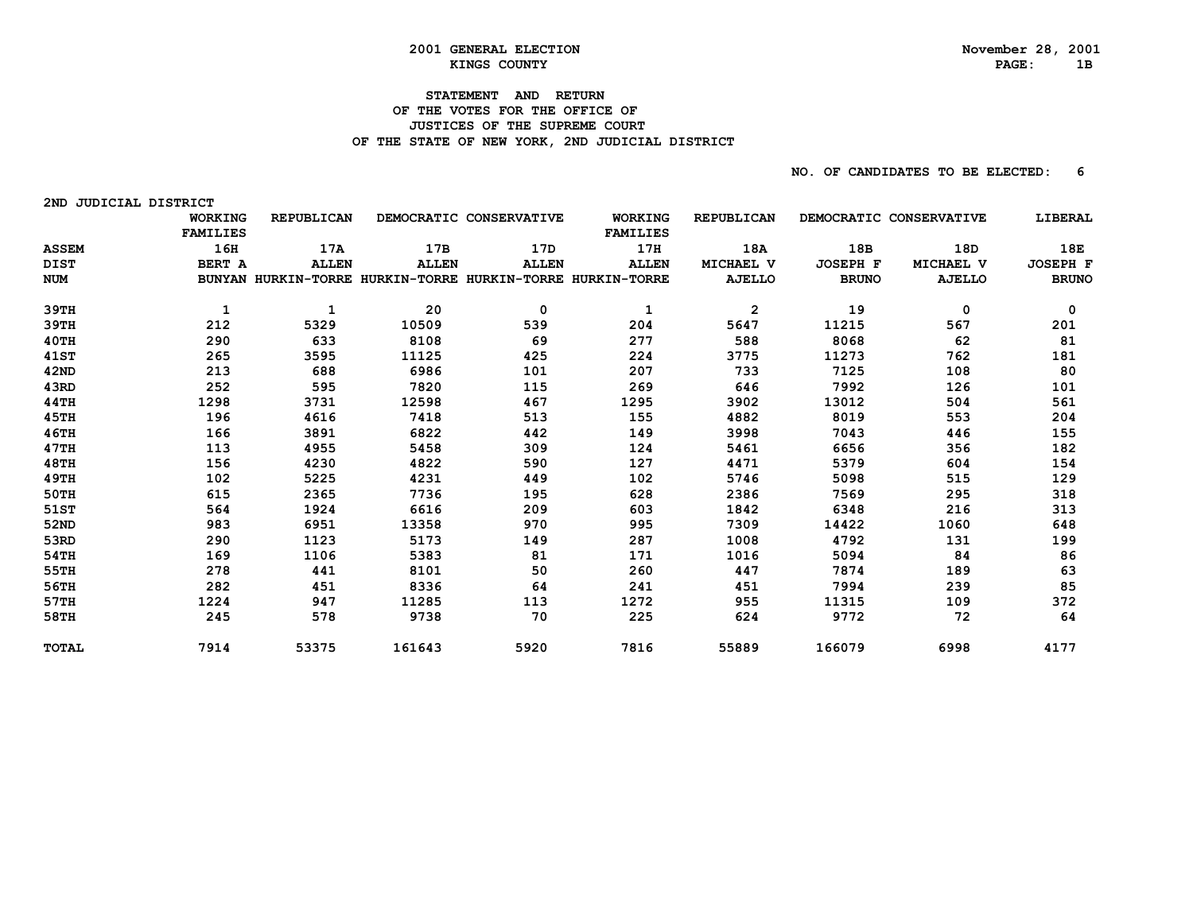2001 GENERAL ELECTION
KINGS COUNTY

November 28, 2001
PAGE: 1B

## STATEMENT AND RETURN OF THE VOTES FOR THE OFFICE OF JUSTICES OF THE SUPREME COURT OF THE STATE OF NEW YORK, 2ND JUDICIAL DISTRICT

NO. OF CANDIDATES TO BE ELECTED: 6

2ND JUDICIAL DISTRICT

| ASSEM DIST NUM | WORKING FAMILIES 16H BERT A BUNYAN | REPUBLICAN 17A ALLEN HURKIN-TORRE | DEMOCRATIC 17B ALLEN HURKIN-TORRE | CONSERVATIVE 17D ALLEN HURKIN-TORRE | WORKING FAMILIES 17H ALLEN HURKIN-TORRE | REPUBLICAN 18A MICHAEL V AJELLO | DEMOCRATIC 18B JOSEPH F BRUNO | CONSERVATIVE 18D MICHAEL V AJELLO | LIBERAL 18E JOSEPH F BRUNO |
|---|---|---|---|---|---|---|---|---|---|
| 39TH | 1 | 1 | 20 | 0 | 1 | 2 | 19 | 0 | 0 |
| 39TH | 212 | 5329 | 10509 | 539 | 204 | 5647 | 11215 | 567 | 201 |
| 40TH | 290 | 633 | 8108 | 69 | 277 | 588 | 8068 | 62 | 81 |
| 41ST | 265 | 3595 | 11125 | 425 | 224 | 3775 | 11273 | 762 | 181 |
| 42ND | 213 | 688 | 6986 | 101 | 207 | 733 | 7125 | 108 | 80 |
| 43RD | 252 | 595 | 7820 | 115 | 269 | 646 | 7992 | 126 | 101 |
| 44TH | 1298 | 3731 | 12598 | 467 | 1295 | 3902 | 13012 | 504 | 561 |
| 45TH | 196 | 4616 | 7418 | 513 | 155 | 4882 | 8019 | 553 | 204 |
| 46TH | 166 | 3891 | 6822 | 442 | 149 | 3998 | 7043 | 446 | 155 |
| 47TH | 113 | 4955 | 5458 | 309 | 124 | 5461 | 6656 | 356 | 182 |
| 48TH | 156 | 4230 | 4822 | 590 | 127 | 4471 | 5379 | 604 | 154 |
| 49TH | 102 | 5225 | 4231 | 449 | 102 | 5746 | 5098 | 515 | 129 |
| 50TH | 615 | 2365 | 7736 | 195 | 628 | 2386 | 7569 | 295 | 318 |
| 51ST | 564 | 1924 | 6616 | 209 | 603 | 1842 | 6348 | 216 | 313 |
| 52ND | 983 | 6951 | 13358 | 970 | 995 | 7309 | 14422 | 1060 | 648 |
| 53RD | 290 | 1123 | 5173 | 149 | 287 | 1008 | 4792 | 131 | 199 |
| 54TH | 169 | 1106 | 5383 | 81 | 171 | 1016 | 5094 | 84 | 86 |
| 55TH | 278 | 441 | 8101 | 50 | 260 | 447 | 7874 | 189 | 63 |
| 56TH | 282 | 451 | 8336 | 64 | 241 | 451 | 7994 | 239 | 85 |
| 57TH | 1224 | 947 | 11285 | 113 | 1272 | 955 | 11315 | 109 | 372 |
| 58TH | 245 | 578 | 9738 | 70 | 225 | 624 | 9772 | 72 | 64 |
| TOTAL | 7914 | 53375 | 161643 | 5920 | 7816 | 55889 | 166079 | 6998 | 4177 |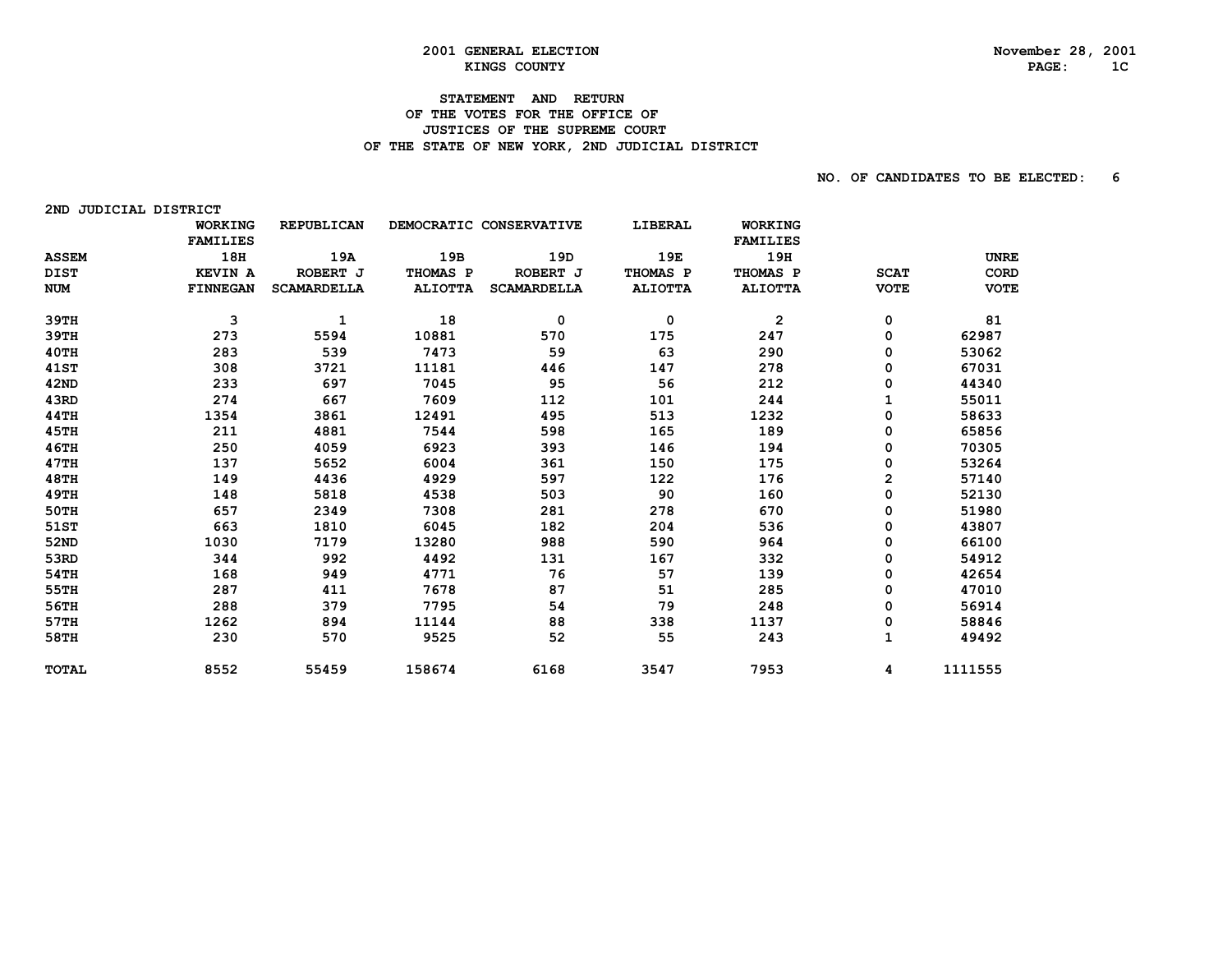2001 GENERAL ELECTION
KINGS COUNTY

November 28, 2001

STATEMENT AND RETURN
OF THE VOTES FOR THE OFFICE OF
JUSTICES OF THE SUPREME COURT
OF THE STATE OF NEW YORK, 2ND JUDICIAL DISTRICT

NO. OF CANDIDATES TO BE ELECTED: 6

2ND JUDICIAL DISTRICT

| ASSEM DIST NUM | WORKING FAMILIES 18H KEVIN A FINNEGAN | REPUBLICAN 19A ROBERT J SCAMARDELLA | DEMOCRATIC 19B THOMAS P ALIOTTA | CONSERVATIVE 19D ROBERT J SCAMARDELLA | LIBERAL 19E THOMAS P ALIOTTA | WORKING FAMILIES 19H THOMAS P ALIOTTA | SCAT VOTE | UNRE CORD VOTE |
|---|---|---|---|---|---|---|---|---|
| 39TH | 3 | 1 | 18 | 0 | 0 | 2 | 0 | 81 |
| 39TH | 273 | 5594 | 10881 | 570 | 175 | 247 | 0 | 62987 |
| 40TH | 283 | 539 | 7473 | 59 | 63 | 290 | 0 | 53062 |
| 41ST | 308 | 3721 | 11181 | 446 | 147 | 278 | 0 | 67031 |
| 42ND | 233 | 697 | 7045 | 95 | 56 | 212 | 0 | 44340 |
| 43RD | 274 | 667 | 7609 | 112 | 101 | 244 | 1 | 55011 |
| 44TH | 1354 | 3861 | 12491 | 495 | 513 | 1232 | 0 | 58633 |
| 45TH | 211 | 4881 | 7544 | 598 | 165 | 189 | 0 | 65856 |
| 46TH | 250 | 4059 | 6923 | 393 | 146 | 194 | 0 | 70305 |
| 47TH | 137 | 5652 | 6004 | 361 | 150 | 175 | 0 | 53264 |
| 48TH | 149 | 4436 | 4929 | 597 | 122 | 176 | 2 | 57140 |
| 49TH | 148 | 5818 | 4538 | 503 | 90 | 160 | 0 | 52130 |
| 50TH | 657 | 2349 | 7308 | 281 | 278 | 670 | 0 | 51980 |
| 51ST | 663 | 1810 | 6045 | 182 | 204 | 536 | 0 | 43807 |
| 52ND | 1030 | 7179 | 13280 | 988 | 590 | 964 | 0 | 66100 |
| 53RD | 344 | 992 | 4492 | 131 | 167 | 332 | 0 | 54912 |
| 54TH | 168 | 949 | 4771 | 76 | 57 | 139 | 0 | 42654 |
| 55TH | 287 | 411 | 7678 | 87 | 51 | 285 | 0 | 47010 |
| 56TH | 288 | 379 | 7795 | 54 | 79 | 248 | 0 | 56914 |
| 57TH | 1262 | 894 | 11144 | 88 | 338 | 1137 | 0 | 58846 |
| 58TH | 230 | 570 | 9525 | 52 | 55 | 243 | 1 | 49492 |
| TOTAL | 8552 | 55459 | 158674 | 6168 | 3547 | 7953 | 4 | 1111555 |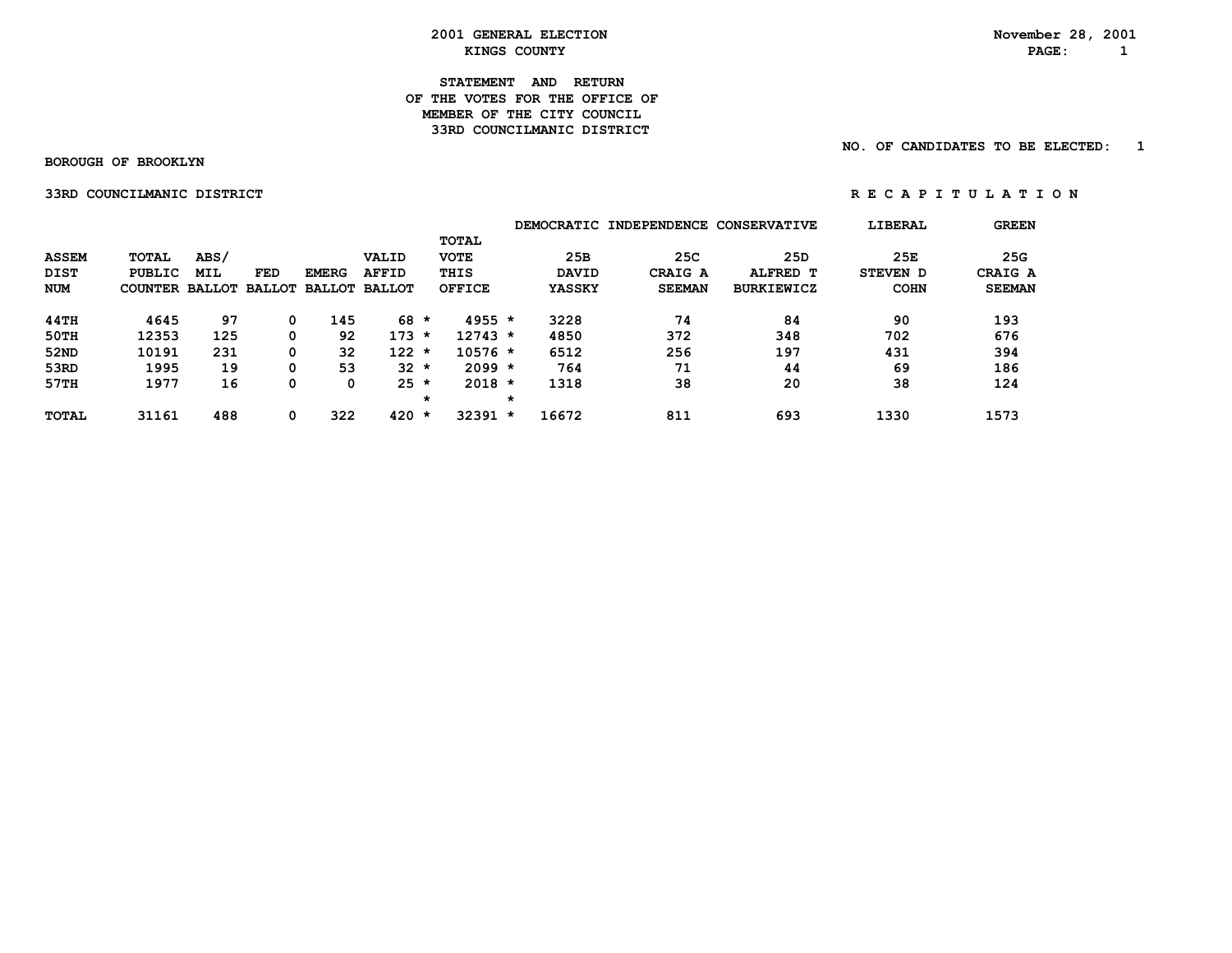# 2001 GENERAL ELECTION
## KINGS COUNTY

November 28, 2001

### STATEMENT AND RETURN
### OF THE VOTES FOR THE OFFICE OF
### MEMBER OF THE CITY COUNCIL
### 33RD COUNCILMANIC DISTRICT

NO. OF CANDIDATES TO BE ELECTED: 1

**BOROUGH OF BROOKLYN**

**33RD COUNCILMANIC DISTRICT** — **R E C A P I T U L A T I O N**

| | | | | | | | DEMOCRATIC | INDEPENDENCE | CONSERVATIVE | LIBERAL | GREEN |
|---|---|---|---|---|---|---|---|---|---|---|---|
| ASSEM DIST NUM | TOTAL PUBLIC COUNTER | ABS/ MIL BALLOT | FED BALLOT | EMERG BALLOT | VALID AFFID BALLOT | TOTAL VOTE THIS OFFICE | 25B DAVID YASSKY | 25C CRAIG A SEEMAN | 25D ALFRED T BURKIEWICZ | 25E STEVEN D COHN | 25G CRAIG A SEEMAN |
| 44TH | 4645 | 97 | 0 | 145 | 68 * | 4955 * | 3228 | 74 | 84 | 90 | 193 |
| 50TH | 12353 | 125 | 0 | 92 | 173 * | 12743 * | 4850 | 372 | 348 | 702 | 676 |
| 52ND | 10191 | 231 | 0 | 32 | 122 * | 10576 * | 6512 | 256 | 197 | 431 | 394 |
| 53RD | 1995 | 19 | 0 | 53 | 32 * | 2099 * | 764 | 71 | 44 | 69 | 186 |
| 57TH | 1977 | 16 | 0 | 0 | 25 * | 2018 * | 1318 | 38 | 20 | 38 | 124 |
| TOTAL | 31161 | 488 | 0 | 322 | 420 * | 32391 * | 16672 | 811 | 693 | 1330 | 1573 |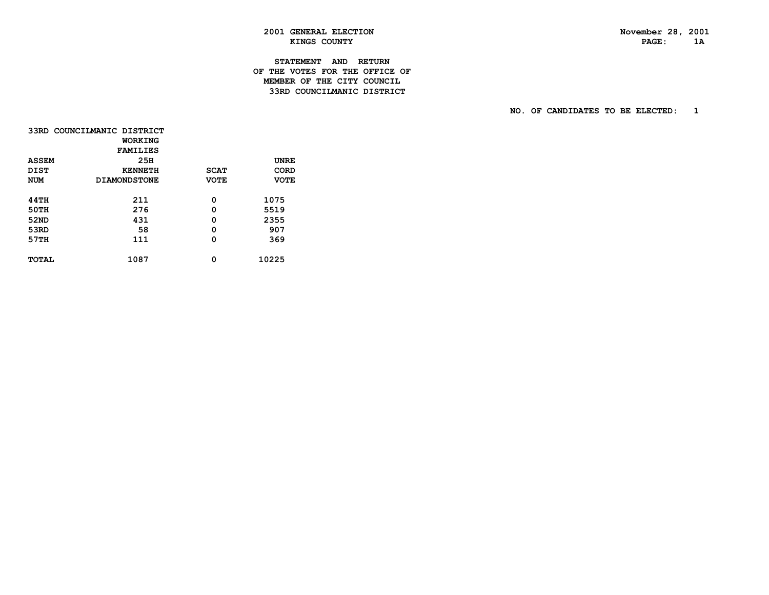# 2001 GENERAL ELECTION
## KINGS COUNTY

November 28, 2001

### STATEMENT AND RETURN OF THE VOTES FOR THE OFFICE OF MEMBER OF THE CITY COUNCIL 33RD COUNCILMANIC DISTRICT

NO. OF CANDIDATES TO BE ELECTED: 1

33RD COUNCILMANIC DISTRICT

| ASSEM DIST NUM | WORKING FAMILIES 25H KENNETH DIAMONDSTONE | SCAT VOTE | UNRECORD VOTE |
|---|---|---|---|
| 44TH | 211 | 0 | 1075 |
| 50TH | 276 | 0 | 5519 |
| 52ND | 431 | 0 | 2355 |
| 53RD | 58 | 0 | 907 |
| 57TH | 111 | 0 | 369 |
| TOTAL | 1087 | 0 | 10225 |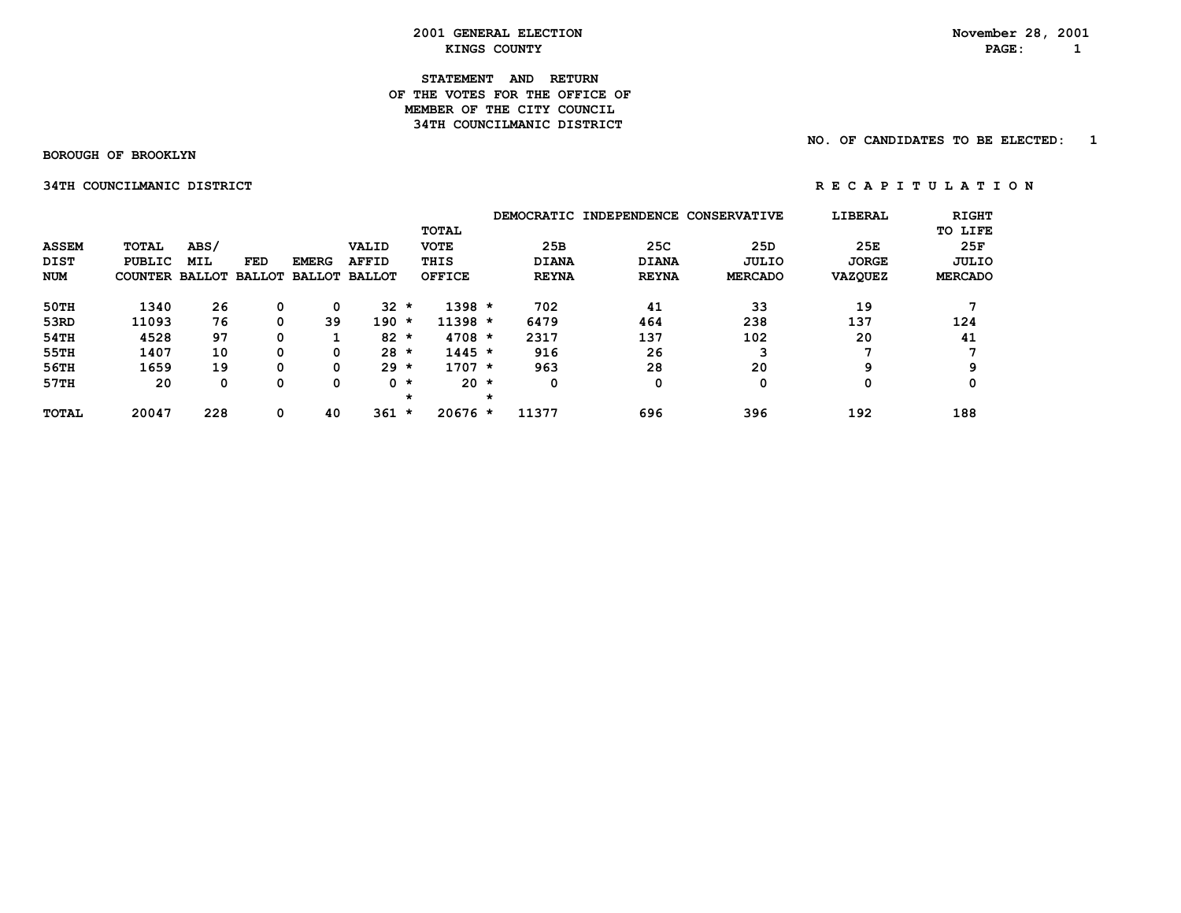# 2001 GENERAL ELECTION

## KINGS COUNTY

November 28, 2001

### STATEMENT AND RETURN OF THE VOTES FOR THE OFFICE OF MEMBER OF THE CITY COUNCIL 34TH COUNCILMANIC DISTRICT

NO. OF CANDIDATES TO BE ELECTED: 1

BOROUGH OF BROOKLYN

34TH COUNCILMANIC DISTRICT

R E C A P I T U L A T I O N

| ASSEM DIST NUM | TOTAL PUBLIC COUNTER | ABS/ MIL BALLOT | FED BALLOT | EMERG BALLOT | VALID AFFID BALLOT | | TOTAL VOTE THIS OFFICE | | DEMOCRATIC 25B DIANA REYNA | INDEPENDENCE 25C DIANA REYNA | CONSERVATIVE 25D JULIO MERCADO | LIBERAL 25E JORGE VAZQUEZ | RIGHT TO LIFE 25F JULIO MERCADO |
|---|---|---|---|---|---|---|---|---|---|---|---|---|---|
| 50TH | 1340 | 26 | 0 | 0 | 32 | * | 1398 | * | 702 | 41 | 33 | 19 | 7 |
| 53RD | 11093 | 76 | 0 | 39 | 190 | * | 11398 | * | 6479 | 464 | 238 | 137 | 124 |
| 54TH | 4528 | 97 | 0 | 1 | 82 | * | 4708 | * | 2317 | 137 | 102 | 20 | 41 |
| 55TH | 1407 | 10 | 0 | 0 | 28 | * | 1445 | * | 916 | 26 | 3 | 7 | 7 |
| 56TH | 1659 | 19 | 0 | 0 | 29 | * | 1707 | * | 963 | 28 | 20 | 9 | 9 |
| 57TH | 20 | 0 | 0 | 0 | 0 | * | 20 | * | 0 | 0 | 0 | 0 | 0 |
| | | | | | | * | | * | | | | | |
| TOTAL | 20047 | 228 | 0 | 40 | 361 | * | 20676 | * | 11377 | 696 | 396 | 192 | 188 |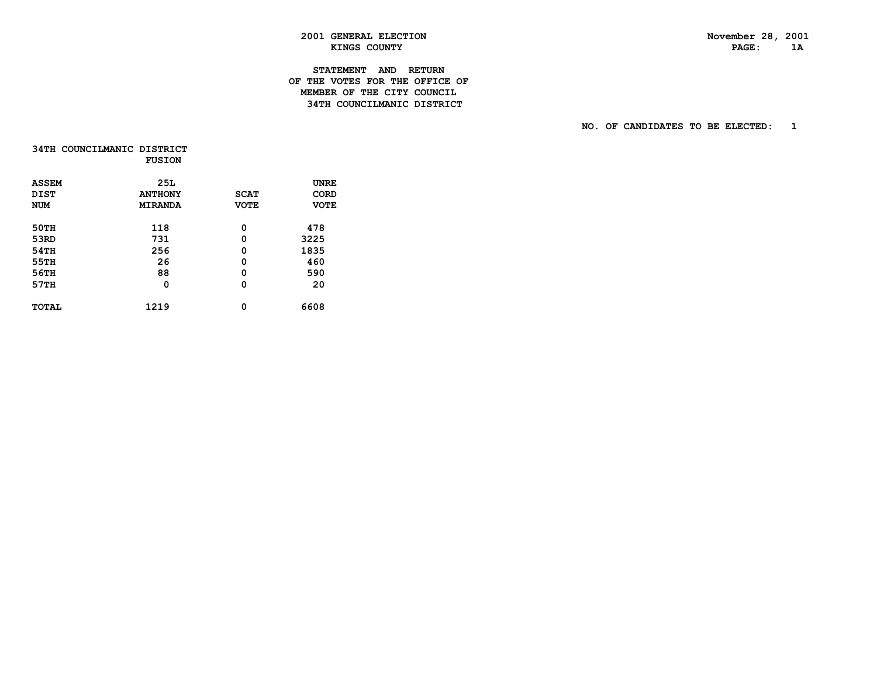2001 GENERAL ELECTION
KINGS COUNTY

November 28, 2001
PAGE: 1A

## STATEMENT AND RETURN OF THE VOTES FOR THE OFFICE OF MEMBER OF THE CITY COUNCIL 34TH COUNCILMANIC DISTRICT

NO. OF CANDIDATES TO BE ELECTED: 1

34TH COUNCILMANIC DISTRICT

| ASSEM DIST NUM | FUSION 25L ANTHONY MIRANDA | SCAT VOTE | UNRE CORD VOTE |
|---|---|---|---|
| 50TH | 118 | 0 | 478 |
| 53RD | 731 | 0 | 3225 |
| 54TH | 256 | 0 | 1835 |
| 55TH | 26 | 0 | 460 |
| 56TH | 88 | 0 | 590 |
| 57TH | 0 | 0 | 20 |
| TOTAL | 1219 | 0 | 6608 |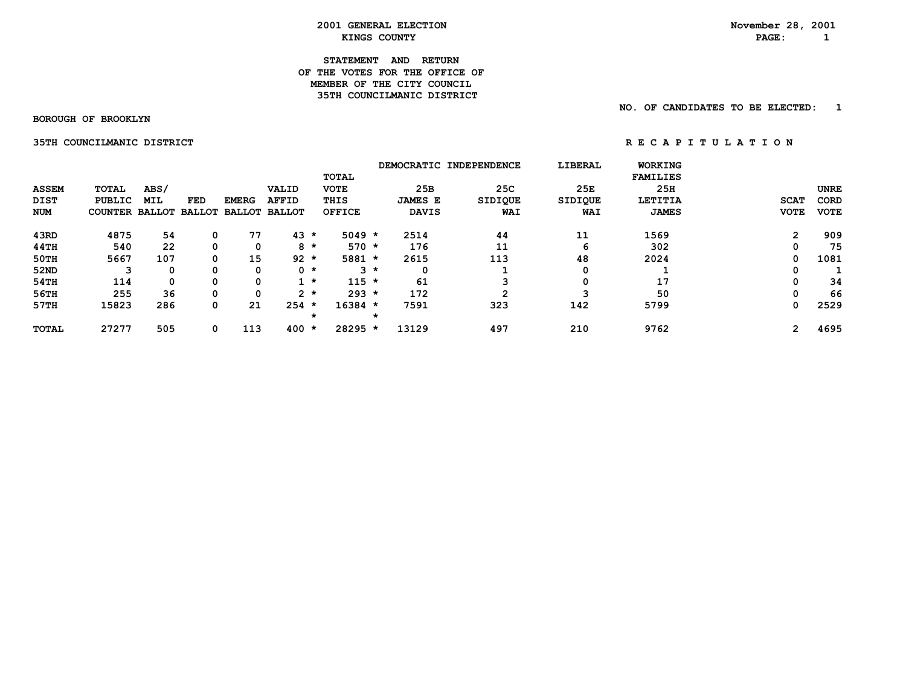# 2001 GENERAL ELECTION
## KINGS COUNTY

November 28, 2001

### STATEMENT AND RETURN OF THE VOTES FOR THE OFFICE OF MEMBER OF THE CITY COUNCIL 35TH COUNCILMANIC DISTRICT

NO. OF CANDIDATES TO BE ELECTED: 1

**BOROUGH OF BROOKLYN**

**35TH COUNCILMANIC DISTRICT** — **R E C A P I T U L A T I O N**

| ASSEM DIST NUM | TOTAL PUBLIC COUNTER | ABS/ MIL BALLOT | FED BALLOT | EMERG BALLOT | VALID AFFID BALLOT | | TOTAL VOTE THIS OFFICE | | DEMOCRATIC 25B JAMES E DAVIS | INDEPENDENCE 25C SIDIQUE WAI | LIBERAL 25E SIDIQUE WAI | WORKING FAMILIES 25H LETITIA JAMES | SCAT VOTE | UNRE CORD VOTE |
|---|---|---|---|---|---|---|---|---|---|---|---|---|---|---|
| 43RD | 4875 | 54 | 0 | 77 | 43 | * | 5049 | * | 2514 | 44 | 11 | 1569 | 2 | 909 |
| 44TH | 540 | 22 | 0 | 0 | 8 | * | 570 | * | 176 | 11 | 6 | 302 | 0 | 75 |
| 50TH | 5667 | 107 | 0 | 15 | 92 | * | 5881 | * | 2615 | 113 | 48 | 2024 | 0 | 1081 |
| 52ND | 3 | 0 | 0 | 0 | 0 | * | 3 | * | 0 | 1 | 0 | 1 | 0 | 1 |
| 54TH | 114 | 0 | 0 | 0 | 1 | * | 115 | * | 61 | 3 | 0 | 17 | 0 | 34 |
| 56TH | 255 | 36 | 0 | 0 | 2 | * | 293 | * | 172 | 2 | 3 | 50 | 0 | 66 |
| 57TH | 15823 | 286 | 0 | 21 | 254 | * | 16384 | * | 7591 | 323 | 142 | 5799 | 0 | 2529 |
| | | | | | | * | | * | | | | | | |
| TOTAL | 27277 | 505 | 0 | 113 | 400 | * | 28295 | * | 13129 | 497 | 210 | 9762 | 2 | 4695 |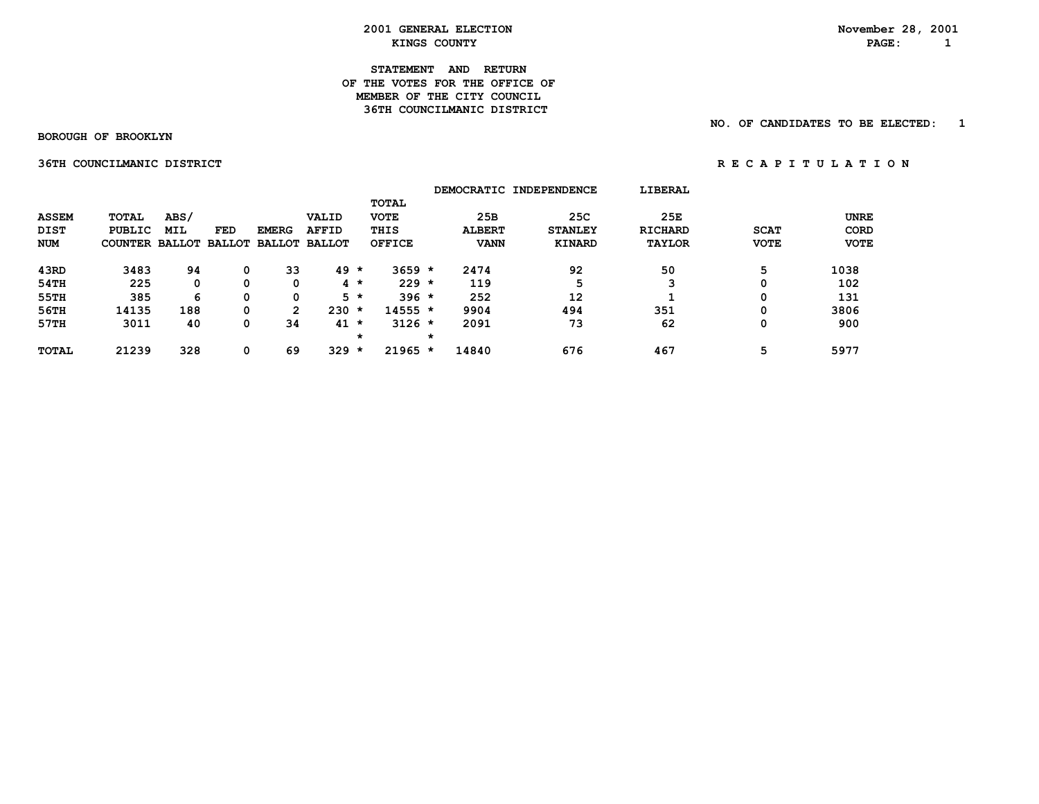2001 GENERAL ELECTION
KINGS COUNTY

November 28, 2001

# STATEMENT AND RETURN OF THE VOTES FOR THE OFFICE OF MEMBER OF THE CITY COUNCIL 36TH COUNCILMANIC DISTRICT

NO. OF CANDIDATES TO BE ELECTED: 1

BOROUGH OF BROOKLYN

36TH COUNCILMANIC DISTRICT

R E C A P I T U L A T I O N

| ASSEM DIST NUM | TOTAL PUBLIC COUNTER | ABS/ MIL BALLOT | FED BALLOT | EMERG BALLOT | VALID AFFID BALLOT | | TOTAL VOTE THIS OFFICE | | DEMOCRATIC 25B ALBERT VANN | INDEPENDENCE 25C STANLEY KINARD | LIBERAL 25E RICHARD TAYLOR | SCAT VOTE | UNRE CORD VOTE |
|---|---|---|---|---|---|---|---|---|---|---|---|---|---|
| 43RD | 3483 | 94 | 0 | 33 | 49 | * | 3659 | * | 2474 | 92 | 50 | 5 | 1038 |
| 54TH | 225 | 0 | 0 | 0 | 4 | * | 229 | * | 119 | 5 | 3 | 0 | 102 |
| 55TH | 385 | 6 | 0 | 0 | 5 | * | 396 | * | 252 | 12 | 1 | 0 | 131 |
| 56TH | 14135 | 188 | 0 | 2 | 230 | * | 14555 | * | 9904 | 494 | 351 | 0 | 3806 |
| 57TH | 3011 | 40 | 0 | 34 | 41 | * | 3126 | * | 2091 | 73 | 62 | 0 | 900 |
| | | | | | | * | | * | | | | | |
| TOTAL | 21239 | 328 | 0 | 69 | 329 | * | 21965 | * | 14840 | 676 | 467 | 5 | 5977 |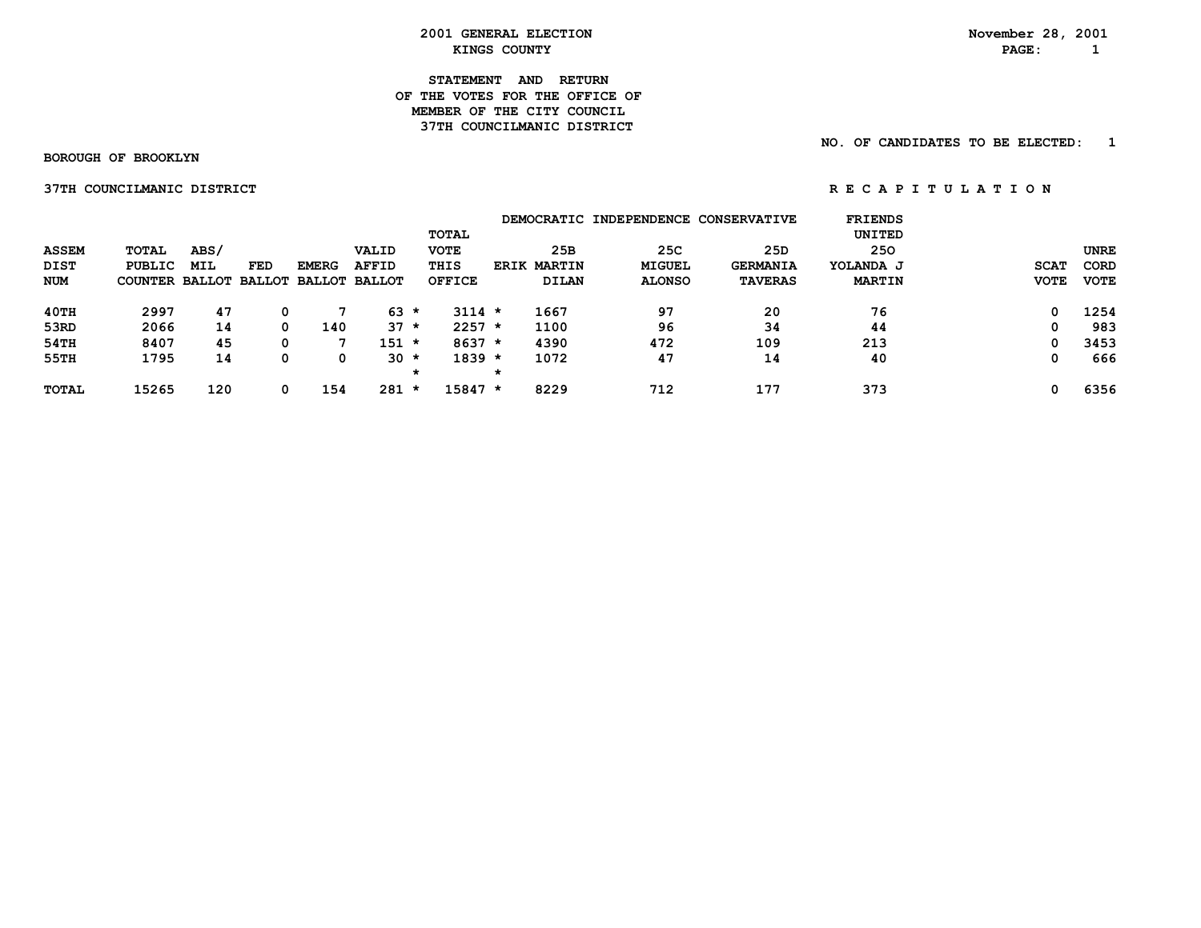2001 GENERAL ELECTION
KINGS COUNTY

November 28, 2001

STATEMENT AND RETURN
OF THE VOTES FOR THE OFFICE OF
MEMBER OF THE CITY COUNCIL
37TH COUNCILMANIC DISTRICT

NO. OF CANDIDATES TO BE ELECTED: 1

BOROUGH OF BROOKLYN

37TH COUNCILMANIC DISTRICT

R E C A P I T U L A T I O N

| ASSEM DIST NUM | TOTAL PUBLIC COUNTER | ABS/ MIL BALLOT | FED BALLOT | EMERG BALLOT | VALID AFFID BALLOT | | TOTAL VOTE THIS OFFICE | | DEMOCRATIC 25B ERIK MARTIN DILAN | INDEPENDENCE 25C MIGUEL ALONSO | CONSERVATIVE 25D GERMANIA TAVERAS | FRIENDS UNITED 25O YOLANDA J MARTIN | SCAT VOTE | UNRE CORD VOTE |
|---|---|---|---|---|---|---|---|---|---|---|---|---|---|---|
| 40TH | 2997 | 47 | 0 | 7 | 63 | * | 3114 | * | 1667 | 97 | 20 | 76 | 0 | 1254 |
| 53RD | 2066 | 14 | 0 | 140 | 37 | * | 2257 | * | 1100 | 96 | 34 | 44 | 0 | 983 |
| 54TH | 8407 | 45 | 0 | 7 | 151 | * | 8637 | * | 4390 | 472 | 109 | 213 | 0 | 3453 |
| 55TH | 1795 | 14 | 0 | 0 | 30 | * | 1839 | * | 1072 | 47 | 14 | 40 | 0 | 666 |
| | | | | | | * | | * | | | | | | |
| TOTAL | 15265 | 120 | 0 | 154 | 281 | * | 15847 | * | 8229 | 712 | 177 | 373 | 0 | 6356 |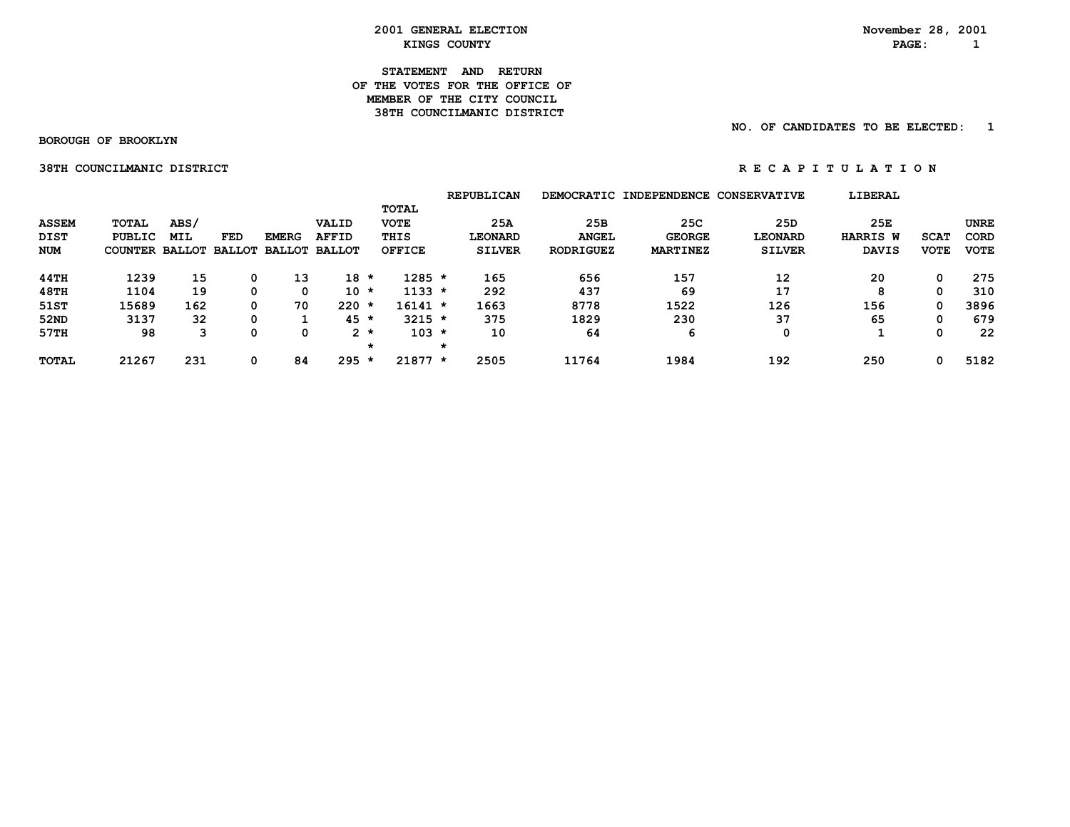2001 GENERAL ELECTION
KINGS COUNTY

November 28, 2001

## STATEMENT AND RETURN OF THE VOTES FOR THE OFFICE OF MEMBER OF THE CITY COUNCIL 38TH COUNCILMANIC DISTRICT

NO. OF CANDIDATES TO BE ELECTED: 1

**BOROUGH OF BROOKLYN**

**38TH COUNCILMANIC DISTRICT** — **R E C A P I T U L A T I O N**

| | | | | | | | REPUBLICAN | DEMOCRATIC | INDEPENDENCE | CONSERVATIVE | LIBERAL | | |
|---|---|---|---|---|---|---|---|---|---|---|---|---|---|
| ASSEM DIST NUM | TOTAL PUBLIC COUNTER | ABS/ MIL BALLOT | FED BALLOT | EMERG BALLOT | VALID AFFID BALLOT | TOTAL VOTE THIS OFFICE | 25A LEONARD SILVER | 25B ANGEL RODRIGUEZ | 25C GEORGE MARTINEZ | 25D LEONARD SILVER | 25E HARRIS W DAVIS | SCAT VOTE | UNRE CORD VOTE |
| 44TH | 1239 | 15 | 0 | 13 | 18 * | 1285 * | 165 | 656 | 157 | 12 | 20 | 0 | 275 |
| 48TH | 1104 | 19 | 0 | 0 | 10 * | 1133 * | 292 | 437 | 69 | 17 | 8 | 0 | 310 |
| 51ST | 15689 | 162 | 0 | 70 | 220 * | 16141 * | 1663 | 8778 | 1522 | 126 | 156 | 0 | 3896 |
| 52ND | 3137 | 32 | 0 | 1 | 45 * | 3215 * | 375 | 1829 | 230 | 37 | 65 | 0 | 679 |
| 57TH | 98 | 3 | 0 | 0 | 2 * | 103 * | 10 | 64 | 6 | 0 | 1 | 0 | 22 |
| TOTAL | 21267 | 231 | 0 | 84 | 295 * | 21877 * | 2505 | 11764 | 1984 | 192 | 250 | 0 | 5182 |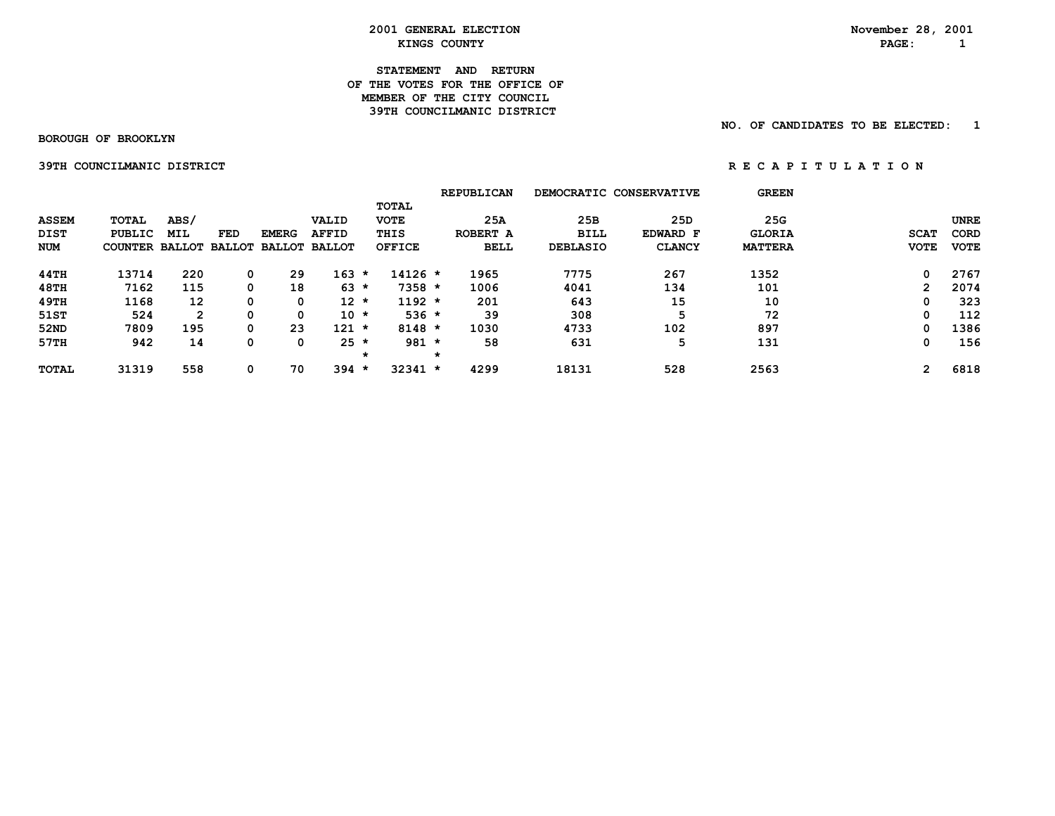2001 GENERAL ELECTION
KINGS COUNTY

November 28, 2001

# STATEMENT AND RETURN OF THE VOTES FOR THE OFFICE OF MEMBER OF THE CITY COUNCIL 39TH COUNCILMANIC DISTRICT

NO. OF CANDIDATES TO BE ELECTED: 1

BOROUGH OF BROOKLYN

39TH COUNCILMANIC DISTRICT

R E C A P I T U L A T I O N

| ASSEM DIST NUM | TOTAL PUBLIC COUNTER | ABS/ MIL BALLOT | FED BALLOT | EMERG BALLOT | VALID AFFID BALLOT | TOTAL VOTE THIS OFFICE | REPUBLICAN 25A ROBERT A BELL | DEMOCRATIC 25B BILL DEBLASIO | CONSERVATIVE 25D EDWARD F CLANCY | GREEN 25G GLORIA MATTERA | SCAT VOTE | UNRE CORD VOTE |
|---|---|---|---|---|---|---|---|---|---|---|---|---|
| 44TH | 13714 | 220 | 0 | 29 | 163 * | 14126 * | 1965 | 7775 | 267 | 1352 | 0 | 2767 |
| 48TH | 7162 | 115 | 0 | 18 | 63 * | 7358 * | 1006 | 4041 | 134 | 101 | 2 | 2074 |
| 49TH | 1168 | 12 | 0 | 0 | 12 * | 1192 * | 201 | 643 | 15 | 10 | 0 | 323 |
| 51ST | 524 | 2 | 0 | 0 | 10 * | 536 * | 39 | 308 | 5 | 72 | 0 | 112 |
| 52ND | 7809 | 195 | 0 | 23 | 121 * | 8148 * | 1030 | 4733 | 102 | 897 | 0 | 1386 |
| 57TH | 942 | 14 | 0 | 0 | 25 * | 981 * | 58 | 631 | 5 | 131 | 0 | 156 |
| TOTAL | 31319 | 558 | 0 | 70 | 394 * | 32341 * | 4299 | 18131 | 528 | 2563 | 2 | 6818 |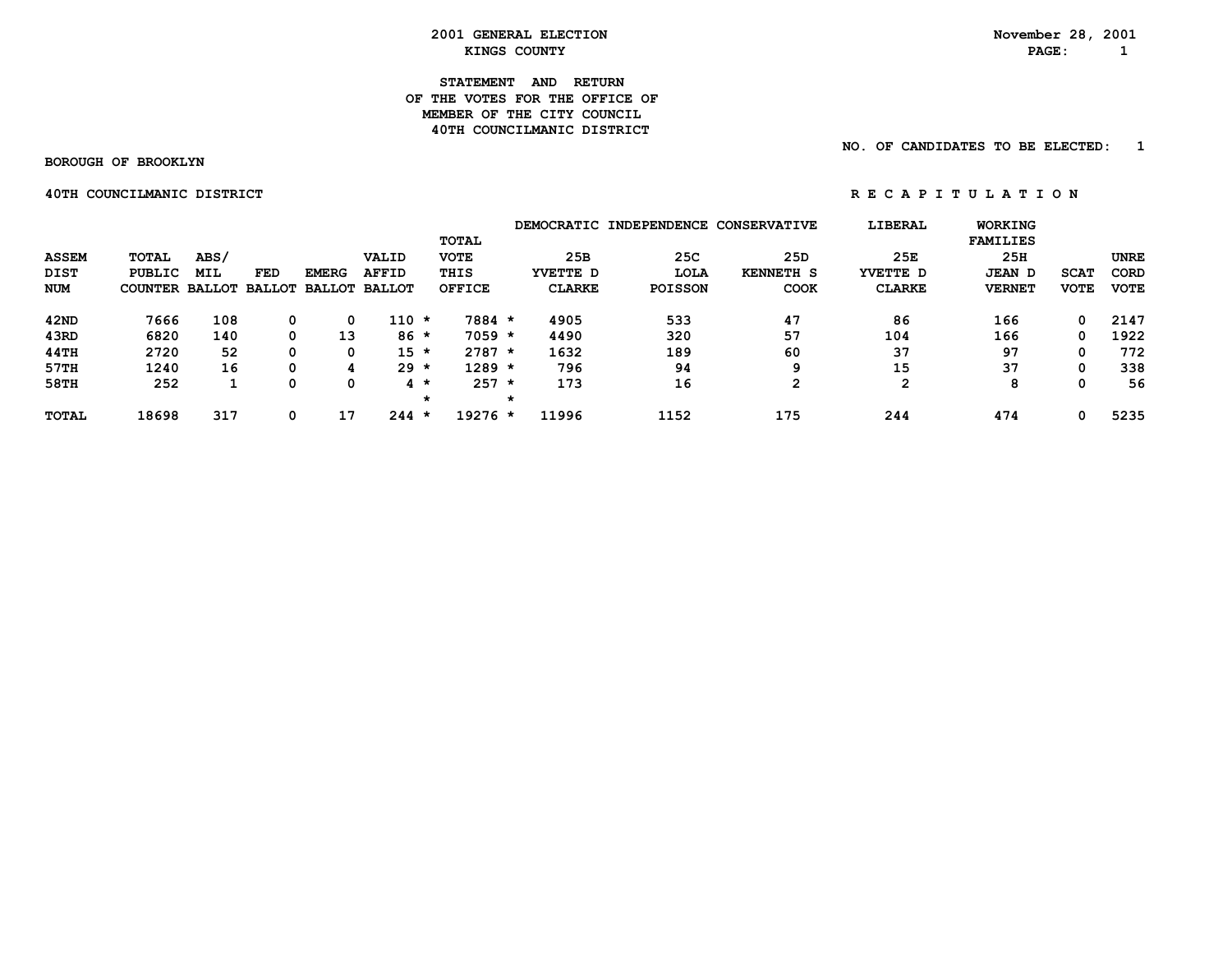# 2001 GENERAL ELECTION

## KINGS COUNTY

November 28, 2001

### STATEMENT AND RETURN OF THE VOTES FOR THE OFFICE OF MEMBER OF THE CITY COUNCIL 40TH COUNCILMANIC DISTRICT

NO. OF CANDIDATES TO BE ELECTED: 1

**BOROUGH OF BROOKLYN**

**40TH COUNCILMANIC DISTRICT** — **R E C A P I T U L A T I O N**

| ASSEM DIST NUM | TOTAL PUBLIC COUNTER | ABS/ MIL BALLOT | FED BALLOT | EMERG BALLOT | VALID AFFID BALLOT | TOTAL VOTE THIS OFFICE | DEMOCRATIC 25B YVETTE D CLARKE | INDEPENDENCE 25C LOLA POISSON | CONSERVATIVE 25D KENNETH S COOK | LIBERAL 25E YVETTE D CLARKE | WORKING FAMILIES 25H JEAN D VERNET | SCAT VOTE | UNRE CORD VOTE |
|---|---|---|---|---|---|---|---|---|---|---|---|---|---|
| 42ND | 7666 | 108 | 0 | 0 | 110 * | 7884 * | 4905 | 533 | 47 | 86 | 166 | 0 | 2147 |
| 43RD | 6820 | 140 | 0 | 13 | 86 * | 7059 * | 4490 | 320 | 57 | 104 | 166 | 0 | 1922 |
| 44TH | 2720 | 52 | 0 | 0 | 15 * | 2787 * | 1632 | 189 | 60 | 37 | 97 | 0 | 772 |
| 57TH | 1240 | 16 | 0 | 4 | 29 * | 1289 * | 796 | 94 | 9 | 15 | 37 | 0 | 338 |
| 58TH | 252 | 1 | 0 | 0 | 4 * | 257 * | 173 | 16 | 2 | 2 | 8 | 0 | 56 |
| TOTAL | 18698 | 317 | 0 | 17 | 244 * | 19276 * | 11996 | 1152 | 175 | 244 | 474 | 0 | 5235 |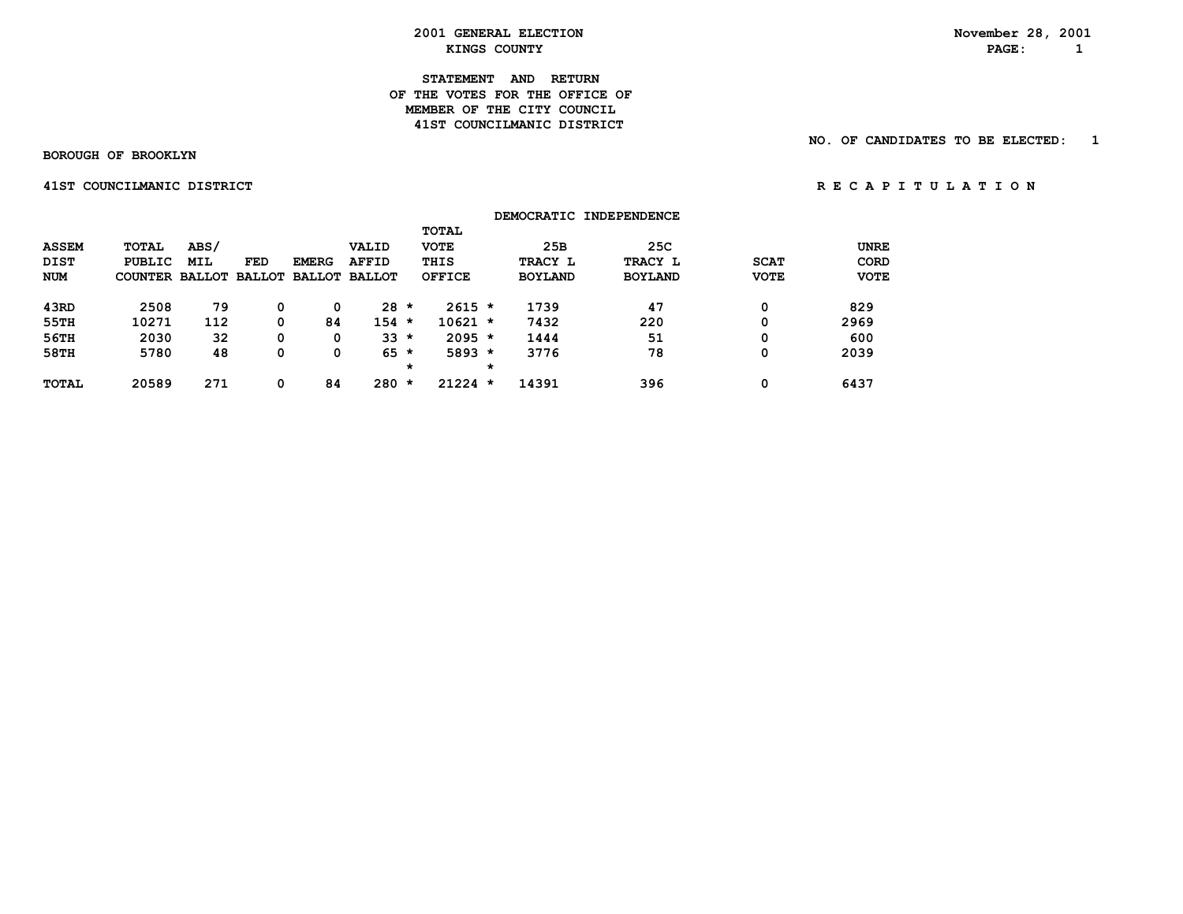# 2001 GENERAL ELECTION
## KINGS COUNTY

November 28, 2001

### STATEMENT AND RETURN
### OF THE VOTES FOR THE OFFICE OF
### MEMBER OF THE CITY COUNCIL
### 41ST COUNCILMANIC DISTRICT

NO. OF CANDIDATES TO BE ELECTED: 1

**BOROUGH OF BROOKLYN**

**41ST COUNCILMANIC DISTRICT** **R E C A P I T U L A T I O N**

| | | | | | | | | DEMOCRATIC | INDEPENDENCE | | | |
|---|---|---|---|---|---|---|---|---|---|---|---|---|
| ASSEM DIST NUM | TOTAL PUBLIC COUNTER | ABS/ MIL BALLOT | FED BALLOT | EMERG BALLOT | VALID AFFID BALLOT | | TOTAL VOTE THIS OFFICE | | 25B TRACY L BOYLAND | 25C TRACY L BOYLAND | SCAT VOTE | UNRE CORD VOTE |
| 43RD | 2508 | 79 | 0 | 0 | 28 | * | 2615 | * | 1739 | 47 | 0 | 829 |
| 55TH | 10271 | 112 | 0 | 84 | 154 | * | 10621 | * | 7432 | 220 | 0 | 2969 |
| 56TH | 2030 | 32 | 0 | 0 | 33 | * | 2095 | * | 1444 | 51 | 0 | 600 |
| 58TH | 5780 | 48 | 0 | 0 | 65 | * | 5893 | * | 3776 | 78 | 0 | 2039 |
| | | | | | | * | | * | | | | |
| TOTAL | 20589 | 271 | 0 | 84 | 280 | * | 21224 | * | 14391 | 396 | 0 | 6437 |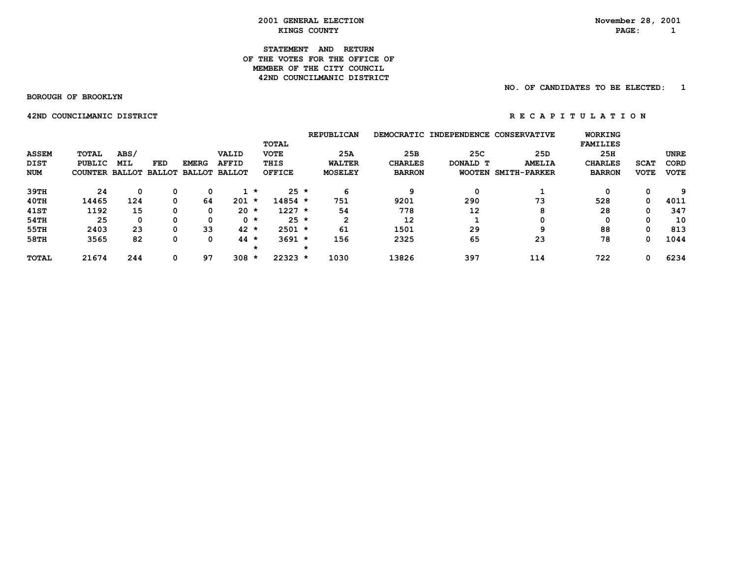# 2001 GENERAL ELECTION
## KINGS COUNTY

November 28, 2001

### STATEMENT AND RETURN OF THE VOTES FOR THE OFFICE OF MEMBER OF THE CITY COUNCIL 42ND COUNCILMANIC DISTRICT

NO. OF CANDIDATES TO BE ELECTED: 1

BOROUGH OF BROOKLYN

42ND COUNCILMANIC DISTRICT

R E C A P I T U L A T I O N

| ASSEM DIST NUM | TOTAL PUBLIC COUNTER | ABS/ MIL BALLOT | FED BALLOT | EMERG BALLOT | VALID AFFID BALLOT | TOTAL VOTE THIS OFFICE | REPUBLICAN 25A WALTER MOSELEY | DEMOCRATIC 25B CHARLES BARRON | INDEPENDENCE 25C DONALD T WOOTEN | CONSERVATIVE 25D AMELIA SMITH-PARKER | WORKING FAMILIES 25H CHARLES BARRON | SCAT VOTE | UNRE CORD VOTE |
|---|---|---|---|---|---|---|---|---|---|---|---|---|---|
| 39TH | 24 | 0 | 0 | 0 | 1 * | 25 * | 6 | 9 | 0 | 1 | 0 | 0 | 9 |
| 40TH | 14465 | 124 | 0 | 64 | 201 * | 14854 * | 751 | 9201 | 290 | 73 | 528 | 0 | 4011 |
| 41ST | 1192 | 15 | 0 | 0 | 20 * | 1227 * | 54 | 778 | 12 | 8 | 28 | 0 | 347 |
| 54TH | 25 | 0 | 0 | 0 | 0 * | 25 * | 2 | 12 | 1 | 0 | 0 | 0 | 10 |
| 55TH | 2403 | 23 | 0 | 33 | 42 * | 2501 * | 61 | 1501 | 29 | 9 | 88 | 0 | 813 |
| 58TH | 3565 | 82 | 0 | 0 | 44 * | 3691 * | 156 | 2325 | 65 | 23 | 78 | 0 | 1044 |
| TOTAL | 21674 | 244 | 0 | 97 | 308 * | 22323 * | 1030 | 13826 | 397 | 114 | 722 | 0 | 6234 |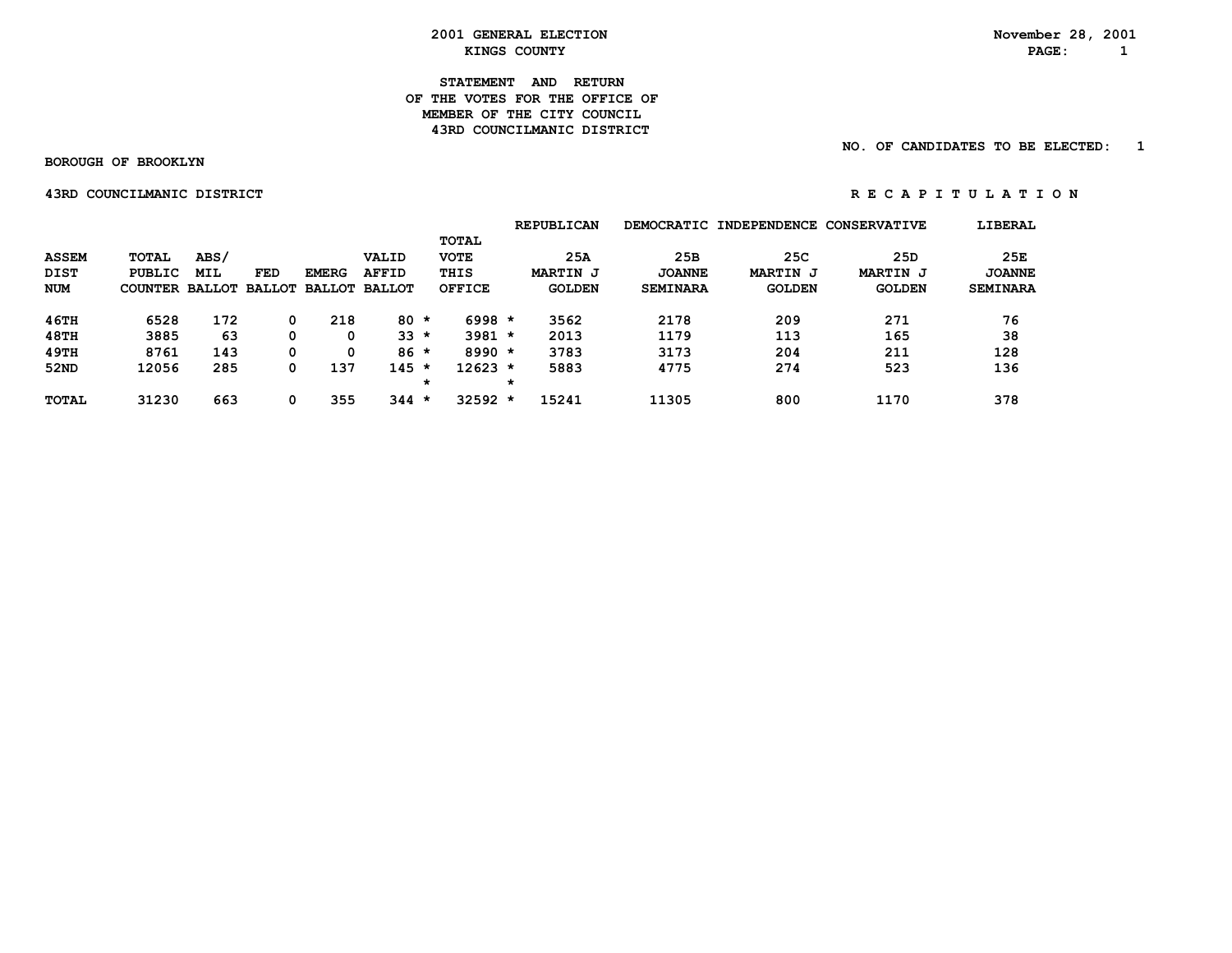2001 GENERAL ELECTION
KINGS COUNTY

November 28, 2001

**STATEMENT AND RETURN
OF THE VOTES FOR THE OFFICE OF
MEMBER OF THE CITY COUNCIL
43RD COUNCILMANIC DISTRICT**

NO. OF CANDIDATES TO BE ELECTED: 1

BOROUGH OF BROOKLYN

43RD COUNCILMANIC DISTRICT

R E C A P I T U L A T I O N

| ASSEM DIST NUM | TOTAL PUBLIC COUNTER | ABS/ MIL BALLOT | FED BALLOT | EMERG BALLOT | VALID AFFID BALLOT | TOTAL VOTE THIS OFFICE | REPUBLICAN 25A MARTIN J GOLDEN | DEMOCRATIC 25B JOANNE SEMINARA | INDEPENDENCE 25C MARTIN J GOLDEN | CONSERVATIVE 25D MARTIN J GOLDEN | LIBERAL 25E JOANNE SEMINARA |
|---|---|---|---|---|---|---|---|---|---|---|---|
| 46TH | 6528 | 172 | 0 | 218 | 80 * | 6998 * | 3562 | 2178 | 209 | 271 | 76 |
| 48TH | 3885 | 63 | 0 | 0 | 33 * | 3981 * | 2013 | 1179 | 113 | 165 | 38 |
| 49TH | 8761 | 143 | 0 | 0 | 86 * | 8990 * | 3783 | 3173 | 204 | 211 | 128 |
| 52ND | 12056 | 285 | 0 | 137 | 145 * | 12623 * | 5883 | 4775 | 274 | 523 | 136 |
| | | | | | * | * | | | | | |
| TOTAL | 31230 | 663 | 0 | 355 | 344 * | 32592 * | 15241 | 11305 | 800 | 1170 | 378 |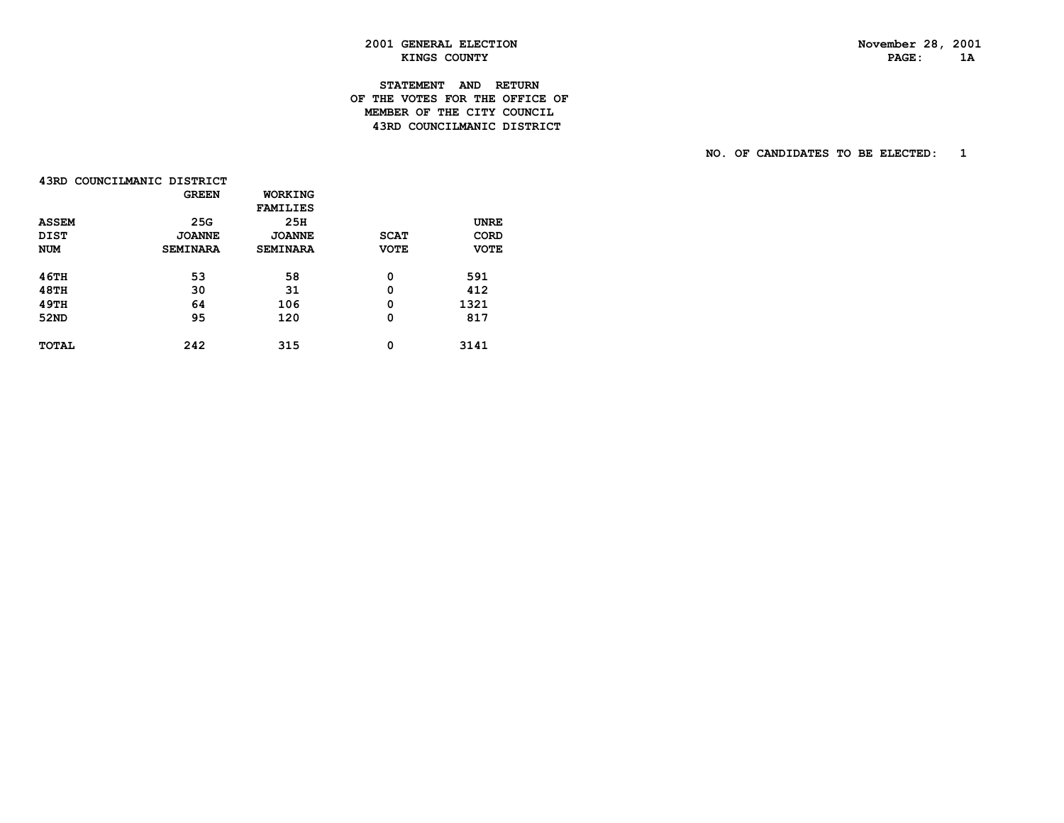**2001 GENERAL ELECTION**
**KINGS COUNTY**

November 28, 2001

# STATEMENT AND RETURN OF THE VOTES FOR THE OFFICE OF MEMBER OF THE CITY COUNCIL 43RD COUNCILMANIC DISTRICT

NO. OF CANDIDATES TO BE ELECTED: 1

43RD COUNCILMANIC DISTRICT

| ASSEM DIST NUM | GREEN 25G JOANNE SEMINARA | WORKING FAMILIES 25H JOANNE SEMINARA | SCAT VOTE | UNRECORD VOTE |
|---|---|---|---|---|
| 46TH | 53 | 58 | 0 | 591 |
| 48TH | 30 | 31 | 0 | 412 |
| 49TH | 64 | 106 | 0 | 1321 |
| 52ND | 95 | 120 | 0 | 817 |
| TOTAL | 242 | 315 | 0 | 3141 |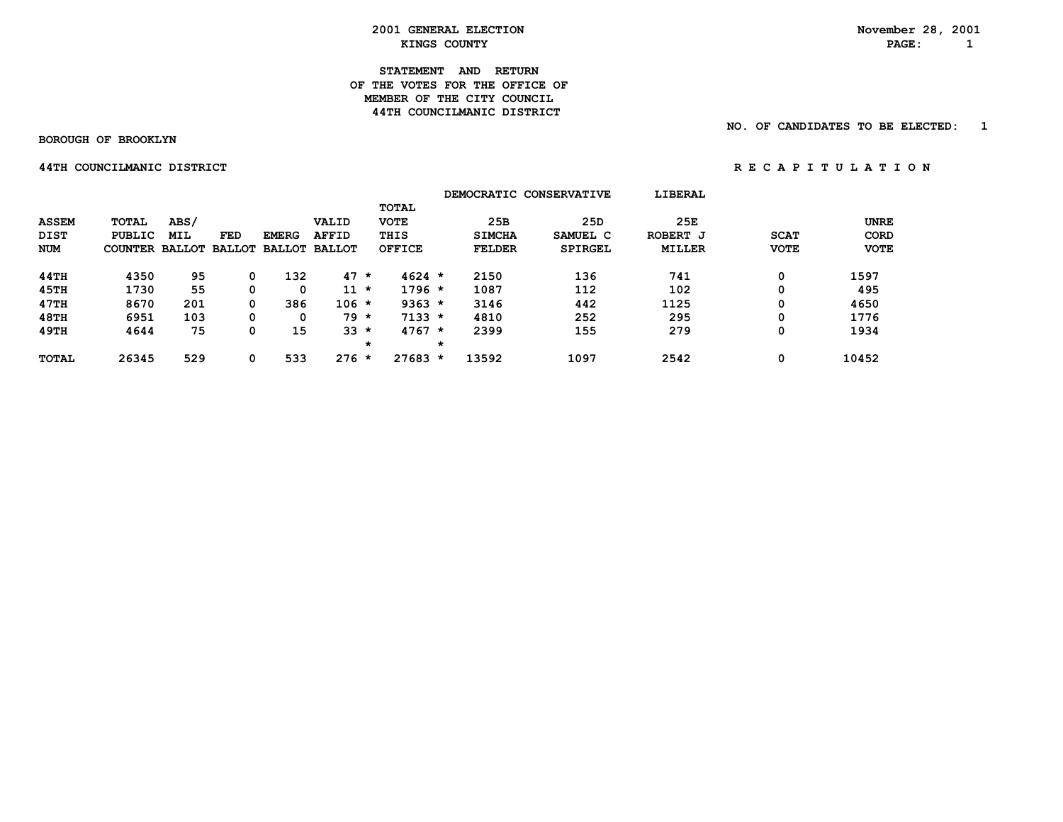**2001 GENERAL ELECTION**
**KINGS COUNTY**

November 28, 2001

# STATEMENT AND RETURN OF THE VOTES FOR THE OFFICE OF MEMBER OF THE CITY COUNCIL 44TH COUNCILMANIC DISTRICT

NO. OF CANDIDATES TO BE ELECTED: 1

**BOROUGH OF BROOKLYN**

**44TH COUNCILMANIC DISTRICT** — R E C A P I T U L A T I O N

| ASSEM DIST NUM | TOTAL PUBLIC COUNTER | ABS/ MIL BALLOT | FED BALLOT | EMERG BALLOT | VALID AFFID BALLOT | | TOTAL VOTE THIS OFFICE | | DEMOCRATIC 25B SIMCHA FELDER | CONSERVATIVE 25D SAMUEL C SPIRGEL | LIBERAL 25E ROBERT J MILLER | SCAT VOTE | UNRE CORD VOTE |
|---|---|---|---|---|---|---|---|---|---|---|---|---|---|
| 44TH | 4350 | 95 | 0 | 132 | 47 | * | 4624 | * | 2150 | 136 | 741 | 0 | 1597 |
| 45TH | 1730 | 55 | 0 | 0 | 11 | * | 1796 | * | 1087 | 112 | 102 | 0 | 495 |
| 47TH | 8670 | 201 | 0 | 386 | 106 | * | 9363 | * | 3146 | 442 | 1125 | 0 | 4650 |
| 48TH | 6951 | 103 | 0 | 0 | 79 | * | 7133 | * | 4810 | 252 | 295 | 0 | 1776 |
| 49TH | 4644 | 75 | 0 | 15 | 33 | * | 4767 | * | 2399 | 155 | 279 | 0 | 1934 |
| | | | | | | * | | * | | | | | |
| TOTAL | 26345 | 529 | 0 | 533 | 276 | * | 27683 | * | 13592 | 1097 | 2542 | 0 | 10452 |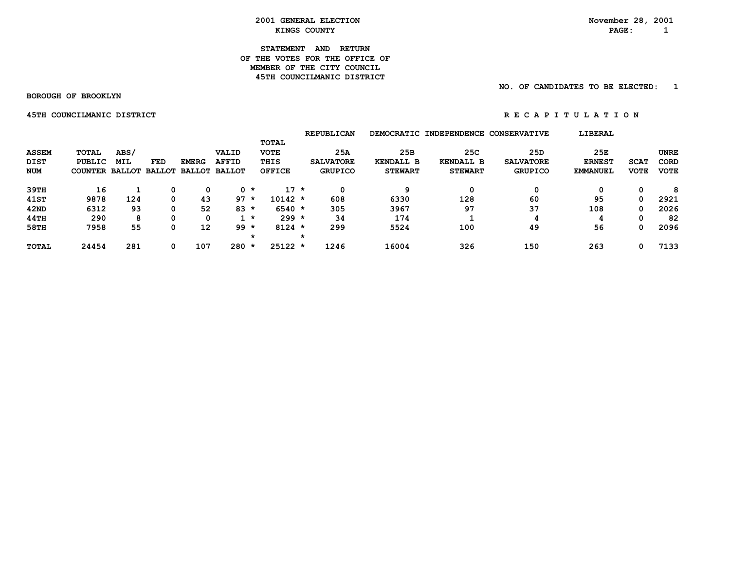# 2001 GENERAL ELECTION

## KINGS COUNTY

November 28, 2001

### STATEMENT AND RETURN OF THE VOTES FOR THE OFFICE OF MEMBER OF THE CITY COUNCIL 45TH COUNCILMANIC DISTRICT

NO. OF CANDIDATES TO BE ELECTED: 1

BOROUGH OF BROOKLYN

45TH COUNCILMANIC DISTRICT

R E C A P I T U L A T I O N

| ASSEM DIST NUM | TOTAL PUBLIC COUNTER | ABS/ MIL BALLOT | FED BALLOT | EMERG BALLOT | VALID AFFID BALLOT | | TOTAL VOTE THIS OFFICE | | REPUBLICAN 25A SALVATORE GRUPICO | DEMOCRATIC 25B KENDALL B STEWART | INDEPENDENCE 25C KENDALL B STEWART | CONSERVATIVE 25D SALVATORE GRUPICO | LIBERAL 25E ERNEST EMMANUEL | SCAT VOTE | UNRE CORD VOTE |
|---|---|---|---|---|---|---|---|---|---|---|---|---|---|---|---|
| 39TH | 16 | 1 | 0 | 0 | 0 | * | 17 | * | 0 | 9 | 0 | 0 | 0 | 0 | 8 |
| 41ST | 9878 | 124 | 0 | 43 | 97 | * | 10142 | * | 608 | 6330 | 128 | 60 | 95 | 0 | 2921 |
| 42ND | 6312 | 93 | 0 | 52 | 83 | * | 6540 | * | 305 | 3967 | 97 | 37 | 108 | 0 | 2026 |
| 44TH | 290 | 8 | 0 | 0 | 1 | * | 299 | * | 34 | 174 | 1 | 4 | 4 | 0 | 82 |
| 58TH | 7958 | 55 | 0 | 12 | 99 | * | 8124 | * | 299 | 5524 | 100 | 49 | 56 | 0 | 2096 |
| | | | | | | * | | * | | | | | | | |
| TOTAL | 24454 | 281 | 0 | 107 | 280 | * | 25122 | * | 1246 | 16004 | 326 | 150 | 263 | 0 | 7133 |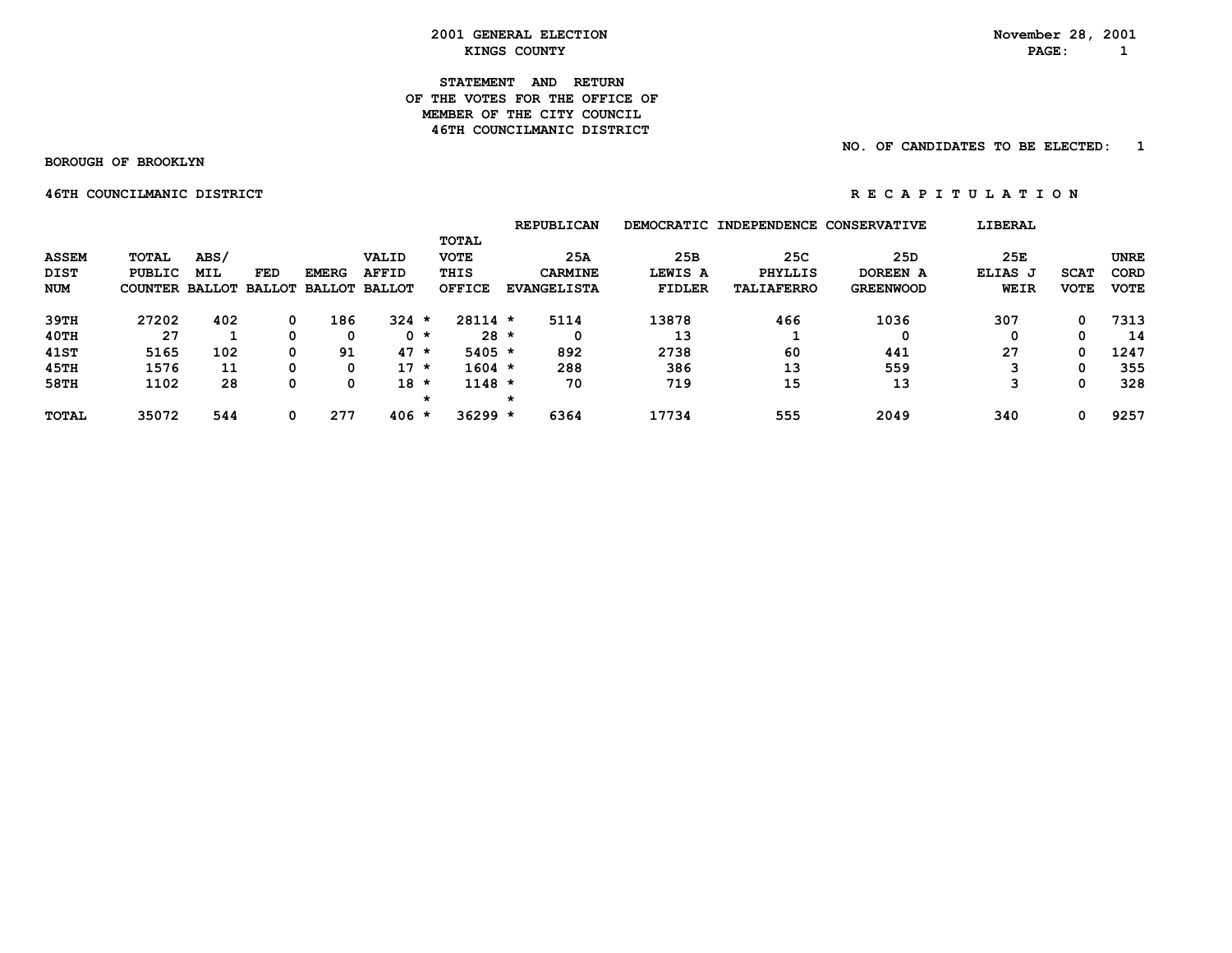**2001 GENERAL ELECTION**
**KINGS COUNTY**

November 28, 2001

**STATEMENT AND RETURN**
**OF THE VOTES FOR THE OFFICE OF**
**MEMBER OF THE CITY COUNCIL**
**46TH COUNCILMANIC DISTRICT**

NO. OF CANDIDATES TO BE ELECTED: 1

**BOROUGH OF BROOKLYN**

**46TH COUNCILMANIC DISTRICT** **R E C A P I T U L A T I O N**

| | | | | | | | REPUBLICAN | DEMOCRATIC | INDEPENDENCE | CONSERVATIVE | LIBERAL | | |
|---|---|---|---|---|---|---|---|---|---|---|---|---|---|
| ASSEM DIST NUM | TOTAL PUBLIC COUNTER | ABS/ MIL BALLOT | FED BALLOT | EMERG BALLOT | VALID AFFID BALLOT | TOTAL VOTE THIS OFFICE | 25A CARMINE EVANGELISTA | 25B LEWIS A FIDLER | 25C PHYLLIS TALIAFERRO | 25D DOREEN A GREENWOOD | 25E ELIAS J WEIR | SCAT VOTE | UNRE CORD VOTE |
| 39TH | 27202 | 402 | 0 | 186 | 324 * | 28114 * | 5114 | 13878 | 466 | 1036 | 307 | 0 | 7313 |
| 40TH | 27 | 1 | 0 | 0 | 0 * | 28 * | 0 | 13 | 1 | 0 | 0 | 0 | 14 |
| 41ST | 5165 | 102 | 0 | 91 | 47 * | 5405 * | 892 | 2738 | 60 | 441 | 27 | 0 | 1247 |
| 45TH | 1576 | 11 | 0 | 0 | 17 * | 1604 * | 288 | 386 | 13 | 559 | 3 | 0 | 355 |
| 58TH | 1102 | 28 | 0 | 0 | 18 * | 1148 * | 70 | 719 | 15 | 13 | 3 | 0 | 328 |
| | | | | | * | * | | | | | | | |
| TOTAL | 35072 | 544 | 0 | 277 | 406 * | 36299 * | 6364 | 17734 | 555 | 2049 | 340 | 0 | 9257 |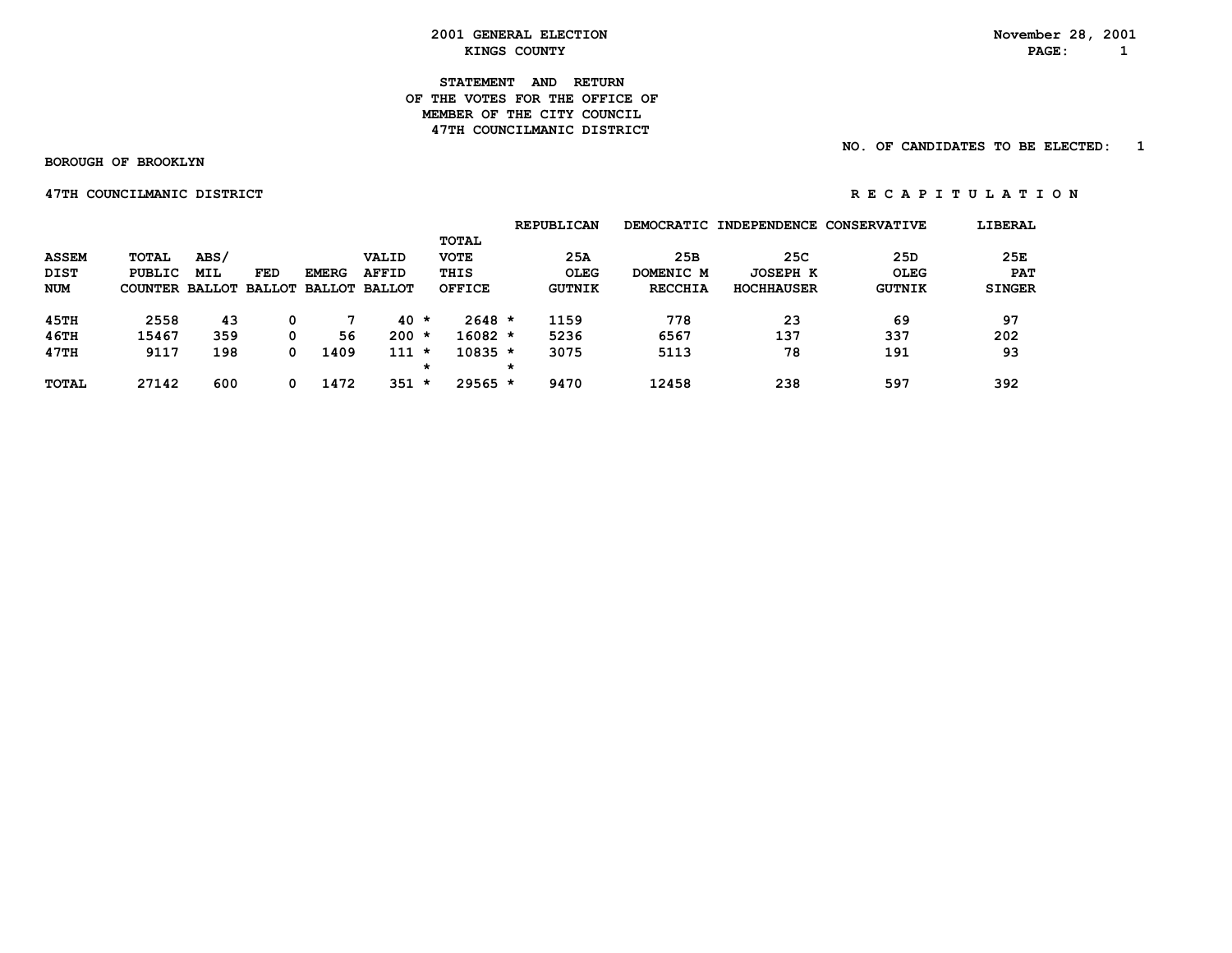2001 GENERAL ELECTION
KINGS COUNTY

November 28, 2001

STATEMENT AND RETURN
OF THE VOTES FOR THE OFFICE OF
MEMBER OF THE CITY COUNCIL
47TH COUNCILMANIC DISTRICT

NO. OF CANDIDATES TO BE ELECTED: 1

BOROUGH OF BROOKLYN

47TH COUNCILMANIC DISTRICT

R E C A P I T U L A T I O N

| ASSEM DIST NUM | TOTAL PUBLIC COUNTER | ABS/ MIL BALLOT | FED BALLOT | EMERG BALLOT | VALID AFFID BALLOT | | TOTAL VOTE THIS OFFICE | | REPUBLICAN 25A OLEG GUTNIK | DEMOCRATIC 25B DOMENIC M RECCHIA | INDEPENDENCE 25C JOSEPH K HOCHHAUSER | CONSERVATIVE 25D OLEG GUTNIK | LIBERAL 25E PAT SINGER |
|---|---|---|---|---|---|---|---|---|---|---|---|---|---|
| 45TH | 2558 | 43 | 0 | 7 | 40 | * | 2648 | * | 1159 | 778 | 23 | 69 | 97 |
| 46TH | 15467 | 359 | 0 | 56 | 200 | * | 16082 | * | 5236 | 6567 | 137 | 337 | 202 |
| 47TH | 9117 | 198 | 0 | 1409 | 111 | * | 10835 | * | 3075 | 5113 | 78 | 191 | 93 |
| | | | | | | * | | * | | | | | |
| TOTAL | 27142 | 600 | 0 | 1472 | 351 | * | 29565 | * | 9470 | 12458 | 238 | 597 | 392 |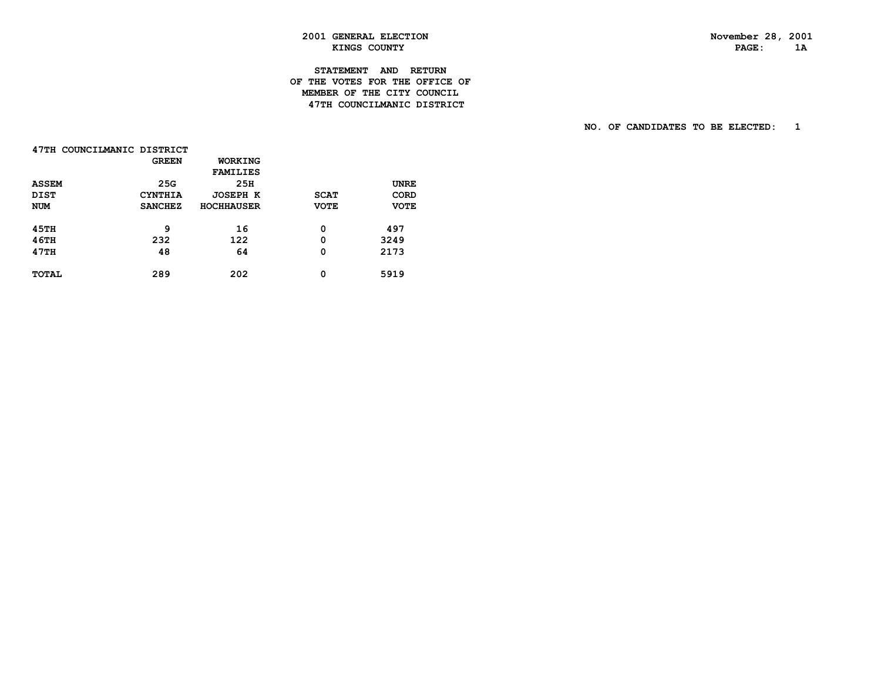2001 GENERAL ELECTION
KINGS COUNTY

November 28, 2001

# STATEMENT AND RETURN OF THE VOTES FOR THE OFFICE OF MEMBER OF THE CITY COUNCIL 47TH COUNCILMANIC DISTRICT

NO. OF CANDIDATES TO BE ELECTED: 1

47TH COUNCILMANIC DISTRICT

| ASSEM DIST NUM | GREEN 25G CYNTHIA SANCHEZ | WORKING FAMILIES 25H JOSEPH K HOCHHAUSER | SCAT VOTE | UNRE CORD VOTE |
|---|---|---|---|---|
| 45TH | 9 | 16 | 0 | 497 |
| 46TH | 232 | 122 | 0 | 3249 |
| 47TH | 48 | 64 | 0 | 2173 |
| TOTAL | 289 | 202 | 0 | 5919 |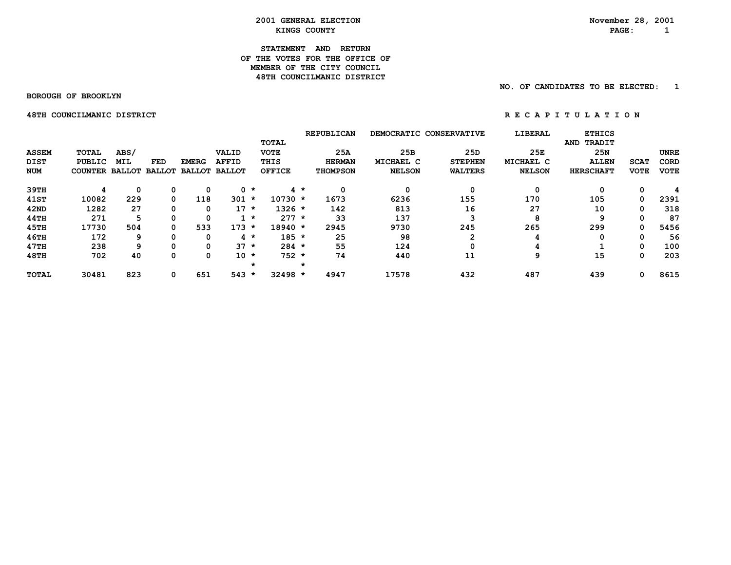# 2001 GENERAL ELECTION
## KINGS COUNTY

November 28, 2001

### STATEMENT AND RETURN OF THE VOTES FOR THE OFFICE OF MEMBER OF THE CITY COUNCIL 48TH COUNCILMANIC DISTRICT

NO. OF CANDIDATES TO BE ELECTED: 1

BOROUGH OF BROOKLYN

48TH COUNCILMANIC DISTRICT

R E C A P I T U L A T I O N

| ASSEM DIST NUM | TOTAL PUBLIC COUNTER | ABS/ MIL BALLOT | FED BALLOT | EMERG BALLOT | VALID AFFID BALLOT | TOTAL VOTE THIS OFFICE | REPUBLICAN 25A HERMAN THOMPSON | DEMOCRATIC 25B MICHAEL C NELSON | CONSERVATIVE 25D STEPHEN WALTERS | LIBERAL 25E MICHAEL C NELSON | ETHICS AND TRADIT 25N ALLEN HERSCHAFT | SCAT VOTE | UNRE CORD VOTE |
|---|---|---|---|---|---|---|---|---|---|---|---|---|---|
| 39TH | 4 | 0 | 0 | 0 | 0 | 4 | 0 | 0 | 0 | 0 | 0 | 0 | 4 |
| 41ST | 10082 | 229 | 0 | 118 | 301 | 10730 | 1673 | 6236 | 155 | 170 | 105 | 0 | 2391 |
| 42ND | 1282 | 27 | 0 | 0 | 17 | 1326 | 142 | 813 | 16 | 27 | 10 | 0 | 318 |
| 44TH | 271 | 5 | 0 | 0 | 1 | 277 | 33 | 137 | 3 | 8 | 9 | 0 | 87 |
| 45TH | 17730 | 504 | 0 | 533 | 173 | 18940 | 2945 | 9730 | 245 | 265 | 299 | 0 | 5456 |
| 46TH | 172 | 9 | 0 | 0 | 4 | 185 | 25 | 98 | 2 | 4 | 0 | 0 | 56 |
| 47TH | 238 | 9 | 0 | 0 | 37 | 284 | 55 | 124 | 0 | 4 | 1 | 0 | 100 |
| 48TH | 702 | 40 | 0 | 0 | 10 | 752 | 74 | 440 | 11 | 9 | 15 | 0 | 203 |
| TOTAL | 30481 | 823 | 0 | 651 | 543 | 32498 | 4947 | 17578 | 432 | 487 | 439 | 0 | 8615 |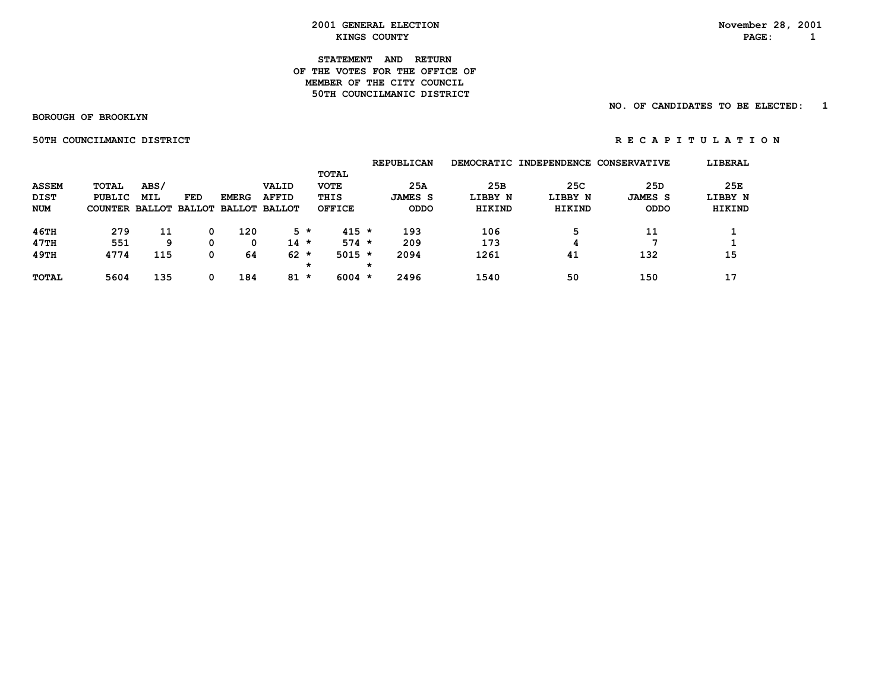2001 GENERAL ELECTION
KINGS COUNTY

November 28, 2001

# STATEMENT AND RETURN OF THE VOTES FOR THE OFFICE OF MEMBER OF THE CITY COUNCIL 50TH COUNCILMANIC DISTRICT

NO. OF CANDIDATES TO BE ELECTED: 1

BOROUGH OF BROOKLYN

50TH COUNCILMANIC DISTRICT

R E C A P I T U L A T I O N

| ASSEM DIST NUM | TOTAL PUBLIC COUNTER | ABS/ MIL BALLOT | FED BALLOT | EMERG BALLOT | VALID AFFID BALLOT | | TOTAL VOTE THIS OFFICE | | REPUBLICAN 25A JAMES S ODDO | DEMOCRATIC 25B LIBBY N HIKIND | INDEPENDENCE 25C LIBBY N HIKIND | CONSERVATIVE 25D JAMES S ODDO | LIBERAL 25E LIBBY N HIKIND |
|---|---|---|---|---|---|---|---|---|---|---|---|---|---|
| 46TH | 279 | 11 | 0 | 120 | 5 | * | 415 | * | 193 | 106 | 5 | 11 | 1 |
| 47TH | 551 | 9 | 0 | 0 | 14 | * | 574 | * | 209 | 173 | 4 | 7 | 1 |
| 49TH | 4774 | 115 | 0 | 64 | 62 | * | 5015 | * | 2094 | 1261 | 41 | 132 | 15 |
| | | | | | | * | | * | | | | | |
| TOTAL | 5604 | 135 | 0 | 184 | 81 | * | 6004 | * | 2496 | 1540 | 50 | 150 | 17 |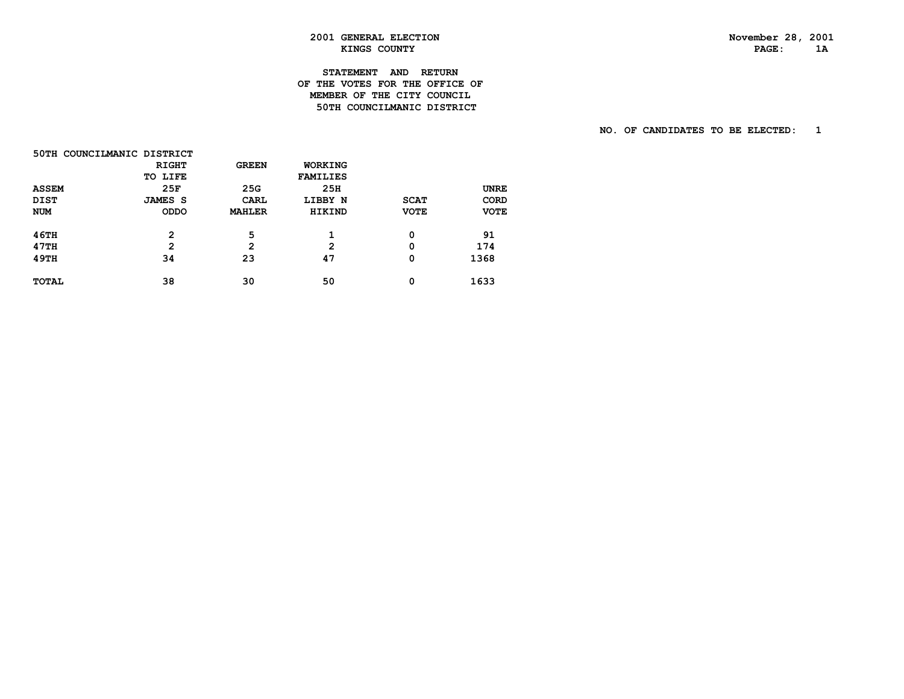2001 GENERAL ELECTION
KINGS COUNTY

November 28, 2001

STATEMENT AND RETURN
OF THE VOTES FOR THE OFFICE OF
MEMBER OF THE CITY COUNCIL
50TH COUNCILMANIC DISTRICT

NO. OF CANDIDATES TO BE ELECTED: 1

50TH COUNCILMANIC DISTRICT

| ASSEM DIST NUM | RIGHT TO LIFE 25F JAMES S ODDO | GREEN 25G CARL MAHLER | WORKING FAMILIES 25H LIBBY N HIKIND | SCAT VOTE | UNRE CORD VOTE |
|---|---|---|---|---|---|
| 46TH | 2 | 5 | 1 | 0 | 91 |
| 47TH | 2 | 2 | 2 | 0 | 174 |
| 49TH | 34 | 23 | 47 | 0 | 1368 |
| TOTAL | 38 | 30 | 50 | 0 | 1633 |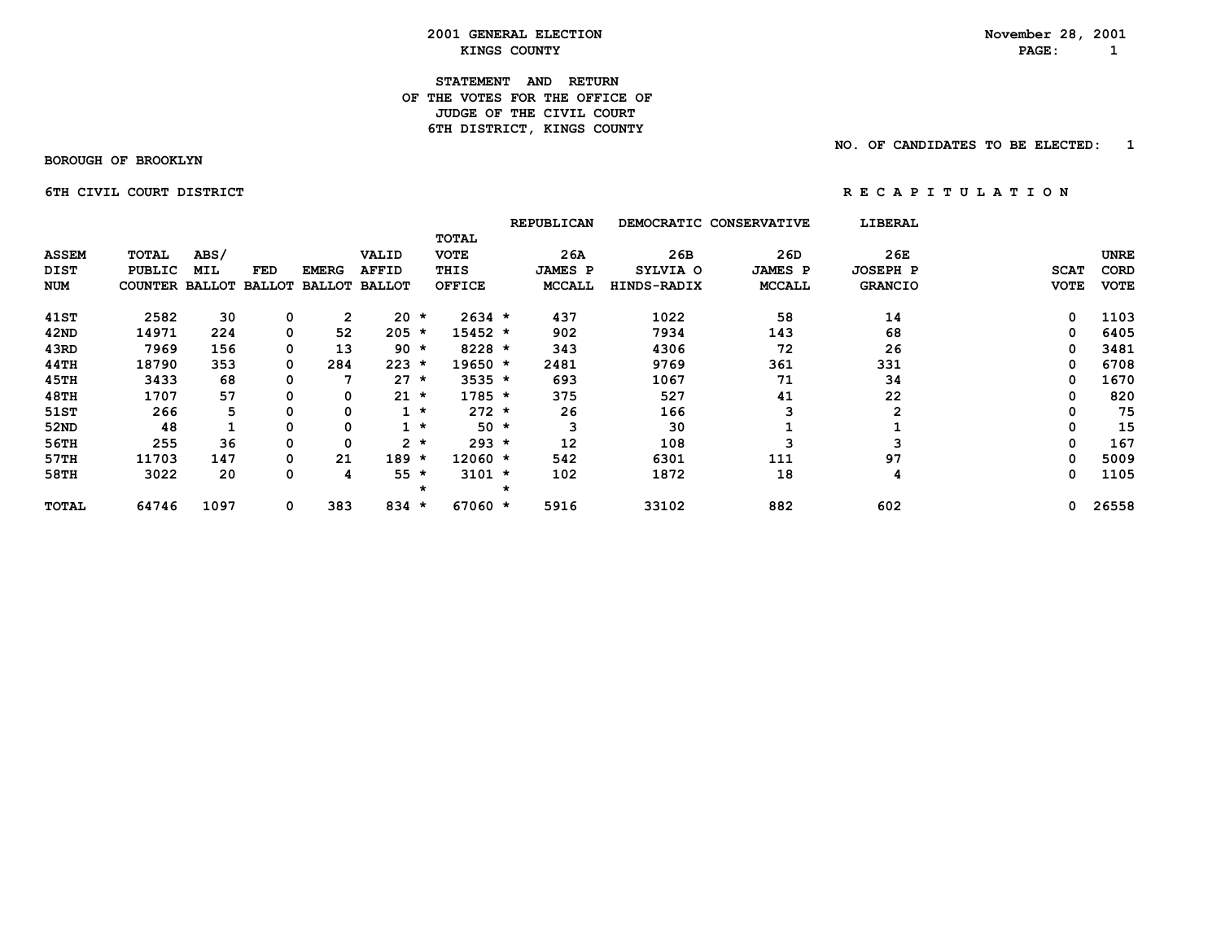# 2001 GENERAL ELECTION
## KINGS COUNTY

November 28, 2001

### STATEMENT AND RETURN OF THE VOTES FOR THE OFFICE OF JUDGE OF THE CIVIL COURT 6TH DISTRICT, KINGS COUNTY

NO. OF CANDIDATES TO BE ELECTED: 1

BOROUGH OF BROOKLYN

6TH CIVIL COURT DISTRICT

R E C A P I T U L A T I O N

| ASSEM DIST NUM | TOTAL PUBLIC COUNTER | ABS/ MIL BALLOT | FED BALLOT | EMERG BALLOT | VALID AFFID BALLOT | TOTAL VOTE THIS OFFICE | REPUBLICAN 26A JAMES P MCCALL | DEMOCRATIC 26B SYLVIA O HINDS-RADIX | CONSERVATIVE 26D JAMES P MCCALL | LIBERAL 26E JOSEPH P GRANCIO | SCAT VOTE | UNRE CORD VOTE |
|---|---|---|---|---|---|---|---|---|---|---|---|---|
| 41ST | 2582 | 30 | 0 | 2 | 20 * | 2634 * | 437 | 1022 | 58 | 14 | 0 | 1103 |
| 42ND | 14971 | 224 | 0 | 52 | 205 * | 15452 * | 902 | 7934 | 143 | 68 | 0 | 6405 |
| 43RD | 7969 | 156 | 0 | 13 | 90 * | 8228 * | 343 | 4306 | 72 | 26 | 0 | 3481 |
| 44TH | 18790 | 353 | 0 | 284 | 223 * | 19650 * | 2481 | 9769 | 361 | 331 | 0 | 6708 |
| 45TH | 3433 | 68 | 0 | 7 | 27 * | 3535 * | 693 | 1067 | 71 | 34 | 0 | 1670 |
| 48TH | 1707 | 57 | 0 | 0 | 21 * | 1785 * | 375 | 527 | 41 | 22 | 0 | 820 |
| 51ST | 266 | 5 | 0 | 0 | 1 * | 272 * | 26 | 166 | 3 | 2 | 0 | 75 |
| 52ND | 48 | 1 | 0 | 0 | 1 * | 50 * | 3 | 30 | 1 | 1 | 0 | 15 |
| 56TH | 255 | 36 | 0 | 0 | 2 * | 293 * | 12 | 108 | 3 | 3 | 0 | 167 |
| 57TH | 11703 | 147 | 0 | 21 | 189 * | 12060 * | 542 | 6301 | 111 | 97 | 0 | 5009 |
| 58TH | 3022 | 20 | 0 | 4 | 55 * | 3101 * | 102 | 1872 | 18 | 4 | 0 | 1105 |
| TOTAL | 64746 | 1097 | 0 | 383 | 834 * | 67060 * | 5916 | 33102 | 882 | 602 | 0 | 26558 |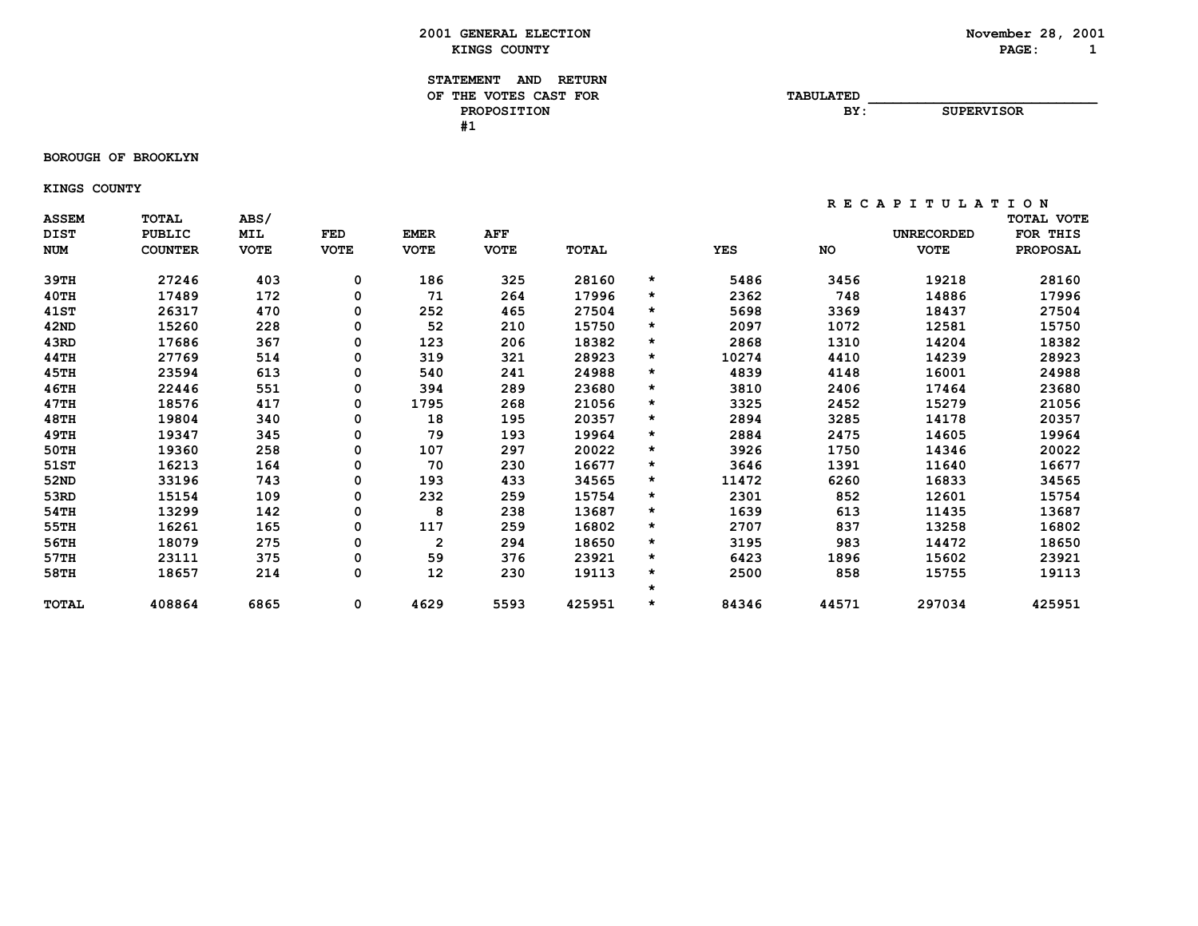2001 GENERAL ELECTION
KINGS COUNTY

November 28, 2001

STATEMENT AND RETURN
OF THE VOTES CAST FOR
PROPOSITION
#1

TABULATED BY: ____________________ SUPERVISOR

BOROUGH OF BROOKLYN

KINGS COUNTY

| ASSEM DIST NUM | TOTAL PUBLIC COUNTER | ABS/ MIL VOTE | FED VOTE | EMER VOTE | AFF VOTE | TOTAL | | RECAPITULATION YES | NO | UNRECORDED VOTE | TOTAL VOTE FOR THIS PROPOSAL |
|---|---|---|---|---|---|---|---|---|---|---|---|
| 39TH | 27246 | 403 | 0 | 186 | 325 | 28160 | * | 5486 | 3456 | 19218 | 28160 |
| 40TH | 17489 | 172 | 0 | 71 | 264 | 17996 | * | 2362 | 748 | 14886 | 17996 |
| 41ST | 26317 | 470 | 0 | 252 | 465 | 27504 | * | 5698 | 3369 | 18437 | 27504 |
| 42ND | 15260 | 228 | 0 | 52 | 210 | 15750 | * | 2097 | 1072 | 12581 | 15750 |
| 43RD | 17686 | 367 | 0 | 123 | 206 | 18382 | * | 2868 | 1310 | 14204 | 18382 |
| 44TH | 27769 | 514 | 0 | 319 | 321 | 28923 | * | 10274 | 4410 | 14239 | 28923 |
| 45TH | 23594 | 613 | 0 | 540 | 241 | 24988 | * | 4839 | 4148 | 16001 | 24988 |
| 46TH | 22446 | 551 | 0 | 394 | 289 | 23680 | * | 3810 | 2406 | 17464 | 23680 |
| 47TH | 18576 | 417 | 0 | 1795 | 268 | 21056 | * | 3325 | 2452 | 15279 | 21056 |
| 48TH | 19804 | 340 | 0 | 18 | 195 | 20357 | * | 2894 | 3285 | 14178 | 20357 |
| 49TH | 19347 | 345 | 0 | 79 | 193 | 19964 | * | 2884 | 2475 | 14605 | 19964 |
| 50TH | 19360 | 258 | 0 | 107 | 297 | 20022 | * | 3926 | 1750 | 14346 | 20022 |
| 51ST | 16213 | 164 | 0 | 70 | 230 | 16677 | * | 3646 | 1391 | 11640 | 16677 |
| 52ND | 33196 | 743 | 0 | 193 | 433 | 34565 | * | 11472 | 6260 | 16833 | 34565 |
| 53RD | 15154 | 109 | 0 | 232 | 259 | 15754 | * | 2301 | 852 | 12601 | 15754 |
| 54TH | 13299 | 142 | 0 | 8 | 238 | 13687 | * | 1639 | 613 | 11435 | 13687 |
| 55TH | 16261 | 165 | 0 | 117 | 259 | 16802 | * | 2707 | 837 | 13258 | 16802 |
| 56TH | 18079 | 275 | 0 | 2 | 294 | 18650 | * | 3195 | 983 | 14472 | 18650 |
| 57TH | 23111 | 375 | 0 | 59 | 376 | 23921 | * | 6423 | 1896 | 15602 | 23921 |
| 58TH | 18657 | 214 | 0 | 12 | 230 | 19113 | * | 2500 | 858 | 15755 | 19113 |
| | | | | | | | * | | | | |
| TOTAL | 408864 | 6865 | 0 | 4629 | 5593 | 425951 | * | 84346 | 44571 | 297034 | 425951 |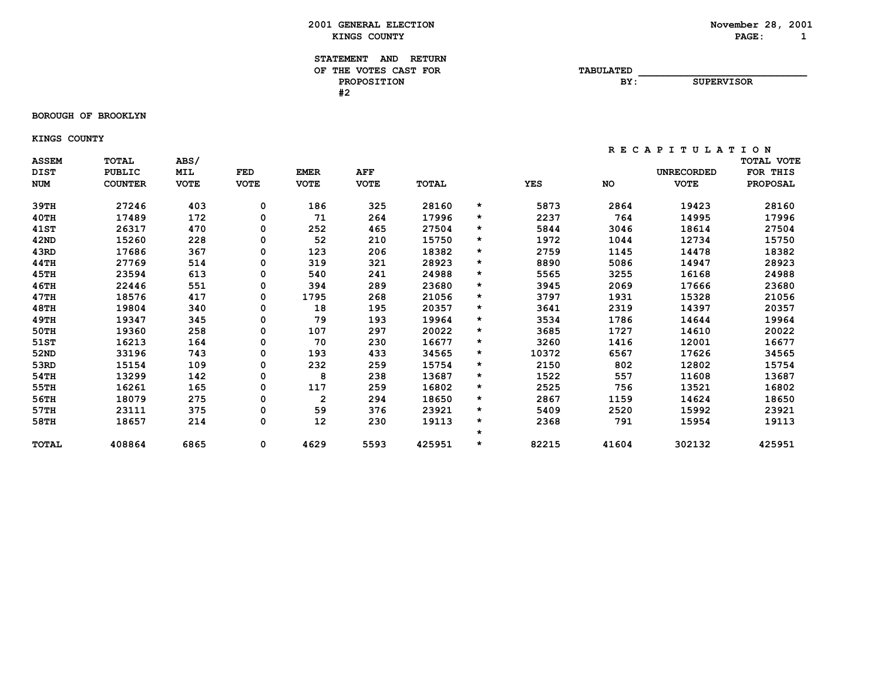# 2001 GENERAL ELECTION
## KINGS COUNTY

November 28, 2001

**STATEMENT AND RETURN OF THE VOTES CAST FOR PROPOSITION #2**

TABULATED BY: ____________________ SUPERVISOR

**BOROUGH OF BROOKLYN**

**KINGS COUNTY**

| ASSEM DIST NUM | TOTAL PUBLIC COUNTER | ABS/ MIL VOTE | FED VOTE | EMER VOTE | AFF VOTE | TOTAL | * | YES | NO | UNRECORDED VOTE | TOTAL VOTE FOR THIS PROPOSAL |
|---|---|---|---|---|---|---|---|---|---|---|---|
| | | | | | | | | RECAPITULATION | | | |
| 39TH | 27246 | 403 | 0 | 186 | 325 | 28160 | * | 5873 | 2864 | 19423 | 28160 |
| 40TH | 17489 | 172 | 0 | 71 | 264 | 17996 | * | 2237 | 764 | 14995 | 17996 |
| 41ST | 26317 | 470 | 0 | 252 | 465 | 27504 | * | 5844 | 3046 | 18614 | 27504 |
| 42ND | 15260 | 228 | 0 | 52 | 210 | 15750 | * | 1972 | 1044 | 12734 | 15750 |
| 43RD | 17686 | 367 | 0 | 123 | 206 | 18382 | * | 2759 | 1145 | 14478 | 18382 |
| 44TH | 27769 | 514 | 0 | 319 | 321 | 28923 | * | 8890 | 5086 | 14947 | 28923 |
| 45TH | 23594 | 613 | 0 | 540 | 241 | 24988 | * | 5565 | 3255 | 16168 | 24988 |
| 46TH | 22446 | 551 | 0 | 394 | 289 | 23680 | * | 3945 | 2069 | 17666 | 23680 |
| 47TH | 18576 | 417 | 0 | 1795 | 268 | 21056 | * | 3797 | 1931 | 15328 | 21056 |
| 48TH | 19804 | 340 | 0 | 18 | 195 | 20357 | * | 3641 | 2319 | 14397 | 20357 |
| 49TH | 19347 | 345 | 0 | 79 | 193 | 19964 | * | 3534 | 1786 | 14644 | 19964 |
| 50TH | 19360 | 258 | 0 | 107 | 297 | 20022 | * | 3685 | 1727 | 14610 | 20022 |
| 51ST | 16213 | 164 | 0 | 70 | 230 | 16677 | * | 3260 | 1416 | 12001 | 16677 |
| 52ND | 33196 | 743 | 0 | 193 | 433 | 34565 | * | 10372 | 6567 | 17626 | 34565 |
| 53RD | 15154 | 109 | 0 | 232 | 259 | 15754 | * | 2150 | 802 | 12802 | 15754 |
| 54TH | 13299 | 142 | 0 | 8 | 238 | 13687 | * | 1522 | 557 | 11608 | 13687 |
| 55TH | 16261 | 165 | 0 | 117 | 259 | 16802 | * | 2525 | 756 | 13521 | 16802 |
| 56TH | 18079 | 275 | 0 | 2 | 294 | 18650 | * | 2867 | 1159 | 14624 | 18650 |
| 57TH | 23111 | 375 | 0 | 59 | 376 | 23921 | * | 5409 | 2520 | 15992 | 23921 |
| 58TH | 18657 | 214 | 0 | 12 | 230 | 19113 | * | 2368 | 791 | 15954 | 19113 |
| | | | | | | | * | | | | |
| TOTAL | 408864 | 6865 | 0 | 4629 | 5593 | 425951 | * | 82215 | 41604 | 302132 | 425951 |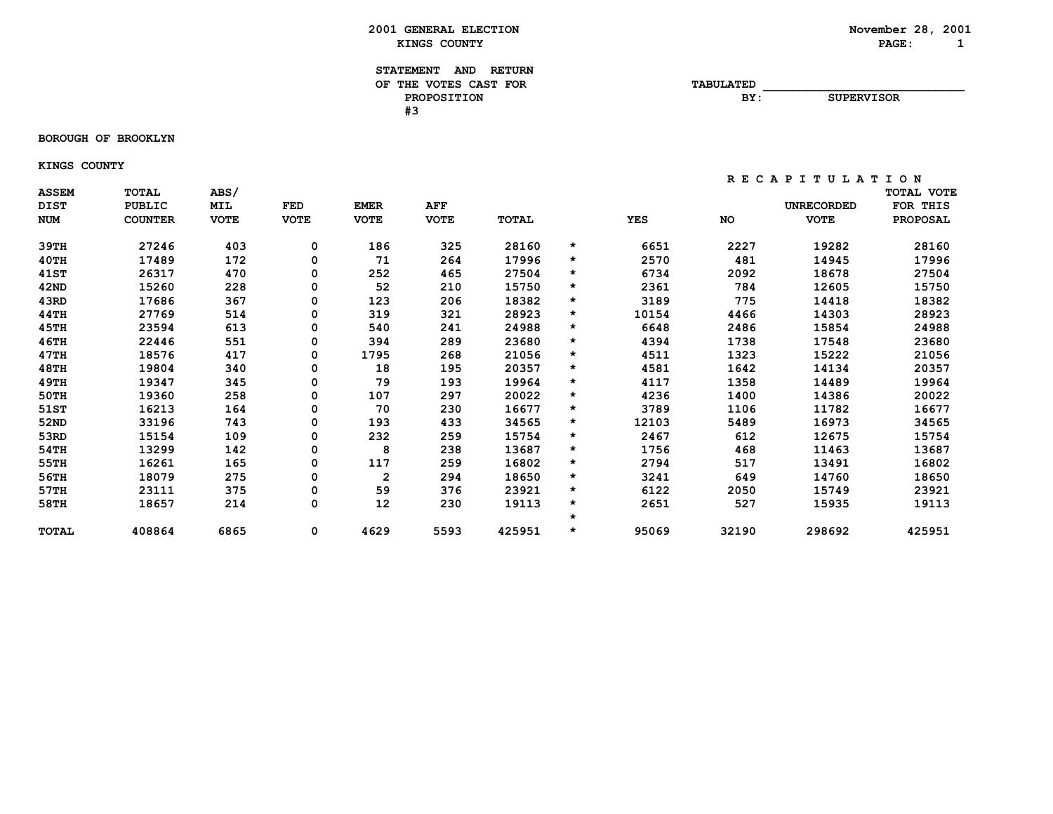**2001 GENERAL ELECTION**
**KINGS COUNTY**

November 28, 2001

**STATEMENT AND RETURN OF THE VOTES CAST FOR PROPOSITION #3**

TABULATED BY: ____________________ SUPERVISOR

**BOROUGH OF BROOKLYN**

**KINGS COUNTY**

| ASSEM DIST NUM | TOTAL PUBLIC COUNTER | ABS/ MIL VOTE | FED VOTE | EMER VOTE | AFF VOTE | TOTAL | | RECAPITULATION YES | NO | UNRECORDED VOTE | TOTAL VOTE FOR THIS PROPOSAL |
|---|---|---|---|---|---|---|---|---|---|---|---|
| 39TH | 27246 | 403 | 0 | 186 | 325 | 28160 | * | 6651 | 2227 | 19282 | 28160 |
| 40TH | 17489 | 172 | 0 | 71 | 264 | 17996 | * | 2570 | 481 | 14945 | 17996 |
| 41ST | 26317 | 470 | 0 | 252 | 465 | 27504 | * | 6734 | 2092 | 18678 | 27504 |
| 42ND | 15260 | 228 | 0 | 52 | 210 | 15750 | * | 2361 | 784 | 12605 | 15750 |
| 43RD | 17686 | 367 | 0 | 123 | 206 | 18382 | * | 3189 | 775 | 14418 | 18382 |
| 44TH | 27769 | 514 | 0 | 319 | 321 | 28923 | * | 10154 | 4466 | 14303 | 28923 |
| 45TH | 23594 | 613 | 0 | 540 | 241 | 24988 | * | 6648 | 2486 | 15854 | 24988 |
| 46TH | 22446 | 551 | 0 | 394 | 289 | 23680 | * | 4394 | 1738 | 17548 | 23680 |
| 47TH | 18576 | 417 | 0 | 1795 | 268 | 21056 | * | 4511 | 1323 | 15222 | 21056 |
| 48TH | 19804 | 340 | 0 | 18 | 195 | 20357 | * | 4581 | 1642 | 14134 | 20357 |
| 49TH | 19347 | 345 | 0 | 79 | 193 | 19964 | * | 4117 | 1358 | 14489 | 19964 |
| 50TH | 19360 | 258 | 0 | 107 | 297 | 20022 | * | 4236 | 1400 | 14386 | 20022 |
| 51ST | 16213 | 164 | 0 | 70 | 230 | 16677 | * | 3789 | 1106 | 11782 | 16677 |
| 52ND | 33196 | 743 | 0 | 193 | 433 | 34565 | * | 12103 | 5489 | 16973 | 34565 |
| 53RD | 15154 | 109 | 0 | 232 | 259 | 15754 | * | 2467 | 612 | 12675 | 15754 |
| 54TH | 13299 | 142 | 0 | 8 | 238 | 13687 | * | 1756 | 468 | 11463 | 13687 |
| 55TH | 16261 | 165 | 0 | 117 | 259 | 16802 | * | 2794 | 517 | 13491 | 16802 |
| 56TH | 18079 | 275 | 0 | 2 | 294 | 18650 | * | 3241 | 649 | 14760 | 18650 |
| 57TH | 23111 | 375 | 0 | 59 | 376 | 23921 | * | 6122 | 2050 | 15749 | 23921 |
| 58TH | 18657 | 214 | 0 | 12 | 230 | 19113 | * | 2651 | 527 | 15935 | 19113 |
| | | | | | | | * | | | | |
| TOTAL | 408864 | 6865 | 0 | 4629 | 5593 | 425951 | * | 95069 | 32190 | 298692 | 425951 |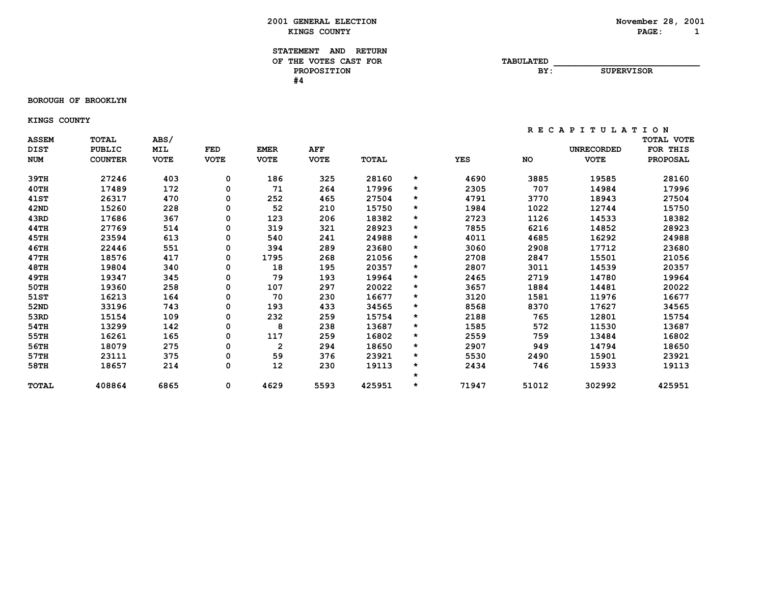# 2001 GENERAL ELECTION
## KINGS COUNTY

November 28, 2001

**STATEMENT AND RETURN OF THE VOTES CAST FOR PROPOSITION #4**

TABULATED BY: ___________________________ SUPERVISOR

**BOROUGH OF BROOKLYN**

**KINGS COUNTY**

| ASSEM DIST NUM | TOTAL PUBLIC COUNTER | ABS/ MIL VOTE | FED VOTE | EMER VOTE | AFF VOTE | TOTAL | * | YES | NO | UNRECORDED VOTE | TOTAL VOTE FOR THIS PROPOSAL |
|---|---|---|---|---|---|---|---|---|---|---|---|
| | | | | | | | | R E C A P I T U L A T I O N | | | |
| 39TH | 27246 | 403 | 0 | 186 | 325 | 28160 | * | 4690 | 3885 | 19585 | 28160 |
| 40TH | 17489 | 172 | 0 | 71 | 264 | 17996 | * | 2305 | 707 | 14984 | 17996 |
| 41ST | 26317 | 470 | 0 | 252 | 465 | 27504 | * | 4791 | 3770 | 18943 | 27504 |
| 42ND | 15260 | 228 | 0 | 52 | 210 | 15750 | * | 1984 | 1022 | 12744 | 15750 |
| 43RD | 17686 | 367 | 0 | 123 | 206 | 18382 | * | 2723 | 1126 | 14533 | 18382 |
| 44TH | 27769 | 514 | 0 | 319 | 321 | 28923 | * | 7855 | 6216 | 14852 | 28923 |
| 45TH | 23594 | 613 | 0 | 540 | 241 | 24988 | * | 4011 | 4685 | 16292 | 24988 |
| 46TH | 22446 | 551 | 0 | 394 | 289 | 23680 | * | 3060 | 2908 | 17712 | 23680 |
| 47TH | 18576 | 417 | 0 | 1795 | 268 | 21056 | * | 2708 | 2847 | 15501 | 21056 |
| 48TH | 19804 | 340 | 0 | 18 | 195 | 20357 | * | 2807 | 3011 | 14539 | 20357 |
| 49TH | 19347 | 345 | 0 | 79 | 193 | 19964 | * | 2465 | 2719 | 14780 | 19964 |
| 50TH | 19360 | 258 | 0 | 107 | 297 | 20022 | * | 3657 | 1884 | 14481 | 20022 |
| 51ST | 16213 | 164 | 0 | 70 | 230 | 16677 | * | 3120 | 1581 | 11976 | 16677 |
| 52ND | 33196 | 743 | 0 | 193 | 433 | 34565 | * | 8568 | 8370 | 17627 | 34565 |
| 53RD | 15154 | 109 | 0 | 232 | 259 | 15754 | * | 2188 | 765 | 12801 | 15754 |
| 54TH | 13299 | 142 | 0 | 8 | 238 | 13687 | * | 1585 | 572 | 11530 | 13687 |
| 55TH | 16261 | 165 | 0 | 117 | 259 | 16802 | * | 2559 | 759 | 13484 | 16802 |
| 56TH | 18079 | 275 | 0 | 2 | 294 | 18650 | * | 2907 | 949 | 14794 | 18650 |
| 57TH | 23111 | 375 | 0 | 59 | 376 | 23921 | * | 5530 | 2490 | 15901 | 23921 |
| 58TH | 18657 | 214 | 0 | 12 | 230 | 19113 | * | 2434 | 746 | 15933 | 19113 |
| | | | | | | | * | | | | |
| TOTAL | 408864 | 6865 | 0 | 4629 | 5593 | 425951 | * | 71947 | 51012 | 302992 | 425951 |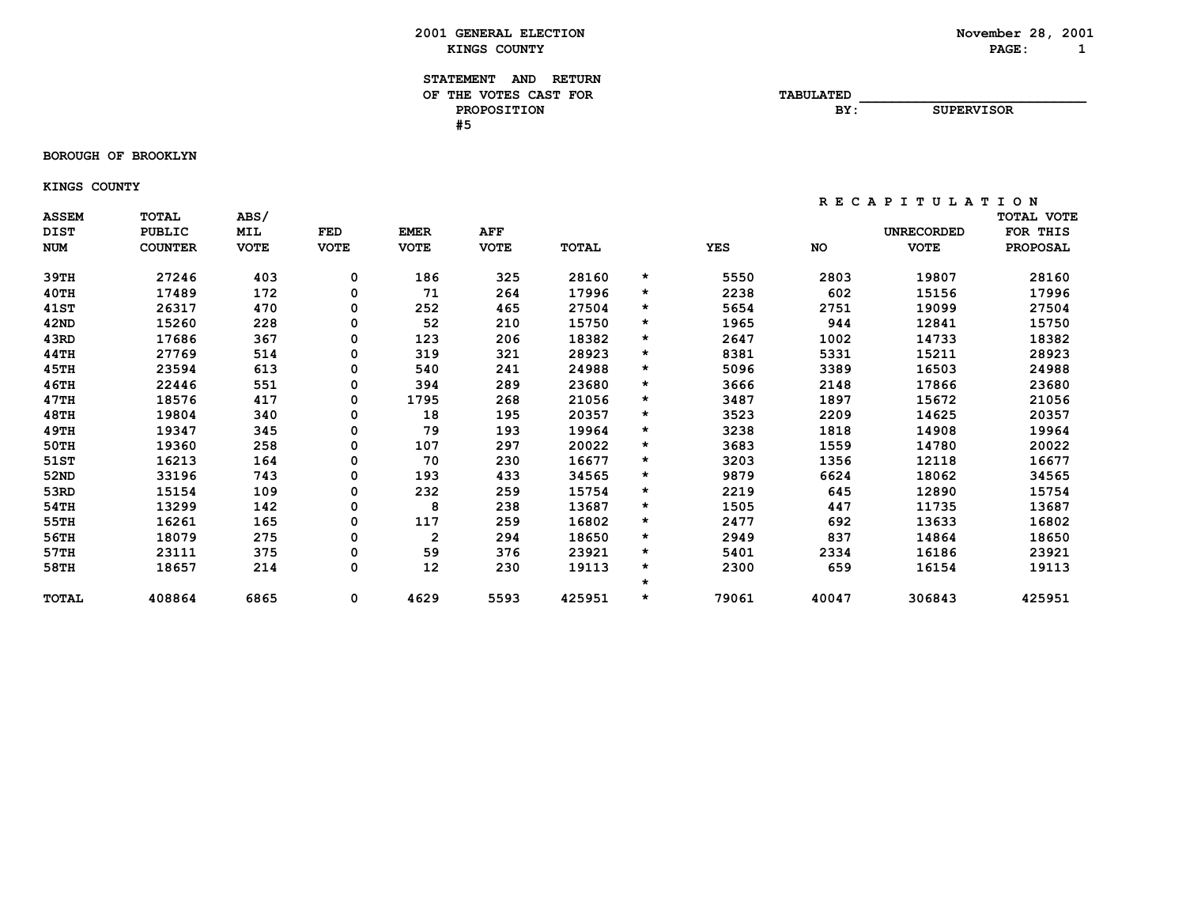**2001 GENERAL ELECTION**
**KINGS COUNTY**

November 28, 2001

**STATEMENT AND RETURN OF THE VOTES CAST FOR PROPOSITION #5**

TABULATED BY: ______________________ SUPERVISOR

**BOROUGH OF BROOKLYN**

**KINGS COUNTY**

| ASSEM DIST NUM | TOTAL PUBLIC COUNTER | ABS/ MIL VOTE | FED VOTE | EMER VOTE | AFF VOTE | TOTAL | | YES | NO | UNRECORDED VOTE | TOTAL VOTE FOR THIS PROPOSAL |
|---|---|---|---|---|---|---|---|---|---|---|---|
| | | | | | | | | RECAPITULATION | | | |
| 39TH | 27246 | 403 | 0 | 186 | 325 | 28160 | * | 5550 | 2803 | 19807 | 28160 |
| 40TH | 17489 | 172 | 0 | 71 | 264 | 17996 | * | 2238 | 602 | 15156 | 17996 |
| 41ST | 26317 | 470 | 0 | 252 | 465 | 27504 | * | 5654 | 2751 | 19099 | 27504 |
| 42ND | 15260 | 228 | 0 | 52 | 210 | 15750 | * | 1965 | 944 | 12841 | 15750 |
| 43RD | 17686 | 367 | 0 | 123 | 206 | 18382 | * | 2647 | 1002 | 14733 | 18382 |
| 44TH | 27769 | 514 | 0 | 319 | 321 | 28923 | * | 8381 | 5331 | 15211 | 28923 |
| 45TH | 23594 | 613 | 0 | 540 | 241 | 24988 | * | 5096 | 3389 | 16503 | 24988 |
| 46TH | 22446 | 551 | 0 | 394 | 289 | 23680 | * | 3666 | 2148 | 17866 | 23680 |
| 47TH | 18576 | 417 | 0 | 1795 | 268 | 21056 | * | 3487 | 1897 | 15672 | 21056 |
| 48TH | 19804 | 340 | 0 | 18 | 195 | 20357 | * | 3523 | 2209 | 14625 | 20357 |
| 49TH | 19347 | 345 | 0 | 79 | 193 | 19964 | * | 3238 | 1818 | 14908 | 19964 |
| 50TH | 19360 | 258 | 0 | 107 | 297 | 20022 | * | 3683 | 1559 | 14780 | 20022 |
| 51ST | 16213 | 164 | 0 | 70 | 230 | 16677 | * | 3203 | 1356 | 12118 | 16677 |
| 52ND | 33196 | 743 | 0 | 193 | 433 | 34565 | * | 9879 | 6624 | 18062 | 34565 |
| 53RD | 15154 | 109 | 0 | 232 | 259 | 15754 | * | 2219 | 645 | 12890 | 15754 |
| 54TH | 13299 | 142 | 0 | 8 | 238 | 13687 | * | 1505 | 447 | 11735 | 13687 |
| 55TH | 16261 | 165 | 0 | 117 | 259 | 16802 | * | 2477 | 692 | 13633 | 16802 |
| 56TH | 18079 | 275 | 0 | 2 | 294 | 18650 | * | 2949 | 837 | 14864 | 18650 |
| 57TH | 23111 | 375 | 0 | 59 | 376 | 23921 | * | 5401 | 2334 | 16186 | 23921 |
| 58TH | 18657 | 214 | 0 | 12 | 230 | 19113 | * | 2300 | 659 | 16154 | 19113 |
| | | | | | | | * | | | | |
| TOTAL | 408864 | 6865 | 0 | 4629 | 5593 | 425951 | * | 79061 | 40047 | 306843 | 425951 |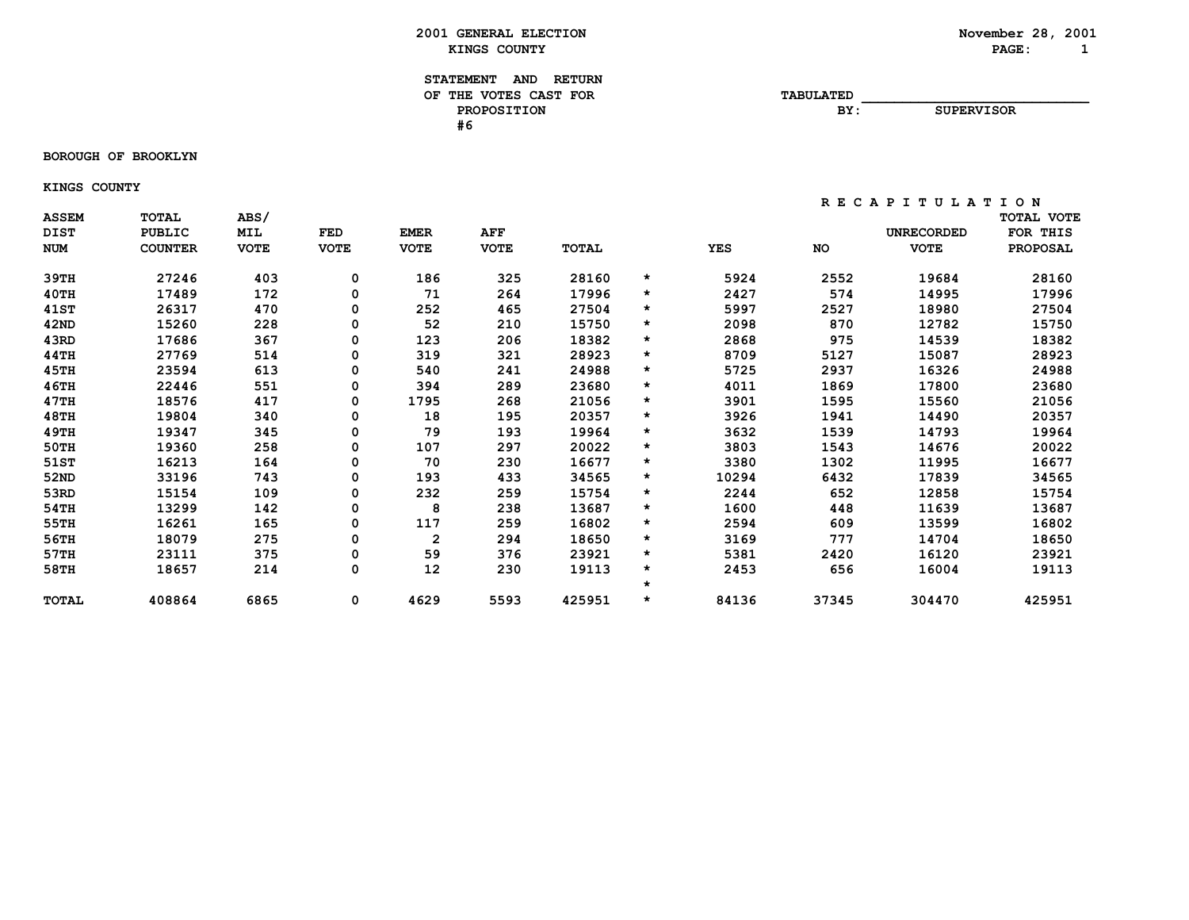2001 GENERAL ELECTION
KINGS COUNTY

November 28, 2001

STATEMENT AND RETURN
OF THE VOTES CAST FOR
PROPOSITION
#6

TABULATED BY: _________________________ SUPERVISOR

BOROUGH OF BROOKLYN

KINGS COUNTY

| ASSEM DIST NUM | TOTAL PUBLIC COUNTER | ABS/ MIL VOTE | FED VOTE | EMER VOTE | AFF VOTE | TOTAL | | YES | NO | UNRECORDED VOTE | TOTAL VOTE FOR THIS PROPOSAL |
|---|---|---|---|---|---|---|---|---|---|---|---|
| | | | | | | | | RECAPITULATION | | | |
| 39TH | 27246 | 403 | 0 | 186 | 325 | 28160 | * | 5924 | 2552 | 19684 | 28160 |
| 40TH | 17489 | 172 | 0 | 71 | 264 | 17996 | * | 2427 | 574 | 14995 | 17996 |
| 41ST | 26317 | 470 | 0 | 252 | 465 | 27504 | * | 5997 | 2527 | 18980 | 27504 |
| 42ND | 15260 | 228 | 0 | 52 | 210 | 15750 | * | 2098 | 870 | 12782 | 15750 |
| 43RD | 17686 | 367 | 0 | 123 | 206 | 18382 | * | 2868 | 975 | 14539 | 18382 |
| 44TH | 27769 | 514 | 0 | 319 | 321 | 28923 | * | 8709 | 5127 | 15087 | 28923 |
| 45TH | 23594 | 613 | 0 | 540 | 241 | 24988 | * | 5725 | 2937 | 16326 | 24988 |
| 46TH | 22446 | 551 | 0 | 394 | 289 | 23680 | * | 4011 | 1869 | 17800 | 23680 |
| 47TH | 18576 | 417 | 0 | 1795 | 268 | 21056 | * | 3901 | 1595 | 15560 | 21056 |
| 48TH | 19804 | 340 | 0 | 18 | 195 | 20357 | * | 3926 | 1941 | 14490 | 20357 |
| 49TH | 19347 | 345 | 0 | 79 | 193 | 19964 | * | 3632 | 1539 | 14793 | 19964 |
| 50TH | 19360 | 258 | 0 | 107 | 297 | 20022 | * | 3803 | 1543 | 14676 | 20022 |
| 51ST | 16213 | 164 | 0 | 70 | 230 | 16677 | * | 3380 | 1302 | 11995 | 16677 |
| 52ND | 33196 | 743 | 0 | 193 | 433 | 34565 | * | 10294 | 6432 | 17839 | 34565 |
| 53RD | 15154 | 109 | 0 | 232 | 259 | 15754 | * | 2244 | 652 | 12858 | 15754 |
| 54TH | 13299 | 142 | 0 | 8 | 238 | 13687 | * | 1600 | 448 | 11639 | 13687 |
| 55TH | 16261 | 165 | 0 | 117 | 259 | 16802 | * | 2594 | 609 | 13599 | 16802 |
| 56TH | 18079 | 275 | 0 | 2 | 294 | 18650 | * | 3169 | 777 | 14704 | 18650 |
| 57TH | 23111 | 375 | 0 | 59 | 376 | 23921 | * | 5381 | 2420 | 16120 | 23921 |
| 58TH | 18657 | 214 | 0 | 12 | 230 | 19113 | * | 2453 | 656 | 16004 | 19113 |
| | | | | | | | * | | | | |
| TOTAL | 408864 | 6865 | 0 | 4629 | 5593 | 425951 | * | 84136 | 37345 | 304470 | 425951 |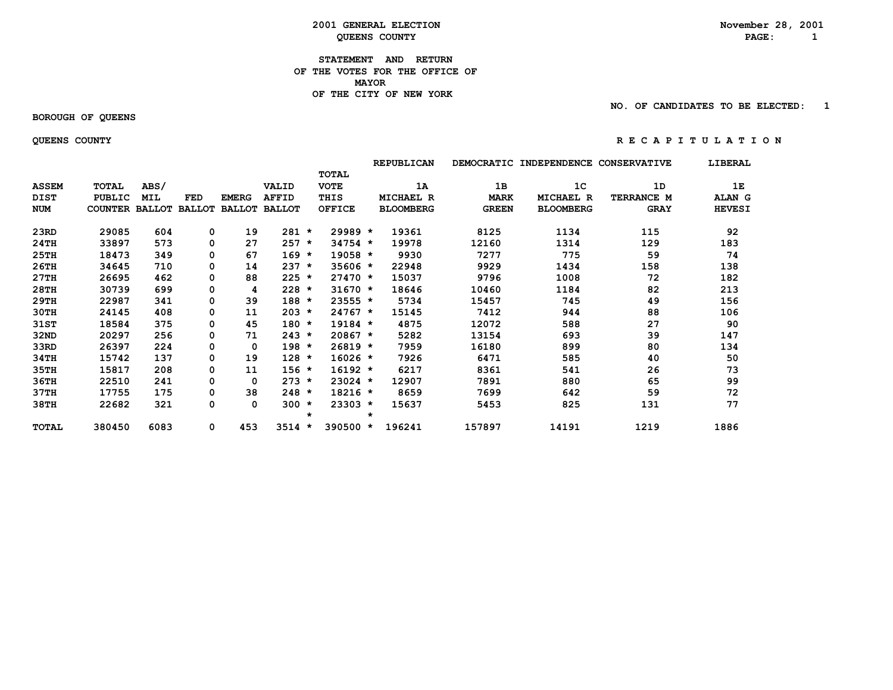# 2001 GENERAL ELECTION
## QUEENS COUNTY

November 28, 2001

### STATEMENT AND RETURN OF THE VOTES FOR THE OFFICE OF MAYOR OF THE CITY OF NEW YORK

NO. OF CANDIDATES TO BE ELECTED: 1

BOROUGH OF QUEENS

QUEENS COUNTY

R E C A P I T U L A T I O N

| ASSEM DIST NUM | TOTAL PUBLIC COUNTER | ABS/ MIL BALLOT | FED BALLOT | EMERG BALLOT | VALID AFFID BALLOT | | TOTAL VOTE THIS OFFICE | | REPUBLICAN 1A MICHAEL R BLOOMBERG | DEMOCRATIC 1B MARK GREEN | INDEPENDENCE 1C MICHAEL R BLOOMBERG | CONSERVATIVE 1D TERRANCE M GRAY | LIBERAL 1E ALAN G HEVESI |
|---|---|---|---|---|---|---|---|---|---|---|---|---|---|
| 23RD | 29085 | 604 | 0 | 19 | 281 | * | 29989 | * | 19361 | 8125 | 1134 | 115 | 92 |
| 24TH | 33897 | 573 | 0 | 27 | 257 | * | 34754 | * | 19978 | 12160 | 1314 | 129 | 183 |
| 25TH | 18473 | 349 | 0 | 67 | 169 | * | 19058 | * | 9930 | 7277 | 775 | 59 | 74 |
| 26TH | 34645 | 710 | 0 | 14 | 237 | * | 35606 | * | 22948 | 9929 | 1434 | 158 | 138 |
| 27TH | 26695 | 462 | 0 | 88 | 225 | * | 27470 | * | 15037 | 9796 | 1008 | 72 | 182 |
| 28TH | 30739 | 699 | 0 | 4 | 228 | * | 31670 | * | 18646 | 10460 | 1184 | 82 | 213 |
| 29TH | 22987 | 341 | 0 | 39 | 188 | * | 23555 | * | 5734 | 15457 | 745 | 49 | 156 |
| 30TH | 24145 | 408 | 0 | 11 | 203 | * | 24767 | * | 15145 | 7412 | 944 | 88 | 106 |
| 31ST | 18584 | 375 | 0 | 45 | 180 | * | 19184 | * | 4875 | 12072 | 588 | 27 | 90 |
| 32ND | 20297 | 256 | 0 | 71 | 243 | * | 20867 | * | 5282 | 13154 | 693 | 39 | 147 |
| 33RD | 26397 | 224 | 0 | 0 | 198 | * | 26819 | * | 7959 | 16180 | 899 | 80 | 134 |
| 34TH | 15742 | 137 | 0 | 19 | 128 | * | 16026 | * | 7926 | 6471 | 585 | 40 | 50 |
| 35TH | 15817 | 208 | 0 | 11 | 156 | * | 16192 | * | 6217 | 8361 | 541 | 26 | 73 |
| 36TH | 22510 | 241 | 0 | 0 | 273 | * | 23024 | * | 12907 | 7891 | 880 | 65 | 99 |
| 37TH | 17755 | 175 | 0 | 38 | 248 | * | 18216 | * | 8659 | 7699 | 642 | 59 | 72 |
| 38TH | 22682 | 321 | 0 | 0 | 300 | * | 23303 | * | 15637 | 5453 | 825 | 131 | 77 |
| | | | | | | * | | * | | | | | |
| TOTAL | 380450 | 6083 | 0 | 453 | 3514 | * | 390500 | * | 196241 | 157897 | 14191 | 1219 | 1886 |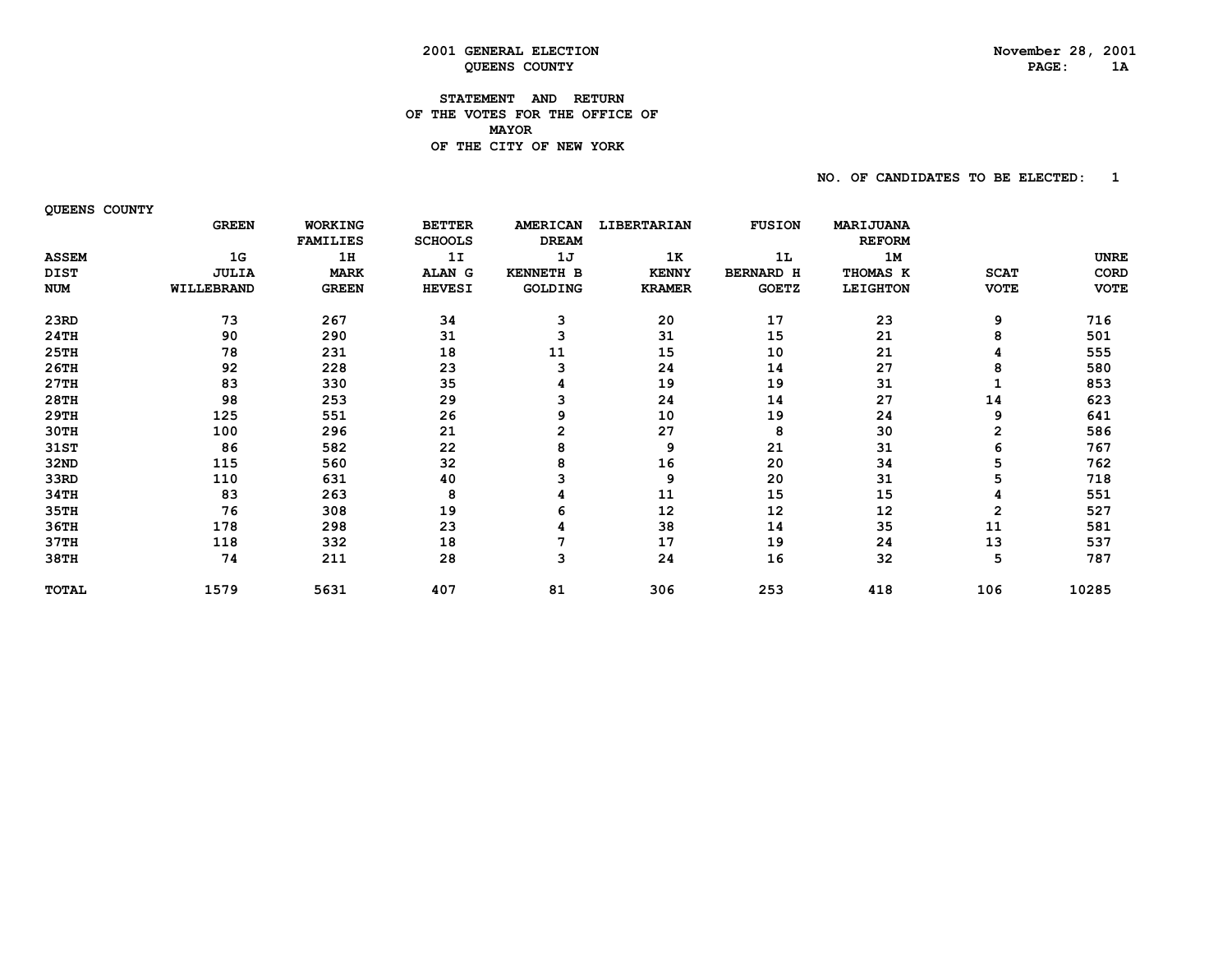**2001 GENERAL ELECTION**
**QUEENS COUNTY**

November 28, 2001

**STATEMENT AND RETURN**
**OF THE VOTES FOR THE OFFICE OF**
**MAYOR**
**OF THE CITY OF NEW YORK**

NO. OF CANDIDATES TO BE ELECTED: 1

QUEENS COUNTY

| ASSEM DIST NUM | GREEN 1G JULIA WILLEBRAND | WORKING FAMILIES 1H MARK GREEN | BETTER SCHOOLS 1I ALAN G HEVESI | AMERICAN DREAM 1J KENNETH B GOLDING | LIBERTARIAN 1K KENNY KRAMER | FUSION 1L BERNARD H GOETZ | MARIJUANA REFORM 1M THOMAS K LEIGHTON | SCAT VOTE | UNRE CORD VOTE |
|---|---|---|---|---|---|---|---|---|---|
| 23RD | 73 | 267 | 34 | 3 | 20 | 17 | 23 | 9 | 716 |
| 24TH | 90 | 290 | 31 | 3 | 31 | 15 | 21 | 8 | 501 |
| 25TH | 78 | 231 | 18 | 11 | 15 | 10 | 21 | 4 | 555 |
| 26TH | 92 | 228 | 23 | 3 | 24 | 14 | 27 | 8 | 580 |
| 27TH | 83 | 330 | 35 | 4 | 19 | 19 | 31 | 1 | 853 |
| 28TH | 98 | 253 | 29 | 3 | 24 | 14 | 27 | 14 | 623 |
| 29TH | 125 | 551 | 26 | 9 | 10 | 19 | 24 | 9 | 641 |
| 30TH | 100 | 296 | 21 | 2 | 27 | 8 | 30 | 2 | 586 |
| 31ST | 86 | 582 | 22 | 8 | 9 | 21 | 31 | 6 | 767 |
| 32ND | 115 | 560 | 32 | 8 | 16 | 20 | 34 | 5 | 762 |
| 33RD | 110 | 631 | 40 | 3 | 9 | 20 | 31 | 5 | 718 |
| 34TH | 83 | 263 | 8 | 4 | 11 | 15 | 15 | 4 | 551 |
| 35TH | 76 | 308 | 19 | 6 | 12 | 12 | 12 | 2 | 527 |
| 36TH | 178 | 298 | 23 | 4 | 38 | 14 | 35 | 11 | 581 |
| 37TH | 118 | 332 | 18 | 7 | 17 | 19 | 24 | 13 | 537 |
| 38TH | 74 | 211 | 28 | 3 | 24 | 16 | 32 | 5 | 787 |
| TOTAL | 1579 | 5631 | 407 | 81 | 306 | 253 | 418 | 106 | 10285 |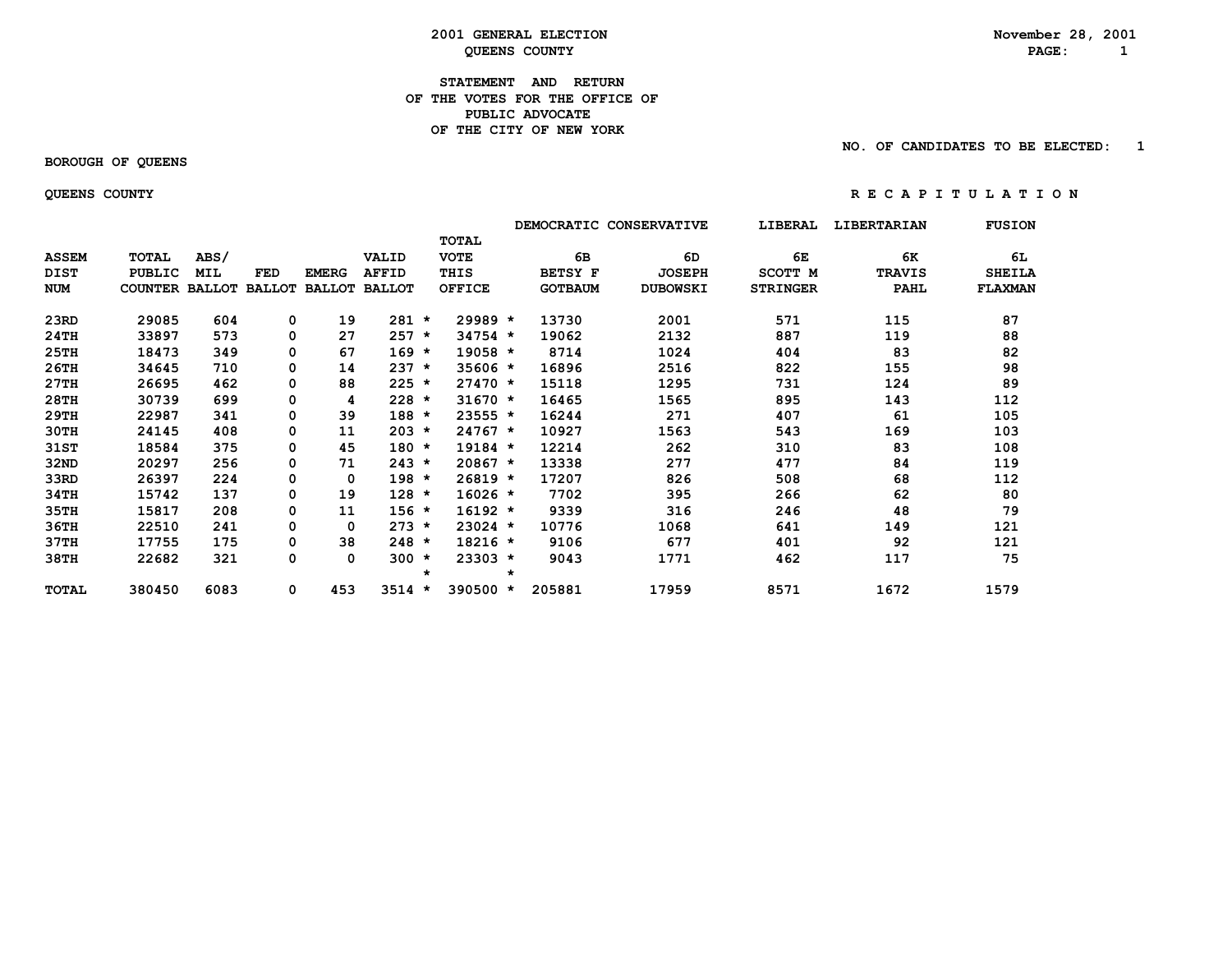**2001 GENERAL ELECTION**
**QUEENS COUNTY**

November 28, 2001

## STATEMENT AND RETURN OF THE VOTES FOR THE OFFICE OF PUBLIC ADVOCATE OF THE CITY OF NEW YORK

NO. OF CANDIDATES TO BE ELECTED: 1

BOROUGH OF QUEENS

QUEENS COUNTY

R E C A P I T U L A T I O N

| ASSEM DIST NUM | TOTAL PUBLIC COUNTER | ABS/ MIL BALLOT | FED BALLOT | EMERG BALLOT | VALID AFFID BALLOT | TOTAL VOTE THIS OFFICE | DEMOCRATIC 6B BETSY F GOTBAUM | CONSERVATIVE 6D JOSEPH DUBOWSKI | LIBERAL 6E SCOTT M STRINGER | LIBERTARIAN 6K TRAVIS PAHL | FUSION 6L SHEILA FLAXMAN |
|---|---|---|---|---|---|---|---|---|---|---|---|
| 23RD | 29085 | 604 | 0 | 19 | 281 * | 29989 * | 13730 | 2001 | 571 | 115 | 87 |
| 24TH | 33897 | 573 | 0 | 27 | 257 * | 34754 * | 19062 | 2132 | 887 | 119 | 88 |
| 25TH | 18473 | 349 | 0 | 67 | 169 * | 19058 * | 8714 | 1024 | 404 | 83 | 82 |
| 26TH | 34645 | 710 | 0 | 14 | 237 * | 35606 * | 16896 | 2516 | 822 | 155 | 98 |
| 27TH | 26695 | 462 | 0 | 88 | 225 * | 27470 * | 15118 | 1295 | 731 | 124 | 89 |
| 28TH | 30739 | 699 | 0 | 4 | 228 * | 31670 * | 16465 | 1565 | 895 | 143 | 112 |
| 29TH | 22987 | 341 | 0 | 39 | 188 * | 23555 * | 16244 | 271 | 407 | 61 | 105 |
| 30TH | 24145 | 408 | 0 | 11 | 203 * | 24767 * | 10927 | 1563 | 543 | 169 | 103 |
| 31ST | 18584 | 375 | 0 | 45 | 180 * | 19184 * | 12214 | 262 | 310 | 83 | 108 |
| 32ND | 20297 | 256 | 0 | 71 | 243 * | 20867 * | 13338 | 277 | 477 | 84 | 119 |
| 33RD | 26397 | 224 | 0 | 0 | 198 * | 26819 * | 17207 | 826 | 508 | 68 | 112 |
| 34TH | 15742 | 137 | 0 | 19 | 128 * | 16026 * | 7702 | 395 | 266 | 62 | 80 |
| 35TH | 15817 | 208 | 0 | 11 | 156 * | 16192 * | 9339 | 316 | 246 | 48 | 79 |
| 36TH | 22510 | 241 | 0 | 0 | 273 * | 23024 * | 10776 | 1068 | 641 | 149 | 121 |
| 37TH | 17755 | 175 | 0 | 38 | 248 * | 18216 * | 9106 | 677 | 401 | 92 | 121 |
| 38TH | 22682 | 321 | 0 | 0 | 300 * | 23303 * | 9043 | 1771 | 462 | 117 | 75 |
| TOTAL | 380450 | 6083 | 0 | 453 | 3514 * | 390500 * | 205881 | 17959 | 8571 | 1672 | 1579 |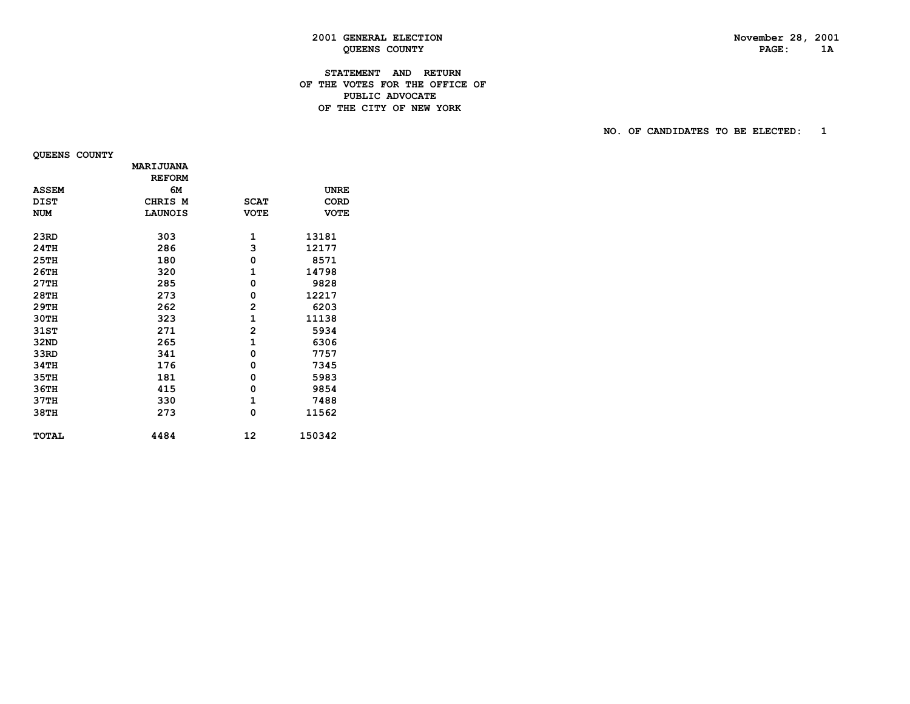2001 GENERAL ELECTION
QUEENS COUNTY

November 28, 2001

STATEMENT AND RETURN
OF THE VOTES FOR THE OFFICE OF
PUBLIC ADVOCATE
OF THE CITY OF NEW YORK

NO. OF CANDIDATES TO BE ELECTED: 1

QUEENS COUNTY

| ASSEM DIST NUM | MARIJUANA REFORM 6M CHRIS M LAUNOIS | SCAT VOTE | UNRE CORD VOTE |
|---|---|---|---|
| 23RD | 303 | 1 | 13181 |
| 24TH | 286 | 3 | 12177 |
| 25TH | 180 | 0 | 8571 |
| 26TH | 320 | 1 | 14798 |
| 27TH | 285 | 0 | 9828 |
| 28TH | 273 | 0 | 12217 |
| 29TH | 262 | 2 | 6203 |
| 30TH | 323 | 1 | 11138 |
| 31ST | 271 | 2 | 5934 |
| 32ND | 265 | 1 | 6306 |
| 33RD | 341 | 0 | 7757 |
| 34TH | 176 | 0 | 7345 |
| 35TH | 181 | 0 | 5983 |
| 36TH | 415 | 0 | 9854 |
| 37TH | 330 | 1 | 7488 |
| 38TH | 273 | 0 | 11562 |
| TOTAL | 4484 | 12 | 150342 |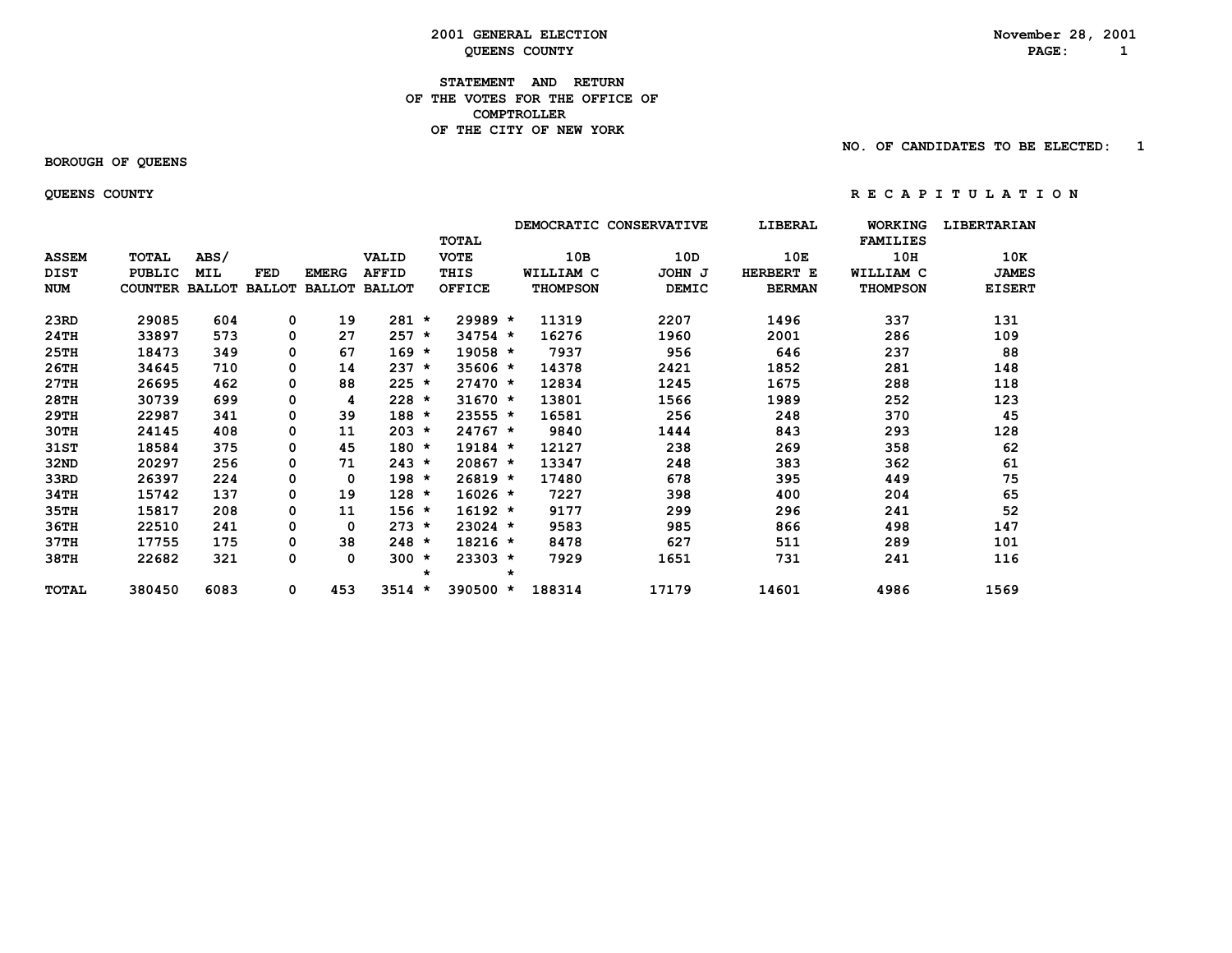# 2001 GENERAL ELECTION
## QUEENS COUNTY

November 28, 2001

### STATEMENT AND RETURN OF THE VOTES FOR THE OFFICE OF COMPTROLLER OF THE CITY OF NEW YORK

NO. OF CANDIDATES TO BE ELECTED: 1

BOROUGH OF QUEENS

QUEENS COUNTY

R E C A P I T U L A T I O N

| ASSEM DIST NUM | TOTAL PUBLIC COUNTER | ABS/ MIL BALLOT | FED BALLOT | EMERG BALLOT | VALID AFFID BALLOT | TOTAL VOTE THIS OFFICE | DEMOCRATIC 10B WILLIAM C THOMPSON | CONSERVATIVE 10D JOHN J DEMIC | LIBERAL 10E HERBERT E BERMAN | WORKING FAMILIES 10H WILLIAM C THOMPSON | LIBERTARIAN 10K JAMES EISERT |
|---|---|---|---|---|---|---|---|---|---|---|---|
| 23RD | 29085 | 604 | 0 | 19 | 281 * | 29989 * | 11319 | 2207 | 1496 | 337 | 131 |
| 24TH | 33897 | 573 | 0 | 27 | 257 * | 34754 * | 16276 | 1960 | 2001 | 286 | 109 |
| 25TH | 18473 | 349 | 0 | 67 | 169 * | 19058 * | 7937 | 956 | 646 | 237 | 88 |
| 26TH | 34645 | 710 | 0 | 14 | 237 * | 35606 * | 14378 | 2421 | 1852 | 281 | 148 |
| 27TH | 26695 | 462 | 0 | 88 | 225 * | 27470 * | 12834 | 1245 | 1675 | 288 | 118 |
| 28TH | 30739 | 699 | 0 | 4 | 228 * | 31670 * | 13801 | 1566 | 1989 | 252 | 123 |
| 29TH | 22987 | 341 | 0 | 39 | 188 * | 23555 * | 16581 | 256 | 248 | 370 | 45 |
| 30TH | 24145 | 408 | 0 | 11 | 203 * | 24767 * | 9840 | 1444 | 843 | 293 | 128 |
| 31ST | 18584 | 375 | 0 | 45 | 180 * | 19184 * | 12127 | 238 | 269 | 358 | 62 |
| 32ND | 20297 | 256 | 0 | 71 | 243 * | 20867 * | 13347 | 248 | 383 | 362 | 61 |
| 33RD | 26397 | 224 | 0 | 0 | 198 * | 26819 * | 17480 | 678 | 395 | 449 | 75 |
| 34TH | 15742 | 137 | 0 | 19 | 128 * | 16026 * | 7227 | 398 | 400 | 204 | 65 |
| 35TH | 15817 | 208 | 0 | 11 | 156 * | 16192 * | 9177 | 299 | 296 | 241 | 52 |
| 36TH | 22510 | 241 | 0 | 0 | 273 * | 23024 * | 9583 | 985 | 866 | 498 | 147 |
| 37TH | 17755 | 175 | 0 | 38 | 248 * | 18216 * | 8478 | 627 | 511 | 289 | 101 |
| 38TH | 22682 | 321 | 0 | 0 | 300 * | 23303 * | 7929 | 1651 | 731 | 241 | 116 |
| TOTAL | 380450 | 6083 | 0 | 453 | 3514 * | 390500 * | 188314 | 17179 | 14601 | 4986 | 1569 |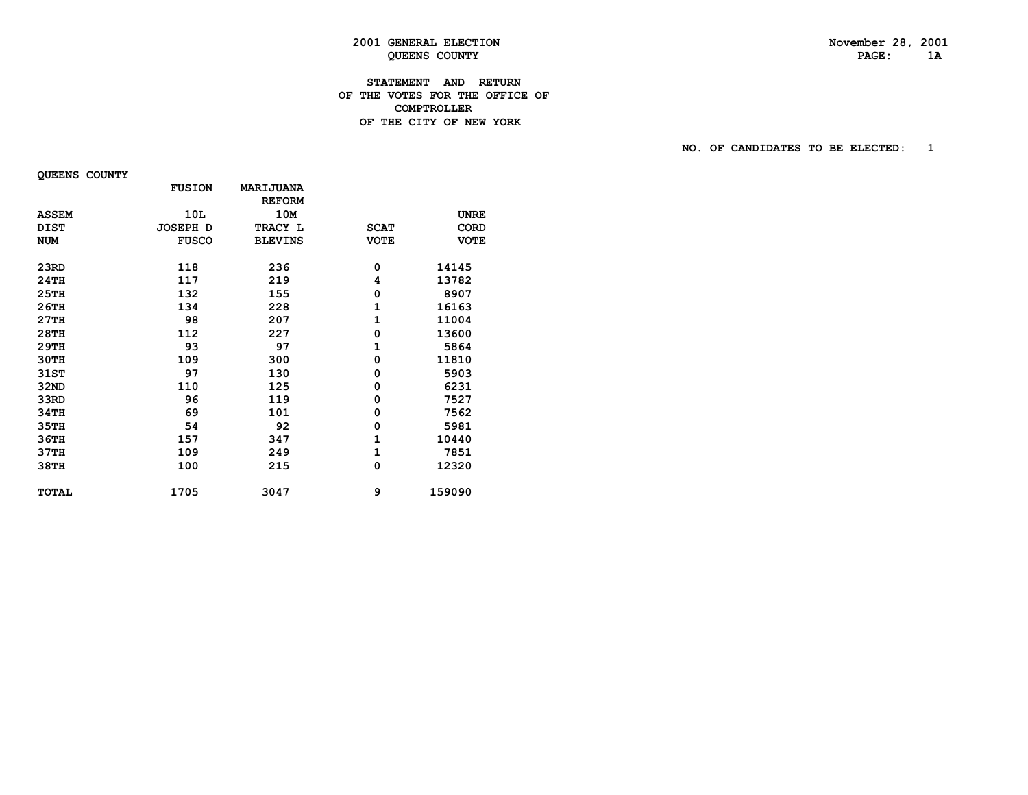2001 GENERAL ELECTION
QUEENS COUNTY

November 28, 2001

# STATEMENT AND RETURN OF THE VOTES FOR THE OFFICE OF COMPTROLLER OF THE CITY OF NEW YORK

NO. OF CANDIDATES TO BE ELECTED: 1

QUEENS COUNTY

| ASSEM DIST NUM | FUSION 10L JOSEPH D FUSCO | MARIJUANA REFORM 10M TRACY L BLEVINS | SCAT VOTE | UNRE CORD VOTE |
|---|---|---|---|---|
| 23RD | 118 | 236 | 0 | 14145 |
| 24TH | 117 | 219 | 4 | 13782 |
| 25TH | 132 | 155 | 0 | 8907 |
| 26TH | 134 | 228 | 1 | 16163 |
| 27TH | 98 | 207 | 1 | 11004 |
| 28TH | 112 | 227 | 0 | 13600 |
| 29TH | 93 | 97 | 1 | 5864 |
| 30TH | 109 | 300 | 0 | 11810 |
| 31ST | 97 | 130 | 0 | 5903 |
| 32ND | 110 | 125 | 0 | 6231 |
| 33RD | 96 | 119 | 0 | 7527 |
| 34TH | 69 | 101 | 0 | 7562 |
| 35TH | 54 | 92 | 0 | 5981 |
| 36TH | 157 | 347 | 1 | 10440 |
| 37TH | 109 | 249 | 1 | 7851 |
| 38TH | 100 | 215 | 0 | 12320 |
| TOTAL | 1705 | 3047 | 9 | 159090 |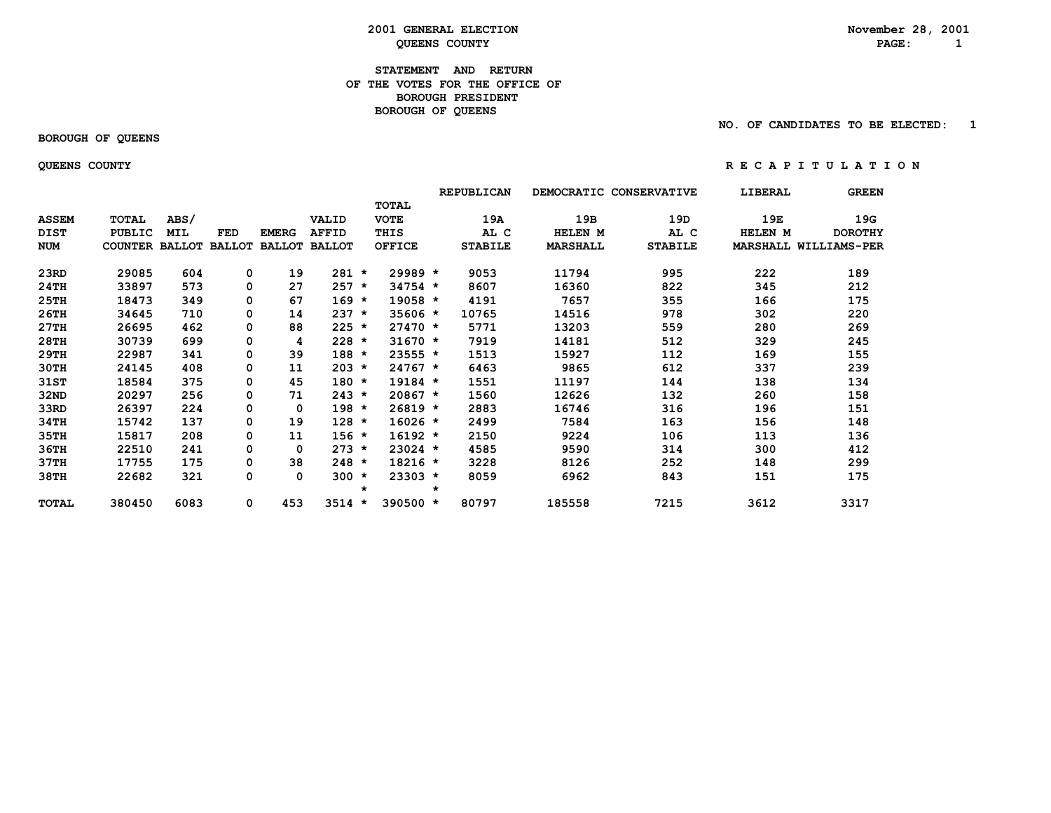# 2001 GENERAL ELECTION
## QUEENS COUNTY

November 28, 2001

### STATEMENT AND RETURN OF THE VOTES FOR THE OFFICE OF BOROUGH PRESIDENT BOROUGH OF QUEENS

NO. OF CANDIDATES TO BE ELECTED: 1

BOROUGH OF QUEENS

QUEENS COUNTY

R E C A P I T U L A T I O N

| ASSEM DIST NUM | TOTAL PUBLIC COUNTER | ABS/ MIL BALLOT | FED BALLOT | EMERG BALLOT | VALID AFFID BALLOT | | TOTAL VOTE THIS OFFICE | | REPUBLICAN 19A AL C STABILE | DEMOCRATIC 19B HELEN M MARSHALL | CONSERVATIVE 19D AL C STABILE | LIBERAL 19E HELEN M MARSHALL | GREEN 19G DOROTHY WILLIAMS-PER |
|---|---|---|---|---|---|---|---|---|---|---|---|---|---|
| 23RD | 29085 | 604 | 0 | 19 | 281 | * | 29989 | * | 9053 | 11794 | 995 | 222 | 189 |
| 24TH | 33897 | 573 | 0 | 27 | 257 | * | 34754 | * | 8607 | 16360 | 822 | 345 | 212 |
| 25TH | 18473 | 349 | 0 | 67 | 169 | * | 19058 | * | 4191 | 7657 | 355 | 166 | 175 |
| 26TH | 34645 | 710 | 0 | 14 | 237 | * | 35606 | * | 10765 | 14516 | 978 | 302 | 220 |
| 27TH | 26695 | 462 | 0 | 88 | 225 | * | 27470 | * | 5771 | 13203 | 559 | 280 | 269 |
| 28TH | 30739 | 699 | 0 | 4 | 228 | * | 31670 | * | 7919 | 14181 | 512 | 329 | 245 |
| 29TH | 22987 | 341 | 0 | 39 | 188 | * | 23555 | * | 1513 | 15927 | 112 | 169 | 155 |
| 30TH | 24145 | 408 | 0 | 11 | 203 | * | 24767 | * | 6463 | 9865 | 612 | 337 | 239 |
| 31ST | 18584 | 375 | 0 | 45 | 180 | * | 19184 | * | 1551 | 11197 | 144 | 138 | 134 |
| 32ND | 20297 | 256 | 0 | 71 | 243 | * | 20867 | * | 1560 | 12626 | 132 | 260 | 158 |
| 33RD | 26397 | 224 | 0 | 0 | 198 | * | 26819 | * | 2883 | 16746 | 316 | 196 | 151 |
| 34TH | 15742 | 137 | 0 | 19 | 128 | * | 16026 | * | 2499 | 7584 | 163 | 156 | 148 |
| 35TH | 15817 | 208 | 0 | 11 | 156 | * | 16192 | * | 2150 | 9224 | 106 | 113 | 136 |
| 36TH | 22510 | 241 | 0 | 0 | 273 | * | 23024 | * | 4585 | 9590 | 314 | 300 | 412 |
| 37TH | 17755 | 175 | 0 | 38 | 248 | * | 18216 | * | 3228 | 8126 | 252 | 148 | 299 |
| 38TH | 22682 | 321 | 0 | 0 | 300 | * | 23303 | * | 8059 | 6962 | 843 | 151 | 175 |
| | | | | | | * | | * | | | | | |
| TOTAL | 380450 | 6083 | 0 | 453 | 3514 | * | 390500 | * | 80797 | 185558 | 7215 | 3612 | 3317 |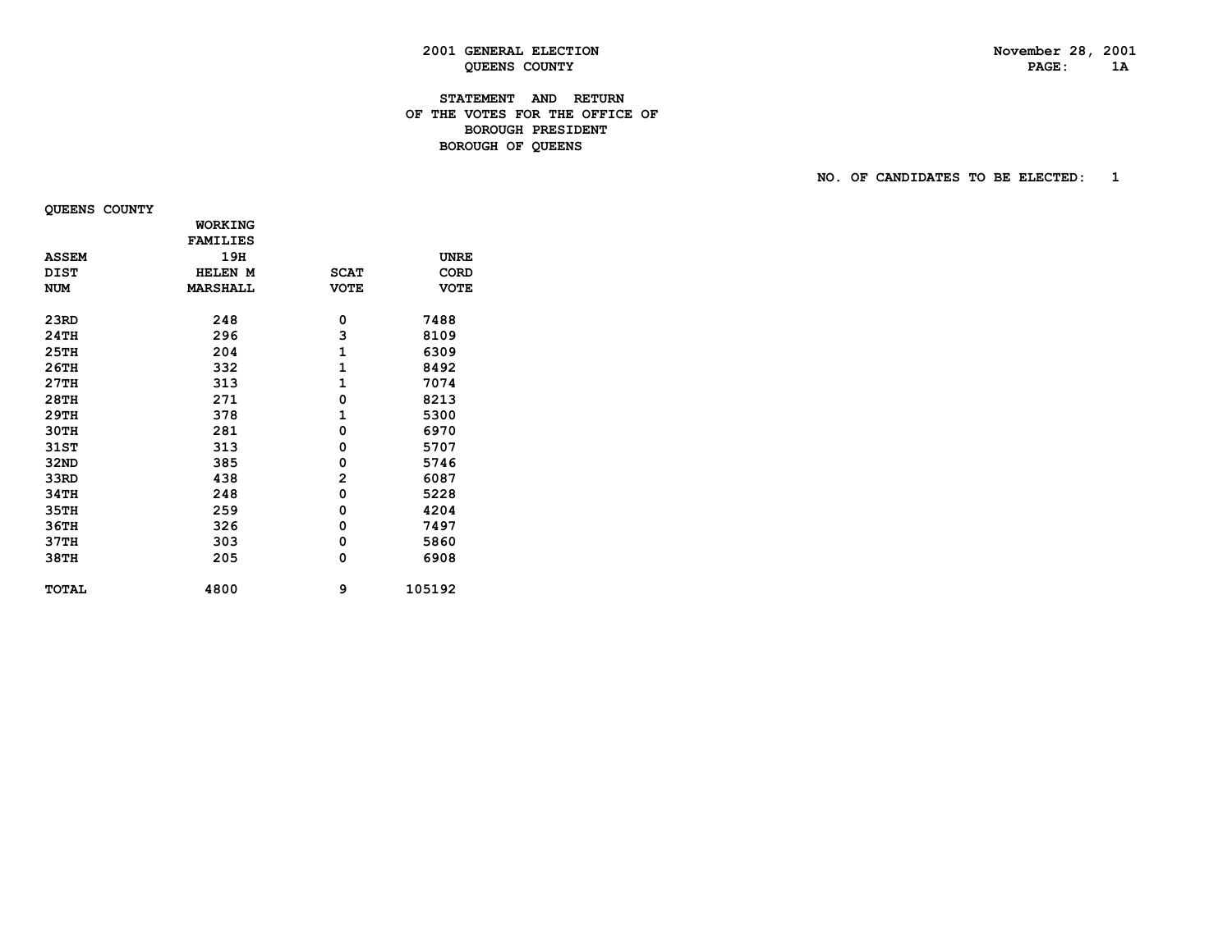2001 GENERAL ELECTION
QUEENS COUNTY

November 28, 2001

## STATEMENT AND RETURN OF THE VOTES FOR THE OFFICE OF BOROUGH PRESIDENT BOROUGH OF QUEENS

NO. OF CANDIDATES TO BE ELECTED: 1

QUEENS COUNTY

| ASSEM DIST NUM | WORKING FAMILIES 19H HELEN M MARSHALL | SCAT VOTE | UNRECORD VOTE |
|---|---|---|---|
| 23RD | 248 | 0 | 7488 |
| 24TH | 296 | 3 | 8109 |
| 25TH | 204 | 1 | 6309 |
| 26TH | 332 | 1 | 8492 |
| 27TH | 313 | 1 | 7074 |
| 28TH | 271 | 0 | 8213 |
| 29TH | 378 | 1 | 5300 |
| 30TH | 281 | 0 | 6970 |
| 31ST | 313 | 0 | 5707 |
| 32ND | 385 | 0 | 5746 |
| 33RD | 438 | 2 | 6087 |
| 34TH | 248 | 0 | 5228 |
| 35TH | 259 | 0 | 4204 |
| 36TH | 326 | 0 | 7497 |
| 37TH | 303 | 0 | 5860 |
| 38TH | 205 | 0 | 6908 |
| TOTAL | 4800 | 9 | 105192 |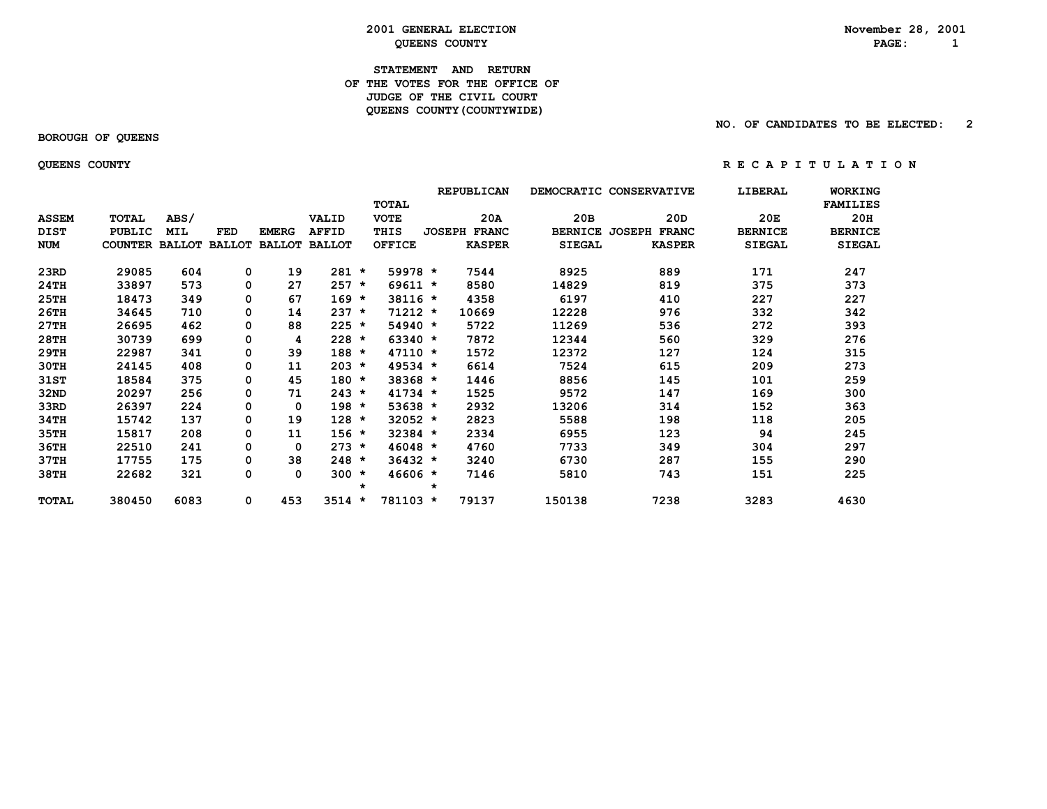2001 GENERAL ELECTION
QUEENS COUNTY

November 28, 2001

STATEMENT AND RETURN
OF THE VOTES FOR THE OFFICE OF
JUDGE OF THE CIVIL COURT
QUEENS COUNTY(COUNTYWIDE)

NO. OF CANDIDATES TO BE ELECTED: 2

BOROUGH OF QUEENS

QUEENS COUNTY

R E C A P I T U L A T I O N

| ASSEM DIST NUM | TOTAL PUBLIC COUNTER | ABS/ MIL BALLOT | FED BALLOT | EMERG BALLOT | VALID AFFID BALLOT | | TOTAL VOTE THIS OFFICE | | REPUBLICAN 20A JOSEPH FRANC KASPER | DEMOCRATIC 20B BERNICE SIEGAL | CONSERVATIVE 20D JOSEPH FRANC KASPER | LIBERAL 20E BERNICE SIEGAL | WORKING FAMILIES 20H BERNICE SIEGAL |
|---|---|---|---|---|---|---|---|---|---|---|---|---|---|
| 23RD | 29085 | 604 | 0 | 19 | 281 | * | 59978 | * | 7544 | 8925 | 889 | 171 | 247 |
| 24TH | 33897 | 573 | 0 | 27 | 257 | * | 69611 | * | 8580 | 14829 | 819 | 375 | 373 |
| 25TH | 18473 | 349 | 0 | 67 | 169 | * | 38116 | * | 4358 | 6197 | 410 | 227 | 227 |
| 26TH | 34645 | 710 | 0 | 14 | 237 | * | 71212 | * | 10669 | 12228 | 976 | 332 | 342 |
| 27TH | 26695 | 462 | 0 | 88 | 225 | * | 54940 | * | 5722 | 11269 | 536 | 272 | 393 |
| 28TH | 30739 | 699 | 0 | 4 | 228 | * | 63340 | * | 7872 | 12344 | 560 | 329 | 276 |
| 29TH | 22987 | 341 | 0 | 39 | 188 | * | 47110 | * | 1572 | 12372 | 127 | 124 | 315 |
| 30TH | 24145 | 408 | 0 | 11 | 203 | * | 49534 | * | 6614 | 7524 | 615 | 209 | 273 |
| 31ST | 18584 | 375 | 0 | 45 | 180 | * | 38368 | * | 1446 | 8856 | 145 | 101 | 259 |
| 32ND | 20297 | 256 | 0 | 71 | 243 | * | 41734 | * | 1525 | 9572 | 147 | 169 | 300 |
| 33RD | 26397 | 224 | 0 | 0 | 198 | * | 53638 | * | 2932 | 13206 | 314 | 152 | 363 |
| 34TH | 15742 | 137 | 0 | 19 | 128 | * | 32052 | * | 2823 | 5588 | 198 | 118 | 205 |
| 35TH | 15817 | 208 | 0 | 11 | 156 | * | 32384 | * | 2334 | 6955 | 123 | 94 | 245 |
| 36TH | 22510 | 241 | 0 | 0 | 273 | * | 46048 | * | 4760 | 7733 | 349 | 304 | 297 |
| 37TH | 17755 | 175 | 0 | 38 | 248 | * | 36432 | * | 3240 | 6730 | 287 | 155 | 290 |
| 38TH | 22682 | 321 | 0 | 0 | 300 | * | 46606 | * | 7146 | 5810 | 743 | 151 | 225 |
| | | | | | | * | | * | | | | | |
| TOTAL | 380450 | 6083 | 0 | 453 | 3514 | * | 781103 | * | 79137 | 150138 | 7238 | 3283 | 4630 |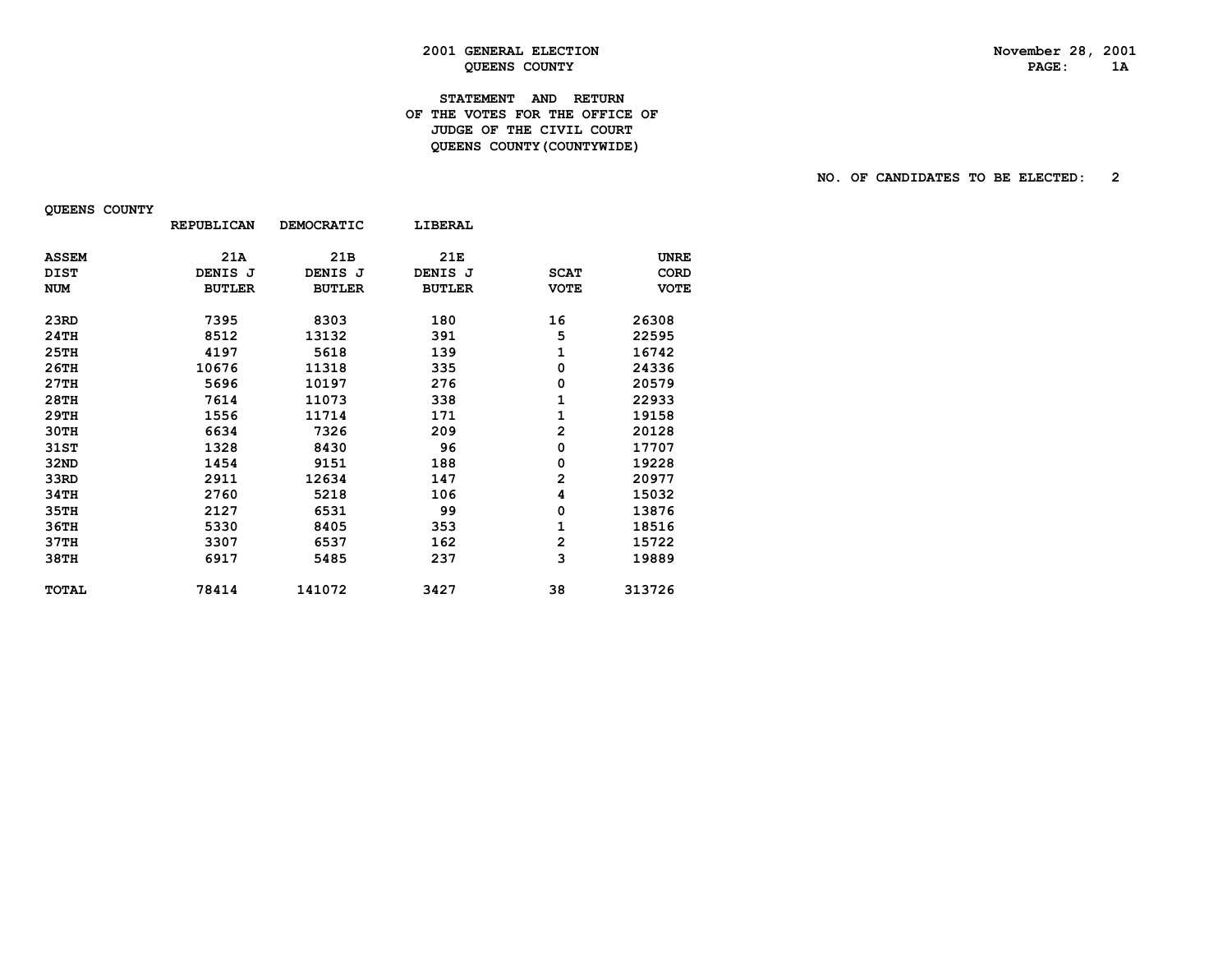**2001 GENERAL ELECTION**
**QUEENS COUNTY**

November 28, 2001
PAGE: 1A

**STATEMENT AND RETURN**
**OF THE VOTES FOR THE OFFICE OF**
**JUDGE OF THE CIVIL COURT**
**QUEENS COUNTY(COUNTYWIDE)**

NO. OF CANDIDATES TO BE ELECTED: 2

QUEENS COUNTY

| | REPUBLICAN | DEMOCRATIC | LIBERAL | | |
|---|---|---|---|---|---|
| ASSEM DIST NUM | 21A DENIS J BUTLER | 21B DENIS J BUTLER | 21E DENIS J BUTLER | SCAT VOTE | UNRE CORD VOTE |
| 23RD | 7395 | 8303 | 180 | 16 | 26308 |
| 24TH | 8512 | 13132 | 391 | 5 | 22595 |
| 25TH | 4197 | 5618 | 139 | 1 | 16742 |
| 26TH | 10676 | 11318 | 335 | 0 | 24336 |
| 27TH | 5696 | 10197 | 276 | 0 | 20579 |
| 28TH | 7614 | 11073 | 338 | 1 | 22933 |
| 29TH | 1556 | 11714 | 171 | 1 | 19158 |
| 30TH | 6634 | 7326 | 209 | 2 | 20128 |
| 31ST | 1328 | 8430 | 96 | 0 | 17707 |
| 32ND | 1454 | 9151 | 188 | 0 | 19228 |
| 33RD | 2911 | 12634 | 147 | 2 | 20977 |
| 34TH | 2760 | 5218 | 106 | 4 | 15032 |
| 35TH | 2127 | 6531 | 99 | 0 | 13876 |
| 36TH | 5330 | 8405 | 353 | 1 | 18516 |
| 37TH | 3307 | 6537 | 162 | 2 | 15722 |
| 38TH | 6917 | 5485 | 237 | 3 | 19889 |
| TOTAL | 78414 | 141072 | 3427 | 38 | 313726 |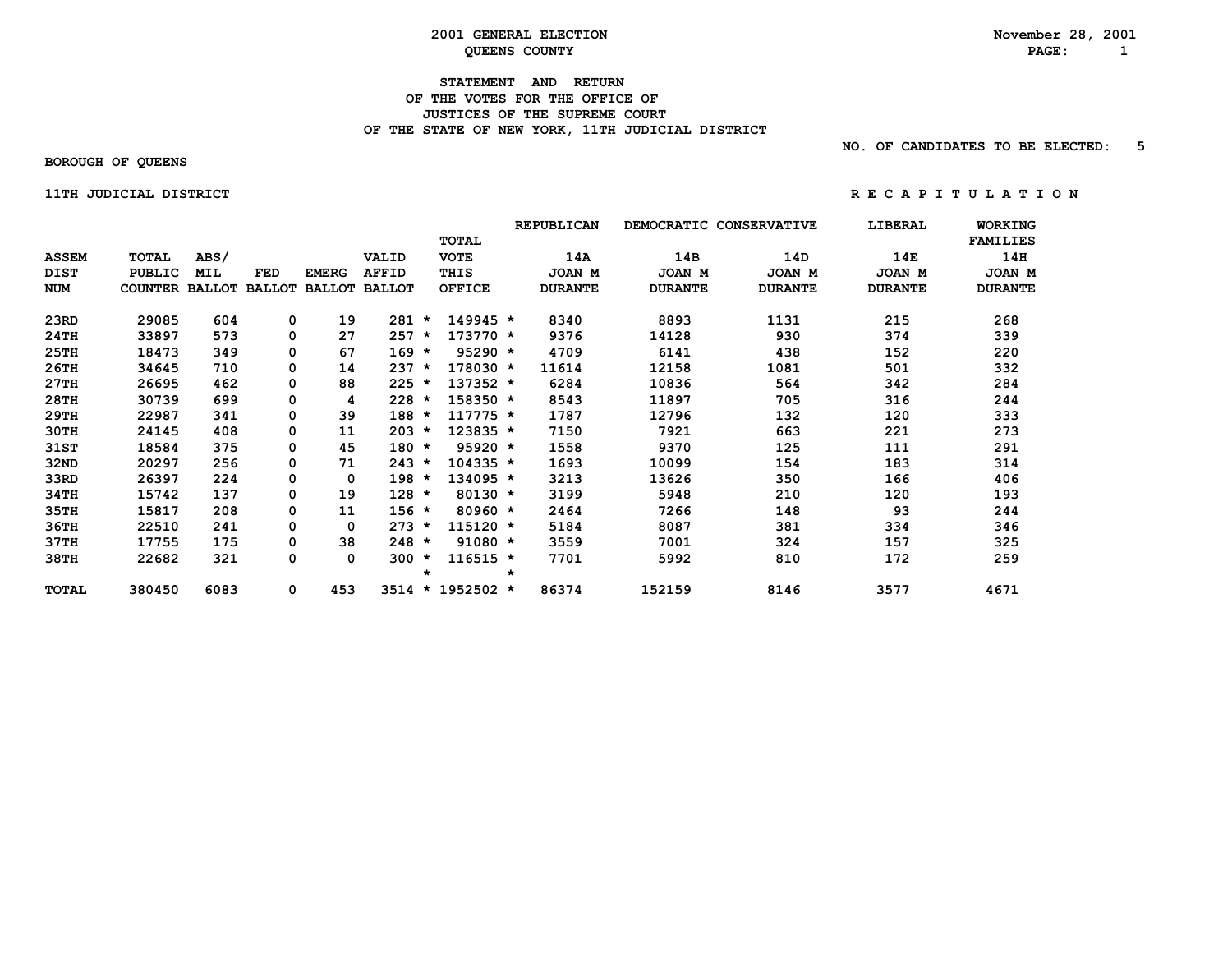**2001 GENERAL ELECTION**
**QUEENS COUNTY**

November 28, 2001

**STATEMENT AND RETURN**
**OF THE VOTES FOR THE OFFICE OF**
**JUSTICES OF THE SUPREME COURT**
**OF THE STATE OF NEW YORK, 11TH JUDICIAL DISTRICT**

NO. OF CANDIDATES TO BE ELECTED: 5

BOROUGH OF QUEENS

11TH JUDICIAL DISTRICT

R E C A P I T U L A T I O N

| ASSEM DIST NUM | TOTAL PUBLIC COUNTER | ABS/ MIL BALLOT | FED BALLOT | EMERG BALLOT | VALID AFFID BALLOT | | TOTAL VOTE THIS OFFICE | | REPUBLICAN 14A JOAN M DURANTE | DEMOCRATIC 14B JOAN M DURANTE | CONSERVATIVE 14D JOAN M DURANTE | LIBERAL 14E JOAN M DURANTE | WORKING FAMILIES 14H JOAN M DURANTE |
|---|---|---|---|---|---|---|---|---|---|---|---|---|---|
| 23RD | 29085 | 604 | 0 | 19 | 281 | * | 149945 | * | 8340 | 8893 | 1131 | 215 | 268 |
| 24TH | 33897 | 573 | 0 | 27 | 257 | * | 173770 | * | 9376 | 14128 | 930 | 374 | 339 |
| 25TH | 18473 | 349 | 0 | 67 | 169 | * | 95290 | * | 4709 | 6141 | 438 | 152 | 220 |
| 26TH | 34645 | 710 | 0 | 14 | 237 | * | 178030 | * | 11614 | 12158 | 1081 | 501 | 332 |
| 27TH | 26695 | 462 | 0 | 88 | 225 | * | 137352 | * | 6284 | 10836 | 564 | 342 | 284 |
| 28TH | 30739 | 699 | 0 | 4 | 228 | * | 158350 | * | 8543 | 11897 | 705 | 316 | 244 |
| 29TH | 22987 | 341 | 0 | 39 | 188 | * | 117775 | * | 1787 | 12796 | 132 | 120 | 333 |
| 30TH | 24145 | 408 | 0 | 11 | 203 | * | 123835 | * | 7150 | 7921 | 663 | 221 | 273 |
| 31ST | 18584 | 375 | 0 | 45 | 180 | * | 95920 | * | 1558 | 9370 | 125 | 111 | 291 |
| 32ND | 20297 | 256 | 0 | 71 | 243 | * | 104335 | * | 1693 | 10099 | 154 | 183 | 314 |
| 33RD | 26397 | 224 | 0 | 0 | 198 | * | 134095 | * | 3213 | 13626 | 350 | 166 | 406 |
| 34TH | 15742 | 137 | 0 | 19 | 128 | * | 80130 | * | 3199 | 5948 | 210 | 120 | 193 |
| 35TH | 15817 | 208 | 0 | 11 | 156 | * | 80960 | * | 2464 | 7266 | 148 | 93 | 244 |
| 36TH | 22510 | 241 | 0 | 0 | 273 | * | 115120 | * | 5184 | 8087 | 381 | 334 | 346 |
| 37TH | 17755 | 175 | 0 | 38 | 248 | * | 91080 | * | 3559 | 7001 | 324 | 157 | 325 |
| 38TH | 22682 | 321 | 0 | 0 | 300 | * | 116515 | * | 7701 | 5992 | 810 | 172 | 259 |
| | | | | | | * | | * | | | | | |
| TOTAL | 380450 | 6083 | 0 | 453 | 3514 | * | 1952502 | * | 86374 | 152159 | 8146 | 3577 | 4671 |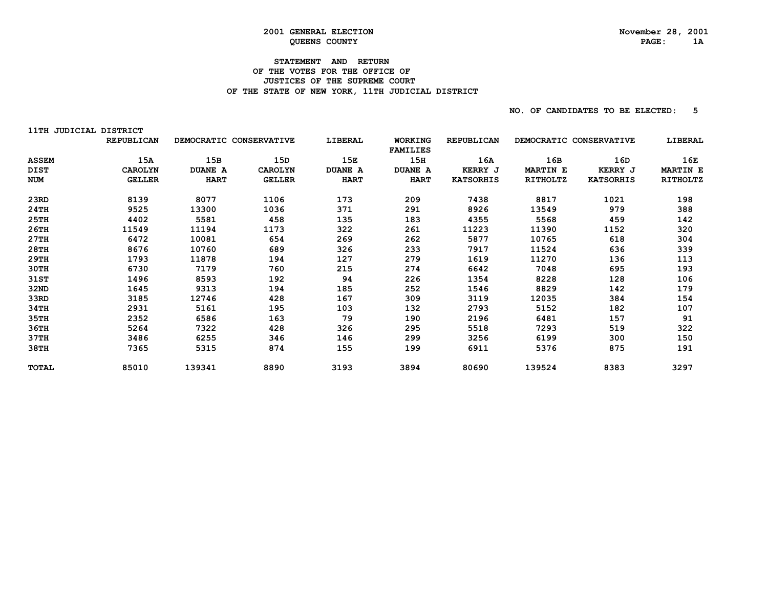2001 GENERAL ELECTION
QUEENS COUNTY

November 28, 2001

## STATEMENT AND RETURN OF THE VOTES FOR THE OFFICE OF JUSTICES OF THE SUPREME COURT OF THE STATE OF NEW YORK, 11TH JUDICIAL DISTRICT

NO. OF CANDIDATES TO BE ELECTED: 5

11TH JUDICIAL DISTRICT

| ASSEM DIST NUM | REPUBLICAN 15A CAROLYN GELLER | DEMOCRATIC 15B DUANE A HART | CONSERVATIVE 15D CAROLYN GELLER | LIBERAL 15E DUANE A HART | WORKING FAMILIES 15H DUANE A HART | REPUBLICAN 16A KERRY J KATSORHIS | DEMOCRATIC 16B MARTIN E RITHOLTZ | CONSERVATIVE 16D KERRY J KATSORHIS | LIBERAL 16E MARTIN E RITHOLTZ |
|---|---|---|---|---|---|---|---|---|---|
| 23RD | 8139 | 8077 | 1106 | 173 | 209 | 7438 | 8817 | 1021 | 198 |
| 24TH | 9525 | 13300 | 1036 | 371 | 291 | 8926 | 13549 | 979 | 388 |
| 25TH | 4402 | 5581 | 458 | 135 | 183 | 4355 | 5568 | 459 | 142 |
| 26TH | 11549 | 11194 | 1173 | 322 | 261 | 11223 | 11390 | 1152 | 320 |
| 27TH | 6472 | 10081 | 654 | 269 | 262 | 5877 | 10765 | 618 | 304 |
| 28TH | 8676 | 10760 | 689 | 326 | 233 | 7917 | 11524 | 636 | 339 |
| 29TH | 1793 | 11878 | 194 | 127 | 279 | 1619 | 11270 | 136 | 113 |
| 30TH | 6730 | 7179 | 760 | 215 | 274 | 6642 | 7048 | 695 | 193 |
| 31ST | 1496 | 8593 | 192 | 94 | 226 | 1354 | 8228 | 128 | 106 |
| 32ND | 1645 | 9313 | 194 | 185 | 252 | 1546 | 8829 | 142 | 179 |
| 33RD | 3185 | 12746 | 428 | 167 | 309 | 3119 | 12035 | 384 | 154 |
| 34TH | 2931 | 5161 | 195 | 103 | 132 | 2793 | 5152 | 182 | 107 |
| 35TH | 2352 | 6586 | 163 | 79 | 190 | 2196 | 6481 | 157 | 91 |
| 36TH | 5264 | 7322 | 428 | 326 | 295 | 5518 | 7293 | 519 | 322 |
| 37TH | 3486 | 6255 | 346 | 146 | 299 | 3256 | 6199 | 300 | 150 |
| 38TH | 7365 | 5315 | 874 | 155 | 199 | 6911 | 5376 | 875 | 191 |
| TOTAL | 85010 | 139341 | 8890 | 3193 | 3894 | 80690 | 139524 | 8383 | 3297 |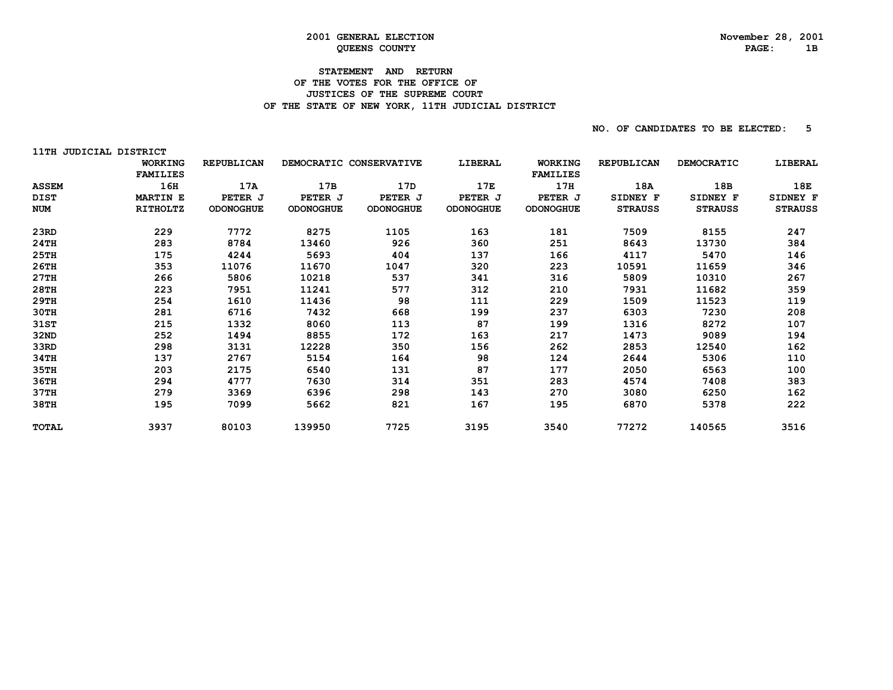# 2001 GENERAL ELECTION
## QUEENS COUNTY

November 28, 2001

### STATEMENT AND RETURN
### OF THE VOTES FOR THE OFFICE OF
### JUSTICES OF THE SUPREME COURT
### OF THE STATE OF NEW YORK, 11TH JUDICIAL DISTRICT

NO. OF CANDIDATES TO BE ELECTED: 5

11TH JUDICIAL DISTRICT

| ASSEM DIST NUM | WORKING FAMILIES 16H MARTIN E RITHOLTZ | REPUBLICAN 17A PETER J ODONOGHUE | DEMOCRATIC 17B PETER J ODONOGHUE | CONSERVATIVE 17D PETER J ODONOGHUE | LIBERAL 17E PETER J ODONOGHUE | WORKING FAMILIES 17H PETER J ODONOGHUE | REPUBLICAN 18A SIDNEY F STRAUSS | DEMOCRATIC 18B SIDNEY F STRAUSS | LIBERAL 18E SIDNEY F STRAUSS |
|---|---|---|---|---|---|---|---|---|---|
| 23RD | 229 | 7772 | 8275 | 1105 | 163 | 181 | 7509 | 8155 | 247 |
| 24TH | 283 | 8784 | 13460 | 926 | 360 | 251 | 8643 | 13730 | 384 |
| 25TH | 175 | 4244 | 5693 | 404 | 137 | 166 | 4117 | 5470 | 146 |
| 26TH | 353 | 11076 | 11670 | 1047 | 320 | 223 | 10591 | 11659 | 346 |
| 27TH | 266 | 5806 | 10218 | 537 | 341 | 316 | 5809 | 10310 | 267 |
| 28TH | 223 | 7951 | 11241 | 577 | 312 | 210 | 7931 | 11682 | 359 |
| 29TH | 254 | 1610 | 11436 | 98 | 111 | 229 | 1509 | 11523 | 119 |
| 30TH | 281 | 6716 | 7432 | 668 | 199 | 237 | 6303 | 7230 | 208 |
| 31ST | 215 | 1332 | 8060 | 113 | 87 | 199 | 1316 | 8272 | 107 |
| 32ND | 252 | 1494 | 8855 | 172 | 163 | 217 | 1473 | 9089 | 194 |
| 33RD | 298 | 3131 | 12228 | 350 | 156 | 262 | 2853 | 12540 | 162 |
| 34TH | 137 | 2767 | 5154 | 164 | 98 | 124 | 2644 | 5306 | 110 |
| 35TH | 203 | 2175 | 6540 | 131 | 87 | 177 | 2050 | 6563 | 100 |
| 36TH | 294 | 4777 | 7630 | 314 | 351 | 283 | 4574 | 7408 | 383 |
| 37TH | 279 | 3369 | 6396 | 298 | 143 | 270 | 3080 | 6250 | 162 |
| 38TH | 195 | 7099 | 5662 | 821 | 167 | 195 | 6870 | 5378 | 222 |
| TOTAL | 3937 | 80103 | 139950 | 7725 | 3195 | 3540 | 77272 | 140565 | 3516 |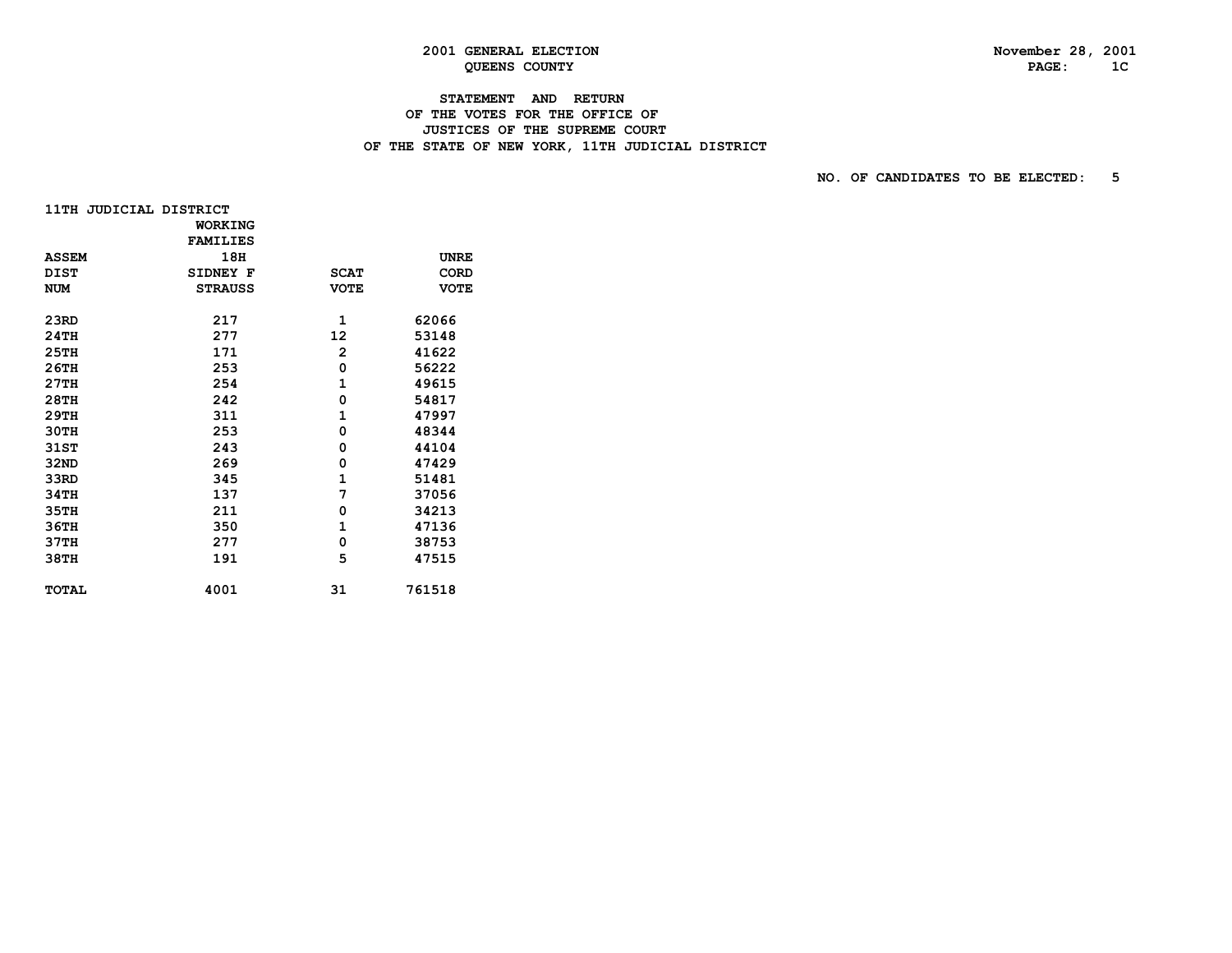2001 GENERAL ELECTION
QUEENS COUNTY

November 28, 2001

# STATEMENT AND RETURN OF THE VOTES FOR THE OFFICE OF JUSTICES OF THE SUPREME COURT OF THE STATE OF NEW YORK, 11TH JUDICIAL DISTRICT

NO. OF CANDIDATES TO BE ELECTED: 5

11TH JUDICIAL DISTRICT

| ASSEM DIST NUM | WORKING FAMILIES 18H SIDNEY F STRAUSS | SCAT VOTE | UNRE CORD VOTE |
|---|---|---|---|
| 23RD | 217 | 1 | 62066 |
| 24TH | 277 | 12 | 53148 |
| 25TH | 171 | 2 | 41622 |
| 26TH | 253 | 0 | 56222 |
| 27TH | 254 | 1 | 49615 |
| 28TH | 242 | 0 | 54817 |
| 29TH | 311 | 1 | 47997 |
| 30TH | 253 | 0 | 48344 |
| 31ST | 243 | 0 | 44104 |
| 32ND | 269 | 0 | 47429 |
| 33RD | 345 | 1 | 51481 |
| 34TH | 137 | 7 | 37056 |
| 35TH | 211 | 0 | 34213 |
| 36TH | 350 | 1 | 47136 |
| 37TH | 277 | 0 | 38753 |
| 38TH | 191 | 5 | 47515 |
| TOTAL | 4001 | 31 | 761518 |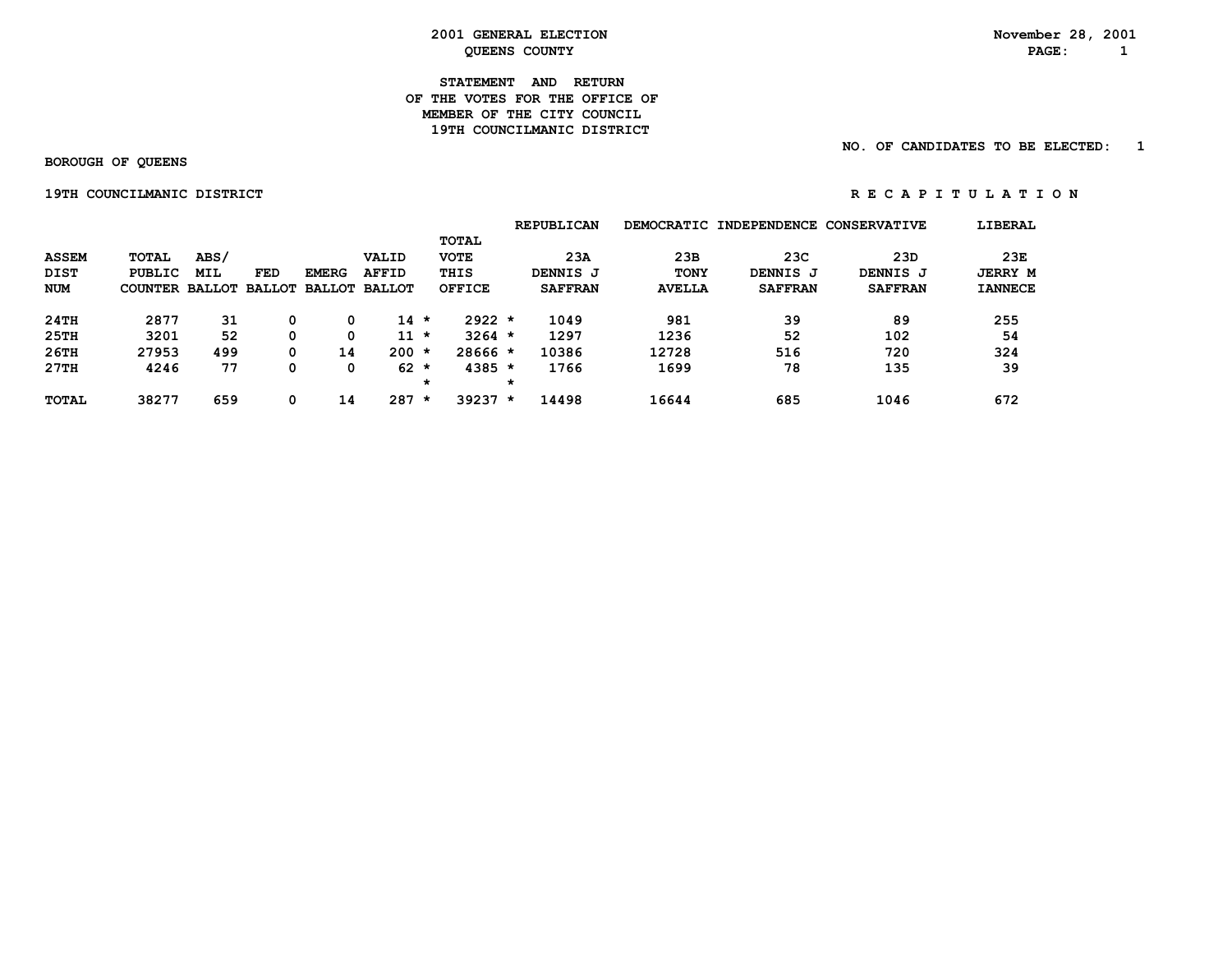**2001 GENERAL ELECTION**
**QUEENS COUNTY**

November 28, 2001

**STATEMENT AND RETURN**
**OF THE VOTES FOR THE OFFICE OF**
**MEMBER OF THE CITY COUNCIL**
**19TH COUNCILMANIC DISTRICT**

NO. OF CANDIDATES TO BE ELECTED: 1

**BOROUGH OF QUEENS**

**19TH COUNCILMANIC DISTRICT** — **R E C A P I T U L A T I O N**

| | | | | | | | REPUBLICAN | DEMOCRATIC | INDEPENDENCE | CONSERVATIVE | LIBERAL |
|---|---|---|---|---|---|---|---|---|---|---|---|
| ASSEM DIST NUM | TOTAL PUBLIC COUNTER | ABS/ MIL BALLOT | FED BALLOT | EMERG BALLOT | VALID AFFID BALLOT | TOTAL VOTE THIS OFFICE | 23A DENNIS J SAFFRAN | 23B TONY AVELLA | 23C DENNIS J SAFFRAN | 23D DENNIS J SAFFRAN | 23E JERRY M IANNECE |
| 24TH | 2877 | 31 | 0 | 0 | 14 * | 2922 * | 1049 | 981 | 39 | 89 | 255 |
| 25TH | 3201 | 52 | 0 | 0 | 11 * | 3264 * | 1297 | 1236 | 52 | 102 | 54 |
| 26TH | 27953 | 499 | 0 | 14 | 200 * | 28666 * | 10386 | 12728 | 516 | 720 | 324 |
| 27TH | 4246 | 77 | 0 | 0 | 62 * | 4385 * | 1766 | 1699 | 78 | 135 | 39 |
| TOTAL | 38277 | 659 | 0 | 14 | 287 * | 39237 * | 14498 | 16644 | 685 | 1046 | 672 |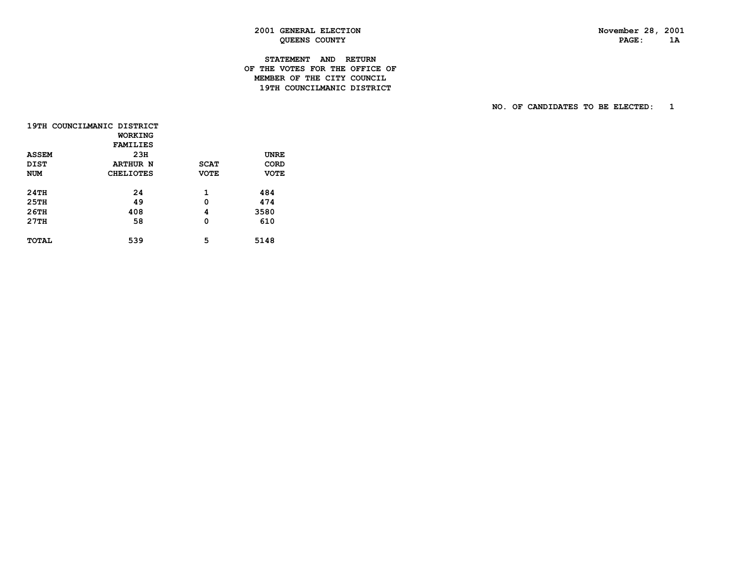# 2001 GENERAL ELECTION
## QUEENS COUNTY

November 28, 2001

### STATEMENT AND RETURN OF THE VOTES FOR THE OFFICE OF MEMBER OF THE CITY COUNCIL 19TH COUNCILMANIC DISTRICT

NO. OF CANDIDATES TO BE ELECTED: 1

19TH COUNCILMANIC DISTRICT

| ASSEM DIST NUM | WORKING FAMILIES 23H ARTHUR N CHELIOTES | SCAT VOTE | UNRE CORD VOTE |
|---|---|---|---|
| 24TH | 24 | 1 | 484 |
| 25TH | 49 | 0 | 474 |
| 26TH | 408 | 4 | 3580 |
| 27TH | 58 | 0 | 610 |
| TOTAL | 539 | 5 | 5148 |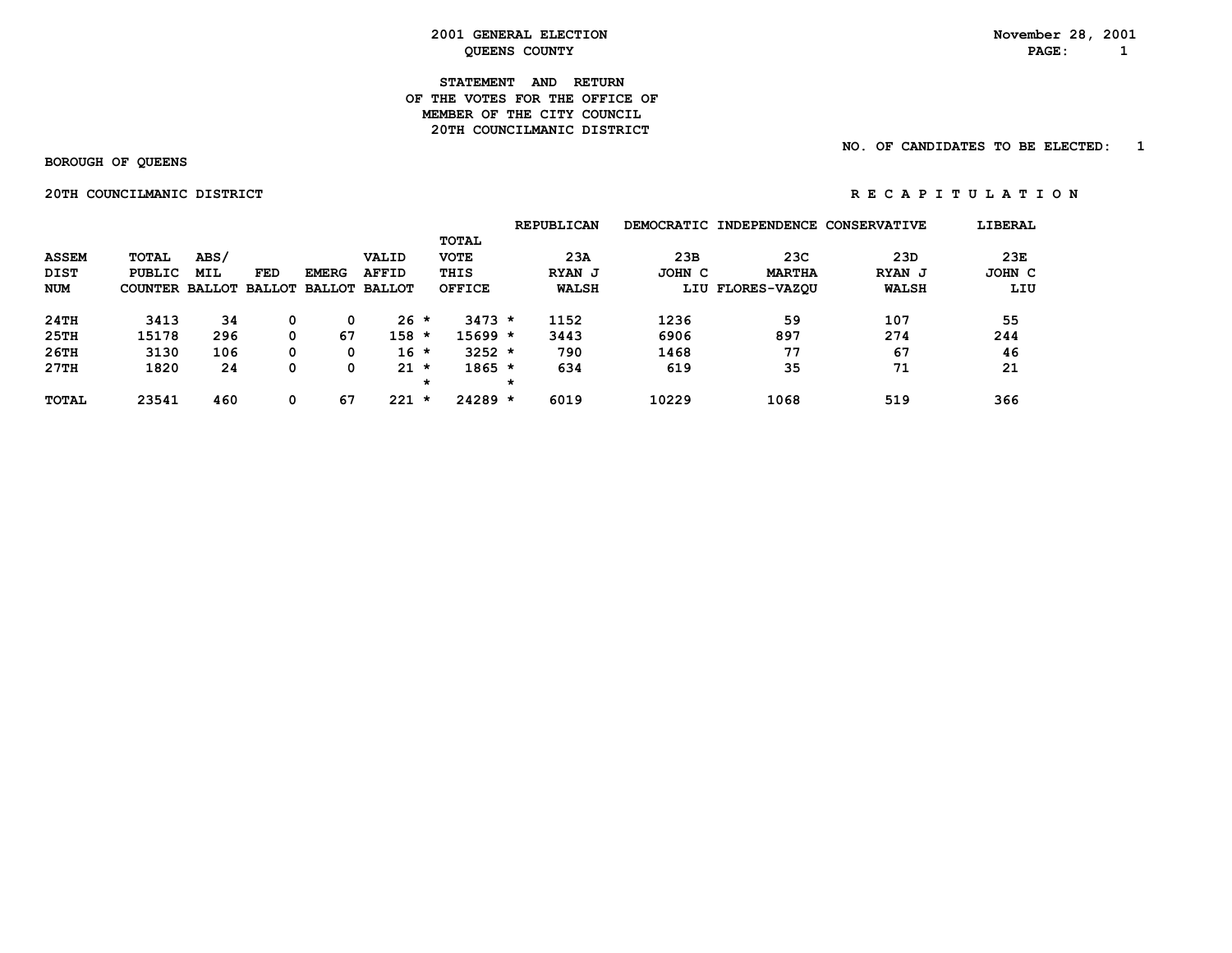2001 GENERAL ELECTION
QUEENS COUNTY

November 28, 2001

# STATEMENT AND RETURN OF THE VOTES FOR THE OFFICE OF MEMBER OF THE CITY COUNCIL 20TH COUNCILMANIC DISTRICT

NO. OF CANDIDATES TO BE ELECTED: 1

BOROUGH OF QUEENS

20TH COUNCILMANIC DISTRICT

R E C A P I T U L A T I O N

| ASSEM DIST NUM | TOTAL PUBLIC COUNTER | ABS/ MIL BALLOT | FED BALLOT | EMERG BALLOT | VALID AFFID BALLOT | TOTAL VOTE THIS OFFICE | REPUBLICAN 23A RYAN J WALSH | DEMOCRATIC 23B JOHN C LIU | INDEPENDENCE 23C MARTHA FLORES-VAZQU | CONSERVATIVE 23D RYAN J WALSH | LIBERAL 23E JOHN C LIU |
|---|---|---|---|---|---|---|---|---|---|---|---|
| 24TH | 3413 | 34 | 0 | 0 | 26 * | 3473 * | 1152 | 1236 | 59 | 107 | 55 |
| 25TH | 15178 | 296 | 0 | 67 | 158 * | 15699 * | 3443 | 6906 | 897 | 274 | 244 |
| 26TH | 3130 | 106 | 0 | 0 | 16 * | 3252 * | 790 | 1468 | 77 | 67 | 46 |
| 27TH | 1820 | 24 | 0 | 0 | 21 * | 1865 * | 634 | 619 | 35 | 71 | 21 |
| TOTAL | 23541 | 460 | 0 | 67 | 221 * | 24289 * | 6019 | 10229 | 1068 | 519 | 366 |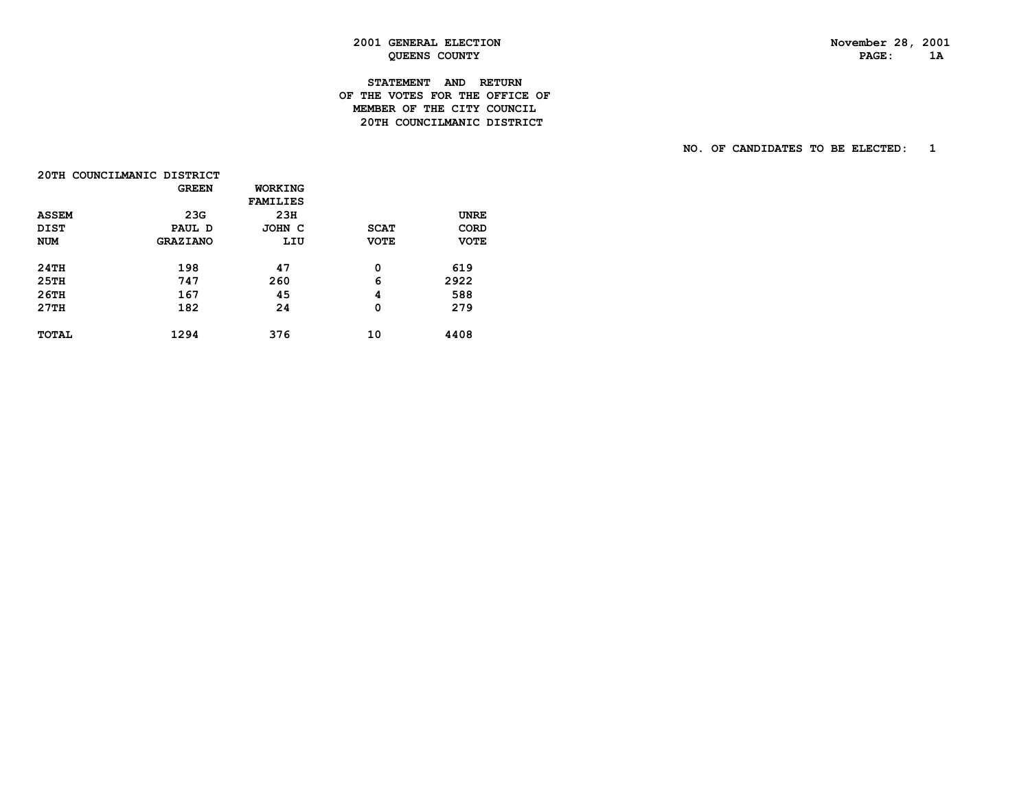2001 GENERAL ELECTION
QUEENS COUNTY

November 28, 2001
PAGE: 1A

STATEMENT AND RETURN
OF THE VOTES FOR THE OFFICE OF
MEMBER OF THE CITY COUNCIL
20TH COUNCILMANIC DISTRICT

NO. OF CANDIDATES TO BE ELECTED: 1

20TH COUNCILMANIC DISTRICT

| ASSEM DIST NUM | GREEN 23G PAUL D GRAZIANO | WORKING FAMILIES 23H JOHN C LIU | SCAT VOTE | UNRE CORD VOTE |
|---|---|---|---|---|
| 24TH | 198 | 47 | 0 | 619 |
| 25TH | 747 | 260 | 6 | 2922 |
| 26TH | 167 | 45 | 4 | 588 |
| 27TH | 182 | 24 | 0 | 279 |
| TOTAL | 1294 | 376 | 10 | 4408 |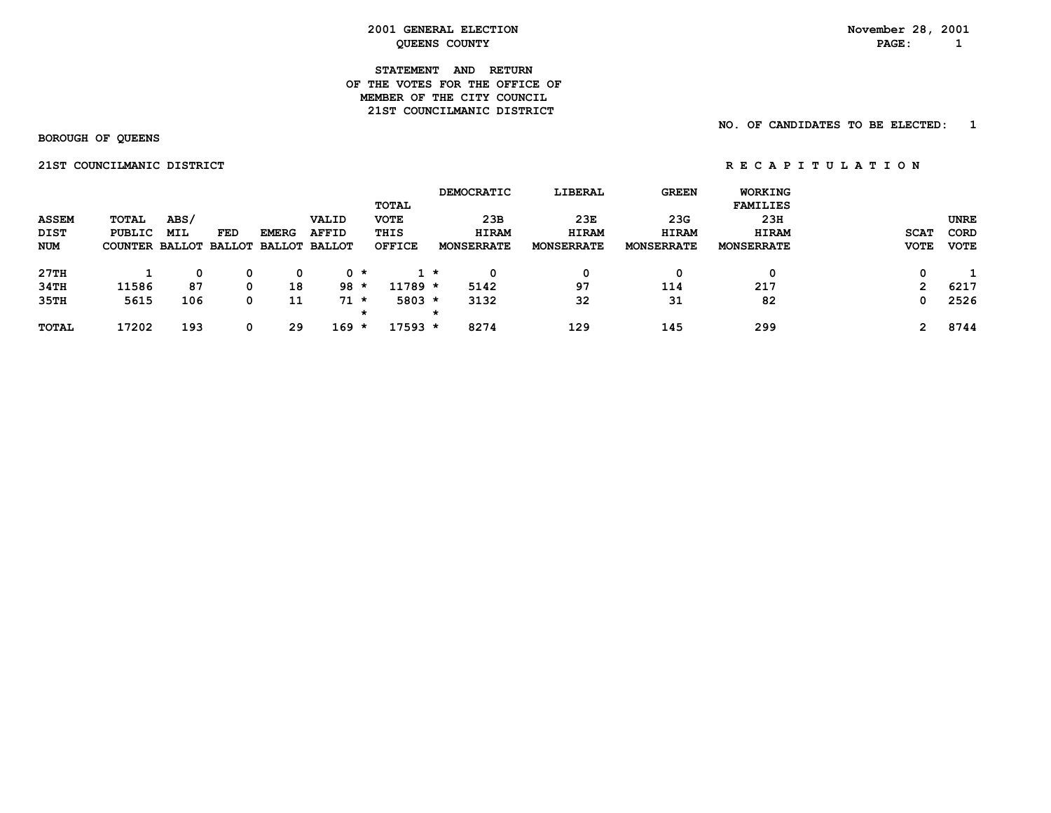**2001 GENERAL ELECTION**
**QUEENS COUNTY**

November 28, 2001

## STATEMENT AND RETURN OF THE VOTES FOR THE OFFICE OF MEMBER OF THE CITY COUNCIL 21ST COUNCILMANIC DISTRICT

NO. OF CANDIDATES TO BE ELECTED: 1

BOROUGH OF QUEENS

21ST COUNCILMANIC DISTRICT

R E C A P I T U L A T I O N

| ASSEM DIST NUM | TOTAL PUBLIC COUNTER | ABS/ MIL BALLOT | FED BALLOT | EMERG BALLOT | VALID AFFID BALLOT | TOTAL VOTE THIS OFFICE | DEMOCRATIC 23B HIRAM MONSERRATE | LIBERAL 23E HIRAM MONSERRATE | GREEN 23G HIRAM MONSERRATE | WORKING FAMILIES 23H HIRAM MONSERRATE | SCAT VOTE | UNRE CORD VOTE |
|---|---|---|---|---|---|---|---|---|---|---|---|---|
| 27TH | 1 | 0 | 0 | 0 | 0 | 1 | 0 | 0 | 0 | 0 | 0 | 1 |
| 34TH | 11586 | 87 | 0 | 18 | 98 | 11789 | 5142 | 97 | 114 | 217 | 2 | 6217 |
| 35TH | 5615 | 106 | 0 | 11 | 71 | 5803 | 3132 | 32 | 31 | 82 | 0 | 2526 |
| TOTAL | 17202 | 193 | 0 | 29 | 169 | 17593 | 8274 | 129 | 145 | 299 | 2 | 8744 |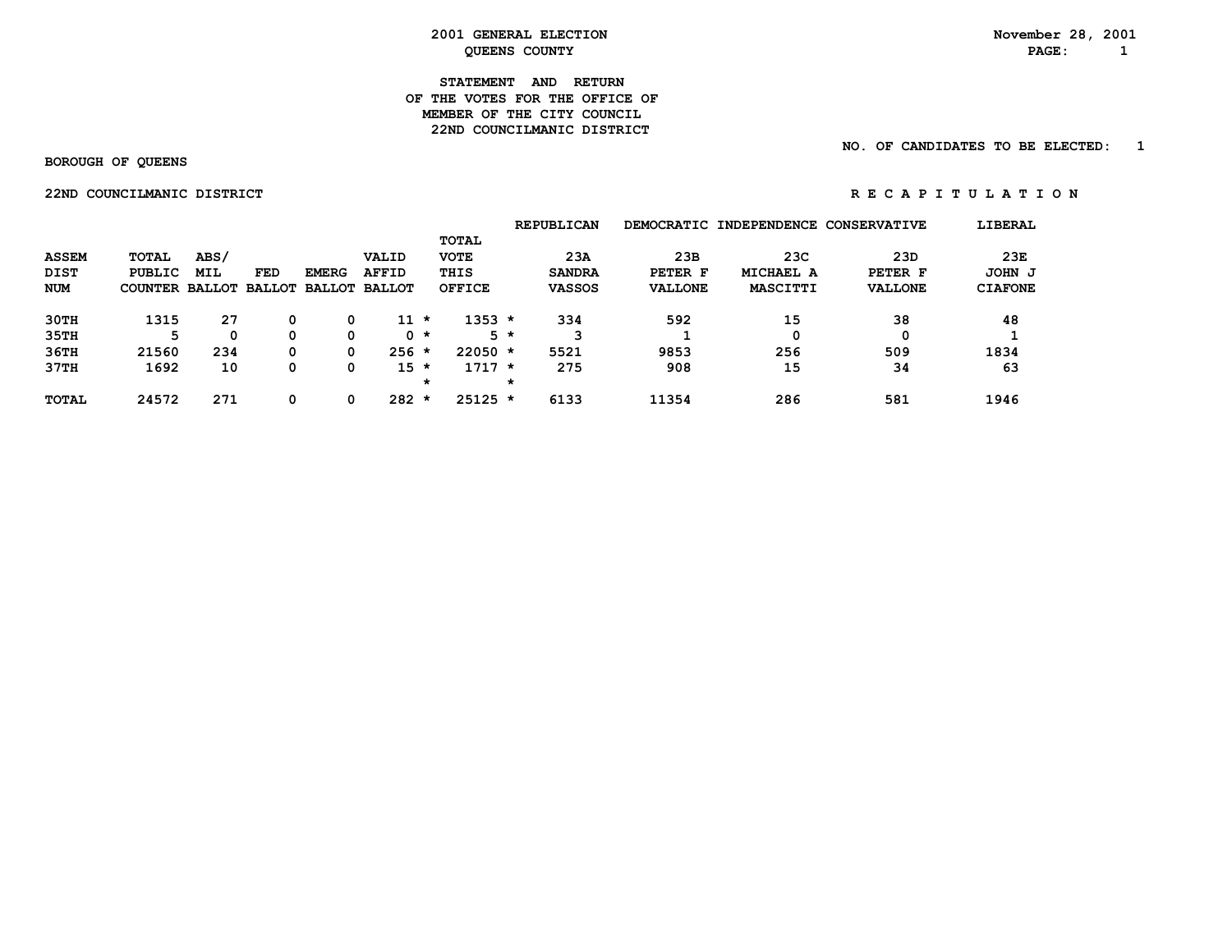2001 GENERAL ELECTION
QUEENS COUNTY

November 28, 2001

STATEMENT AND RETURN
OF THE VOTES FOR THE OFFICE OF
MEMBER OF THE CITY COUNCIL
22ND COUNCILMANIC DISTRICT

NO. OF CANDIDATES TO BE ELECTED: 1

BOROUGH OF QUEENS

22ND COUNCILMANIC DISTRICT

R E C A P I T U L A T I O N

| ASSEM DIST NUM | TOTAL PUBLIC COUNTER | ABS/ MIL BALLOT | FED BALLOT | EMERG BALLOT | VALID AFFID BALLOT | | TOTAL VOTE THIS OFFICE | | REPUBLICAN 23A SANDRA VASSOS | DEMOCRATIC 23B PETER F VALLONE | INDEPENDENCE 23C MICHAEL A MASCITTI | CONSERVATIVE 23D PETER F VALLONE | LIBERAL 23E JOHN J CIAFONE |
|---|---|---|---|---|---|---|---|---|---|---|---|---|---|
| 30TH | 1315 | 27 | 0 | 0 | 11 | * | 1353 | * | 334 | 592 | 15 | 38 | 48 |
| 35TH | 5 | 0 | 0 | 0 | 0 | * | 5 | * | 3 | 1 | 0 | 0 | 1 |
| 36TH | 21560 | 234 | 0 | 0 | 256 | * | 22050 | * | 5521 | 9853 | 256 | 509 | 1834 |
| 37TH | 1692 | 10 | 0 | 0 | 15 | * | 1717 | * | 275 | 908 | 15 | 34 | 63 |
| | | | | | | * | | * | | | | | |
| TOTAL | 24572 | 271 | 0 | 0 | 282 | * | 25125 | * | 6133 | 11354 | 286 | 581 | 1946 |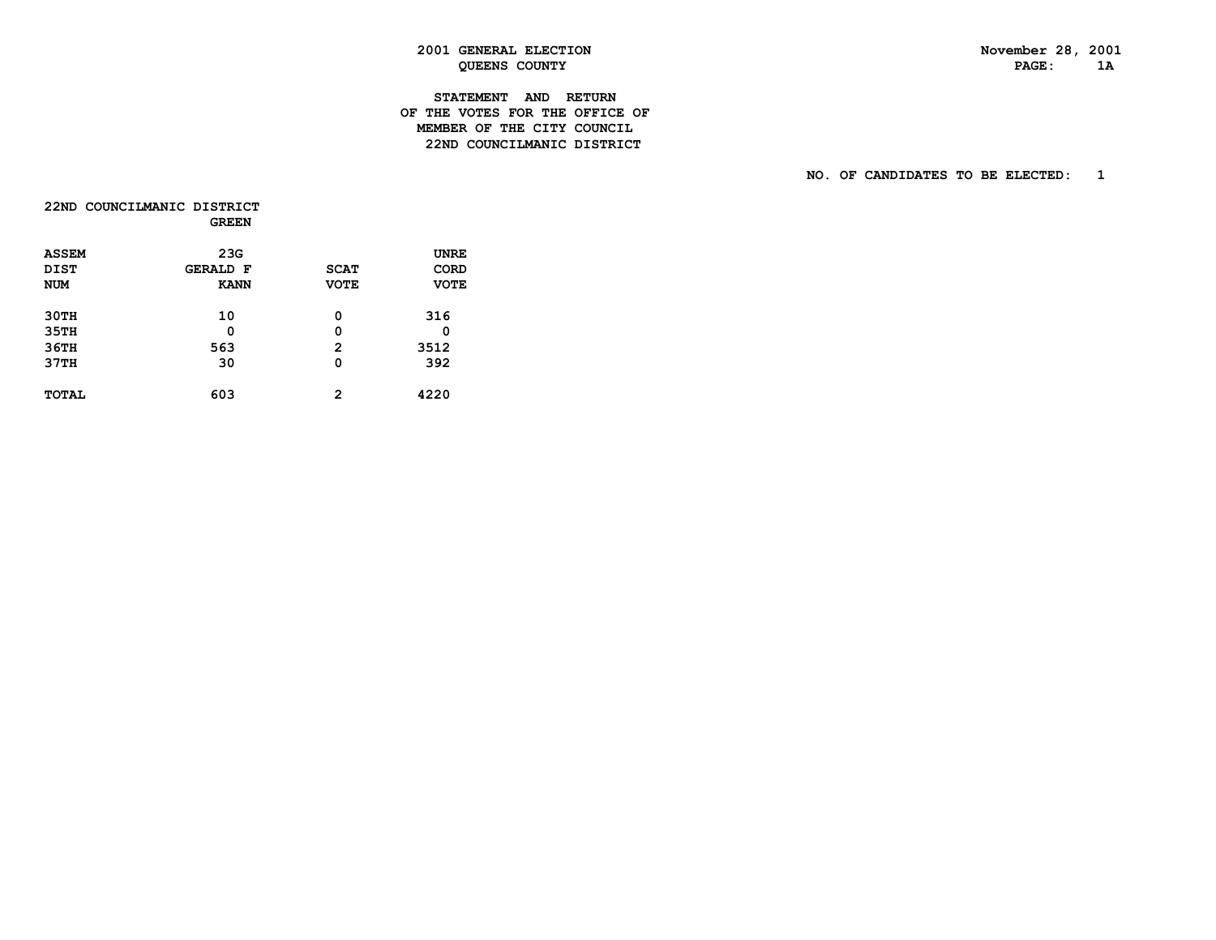**2001 GENERAL ELECTION**
**QUEENS COUNTY**

November 28, 2001

# STATEMENT AND RETURN OF THE VOTES FOR THE OFFICE OF MEMBER OF THE CITY COUNCIL 22ND COUNCILMANIC DISTRICT

NO. OF CANDIDATES TO BE ELECTED: 1

## 22ND COUNCILMANIC DISTRICT

| ASSEM DIST NUM | GREEN 23G GERALD F KANN | SCAT VOTE | UNRECORD VOTE |
|---|---|---|---|
| 30TH | 10 | 0 | 316 |
| 35TH | 0 | 0 | 0 |
| 36TH | 563 | 2 | 3512 |
| 37TH | 30 | 0 | 392 |
| TOTAL | 603 | 2 | 4220 |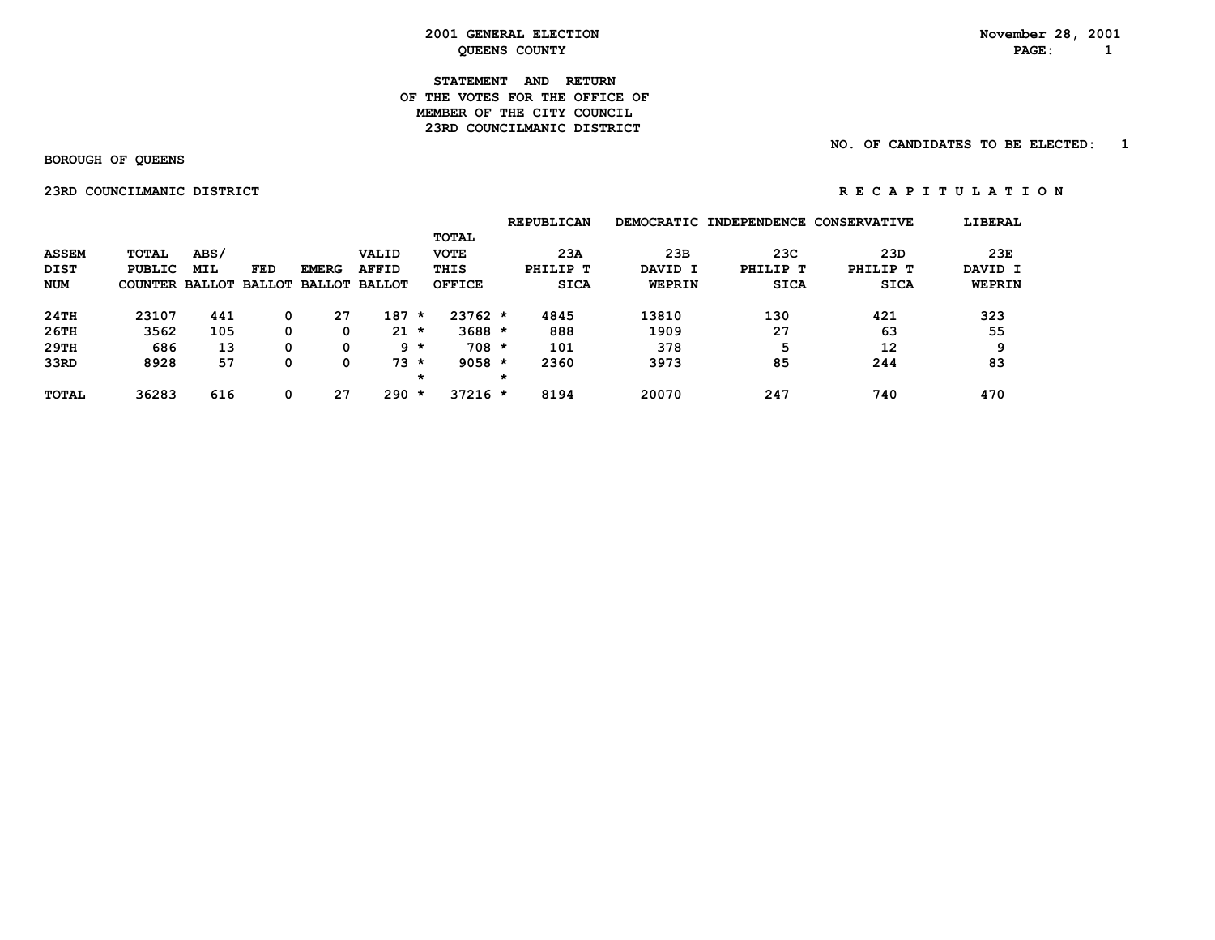2001 GENERAL ELECTION
QUEENS COUNTY

November 28, 2001

**STATEMENT AND RETURN**
**OF THE VOTES FOR THE OFFICE OF**
**MEMBER OF THE CITY COUNCIL**
**23RD COUNCILMANIC DISTRICT**

NO. OF CANDIDATES TO BE ELECTED: 1

BOROUGH OF QUEENS

23RD COUNCILMANIC DISTRICT

R E C A P I T U L A T I O N

| | | | | | | | REPUBLICAN | DEMOCRATIC | INDEPENDENCE | CONSERVATIVE | LIBERAL |
|---|---|---|---|---|---|---|---|---|---|---|---|
| ASSEM DIST NUM | TOTAL PUBLIC COUNTER | ABS/ MIL BALLOT | FED BALLOT | EMERG BALLOT | VALID AFFID BALLOT | TOTAL VOTE THIS OFFICE | 23A PHILIP T SICA | 23B DAVID I WEPRIN | 23C PHILIP T SICA | 23D PHILIP T SICA | 23E DAVID I WEPRIN |
| 24TH | 23107 | 441 | 0 | 27 | 187 * | 23762 * | 4845 | 13810 | 130 | 421 | 323 |
| 26TH | 3562 | 105 | 0 | 0 | 21 * | 3688 * | 888 | 1909 | 27 | 63 | 55 |
| 29TH | 686 | 13 | 0 | 0 | 9 * | 708 * | 101 | 378 | 5 | 12 | 9 |
| 33RD | 8928 | 57 | 0 | 0 | 73 * | 9058 * | 2360 | 3973 | 85 | 244 | 83 |
| | | | | | * | * | | | | | |
| TOTAL | 36283 | 616 | 0 | 27 | 290 * | 37216 * | 8194 | 20070 | 247 | 740 | 470 |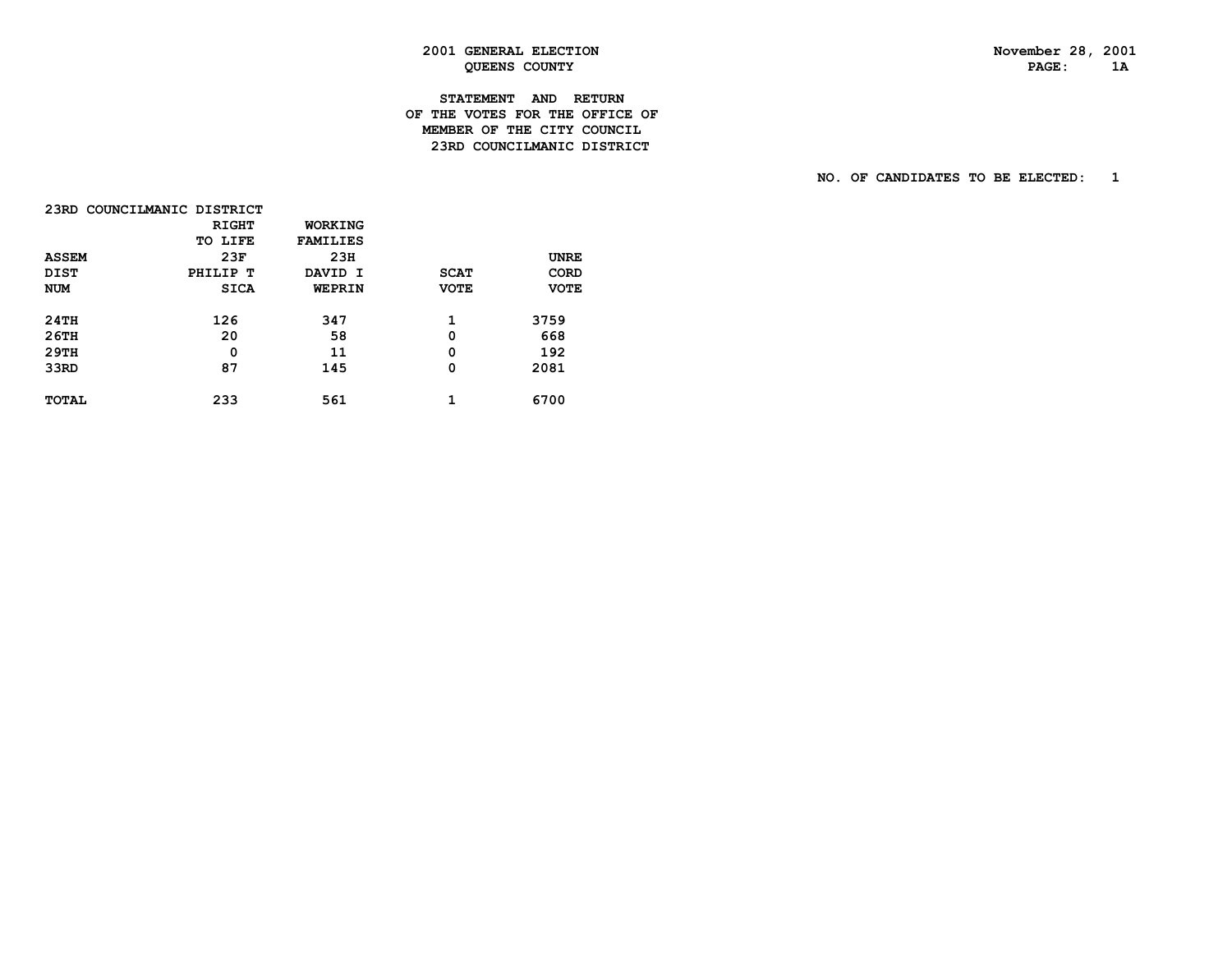# 2001 GENERAL ELECTION
## QUEENS COUNTY

November 28, 2001

### STATEMENT AND RETURN OF THE VOTES FOR THE OFFICE OF MEMBER OF THE CITY COUNCIL 23RD COUNCILMANIC DISTRICT

NO. OF CANDIDATES TO BE ELECTED: 1

23RD COUNCILMANIC DISTRICT

| ASSEM DIST NUM | RIGHT TO LIFE 23F PHILIP T SICA | WORKING FAMILIES 23H DAVID I WEPRIN | SCAT VOTE | UNRE CORD VOTE |
|---|---|---|---|---|
| 24TH | 126 | 347 | 1 | 3759 |
| 26TH | 20 | 58 | 0 | 668 |
| 29TH | 0 | 11 | 0 | 192 |
| 33RD | 87 | 145 | 0 | 2081 |
| TOTAL | 233 | 561 | 1 | 6700 |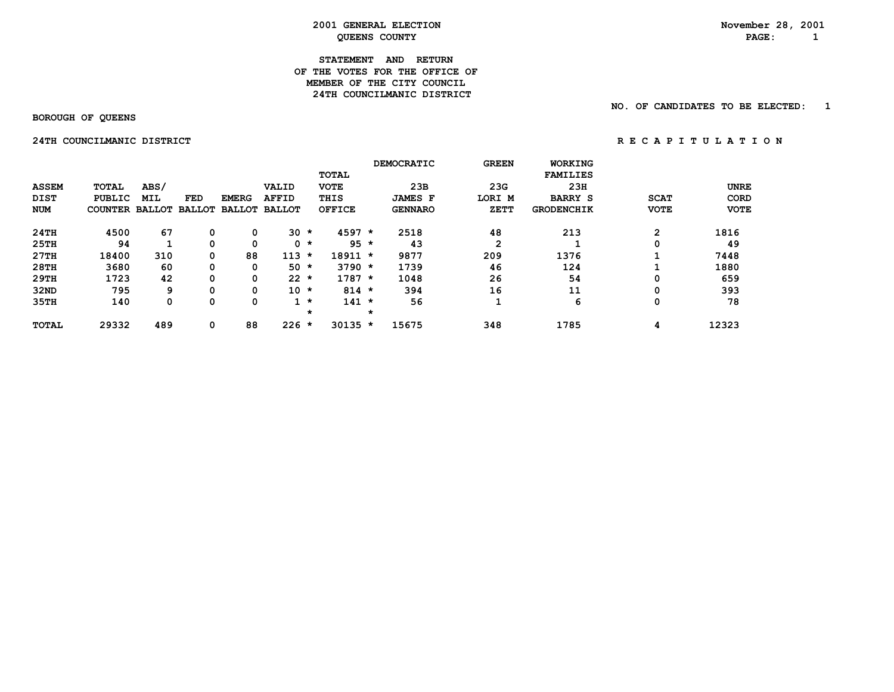# 2001 GENERAL ELECTION
## QUEENS COUNTY

November 28, 2001

### STATEMENT AND RETURN OF THE VOTES FOR THE OFFICE OF MEMBER OF THE CITY COUNCIL 24TH COUNCILMANIC DISTRICT

NO. OF CANDIDATES TO BE ELECTED: 1

BOROUGH OF QUEENS

24TH COUNCILMANIC DISTRICT

R E C A P I T U L A T I O N

| ASSEM DIST NUM | TOTAL PUBLIC COUNTER | ABS/ MIL BALLOT | FED BALLOT | EMERG BALLOT | VALID AFFID BALLOT | TOTAL VOTE THIS OFFICE | DEMOCRATIC 23B JAMES F GENNARO | GREEN 23G LORI M ZETT | WORKING FAMILIES 23H BARRY S GRODENCHIK | SCAT VOTE | UNRE CORD VOTE |
|---|---|---|---|---|---|---|---|---|---|---|---|
| 24TH | 4500 | 67 | 0 | 0 | 30 | 4597 | 2518 | 48 | 213 | 2 | 1816 |
| 25TH | 94 | 1 | 0 | 0 | 0 | 95 | 43 | 2 | 1 | 0 | 49 |
| 27TH | 18400 | 310 | 0 | 88 | 113 | 18911 | 9877 | 209 | 1376 | 1 | 7448 |
| 28TH | 3680 | 60 | 0 | 0 | 50 | 3790 | 1739 | 46 | 124 | 1 | 1880 |
| 29TH | 1723 | 42 | 0 | 0 | 22 | 1787 | 1048 | 26 | 54 | 0 | 659 |
| 32ND | 795 | 9 | 0 | 0 | 10 | 814 | 394 | 16 | 11 | 0 | 393 |
| 35TH | 140 | 0 | 0 | 0 | 1 | 141 | 56 | 1 | 6 | 0 | 78 |
| TOTAL | 29332 | 489 | 0 | 88 | 226 | 30135 | 15675 | 348 | 1785 | 4 | 12323 |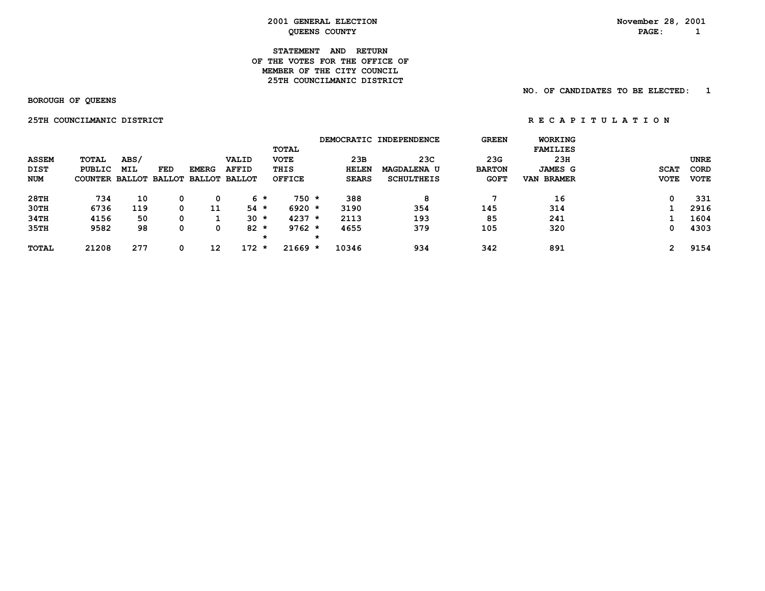2001 GENERAL ELECTION
QUEENS COUNTY

November 28, 2001

STATEMENT AND RETURN
OF THE VOTES FOR THE OFFICE OF
MEMBER OF THE CITY COUNCIL
25TH COUNCILMANIC DISTRICT

NO. OF CANDIDATES TO BE ELECTED: 1

BOROUGH OF QUEENS

25TH COUNCILMANIC DISTRICT

R E C A P I T U L A T I O N

| ASSEM DIST NUM | TOTAL PUBLIC COUNTER | ABS/ MIL BALLOT | FED BALLOT | EMERG BALLOT | VALID AFFID BALLOT | | TOTAL VOTE THIS OFFICE | | DEMOCRATIC 23B HELEN SEARS | INDEPENDENCE 23C MAGDALENA U SCHULTHEIS | GREEN 23G BARTON GOFT | WORKING FAMILIES 23H JAMES G VAN BRAMER | SCAT VOTE | UNRE CORD VOTE |
|---|---|---|---|---|---|---|---|---|---|---|---|---|---|---|
| 28TH | 734 | 10 | 0 | 0 | 6 | * | 750 | * | 388 | 8 | 7 | 16 | 0 | 331 |
| 30TH | 6736 | 119 | 0 | 11 | 54 | * | 6920 | * | 3190 | 354 | 145 | 314 | 1 | 2916 |
| 34TH | 4156 | 50 | 0 | 1 | 30 | * | 4237 | * | 2113 | 193 | 85 | 241 | 1 | 1604 |
| 35TH | 9582 | 98 | 0 | 0 | 82 | * | 9762 | * | 4655 | 379 | 105 | 320 | 0 | 4303 |
| | | | | | | * | | * | | | | | | |
| TOTAL | 21208 | 277 | 0 | 12 | 172 | * | 21669 | * | 10346 | 934 | 342 | 891 | 2 | 9154 |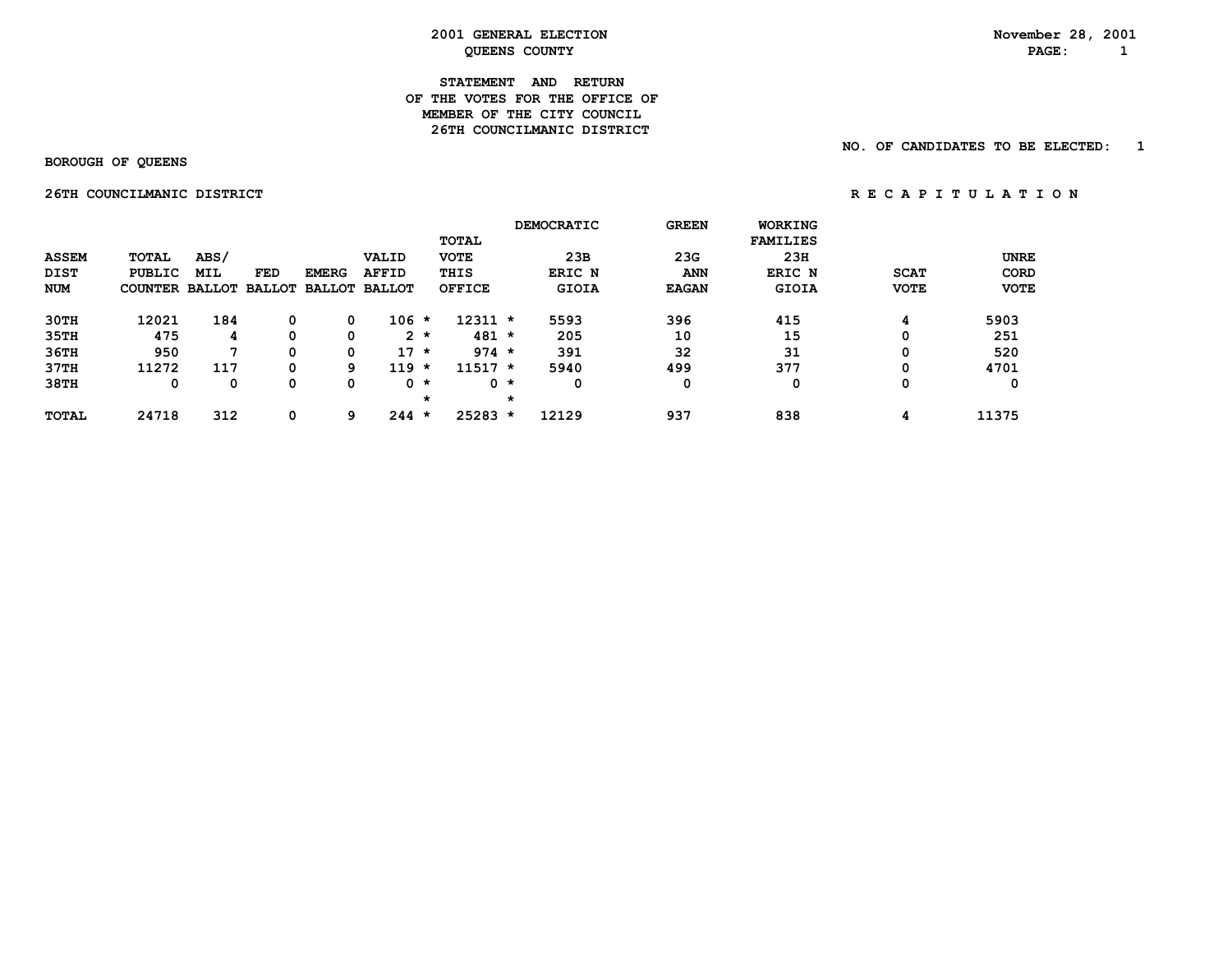# 2001 GENERAL ELECTION
## QUEENS COUNTY

November 28, 2001

### STATEMENT AND RETURN OF THE VOTES FOR THE OFFICE OF MEMBER OF THE CITY COUNCIL 26TH COUNCILMANIC DISTRICT

NO. OF CANDIDATES TO BE ELECTED: 1

BOROUGH OF QUEENS

26TH COUNCILMANIC DISTRICT

R E C A P I T U L A T I O N

| ASSEM DIST NUM | TOTAL PUBLIC COUNTER | ABS/ MIL BALLOT | FED BALLOT | EMERG BALLOT | VALID AFFID BALLOT | | TOTAL VOTE THIS OFFICE | | DEMOCRATIC 23B ERIC N GIOIA | GREEN 23G ANN EAGAN | WORKING FAMILIES 23H ERIC N GIOIA | SCAT VOTE | UNRE CORD VOTE |
|---|---|---|---|---|---|---|---|---|---|---|---|---|---|
| 30TH | 12021 | 184 | 0 | 0 | 106 | * | 12311 | * | 5593 | 396 | 415 | 4 | 5903 |
| 35TH | 475 | 4 | 0 | 0 | 2 | * | 481 | * | 205 | 10 | 15 | 0 | 251 |
| 36TH | 950 | 7 | 0 | 0 | 17 | * | 974 | * | 391 | 32 | 31 | 0 | 520 |
| 37TH | 11272 | 117 | 0 | 9 | 119 | * | 11517 | * | 5940 | 499 | 377 | 0 | 4701 |
| 38TH | 0 | 0 | 0 | 0 | 0 | * | 0 | * | 0 | 0 | 0 | 0 | 0 |
| | | | | | | * | | * | | | | | |
| TOTAL | 24718 | 312 | 0 | 9 | 244 | * | 25283 | * | 12129 | 937 | 838 | 4 | 11375 |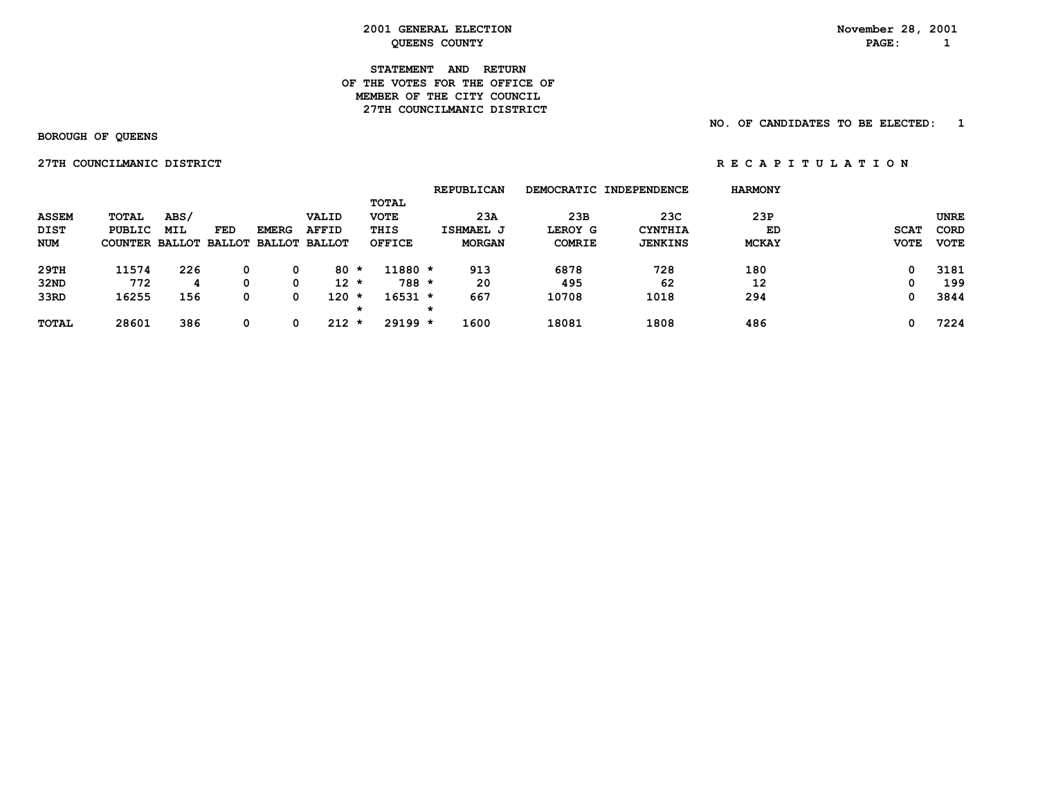**2001 GENERAL ELECTION**
**QUEENS COUNTY**

November 28, 2001

# STATEMENT AND RETURN OF THE VOTES FOR THE OFFICE OF MEMBER OF THE CITY COUNCIL 27TH COUNCILMANIC DISTRICT

NO. OF CANDIDATES TO BE ELECTED: 1

**BOROUGH OF QUEENS**

**27TH COUNCILMANIC DISTRICT**

**R E C A P I T U L A T I O N**

| ASSEM DIST NUM | TOTAL PUBLIC COUNTER | ABS/ MIL BALLOT | FED BALLOT | EMERG BALLOT | VALID AFFID BALLOT | TOTAL VOTE THIS OFFICE | REPUBLICAN 23A ISHMAEL J MORGAN | DEMOCRATIC 23B LEROY G COMRIE | INDEPENDENCE 23C CYNTHIA JENKINS | HARMONY 23P ED MCKAY | SCAT VOTE | UNRECORD VOTE |
|---|---|---|---|---|---|---|---|---|---|---|---|---|
| 29TH | 11574 | 226 | 0 | 0 | 80 * | 11880 * | 913 | 6878 | 728 | 180 | 0 | 3181 |
| 32ND | 772 | 4 | 0 | 0 | 12 * | 788 * | 20 | 495 | 62 | 12 | 0 | 199 |
| 33RD | 16255 | 156 | 0 | 0 | 120 * | 16531 * | 667 | 10708 | 1018 | 294 | 0 | 3844 |
| TOTAL | 28601 | 386 | 0 | 0 | 212 * | 29199 * | 1600 | 18081 | 1808 | 486 | 0 | 7224 |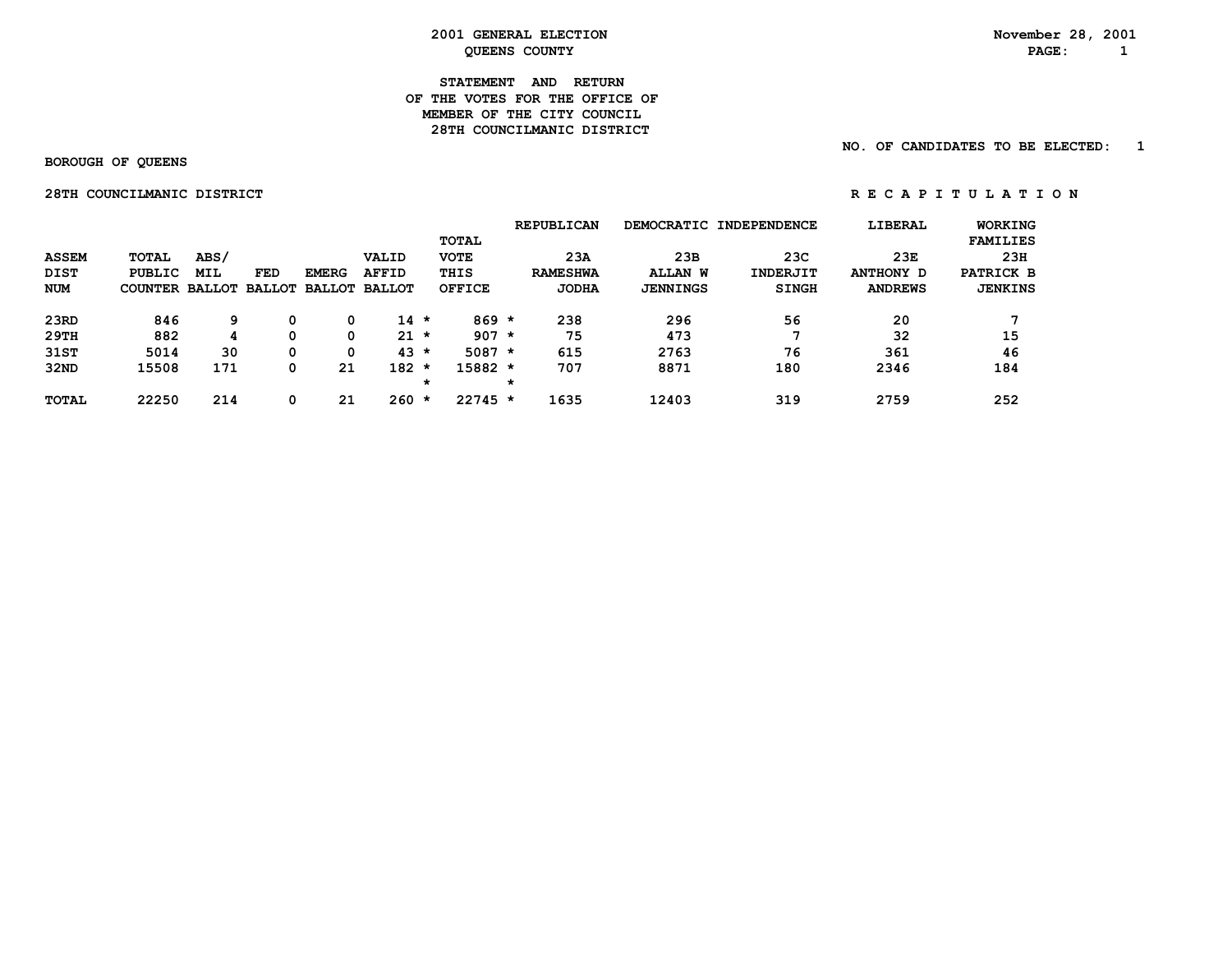**2001 GENERAL ELECTION**
**QUEENS COUNTY**

November 28, 2001

# STATEMENT AND RETURN OF THE VOTES FOR THE OFFICE OF MEMBER OF THE CITY COUNCIL 28TH COUNCILMANIC DISTRICT

NO. OF CANDIDATES TO BE ELECTED: 1

BOROUGH OF QUEENS

28TH COUNCILMANIC DISTRICT

R E C A P I T U L A T I O N

| ASSEM DIST NUM | TOTAL PUBLIC COUNTER | ABS/ MIL BALLOT | FED BALLOT | EMERG BALLOT | VALID AFFID BALLOT | | TOTAL VOTE THIS OFFICE | | REPUBLICAN 23A RAMESHWA JODHA | DEMOCRATIC 23B ALLAN W JENNINGS | INDEPENDENCE 23C INDERJIT SINGH | LIBERAL 23E ANTHONY D ANDREWS | WORKING FAMILIES 23H PATRICK B JENKINS |
|---|---|---|---|---|---|---|---|---|---|---|---|---|---|
| 23RD | 846 | 9 | 0 | 0 | 14 | * | 869 | * | 238 | 296 | 56 | 20 | 7 |
| 29TH | 882 | 4 | 0 | 0 | 21 | * | 907 | * | 75 | 473 | 7 | 32 | 15 |
| 31ST | 5014 | 30 | 0 | 0 | 43 | * | 5087 | * | 615 | 2763 | 76 | 361 | 46 |
| 32ND | 15508 | 171 | 0 | 21 | 182 | * | 15882 | * | 707 | 8871 | 180 | 2346 | 184 |
| | | | | | | * | | * | | | | | |
| TOTAL | 22250 | 214 | 0 | 21 | 260 | * | 22745 | * | 1635 | 12403 | 319 | 2759 | 252 |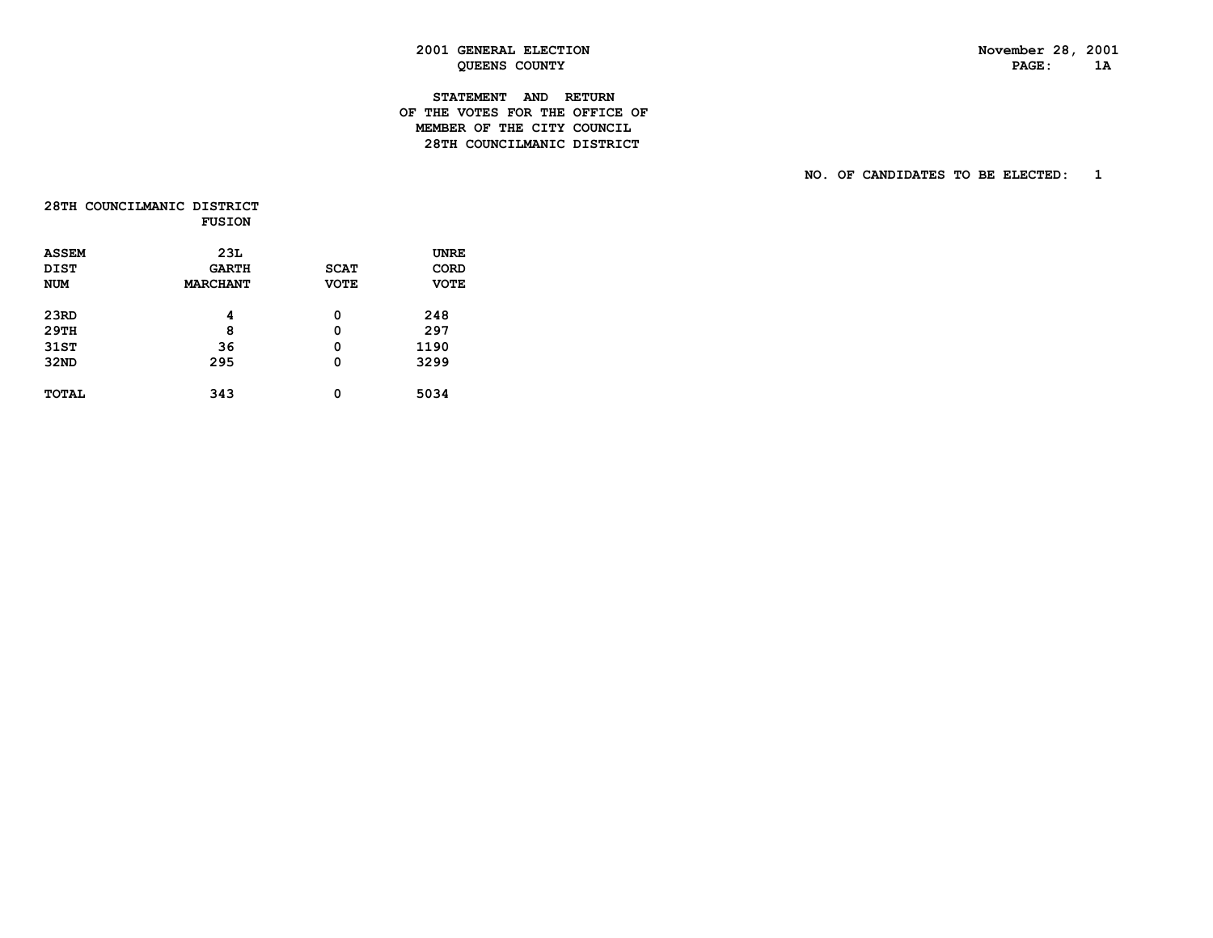2001 GENERAL ELECTION
QUEENS COUNTY

November 28, 2001

# STATEMENT AND RETURN OF THE VOTES FOR THE OFFICE OF MEMBER OF THE CITY COUNCIL 28TH COUNCILMANIC DISTRICT

NO. OF CANDIDATES TO BE ELECTED: 1

28TH COUNCILMANIC DISTRICT
FUSION

| ASSEM DIST NUM | 23L GARTH MARCHANT | SCAT VOTE | UNRE CORD VOTE |
|---|---|---|---|
| 23RD | 4 | 0 | 248 |
| 29TH | 8 | 0 | 297 |
| 31ST | 36 | 0 | 1190 |
| 32ND | 295 | 0 | 3299 |
| TOTAL | 343 | 0 | 5034 |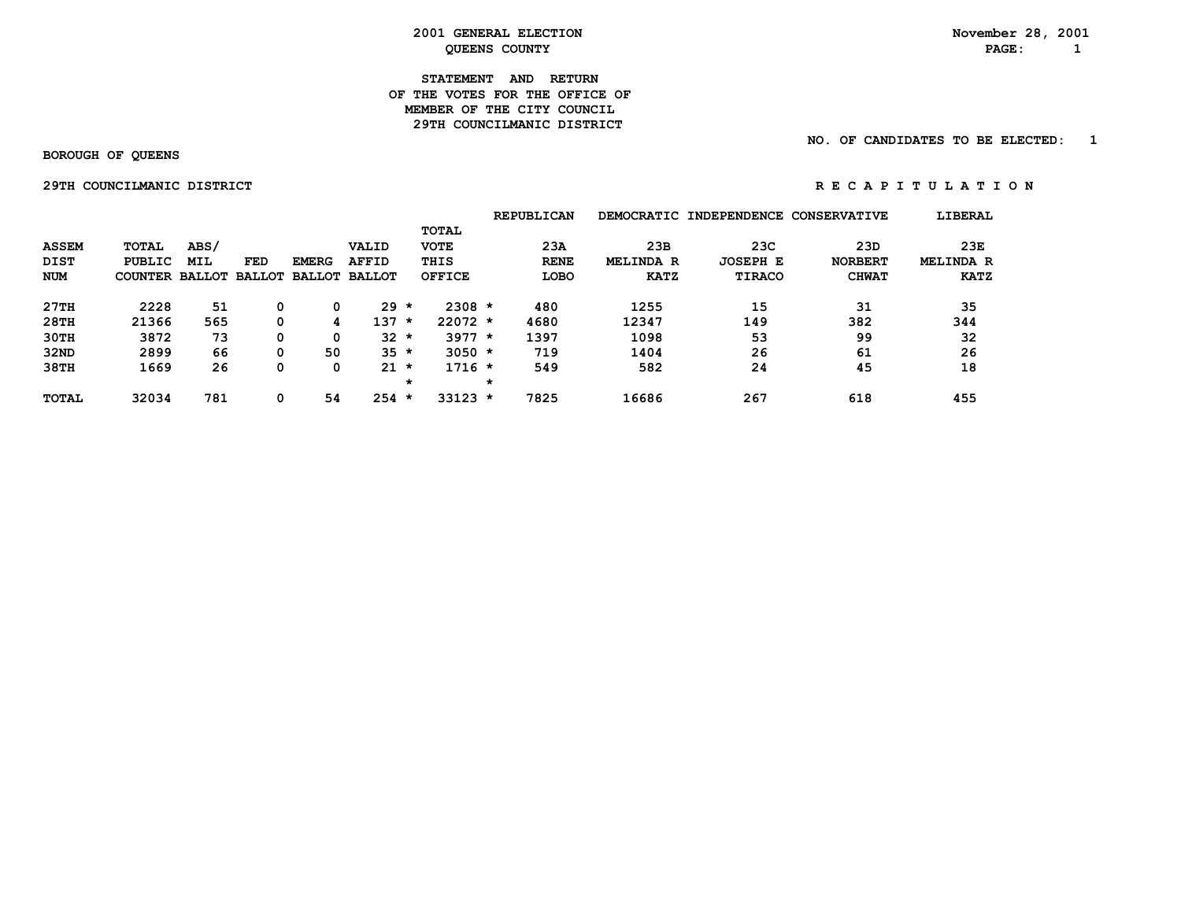2001 GENERAL ELECTION
QUEENS COUNTY

November 28, 2001

**STATEMENT AND RETURN OF THE VOTES FOR THE OFFICE OF MEMBER OF THE CITY COUNCIL 29TH COUNCILMANIC DISTRICT**

NO. OF CANDIDATES TO BE ELECTED: 1

BOROUGH OF QUEENS

29TH COUNCILMANIC DISTRICT

R E C A P I T U L A T I O N

| | | | | | | | | REPUBLICAN | DEMOCRATIC | INDEPENDENCE | CONSERVATIVE | LIBERAL |
|---|---|---|---|---|---|---|---|---|---|---|---|---|
| ASSEM DIST NUM | TOTAL PUBLIC COUNTER | ABS/ MIL BALLOT | FED BALLOT | EMERG BALLOT | VALID AFFID BALLOT | | TOTAL VOTE THIS OFFICE | 23A RENE LOBO | 23B MELINDA R KATZ | 23C JOSEPH E TIRACO | 23D NORBERT CHWAT | 23E MELINDA R KATZ |
| 27TH | 2228 | 51 | 0 | 0 | 29 | * | 2308 * | 480 | 1255 | 15 | 31 | 35 |
| 28TH | 21366 | 565 | 0 | 4 | 137 | * | 22072 * | 4680 | 12347 | 149 | 382 | 344 |
| 30TH | 3872 | 73 | 0 | 0 | 32 | * | 3977 * | 1397 | 1098 | 53 | 99 | 32 |
| 32ND | 2899 | 66 | 0 | 50 | 35 | * | 3050 * | 719 | 1404 | 26 | 61 | 26 |
| 38TH | 1669 | 26 | 0 | 0 | 21 | * | 1716 * | 549 | 582 | 24 | 45 | 18 |
| | | | | | | * | * | | | | | |
| TOTAL | 32034 | 781 | 0 | 54 | 254 | * | 33123 * | 7825 | 16686 | 267 | 618 | 455 |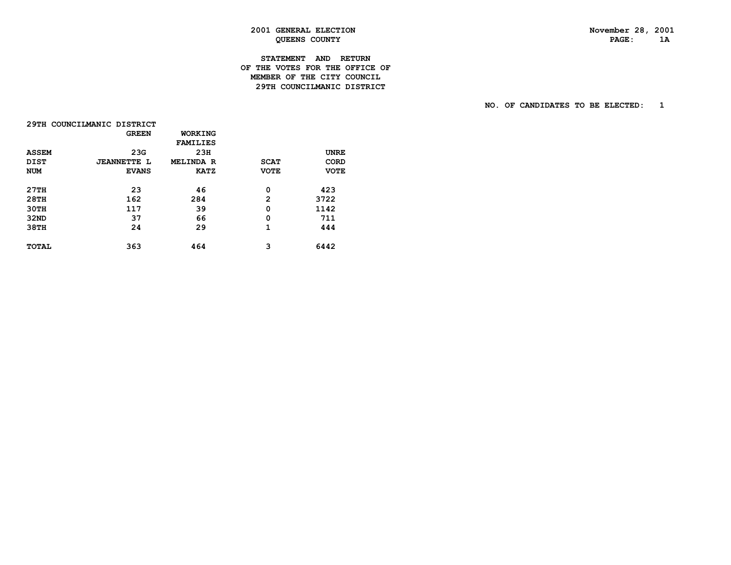2001 GENERAL ELECTION
QUEENS COUNTY

November 28, 2001

STATEMENT AND RETURN
OF THE VOTES FOR THE OFFICE OF
MEMBER OF THE CITY COUNCIL
29TH COUNCILMANIC DISTRICT

NO. OF CANDIDATES TO BE ELECTED: 1

29TH COUNCILMANIC DISTRICT

| ASSEM DIST NUM | GREEN 23G JEANNETTE L EVANS | WORKING FAMILIES 23H MELINDA R KATZ | SCAT VOTE | UNRECORD VOTE |
|---|---|---|---|---|
| 27TH | 23 | 46 | 0 | 423 |
| 28TH | 162 | 284 | 2 | 3722 |
| 30TH | 117 | 39 | 0 | 1142 |
| 32ND | 37 | 66 | 0 | 711 |
| 38TH | 24 | 29 | 1 | 444 |
| TOTAL | 363 | 464 | 3 | 6442 |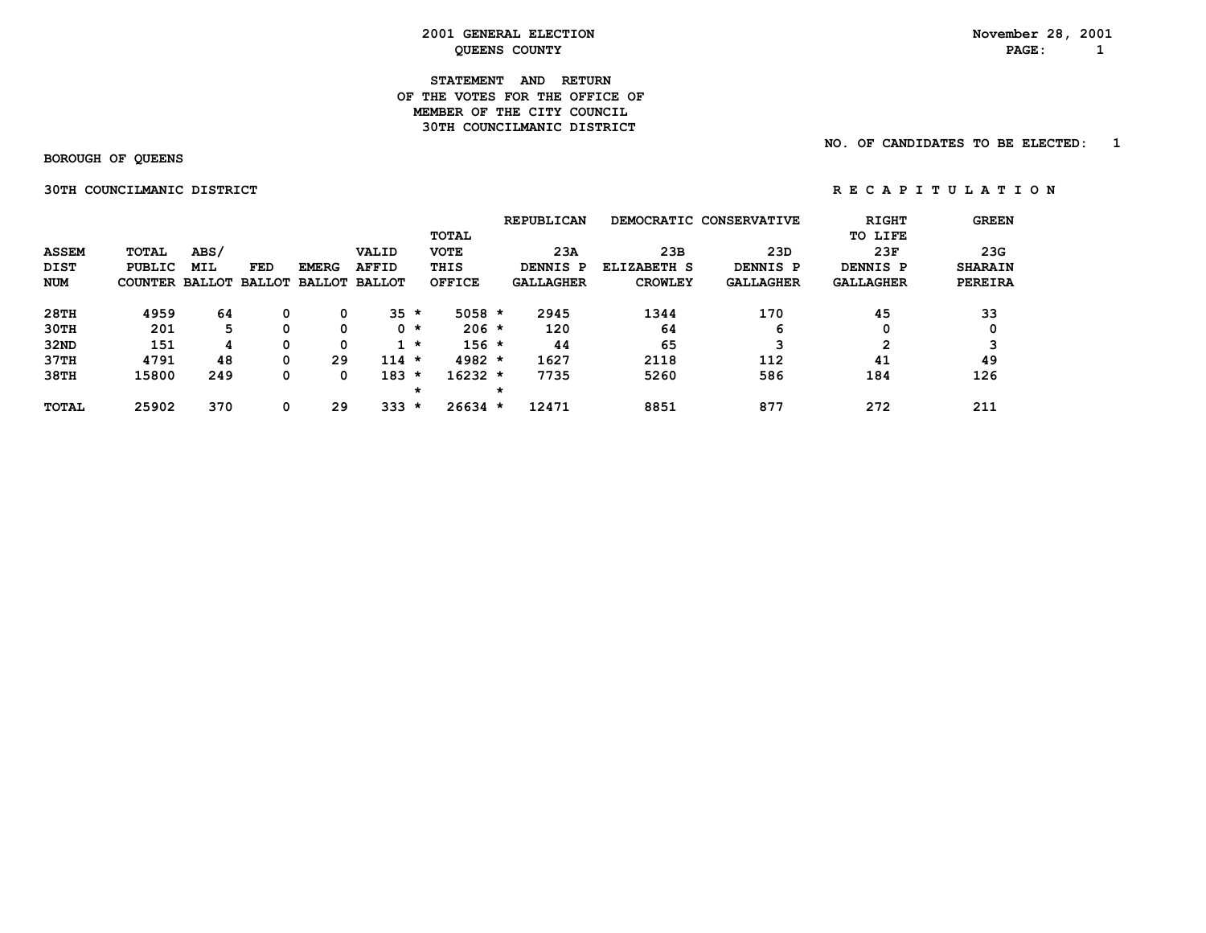**2001 GENERAL ELECTION**
**QUEENS COUNTY**

November 28, 2001

**STATEMENT AND RETURN**
**OF THE VOTES FOR THE OFFICE OF**
**MEMBER OF THE CITY COUNCIL**
**30TH COUNCILMANIC DISTRICT**

NO. OF CANDIDATES TO BE ELECTED: 1

BOROUGH OF QUEENS

30TH COUNCILMANIC DISTRICT

R E C A P I T U L A T I O N

| ASSEM DIST NUM | TOTAL PUBLIC COUNTER | ABS/ MIL BALLOT | FED BALLOT | EMERG BALLOT | VALID AFFID BALLOT | | TOTAL VOTE THIS OFFICE | | REPUBLICAN 23A DENNIS P GALLAGHER | DEMOCRATIC 23B ELIZABETH S CROWLEY | CONSERVATIVE 23D DENNIS P GALLAGHER | RIGHT TO LIFE 23F DENNIS P GALLAGHER | GREEN 23G SHARAIN PEREIRA |
|---|---|---|---|---|---|---|---|---|---|---|---|---|---|
| 28TH | 4959 | 64 | 0 | 0 | 35 | * | 5058 | * | 2945 | 1344 | 170 | 45 | 33 |
| 30TH | 201 | 5 | 0 | 0 | 0 | * | 206 | * | 120 | 64 | 6 | 0 | 0 |
| 32ND | 151 | 4 | 0 | 0 | 1 | * | 156 | * | 44 | 65 | 3 | 2 | 3 |
| 37TH | 4791 | 48 | 0 | 29 | 114 | * | 4982 | * | 1627 | 2118 | 112 | 41 | 49 |
| 38TH | 15800 | 249 | 0 | 0 | 183 | * | 16232 | * | 7735 | 5260 | 586 | 184 | 126 |
| | | | | | | * | | * | | | | | |
| TOTAL | 25902 | 370 | 0 | 29 | 333 | * | 26634 | * | 12471 | 8851 | 877 | 272 | 211 |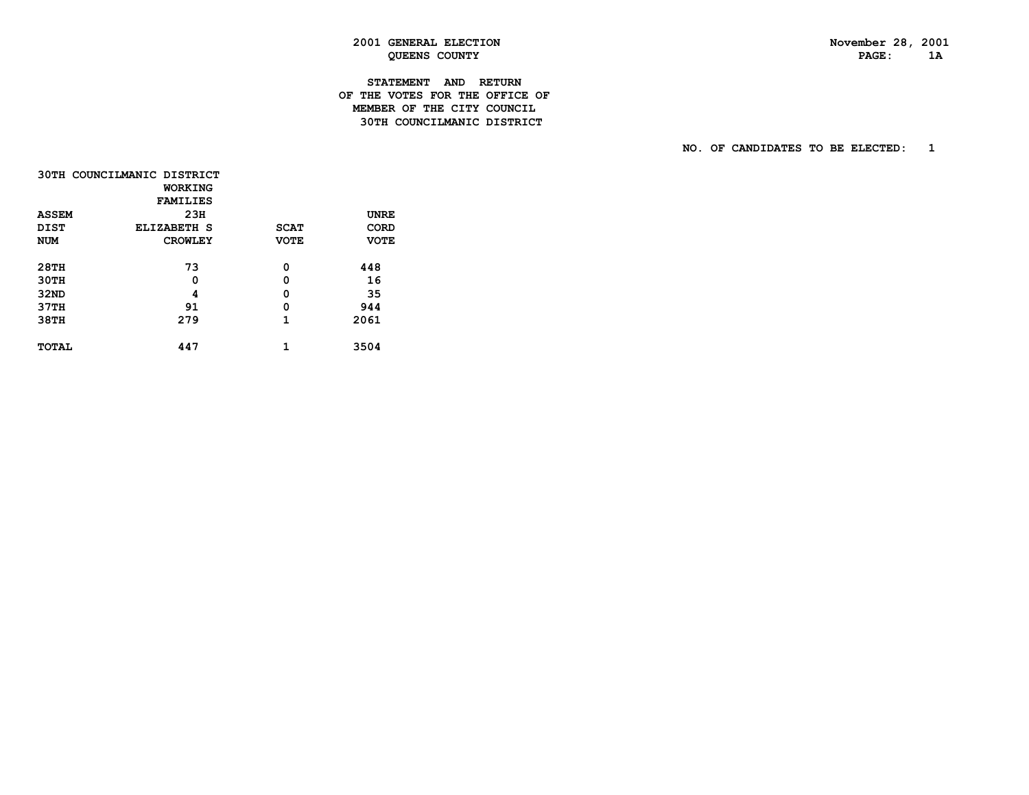**2001 GENERAL ELECTION**
**QUEENS COUNTY**

**November 28, 2001**

**STATEMENT AND RETURN**
**OF THE VOTES FOR THE OFFICE OF**
**MEMBER OF THE CITY COUNCIL**
**30TH COUNCILMANIC DISTRICT**

**NO. OF CANDIDATES TO BE ELECTED: 1**

**30TH COUNCILMANIC DISTRICT**

| ASSEM DIST NUM | WORKING FAMILIES 23H ELIZABETH S CROWLEY | SCAT VOTE | UNRECORD VOTE |
|---|---|---|---|
| 28TH | 73 | 0 | 448 |
| 30TH | 0 | 0 | 16 |
| 32ND | 4 | 0 | 35 |
| 37TH | 91 | 0 | 944 |
| 38TH | 279 | 1 | 2061 |
| TOTAL | 447 | 1 | 3504 |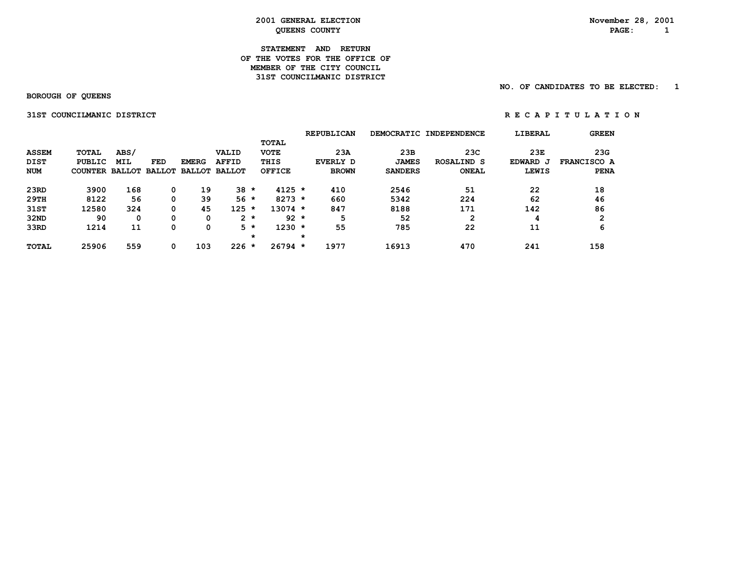# 2001 GENERAL ELECTION
## QUEENS COUNTY

November 28, 2001

### STATEMENT AND RETURN OF THE VOTES FOR THE OFFICE OF MEMBER OF THE CITY COUNCIL 31ST COUNCILMANIC DISTRICT

NO. OF CANDIDATES TO BE ELECTED: 1

BOROUGH OF QUEENS

31ST COUNCILMANIC DISTRICT

R E C A P I T U L A T I O N

| ASSEM DIST NUM | TOTAL PUBLIC COUNTER | ABS/ MIL BALLOT | FED BALLOT | EMERG BALLOT | VALID AFFID BALLOT | TOTAL VOTE THIS OFFICE | REPUBLICAN 23A EVERLY D BROWN | DEMOCRATIC 23B JAMES SANDERS | INDEPENDENCE 23C ROSALIND S ONEAL | LIBERAL 23E EDWARD J LEWIS | GREEN 23G FRANCISCO A PENA |
|---|---|---|---|---|---|---|---|---|---|---|---|
| 23RD | 3900 | 168 | 0 | 19 | 38 * | 4125 * | 410 | 2546 | 51 | 22 | 18 |
| 29TH | 8122 | 56 | 0 | 39 | 56 * | 8273 * | 660 | 5342 | 224 | 62 | 46 |
| 31ST | 12580 | 324 | 0 | 45 | 125 * | 13074 * | 847 | 8188 | 171 | 142 | 86 |
| 32ND | 90 | 0 | 0 | 0 | 2 * | 92 * | 5 | 52 | 2 | 4 | 2 |
| 33RD | 1214 | 11 | 0 | 0 | 5 * | 1230 * | 55 | 785 | 22 | 11 | 6 |
| TOTAL | 25906 | 559 | 0 | 103 | 226 * | 26794 * | 1977 | 16913 | 470 | 241 | 158 |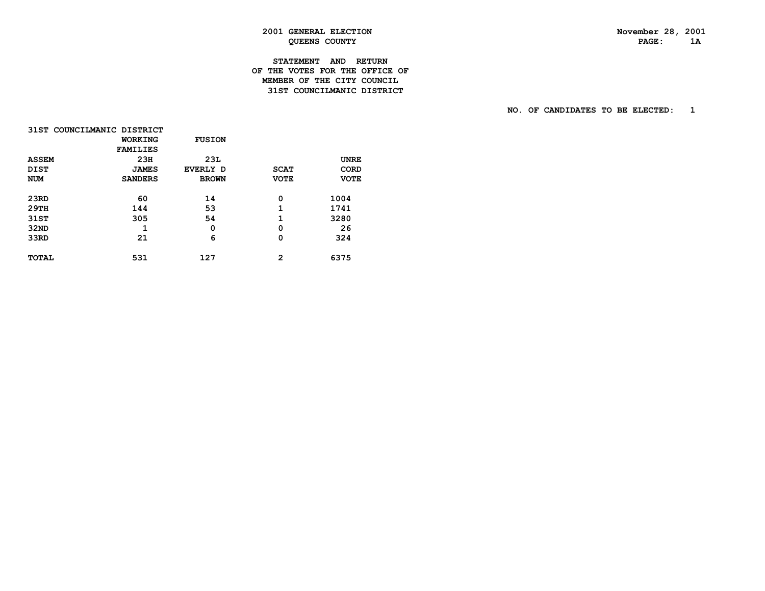2001 GENERAL ELECTION
QUEENS COUNTY

November 28, 2001

## STATEMENT AND RETURN OF THE VOTES FOR THE OFFICE OF MEMBER OF THE CITY COUNCIL 31ST COUNCILMANIC DISTRICT

NO. OF CANDIDATES TO BE ELECTED: 1

31ST COUNCILMANIC DISTRICT

| ASSEM DIST NUM | WORKING FAMILIES 23H JAMES SANDERS | FUSION 23L EVERLY D BROWN | SCAT VOTE | UNRE CORD VOTE |
|---|---|---|---|---|
| 23RD | 60 | 14 | 0 | 1004 |
| 29TH | 144 | 53 | 1 | 1741 |
| 31ST | 305 | 54 | 1 | 3280 |
| 32ND | 1 | 0 | 0 | 26 |
| 33RD | 21 | 6 | 0 | 324 |
| TOTAL | 531 | 127 | 2 | 6375 |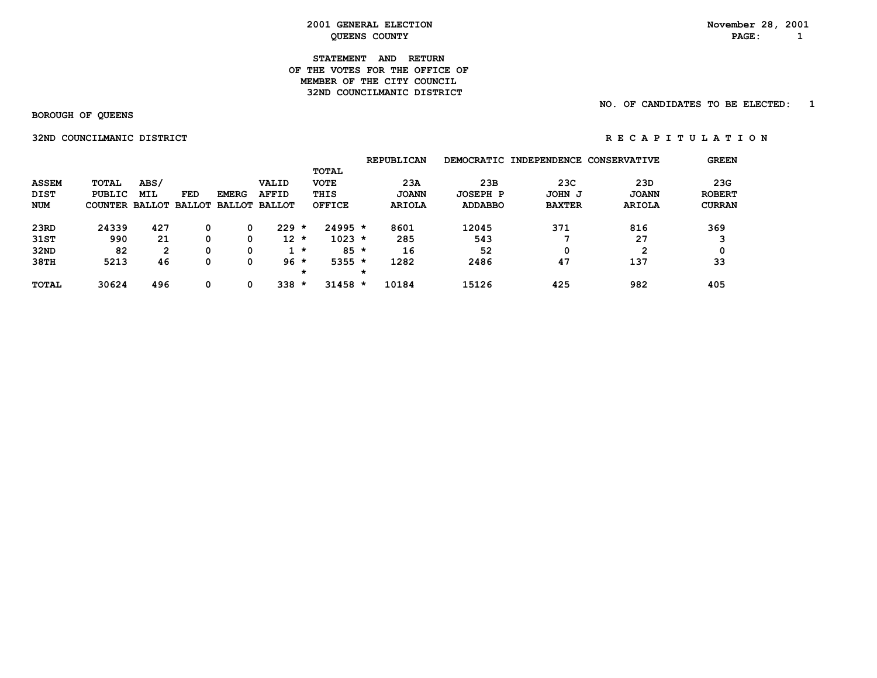# 2001 GENERAL ELECTION
## QUEENS COUNTY

November 28, 2001

### STATEMENT AND RETURN OF THE VOTES FOR THE OFFICE OF MEMBER OF THE CITY COUNCIL 32ND COUNCILMANIC DISTRICT

NO. OF CANDIDATES TO BE ELECTED: 1

BOROUGH OF QUEENS

32ND COUNCILMANIC DISTRICT

R E C A P I T U L A T I O N

| ASSEM DIST NUM | TOTAL PUBLIC COUNTER | ABS/ MIL BALLOT | FED BALLOT | EMERG BALLOT | VALID AFFID BALLOT | | TOTAL VOTE THIS OFFICE | | REPUBLICAN 23A JOANN ARIOLA | DEMOCRATIC 23B JOSEPH P ADDABBO | INDEPENDENCE 23C JOHN J BAXTER | CONSERVATIVE 23D JOANN ARIOLA | GREEN 23G ROBERT CURRAN |
|---|---|---|---|---|---|---|---|---|---|---|---|---|---|
| 23RD | 24339 | 427 | 0 | 0 | 229 | * | 24995 | * | 8601 | 12045 | 371 | 816 | 369 |
| 31ST | 990 | 21 | 0 | 0 | 12 | * | 1023 | * | 285 | 543 | 7 | 27 | 3 |
| 32ND | 82 | 2 | 0 | 0 | 1 | * | 85 | * | 16 | 52 | 0 | 2 | 0 |
| 38TH | 5213 | 46 | 0 | 0 | 96 | * | 5355 | * | 1282 | 2486 | 47 | 137 | 33 |
| | | | | | | * | | * | | | | | |
| TOTAL | 30624 | 496 | 0 | 0 | 338 | * | 31458 | * | 10184 | 15126 | 425 | 982 | 405 |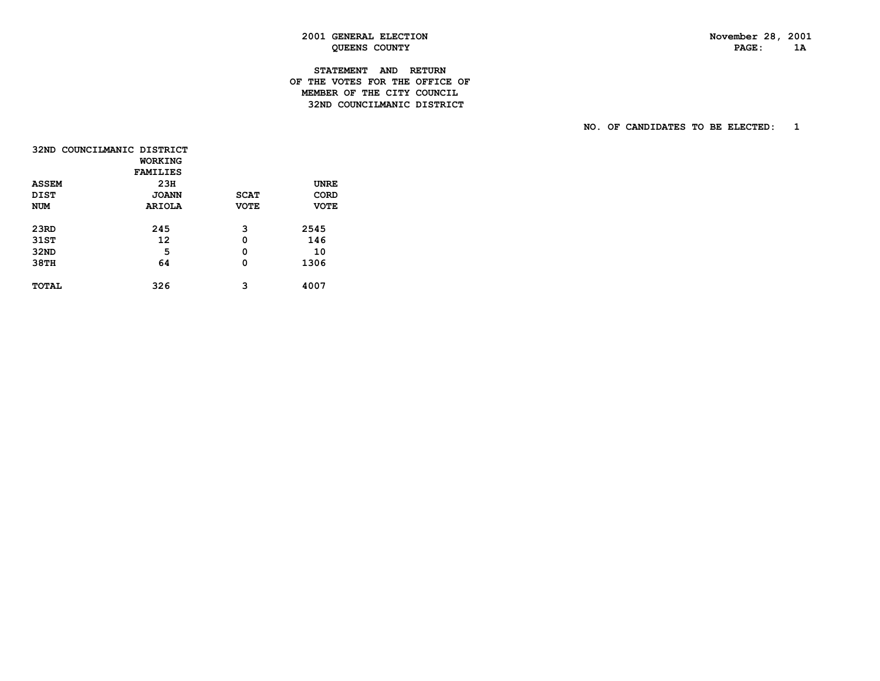2001 GENERAL ELECTION
QUEENS COUNTY

November 28, 2001
PAGE: 1A

STATEMENT AND RETURN
OF THE VOTES FOR THE OFFICE OF
MEMBER OF THE CITY COUNCIL
32ND COUNCILMANIC DISTRICT

NO. OF CANDIDATES TO BE ELECTED: 1

32ND COUNCILMANIC DISTRICT

| ASSEM DIST NUM | WORKING FAMILIES 23H JOANN ARIOLA | SCAT VOTE | UNRE CORD VOTE |
|---|---|---|---|
| 23RD | 245 | 3 | 2545 |
| 31ST | 12 | 0 | 146 |
| 32ND | 5 | 0 | 10 |
| 38TH | 64 | 0 | 1306 |
| TOTAL | 326 | 3 | 4007 |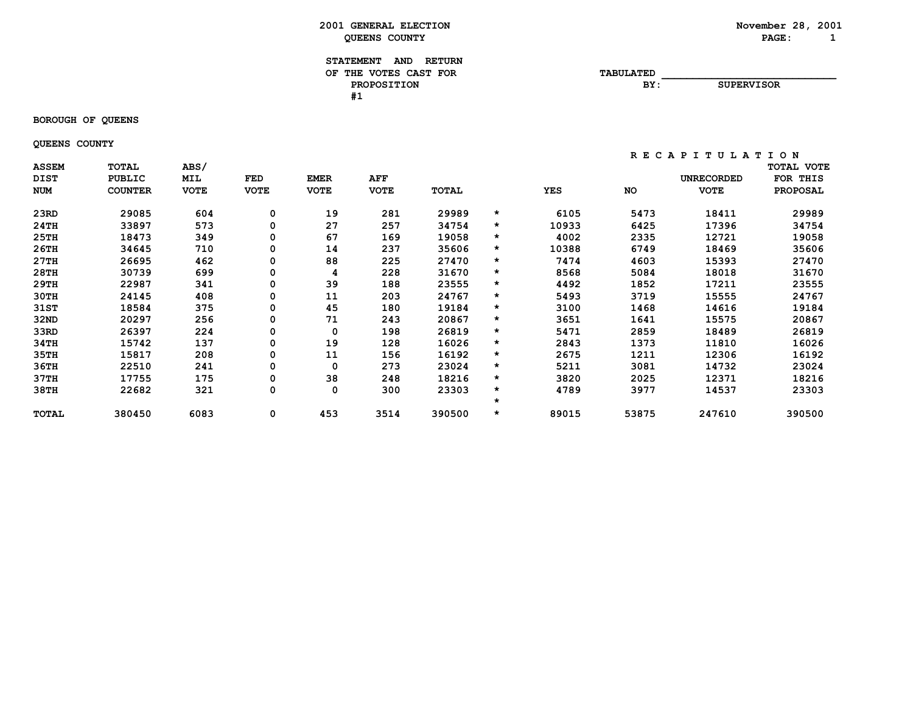# 2001 GENERAL ELECTION
## QUEENS COUNTY

November 28, 2001

**STATEMENT AND RETURN OF THE VOTES CAST FOR PROPOSITION #1**

TABULATED BY: ____________________ SUPERVISOR

BOROUGH OF QUEENS

QUEENS COUNTY

| ASSEM DIST NUM | TOTAL PUBLIC COUNTER | ABS/ MIL VOTE | FED VOTE | EMER VOTE | AFF VOTE | TOTAL | | RECAPITULATION YES | NO | UNRECORDED VOTE | TOTAL VOTE FOR THIS PROPOSAL |
|---|---|---|---|---|---|---|---|---|---|---|---|
| 23RD | 29085 | 604 | 0 | 19 | 281 | 29989 | * | 6105 | 5473 | 18411 | 29989 |
| 24TH | 33897 | 573 | 0 | 27 | 257 | 34754 | * | 10933 | 6425 | 17396 | 34754 |
| 25TH | 18473 | 349 | 0 | 67 | 169 | 19058 | * | 4002 | 2335 | 12721 | 19058 |
| 26TH | 34645 | 710 | 0 | 14 | 237 | 35606 | * | 10388 | 6749 | 18469 | 35606 |
| 27TH | 26695 | 462 | 0 | 88 | 225 | 27470 | * | 7474 | 4603 | 15393 | 27470 |
| 28TH | 30739 | 699 | 0 | 4 | 228 | 31670 | * | 8568 | 5084 | 18018 | 31670 |
| 29TH | 22987 | 341 | 0 | 39 | 188 | 23555 | * | 4492 | 1852 | 17211 | 23555 |
| 30TH | 24145 | 408 | 0 | 11 | 203 | 24767 | * | 5493 | 3719 | 15555 | 24767 |
| 31ST | 18584 | 375 | 0 | 45 | 180 | 19184 | * | 3100 | 1468 | 14616 | 19184 |
| 32ND | 20297 | 256 | 0 | 71 | 243 | 20867 | * | 3651 | 1641 | 15575 | 20867 |
| 33RD | 26397 | 224 | 0 | 0 | 198 | 26819 | * | 5471 | 2859 | 18489 | 26819 |
| 34TH | 15742 | 137 | 0 | 19 | 128 | 16026 | * | 2843 | 1373 | 11810 | 16026 |
| 35TH | 15817 | 208 | 0 | 11 | 156 | 16192 | * | 2675 | 1211 | 12306 | 16192 |
| 36TH | 22510 | 241 | 0 | 0 | 273 | 23024 | * | 5211 | 3081 | 14732 | 23024 |
| 37TH | 17755 | 175 | 0 | 38 | 248 | 18216 | * | 3820 | 2025 | 12371 | 18216 |
| 38TH | 22682 | 321 | 0 | 0 | 300 | 23303 | * | 4789 | 3977 | 14537 | 23303 |
| | | | | | | | * | | | | |
| TOTAL | 380450 | 6083 | 0 | 453 | 3514 | 390500 | * | 89015 | 53875 | 247610 | 390500 |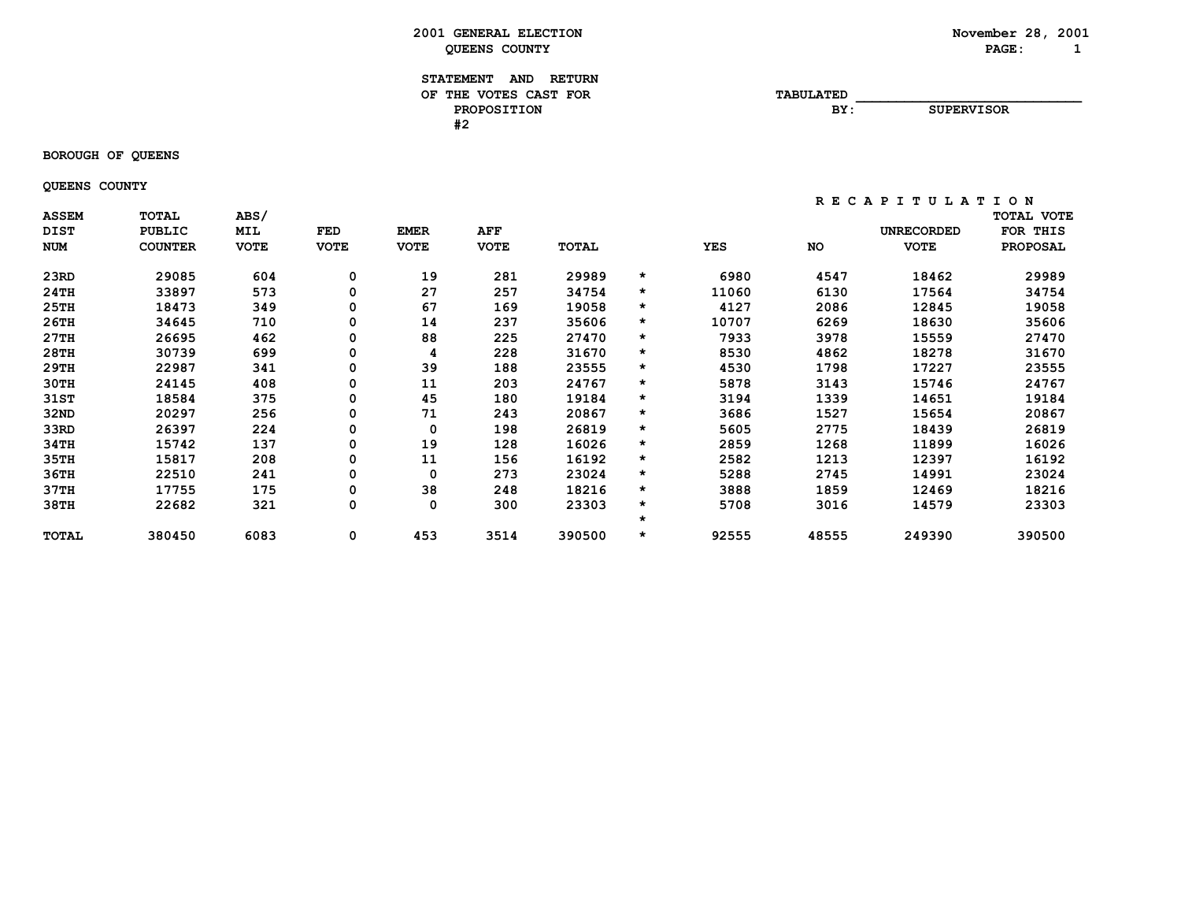**2001 GENERAL ELECTION**
**QUEENS COUNTY**

November 28, 2001

**STATEMENT AND RETURN OF THE VOTES CAST FOR PROPOSITION #2**

TABULATED BY: ___________________________ SUPERVISOR

**BOROUGH OF QUEENS**

**QUEENS COUNTY**

| ASSEM DIST NUM | TOTAL PUBLIC COUNTER | ABS/ MIL VOTE | FED VOTE | EMER VOTE | AFF VOTE | TOTAL | | RECAPITULATION YES | NO | UNRECORDED VOTE | TOTAL VOTE FOR THIS PROPOSAL |
|---|---|---|---|---|---|---|---|---|---|---|---|
| 23RD | 29085 | 604 | 0 | 19 | 281 | 29989 | * | 6980 | 4547 | 18462 | 29989 |
| 24TH | 33897 | 573 | 0 | 27 | 257 | 34754 | * | 11060 | 6130 | 17564 | 34754 |
| 25TH | 18473 | 349 | 0 | 67 | 169 | 19058 | * | 4127 | 2086 | 12845 | 19058 |
| 26TH | 34645 | 710 | 0 | 14 | 237 | 35606 | * | 10707 | 6269 | 18630 | 35606 |
| 27TH | 26695 | 462 | 0 | 88 | 225 | 27470 | * | 7933 | 3978 | 15559 | 27470 |
| 28TH | 30739 | 699 | 0 | 4 | 228 | 31670 | * | 8530 | 4862 | 18278 | 31670 |
| 29TH | 22987 | 341 | 0 | 39 | 188 | 23555 | * | 4530 | 1798 | 17227 | 23555 |
| 30TH | 24145 | 408 | 0 | 11 | 203 | 24767 | * | 5878 | 3143 | 15746 | 24767 |
| 31ST | 18584 | 375 | 0 | 45 | 180 | 19184 | * | 3194 | 1339 | 14651 | 19184 |
| 32ND | 20297 | 256 | 0 | 71 | 243 | 20867 | * | 3686 | 1527 | 15654 | 20867 |
| 33RD | 26397 | 224 | 0 | 0 | 198 | 26819 | * | 5605 | 2775 | 18439 | 26819 |
| 34TH | 15742 | 137 | 0 | 19 | 128 | 16026 | * | 2859 | 1268 | 11899 | 16026 |
| 35TH | 15817 | 208 | 0 | 11 | 156 | 16192 | * | 2582 | 1213 | 12397 | 16192 |
| 36TH | 22510 | 241 | 0 | 0 | 273 | 23024 | * | 5288 | 2745 | 14991 | 23024 |
| 37TH | 17755 | 175 | 0 | 38 | 248 | 18216 | * | 3888 | 1859 | 12469 | 18216 |
| 38TH | 22682 | 321 | 0 | 0 | 300 | 23303 | * | 5708 | 3016 | 14579 | 23303 |
| | | | | | | | * | | | | |
| TOTAL | 380450 | 6083 | 0 | 453 | 3514 | 390500 | * | 92555 | 48555 | 249390 | 390500 |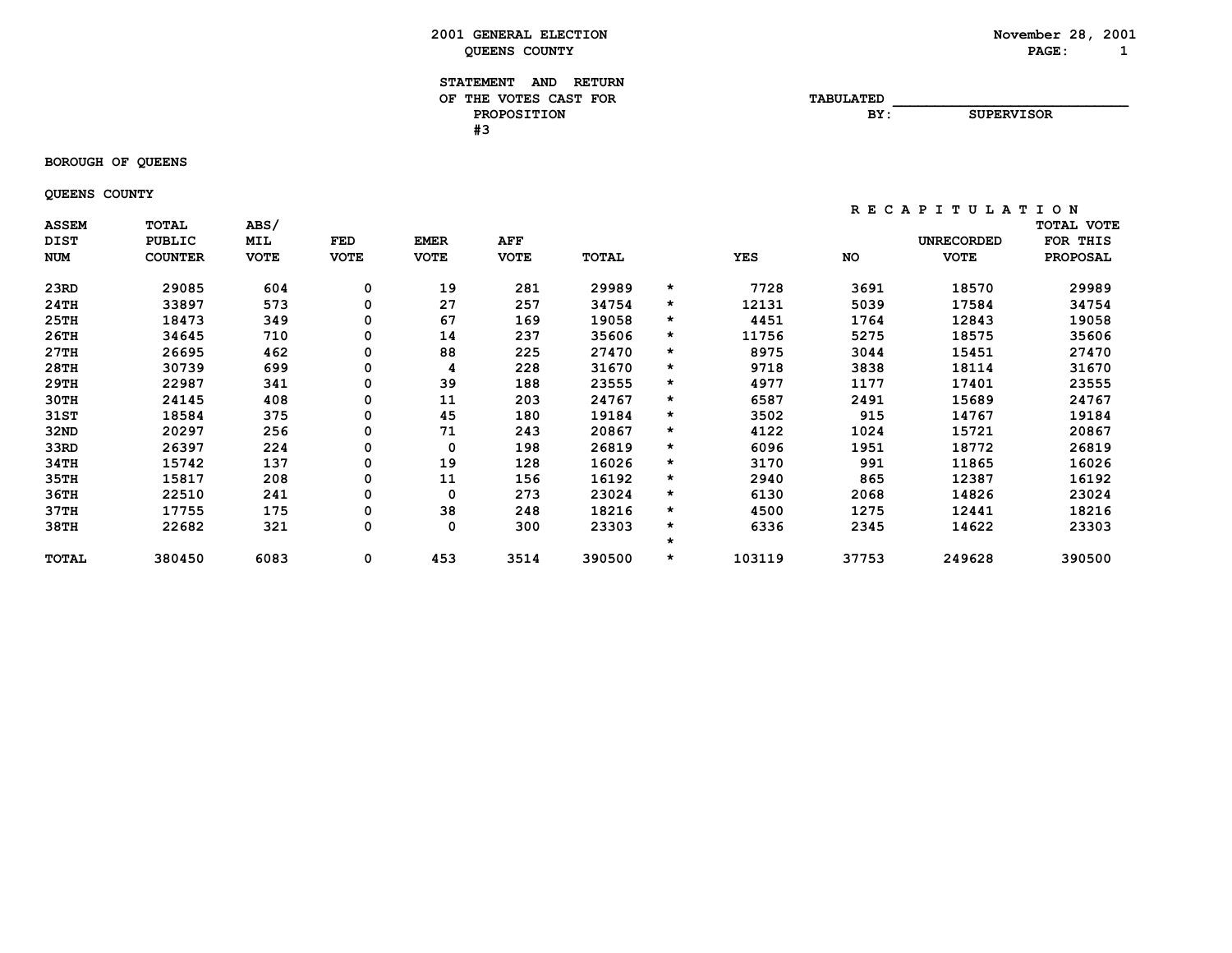# 2001 GENERAL ELECTION
## QUEENS COUNTY

November 28, 2001

**STATEMENT AND RETURN OF THE VOTES CAST FOR PROPOSITION #3**

TABULATED BY: ____________________ SUPERVISOR

BOROUGH OF QUEENS

QUEENS COUNTY

| ASSEM DIST NUM | TOTAL PUBLIC COUNTER | ABS/ MIL VOTE | FED VOTE | EMER VOTE | AFF VOTE | TOTAL | | RECAPITULATION YES | NO | UNRECORDED VOTE | TOTAL VOTE FOR THIS PROPOSAL |
|---|---|---|---|---|---|---|---|---|---|---|---|
| 23RD | 29085 | 604 | 0 | 19 | 281 | 29989 | * | 7728 | 3691 | 18570 | 29989 |
| 24TH | 33897 | 573 | 0 | 27 | 257 | 34754 | * | 12131 | 5039 | 17584 | 34754 |
| 25TH | 18473 | 349 | 0 | 67 | 169 | 19058 | * | 4451 | 1764 | 12843 | 19058 |
| 26TH | 34645 | 710 | 0 | 14 | 237 | 35606 | * | 11756 | 5275 | 18575 | 35606 |
| 27TH | 26695 | 462 | 0 | 88 | 225 | 27470 | * | 8975 | 3044 | 15451 | 27470 |
| 28TH | 30739 | 699 | 0 | 4 | 228 | 31670 | * | 9718 | 3838 | 18114 | 31670 |
| 29TH | 22987 | 341 | 0 | 39 | 188 | 23555 | * | 4977 | 1177 | 17401 | 23555 |
| 30TH | 24145 | 408 | 0 | 11 | 203 | 24767 | * | 6587 | 2491 | 15689 | 24767 |
| 31ST | 18584 | 375 | 0 | 45 | 180 | 19184 | * | 3502 | 915 | 14767 | 19184 |
| 32ND | 20297 | 256 | 0 | 71 | 243 | 20867 | * | 4122 | 1024 | 15721 | 20867 |
| 33RD | 26397 | 224 | 0 | 0 | 198 | 26819 | * | 6096 | 1951 | 18772 | 26819 |
| 34TH | 15742 | 137 | 0 | 19 | 128 | 16026 | * | 3170 | 991 | 11865 | 16026 |
| 35TH | 15817 | 208 | 0 | 11 | 156 | 16192 | * | 2940 | 865 | 12387 | 16192 |
| 36TH | 22510 | 241 | 0 | 0 | 273 | 23024 | * | 6130 | 2068 | 14826 | 23024 |
| 37TH | 17755 | 175 | 0 | 38 | 248 | 18216 | * | 4500 | 1275 | 12441 | 18216 |
| 38TH | 22682 | 321 | 0 | 0 | 300 | 23303 | * | 6336 | 2345 | 14622 | 23303 |
| | | | | | | | * | | | | |
| TOTAL | 380450 | 6083 | 0 | 453 | 3514 | 390500 | * | 103119 | 37753 | 249628 | 390500 |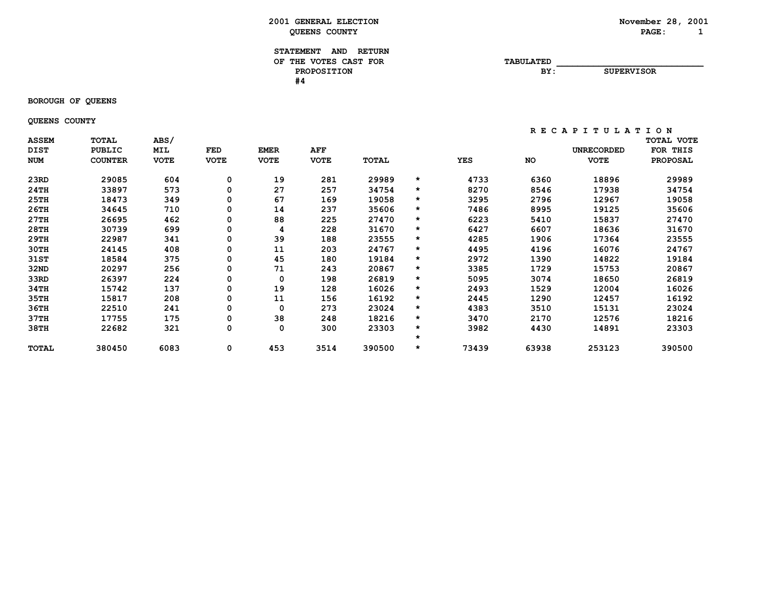2001 GENERAL ELECTION
QUEENS COUNTY

November 28, 2001

STATEMENT AND RETURN
OF THE VOTES CAST FOR
PROPOSITION
#4

TABULATED BY: ____________________ SUPERVISOR

BOROUGH OF QUEENS

QUEENS COUNTY

| ASSEM DIST NUM | TOTAL PUBLIC COUNTER | ABS/ MIL VOTE | FED VOTE | EMER VOTE | AFF VOTE | TOTAL | | RECAPITULATION YES | NO | UNRECORDED VOTE | TOTAL VOTE FOR THIS PROPOSAL |
|---|---|---|---|---|---|---|---|---|---|---|---|
| 23RD | 29085 | 604 | 0 | 19 | 281 | 29989 | * | 4733 | 6360 | 18896 | 29989 |
| 24TH | 33897 | 573 | 0 | 27 | 257 | 34754 | * | 8270 | 8546 | 17938 | 34754 |
| 25TH | 18473 | 349 | 0 | 67 | 169 | 19058 | * | 3295 | 2796 | 12967 | 19058 |
| 26TH | 34645 | 710 | 0 | 14 | 237 | 35606 | * | 7486 | 8995 | 19125 | 35606 |
| 27TH | 26695 | 462 | 0 | 88 | 225 | 27470 | * | 6223 | 5410 | 15837 | 27470 |
| 28TH | 30739 | 699 | 0 | 4 | 228 | 31670 | * | 6427 | 6607 | 18636 | 31670 |
| 29TH | 22987 | 341 | 0 | 39 | 188 | 23555 | * | 4285 | 1906 | 17364 | 23555 |
| 30TH | 24145 | 408 | 0 | 11 | 203 | 24767 | * | 4495 | 4196 | 16076 | 24767 |
| 31ST | 18584 | 375 | 0 | 45 | 180 | 19184 | * | 2972 | 1390 | 14822 | 19184 |
| 32ND | 20297 | 256 | 0 | 71 | 243 | 20867 | * | 3385 | 1729 | 15753 | 20867 |
| 33RD | 26397 | 224 | 0 | 0 | 198 | 26819 | * | 5095 | 3074 | 18650 | 26819 |
| 34TH | 15742 | 137 | 0 | 19 | 128 | 16026 | * | 2493 | 1529 | 12004 | 16026 |
| 35TH | 15817 | 208 | 0 | 11 | 156 | 16192 | * | 2445 | 1290 | 12457 | 16192 |
| 36TH | 22510 | 241 | 0 | 0 | 273 | 23024 | * | 4383 | 3510 | 15131 | 23024 |
| 37TH | 17755 | 175 | 0 | 38 | 248 | 18216 | * | 3470 | 2170 | 12576 | 18216 |
| 38TH | 22682 | 321 | 0 | 0 | 300 | 23303 | * | 3982 | 4430 | 14891 | 23303 |
| | | | | | | | * | | | | |
| TOTAL | 380450 | 6083 | 0 | 453 | 3514 | 390500 | * | 73439 | 63938 | 253123 | 390500 |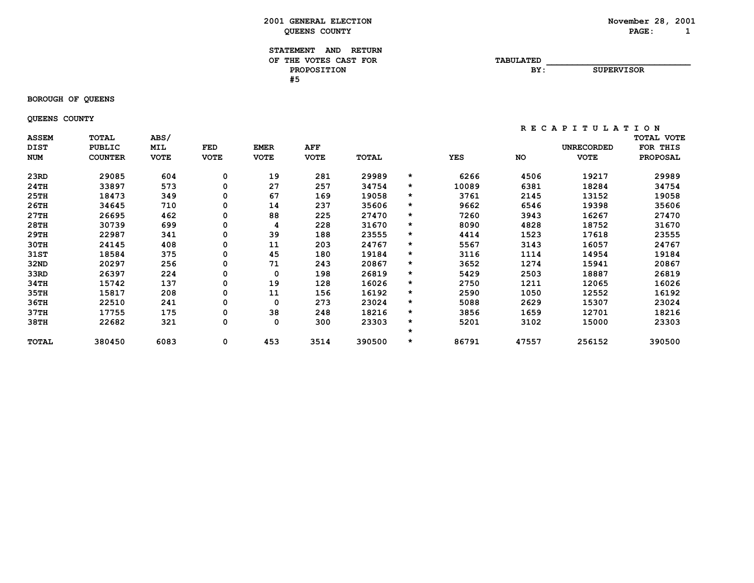**2001 GENERAL ELECTION**
**QUEENS COUNTY**

November 28, 2001

**STATEMENT AND RETURN OF THE VOTES CAST FOR PROPOSITION #5**

TABULATED BY: ______________________ SUPERVISOR

**BOROUGH OF QUEENS**

**QUEENS COUNTY**

| ASSEM DIST NUM | TOTAL PUBLIC COUNTER | ABS/ MIL VOTE | FED VOTE | EMER VOTE | AFF VOTE | TOTAL | | RECAPITULATION YES | NO | UNRECORDED VOTE | TOTAL VOTE FOR THIS PROPOSAL |
|---|---|---|---|---|---|---|---|---|---|---|---|
| 23RD | 29085 | 604 | 0 | 19 | 281 | 29989 | * | 6266 | 4506 | 19217 | 29989 |
| 24TH | 33897 | 573 | 0 | 27 | 257 | 34754 | * | 10089 | 6381 | 18284 | 34754 |
| 25TH | 18473 | 349 | 0 | 67 | 169 | 19058 | * | 3761 | 2145 | 13152 | 19058 |
| 26TH | 34645 | 710 | 0 | 14 | 237 | 35606 | * | 9662 | 6546 | 19398 | 35606 |
| 27TH | 26695 | 462 | 0 | 88 | 225 | 27470 | * | 7260 | 3943 | 16267 | 27470 |
| 28TH | 30739 | 699 | 0 | 4 | 228 | 31670 | * | 8090 | 4828 | 18752 | 31670 |
| 29TH | 22987 | 341 | 0 | 39 | 188 | 23555 | * | 4414 | 1523 | 17618 | 23555 |
| 30TH | 24145 | 408 | 0 | 11 | 203 | 24767 | * | 5567 | 3143 | 16057 | 24767 |
| 31ST | 18584 | 375 | 0 | 45 | 180 | 19184 | * | 3116 | 1114 | 14954 | 19184 |
| 32ND | 20297 | 256 | 0 | 71 | 243 | 20867 | * | 3652 | 1274 | 15941 | 20867 |
| 33RD | 26397 | 224 | 0 | 0 | 198 | 26819 | * | 5429 | 2503 | 18887 | 26819 |
| 34TH | 15742 | 137 | 0 | 19 | 128 | 16026 | * | 2750 | 1211 | 12065 | 16026 |
| 35TH | 15817 | 208 | 0 | 11 | 156 | 16192 | * | 2590 | 1050 | 12552 | 16192 |
| 36TH | 22510 | 241 | 0 | 0 | 273 | 23024 | * | 5088 | 2629 | 15307 | 23024 |
| 37TH | 17755 | 175 | 0 | 38 | 248 | 18216 | * | 3856 | 1659 | 12701 | 18216 |
| 38TH | 22682 | 321 | 0 | 0 | 300 | 23303 | * | 5201 | 3102 | 15000 | 23303 |
| | | | | | | | * | | | | |
| TOTAL | 380450 | 6083 | 0 | 453 | 3514 | 390500 | * | 86791 | 47557 | 256152 | 390500 |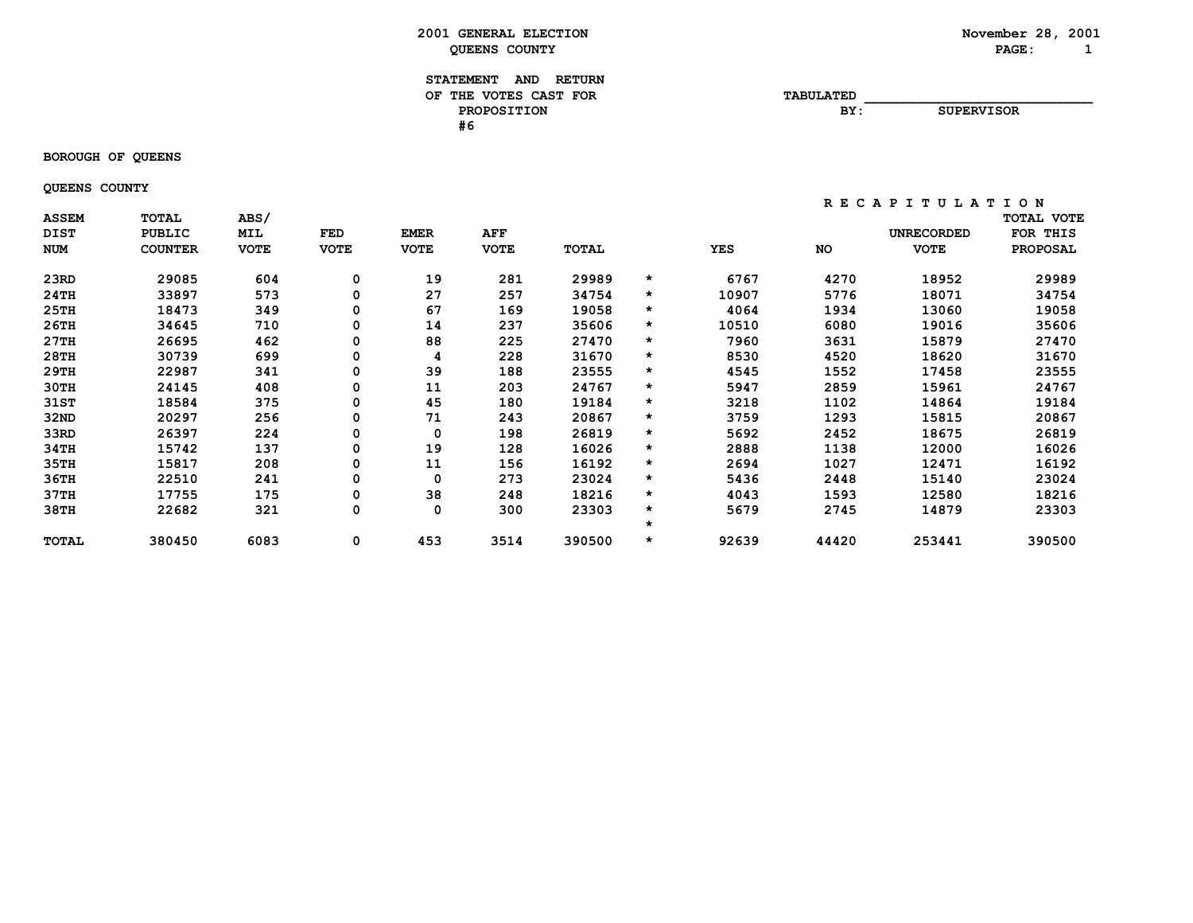# 2001 GENERAL ELECTION
## QUEENS COUNTY

November 28, 2001

### STATEMENT AND RETURN OF THE VOTES CAST FOR PROPOSITION #6

TABULATED BY: ____________________ SUPERVISOR

BOROUGH OF QUEENS

QUEENS COUNTY

| | | | | | | | | RECAPITULATION | | | |
|---|---|---|---|---|---|---|---|---|---|---|---|
| ASSEM DIST NUM | TOTAL PUBLIC COUNTER | ABS/ MIL VOTE | FED VOTE | EMER VOTE | AFF VOTE | TOTAL | | YES | NO | UNRECORDED VOTE | TOTAL VOTE FOR THIS PROPOSAL |
| 23RD | 29085 | 604 | 0 | 19 | 281 | 29989 | * | 6767 | 4270 | 18952 | 29989 |
| 24TH | 33897 | 573 | 0 | 27 | 257 | 34754 | * | 10907 | 5776 | 18071 | 34754 |
| 25TH | 18473 | 349 | 0 | 67 | 169 | 19058 | * | 4064 | 1934 | 13060 | 19058 |
| 26TH | 34645 | 710 | 0 | 14 | 237 | 35606 | * | 10510 | 6080 | 19016 | 35606 |
| 27TH | 26695 | 462 | 0 | 88 | 225 | 27470 | * | 7960 | 3631 | 15879 | 27470 |
| 28TH | 30739 | 699 | 0 | 4 | 228 | 31670 | * | 8530 | 4520 | 18620 | 31670 |
| 29TH | 22987 | 341 | 0 | 39 | 188 | 23555 | * | 4545 | 1552 | 17458 | 23555 |
| 30TH | 24145 | 408 | 0 | 11 | 203 | 24767 | * | 5947 | 2859 | 15961 | 24767 |
| 31ST | 18584 | 375 | 0 | 45 | 180 | 19184 | * | 3218 | 1102 | 14864 | 19184 |
| 32ND | 20297 | 256 | 0 | 71 | 243 | 20867 | * | 3759 | 1293 | 15815 | 20867 |
| 33RD | 26397 | 224 | 0 | 0 | 198 | 26819 | * | 5692 | 2452 | 18675 | 26819 |
| 34TH | 15742 | 137 | 0 | 19 | 128 | 16026 | * | 2888 | 1138 | 12000 | 16026 |
| 35TH | 15817 | 208 | 0 | 11 | 156 | 16192 | * | 2694 | 1027 | 12471 | 16192 |
| 36TH | 22510 | 241 | 0 | 0 | 273 | 23024 | * | 5436 | 2448 | 15140 | 23024 |
| 37TH | 17755 | 175 | 0 | 38 | 248 | 18216 | * | 4043 | 1593 | 12580 | 18216 |
| 38TH | 22682 | 321 | 0 | 0 | 300 | 23303 | * | 5679 | 2745 | 14879 | 23303 |
| | | | | | | | * | | | | |
| TOTAL | 380450 | 6083 | 0 | 453 | 3514 | 390500 | * | 92639 | 44420 | 253441 | 390500 |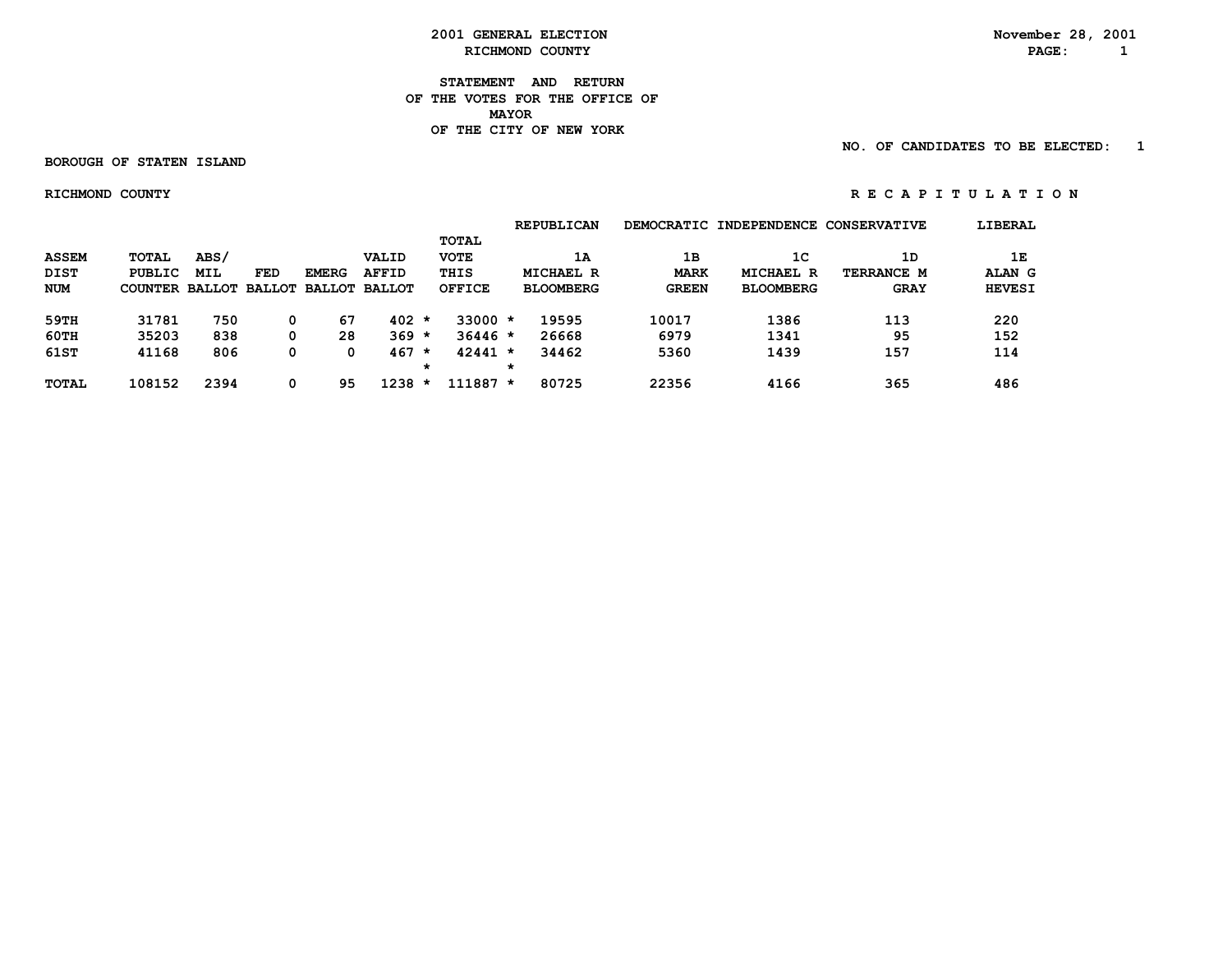**2001 GENERAL ELECTION**
**RICHMOND COUNTY**

November 28, 2001

**STATEMENT AND RETURN**
**OF THE VOTES FOR THE OFFICE OF**
**MAYOR**
**OF THE CITY OF NEW YORK**

NO. OF CANDIDATES TO BE ELECTED: 1

**BOROUGH OF STATEN ISLAND**

**RICHMOND COUNTY**

**R E C A P I T U L A T I O N**

| ASSEM DIST NUM | TOTAL PUBLIC COUNTER | ABS/ MIL BALLOT | FED BALLOT | EMERG BALLOT | VALID AFFID BALLOT | TOTAL VOTE THIS OFFICE | REPUBLICAN 1A MICHAEL R BLOOMBERG | DEMOCRATIC 1B MARK GREEN | INDEPENDENCE 1C MICHAEL R BLOOMBERG | CONSERVATIVE 1D TERRANCE M GRAY | LIBERAL 1E ALAN G HEVESI |
|---|---|---|---|---|---|---|---|---|---|---|---|
| 59TH | 31781 | 750 | 0 | 67 | 402 * | 33000 * | 19595 | 10017 | 1386 | 113 | 220 |
| 60TH | 35203 | 838 | 0 | 28 | 369 * | 36446 * | 26668 | 6979 | 1341 | 95 | 152 |
| 61ST | 41168 | 806 | 0 | 0 | 467 * | 42441 * | 34462 | 5360 | 1439 | 157 | 114 |
| TOTAL | 108152 | 2394 | 0 | 95 | 1238 * | 111887 * | 80725 | 22356 | 4166 | 365 | 486 |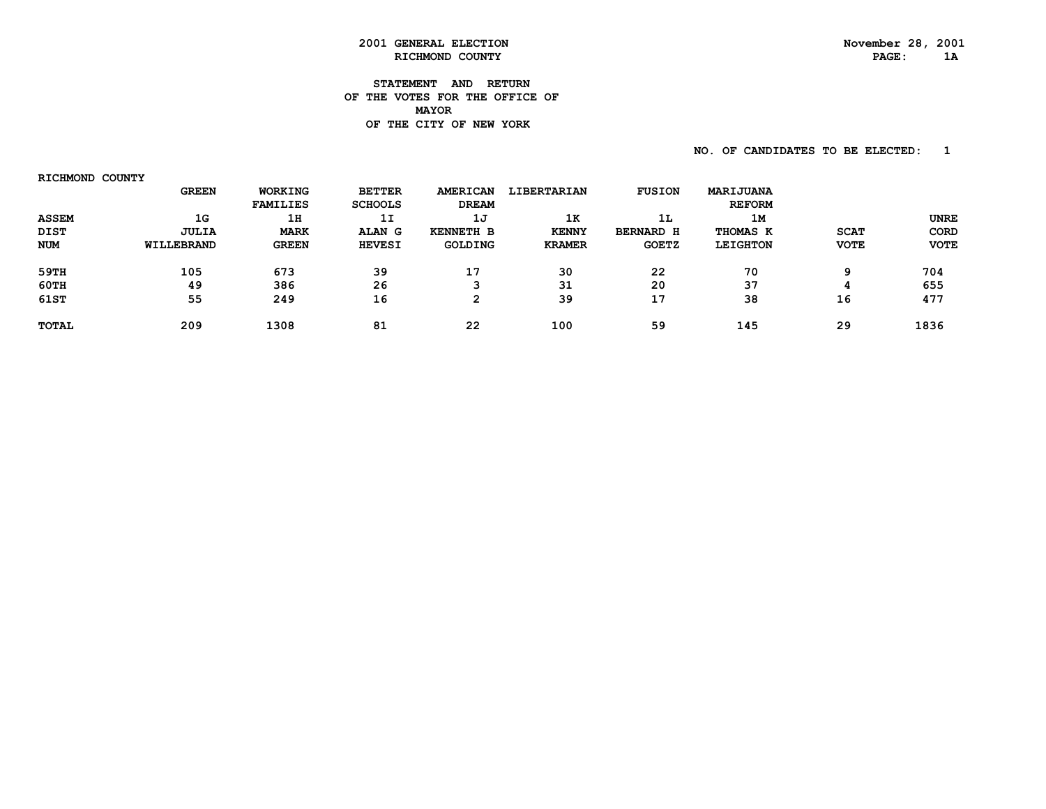# 2001 GENERAL ELECTION
## RICHMOND COUNTY

November 28, 2001

### STATEMENT AND RETURN OF THE VOTES FOR THE OFFICE OF MAYOR OF THE CITY OF NEW YORK

NO. OF CANDIDATES TO BE ELECTED: 1

RICHMOND COUNTY

| ASSEM DIST NUM | GREEN 1G JULIA WILLEBRAND | WORKING FAMILIES 1H MARK GREEN | BETTER SCHOOLS 1I ALAN G HEVESI | AMERICAN DREAM 1J KENNETH B GOLDING | LIBERTARIAN 1K KENNY KRAMER | FUSION 1L BERNARD H GOETZ | MARIJUANA REFORM 1M THOMAS K LEIGHTON | SCAT VOTE | UNRE CORD VOTE |
|---|---|---|---|---|---|---|---|---|---|
| 59TH | 105 | 673 | 39 | 17 | 30 | 22 | 70 | 9 | 704 |
| 60TH | 49 | 386 | 26 | 3 | 31 | 20 | 37 | 4 | 655 |
| 61ST | 55 | 249 | 16 | 2 | 39 | 17 | 38 | 16 | 477 |
| TOTAL | 209 | 1308 | 81 | 22 | 100 | 59 | 145 | 29 | 1836 |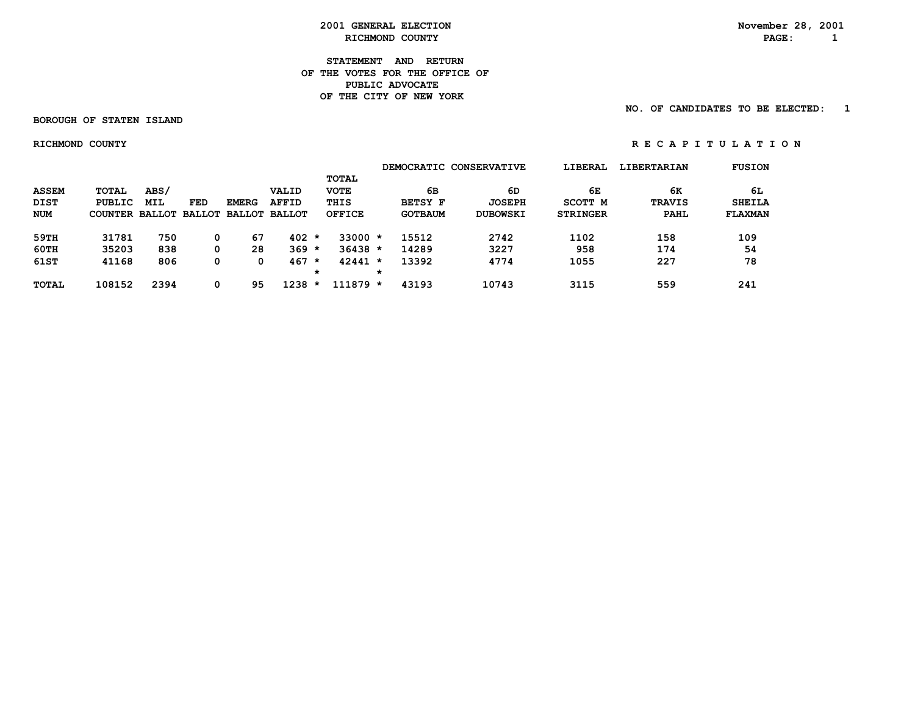# 2001 GENERAL ELECTION
## RICHMOND COUNTY

November 28, 2001

### STATEMENT AND RETURN OF THE VOTES FOR THE OFFICE OF PUBLIC ADVOCATE OF THE CITY OF NEW YORK

NO. OF CANDIDATES TO BE ELECTED: 1

BOROUGH OF STATEN ISLAND

RICHMOND COUNTY

R E C A P I T U L A T I O N

| ASSEM DIST NUM | TOTAL PUBLIC COUNTER | ABS/ MIL BALLOT | FED BALLOT | EMERG BALLOT | VALID AFFID BALLOT | TOTAL VOTE THIS OFFICE | DEMOCRATIC 6B BETSY F GOTBAUM | CONSERVATIVE 6D JOSEPH DUBOWSKI | LIBERAL 6E SCOTT M STRINGER | LIBERTARIAN 6K TRAVIS PAHL | FUSION 6L SHEILA FLAXMAN |
|---|---|---|---|---|---|---|---|---|---|---|---|
| 59TH | 31781 | 750 | 0 | 67 | 402 * | 33000 * | 15512 | 2742 | 1102 | 158 | 109 |
| 60TH | 35203 | 838 | 0 | 28 | 369 * | 36438 * | 14289 | 3227 | 958 | 174 | 54 |
| 61ST | 41168 | 806 | 0 | 0 | 467 * | 42441 * | 13392 | 4774 | 1055 | 227 | 78 |
| TOTAL | 108152 | 2394 | 0 | 95 | 1238 * | 111879 * | 43193 | 10743 | 3115 | 559 | 241 |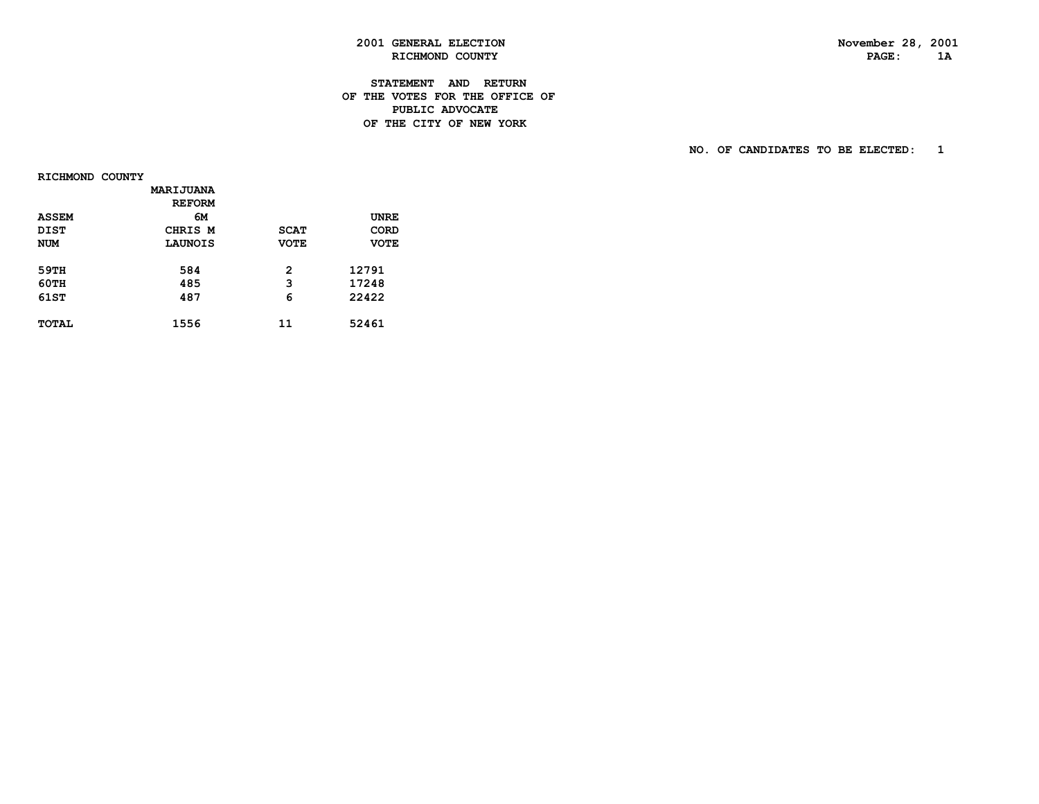2001 GENERAL ELECTION
RICHMOND COUNTY

November 28, 2001

## STATEMENT AND RETURN OF THE VOTES FOR THE OFFICE OF PUBLIC ADVOCATE OF THE CITY OF NEW YORK

NO. OF CANDIDATES TO BE ELECTED: 1

RICHMOND COUNTY

| ASSEM DIST NUM | MARIJUANA REFORM 6M CHRIS M LAUNOIS | SCAT VOTE | UNRE CORD VOTE |
|---|---|---|---|
| 59TH | 584 | 2 | 12791 |
| 60TH | 485 | 3 | 17248 |
| 61ST | 487 | 6 | 22422 |
| TOTAL | 1556 | 11 | 52461 |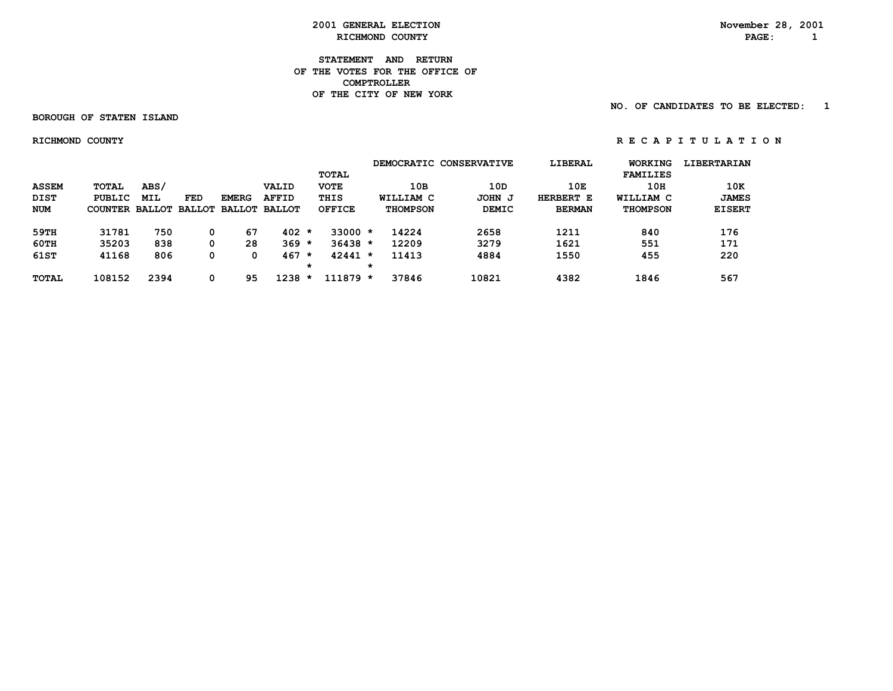# 2001 GENERAL ELECTION
## RICHMOND COUNTY

November 28, 2001

### STATEMENT AND RETURN OF THE VOTES FOR THE OFFICE OF COMPTROLLER OF THE CITY OF NEW YORK

NO. OF CANDIDATES TO BE ELECTED: 1

BOROUGH OF STATEN ISLAND

RICHMOND COUNTY

R E C A P I T U L A T I O N

| ASSEM DIST NUM | TOTAL PUBLIC COUNTER | ABS/ MIL BALLOT | FED BALLOT | EMERG BALLOT | VALID AFFID BALLOT | TOTAL VOTE THIS OFFICE | DEMOCRATIC 10B WILLIAM C THOMPSON | CONSERVATIVE 10D JOHN J DEMIC | LIBERAL 10E HERBERT E BERMAN | WORKING FAMILIES 10H WILLIAM C THOMPSON | LIBERTARIAN 10K JAMES EISERT |
|---|---|---|---|---|---|---|---|---|---|---|---|
| 59TH | 31781 | 750 | 0 | 67 | 402 * | 33000 * | 14224 | 2658 | 1211 | 840 | 176 |
| 60TH | 35203 | 838 | 0 | 28 | 369 * | 36438 * | 12209 | 3279 | 1621 | 551 | 171 |
| 61ST | 41168 | 806 | 0 | 0 | 467 * | 42441 * | 11413 | 4884 | 1550 | 455 | 220 |
| TOTAL | 108152 | 2394 | 0 | 95 | 1238 * | 111879 * | 37846 | 10821 | 4382 | 1846 | 567 |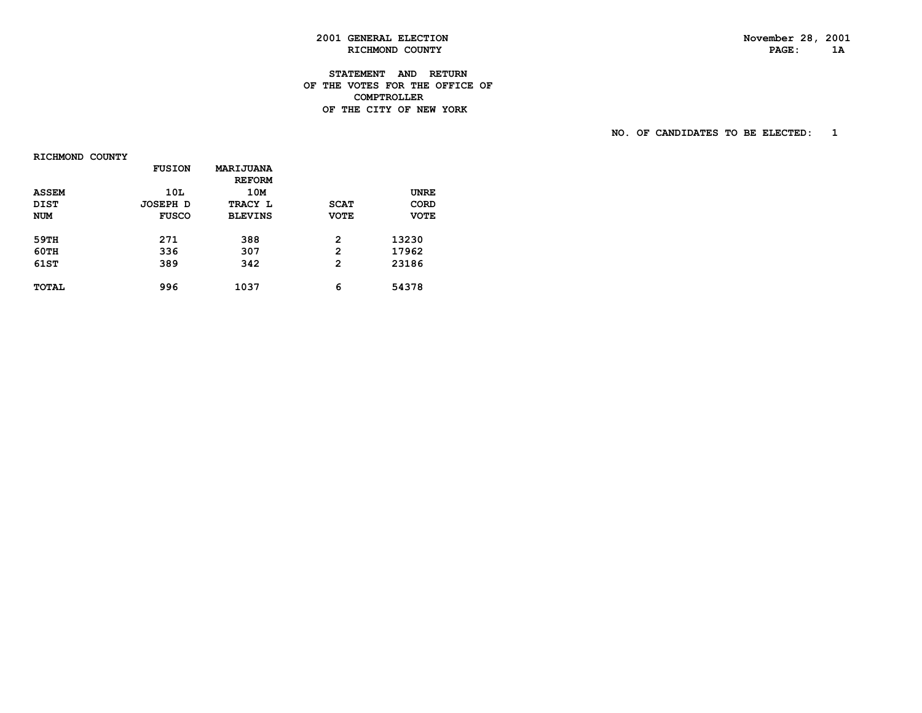**2001 GENERAL ELECTION**
**RICHMOND COUNTY**

November 28, 2001

**STATEMENT AND RETURN**
**OF THE VOTES FOR THE OFFICE OF**
**COMPTROLLER**
**OF THE CITY OF NEW YORK**

NO. OF CANDIDATES TO BE ELECTED: 1

RICHMOND COUNTY

| ASSEM DIST NUM | FUSION 10L JOSEPH D FUSCO | MARIJUANA REFORM 10M TRACY L BLEVINS | SCAT VOTE | UNRE CORD VOTE |
|---|---|---|---|---|
| 59TH | 271 | 388 | 2 | 13230 |
| 60TH | 336 | 307 | 2 | 17962 |
| 61ST | 389 | 342 | 2 | 23186 |
| TOTAL | 996 | 1037 | 6 | 54378 |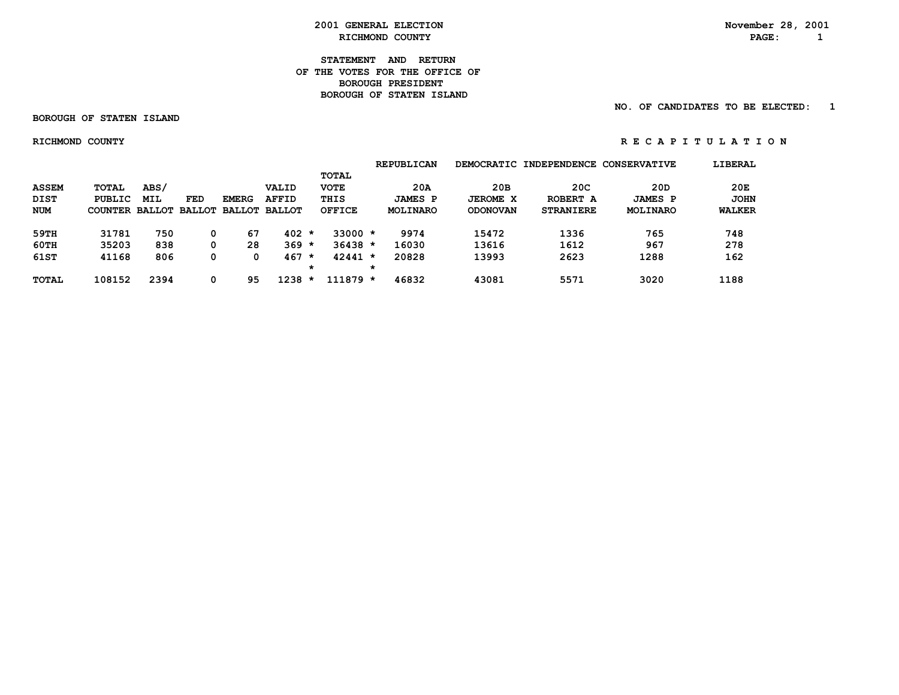# 2001 GENERAL ELECTION
## RICHMOND COUNTY

November 28, 2001

## STATEMENT AND RETURN OF THE VOTES FOR THE OFFICE OF BOROUGH PRESIDENT BOROUGH OF STATEN ISLAND

NO. OF CANDIDATES TO BE ELECTED: 1

BOROUGH OF STATEN ISLAND

RICHMOND COUNTY

R E C A P I T U L A T I O N

| ASSEM DIST NUM | TOTAL PUBLIC COUNTER | ABS/ MIL BALLOT | FED BALLOT | EMERG BALLOT | VALID AFFID BALLOT | TOTAL VOTE THIS OFFICE | REPUBLICAN 20A JAMES P MOLINARO | DEMOCRATIC 20B JEROME X ODONOVAN | INDEPENDENCE 20C ROBERT A STRANIERE | CONSERVATIVE 20D JAMES P MOLINARO | LIBERAL 20E JOHN WALKER |
|---|---|---|---|---|---|---|---|---|---|---|---|
| 59TH | 31781 | 750 | 0 | 67 | 402 * | 33000 * | 9974 | 15472 | 1336 | 765 | 748 |
| 60TH | 35203 | 838 | 0 | 28 | 369 * | 36438 * | 16030 | 13616 | 1612 | 967 | 278 |
| 61ST | 41168 | 806 | 0 | 0 | 467 * | 42441 * | 20828 | 13993 | 2623 | 1288 | 162 |
| TOTAL | 108152 | 2394 | 0 | 95 | 1238 * | 111879 * | 46832 | 43081 | 5571 | 3020 | 1188 |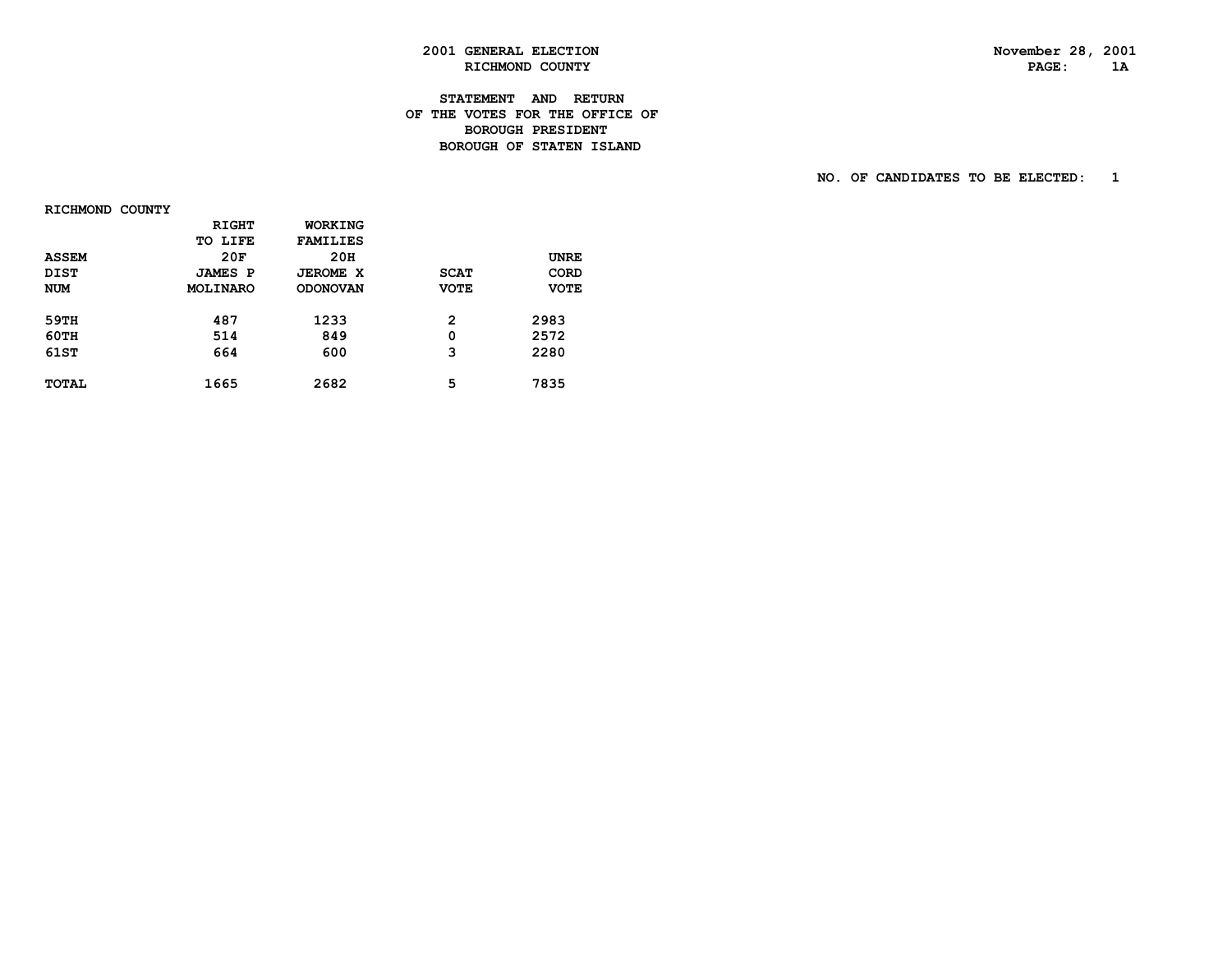2001 GENERAL ELECTION
RICHMOND COUNTY

November 28, 2001
PAGE: 1A

# STATEMENT AND RETURN OF THE VOTES FOR THE OFFICE OF BOROUGH PRESIDENT BOROUGH OF STATEN ISLAND

NO. OF CANDIDATES TO BE ELECTED: 1

RICHMOND COUNTY

| ASSEM DIST NUM | RIGHT TO LIFE 20F JAMES P MOLINARO | WORKING FAMILIES 20H JEROME X ODONOVAN | SCAT VOTE | UNRE CORD VOTE |
|---|---|---|---|---|
| 59TH | 487 | 1233 | 2 | 2983 |
| 60TH | 514 | 849 | 0 | 2572 |
| 61ST | 664 | 600 | 3 | 2280 |
| TOTAL | 1665 | 2682 | 5 | 7835 |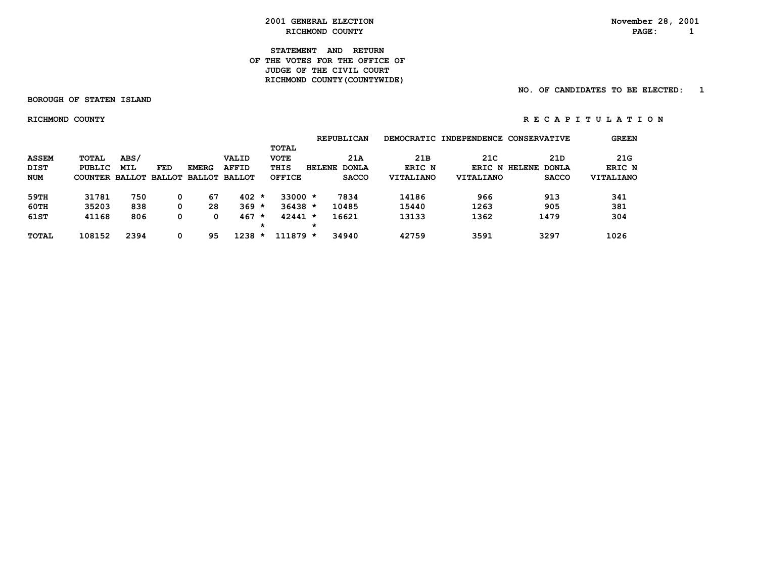# 2001 GENERAL ELECTION
## RICHMOND COUNTY

November 28, 2001

### STATEMENT AND RETURN OF THE VOTES FOR THE OFFICE OF JUDGE OF THE CIVIL COURT RICHMOND COUNTY(COUNTYWIDE)

NO. OF CANDIDATES TO BE ELECTED: 1

BOROUGH OF STATEN ISLAND

RICHMOND COUNTY

R E C A P I T U L A T I O N

| ASSEM DIST NUM | TOTAL PUBLIC COUNTER | ABS/ MIL BALLOT | FED BALLOT | EMERG BALLOT | VALID AFFID BALLOT | TOTAL VOTE THIS OFFICE | REPUBLICAN 21A HELENE DONLA SACCO | DEMOCRATIC 21B ERIC N VITALIANO | INDEPENDENCE 21C ERIC N VITALIANO | CONSERVATIVE 21D HELENE DONLA SACCO | GREEN 21G ERIC N VITALIANO |
|---|---|---|---|---|---|---|---|---|---|---|---|
| 59TH | 31781 | 750 | 0 | 67 | 402 * | 33000 * | 7834 | 14186 | 966 | 913 | 341 |
| 60TH | 35203 | 838 | 0 | 28 | 369 * | 36438 * | 10485 | 15440 | 1263 | 905 | 381 |
| 61ST | 41168 | 806 | 0 | 0 | 467 * | 42441 * | 16621 | 13133 | 1362 | 1479 | 304 |
| TOTAL | 108152 | 2394 | 0 | 95 | 1238 * | 111879 * | 34940 | 42759 | 3591 | 3297 | 1026 |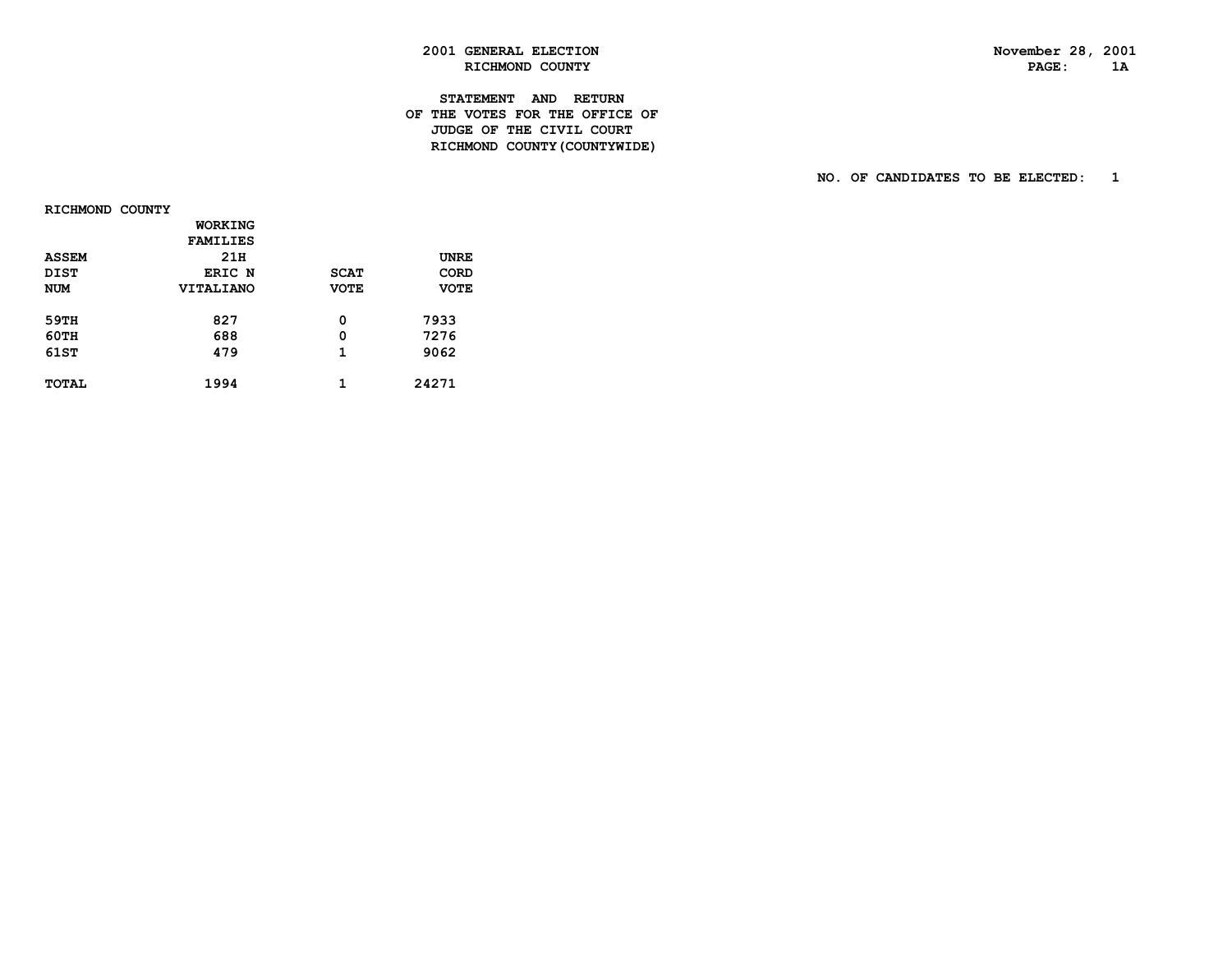2001 GENERAL ELECTION
RICHMOND COUNTY

November 28, 2001

## STATEMENT AND RETURN OF THE VOTES FOR THE OFFICE OF JUDGE OF THE CIVIL COURT RICHMOND COUNTY(COUNTYWIDE)

NO. OF CANDIDATES TO BE ELECTED: 1

RICHMOND COUNTY

| ASSEM DIST NUM | WORKING FAMILIES 21H ERIC N VITALIANO | SCAT VOTE | UNRE CORD VOTE |
|---|---|---|---|
| 59TH | 827 | 0 | 7933 |
| 60TH | 688 | 0 | 7276 |
| 61ST | 479 | 1 | 9062 |
| TOTAL | 1994 | 1 | 24271 |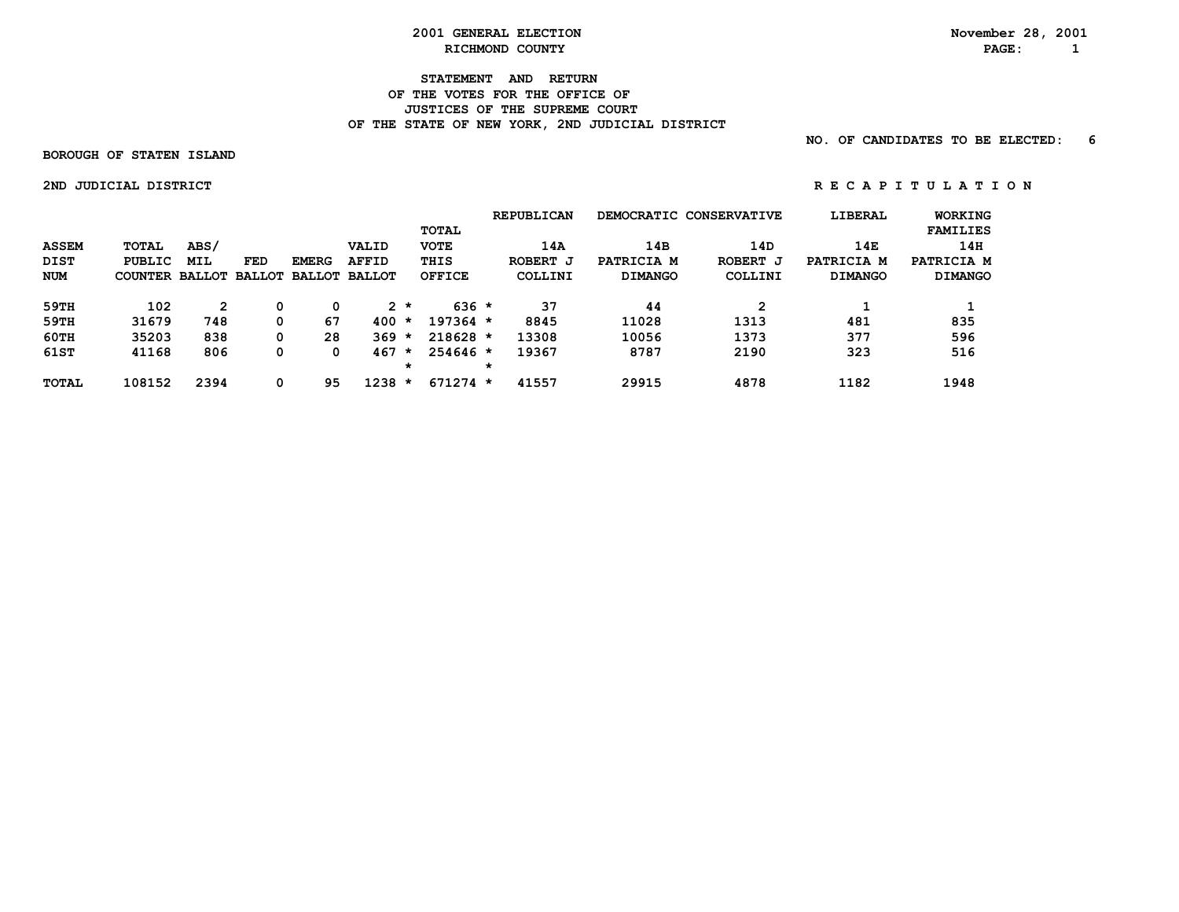**2001 GENERAL ELECTION**
**RICHMOND COUNTY**

November 28, 2001

## STATEMENT AND RETURN OF THE VOTES FOR THE OFFICE OF JUSTICES OF THE SUPREME COURT OF THE STATE OF NEW YORK, 2ND JUDICIAL DISTRICT

NO. OF CANDIDATES TO BE ELECTED: 6

BOROUGH OF STATEN ISLAND

2ND JUDICIAL DISTRICT

R E C A P I T U L A T I O N

| ASSEM DIST NUM | TOTAL PUBLIC COUNTER | ABS/ MIL BALLOT | FED BALLOT | EMERG BALLOT | VALID AFFID BALLOT | | TOTAL VOTE THIS OFFICE | | REPUBLICAN 14A ROBERT J COLLINI | DEMOCRATIC 14B PATRICIA M DIMANGO | CONSERVATIVE 14D ROBERT J COLLINI | LIBERAL 14E PATRICIA M DIMANGO | WORKING FAMILIES 14H PATRICIA M DIMANGO |
|---|---|---|---|---|---|---|---|---|---|---|---|---|---|
| 59TH | 102 | 2 | 0 | 0 | 2 | * | 636 | * | 37 | 44 | 2 | 1 | 1 |
| 59TH | 31679 | 748 | 0 | 67 | 400 | * | 197364 | * | 8845 | 11028 | 1313 | 481 | 835 |
| 60TH | 35203 | 838 | 0 | 28 | 369 | * | 218628 | * | 13308 | 10056 | 1373 | 377 | 596 |
| 61ST | 41168 | 806 | 0 | 0 | 467 | * | 254646 | * | 19367 | 8787 | 2190 | 323 | 516 |
| | | | | | | * | | * | | | | | |
| TOTAL | 108152 | 2394 | 0 | 95 | 1238 | * | 671274 | * | 41557 | 29915 | 4878 | 1182 | 1948 |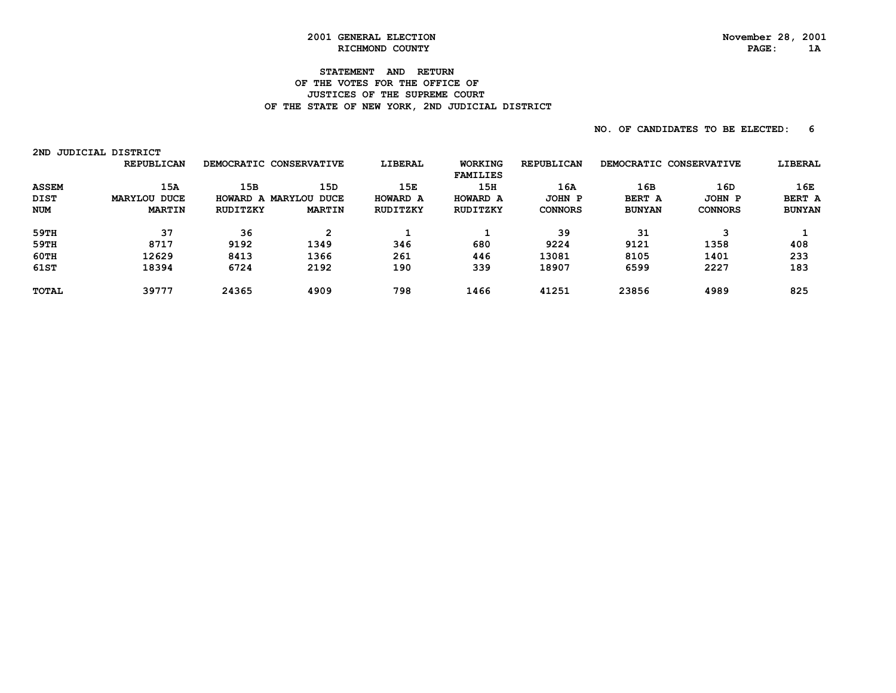2001 GENERAL ELECTION
RICHMOND COUNTY

November 28, 2001

**STATEMENT AND RETURN**
**OF THE VOTES FOR THE OFFICE OF**
**JUSTICES OF THE SUPREME COURT**
**OF THE STATE OF NEW YORK, 2ND JUDICIAL DISTRICT**

NO. OF CANDIDATES TO BE ELECTED: 6

2ND JUDICIAL DISTRICT

| | REPUBLICAN | DEMOCRATIC | CONSERVATIVE | LIBERAL | WORKING FAMILIES | REPUBLICAN | DEMOCRATIC | CONSERVATIVE | LIBERAL |
|---|---|---|---|---|---|---|---|---|---|
| ASSEM DIST NUM | 15A MARYLOU DUCE MARTIN | 15B HOWARD A RUDITZKY | 15D MARYLOU DUCE MARTIN | 15E HOWARD A RUDITZKY | 15H HOWARD A RUDITZKY | 16A JOHN P CONNORS | 16B BERT A BUNYAN | 16D JOHN P CONNORS | 16E BERT A BUNYAN |
| 59TH | 37 | 36 | 2 | 1 | 1 | 39 | 31 | 3 | 1 |
| 59TH | 8717 | 9192 | 1349 | 346 | 680 | 9224 | 9121 | 1358 | 408 |
| 60TH | 12629 | 8413 | 1366 | 261 | 446 | 13081 | 8105 | 1401 | 233 |
| 61ST | 18394 | 6724 | 2192 | 190 | 339 | 18907 | 6599 | 2227 | 183 |
| TOTAL | 39777 | 24365 | 4909 | 798 | 1466 | 41251 | 23856 | 4989 | 825 |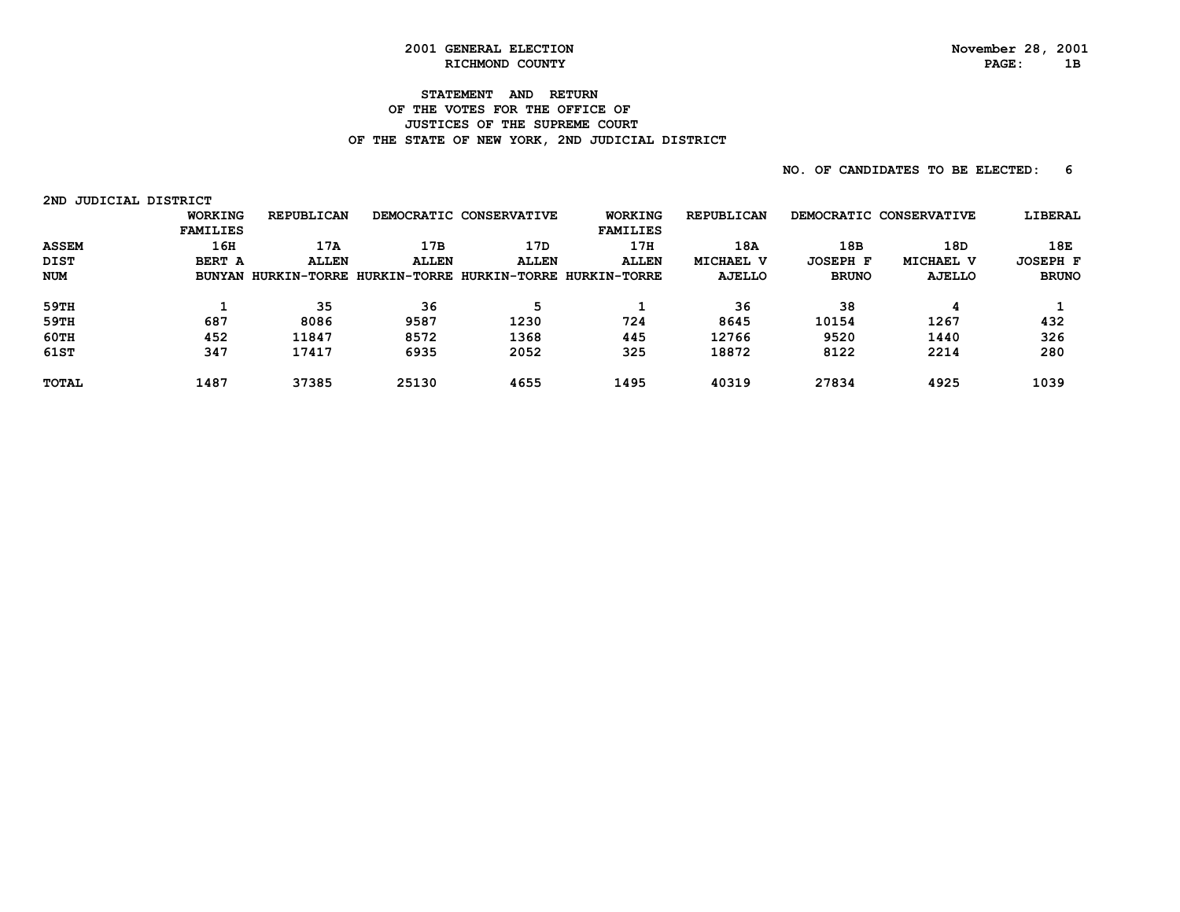**2001 GENERAL ELECTION**
**RICHMOND COUNTY**

November 28, 2001

# STATEMENT AND RETURN OF THE VOTES FOR THE OFFICE OF JUSTICES OF THE SUPREME COURT OF THE STATE OF NEW YORK, 2ND JUDICIAL DISTRICT

NO. OF CANDIDATES TO BE ELECTED: 6

2ND JUDICIAL DISTRICT

| ASSEM DIST NUM | WORKING FAMILIES<br>16H<br>BERT A BUNYAN | REPUBLICAN<br>17A<br>ALLEN HURKIN-TORRE | DEMOCRATIC<br>17B<br>ALLEN HURKIN-TORRE | CONSERVATIVE<br>17D<br>ALLEN HURKIN-TORRE | WORKING FAMILIES<br>17H<br>ALLEN HURKIN-TORRE | REPUBLICAN<br>18A<br>MICHAEL V AJELLO | DEMOCRATIC<br>18B<br>JOSEPH F BRUNO | CONSERVATIVE<br>18D<br>MICHAEL V AJELLO | LIBERAL<br>18E<br>JOSEPH F BRUNO |
|---|---|---|---|---|---|---|---|---|---|
| 59TH | 1 | 35 | 36 | 5 | 1 | 36 | 38 | 4 | 1 |
| 59TH | 687 | 8086 | 9587 | 1230 | 724 | 8645 | 10154 | 1267 | 432 |
| 60TH | 452 | 11847 | 8572 | 1368 | 445 | 12766 | 9520 | 1440 | 326 |
| 61ST | 347 | 17417 | 6935 | 2052 | 325 | 18872 | 8122 | 2214 | 280 |
| TOTAL | 1487 | 37385 | 25130 | 4655 | 1495 | 40319 | 27834 | 4925 | 1039 |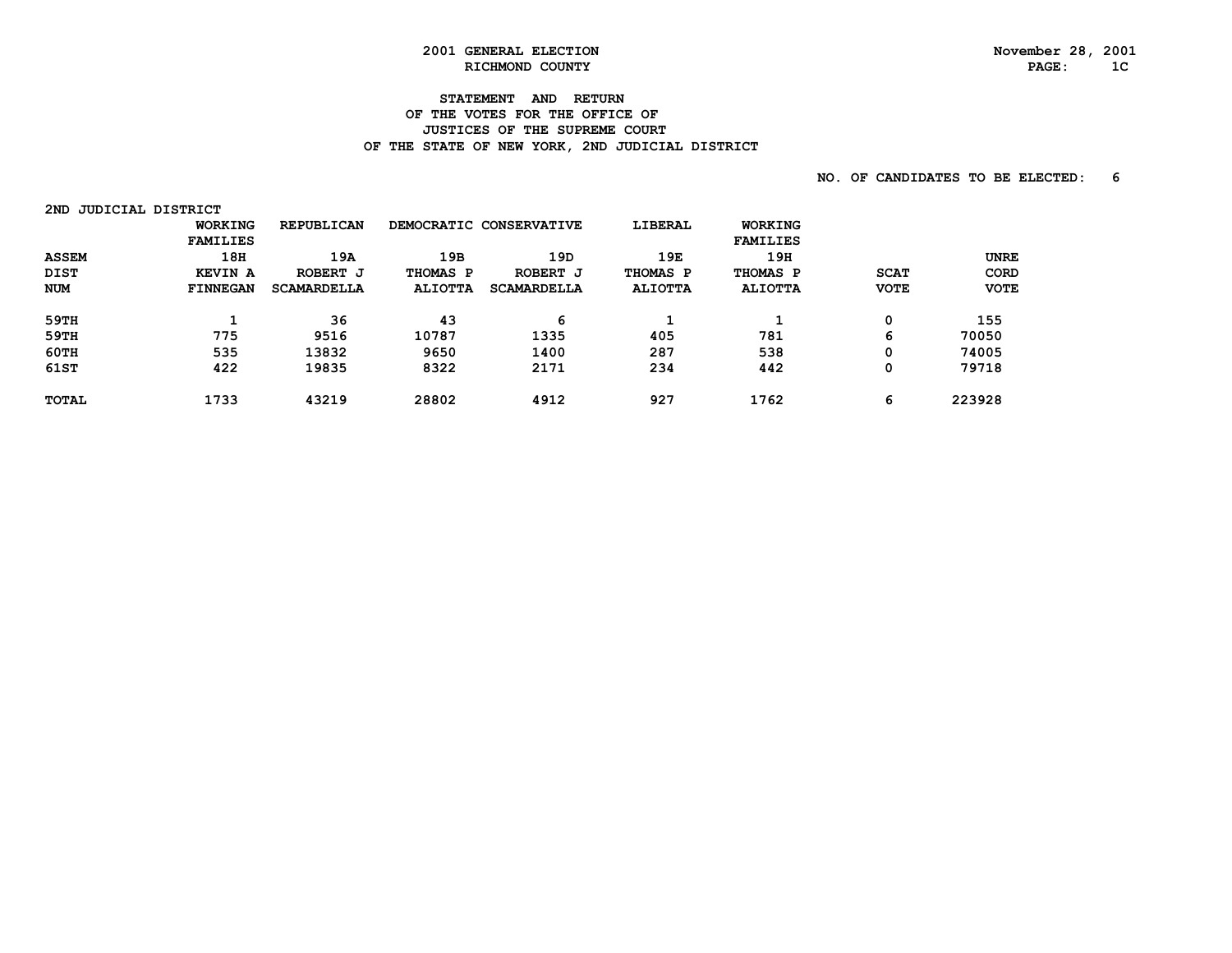2001 GENERAL ELECTION
RICHMOND COUNTY

November 28, 2001

# STATEMENT AND RETURN OF THE VOTES FOR THE OFFICE OF JUSTICES OF THE SUPREME COURT OF THE STATE OF NEW YORK, 2ND JUDICIAL DISTRICT

NO. OF CANDIDATES TO BE ELECTED: 6

2ND JUDICIAL DISTRICT

| ASSEM DIST NUM | WORKING FAMILIES 18H KEVIN A FINNEGAN | REPUBLICAN 19A ROBERT J SCAMARDELLA | DEMOCRATIC 19B THOMAS P ALIOTTA | CONSERVATIVE 19D ROBERT J SCAMARDELLA | LIBERAL 19E THOMAS P ALIOTTA | WORKING FAMILIES 19H THOMAS P ALIOTTA | SCAT VOTE | UNRE CORD VOTE |
|---|---|---|---|---|---|---|---|---|
| 59TH | 1 | 36 | 43 | 6 | 1 | 1 | 0 | 155 |
| 59TH | 775 | 9516 | 10787 | 1335 | 405 | 781 | 6 | 70050 |
| 60TH | 535 | 13832 | 9650 | 1400 | 287 | 538 | 0 | 74005 |
| 61ST | 422 | 19835 | 8322 | 2171 | 234 | 442 | 0 | 79718 |
| TOTAL | 1733 | 43219 | 28802 | 4912 | 927 | 1762 | 6 | 223928 |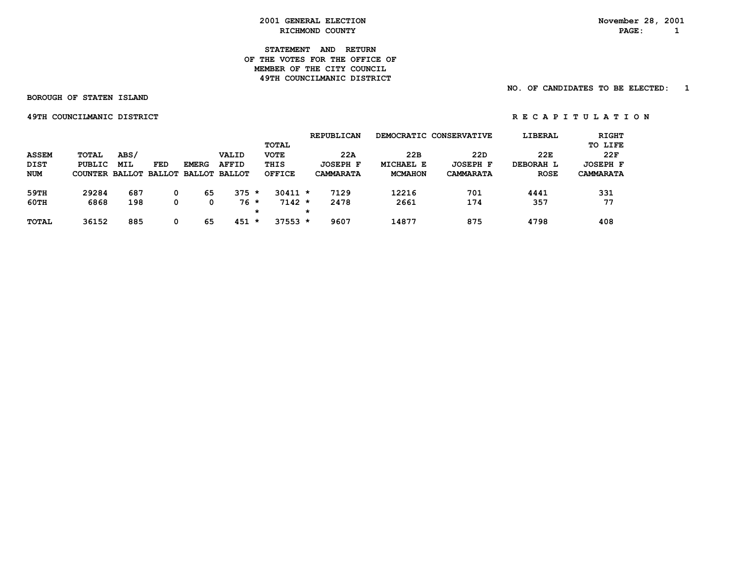**2001 GENERAL ELECTION**
**RICHMOND COUNTY**

November 28, 2001
PAGE: 1

**STATEMENT AND RETURN**
**OF THE VOTES FOR THE OFFICE OF**
**MEMBER OF THE CITY COUNCIL**
**49TH COUNCILMANIC DISTRICT**

NO. OF CANDIDATES TO BE ELECTED: 1

**BOROUGH OF STATEN ISLAND**

**49TH COUNCILMANIC DISTRICT** — **R E C A P I T U L A T I O N**

| ASSEM DIST NUM | TOTAL PUBLIC COUNTER | ABS/ MIL BALLOT | FED BALLOT | EMERG BALLOT | VALID AFFID BALLOT | | TOTAL VOTE THIS OFFICE | | REPUBLICAN 22A JOSEPH F CAMMARATA | DEMOCRATIC 22B MICHAEL E MCMAHON | CONSERVATIVE 22D JOSEPH F CAMMARATA | LIBERAL 22E DEBORAH L ROSE | RIGHT TO LIFE 22F JOSEPH F CAMMARATA |
|---|---|---|---|---|---|---|---|---|---|---|---|---|---|
| 59TH | 29284 | 687 | 0 | 65 | 375 | * | 30411 | * | 7129 | 12216 | 701 | 4441 | 331 |
| 60TH | 6868 | 198 | 0 | 0 | 76 | * | 7142 | * | 2478 | 2661 | 174 | 357 | 77 |
| | | | | | | * | | * | | | | | |
| TOTAL | 36152 | 885 | 0 | 65 | 451 | * | 37553 | * | 9607 | 14877 | 875 | 4798 | 408 |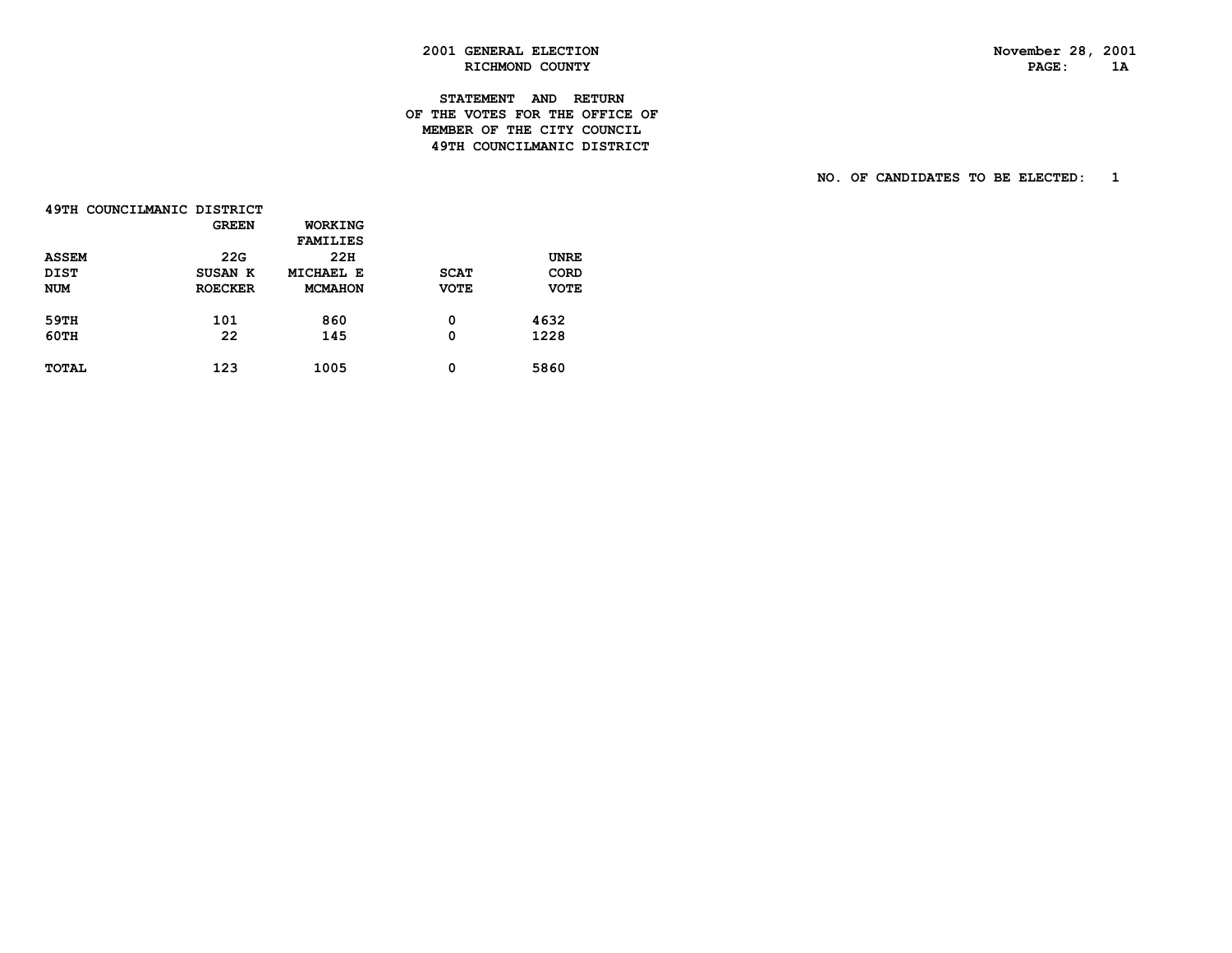# 2001 GENERAL ELECTION
## RICHMOND COUNTY

November 28, 2001

### STATEMENT AND RETURN OF THE VOTES FOR THE OFFICE OF MEMBER OF THE CITY COUNCIL 49TH COUNCILMANIC DISTRICT

NO. OF CANDIDATES TO BE ELECTED: 1

49TH COUNCILMANIC DISTRICT

| ASSEM DIST NUM | GREEN 22G SUSAN K ROECKER | WORKING FAMILIES 22H MICHAEL E MCMAHON | SCAT VOTE | UNRE CORD VOTE |
|---|---|---|---|---|
| 59TH | 101 | 860 | 0 | 4632 |
| 60TH | 22 | 145 | 0 | 1228 |
| TOTAL | 123 | 1005 | 0 | 5860 |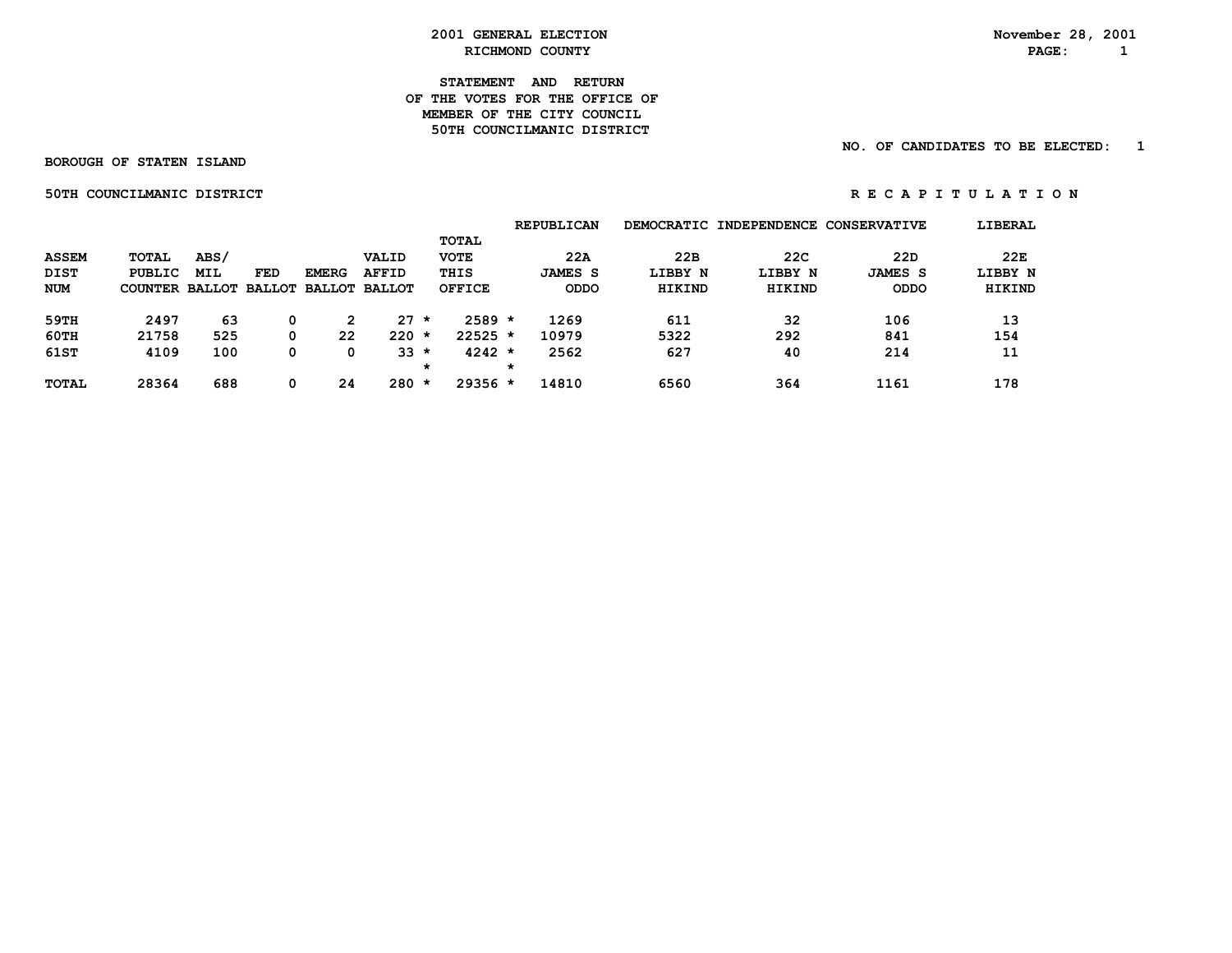2001 GENERAL ELECTION
RICHMOND COUNTY

November 28, 2001

# STATEMENT AND RETURN OF THE VOTES FOR THE OFFICE OF MEMBER OF THE CITY COUNCIL 50TH COUNCILMANIC DISTRICT

NO. OF CANDIDATES TO BE ELECTED: 1

BOROUGH OF STATEN ISLAND

50TH COUNCILMANIC DISTRICT

R E C A P I T U L A T I O N

| | | | | | | | REPUBLICAN | DEMOCRATIC | INDEPENDENCE | CONSERVATIVE | LIBERAL |
|---|---|---|---|---|---|---|---|---|---|---|---|
| ASSEM DIST NUM | TOTAL PUBLIC COUNTER | ABS/ MIL BALLOT | FED BALLOT | EMERG BALLOT | VALID AFFID BALLOT | TOTAL VOTE THIS OFFICE | 22A JAMES S ODDO | 22B LIBBY N HIKIND | 22C LIBBY N HIKIND | 22D JAMES S ODDO | 22E LIBBY N HIKIND |
| 59TH | 2497 | 63 | 0 | 2 | 27 * | 2589 * | 1269 | 611 | 32 | 106 | 13 |
| 60TH | 21758 | 525 | 0 | 22 | 220 * | 22525 * | 10979 | 5322 | 292 | 841 | 154 |
| 61ST | 4109 | 100 | 0 | 0 | 33 * | 4242 * | 2562 | 627 | 40 | 214 | 11 |
| TOTAL | 28364 | 688 | 0 | 24 | 280 * | 29356 * | 14810 | 6560 | 364 | 1161 | 178 |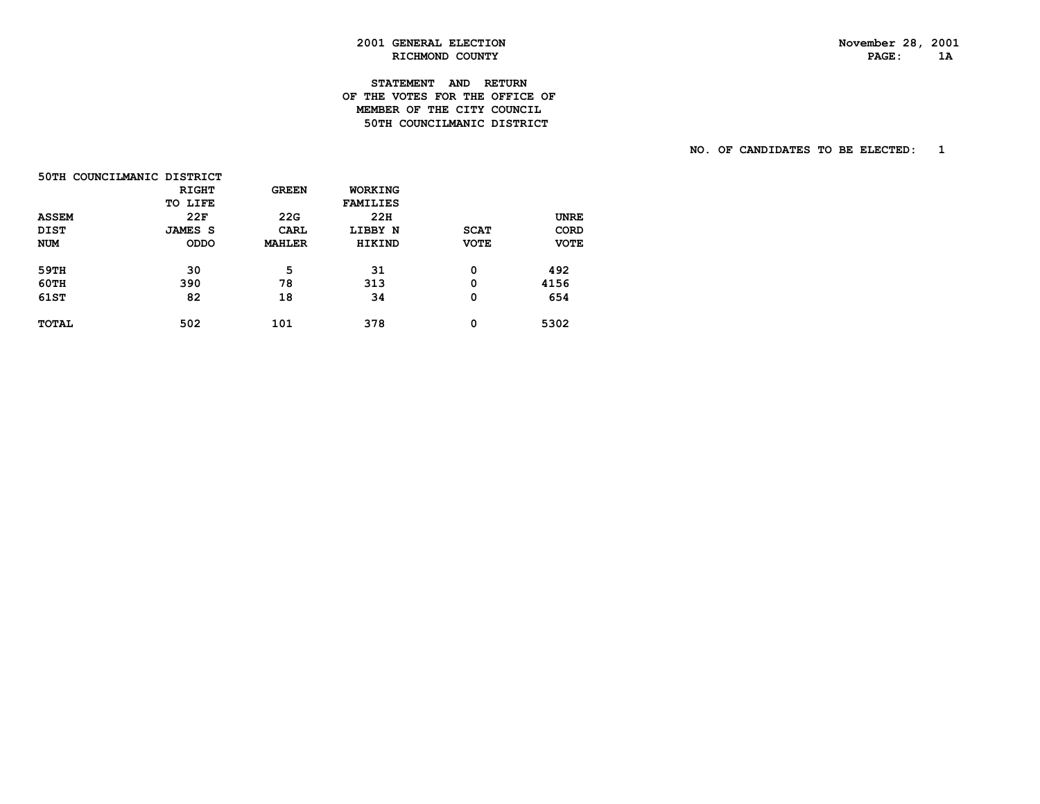2001 GENERAL ELECTION
RICHMOND COUNTY

November 28, 2001

# STATEMENT AND RETURN OF THE VOTES FOR THE OFFICE OF MEMBER OF THE CITY COUNCIL 50TH COUNCILMANIC DISTRICT

NO. OF CANDIDATES TO BE ELECTED: 1

50TH COUNCILMANIC DISTRICT

| ASSEM DIST NUM | RIGHT TO LIFE 22F JAMES S ODDO | GREEN 22G CARL MAHLER | WORKING FAMILIES 22H LIBBY N HIKIND | SCAT VOTE | UNRECORD VOTE |
|---|---|---|---|---|---|
| 59TH | 30 | 5 | 31 | 0 | 492 |
| 60TH | 390 | 78 | 313 | 0 | 4156 |
| 61ST | 82 | 18 | 34 | 0 | 654 |
| TOTAL | 502 | 101 | 378 | 0 | 5302 |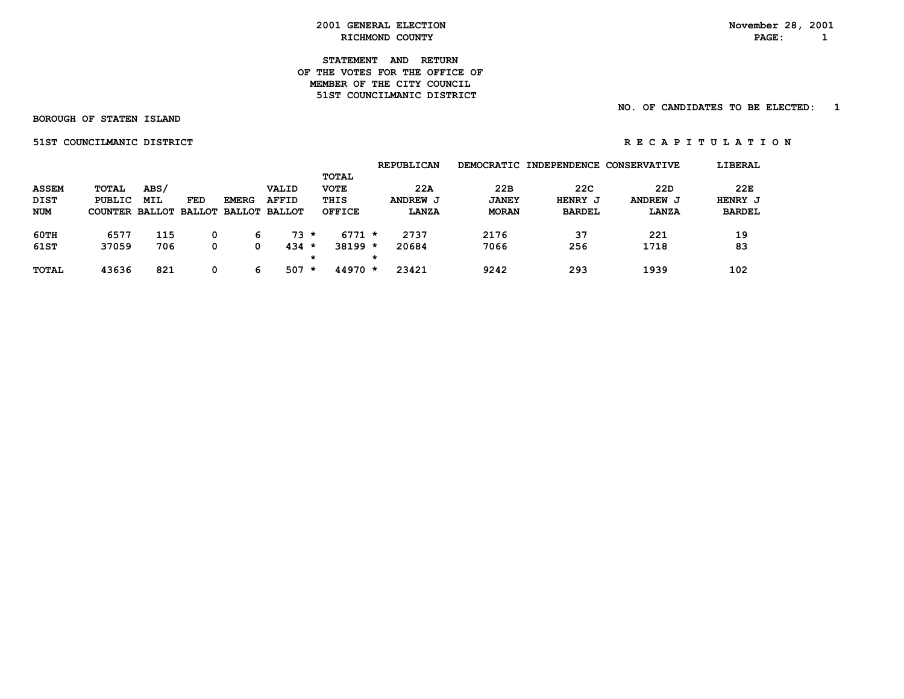2001 GENERAL ELECTION
RICHMOND COUNTY

November 28, 2001

**STATEMENT AND RETURN OF THE VOTES FOR THE OFFICE OF MEMBER OF THE CITY COUNCIL 51ST COUNCILMANIC DISTRICT**

NO. OF CANDIDATES TO BE ELECTED: 1

BOROUGH OF STATEN ISLAND

51ST COUNCILMANIC DISTRICT

R E C A P I T U L A T I O N

| | | | | | | | REPUBLICAN | DEMOCRATIC | INDEPENDENCE | CONSERVATIVE | LIBERAL |
|---|---|---|---|---|---|---|---|---|---|---|---|
| ASSEM DIST NUM | TOTAL PUBLIC COUNTER | ABS/ MIL BALLOT | FED BALLOT | EMERG BALLOT | VALID AFFID BALLOT | TOTAL VOTE THIS OFFICE | 22A ANDREW J LANZA | 22B JANEY MORAN | 22C HENRY J BARDEL | 22D ANDREW J LANZA | 22E HENRY J BARDEL |
| 60TH | 6577 | 115 | 0 | 6 | 73 * | 6771 * | 2737 | 2176 | 37 | 221 | 19 |
| 61ST | 37059 | 706 | 0 | 0 | 434 * | 38199 * | 20684 | 7066 | 256 | 1718 | 83 |
| TOTAL | 43636 | 821 | 0 | 6 | 507 * | 44970 * | 23421 | 9242 | 293 | 1939 | 102 |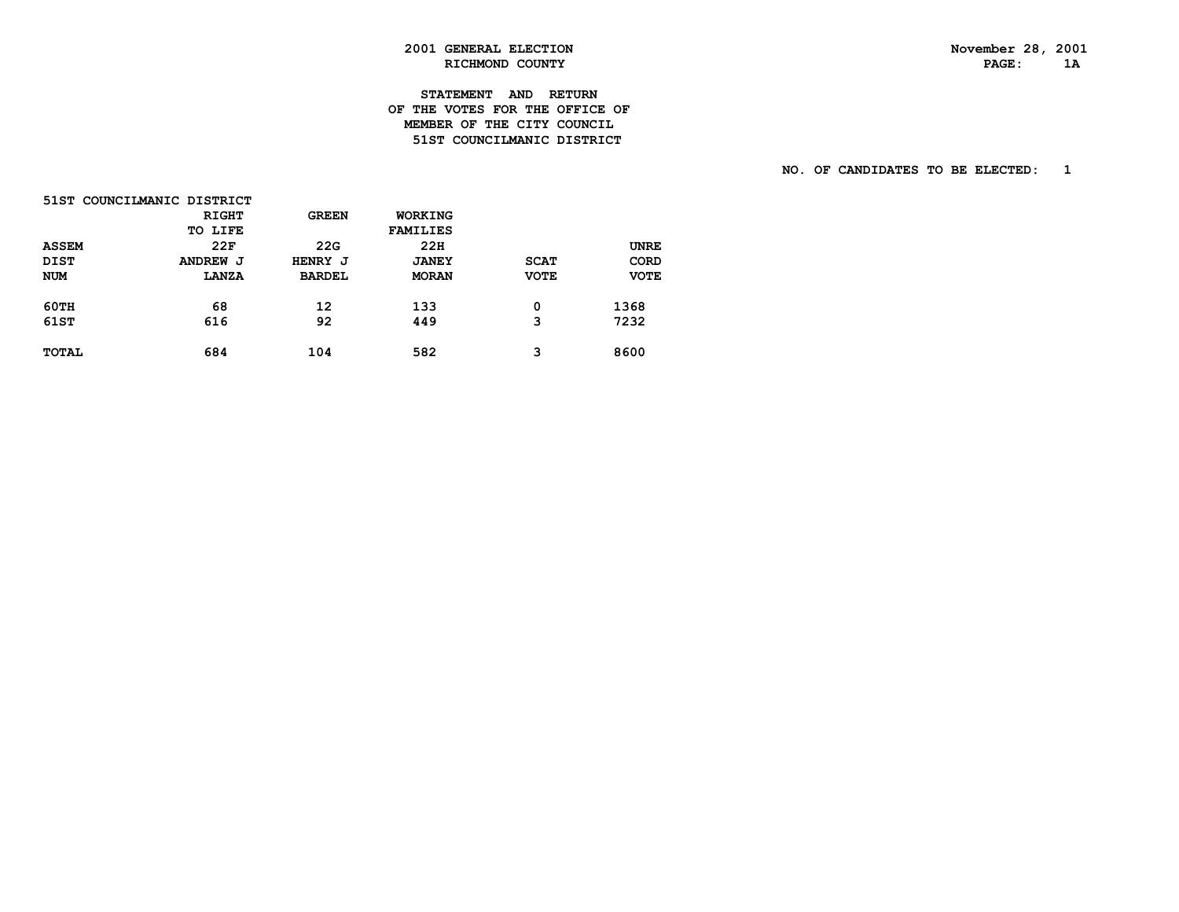2001 GENERAL ELECTION
RICHMOND COUNTY

November 28, 2001

# STATEMENT AND RETURN OF THE VOTES FOR THE OFFICE OF MEMBER OF THE CITY COUNCIL 51ST COUNCILMANIC DISTRICT

NO. OF CANDIDATES TO BE ELECTED: 1

51ST COUNCILMANIC DISTRICT

| ASSEM DIST NUM | RIGHT TO LIFE 22F ANDREW J LANZA | GREEN 22G HENRY J BARDEL | WORKING FAMILIES 22H JANEY MORAN | SCAT VOTE | UNRECORD VOTE |
|---|---|---|---|---|---|
| 60TH | 68 | 12 | 133 | 0 | 1368 |
| 61ST | 616 | 92 | 449 | 3 | 7232 |
| TOTAL | 684 | 104 | 582 | 3 | 8600 |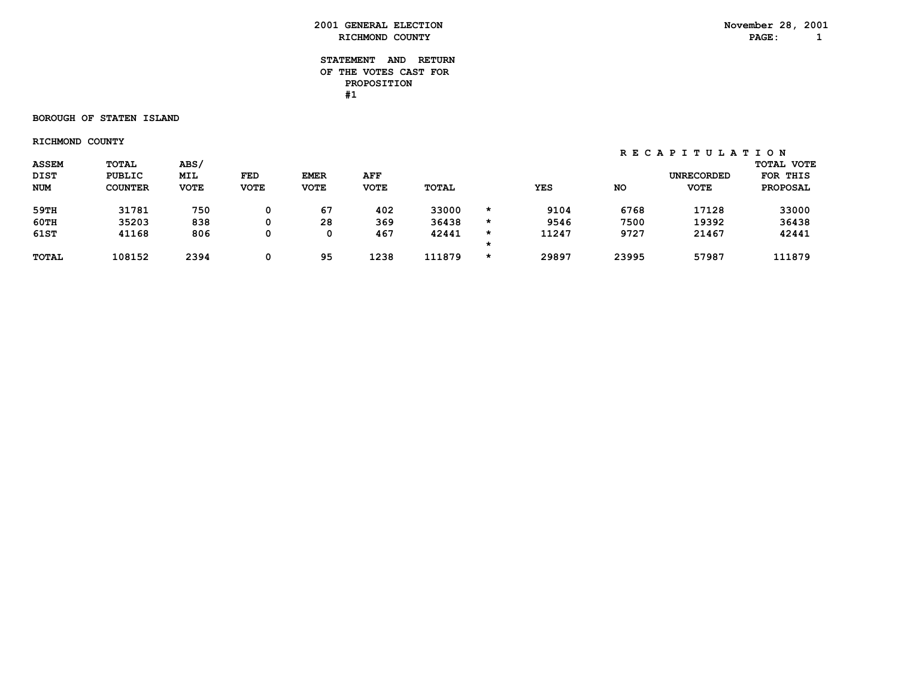**2001 GENERAL ELECTION**
**RICHMOND COUNTY**

November 28, 2001

**STATEMENT AND RETURN**
**OF THE VOTES CAST FOR**
**PROPOSITION**
**#1**

**BOROUGH OF STATEN ISLAND**

**RICHMOND COUNTY**

| ASSEM DIST NUM | TOTAL PUBLIC COUNTER | ABS/ MIL VOTE | FED VOTE | EMER VOTE | AFF VOTE | TOTAL | | RECAPITULATION YES | NO | UNRECORDED VOTE | TOTAL VOTE FOR THIS PROPOSAL |
|---|---|---|---|---|---|---|---|---|---|---|---|
| 59TH | 31781 | 750 | 0 | 67 | 402 | 33000 | * | 9104 | 6768 | 17128 | 33000 |
| 60TH | 35203 | 838 | 0 | 28 | 369 | 36438 | * | 9546 | 7500 | 19392 | 36438 |
| 61ST | 41168 | 806 | 0 | 0 | 467 | 42441 | * | 11247 | 9727 | 21467 | 42441 |
| | | | | | | | * | | | | |
| TOTAL | 108152 | 2394 | 0 | 95 | 1238 | 111879 | * | 29897 | 23995 | 57987 | 111879 |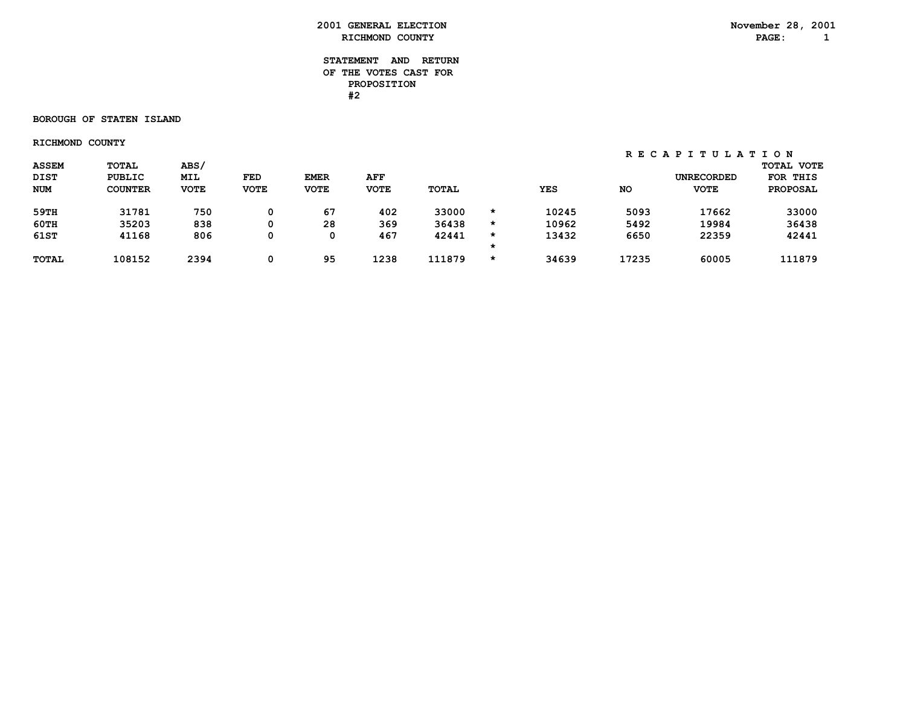# 2001 GENERAL ELECTION
## RICHMOND COUNTY

November 28, 2001

### STATEMENT AND RETURN OF THE VOTES CAST FOR PROPOSITION #2

**BOROUGH OF STATEN ISLAND**

**RICHMOND COUNTY**

| ASSEM DIST NUM | TOTAL PUBLIC COUNTER | ABS/ MIL VOTE | FED VOTE | EMER VOTE | AFF VOTE | TOTAL | | RECAPITULATION YES | NO | UNRECORDED VOTE | TOTAL VOTE FOR THIS PROPOSAL |
|---|---|---|---|---|---|---|---|---|---|---|---|
| 59TH | 31781 | 750 | 0 | 67 | 402 | 33000 | * | 10245 | 5093 | 17662 | 33000 |
| 60TH | 35203 | 838 | 0 | 28 | 369 | 36438 | * | 10962 | 5492 | 19984 | 36438 |
| 61ST | 41168 | 806 | 0 | 0 | 467 | 42441 | * | 13432 | 6650 | 22359 | 42441 |
| | | | | | | | * | | | | |
| TOTAL | 108152 | 2394 | 0 | 95 | 1238 | 111879 | * | 34639 | 17235 | 60005 | 111879 |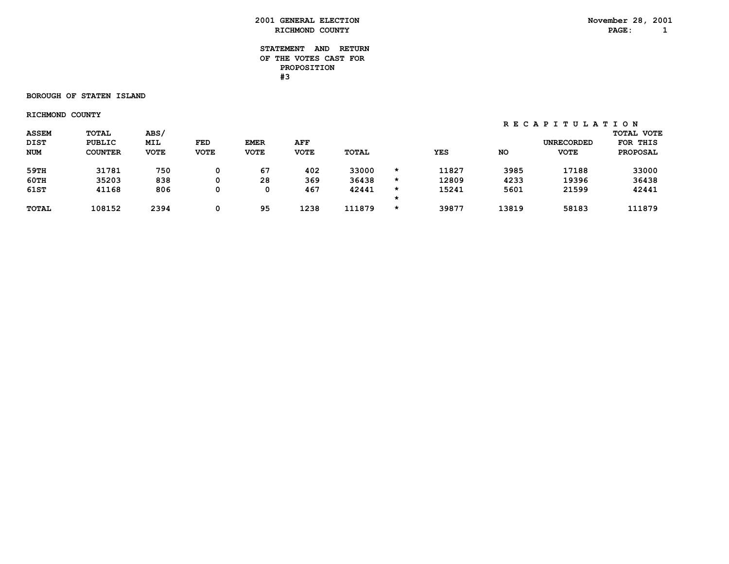# 2001 GENERAL ELECTION
## RICHMOND COUNTY

November 28, 2001

### STATEMENT AND RETURN OF THE VOTES CAST FOR PROPOSITION #3

**BOROUGH OF STATEN ISLAND**

**RICHMOND COUNTY**

| | | | | | | | | RECAPITULATION | | | |
|---|---|---|---|---|---|---|---|---|---|---|---|
| ASSEM DIST NUM | TOTAL PUBLIC COUNTER | ABS/ MIL VOTE | FED VOTE | EMER VOTE | AFF VOTE | TOTAL | | YES | NO | UNRECORDED VOTE | TOTAL VOTE FOR THIS PROPOSAL |
| 59TH | 31781 | 750 | 0 | 67 | 402 | 33000 | * | 11827 | 3985 | 17188 | 33000 |
| 60TH | 35203 | 838 | 0 | 28 | 369 | 36438 | * | 12809 | 4233 | 19396 | 36438 |
| 61ST | 41168 | 806 | 0 | 0 | 467 | 42441 | * | 15241 | 5601 | 21599 | 42441 |
| | | | | | | | * | | | | |
| TOTAL | 108152 | 2394 | 0 | 95 | 1238 | 111879 | * | 39877 | 13819 | 58183 | 111879 |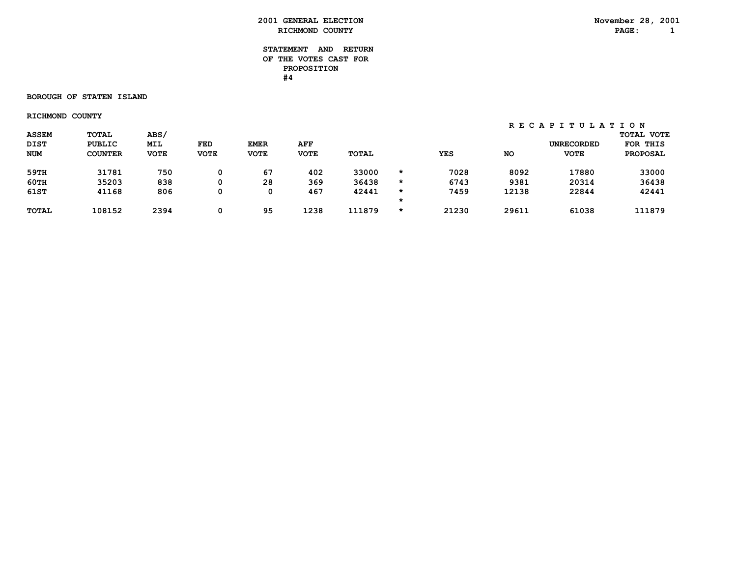**2001 GENERAL ELECTION**
**RICHMOND COUNTY**

November 28, 2001

**STATEMENT AND RETURN OF THE VOTES CAST FOR PROPOSITION #4**

**BOROUGH OF STATEN ISLAND**

**RICHMOND COUNTY**

| ASSEM DIST NUM | TOTAL PUBLIC COUNTER | ABS/ MIL VOTE | FED VOTE | EMER VOTE | AFF VOTE | TOTAL | | YES | NO | UNRECORDED VOTE | TOTAL VOTE FOR THIS PROPOSAL |
|---|---|---|---|---|---|---|---|---|---|---|---|
| | | | | | | | | RECAPITULATION | | | |
| 59TH | 31781 | 750 | 0 | 67 | 402 | 33000 | * | 7028 | 8092 | 17880 | 33000 |
| 60TH | 35203 | 838 | 0 | 28 | 369 | 36438 | * | 6743 | 9381 | 20314 | 36438 |
| 61ST | 41168 | 806 | 0 | 0 | 467 | 42441 | * | 7459 | 12138 | 22844 | 42441 |
| | | | | | | | * | | | | |
| TOTAL | 108152 | 2394 | 0 | 95 | 1238 | 111879 | * | 21230 | 29611 | 61038 | 111879 |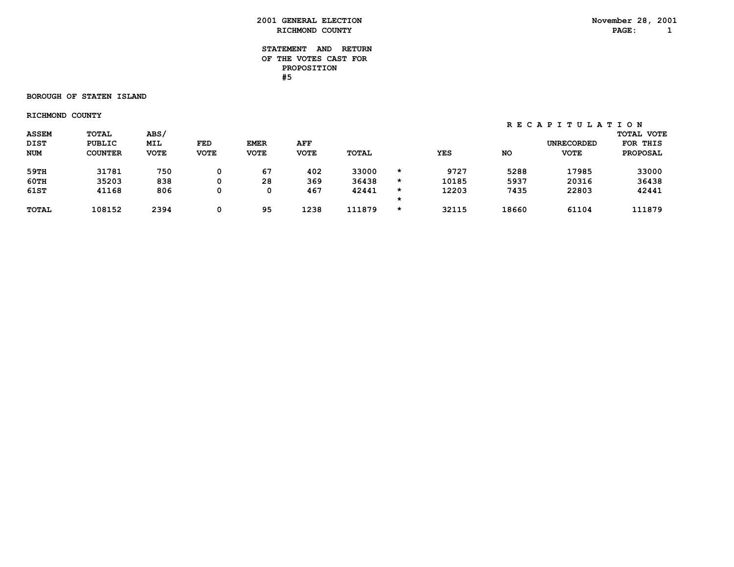# 2001 GENERAL ELECTION
## RICHMOND COUNTY

November 28, 2001

### STATEMENT AND RETURN OF THE VOTES CAST FOR PROPOSITION #5

**BOROUGH OF STATEN ISLAND**

**RICHMOND COUNTY**

| ASSEM DIST NUM | TOTAL PUBLIC COUNTER | ABS/ MIL VOTE | FED VOTE | EMER VOTE | AFF VOTE | TOTAL | | RECAPITULATION YES | NO | UNRECORDED VOTE | TOTAL VOTE FOR THIS PROPOSAL |
|---|---|---|---|---|---|---|---|---|---|---|---|
| 59TH | 31781 | 750 | 0 | 67 | 402 | 33000 | * | 9727 | 5288 | 17985 | 33000 |
| 60TH | 35203 | 838 | 0 | 28 | 369 | 36438 | * | 10185 | 5937 | 20316 | 36438 |
| 61ST | 41168 | 806 | 0 | 0 | 467 | 42441 | * | 12203 | 7435 | 22803 | 42441 |
| | | | | | | | * | | | | |
| TOTAL | 108152 | 2394 | 0 | 95 | 1238 | 111879 | * | 32115 | 18660 | 61104 | 111879 |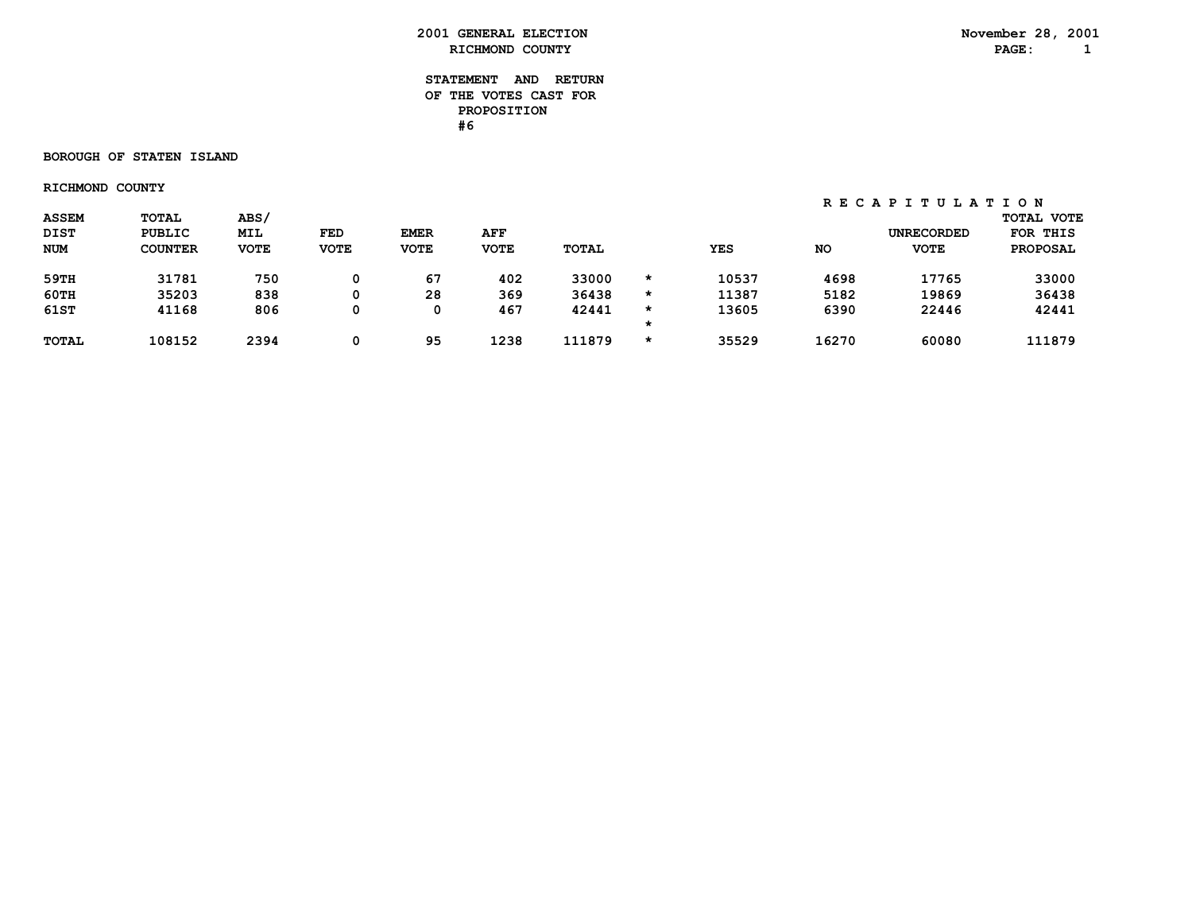# 2001 GENERAL ELECTION
## RICHMOND COUNTY

November 28, 2001

### STATEMENT AND RETURN OF THE VOTES CAST FOR PROPOSITION #6

**BOROUGH OF STATEN ISLAND**

**RICHMOND COUNTY**

| ASSEM DIST NUM | TOTAL PUBLIC COUNTER | ABS/ MIL VOTE | FED VOTE | EMER VOTE | AFF VOTE | TOTAL | | RECAPITULATION YES | NO | UNRECORDED VOTE | TOTAL VOTE FOR THIS PROPOSAL |
|---|---|---|---|---|---|---|---|---|---|---|---|
| 59TH | 31781 | 750 | 0 | 67 | 402 | 33000 | * | 10537 | 4698 | 17765 | 33000 |
| 60TH | 35203 | 838 | 0 | 28 | 369 | 36438 | * | 11387 | 5182 | 19869 | 36438 |
| 61ST | 41168 | 806 | 0 | 0 | 467 | 42441 | * | 13605 | 6390 | 22446 | 42441 |
| | | | | | | | * | | | | |
| TOTAL | 108152 | 2394 | 0 | 95 | 1238 | 111879 | * | 35529 | 16270 | 60080 | 111879 |